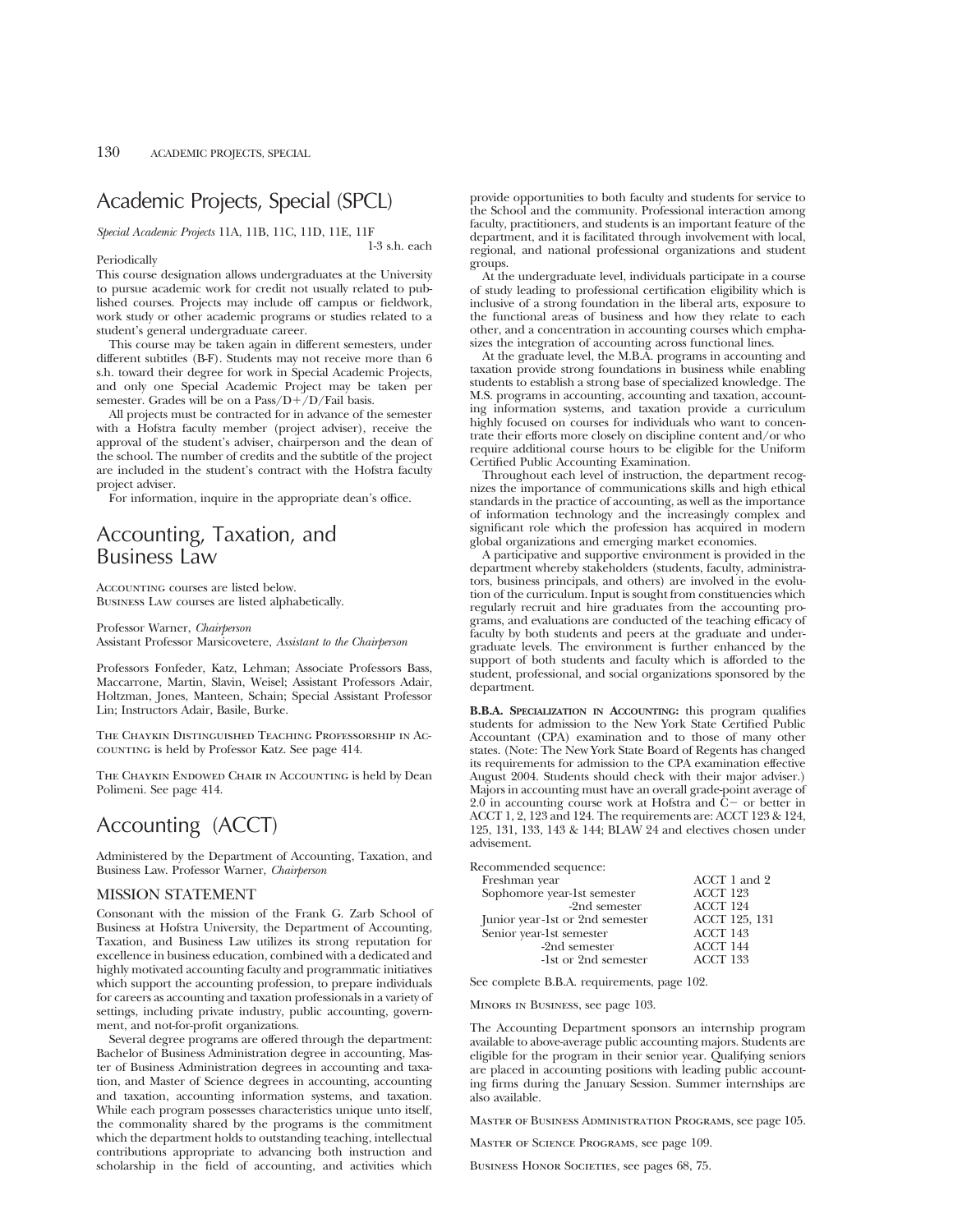# Academic Projects, Special (SPCL)

*Special Academic Projects* 11A, 11B, 11C, 11D, 11E, 11F

1-3 s.h. each

Periodically

This course designation allows undergraduates at the University to pursue academic work for credit not usually related to published courses. Projects may include off campus or fieldwork, work study or other academic programs or studies related to a student's general undergraduate career.

This course may be taken again in different semesters, under different subtitles (B-F). Students may not receive more than 6 s.h. toward their degree for work in Special Academic Projects, and only one Special Academic Project may be taken per semester. Grades will be on a Pass/D+/D/Fail basis.

All projects must be contracted for in advance of the semester with a Hofstra faculty member (project adviser), receive the approval of the student's adviser, chairperson and the dean of the school. The number of credits and the subtitle of the project are included in the student's contract with the Hofstra faculty project adviser.

For information, inquire in the appropriate dean's office.

# Accounting, Taxation, and Business Law

Accounting courses are listed below.
Business Law courses are listed alphabetically.

Professor Warner, *Chairperson*
Assistant Professor Marsicovetere, *Assistant to the Chairperson*

Professors Fonfeder, Katz, Lehman; Associate Professors Bass, Maccarrone, Martin, Slavin, Weisel; Assistant Professors Adair, Holtzman, Jones, Manteen, Schain; Special Assistant Professor Lin; Instructors Adair, Basile, Burke.

The Chaykin Distinguished Teaching Professorship in Accounting is held by Professor Katz. See page 414.

The Chaykin Endowed Chair in Accounting is held by Dean Polimeni. See page 414.

# Accounting (ACCT)

Administered by the Department of Accounting, Taxation, and Business Law. Professor Warner, *Chairperson*

## MISSION STATEMENT

Consonant with the mission of the Frank G. Zarb School of Business at Hofstra University, the Department of Accounting, Taxation, and Business Law utilizes its strong reputation for excellence in business education, combined with a dedicated and highly motivated accounting faculty and programmatic initiatives which support the accounting profession, to prepare individuals for careers as accounting and taxation professionals in a variety of settings, including private industry, public accounting, government, and not-for-profit organizations.

Several degree programs are offered through the department: Bachelor of Business Administration degree in accounting, Master of Business Administration degrees in accounting and taxation, and Master of Science degrees in accounting, accounting and taxation, accounting information systems, and taxation. While each program possesses characteristics unique unto itself, the commonality shared by the programs is the commitment which the department holds to outstanding teaching, intellectual contributions appropriate to advancing both instruction and scholarship in the field of accounting, and activities which provide opportunities to both faculty and students for service to the School and the community. Professional interaction among faculty, practitioners, and students is an important feature of the department, and it is facilitated through involvement with local, regional, and national professional organizations and student groups.

At the undergraduate level, individuals participate in a course of study leading to professional certification eligibility which is inclusive of a strong foundation in the liberal arts, exposure to the functional areas of business and how they relate to each other, and a concentration in accounting courses which emphasizes the integration of accounting across functional lines.

At the graduate level, the M.B.A. programs in accounting and taxation provide strong foundations in business while enabling students to establish a strong base of specialized knowledge. The M.S. programs in accounting, accounting and taxation, accounting information systems, and taxation provide a curriculum highly focused on courses for individuals who want to concentrate their efforts more closely on discipline content and/or who require additional course hours to be eligible for the Uniform Certified Public Accounting Examination.

Throughout each level of instruction, the department recognizes the importance of communications skills and high ethical standards in the practice of accounting, as well as the importance of information technology and the increasingly complex and significant role which the profession has acquired in modern global organizations and emerging market economies.

A participative and supportive environment is provided in the department whereby stakeholders (students, faculty, administrators, business principals, and others) are involved in the evolution of the curriculum. Input is sought from constituencies which regularly recruit and hire graduates from the accounting programs, and evaluations are conducted of the teaching efficacy of faculty by both students and peers at the graduate and undergraduate levels. The environment is further enhanced by the support of both students and faculty which is afforded to the student, professional, and social organizations sponsored by the department.

**B.B.A. Specialization in Accounting:** this program qualifies students for admission to the New York State Certified Public Accountant (CPA) examination and to those of many other states. (Note: The New York State Board of Regents has changed its requirements for admission to the CPA examination effective August 2004. Students should check with their major adviser.) Majors in accounting must have an overall grade-point average of 2.0 in accounting course work at Hofstra and C− or better in ACCT 1, 2, 123 and 124. The requirements are: ACCT 123 & 124, 125, 131, 133, 143 & 144; BLAW 24 and electives chosen under advisement.

Recommended sequence:

| | |
|---|---|
| Freshman year | ACCT 1 and 2 |
| Sophomore year-1st semester | ACCT 123 |
| -2nd semester | ACCT 124 |
| Junior year-1st or 2nd semester | ACCT 125, 131 |
| Senior year-1st semester | ACCT 143 |
| -2nd semester | ACCT 144 |
| -1st or 2nd semester | ACCT 133 |

See complete B.B.A. requirements, page 102.

Minors in Business, see page 103.

The Accounting Department sponsors an internship program available to above-average public accounting majors. Students are eligible for the program in their senior year. Qualifying seniors are placed in accounting positions with leading public accounting firms during the January Session. Summer internships are also available.

Master of Business Administration Programs, see page 105.

Master of Science Programs, see page 109.

Business Honor Societies, see pages 68, 75.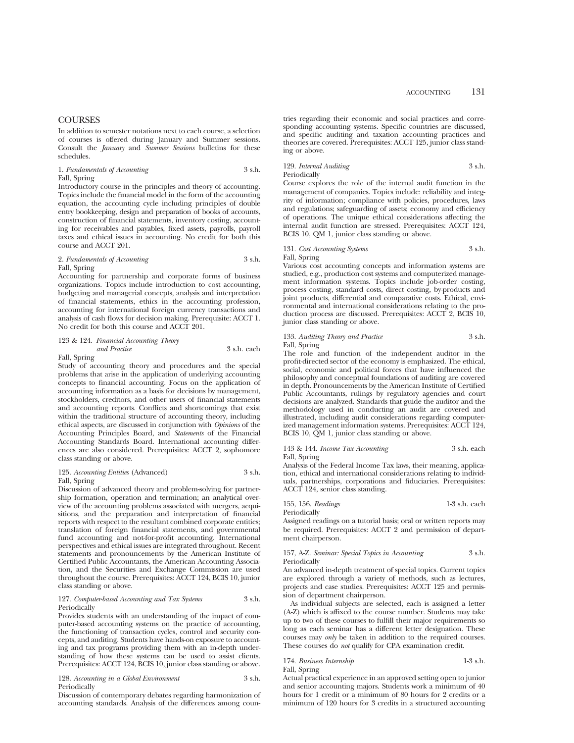## COURSES

In addition to semester notations next to each course, a selection of courses is offered during January and Summer sessions. Consult the *January* and *Summer Sessions* bulletins for these schedules.

1. *Fundamentals of Accounting* 3 s.h.
Fall, Spring
Introductory course in the principles and theory of accounting. Topics include the financial model in the form of the accounting equation, the accounting cycle including principles of double entry bookkeeping, design and preparation of books of accounts, construction of financial statements, inventory costing, accounting for receivables and payables, fixed assets, payrolls, payroll taxes and ethical issues in accounting. No credit for both this course and ACCT 201.

2. *Fundamentals of Accounting* 3 s.h.
Fall, Spring
Accounting for partnership and corporate forms of business organizations. Topics include introduction to cost accounting, budgeting and managerial concepts, analysis and interpretation of financial statements, ethics in the accounting profession, accounting for international foreign currency transactions and analysis of cash flows for decision making. Prerequisite: ACCT 1. No credit for both this course and ACCT 201.

123 & 124. *Financial Accounting Theory and Practice* 3 s.h. each
Fall, Spring
Study of accounting theory and procedures and the special problems that arise in the application of underlying accounting concepts to financial accounting. Focus on the application of accounting information as a basis for decisions by management, stockholders, creditors, and other users of financial statements and accounting reports. Conflicts and shortcomings that exist within the traditional structure of accounting theory, including ethical aspects, are discussed in conjunction with *Opinions* of the Accounting Principles Board, and *Statements* of the Financial Accounting Standards Board. International accounting differences are also considered. Prerequisites: ACCT 2, sophomore class standing or above.

125. *Accounting Entities* (Advanced) 3 s.h.
Fall, Spring
Discussion of advanced theory and problem-solving for partnership formation, operation and termination; an analytical overview of the accounting problems associated with mergers, acquisitions, and the preparation and interpretation of financial reports with respect to the resultant combined corporate entities; translation of foreign financial statements, and governmental fund accounting and not-for-profit accounting. International perspectives and ethical issues are integrated throughout. Recent statements and pronouncements by the American Institute of Certified Public Accountants, the American Accounting Association, and the Securities and Exchange Commission are used throughout the course. Prerequisites: ACCT 124, BCIS 10, junior class standing or above.

127. *Computer-based Accounting and Tax Systems* 3 s.h.
Periodically
Provides students with an understanding of the impact of computer-based accounting systems on the practice of accounting, the functioning of transaction cycles, control and security concepts, and auditing. Students have hands-on exposure to accounting and tax programs providing them with an in-depth understanding of how these systems can be used to assist clients. Prerequisites: ACCT 124, BCIS 10, junior class standing or above.

128. *Accounting in a Global Environment* 3 s.h.
Periodically
Discussion of contemporary debates regarding harmonization of accounting standards. Analysis of the differences among countries regarding their economic and social practices and corresponding accounting systems. Specific countries are discussed, and specific auditing and taxation accounting practices and theories are covered. Prerequisites: ACCT 125, junior class standing or above.

129. *Internal Auditing* 3 s.h.
Periodically
Course explores the role of the internal audit function in the management of companies. Topics include: reliability and integrity of information; compliance with policies, procedures, laws and regulations; safeguarding of assets; economy and efficiency of operations. The unique ethical considerations affecting the internal audit function are stressed. Prerequisites: ACCT 124, BCIS 10, QM 1, junior class standing or above.

131. *Cost Accounting Systems* 3 s.h.
Fall, Spring
Various cost accounting concepts and information systems are studied, e.g., production cost systems and computerized management information systems. Topics include job-order costing, process costing, standard costs, direct costing, by-products and joint products, differential and comparative costs. Ethical, environmental and international considerations relating to the production process are discussed. Prerequisites: ACCT 2, BCIS 10, junior class standing or above.

133. *Auditing Theory and Practice* 3 s.h.
Fall, Spring
The role and function of the independent auditor in the profit-directed sector of the economy is emphasized. The ethical, social, economic and political forces that have influenced the philosophy and conceptual foundations of auditing are covered in depth. Pronouncements by the American Institute of Certified Public Accountants, rulings by regulatory agencies and court decisions are analyzed. Standards that guide the auditor and the methodology used in conducting an audit are covered and illustrated, including audit considerations regarding computerized management information systems. Prerequisites: ACCT 124, BCIS 10, QM 1, junior class standing or above.

143 & 144. *Income Tax Accounting* 3 s.h. each
Fall, Spring
Analysis of the Federal Income Tax laws, their meaning, application, ethical and international considerations relating to individuals, partnerships, corporations and fiduciaries. Prerequisites: ACCT 124, senior class standing.

155, 156. *Readings* 1-3 s.h. each
Periodically
Assigned readings on a tutorial basis; oral or written reports may be required. Prerequisites: ACCT 2 and permission of department chairperson.

157, A-Z. *Seminar: Special Topics in Accounting* 3 s.h.
Periodically
An advanced in-depth treatment of special topics. Current topics are explored through a variety of methods, such as lectures, projects and case studies. Prerequisites: ACCT 125 and permission of department chairperson.

As individual subjects are selected, each is assigned a letter (A-Z) which is affixed to the course number. Students may take up to two of these courses to fulfill their major requirements so long as each seminar has a different letter designation. These courses may *only* be taken in addition to the required courses. These courses do *not* qualify for CPA examination credit.

174. *Business Internship* 1-3 s.h.
Fall, Spring
Actual practical experience in an approved setting open to junior and senior accounting majors. Students work a minimum of 40 hours for 1 credit or a minimum of 80 hours for 2 credits or a minimum of 120 hours for 3 credits in a structured accounting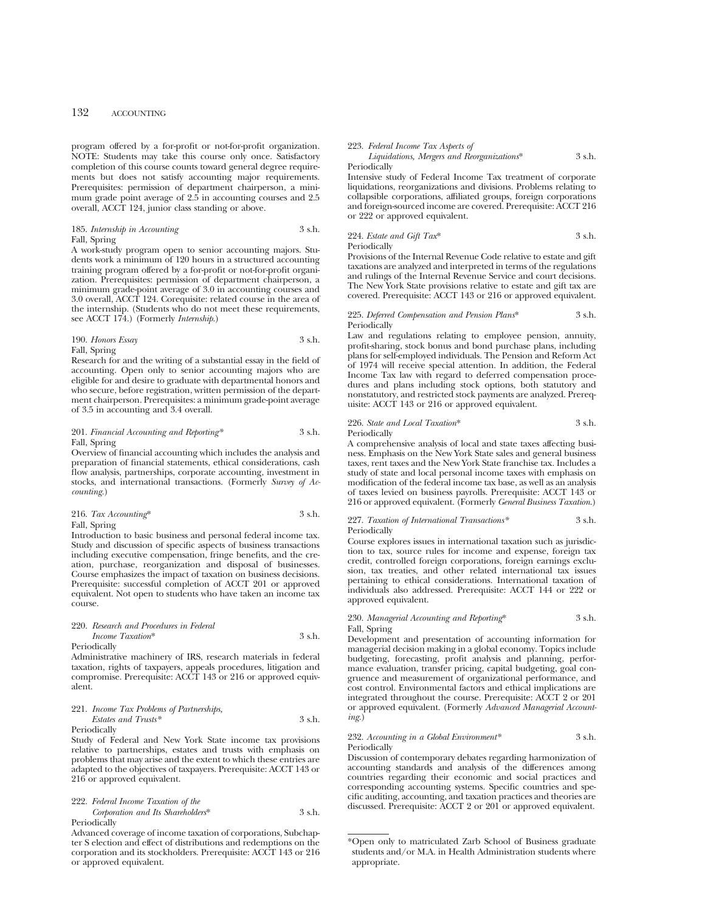program offered by a for-profit or not-for-profit organization. NOTE: Students may take this course only once. Satisfactory completion of this course counts toward general degree requirements but does not satisfy accounting major requirements. Prerequisites: permission of department chairperson, a minimum grade point average of 2.5 in accounting courses and 2.5 overall, ACCT 124, junior class standing or above.

185. *Internship in Accounting* 3 s.h.
Fall, Spring
A work-study program open to senior accounting majors. Students work a minimum of 120 hours in a structured accounting training program offered by a for-profit or not-for-profit organization. Prerequisites: permission of department chairperson, a minimum grade-point average of 3.0 in accounting courses and 3.0 overall, ACCT 124. Corequisite: related course in the area of the internship. (Students who do not meet these requirements, see ACCT 174.) (Formerly *Internship.*)

190. *Honors Essay* 3 s.h.
Fall, Spring
Research for and the writing of a substantial essay in the field of accounting. Open only to senior accounting majors who are eligible for and desire to graduate with departmental honors and who secure, before registration, written permission of the department chairperson. Prerequisites: a minimum grade-point average of 3.5 in accounting and 3.4 overall.

201. *Financial Accounting and Reporting** 3 s.h.
Fall, Spring
Overview of financial accounting which includes the analysis and preparation of financial statements, ethical considerations, cash flow analysis, partnerships, corporate accounting, investment in stocks, and international transactions. (Formerly *Survey of Accounting.*)

216. *Tax Accounting** 3 s.h.
Fall, Spring
Introduction to basic business and personal federal income tax. Study and discussion of specific aspects of business transactions including executive compensation, fringe benefits, and the creation, purchase, reorganization and disposal of businesses. Course emphasizes the impact of taxation on business decisions. Prerequisite: successful completion of ACCT 201 or approved equivalent. Not open to students who have taken an income tax course.

220. *Research and Procedures in Federal Income Taxation** 3 s.h.
Periodically
Administrative machinery of IRS, research materials in federal taxation, rights of taxpayers, appeals procedures, litigation and compromise. Prerequisite: ACCT 143 or 216 or approved equivalent.

221. *Income Tax Problems of Partnerships, Estates and Trusts** 3 s.h.
Periodically
Study of Federal and New York State income tax provisions relative to partnerships, estates and trusts with emphasis on problems that may arise and the extent to which these entries are adapted to the objectives of taxpayers. Prerequisite: ACCT 143 or 216 or approved equivalent.

222. *Federal Income Taxation of the Corporation and Its Shareholders** 3 s.h.
Periodically
Advanced coverage of income taxation of corporations, Subchapter S election and effect of distributions and redemptions on the corporation and its stockholders. Prerequisite: ACCT 143 or 216 or approved equivalent.

223. *Federal Income Tax Aspects of Liquidations, Mergers and Reorganizations** 3 s.h.
Periodically
Intensive study of Federal Income Tax treatment of corporate liquidations, reorganizations and divisions. Problems relating to collapsible corporations, affiliated groups, foreign corporations and foreign-sourced income are covered. Prerequisite: ACCT 216 or 222 or approved equivalent.

224. *Estate and Gift Tax** 3 s.h.
Periodically
Provisions of the Internal Revenue Code relative to estate and gift taxations are analyzed and interpreted in terms of the regulations and rulings of the Internal Revenue Service and court decisions. The New York State provisions relative to estate and gift tax are covered. Prerequisite: ACCT 143 or 216 or approved equivalent.

225. *Deferred Compensation and Pension Plans** 3 s.h.
Periodically
Law and regulations relating to employee pension, annuity, profit-sharing, stock bonus and bond purchase plans, including plans for self-employed individuals. The Pension and Reform Act of 1974 will receive special attention. In addition, the Federal Income Tax law with regard to deferred compensation procedures and plans including stock options, both statutory and nonstatutory, and restricted stock payments are analyzed. Prerequisite: ACCT 143 or 216 or approved equivalent.

226. *State and Local Taxation** 3 s.h.
Periodically
A comprehensive analysis of local and state taxes affecting business. Emphasis on the New York State sales and general business taxes, rent taxes and the New York State franchise tax. Includes a study of state and local personal income taxes with emphasis on modification of the federal income tax base, as well as an analysis of taxes levied on business payrolls. Prerequisite: ACCT 143 or 216 or approved equivalent. (Formerly *General Business Taxation.*)

227. *Taxation of International Transactions** 3 s.h.
Periodically
Course explores issues in international taxation such as jurisdiction to tax, source rules for income and expense, foreign tax credit, controlled foreign corporations, foreign earnings exclusion, tax treaties, and other related international tax issues pertaining to ethical considerations. International taxation of individuals also addressed. Prerequisite: ACCT 144 or 222 or approved equivalent.

230. *Managerial Accounting and Reporting** 3 s.h.
Fall, Spring
Development and presentation of accounting information for managerial decision making in a global economy. Topics include budgeting, forecasting, profit analysis and planning, performance evaluation, transfer pricing, capital budgeting, goal congruence and measurement of organizational performance, and cost control. Environmental factors and ethical implications are integrated throughout the course. Prerequisite: ACCT 2 or 201 or approved equivalent. (Formerly *Advanced Managerial Accounting.*)

232. *Accounting in a Global Environment** 3 s.h.
Periodically
Discussion of contemporary debates regarding harmonization of accounting standards and analysis of the differences among countries regarding their economic and social practices and corresponding accounting systems. Specific countries and specific auditing, accounting, and taxation practices and theories are discussed. Prerequisite: ACCT 2 or 201 or approved equivalent.

*Open only to matriculated Zarb School of Business graduate students and/or M.A. in Health Administration students where appropriate.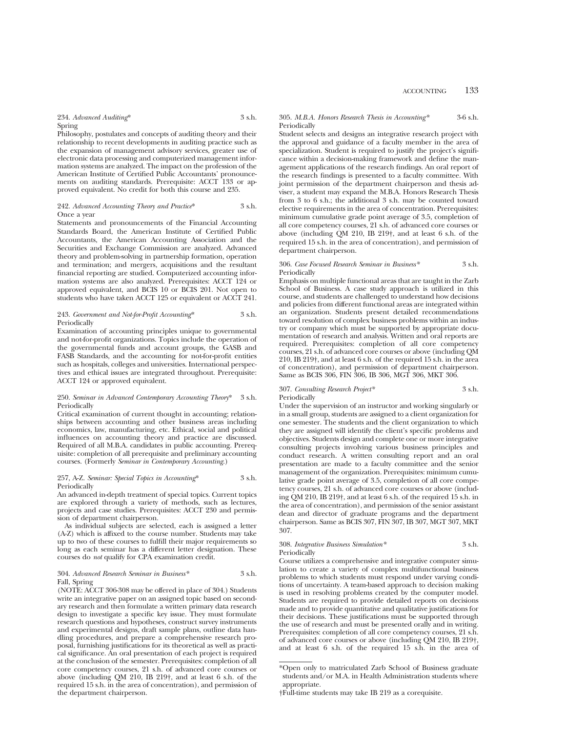234. *Advanced Auditing*\* 3 s.h.
Spring

Philosophy, postulates and concepts of auditing theory and their relationship to recent developments in auditing practice such as the expansion of management advisory services, greater use of electronic data processing and computerized management information systems are analyzed. The impact on the profession of the American Institute of Certified Public Accountants' pronouncements on auditing standards. Prerequisite: ACCT 133 or approved equivalent. No credit for both this course and 235.

242. *Advanced Accounting Theory and Practice*\* 3 s.h.
Once a year

Statements and pronouncements of the Financial Accounting Standards Board, the American Institute of Certified Public Accountants, the American Accounting Association and the Securities and Exchange Commission are analyzed. Advanced theory and problem-solving in partnership formation, operation and termination; and mergers, acquisitions and the resultant financial reporting are studied. Computerized accounting information systems are also analyzed. Prerequisites: ACCT 124 or approved equivalent, and BCIS 10 or BCIS 201. Not open to students who have taken ACCT 125 or equivalent or ACCT 241.

243. *Government and Not-for-Profit Accounting*\* 3 s.h.
Periodically

Examination of accounting principles unique to governmental and not-for-profit organizations. Topics include the operation of the governmental funds and account groups, the GASB and FASB Standards, and the accounting for not-for-profit entities such as hospitals, colleges and universities. International perspectives and ethical issues are integrated throughout. Prerequisite: ACCT 124 or approved equivalent.

250. *Seminar in Advanced Contemporary Accounting Theory*\* 3 s.h.
Periodically

Critical examination of current thought in accounting; relationships between accounting and other business areas including economics, law, manufacturing, etc. Ethical, social and political influences on accounting theory and practice are discussed. Required of all M.B.A. candidates in public accounting. Prerequisite: completion of all prerequisite and preliminary accounting courses. (Formerly *Seminar in Contemporary Accounting*.)

257, A-Z. *Seminar: Special Topics in Accounting*\* 3 s.h.
Periodically

An advanced in-depth treatment of special topics. Current topics are explored through a variety of methods, such as lectures, projects and case studies. Prerequisites: ACCT 230 and permission of department chairperson.

As individual subjects are selected, each is assigned a letter (A-Z) which is affixed to the course number. Students may take up to two of these courses to fulfill their major requirements so long as each seminar has a different letter designation. These courses do *not* qualify for CPA examination credit.

304. *Advanced Research Seminar in Business*\* 3 s.h.
Fall, Spring

(NOTE: ACCT 306-308 may be offered in place of 304.) Students write an integrative paper on an assigned topic based on secondary research and then formulate a written primary data research design to investigate a specific key issue. They must formulate research questions and hypotheses, construct survey instruments and experimental designs, draft sample plans, outline data handling procedures, and prepare a comprehensive research proposal, furnishing justifications for its theoretical as well as practical significance. An oral presentation of each project is required at the conclusion of the semester. Prerequisites: completion of all core competency courses, 21 s.h. of advanced core courses or above (including QM 210, IB 219†, and at least 6 s.h. of the required 15 s.h. in the area of concentration), and permission of the department chairperson.

305. *M.B.A. Honors Research Thesis in Accounting*\* 3-6 s.h.
Periodically

Student selects and designs an integrative research project with the approval and guidance of a faculty member in the area of specialization. Student is required to justify the project's significance within a decision-making framework and define the management applications of the research findings. An oral report of the research findings is presented to a faculty committee. With joint permission of the department chairperson and thesis adviser, a student may expand the M.B.A. Honors Research Thesis from 3 to 6 s.h.; the additional 3 s.h. may be counted toward elective requirements in the area of concentration. Prerequisites: minimum cumulative grade point average of 3.5, completion of all core competency courses, 21 s.h. of advanced core courses or above (including QM 210, IB 219†, and at least 6 s.h. of the required 15 s.h. in the area of concentration), and permission of department chairperson.

306. *Case Focused Research Seminar in Business*\* 3 s.h.
Periodically

Emphasis on multiple functional areas that are taught in the Zarb School of Business. A case study approach is utilized in this course, and students are challenged to understand how decisions and policies from different functional areas are integrated within an organization. Students present detailed recommendations toward resolution of complex business problems within an industry or company which must be supported by appropriate documentation of research and analysis. Written and oral reports are required. Prerequisites: completion of all core competency courses, 21 s.h. of advanced core courses or above (including QM 210, IB 219†, and at least 6 s.h. of the required 15 s.h. in the area of concentration), and permission of department chairperson. Same as BCIS 306, FIN 306, IB 306, MGT 306, MKT 306.

307. *Consulting Research Project*\* 3 s.h.
Periodically

Under the supervision of an instructor and working singularly or in a small group, students are assigned to a client organization for one semester. The students and the client organization to which they are assigned will identify the client's specific problems and objectives. Students design and complete one or more integrative consulting projects involving various business principles and conduct research. A written consulting report and an oral presentation are made to a faculty committee and the senior management of the organization. Prerequisites: minimum cumulative grade point average of 3.5, completion of all core competency courses, 21 s.h. of advanced core courses or above (including QM 210, IB 219†, and at least 6 s.h. of the required 15 s.h. in the area of concentration), and permission of the senior assistant dean and director of graduate programs and the department chairperson. Same as BCIS 307, FIN 307, IB 307, MGT 307, MKT 307.

308. *Integrative Business Simulation*\* 3 s.h.
Periodically

Course utilizes a comprehensive and integrative computer simulation to create a variety of complex multifunctional business problems to which students must respond under varying conditions of uncertainty. A team-based approach to decision making is used in resolving problems created by the computer model. Students are required to provide detailed reports on decisions made and to provide quantitative and qualitative justifications for their decisions. These justifications must be supported through the use of research and must be presented orally and in writing. Prerequisites: completion of all core competency courses, 21 s.h. of advanced core courses or above (including QM 210, IB 219†, and at least 6 s.h. of the required 15 s.h. in the area of

---

\*Open only to matriculated Zarb School of Business graduate students and/or M.A. in Health Administration students where appropriate.

†Full-time students may take IB 219 as a corequisite.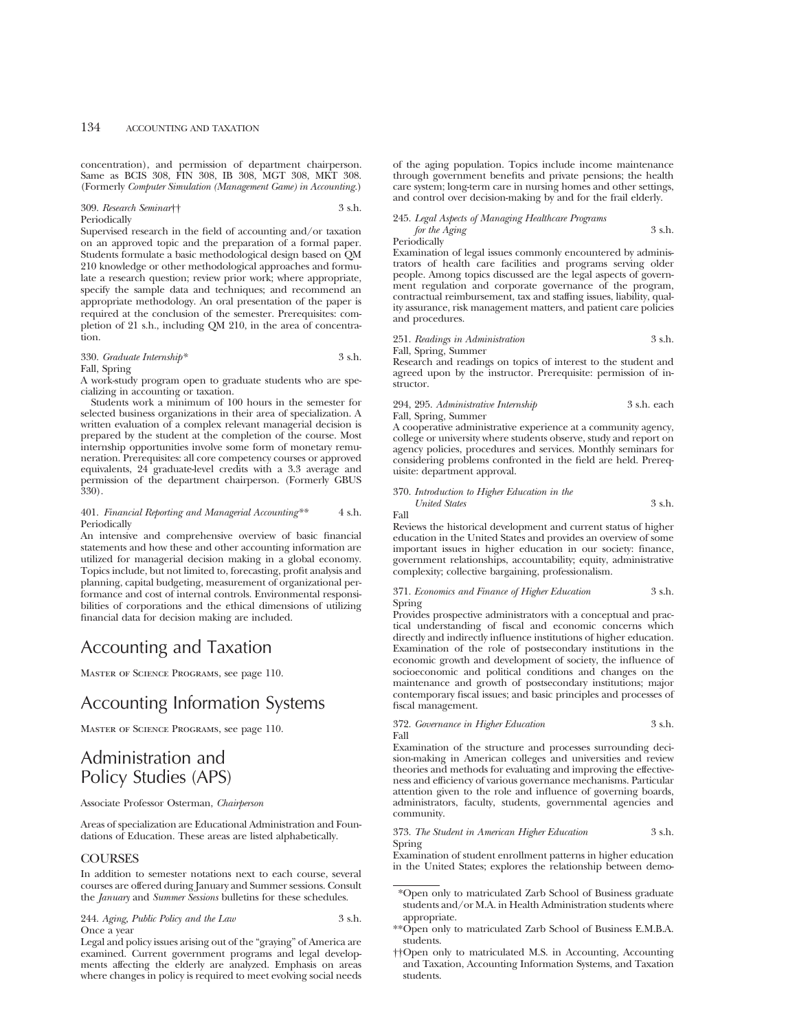concentration), and permission of department chairperson. Same as BCIS 308, FIN 308, IB 308, MGT 308, MKT 308. (Formerly *Computer Simulation (Management Game) in Accounting.*)

309. *Research Seminar*†† 3 s.h.
Periodically
Supervised research in the field of accounting and/or taxation on an approved topic and the preparation of a formal paper. Students formulate a basic methodological design based on QM 210 knowledge or other methodological approaches and formulate a research question; review prior work; where appropriate, specify the sample data and techniques; and recommend an appropriate methodology. An oral presentation of the paper is required at the conclusion of the semester. Prerequisites: completion of 21 s.h., including QM 210, in the area of concentration.

330. *Graduate Internship** 3 s.h.
Fall, Spring
A work-study program open to graduate students who are specializing in accounting or taxation.

Students work a minimum of 100 hours in the semester for selected business organizations in their area of specialization. A written evaluation of a complex relevant managerial decision is prepared by the student at the completion of the course. Most internship opportunities involve some form of monetary remuneration. Prerequisites: all core competency courses or approved equivalents, 24 graduate-level credits with a 3.3 average and permission of the department chairperson. (Formerly GBUS 330).

401. *Financial Reporting and Managerial Accounting*** 4 s.h.
Periodically
An intensive and comprehensive overview of basic financial statements and how these and other accounting information are utilized for managerial decision making in a global economy. Topics include, but not limited to, forecasting, profit analysis and planning, capital budgeting, measurement of organizational performance and cost of internal controls. Environmental responsibilities of corporations and the ethical dimensions of utilizing financial data for decision making are included.

# Accounting and Taxation

Master of Science Programs, see page 110.

# Accounting Information Systems

Master of Science Programs, see page 110.

# Administration and Policy Studies (APS)

Associate Professor Osterman, *Chairperson*

Areas of specialization are Educational Administration and Foundations of Education. These areas are listed alphabetically.

## COURSES

In addition to semester notations next to each course, several courses are offered during January and Summer sessions. Consult the *January* and *Summer Sessions* bulletins for these schedules.

244. *Aging, Public Policy and the Law* 3 s.h.
Once a year
Legal and policy issues arising out of the "graying" of America are examined. Current government programs and legal developments affecting the elderly are analyzed. Emphasis on areas where changes in policy is required to meet evolving social needs of the aging population. Topics include income maintenance through government benefits and private pensions; the health care system; long-term care in nursing homes and other settings, and control over decision-making by and for the frail elderly.

245. *Legal Aspects of Managing Healthcare Programs for the Aging* 3 s.h.
Periodically
Examination of legal issues commonly encountered by administrators of health care facilities and programs serving older people. Among topics discussed are the legal aspects of government regulation and corporate governance of the program, contractual reimbursement, tax and staffing issues, liability, quality assurance, risk management matters, and patient care policies and procedures.

251. *Readings in Administration* 3 s.h.
Fall, Spring, Summer
Research and readings on topics of interest to the student and agreed upon by the instructor. Prerequisite: permission of instructor.

294, 295. *Administrative Internship* 3 s.h. each
Fall, Spring, Summer
A cooperative administrative experience at a community agency, college or university where students observe, study and report on agency policies, procedures and services. Monthly seminars for considering problems confronted in the field are held. Prerequisite: department approval.

370. *Introduction to Higher Education in the United States* 3 s.h.
Fall
Reviews the historical development and current status of higher education in the United States and provides an overview of some important issues in higher education in our society: finance, government relationships, accountability; equity, administrative complexity; collective bargaining, professionalism.

371. *Economics and Finance of Higher Education* 3 s.h.
Spring
Provides prospective administrators with a conceptual and practical understanding of fiscal and economic concerns which directly and indirectly influence institutions of higher education. Examination of the role of postsecondary institutions in the economic growth and development of society, the influence of socioeconomic and political conditions and changes on the maintenance and growth of postsecondary institutions; major contemporary fiscal issues; and basic principles and processes of fiscal management.

372. *Governance in Higher Education* 3 s.h.
Fall
Examination of the structure and processes surrounding decision-making in American colleges and universities and review theories and methods for evaluating and improving the effectiveness and efficiency of various governance mechanisms. Particular attention given to the role and influence of governing boards, administrators, faculty, students, governmental agencies and community.

373. *The Student in American Higher Education* 3 s.h.
Spring
Examination of student enrollment patterns in higher education in the United States; explores the relationship between demo-

---

*Open only to matriculated Zarb School of Business graduate students and/or M.A. in Health Administration students where appropriate.

**Open only to matriculated Zarb School of Business E.M.B.A. students.

††Open only to matriculated M.S. in Accounting, Accounting and Taxation, Accounting Information Systems, and Taxation students.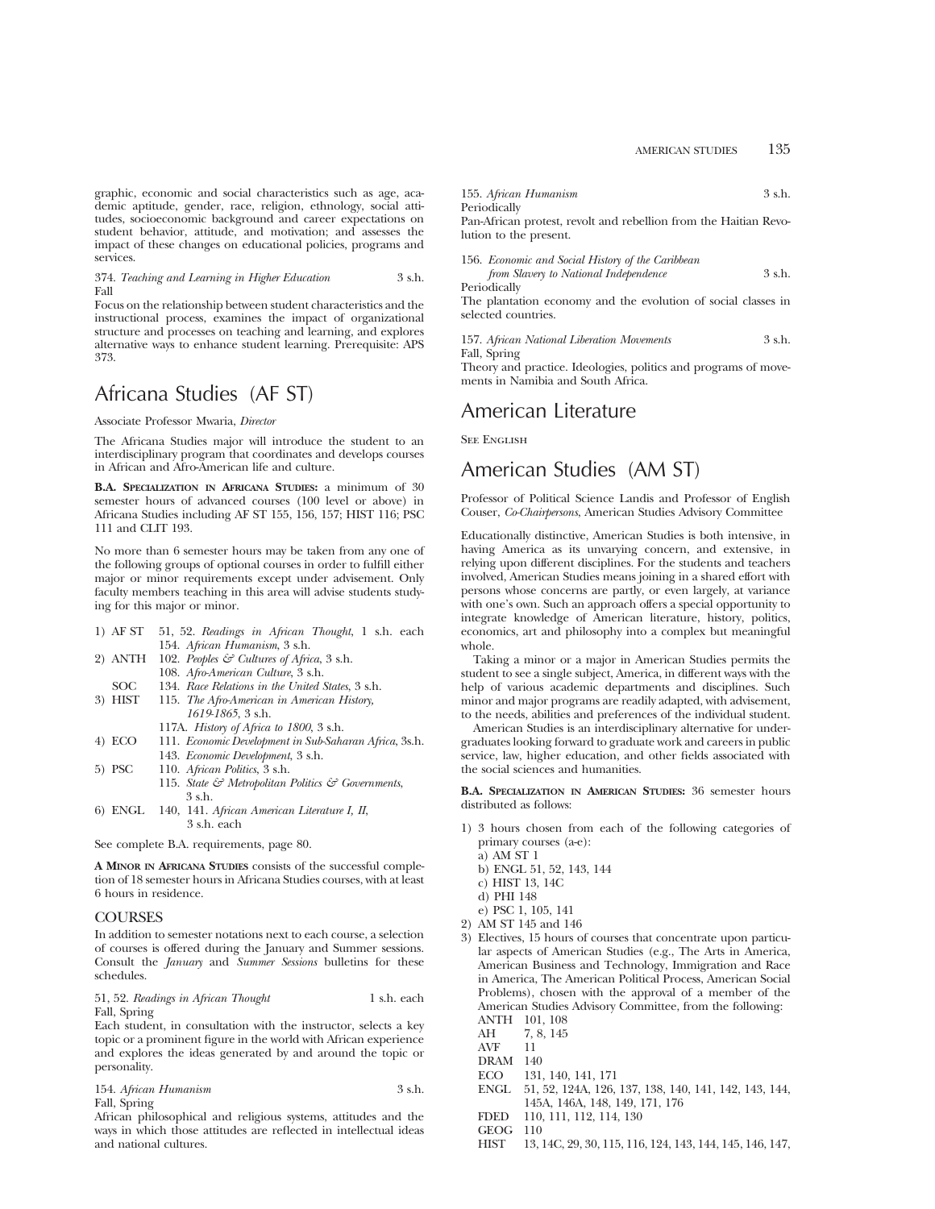graphic, economic and social characteristics such as age, academic aptitude, gender, race, religion, ethnology, social attitudes, socioeconomic background and career expectations on student behavior, attitude, and motivation; and assesses the impact of these changes on educational policies, programs and services.

374. *Teaching and Learning in Higher Education* 3 s.h.
Fall
Focus on the relationship between student characteristics and the instructional process, examines the impact of organizational structure and processes on teaching and learning, and explores alternative ways to enhance student learning. Prerequisite: APS 373.

# Africana Studies (AF ST)

Associate Professor Mwaria, *Director*

The Africana Studies major will introduce the student to an interdisciplinary program that coordinates and develops courses in African and Afro-American life and culture.

**B.A. Specialization in Africana Studies:** a minimum of 30 semester hours of advanced courses (100 level or above) in Africana Studies including AF ST 155, 156, 157; HIST 116; PSC 111 and CLIT 193.

No more than 6 semester hours may be taken from any one of the following groups of optional courses in order to fulfill either major or minor requirements except under advisement. Only faculty members teaching in this area will advise students studying for this major or minor.

1) AF ST 51, 52. *Readings in African Thought*, 1 s.h. each
   154. *African Humanism*, 3 s.h.
2) ANTH 102. *Peoples & Cultures of Africa*, 3 s.h.
   108. *Afro-American Culture*, 3 s.h.
   SOC 134. *Race Relations in the United States*, 3 s.h.
3) HIST 115. *The Afro-American in American History, 1619-1865*, 3 s.h.
   117A. *History of Africa to 1800*, 3 s.h.
4) ECO 111. *Economic Development in Sub-Saharan Africa*, 3s.h.
   143. *Economic Development*, 3 s.h.
5) PSC 110. *African Politics*, 3 s.h.
   115. *State & Metropolitan Politics & Governments*, 3 s.h.
6) ENGL 140, 141. *African American Literature I, II*, 3 s.h. each

See complete B.A. requirements, page 80.

**A Minor in Africana Studies** consists of the successful completion of 18 semester hours in Africana Studies courses, with at least 6 hours in residence.

## COURSES

In addition to semester notations next to each course, a selection of courses is offered during the January and Summer sessions. Consult the *January* and *Summer Sessions* bulletins for these schedules.

51, 52. *Readings in African Thought* 1 s.h. each
Fall, Spring
Each student, in consultation with the instructor, selects a key topic or a prominent figure in the world with African experience and explores the ideas generated by and around the topic or personality.

154. *African Humanism* 3 s.h.
Fall, Spring
African philosophical and religious systems, attitudes and the ways in which those attitudes are reflected in intellectual ideas and national cultures.

155. *African Humanism* 3 s.h.
Periodically
Pan-African protest, revolt and rebellion from the Haitian Revolution to the present.

156. *Economic and Social History of the Caribbean from Slavery to National Independence* 3 s.h.
Periodically
The plantation economy and the evolution of social classes in selected countries.

157. *African National Liberation Movements* 3 s.h.
Fall, Spring
Theory and practice. Ideologies, politics and programs of movements in Namibia and South Africa.

# American Literature

See English

# American Studies (AM ST)

Professor of Political Science Landis and Professor of English Couser, *Co-Chairpersons*, American Studies Advisory Committee

Educationally distinctive, American Studies is both intensive, in having America as its unvarying concern, and extensive, in relying upon different disciplines. For the students and teachers involved, American Studies means joining in a shared effort with persons whose concerns are partly, or even largely, at variance with one's own. Such an approach offers a special opportunity to integrate knowledge of American literature, history, politics, economics, art and philosophy into a complex but meaningful whole.

Taking a minor or a major in American Studies permits the student to see a single subject, America, in different ways with the help of various academic departments and disciplines. Such minor and major programs are readily adapted, with advisement, to the needs, abilities and preferences of the individual student.

American Studies is an interdisciplinary alternative for undergraduates looking forward to graduate work and careers in public service, law, higher education, and other fields associated with the social sciences and humanities.

**B.A. Specialization in American Studies:** 36 semester hours distributed as follows:

1) 3 hours chosen from each of the following categories of primary courses (a-e):
   a) AM ST 1
   b) ENGL 51, 52, 143, 144
   c) HIST 13, 14C
   d) PHI 148
   e) PSC 1, 105, 141
2) AM ST 145 and 146
3) Electives, 15 hours of courses that concentrate upon particular aspects of American Studies (e.g., The Arts in America, American Business and Technology, Immigration and Race in America, The American Political Process, American Social Problems), chosen with the approval of a member of the American Studies Advisory Committee, from the following:
   ANTH 101, 108
   AH 7, 8, 145
   AVF 11
   DRAM 140
   ECO 131, 140, 141, 171
   ENGL 51, 52, 124A, 126, 137, 138, 140, 141, 142, 143, 144, 145A, 146A, 148, 149, 171, 176
   FDED 110, 111, 112, 114, 130
   GEOG 110
   HIST 13, 14C, 29, 30, 115, 116, 124, 143, 144, 145, 146, 147,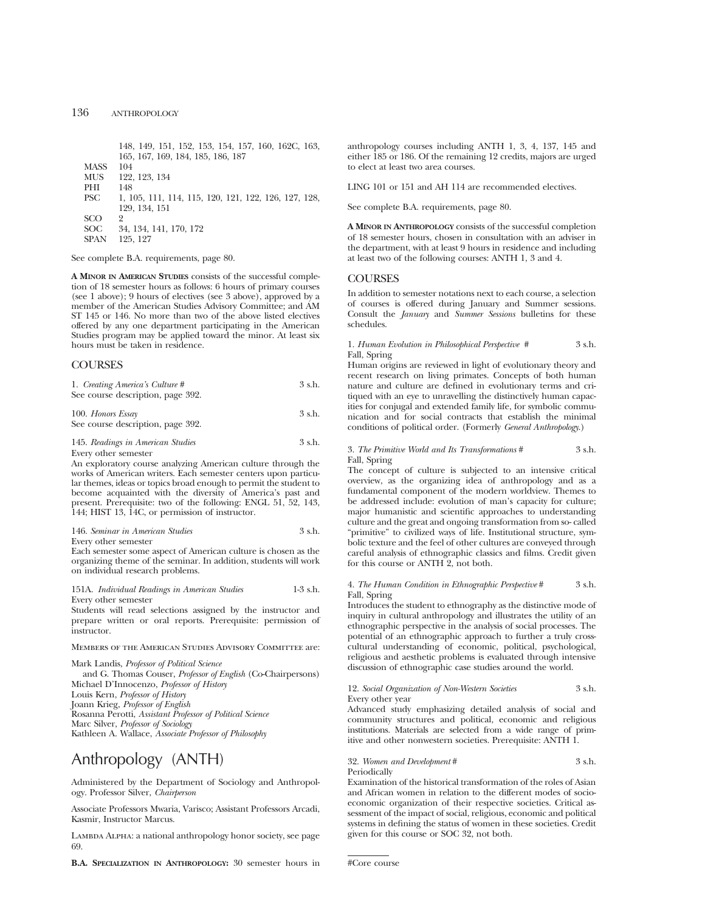148, 149, 151, 152, 153, 154, 157, 160, 162C, 163, 165, 167, 169, 184, 185, 186, 187

| | |
|---|---|
| MASS | 104 |
| MUS | 122, 123, 134 |
| PHI | 148 |
| PSC | 1, 105, 111, 114, 115, 120, 121, 122, 126, 127, 128, 129, 134, 151 |
| SCO | 2 |
| SOC | 34, 134, 141, 170, 172 |
| SPAN | 125, 127 |

See complete B.A. requirements, page 80.

**A MINOR IN AMERICAN STUDIES** consists of the successful completion of 18 semester hours as follows: 6 hours of primary courses (see 1 above); 9 hours of electives (see 3 above), approved by a member of the American Studies Advisory Committee; and AM ST 145 or 146. No more than two of the above listed electives offered by any one department participating in the American Studies program may be applied toward the minor. At least six hours must be taken in residence.

## COURSES

1. *Creating America's Culture* # — 3 s.h.
See course description, page 392.

100. *Honors Essay* — 3 s.h.
See course description, page 392.

145. *Readings in American Studies* — 3 s.h.
Every other semester
An exploratory course analyzing American culture through the works of American writers. Each semester centers upon particular themes, ideas or topics broad enough to permit the student to become acquainted with the diversity of America's past and present. Prerequisite: two of the following: ENGL 51, 52, 143, 144; HIST 13, 14C, or permission of instructor.

146. *Seminar in American Studies* — 3 s.h.
Every other semester
Each semester some aspect of American culture is chosen as the organizing theme of the seminar. In addition, students will work on individual research problems.

151A. *Individual Readings in American Studies* — 1-3 s.h.
Every other semester
Students will read selections assigned by the instructor and prepare written or oral reports. Prerequisite: permission of instructor.

MEMBERS OF THE AMERICAN STUDIES ADVISORY COMMITTEE are:

Mark Landis, *Professor of Political Science*
and G. Thomas Couser, *Professor of English* (Co-Chairpersons)
Michael D'Innocenzo, *Professor of History*
Louis Kern, *Professor of History*
Joann Krieg, *Professor of English*
Rosanna Perotti, *Assistant Professor of Political Science*
Marc Silver, *Professor of Sociology*
Kathleen A. Wallace, *Associate Professor of Philosophy*

# Anthropology (ANTH)

Administered by the Department of Sociology and Anthropology. Professor Silver, *Chairperson*

Associate Professors Mwaria, Varisco; Assistant Professors Arcadi, Kasmir, Instructor Marcus.

LAMBDA ALPHA: a national anthropology honor society, see page 69.

**B.A. SPECIALIZATION IN ANTHROPOLOGY:** 30 semester hours in anthropology courses including ANTH 1, 3, 4, 137, 145 and either 185 or 186. Of the remaining 12 credits, majors are urged to elect at least two area courses.

LING 101 or 151 and AH 114 are recommended electives.

See complete B.A. requirements, page 80.

**A MINOR IN ANTHROPOLOGY** consists of the successful completion of 18 semester hours, chosen in consultation with an adviser in the department, with at least 9 hours in residence and including at least two of the following courses: ANTH 1, 3 and 4.

## COURSES

In addition to semester notations next to each course, a selection of courses is offered during January and Summer sessions. Consult the *January* and *Summer Sessions* bulletins for these schedules.

1. *Human Evolution in Philosophical Perspective* # — 3 s.h.
Fall, Spring
Human origins are reviewed in light of evolutionary theory and recent research on living primates. Concepts of both human nature and culture are defined in evolutionary terms and critiqued with an eye to unravelling the distinctively human capacities for conjugal and extended family life, for symbolic communication and for social contracts that establish the minimal conditions of political order. (Formerly *General Anthropology*.)

3. *The Primitive World and Its Transformations* # — 3 s.h.
Fall, Spring
The concept of culture is subjected to an intensive critical overview, as the organizing idea of anthropology and as a fundamental component of the modern worldview. Themes to be addressed include: evolution of man's capacity for culture; major humanistic and scientific approaches to understanding culture and the great and ongoing transformation from so- called "primitive" to civilized ways of life. Institutional structure, symbolic texture and the feel of other cultures are conveyed through careful analysis of ethnographic classics and films. Credit given for this course or ANTH 2, not both.

4. *The Human Condition in Ethnographic Perspective* # — 3 s.h.
Fall, Spring
Introduces the student to ethnography as the distinctive mode of inquiry in cultural anthropology and illustrates the utility of an ethnographic perspective in the analysis of social processes. The potential of an ethnographic approach to further a truly cross-cultural understanding of economic, political, psychological, religious and aesthetic problems is evaluated through intensive discussion of ethnographic case studies around the world.

12. *Social Organization of Non-Western Societies* — 3 s.h.
Every other year
Advanced study emphasizing detailed analysis of social and community structures and political, economic and religious institutions. Materials are selected from a wide range of primitive and other nonwestern societies. Prerequisite: ANTH 1.

32. *Women and Development* # — 3 s.h.
Periodically
Examination of the historical transformation of the roles of Asian and African women in relation to the different modes of socio-economic organization of their respective societies. Critical assessment of the impact of social, religious, economic and political systems in defining the status of women in these societies. Credit given for this course or SOC 32, not both.

#Core course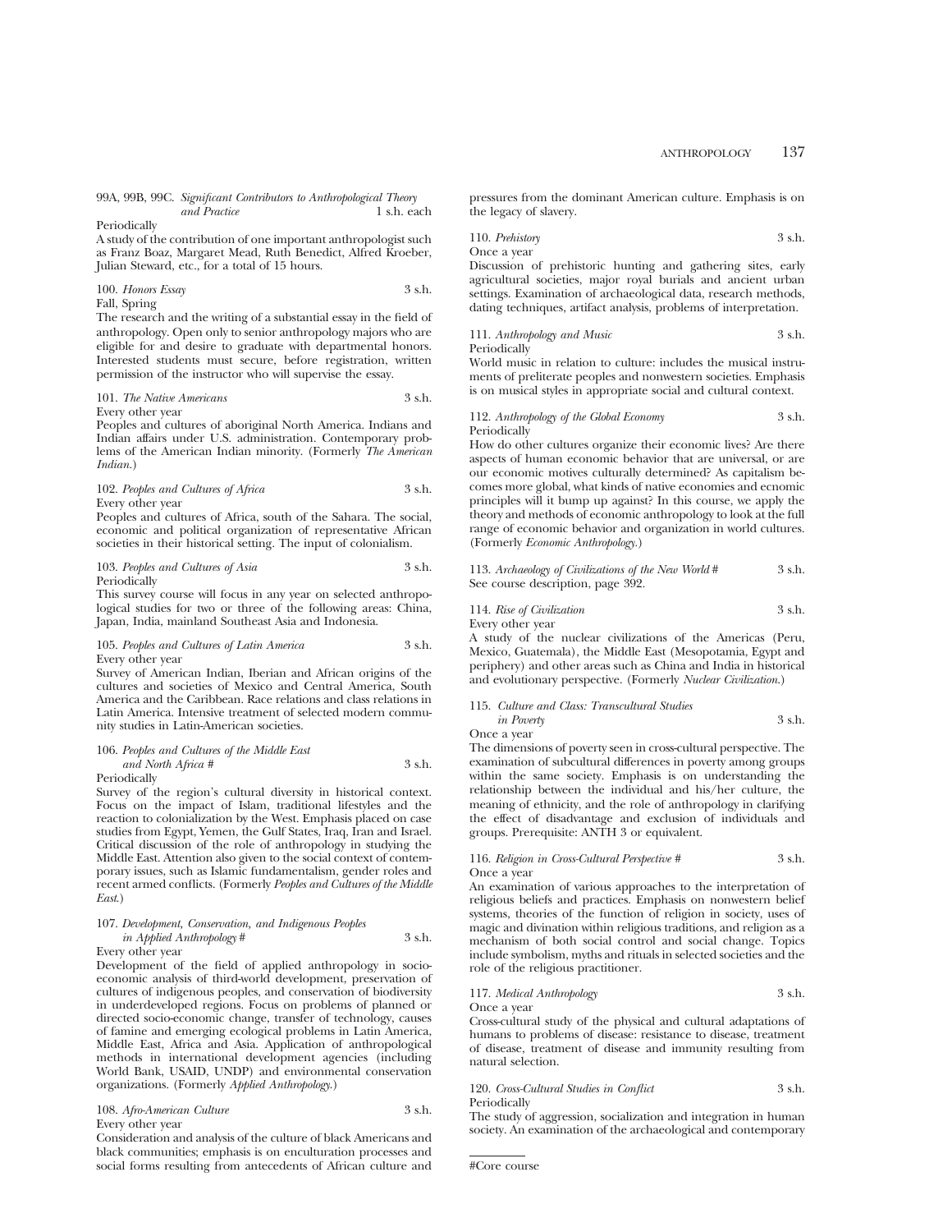99A, 99B, 99C. *Significant Contributors to Anthropological Theory and Practice* 1 s.h. each
Periodically
A study of the contribution of one important anthropologist such as Franz Boaz, Margaret Mead, Ruth Benedict, Alfred Kroeber, Julian Steward, etc., for a total of 15 hours.

100. *Honors Essay* 3 s.h.
Fall, Spring
The research and the writing of a substantial essay in the field of anthropology. Open only to senior anthropology majors who are eligible for and desire to graduate with departmental honors. Interested students must secure, before registration, written permission of the instructor who will supervise the essay.

101. *The Native Americans* 3 s.h.
Every other year
Peoples and cultures of aboriginal North America. Indians and Indian affairs under U.S. administration. Contemporary problems of the American Indian minority. (Formerly *The American Indian.*)

102. *Peoples and Cultures of Africa* 3 s.h.
Every other year
Peoples and cultures of Africa, south of the Sahara. The social, economic and political organization of representative African societies in their historical setting. The input of colonialism.

103. *Peoples and Cultures of Asia* 3 s.h.
Periodically
This survey course will focus in any year on selected anthropological studies for two or three of the following areas: China, Japan, India, mainland Southeast Asia and Indonesia.

105. *Peoples and Cultures of Latin America* 3 s.h.
Every other year
Survey of American Indian, Iberian and African origins of the cultures and societies of Mexico and Central America, South America and the Caribbean. Race relations and class relations in Latin America. Intensive treatment of selected modern community studies in Latin-American societies.

106. *Peoples and Cultures of the Middle East and North Africa #* 3 s.h.
Periodically
Survey of the region's cultural diversity in historical context. Focus on the impact of Islam, traditional lifestyles and the reaction to colonialization by the West. Emphasis placed on case studies from Egypt, Yemen, the Gulf States, Iraq, Iran and Israel. Critical discussion of the role of anthropology in studying the Middle East. Attention also given to the social context of contemporary issues, such as Islamic fundamentalism, gender roles and recent armed conflicts. (Formerly *Peoples and Cultures of the Middle East.*)

107. *Development, Conservation, and Indigenous Peoples in Applied Anthropology #* 3 s.h.
Every other year
Development of the field of applied anthropology in socio-economic analysis of third-world development, preservation of cultures of indigenous peoples, and conservation of biodiversity in underdeveloped regions. Focus on problems of planned or directed socio-economic change, transfer of technology, causes of famine and emerging ecological problems in Latin America, Middle East, Africa and Asia. Application of anthropological methods in international development agencies (including World Bank, USAID, UNDP) and environmental conservation organizations. (Formerly *Applied Anthropology.*)

108. *Afro-American Culture* 3 s.h.
Every other year
Consideration and analysis of the culture of black Americans and black communities; emphasis is on enculturation processes and social forms resulting from antecedents of African culture and pressures from the dominant American culture. Emphasis is on the legacy of slavery.

110. *Prehistory* 3 s.h.
Once a year
Discussion of prehistoric hunting and gathering sites, early agricultural societies, major royal burials and ancient urban settings. Examination of archaeological data, research methods, dating techniques, artifact analysis, problems of interpretation.

111. *Anthropology and Music* 3 s.h.
Periodically
World music in relation to culture: includes the musical instruments of preliterate peoples and nonwestern societies. Emphasis is on musical styles in appropriate social and cultural context.

112. *Anthropology of the Global Economy* 3 s.h.
Periodically
How do other cultures organize their economic lives? Are there aspects of human economic behavior that are universal, or are our economic motives culturally determined? As capitalism becomes more global, what kinds of native economies and ecnomic principles will it bump up against? In this course, we apply the theory and methods of economic anthropology to look at the full range of economic behavior and organization in world cultures. (Formerly *Economic Anthropology.*)

113. *Archaeology of Civilizations of the New World #* 3 s.h.
See course description, page 392.

114. *Rise of Civilization* 3 s.h.
Every other year
A study of the nuclear civilizations of the Americas (Peru, Mexico, Guatemala), the Middle East (Mesopotamia, Egypt and periphery) and other areas such as China and India in historical and evolutionary perspective. (Formerly *Nuclear Civilization.*)

115. *Culture and Class: Transcultural Studies in Poverty* 3 s.h.
Once a year
The dimensions of poverty seen in cross-cultural perspective. The examination of subcultural differences in poverty among groups within the same society. Emphasis is on understanding the relationship between the individual and his/her culture, the meaning of ethnicity, and the role of anthropology in clarifying the effect of disadvantage and exclusion of individuals and groups. Prerequisite: ANTH 3 or equivalent.

116. *Religion in Cross-Cultural Perspective #* 3 s.h.
Once a year
An examination of various approaches to the interpretation of religious beliefs and practices. Emphasis on nonwestern belief systems, theories of the function of religion in society, uses of magic and divination within religious traditions, and religion as a mechanism of both social control and social change. Topics include symbolism, myths and rituals in selected societies and the role of the religious practitioner.

117. *Medical Anthropology* 3 s.h.
Once a year
Cross-cultural study of the physical and cultural adaptations of humans to problems of disease: resistance to disease, treatment of disease, treatment of disease and immunity resulting from natural selection.

120. *Cross-Cultural Studies in Conflict* 3 s.h.
Periodically
The study of aggression, socialization and integration in human society. An examination of the archaeological and contemporary

#Core course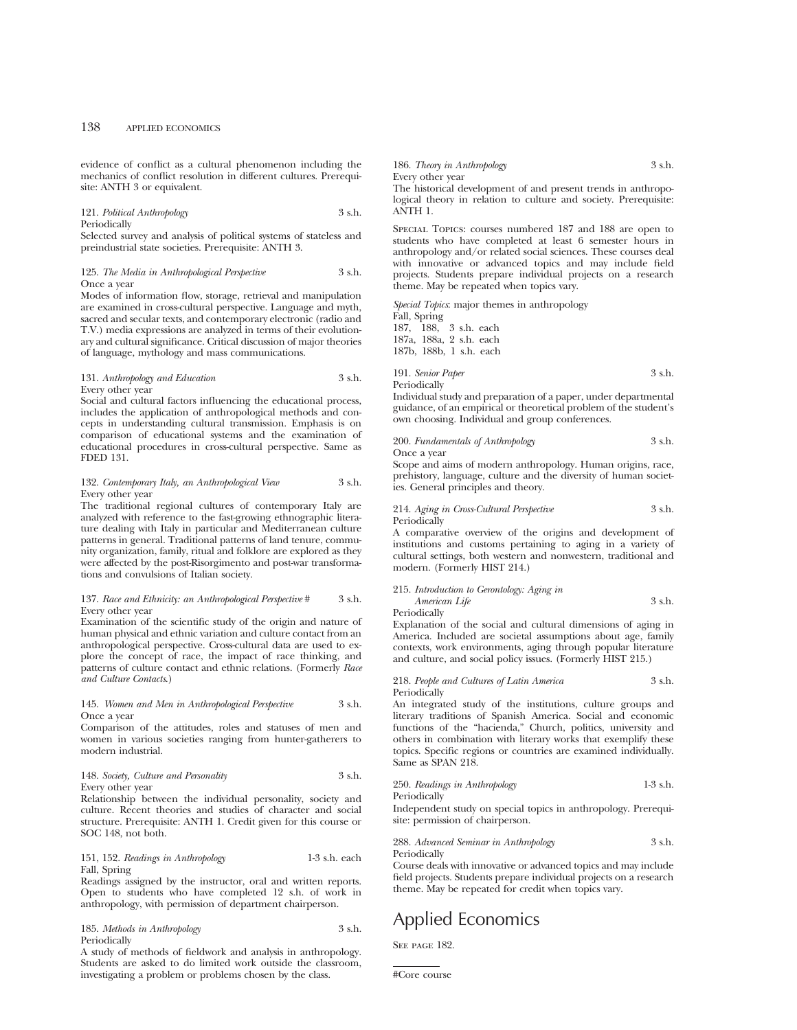evidence of conflict as a cultural phenomenon including the mechanics of conflict resolution in different cultures. Prerequisite: ANTH 3 or equivalent.

121. *Political Anthropology* 3 s.h.
Periodically
Selected survey and analysis of political systems of stateless and preindustrial state societies. Prerequisite: ANTH 3.

125. *The Media in Anthropological Perspective* 3 s.h.
Once a year
Modes of information flow, storage, retrieval and manipulation are examined in cross-cultural perspective. Language and myth, sacred and secular texts, and contemporary electronic (radio and T.V.) media expressions are analyzed in terms of their evolutionary and cultural significance. Critical discussion of major theories of language, mythology and mass communications.

131. *Anthropology and Education* 3 s.h.
Every other year
Social and cultural factors influencing the educational process, includes the application of anthropological methods and concepts in understanding cultural transmission. Emphasis is on comparison of educational systems and the examination of educational procedures in cross-cultural perspective. Same as FDED 131.

132. *Contemporary Italy, an Anthropological View* 3 s.h.
Every other year
The traditional regional cultures of contemporary Italy are analyzed with reference to the fast-growing ethnographic literature dealing with Italy in particular and Mediterranean culture patterns in general. Traditional patterns of land tenure, community organization, family, ritual and folklore are explored as they were affected by the post-Risorgimento and post-war transformations and convulsions of Italian society.

137. *Race and Ethnicity: an Anthropological Perspective* # 3 s.h.
Every other year
Examination of the scientific study of the origin and nature of human physical and ethnic variation and culture contact from an anthropological perspective. Cross-cultural data are used to explore the concept of race, the impact of race thinking, and patterns of culture contact and ethnic relations. (Formerly *Race and Culture Contacts*.)

145. *Women and Men in Anthropological Perspective* 3 s.h.
Once a year
Comparison of the attitudes, roles and statuses of men and women in various societies ranging from hunter-gatherers to modern industrial.

148. *Society, Culture and Personality* 3 s.h.
Every other year
Relationship between the individual personality, society and culture. Recent theories and studies of character and social structure. Prerequisite: ANTH 1. Credit given for this course or SOC 148, not both.

151, 152. *Readings in Anthropology* 1-3 s.h. each
Fall, Spring
Readings assigned by the instructor, oral and written reports. Open to students who have completed 12 s.h. of work in anthropology, with permission of department chairperson.

185. *Methods in Anthropology* 3 s.h.
Periodically
A study of methods of fieldwork and analysis in anthropology. Students are asked to do limited work outside the classroom, investigating a problem or problems chosen by the class.

186. *Theory in Anthropology* 3 s.h.
Every other year
The historical development of and present trends in anthropological theory in relation to culture and society. Prerequisite: ANTH 1.

Special Topics: courses numbered 187 and 188 are open to students who have completed at least 6 semester hours in anthropology and/or related social sciences. These courses deal with innovative or advanced topics and may include field projects. Students prepare individual projects on a research theme. May be repeated when topics vary.

*Special Topics*: major themes in anthropology
Fall, Spring
187, 188, 3 s.h. each
187a, 188a, 2 s.h. each
187b, 188b, 1 s.h. each

191. *Senior Paper* 3 s.h.
Periodically
Individual study and preparation of a paper, under departmental guidance, of an empirical or theoretical problem of the student's own choosing. Individual and group conferences.

200. *Fundamentals of Anthropology* 3 s.h.
Once a year
Scope and aims of modern anthropology. Human origins, race, prehistory, language, culture and the diversity of human societies. General principles and theory.

214. *Aging in Cross-Cultural Perspective* 3 s.h.
Periodically
A comparative overview of the origins and development of institutions and customs pertaining to aging in a variety of cultural settings, both western and nonwestern, traditional and modern. (Formerly HIST 214.)

215. *Introduction to Gerontology: Aging in American Life* 3 s.h.
Periodically
Explanation of the social and cultural dimensions of aging in America. Included are societal assumptions about age, family contexts, work environments, aging through popular literature and culture, and social policy issues. (Formerly HIST 215.)

218. *People and Cultures of Latin America* 3 s.h.
Periodically
An integrated study of the institutions, culture groups and literary traditions of Spanish America. Social and economic functions of the "hacienda," Church, politics, university and others in combination with literary works that exemplify these topics. Specific regions or countries are examined individually. Same as SPAN 218.

250. *Readings in Anthropology* 1-3 s.h.
Periodically
Independent study on special topics in anthropology. Prerequisite: permission of chairperson.

288. *Advanced Seminar in Anthropology* 3 s.h.
Periodically
Course deals with innovative or advanced topics and may include field projects. Students prepare individual projects on a research theme. May be repeated for credit when topics vary.

# Applied Economics

See page 182.

#Core course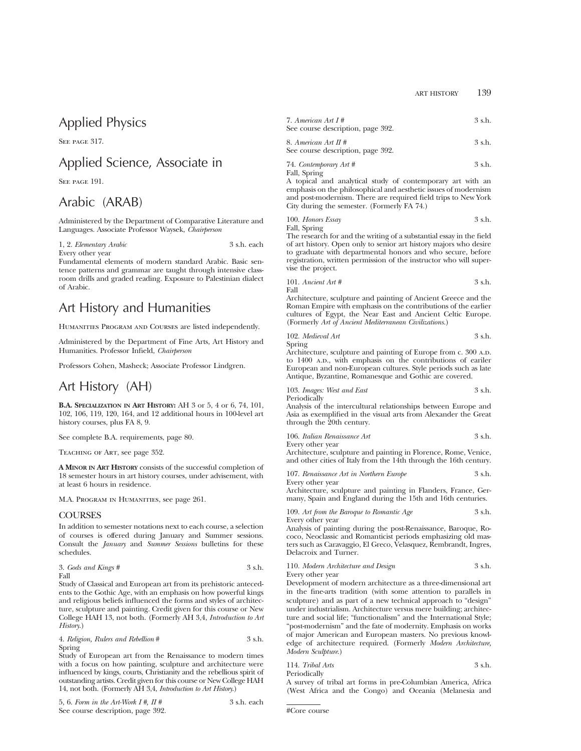# Applied Physics

See page 317.

# Applied Science, Associate in

See page 191.

# Arabic (ARAB)

Administered by the Department of Comparative Literature and Languages. Associate Professor Waysek, *Chairperson*

1, 2. *Elementary Arabic* 3 s.h. each
Every other year
Fundamental elements of modern standard Arabic. Basic sentence patterns and grammar are taught through intensive classroom drills and graded reading. Exposure to Palestinian dialect of Arabic.

# Art History and Humanities

Humanities Program and Courses are listed independently.

Administered by the Department of Fine Arts, Art History and Humanities. Professor Infield, *Chairperson*

Professors Cohen, Masheck; Associate Professor Lindgren.

# Art History (AH)

**B.A. Specialization in Art History:** AH 3 or 5, 4 or 6, 74, 101, 102, 106, 119, 120, 164, and 12 additional hours in 100-level art history courses, plus FA 8, 9.

See complete B.A. requirements, page 80.

Teaching of Art, see page 352.

**A Minor in Art History** consists of the successful completion of 18 semester hours in art history courses, under advisement, with at least 6 hours in residence.

M.A. Program in Humanities, see page 261.

## COURSES

In addition to semester notations next to each course, a selection of courses is offered during January and Summer sessions. Consult the *January* and *Summer Sessions* bulletins for these schedules.

3. *Gods and Kings #* 3 s.h.
Fall
Study of Classical and European art from its prehistoric antecedents to the Gothic Age, with an emphasis on how powerful kings and religious beliefs influenced the forms and styles of architecture, sculpture and painting. Credit given for this course or New College HAH 13, not both. (Formerly AH 3,4, *Introduction to Art History*.)

4. *Religion, Rulers and Rebellion #* 3 s.h.
Spring
Study of European art from the Renaissance to modern times with a focus on how painting, sculpture and architecture were influenced by kings, courts, Christianity and the rebellious spirit of outstanding artists. Credit given for this course or New College HAH 14, not both. (Formerly AH 3,4, *Introduction to Art History*.)

5, 6. *Form in the Art-Work I #, II #* 3 s.h. each
See course description, page 392.

7. *American Art I #* 3 s.h.
See course description, page 392.

8. *American Art II #* 3 s.h.
See course description, page 392.

74. *Contemporary Art #* 3 s.h.
Fall, Spring
A topical and analytical study of contemporary art with an emphasis on the philosophical and aesthetic issues of modernism and post-modernism. There are required field trips to New York City during the semester. (Formerly FA 74.)

100. *Honors Essay* 3 s.h.
Fall, Spring
The research for and the writing of a substantial essay in the field of art history. Open only to senior art history majors who desire to graduate with departmental honors and who secure, before registration, written permission of the instructor who will supervise the project.

101. *Ancient Art #* 3 s.h.
Fall
Architecture, sculpture and painting of Ancient Greece and the Roman Empire with emphasis on the contributions of the earlier cultures of Egypt, the Near East and Ancient Celtic Europe. (Formerly *Art of Ancient Mediterranean Civilizations*.)

102. *Medieval Art* 3 s.h.
Spring
Architecture, sculpture and painting of Europe from c. 300 A.D. to 1400 A.D., with emphasis on the contributions of eariler European and non-European cultures. Style periods such as late Antique, Byzantine, Romanesque and Gothic are covered.

103. *Images: West and East* 3 s.h.
Periodically
Analysis of the intercultural relationships between Europe and Asia as exemplified in the visual arts from Alexander the Great through the 20th century.

106. *Italian Renaissance Art* 3 s.h.
Every other year
Architecture, sculpture and painting in Florence, Rome, Venice, and other cities of Italy from the 14th through the 16th century.

107. *Renaissance Art in Northern Europe* 3 s.h.
Every other year
Architecture, sculpture and painting in Flanders, France, Germany, Spain and England during the 15th and 16th centuries.

109. *Art from the Baroque to Romantic Age* 3 s.h.
Every other year
Analysis of painting during the post-Renaissance, Baroque, Rococo, Neoclassic and Romanticist periods emphasizing old masters such as Caravaggio, El Greco, Velasquez, Rembrandt, Ingres, Delacroix and Turner.

110. *Modern Architecture and Design* 3 s.h.
Every other year
Development of modern architecture as a three-dimensional art in the fine-arts tradition (with some attention to parallels in sculpture) and as part of a new technical approach to "design" under industrialism. Architecture versus mere building; architecture and social life; "functionalism" and the International Style; "post-modernism" and the fate of modernity. Emphasis on works of major American and European masters. No previous knowledge of architecture required. (Formerly *Modern Architecture, Modern Sculpture*.)

114. *Tribal Arts* 3 s.h.
Periodically
A survey of tribal art forms in pre-Columbian America, Africa (West Africa and the Congo) and Oceania (Melanesia and

#Core course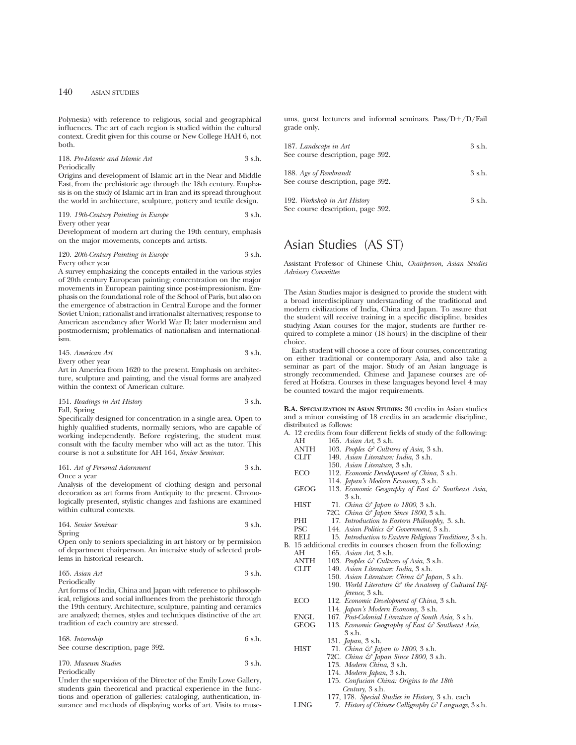Polynesia) with reference to religious, social and geographical influences. The art of each region is studied within the cultural context. Credit given for this course or New College HAH 6, not both.

118. *Pre-Islamic and Islamic Art* 3 s.h.
Periodically
Origins and development of Islamic art in the Near and Middle East, from the prehistoric age through the 18th century. Emphasis is on the study of Islamic art in Iran and its spread throughout the world in architecture, sculpture, pottery and textile design.

119. *19th-Century Painting in Europe* 3 s.h.
Every other year
Development of modern art during the 19th century, emphasis on the major movements, concepts and artists.

120. *20th-Century Painting in Europe* 3 s.h.
Every other year
A survey emphasizing the concepts entailed in the various styles of 20th century European painting; concentration on the major movements in European painting since post-impressionism. Emphasis on the foundational role of the School of Paris, but also on the emergence of abstraction in Central Europe and the former Soviet Union; rationalist and irrationalist alternatives; response to American ascendancy after World War II; later modernism and postmodernism; problematics of nationalism and internationalism.

145. *American Art* 3 s.h.
Every other year
Art in America from 1620 to the present. Emphasis on architecture, sculpture and painting, and the visual forms are analyzed within the context of American culture.

151. *Readings in Art History* 3 s.h.
Fall, Spring
Specifically designed for concentration in a single area. Open to highly qualified students, normally seniors, who are capable of working independently. Before registering, the student must consult with the faculty member who will act as the tutor. This course is not a substitute for AH 164, *Senior Seminar.*

161. *Art of Personal Adornment* 3 s.h.
Once a year
Analysis of the development of clothing design and personal decoration as art forms from Antiquity to the present. Chronologically presented, stylistic changes and fashions are examined within cultural contexts.

164. *Senior Seminar* 3 s.h.
Spring
Open only to seniors specializing in art history or by permission of department chairperson. An intensive study of selected problems in historical research.

165. *Asian Art* 3 s.h.
Periodically
Art forms of India, China and Japan with reference to philosophical, religious and social influences from the prehistoric through the 19th century. Architecture, sculpture, painting and ceramics are analyzed; themes, styles and techniques distinctive of the art tradition of each country are stressed.

168. *Internship* 6 s.h.
See course description, page 392.

170. *Museum Studies* 3 s.h.
Periodically
Under the supervision of the Director of the Emily Lowe Gallery, students gain theoretical and practical experience in the functions and operation of galleries: cataloging, authentication, insurance and methods of displaying works of art. Visits to museums, guest lecturers and informal seminars. Pass/D+/D/Fail grade only.

187. *Landscape in Art* 3 s.h.
See course description, page 392.

188. *Age of Rembrandt* 3 s.h.
See course description, page 392.

192. *Workshop in Art History* 3 s.h.
See course description, page 392.

# Asian Studies (AS ST)

Assistant Professor of Chinese Chiu, *Chairperson, Asian Studies Advisory Committee*

The Asian Studies major is designed to provide the student with a broad interdisciplinary understanding of the traditional and modern civilizations of India, China and Japan. To assure that the student will receive training in a specific discipline, besides studying Asian courses for the major, students are further required to complete a minor (18 hours) in the discipline of their choice.

Each student will choose a core of four courses, concentrating on either traditional or contemporary Asia, and also take a seminar as part of the major. Study of an Asian language is strongly recommended. Chinese and Japanese courses are offered at Hofstra. Courses in these languages beyond level 4 may be counted toward the major requirements.

**B.A. Specialization in Asian Studies:** 30 credits in Asian studies and a minor consisting of 18 credits in an academic discipline, distributed as follows:

A. 12 credits from four different fields of study of the following:

- AH 165. *Asian Art,* 3 s.h.
- ANTH 103. *Peoples & Cultures of Asia,* 3 s.h.
- CLIT 149. *Asian Literature: India,* 3 s.h.
  - 150. *Asian Literature,* 3 s.h.
- ECO 112. *Economic Development of China,* 3 s.h.
  - 114. *Japan's Modern Economy,* 3 s.h.
- GEOG 113. *Economic Geography of East & Southeast Asia,* 3 s.h.
- HIST 71. *China & Japan to 1800,* 3 s.h.
  - 72C. *China & Japan Since 1800,* 3 s.h.
- PHI 17. *Introduction to Eastern Philosophy,* 3. s.h.
- PSC 144. *Asian Politics & Government,* 3 s.h.
- RELI 15. *Introduction to Eastern Religious Traditions,* 3 s.h.

B. 15 additional credits in courses chosen from the following:

- AH 165. *Asian Art,* 3 s.h.
- ANTH 103. *Peoples & Cultures of Asia,* 3 s.h.
- CLIT 149. *Asian Literature: India,* 3 s.h.
  - 150. *Asian Literature: China & Japan,* 3 s.h.
  - 190. *World Literature & the Anatomy of Cultural Difference,* 3 s.h.
- ECO 112. *Economic Development of China,* 3 s.h.
  - 114. *Japan's Modern Economy,* 3 s.h.
- ENGL 167. *Post-Colonial Literature of South Asia,* 3 s.h.
- GEOG 113. *Economic Geography of East & Southeast Asia,* 3 s.h.
  - 131. *Japan,* 3 s.h.
- HIST 71. *China & Japan to 1800,* 3 s.h.
  - 72C. *China & Japan Since 1800,* 3 s.h.
  - 173. *Modern China,* 3 s.h.
  - 174. *Modern Japan,* 3 s.h.
  - 175. *Confucian China: Origins to the 18th Century,* 3 s.h.
  - 177, 178. *Special Studies in History,* 3 s.h. each
- LING 7. *History of Chinese Calligraphy & Language,* 3 s.h.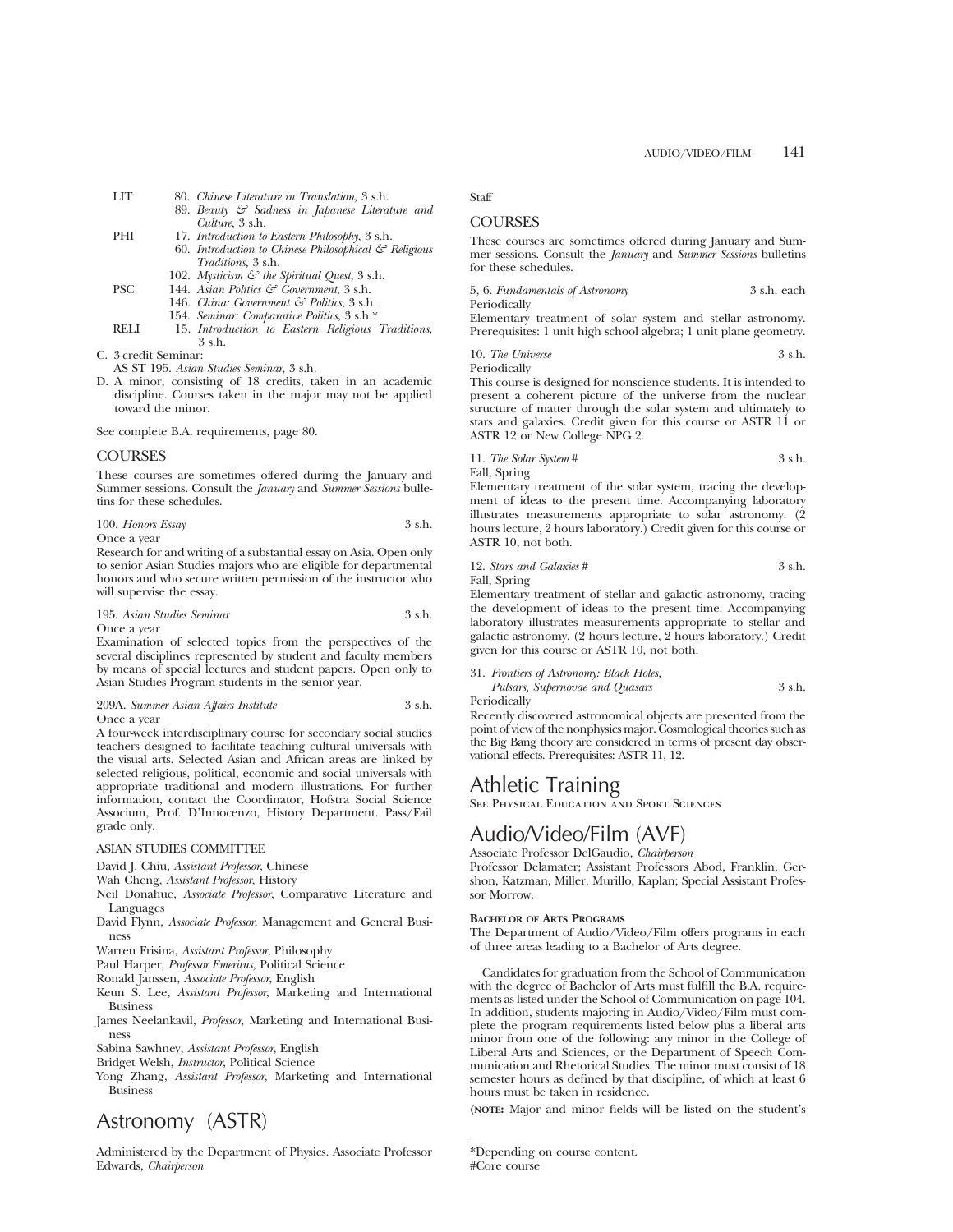| | |
|---|---|
| LIT | 80. *Chinese Literature in Translation,* 3 s.h. |
| | 89. *Beauty & Sadness in Japanese Literature and Culture,* 3 s.h. |
| PHI | 17. *Introduction to Eastern Philosophy,* 3 s.h. |
| | 60. *Introduction to Chinese Philosophical & Religious Traditions,* 3 s.h. |
| | 102. *Mysticism & the Spiritual Quest,* 3 s.h. |
| PSC | 144. *Asian Politics & Government,* 3 s.h. |
| | 146. *China: Government & Politics,* 3 s.h. |
| | 154. *Seminar: Comparative Politics,* 3 s.h.* |
| RELI | 15. *Introduction to Eastern Religious Traditions,* 3 s.h. |

C. 3-credit Seminar:
AS ST 195. *Asian Studies Seminar,* 3 s.h.

D. A minor, consisting of 18 credits, taken in an academic discipline. Courses taken in the major may not be applied toward the minor.

See complete B.A. requirements, page 80.

### COURSES

These courses are sometimes offered during the January and Summer sessions. Consult the *January* and *Summer Sessions* bulletins for these schedules.

100. *Honors Essay* 3 s.h.
Once a year
Research for and writing of a substantial essay on Asia. Open only to senior Asian Studies majors who are eligible for departmental honors and who secure written permission of the instructor who will supervise the essay.

195. *Asian Studies Seminar* 3 s.h.
Once a year
Examination of selected topics from the perspectives of the several disciplines represented by student and faculty members by means of special lectures and student papers. Open only to Asian Studies Program students in the senior year.

209A. *Summer Asian Affairs Institute* 3 s.h.
Once a year
A four-week interdisciplinary course for secondary social studies teachers designed to facilitate teaching cultural universals with the visual arts. Selected Asian and African areas are linked by selected religious, political, economic and social universals with appropriate traditional and modern illustrations. For further information, contact the Coordinator, Hofstra Social Science Associum, Prof. D'Innocenzo, History Department. Pass/Fail grade only.

### ASIAN STUDIES COMMITTEE

David J. Chiu, *Assistant Professor*, Chinese
Wah Cheng, *Assistant Professor*, History
Neil Donahue, *Associate Professor*, Comparative Literature and Languages
David Flynn, *Associate Professor*, Management and General Business
Warren Frisina, *Assistant Professor*, Philosophy
Paul Harper, *Professor Emeritus,* Political Science
Ronald Janssen, *Associate Professor*, English
Keun S. Lee, *Assistant Professor*, Marketing and International Business
James Neelankavil, *Professor*, Marketing and International Business
Sabina Sawhney, *Assistant Professor*, English
Bridget Welsh, *Instructor*, Political Science
Yong Zhang, *Assistant Professor*, Marketing and International Business

# Astronomy (ASTR)

Administered by the Department of Physics. Associate Professor Edwards, *Chairperson*

Staff

### COURSES

These courses are sometimes offered during January and Summer sessions. Consult the *January* and *Summer Sessions* bulletins for these schedules.

5, 6. *Fundamentals of Astronomy* 3 s.h. each
Periodically
Elementary treatment of solar system and stellar astronomy. Prerequisites: 1 unit high school algebra; 1 unit plane geometry.

10. *The Universe* 3 s.h.
Periodically
This course is designed for nonscience students. It is intended to present a coherent picture of the universe from the nuclear structure of matter through the solar system and ultimately to stars and galaxies. Credit given for this course or ASTR 11 or ASTR 12 or New College NPG 2.

11. *The Solar System* # 3 s.h.
Fall, Spring
Elementary treatment of the solar system, tracing the development of ideas to the present time. Accompanying laboratory illustrates measurements appropriate to solar astronomy. (2 hours lecture, 2 hours laboratory.) Credit given for this course or ASTR 10, not both.

12. *Stars and Galaxies* # 3 s.h.
Fall, Spring
Elementary treatment of stellar and galactic astronomy, tracing the development of ideas to the present time. Accompanying laboratory illustrates measurements appropriate to stellar and galactic astronomy. (2 hours lecture, 2 hours laboratory.) Credit given for this course or ASTR 10, not both.

31. *Frontiers of Astronomy: Black Holes, Pulsars, Supernovae and Quasars* 3 s.h.
Periodically
Recently discovered astronomical objects are presented from the point of view of the nonphysics major. Cosmological theories such as the Big Bang theory are considered in terms of present day observational effects. Prerequisites: ASTR 11, 12.

# Athletic Training

See Physical Education and Sport Sciences

# Audio/Video/Film (AVF)

Associate Professor DelGaudio, *Chairperson*
Professor Delamater; Assistant Professors Abod, Franklin, Gershon, Katzman, Miller, Murillo, Kaplan; Special Assistant Professor Morrow.

**Bachelor of Arts Programs**
The Department of Audio/Video/Film offers programs in each of three areas leading to a Bachelor of Arts degree.

Candidates for graduation from the School of Communication with the degree of Bachelor of Arts must fulfill the B.A. requirements as listed under the School of Communication on page 104. In addition, students majoring in Audio/Video/Film must complete the program requirements listed below plus a liberal arts minor from one of the following: any minor in the College of Liberal Arts and Sciences, or the Department of Speech Communication and Rhetorical Studies. The minor must consist of 18 semester hours as defined by that discipline, of which at least 6 hours must be taken in residence.

**(Note:** Major and minor fields will be listed on the student's

---

*Depending on course content.
#Core course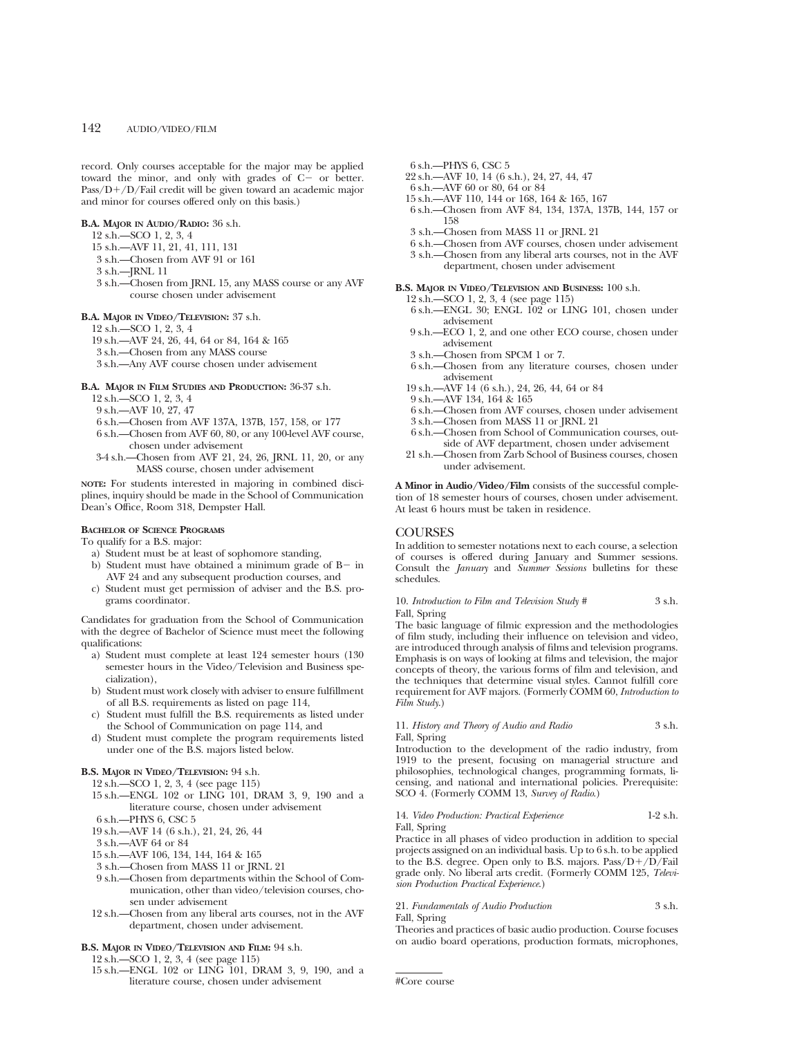record. Only courses acceptable for the major may be applied toward the minor, and only with grades of C− or better. Pass/D+/D/Fail credit will be given toward an academic major and minor for courses offered only on this basis.)

**B.A. Major in Audio/Radio:** 36 s.h.

- 12 s.h.—SCO 1, 2, 3, 4
- 15 s.h.—AVF 11, 21, 41, 111, 131
- 3 s.h.—Chosen from AVF 91 or 161
- 3 s.h.—JRNL 11
- 3 s.h.—Chosen from JRNL 15, any MASS course or any AVF course chosen under advisement

**B.A. Major in Video/Television:** 37 s.h.

- 12 s.h.—SCO 1, 2, 3, 4
- 19 s.h.—AVF 24, 26, 44, 64 or 84, 164 & 165
- 3 s.h.—Chosen from any MASS course
- 3 s.h.—Any AVF course chosen under advisement

**B.A. Major in Film Studies and Production:** 36-37 s.h.

- 12 s.h.—SCO 1, 2, 3, 4
- 9 s.h.—AVF 10, 27, 47
- 6 s.h.—Chosen from AVF 137A, 137B, 157, 158, or 177
- 6 s.h.—Chosen from AVF 60, 80, or any 100-level AVF course, chosen under advisement
- 3-4 s.h.—Chosen from AVF 21, 24, 26, JRNL 11, 20, or any MASS course, chosen under advisement

**NOTE:** For students interested in majoring in combined disciplines, inquiry should be made in the School of Communication Dean's Office, Room 318, Dempster Hall.

**Bachelor of Science Programs**

To qualify for a B.S. major:

a) Student must be at least of sophomore standing,
b) Student must have obtained a minimum grade of B− in AVF 24 and any subsequent production courses, and
c) Student must get permission of adviser and the B.S. programs coordinator.

Candidates for graduation from the School of Communication with the degree of Bachelor of Science must meet the following qualifications:

a) Student must complete at least 124 semester hours (130 semester hours in the Video/Television and Business specialization),
b) Student must work closely with adviser to ensure fulfillment of all B.S. requirements as listed on page 114,
c) Student must fulfill the B.S. requirements as listed under the School of Communication on page 114, and
d) Student must complete the program requirements listed under one of the B.S. majors listed below.

**B.S. Major in Video/Television:** 94 s.h.

- 12 s.h.—SCO 1, 2, 3, 4 (see page 115)
- 15 s.h.—ENGL 102 or LING 101, DRAM 3, 9, 190 and a literature course, chosen under advisement
- 6 s.h.—PHYS 6, CSC 5
- 19 s.h.—AVF 14 (6 s.h.), 21, 24, 26, 44
- 3 s.h.—AVF 64 or 84
- 15 s.h.—AVF 106, 134, 144, 164 & 165
- 3 s.h.—Chosen from MASS 11 or JRNL 21
- 9 s.h.—Chosen from departments within the School of Communication, other than video/television courses, chosen under advisement
- 12 s.h.—Chosen from any liberal arts courses, not in the AVF department, chosen under advisement.

**B.S. Major in Video/Television and Film:** 94 s.h.

- 12 s.h.—SCO 1, 2, 3, 4 (see page 115)
- 15 s.h.—ENGL 102 or LING 101, DRAM 3, 9, 190, and a literature course, chosen under advisement
- 6 s.h.—PHYS 6, CSC 5
- 22 s.h.—AVF 10, 14 (6 s.h.), 24, 27, 44, 47
- 6 s.h.—AVF 60 or 80, 64 or 84
- 15 s.h.—AVF 110, 144 or 168, 164 & 165, 167
- 6 s.h.—Chosen from AVF 84, 134, 137A, 137B, 144, 157 or 158
- 3 s.h.—Chosen from MASS 11 or JRNL 21
- 6 s.h.—Chosen from AVF courses, chosen under advisement
- 3 s.h.—Chosen from any liberal arts courses, not in the AVF department, chosen under advisement

**B.S. Major in Video/Television and Business:** 100 s.h.

- 12 s.h.—SCO 1, 2, 3, 4 (see page 115)
- 6 s.h.—ENGL 30; ENGL 102 or LING 101, chosen under advisement
- 9 s.h.—ECO 1, 2, and one other ECO course, chosen under advisement
- 3 s.h.—Chosen from SPCM 1 or 7.
- 6 s.h.—Chosen from any literature courses, chosen under advisement
- 19 s.h.—AVF 14 (6 s.h.), 24, 26, 44, 64 or 84
- 9 s.h.—AVF 134, 164 & 165
- 6 s.h.—Chosen from AVF courses, chosen under advisement
- 3 s.h.—Chosen from MASS 11 or JRNL 21
- 6 s.h.—Chosen from School of Communication courses, outside of AVF department, chosen under advisement
- 21 s.h.—Chosen from Zarb School of Business courses, chosen under advisement.

**A Minor in Audio/Video/Film** consists of the successful completion of 18 semester hours of courses, chosen under advisement. At least 6 hours must be taken in residence.

## COURSES

In addition to semester notations next to each course, a selection of courses is offered during January and Summer sessions. Consult the *January* and *Summer Sessions* bulletins for these schedules.

10. *Introduction to Film and Television Study #* — 3 s.h.
Fall, Spring
The basic language of filmic expression and the methodologies of film study, including their influence on television and video, are introduced through analysis of films and television programs. Emphasis is on ways of looking at films and television, the major concepts of theory, the various forms of film and television, and the techniques that determine visual styles. Cannot fulfill core requirement for AVF majors. (Formerly COMM 60, *Introduction to Film Study*.)

11. *History and Theory of Audio and Radio* — 3 s.h.
Fall, Spring
Introduction to the development of the radio industry, from 1919 to the present, focusing on managerial structure and philosophies, technological changes, programming formats, licensing, and national and international policies. Prerequisite: SCO 4. (Formerly COMM 13, *Survey of Radio*.)

14. *Video Production: Practical Experience* — 1-2 s.h.
Fall, Spring
Practice in all phases of video production in addition to special projects assigned on an individual basis. Up to 6 s.h. to be applied to the B.S. degree. Open only to B.S. majors. Pass/D+/D/Fail grade only. No liberal arts credit. (Formerly COMM 125, *Television Production Practical Experience*.)

21. *Fundamentals of Audio Production* — 3 s.h.
Fall, Spring
Theories and practices of basic audio production. Course focuses on audio board operations, production formats, microphones,

#Core course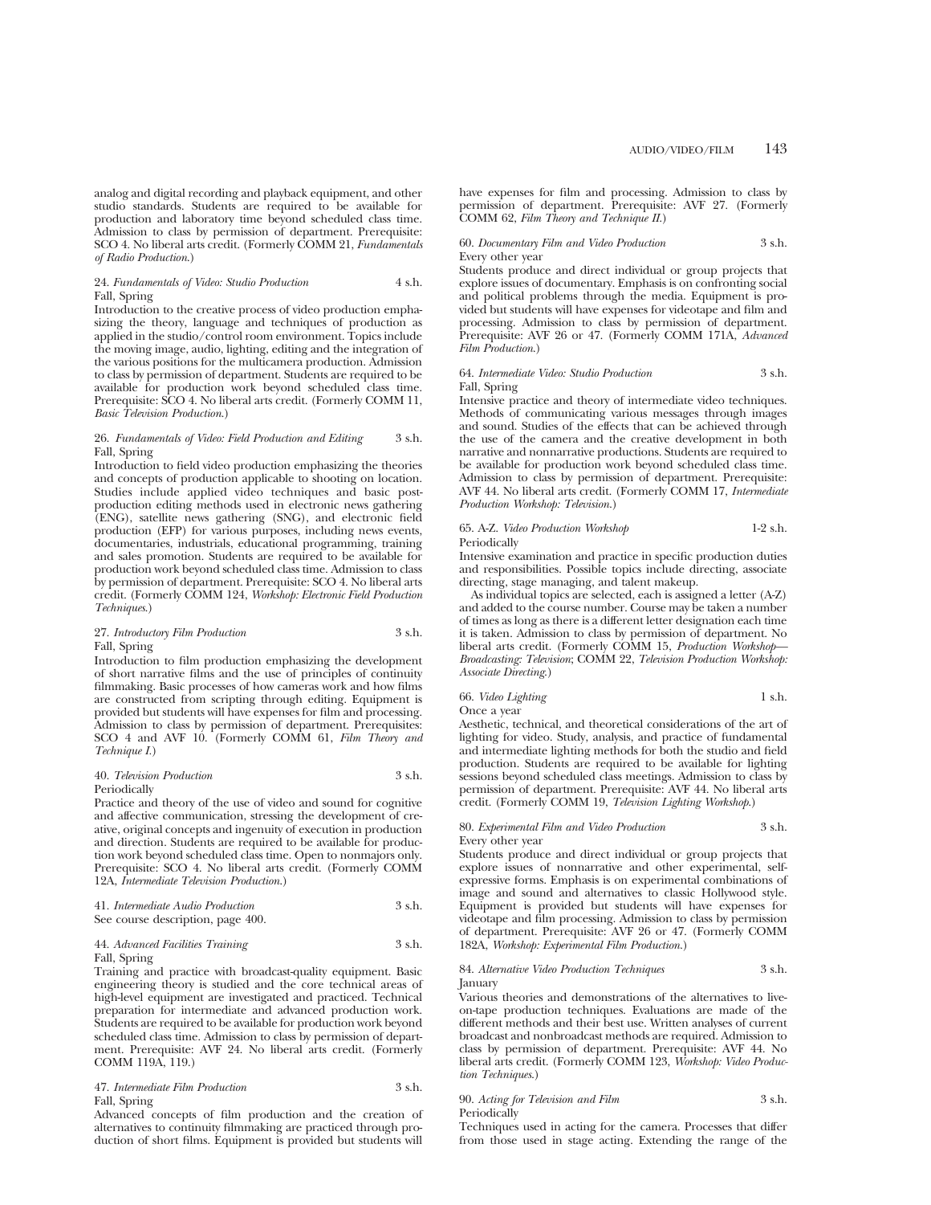analog and digital recording and playback equipment, and other studio standards. Students are required to be available for production and laboratory time beyond scheduled class time. Admission to class by permission of department. Prerequisite: SCO 4. No liberal arts credit. (Formerly COMM 21, *Fundamentals of Radio Production*.)

24. *Fundamentals of Video: Studio Production* 4 s.h.
Fall, Spring
Introduction to the creative process of video production emphasizing the theory, language and techniques of production as applied in the studio/control room environment. Topics include the moving image, audio, lighting, editing and the integration of the various positions for the multicamera production. Admission to class by permission of department. Students are required to be available for production work beyond scheduled class time. Prerequisite: SCO 4. No liberal arts credit. (Formerly COMM 11, *Basic Television Production*.)

26. *Fundamentals of Video: Field Production and Editing* 3 s.h.
Fall, Spring
Introduction to field video production emphasizing the theories and concepts of production applicable to shooting on location. Studies include applied video techniques and basic post-production editing methods used in electronic news gathering (ENG), satellite news gathering (SNG), and electronic field production (EFP) for various purposes, including news events, documentaries, industrials, educational programming, training and sales promotion. Students are required to be available for production work beyond scheduled class time. Admission to class by permission of department. Prerequisite: SCO 4. No liberal arts credit. (Formerly COMM 124, *Workshop: Electronic Field Production Techniques*.)

27. *Introductory Film Production* 3 s.h.
Fall, Spring
Introduction to film production emphasizing the development of short narrative films and the use of principles of continuity filmmaking. Basic processes of how cameras work and how films are constructed from scripting through editing. Equipment is provided but students will have expenses for film and processing. Admission to class by permission of department. Prerequisites: SCO 4 and AVF 10. (Formerly COMM 61, *Film Theory and Technique I*.)

40. *Television Production* 3 s.h.
Periodically
Practice and theory of the use of video and sound for cognitive and affective communication, stressing the development of creative, original concepts and ingenuity of execution in production and direction. Students are required to be available for production work beyond scheduled class time. Open to nonmajors only. Prerequisite: SCO 4. No liberal arts credit. (Formerly COMM 12A, *Intermediate Television Production*.)

41. *Intermediate Audio Production* 3 s.h.
See course description, page 400.

44. *Advanced Facilities Training* 3 s.h.
Fall, Spring
Training and practice with broadcast-quality equipment. Basic engineering theory is studied and the core technical areas of high-level equipment are investigated and practiced. Technical preparation for intermediate and advanced production work. Students are required to be available for production work beyond scheduled class time. Admission to class by permission of department. Prerequisite: AVF 24. No liberal arts credit. (Formerly COMM 119A, 119.)

47. *Intermediate Film Production* 3 s.h.
Fall, Spring
Advanced concepts of film production and the creation of alternatives to continuity filmmaking are practiced through production of short films. Equipment is provided but students will have expenses for film and processing. Admission to class by permission of department. Prerequisite: AVF 27. (Formerly COMM 62, *Film Theory and Technique II*.)

60. *Documentary Film and Video Production* 3 s.h.
Every other year
Students produce and direct individual or group projects that explore issues of documentary. Emphasis is on confronting social and political problems through the media. Equipment is provided but students will have expenses for videotape and film and processing. Admission to class by permission of department. Prerequisite: AVF 26 or 47. (Formerly COMM 171A, *Advanced Film Production*.)

64. *Intermediate Video: Studio Production* 3 s.h.
Fall, Spring
Intensive practice and theory of intermediate video techniques. Methods of communicating various messages through images and sound. Studies of the effects that can be achieved through the use of the camera and the creative development in both narrative and nonnarrative productions. Students are required to be available for production work beyond scheduled class time. Admission to class by permission of department. Prerequisite: AVF 44. No liberal arts credit. (Formerly COMM 17, *Intermediate Production Workshop: Television*.)

65. A-Z. *Video Production Workshop* 1-2 s.h.
Periodically
Intensive examination and practice in specific production duties and responsibilities. Possible topics include directing, associate directing, stage managing, and talent makeup.

As individual topics are selected, each is assigned a letter (A-Z) and added to the course number. Course may be taken a number of times as long as there is a different letter designation each time it is taken. Admission to class by permission of department. No liberal arts credit. (Formerly COMM 15, *Production Workshop—Broadcasting: Television*; COMM 22, *Television Production Workshop: Associate Directing*.)

66. *Video Lighting* 1 s.h.
Once a year
Aesthetic, technical, and theoretical considerations of the art of lighting for video. Study, analysis, and practice of fundamental and intermediate lighting methods for both the studio and field production. Students are required to be available for lighting sessions beyond scheduled class meetings. Admission to class by permission of department. Prerequisite: AVF 44. No liberal arts credit. (Formerly COMM 19, *Television Lighting Workshop*.)

80. *Experimental Film and Video Production* 3 s.h.
Every other year
Students produce and direct individual or group projects that explore issues of nonnarrative and other experimental, self-expressive forms. Emphasis is on experimental combinations of image and sound and alternatives to classic Hollywood style. Equipment is provided but students will have expenses for videotape and film processing. Admission to class by permission of department. Prerequisite: AVF 26 or 47. (Formerly COMM 182A, *Workshop: Experimental Film Production*.)

84. *Alternative Video Production Techniques* 3 s.h.
January
Various theories and demonstrations of the alternatives to live-on-tape production techniques. Evaluations are made of the different methods and their best use. Written analyses of current broadcast and nonbroadcast methods are required. Admission to class by permission of department. Prerequisite: AVF 44. No liberal arts credit. (Formerly COMM 123, *Workshop: Video Production Techniques*.)

90. *Acting for Television and Film* 3 s.h.
Periodically
Techniques used in acting for the camera. Processes that differ from those used in stage acting. Extending the range of the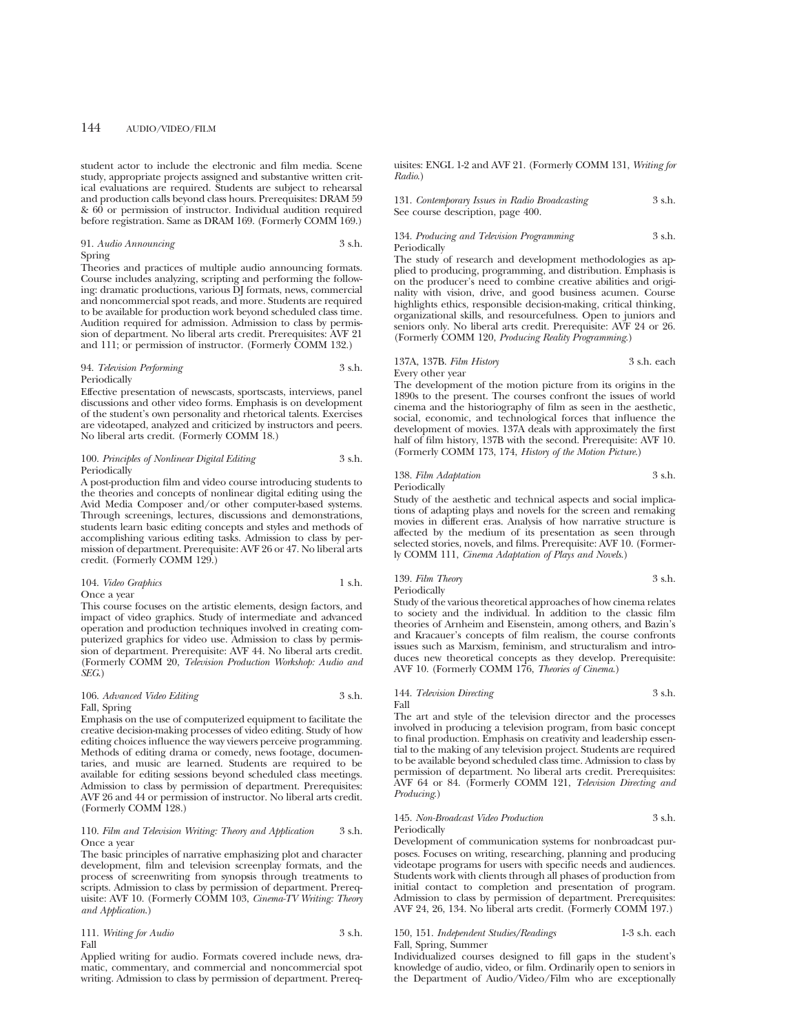student actor to include the electronic and film media. Scene study, appropriate projects assigned and substantive written critical evaluations are required. Students are subject to rehearsal and production calls beyond class hours. Prerequisites: DRAM 59 & 60 or permission of instructor. Individual audition required before registration. Same as DRAM 169. (Formerly COMM 169.)

91. *Audio Announcing* 3 s.h.
Spring

Theories and practices of multiple audio announcing formats. Course includes analyzing, scripting and performing the following: dramatic productions, various DJ formats, news, commercial and noncommercial spot reads, and more. Students are required to be available for production work beyond scheduled class time. Audition required for admission. Admission to class by permission of department. No liberal arts credit. Prerequisites: AVF 21 and 111; or permission of instructor. (Formerly COMM 132.)

94. *Television Performing* 3 s.h.
Periodically

Effective presentation of newscasts, sportscasts, interviews, panel discussions and other video forms. Emphasis is on development of the student's own personality and rhetorical talents. Exercises are videotaped, analyzed and criticized by instructors and peers. No liberal arts credit. (Formerly COMM 18.)

100. *Principles of Nonlinear Digital Editing* 3 s.h.
Periodically

A post-production film and video course introducing students to the theories and concepts of nonlinear digital editing using the Avid Media Composer and/or other computer-based systems. Through screenings, lectures, discussions and demonstrations, students learn basic editing concepts and styles and methods of accomplishing various editing tasks. Admission to class by permission of department. Prerequisite: AVF 26 or 47. No liberal arts credit. (Formerly COMM 129.)

104. *Video Graphics* 1 s.h.
Once a year

This course focuses on the artistic elements, design factors, and impact of video graphics. Study of intermediate and advanced operation and production techniques involved in creating computerized graphics for video use. Admission to class by permission of department. Prerequisite: AVF 44. No liberal arts credit. (Formerly COMM 20, *Television Production Workshop: Audio and SEG.*)

106. *Advanced Video Editing* 3 s.h.
Fall, Spring

Emphasis on the use of computerized equipment to facilitate the creative decision-making processes of video editing. Study of how editing choices influence the way viewers perceive programming. Methods of editing drama or comedy, news footage, documentaries, and music are learned. Students are required to be available for editing sessions beyond scheduled class meetings. Admission to class by permission of department. Prerequisites: AVF 26 and 44 or permission of instructor. No liberal arts credit. (Formerly COMM 128.)

110. *Film and Television Writing: Theory and Application* 3 s.h.
Once a year

The basic principles of narrative emphasizing plot and character development, film and television screenplay formats, and the process of screenwriting from synopsis through treatments to scripts. Admission to class by permission of department. Prerequisite: AVF 10. (Formerly COMM 103, *Cinema-TV Writing: Theory and Application.*)

111. *Writing for Audio* 3 s.h.
Fall

Applied writing for audio. Formats covered include news, dramatic, commentary, and commercial and noncommercial spot writing. Admission to class by permission of department. Prerequisites: ENGL 1-2 and AVF 21. (Formerly COMM 131, *Writing for Radio.*)

131. *Contemporary Issues in Radio Broadcasting* 3 s.h.
See course description, page 400.

134. *Producing and Television Programming* 3 s.h.
Periodically

The study of research and development methodologies as applied to producing, programming, and distribution. Emphasis is on the producer's need to combine creative abilities and originality with vision, drive, and good business acumen. Course highlights ethics, responsible decision-making, critical thinking, organizational skills, and resourcefulness. Open to juniors and seniors only. No liberal arts credit. Prerequisite: AVF 24 or 26. (Formerly COMM 120, *Producing Reality Programming.*)

137A, 137B. *Film History* 3 s.h. each
Every other year

The development of the motion picture from its origins in the 1890s to the present. The courses confront the issues of world cinema and the historiography of film as seen in the aesthetic, social, economic, and technological forces that influence the development of movies. 137A deals with approximately the first half of film history, 137B with the second. Prerequisite: AVF 10. (Formerly COMM 173, 174, *History of the Motion Picture.*)

138. *Film Adaptation* 3 s.h.
Periodically

Study of the aesthetic and technical aspects and social implications of adapting plays and novels for the screen and remaking movies in different eras. Analysis of how narrative structure is affected by the medium of its presentation as seen through selected stories, novels, and films. Prerequisite: AVF 10. (Formerly COMM 111, *Cinema Adaptation of Plays and Novels.*)

139. *Film Theory* 3 s.h.
Periodically

Study of the various theoretical approaches of how cinema relates to society and the individual. In addition to the classic film theories of Arnheim and Eisenstein, among others, and Bazin's and Kracauer's concepts of film realism, the course confronts issues such as Marxism, feminism, and structuralism and introduces new theoretical concepts as they develop. Prerequisite: AVF 10. (Formerly COMM 176, *Theories of Cinema.*)

144. *Television Directing* 3 s.h.
Fall

The art and style of the television director and the processes involved in producing a television program, from basic concept to final production. Emphasis on creativity and leadership essential to the making of any television project. Students are required to be available beyond scheduled class time. Admission to class by permission of department. No liberal arts credit. Prerequisites: AVF 64 or 84. (Formerly COMM 121, *Television Directing and Producing.*)

145. *Non-Broadcast Video Production* 3 s.h.
Periodically

Development of communication systems for nonbroadcast purposes. Focuses on writing, researching, planning and producing videotape programs for users with specific needs and audiences. Students work with clients through all phases of production from initial contact to completion and presentation of program. Admission to class by permission of department. Prerequisites: AVF 24, 26, 134. No liberal arts credit. (Formerly COMM 197.)

150, 151. *Independent Studies/Readings* 1-3 s.h. each
Fall, Spring, Summer

Individualized courses designed to fill gaps in the student's knowledge of audio, video, or film. Ordinarily open to seniors in the Department of Audio/Video/Film who are exceptionally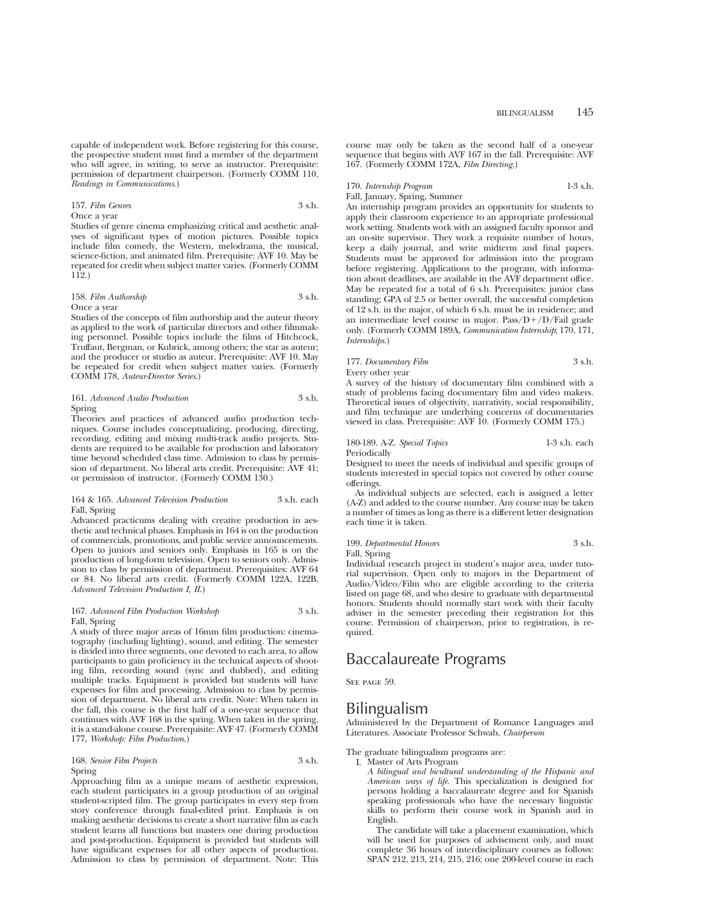capable of independent work. Before registering for this course, the prospective student must find a member of the department who will agree, in writing, to serve as instructor. Prerequisite: permission of department chairperson. (Formerly COMM 110, *Readings in Communications.*)

157. *Film Genres* 3 s.h.
Once a year
Studies of genre cinema emphasizing critical and aesthetic analyses of significant types of motion pictures. Possible topics include film comedy, the Western, melodrama, the musical, science-fiction, and animated film. Prerequisite: AVF 10. May be repeated for credit when subject matter varies. (Formerly COMM 112.)

158. *Film Authorship* 3 s.h.
Once a year
Studies of the concepts of film authorship and the auteur theory as applied to the work of particular directors and other filmmaking personnel. Possible topics include the films of Hitchcock, Truffaut, Bergman, or Kubrick, among others; the star as auteur; and the producer or studio as auteur. Prerequisite: AVF 10. May be repeated for credit when subject matter varies. (Formerly COMM 178, *Auteur-Director Series.*)

161. *Advanced Audio Production* 3 s.h.
Spring
Theories and practices of advanced audio production techniques. Course includes conceptualizing, producing, directing, recording, editing and mixing multi-track audio projects. Students are required to be available for production and laboratory time beyond scheduled class time. Admission to class by permission of department. No liberal arts credit. Prerequisite: AVF 41; or permission of instructor. (Formerly COMM 130.)

164 & 165. *Advanced Television Production* 3 s.h. each
Fall, Spring
Advanced practicums dealing with creative production in aesthetic and technical phases. Emphasis in 164 is on the production of commercials, promotions, and public service announcements. Open to juniors and seniors only. Emphasis in 165 is on the production of long-form television. Open to seniors only. Admission to class by permission of department. Prerequisites: AVF 64 or 84. No liberal arts credit. (Formerly COMM 122A, 122B, *Advanced Television Production I, II.*)

167. *Advanced Film Production Workshop* 3 s.h.
Fall, Spring
A study of three major areas of 16mm film production: cinematography (including lighting), sound, and editing. The semester is divided into three segments, one devoted to each area, to allow participants to gain proficiency in the technical aspects of shooting film, recording sound (sync and dubbed), and editing multiple tracks. Equipment is provided but students will have expenses for film and processing. Admission to class by permission of department. No liberal arts credit. Note: When taken in the fall, this course is the first half of a one-year sequence that continues with AVF 168 in the spring. When taken in the spring, it is a stand-alone course. Prerequisite: AVF 47. (Formerly COMM 177, *Workshop: Film Production.*)

168. *Senior Film Projects* 3 s.h.
Spring
Approaching film as a unique means of aesthetic expression, each student participates in a group production of an original student-scripted film. The group participates in every step from story conference through final-edited print. Emphasis is on making aesthetic decisions to create a short narrative film as each student learns all functions but masters one during production and post-production. Equipment is provided but students will have significant expenses for all other aspects of production. Admission to class by permission of department. Note: This course may only be taken as the second half of a one-year sequence that begins with AVF 167 in the fall. Prerequisite: AVF 167. (Formerly COMM 172A, *Film Directing.*)

170. *Internship Program* 1-3 s.h.
Fall, January, Spring, Summer
An internship program provides an opportunity for students to apply their classroom experience to an appropriate professional work setting. Students work with an assigned faculty sponsor and an on-site supervisor. They work a requisite number of hours, keep a daily journal, and write midterm and final papers. Students must be approved for admission into the program before registering. Applications to the program, with information about deadlines, are available in the AVF department office. May be repeated for a total of 6 s.h. Prerequisites: junior class standing; GPA of 2.5 or better overall, the successful completion of 12 s.h. in the major, of which 6 s.h. must be in residence; and an intermediate level course in major. Pass/D+/D/Fail grade only. (Formerly COMM 189A, *Communication Internship*; 170, 171, *Internships.*)

177. *Documentary Film* 3 s.h.
Every other year
A survey of the history of documentary film combined with a study of problems facing documentary film and video makers. Theoretical issues of objectivity, narrativity, social responsibility, and film technique are underlying concerns of documentaries viewed in class. Prerequisite: AVF 10. (Formerly COMM 175.)

180-189. A-Z. *Special Topics* 1-3 s.h. each
Periodically
Designed to meet the needs of individual and specific groups of students interested in special topics not covered by other course offerings.

As individual subjects are selected, each is assigned a letter (A-Z) and added to the course number. Any course may be taken a number of times as long as there is a different letter designation each time it is taken.

199. *Departmental Honors* 3 s.h.
Fall, Spring
Individual research project in student's major area, under tutorial supervision. Open only to majors in the Department of Audio/Video/Film who are eligible according to the criteria listed on page 68, and who desire to graduate with departmental honors. Students should normally start work with their faculty adviser in the semester preceding their registration for this course. Permission of chairperson, prior to registration, is required.

# Baccalaureate Programs

See page 59.

# Bilingualism

Administered by the Department of Romance Languages and Literatures. Associate Professor Schwab, *Chairperson*

The graduate bilingualism programs are:

I. Master of Arts Program
*A bilingual and bicultural understanding of the Hispanic and American ways of life.* This specialization is designed for persons holding a baccalaureate degree and for Spanish speaking professionals who have the necessary linguistic skills to perform their course work in Spanish and in English.

The candidate will take a placement examination, which will be used for purposes of advisement only, and must complete 36 hours of interdisciplinary courses as follows: SPAN 212, 213, 214, 215, 216; one 200-level course in each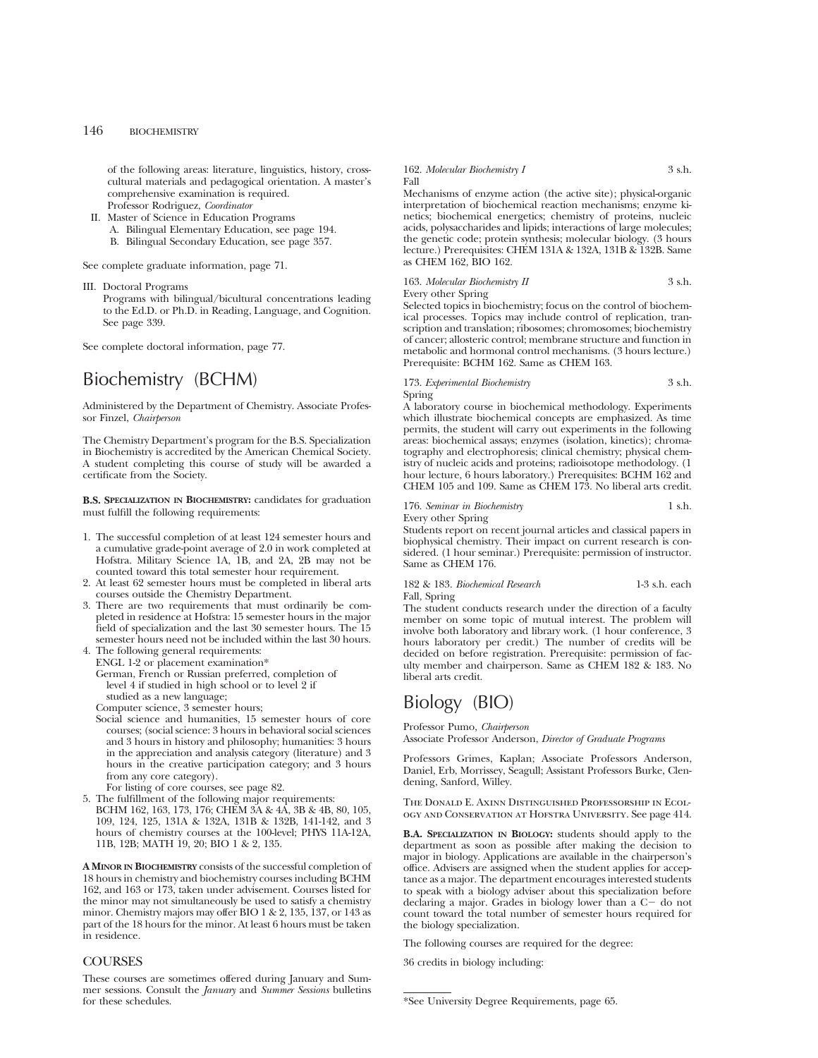of the following areas: literature, linguistics, history, cross-cultural materials and pedagogical orientation. A master's comprehensive examination is required.
Professor Rodriguez, *Coordinator*

II. Master of Science in Education Programs
   A. Bilingual Elementary Education, see page 194.
   B. Bilingual Secondary Education, see page 357.

See complete graduate information, page 71.

III. Doctoral Programs
   Programs with bilingual/bicultural concentrations leading to the Ed.D. or Ph.D. in Reading, Language, and Cognition. See page 339.

See complete doctoral information, page 77.

# Biochemistry (BCHM)

Administered by the Department of Chemistry. Associate Professor Finzel, *Chairperson*

The Chemistry Department's program for the B.S. Specialization in Biochemistry is accredited by the American Chemical Society. A student completing this course of study will be awarded a certificate from the Society.

**B.S. Specialization in Biochemistry:** candidates for graduation must fulfill the following requirements:

1. The successful completion of at least 124 semester hours and a cumulative grade-point average of 2.0 in work completed at Hofstra. Military Science 1A, 1B, and 2A, 2B may not be counted toward this total semester hour requirement.
2. At least 62 semester hours must be completed in liberal arts courses outside the Chemistry Department.
3. There are two requirements that must ordinarily be completed in residence at Hofstra: 15 semester hours in the major field of specialization and the last 30 semester hours. The 15 semester hours need not be included within the last 30 hours.
4. The following general requirements:
   ENGL 1-2 or placement examination*
   German, French or Russian preferred, completion of level 4 if studied in high school or to level 2 if studied as a new language;
   Computer science, 3 semester hours;
   Social science and humanities, 15 semester hours of core courses; (social science: 3 hours in behavioral social sciences and 3 hours in history and philosophy; humanities: 3 hours in the appreciation and analysis category (literature) and 3 hours in the creative participation category; and 3 hours from any core category).
   For listing of core courses, see page 82.
5. The fulfillment of the following major requirements:
   BCHM 162, 163, 173, 176; CHEM 3A & 4A, 3B & 4B, 80, 105, 109, 124, 125, 131A & 132A, 131B & 132B, 141-142, and 3 hours of chemistry courses at the 100-level; PHYS 11A-12A, 11B, 12B; MATH 19, 20; BIO 1 & 2, 135.

**A Minor in Biochemistry** consists of the successful completion of 18 hours in chemistry and biochemistry courses including BCHM 162, and 163 or 173, taken under advisement. Courses listed for the minor may not simultaneously be used to satisfy a chemistry minor. Chemistry majors may offer BIO 1 & 2, 135, 137, or 143 as part of the 18 hours for the minor. At least 6 hours must be taken in residence.

## COURSES

These courses are sometimes offered during January and Summer sessions. Consult the *January* and *Summer Sessions* bulletins for these schedules.

162. *Molecular Biochemistry I* 3 s.h.
Fall
Mechanisms of enzyme action (the active site); physical-organic interpretation of biochemical reaction mechanisms; enzyme kinetics; biochemical energetics; chemistry of proteins, nucleic acids, polysaccharides and lipids; interactions of large molecules; the genetic code; protein synthesis; molecular biology. (3 hours lecture.) Prerequisites: CHEM 131A & 132A, 131B & 132B. Same as CHEM 162, BIO 162.

163. *Molecular Biochemistry II* 3 s.h.
Every other Spring
Selected topics in biochemistry; focus on the control of biochemical processes. Topics may include control of replication, transcription and translation; ribosomes; chromosomes; biochemistry of cancer; allosteric control; membrane structure and function in metabolic and hormonal control mechanisms. (3 hours lecture.) Prerequisite: BCHM 162. Same as CHEM 163.

173. *Experimental Biochemistry* 3 s.h.
Spring
A laboratory course in biochemical methodology. Experiments which illustrate biochemical concepts are emphasized. As time permits, the student will carry out experiments in the following areas: biochemical assays; enzymes (isolation, kinetics); chromatography and electrophoresis; clinical chemistry; physical chemistry of nucleic acids and proteins; radioisotope methodology. (1 hour lecture, 6 hours laboratory.) Prerequisites: BCHM 162 and CHEM 105 and 109. Same as CHEM 173. No liberal arts credit.

176. *Seminar in Biochemistry* 1 s.h.
Every other Spring
Students report on recent journal articles and classical papers in biophysical chemistry. Their impact on current research is considered. (1 hour seminar.) Prerequisite: permission of instructor. Same as CHEM 176.

182 & 183. *Biochemical Research* 1-3 s.h. each
Fall, Spring
The student conducts research under the direction of a faculty member on some topic of mutual interest. The problem will involve both laboratory and library work. (1 hour conference, 3 hours laboratory per credit.) The number of credits will be decided on before registration. Prerequisite: permission of faculty member and chairperson. Same as CHEM 182 & 183. No liberal arts credit.

# Biology (BIO)

Professor Pumo, *Chairperson*
Associate Professor Anderson, *Director of Graduate Programs*

Professors Grimes, Kaplan; Associate Professors Anderson, Daniel, Erb, Morrissey, Seagull; Assistant Professors Burke, Clendening, Sanford, Willey.

The Donald E. Axinn Distinguished Professorship in Ecology and Conservation at Hofstra University. See page 414.

**B.A. Specialization in Biology:** students should apply to the department as soon as possible after making the decision to major in biology. Applications are available in the chairperson's office. Advisers are assigned when the student applies for acceptance as a major. The department encourages interested students to speak with a biology adviser about this specialization before declaring a major. Grades in biology lower than a C− do not count toward the total number of semester hours required for the biology specialization.

The following courses are required for the degree:

36 credits in biology including:

*See University Degree Requirements, page 65.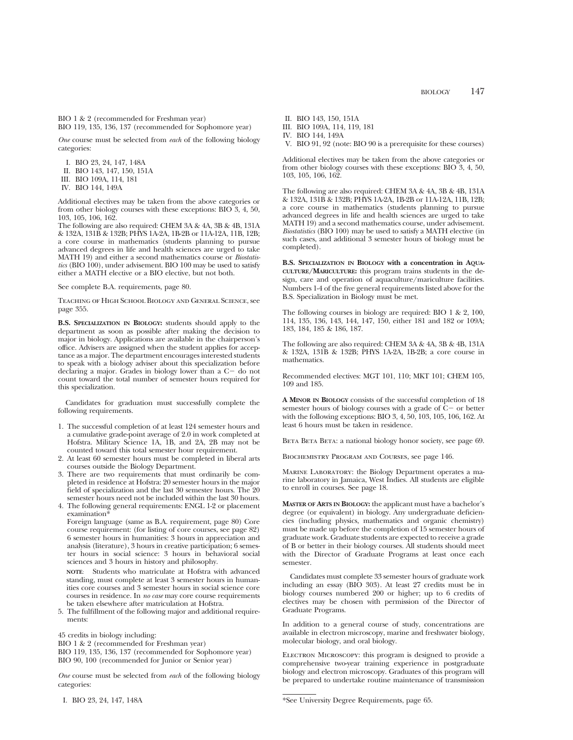BIO 1 & 2 (recommended for Freshman year)
BIO 119, 135, 136, 137 (recommended for Sophomore year)

*One* course must be selected from *each* of the following biology categories:

I. BIO 23, 24, 147, 148A
II. BIO 143, 147, 150, 151A
III. BIO 109A, 114, 181
IV. BIO 144, 149A

Additional electives may be taken from the above categories or from other biology courses with these exceptions: BIO 3, 4, 50, 103, 105, 106, 162.

The following are also required: CHEM 3A & 4A, 3B & 4B, 131A & 132A, 131B & 132B; PHYS 1A-2A, 1B-2B or 11A-12A, 11B, 12B; a core course in mathematics (students planning to pursue advanced degrees in life and health sciences are urged to take MATH 19) and either a second mathematics course or *Biostatistics* (BIO 100), under advisement. BIO 100 may be used to satisfy either a MATH elective or a BIO elective, but not both.

See complete B.A. requirements, page 80.

Teaching of High School Biology and General Science, see page 355.

**B.S. Specialization in Biology:** students should apply to the department as soon as possible after making the decision to major in biology. Applications are available in the chairperson's office. Advisers are assigned when the student applies for acceptance as a major. The department encourages interested students to speak with a biology adviser about this specialization before declaring a major. Grades in biology lower than a C− do not count toward the total number of semester hours required for this specialization.

Candidates for graduation must successfully complete the following requirements.

1. The successful completion of at least 124 semester hours and a cumulative grade-point average of 2.0 in work completed at Hofstra. Military Science 1A, 1B, and 2A, 2B may not be counted toward this total semester hour requirement.
2. At least 60 semester hours must be completed in liberal arts courses outside the Biology Department.
3. There are two requirements that must ordinarily be completed in residence at Hofstra: 20 semester hours in the major field of specialization and the last 30 semester hours. The 20 semester hours need not be included within the last 30 hours.
4. The following general requirements: ENGL 1-2 or placement examination*
   Foreign language (same as B.A. requirement, page 80) Core course requirement: (for listing of core courses, see page 82) 6 semester hours in humanities: 3 hours in appreciation and analysis (literature), 3 hours in creative participation; 6 semester hours in social science: 3 hours in behavioral social sciences and 3 hours in history and philosophy.
   **Note**: Students who matriculate at Hofstra with advanced standing, must complete at least 3 semester hours in humanities core courses and 3 semester hours in social science core courses in residence. In *no case* may core course requirements be taken elsewhere after matriculation at Hofstra.
5. The fulfillment of the following major and additional requirements:

45 credits in biology including:
BIO 1 & 2 (recommended for Freshman year)
BIO 119, 135, 136, 137 (recommended for Sophomore year)
BIO 90, 100 (recommended for Junior or Senior year)

*One* course must be selected from *each* of the following biology categories:

I. BIO 23, 24, 147, 148A
II. BIO 143, 150, 151A
III. BIO 109A, 114, 119, 181
IV. BIO 144, 149A
V. BIO 91, 92 (note: BIO 90 is a prerequisite for these courses)

Additional electives may be taken from the above categories or from other biology courses with these exceptions: BIO 3, 4, 50, 103, 105, 106, 162.

The following are also required: CHEM 3A & 4A, 3B & 4B, 131A & 132A, 131B & 132B; PHYS 1A-2A, 1B-2B or 11A-12A, 11B, 12B; a core course in mathematics (students planning to pursue advanced degrees in life and health sciences are urged to take MATH 19) and a second mathematics course, under advisement. *Biostatistics* (BIO 100) may be used to satisfy a MATH elective (in such cases, and additional 3 semester hours of biology must be completed).

**B.S. Specialization in Biology with a concentration in Aquaculture/Mariculture:** this program trains students in the design, care and operation of aquaculture/mariculture facilities. Numbers 1-4 of the five general requirements listed above for the B.S. Specialization in Biology must be met.

The following courses in biology are required: BIO 1 & 2, 100, 114, 135, 136, 143, 144, 147, 150, either 181 and 182 or 109A; 183, 184, 185 & 186, 187.

The following are also required: CHEM 3A & 4A, 3B & 4B, 131A & 132A, 131B & 132B; PHYS 1A-2A, 1B-2B; a core course in mathematics.

Recommended electives: MGT 101, 110; MKT 101; CHEM 105, 109 and 185.

**A Minor in Biology** consists of the successful completion of 18 semester hours of biology courses with a grade of C− or better with the following exceptions: BIO 3, 4, 50, 103, 105, 106, 162. At least 6 hours must be taken in residence.

Beta Beta Beta: a national biology honor society, see page 69.

Biochemistry Program and Courses, see page 146.

Marine Laboratory: the Biology Department operates a marine laboratory in Jamaica, West Indies. All students are eligible to enroll in courses. See page 18.

**Master of Arts in Biology:** the applicant must have a bachelor's degree (or equivalent) in biology. Any undergraduate deficiencies (including physics, mathematics and organic chemistry) must be made up before the completion of 15 semester hours of graduate work. Graduate students are expected to receive a grade of B or better in their biology courses. All students should meet with the Director of Graduate Programs at least once each semester.

Candidates must complete 33 semester hours of graduate work including an essay (BIO 303). At least 27 credits must be in biology courses numbered 200 or higher; up to 6 credits of electives may be chosen with permission of the Director of Graduate Programs.

In addition to a general course of study, concentrations are available in electron microscopy, marine and freshwater biology, molecular biology, and oral biology.

Electron Microscopy: this program is designed to provide a comprehensive two-year training experience in postgraduate biology and electron microscopy. Graduates of this program will be prepared to undertake routine maintenance of transmission

*See University Degree Requirements, page 65.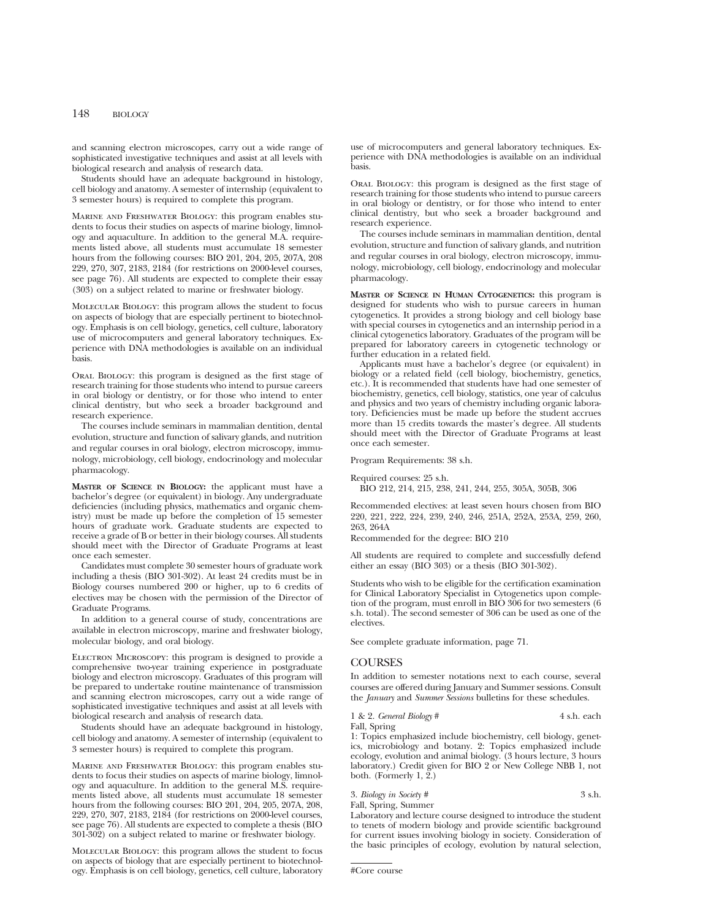and scanning electron microscopes, carry out a wide range of sophisticated investigative techniques and assist at all levels with biological research and analysis of research data.

Students should have an adequate background in histology, cell biology and anatomy. A semester of internship (equivalent to 3 semester hours) is required to complete this program.

Marine and Freshwater Biology: this program enables students to focus their studies on aspects of marine biology, limnology and aquaculture. In addition to the general M.A. requirements listed above, all students must accumulate 18 semester hours from the following courses: BIO 201, 204, 205, 207A, 208 229, 270, 307, 2183, 2184 (for restrictions on 2000-level courses, see page 76). All students are expected to complete their essay (303) on a subject related to marine or freshwater biology.

Molecular Biology: this program allows the student to focus on aspects of biology that are especially pertinent to biotechnology. Emphasis is on cell biology, genetics, cell culture, laboratory use of microcomputers and general laboratory techniques. Experience with DNA methodologies is available on an individual basis.

Oral Biology: this program is designed as the first stage of research training for those students who intend to pursue careers in oral biology or dentistry, or for those who intend to enter clinical dentistry, but who seek a broader background and research experience.

The courses include seminars in mammalian dentition, dental evolution, structure and function of salivary glands, and nutrition and regular courses in oral biology, electron microscopy, immunology, microbiology, cell biology, endocrinology and molecular pharmacology.

**Master of Science in Biology:** the applicant must have a bachelor's degree (or equivalent) in biology. Any undergraduate deficiencies (including physics, mathematics and organic chemistry) must be made up before the completion of 15 semester hours of graduate work. Graduate students are expected to receive a grade of B or better in their biology courses. All students should meet with the Director of Graduate Programs at least once each semester.

Candidates must complete 30 semester hours of graduate work including a thesis (BIO 301-302). At least 24 credits must be in Biology courses numbered 200 or higher, up to 6 credits of electives may be chosen with the permission of the Director of Graduate Programs.

In addition to a general course of study, concentrations are available in electron microscopy, marine and freshwater biology, molecular biology, and oral biology.

Electron Microscopy: this program is designed to provide a comprehensive two-year training experience in postgraduate biology and electron microscopy. Graduates of this program will be prepared to undertake routine maintenance of transmission and scanning electron microscopes, carry out a wide range of sophisticated investigative techniques and assist at all levels with biological research and analysis of research data.

Students should have an adequate background in histology, cell biology and anatomy. A semester of internship (equivalent to 3 semester hours) is required to complete this program.

Marine and Freshwater Biology: this program enables students to focus their studies on aspects of marine biology, limnology and aquaculture. In addition to the general M.S. requirements listed above, all students must accumulate 18 semester hours from the following courses: BIO 201, 204, 205, 207A, 208, 229, 270, 307, 2183, 2184 (for restrictions on 2000-level courses, see page 76). All students are expected to complete a thesis (BIO 301-302) on a subject related to marine or freshwater biology.

Molecular Biology: this program allows the student to focus on aspects of biology that are especially pertinent to biotechnology. Emphasis is on cell biology, genetics, cell culture, laboratory use of microcomputers and general laboratory techniques. Experience with DNA methodologies is available on an individual basis.

Oral Biology: this program is designed as the first stage of research training for those students who intend to pursue careers in oral biology or dentistry, or for those who intend to enter clinical dentistry, but who seek a broader background and research experience.

The courses include seminars in mammalian dentition, dental evolution, structure and function of salivary glands, and nutrition and regular courses in oral biology, electron microscopy, immunology, microbiology, cell biology, endocrinology and molecular pharmacology.

**Master of Science in Human Cytogenetics:** this program is designed for students who wish to pursue careers in human cytogenetics. It provides a strong biology and cell biology base with special courses in cytogenetics and an internship period in a clinical cytogenetics laboratory. Graduates of the program will be prepared for laboratory careers in cytogenetic technology or further education in a related field.

Applicants must have a bachelor's degree (or equivalent) in biology or a related field (cell biology, biochemistry, genetics, etc.). It is recommended that students have had one semester of biochemistry, genetics, cell biology, statistics, one year of calculus and physics and two years of chemistry including organic laboratory. Deficiencies must be made up before the student accrues more than 15 credits towards the master's degree. All students should meet with the Director of Graduate Programs at least once each semester.

Program Requirements: 38 s.h.

Required courses: 25 s.h.
BIO 212, 214, 215, 238, 241, 244, 255, 305A, 305B, 306

Recommended electives: at least seven hours chosen from BIO 220, 221, 222, 224, 239, 240, 246, 251A, 252A, 253A, 259, 260, 263, 264A
Recommended for the degree: BIO 210

All students are required to complete and successfully defend either an essay (BIO 303) or a thesis (BIO 301-302).

Students who wish to be eligible for the certification examination for Clinical Laboratory Specialist in Cytogenetics upon completion of the program, must enroll in BIO 306 for two semesters (6 s.h. total). The second semester of 306 can be used as one of the electives.

See complete graduate information, page 71.

## COURSES

In addition to semester notations next to each course, several courses are offered during January and Summer sessions. Consult the *January* and *Summer Sessions* bulletins for these schedules.

1 & 2. *General Biology* # 4 s.h. each
Fall, Spring
1: Topics emphasized include biochemistry, cell biology, genetics, microbiology and botany. 2: Topics emphasized include ecology, evolution and animal biology. (3 hours lecture, 3 hours laboratory.) Credit given for BIO 2 or New College NBB 1, not both. (Formerly 1, 2.)

3. *Biology in Society* # 3 s.h.
Fall, Spring, Summer
Laboratory and lecture course designed to introduce the student to tenets of modern biology and provide scientific background for current issues involving biology in society. Consideration of the basic principles of ecology, evolution by natural selection,

#Core course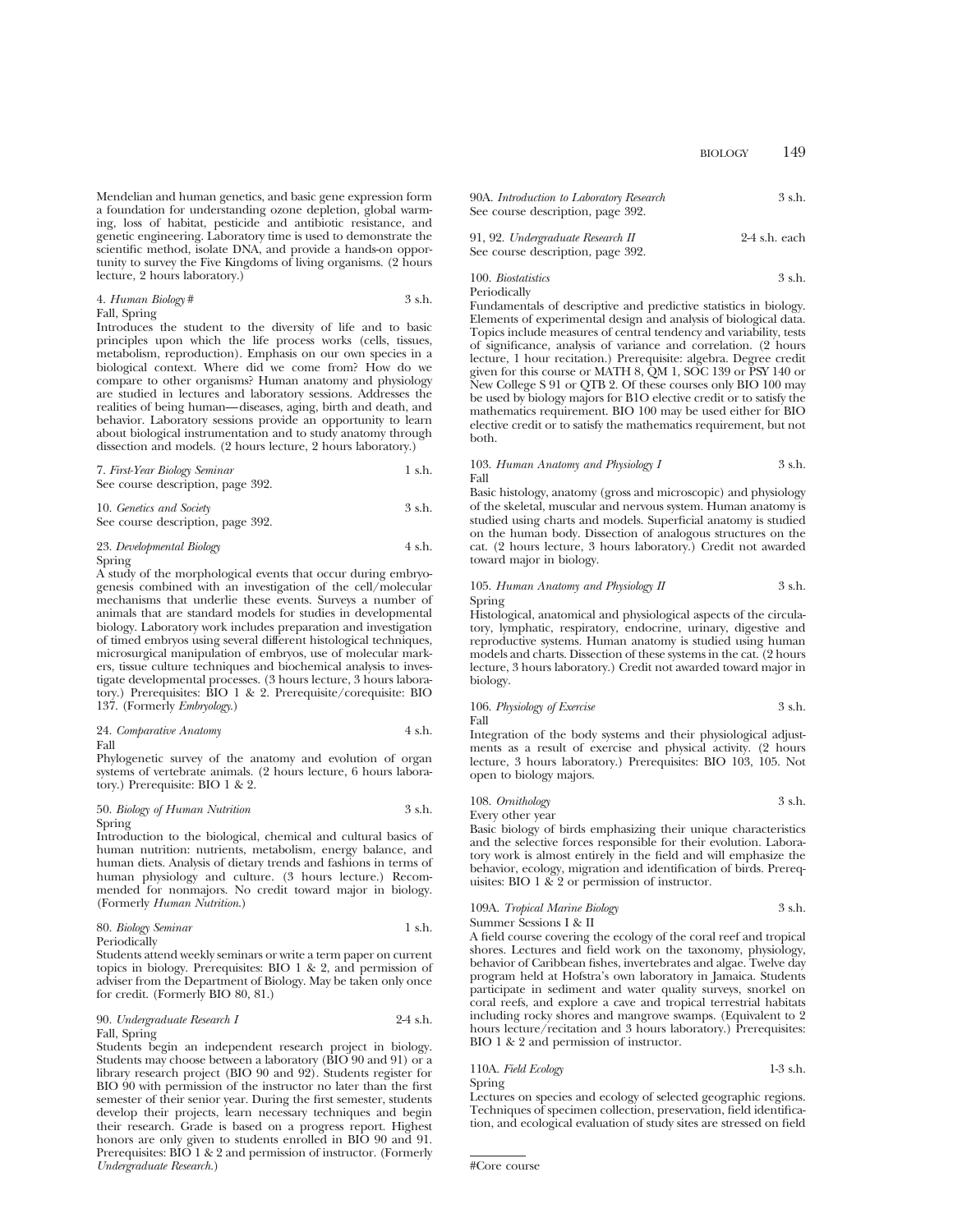Mendelian and human genetics, and basic gene expression form a foundation for understanding ozone depletion, global warming, loss of habitat, pesticide and antibiotic resistance, and genetic engineering. Laboratory time is used to demonstrate the scientific method, isolate DNA, and provide a hands-on opportunity to survey the Five Kingdoms of living organisms. (2 hours lecture, 2 hours laboratory.)

4. *Human Biology* # 3 s.h.
Fall, Spring
Introduces the student to the diversity of life and to basic principles upon which the life process works (cells, tissues, metabolism, reproduction). Emphasis on our own species in a biological context. Where did we come from? How do we compare to other organisms? Human anatomy and physiology are studied in lectures and laboratory sessions. Addresses the realities of being human—diseases, aging, birth and death, and behavior. Laboratory sessions provide an opportunity to learn about biological instrumentation and to study anatomy through dissection and models. (2 hours lecture, 2 hours laboratory.)

7. *First-Year Biology Seminar* 1 s.h.
See course description, page 392.

10. *Genetics and Society* 3 s.h.
See course description, page 392.

23. *Developmental Biology* 4 s.h.
Spring
A study of the morphological events that occur during embryogenesis combined with an investigation of the cell/molecular mechanisms that underlie these events. Surveys a number of animals that are standard models for studies in developmental biology. Laboratory work includes preparation and investigation of timed embryos using several different histological techniques, microsurgical manipulation of embryos, use of molecular markers, tissue culture techniques and biochemical analysis to investigate developmental processes. (3 hours lecture, 3 hours laboratory.) Prerequisites: BIO 1 & 2. Prerequisite/corequisite: BIO 137. (Formerly *Embryology*.)

24. *Comparative Anatomy* 4 s.h.
Fall
Phylogenetic survey of the anatomy and evolution of organ systems of vertebrate animals. (2 hours lecture, 6 hours laboratory.) Prerequisite: BIO 1 & 2.

50. *Biology of Human Nutrition* 3 s.h.
Spring
Introduction to the biological, chemical and cultural basics of human nutrition: nutrients, metabolism, energy balance, and human diets. Analysis of dietary trends and fashions in terms of human physiology and culture. (3 hours lecture.) Recommended for nonmajors. No credit toward major in biology. (Formerly *Human Nutrition*.)

80. *Biology Seminar* 1 s.h.
Periodically
Students attend weekly seminars or write a term paper on current topics in biology. Prerequisites: BIO 1 & 2, and permission of adviser from the Department of Biology. May be taken only once for credit. (Formerly BIO 80, 81.)

90. *Undergraduate Research I* 2-4 s.h.
Fall, Spring
Students begin an independent research project in biology. Students may choose between a laboratory (BIO 90 and 91) or a library research project (BIO 90 and 92). Students register for BIO 90 with permission of the instructor no later than the first semester of their senior year. During the first semester, students develop their projects, learn necessary techniques and begin their research. Grade is based on a progress report. Highest honors are only given to students enrolled in BIO 90 and 91. Prerequisites: BIO 1 & 2 and permission of instructor. (Formerly *Undergraduate Research*.)

90A. *Introduction to Laboratory Research* 3 s.h.
See course description, page 392.

91, 92. *Undergraduate Research II* 2-4 s.h. each
See course description, page 392.

100. *Biostatistics* 3 s.h.
Periodically
Fundamentals of descriptive and predictive statistics in biology. Elements of experimental design and analysis of biological data. Topics include measures of central tendency and variability, tests of significance, analysis of variance and correlation. (2 hours lecture, 1 hour recitation.) Prerequisite: algebra. Degree credit given for this course or MATH 8, QM 1, SOC 139 or PSY 140 or New College S 91 or QTB 2. Of these courses only BIO 100 may be used by biology majors for BIO elective credit or to satisfy the mathematics requirement. BIO 100 may be used either for BIO elective credit or to satisfy the mathematics requirement, but not both.

103. *Human Anatomy and Physiology I* 3 s.h.
Fall
Basic histology, anatomy (gross and microscopic) and physiology of the skeletal, muscular and nervous system. Human anatomy is studied using charts and models. Superficial anatomy is studied on the human body. Dissection of analogous structures on the cat. (2 hours lecture, 3 hours laboratory.) Credit not awarded toward major in biology.

105. *Human Anatomy and Physiology II* 3 s.h.
Spring
Histological, anatomical and physiological aspects of the circulatory, lymphatic, respiratory, endocrine, urinary, digestive and reproductive systems. Human anatomy is studied using human models and charts. Dissection of these systems in the cat. (2 hours lecture, 3 hours laboratory.) Credit not awarded toward major in biology.

106. *Physiology of Exercise* 3 s.h.
Fall
Integration of the body systems and their physiological adjustments as a result of exercise and physical activity. (2 hours lecture, 3 hours laboratory.) Prerequisites: BIO 103, 105. Not open to biology majors.

108. *Ornithology* 3 s.h.
Every other year
Basic biology of birds emphasizing their unique characteristics and the selective forces responsible for their evolution. Laboratory work is almost entirely in the field and will emphasize the behavior, ecology, migration and identification of birds. Prerequisites: BIO 1 & 2 or permission of instructor.

109A. *Tropical Marine Biology* 3 s.h.
Summer Sessions I & II
A field course covering the ecology of the coral reef and tropical shores. Lectures and field work on the taxonomy, physiology, behavior of Caribbean fishes, invertebrates and algae. Twelve day program held at Hofstra's own laboratory in Jamaica. Students participate in sediment and water quality surveys, snorkel on coral reefs, and explore a cave and tropical terrestrial habitats including rocky shores and mangrove swamps. (Equivalent to 2 hours lecture/recitation and 3 hours laboratory.) Prerequisites: BIO 1 & 2 and permission of instructor.

110A. *Field Ecology* 1-3 s.h.
Spring
Lectures on species and ecology of selected geographic regions. Techniques of specimen collection, preservation, field identification, and ecological evaluation of study sites are stressed on field

#Core course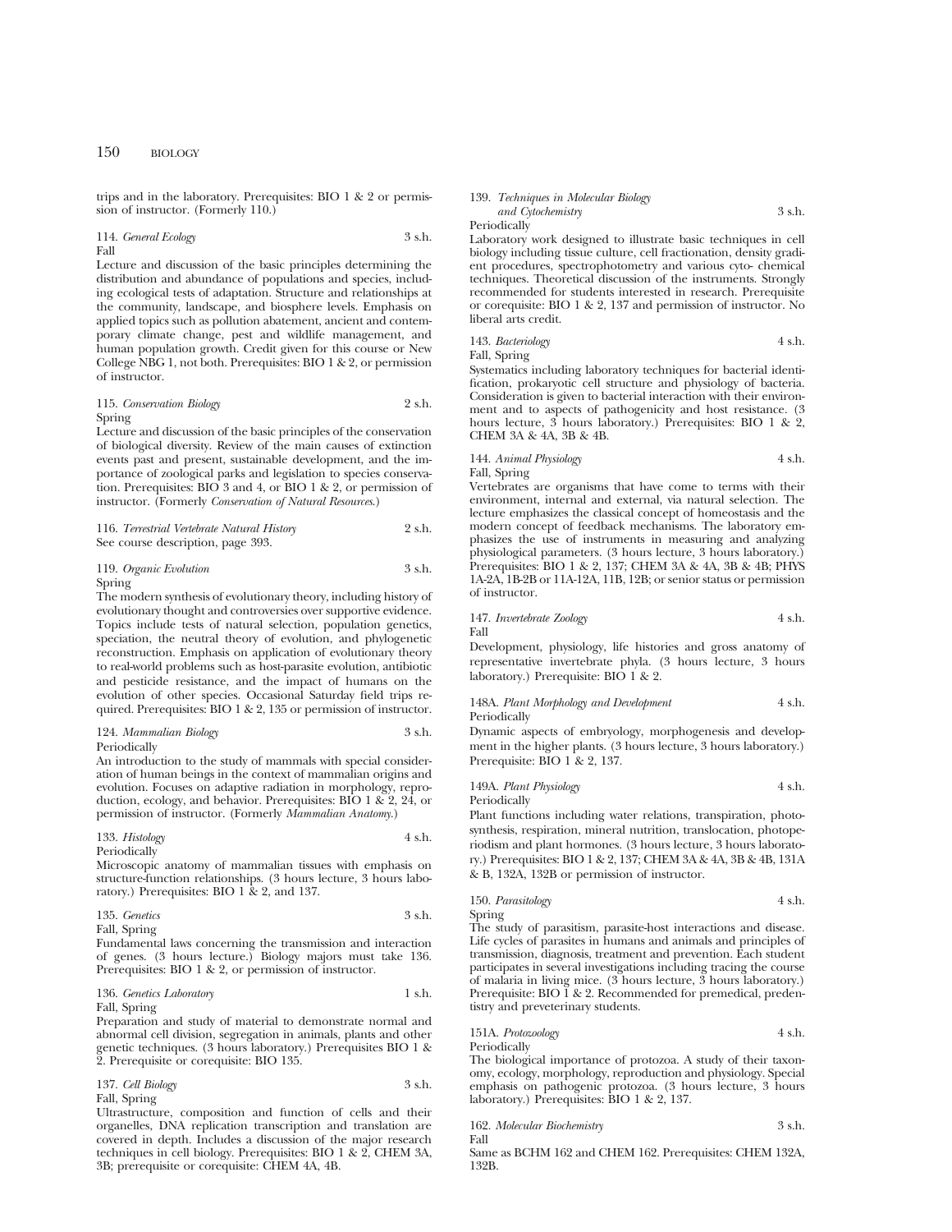trips and in the laboratory. Prerequisites: BIO 1 & 2 or permission of instructor. (Formerly 110.)

114. *General Ecology* 3 s.h.
Fall

Lecture and discussion of the basic principles determining the distribution and abundance of populations and species, including ecological tests of adaptation. Structure and relationships at the community, landscape, and biosphere levels. Emphasis on applied topics such as pollution abatement, ancient and contemporary climate change, pest and wildlife management, and human population growth. Credit given for this course or New College NBG 1, not both. Prerequisites: BIO 1 & 2, or permission of instructor.

115. *Conservation Biology* 2 s.h.
Spring

Lecture and discussion of the basic principles of the conservation of biological diversity. Review of the main causes of extinction events past and present, sustainable development, and the importance of zoological parks and legislation to species conservation. Prerequisites: BIO 3 and 4, or BIO 1 & 2, or permission of instructor. (Formerly *Conservation of Natural Resources*.)

116. *Terrestrial Vertebrate Natural History* 2 s.h.
See course description, page 393.

119. *Organic Evolution* 3 s.h.
Spring

The modern synthesis of evolutionary theory, including history of evolutionary thought and controversies over supportive evidence. Topics include tests of natural selection, population genetics, speciation, the neutral theory of evolution, and phylogenetic reconstruction. Emphasis on application of evolutionary theory to real-world problems such as host-parasite evolution, antibiotic and pesticide resistance, and the impact of humans on the evolution of other species. Occasional Saturday field trips required. Prerequisites: BIO 1 & 2, 135 or permission of instructor.

124. *Mammalian Biology* 3 s.h.
Periodically

An introduction to the study of mammals with special consideration of human beings in the context of mammalian origins and evolution. Focuses on adaptive radiation in morphology, reproduction, ecology, and behavior. Prerequisites: BIO 1 & 2, 24, or permission of instructor. (Formerly *Mammalian Anatomy*.)

133. *Histology* 4 s.h.
Periodically

Microscopic anatomy of mammalian tissues with emphasis on structure-function relationships. (3 hours lecture, 3 hours laboratory.) Prerequisites: BIO 1 & 2, and 137.

135. *Genetics* 3 s.h.
Fall, Spring

Fundamental laws concerning the transmission and interaction of genes. (3 hours lecture.) Biology majors must take 136. Prerequisites: BIO 1 & 2, or permission of instructor.

136. *Genetics Laboratory* 1 s.h.
Fall, Spring

Preparation and study of material to demonstrate normal and abnormal cell division, segregation in animals, plants and other genetic techniques. (3 hours laboratory.) Prerequisites BIO 1 & 2. Prerequisite or corequisite: BIO 135.

137. *Cell Biology* 3 s.h.
Fall, Spring

Ultrastructure, composition and function of cells and their organelles, DNA replication transcription and translation are covered in depth. Includes a discussion of the major research techniques in cell biology. Prerequisites: BIO 1 & 2, CHEM 3A, 3B; prerequisite or corequisite: CHEM 4A, 4B.

139. *Techniques in Molecular Biology and Cytochemistry* 3 s.h.
Periodically

Laboratory work designed to illustrate basic techniques in cell biology including tissue culture, cell fractionation, density gradient procedures, spectrophotometry and various cyto- chemical techniques. Theoretical discussion of the instruments. Strongly recommended for students interested in research. Prerequisite or corequisite: BIO 1 & 2, 137 and permission of instructor. No liberal arts credit.

143. *Bacteriology* 4 s.h.
Fall, Spring

Systematics including laboratory techniques for bacterial identification, prokaryotic cell structure and physiology of bacteria. Consideration is given to bacterial interaction with their environment and to aspects of pathogenicity and host resistance. (3 hours lecture, 3 hours laboratory.) Prerequisites: BIO 1 & 2, CHEM 3A & 4A, 3B & 4B.

144. *Animal Physiology* 4 s.h.
Fall, Spring

Vertebrates are organisms that have come to terms with their environment, internal and external, via natural selection. The lecture emphasizes the classical concept of homeostasis and the modern concept of feedback mechanisms. The laboratory emphasizes the use of instruments in measuring and analyzing physiological parameters. (3 hours lecture, 3 hours laboratory.) Prerequisites: BIO 1 & 2, 137; CHEM 3A & 4A, 3B & 4B; PHYS 1A-2A, 1B-2B or 11A-12A, 11B, 12B; or senior status or permission of instructor.

147. *Invertebrate Zoology* 4 s.h.
Fall

Development, physiology, life histories and gross anatomy of representative invertebrate phyla. (3 hours lecture, 3 hours laboratory.) Prerequisite: BIO 1 & 2.

148A. *Plant Morphology and Development* 4 s.h.
Periodically

Dynamic aspects of embryology, morphogenesis and development in the higher plants. (3 hours lecture, 3 hours laboratory.) Prerequisite: BIO 1 & 2, 137.

149A. *Plant Physiology* 4 s.h.
Periodically

Plant functions including water relations, transpiration, photosynthesis, respiration, mineral nutrition, translocation, photoperiodism and plant hormones. (3 hours lecture, 3 hours laboratory.) Prerequisites: BIO 1 & 2, 137; CHEM 3A & 4A, 3B & 4B, 131A & B, 132A, 132B or permission of instructor.

150. *Parasitology* 4 s.h.
Spring

The study of parasitism, parasite-host interactions and disease. Life cycles of parasites in humans and animals and principles of transmission, diagnosis, treatment and prevention. Each student participates in several investigations including tracing the course of malaria in living mice. (3 hours lecture, 3 hours laboratory.) Prerequisite: BIO 1 & 2. Recommended for premedical, predentistry and preveterinary students.

151A. *Protozoology* 4 s.h.
Periodically

The biological importance of protozoa. A study of their taxonomy, ecology, morphology, reproduction and physiology. Special emphasis on pathogenic protozoa. (3 hours lecture, 3 hours laboratory.) Prerequisites: BIO 1 & 2, 137.

162. *Molecular Biochemistry* 3 s.h.
Fall

Same as BCHM 162 and CHEM 162. Prerequisites: CHEM 132A, 132B.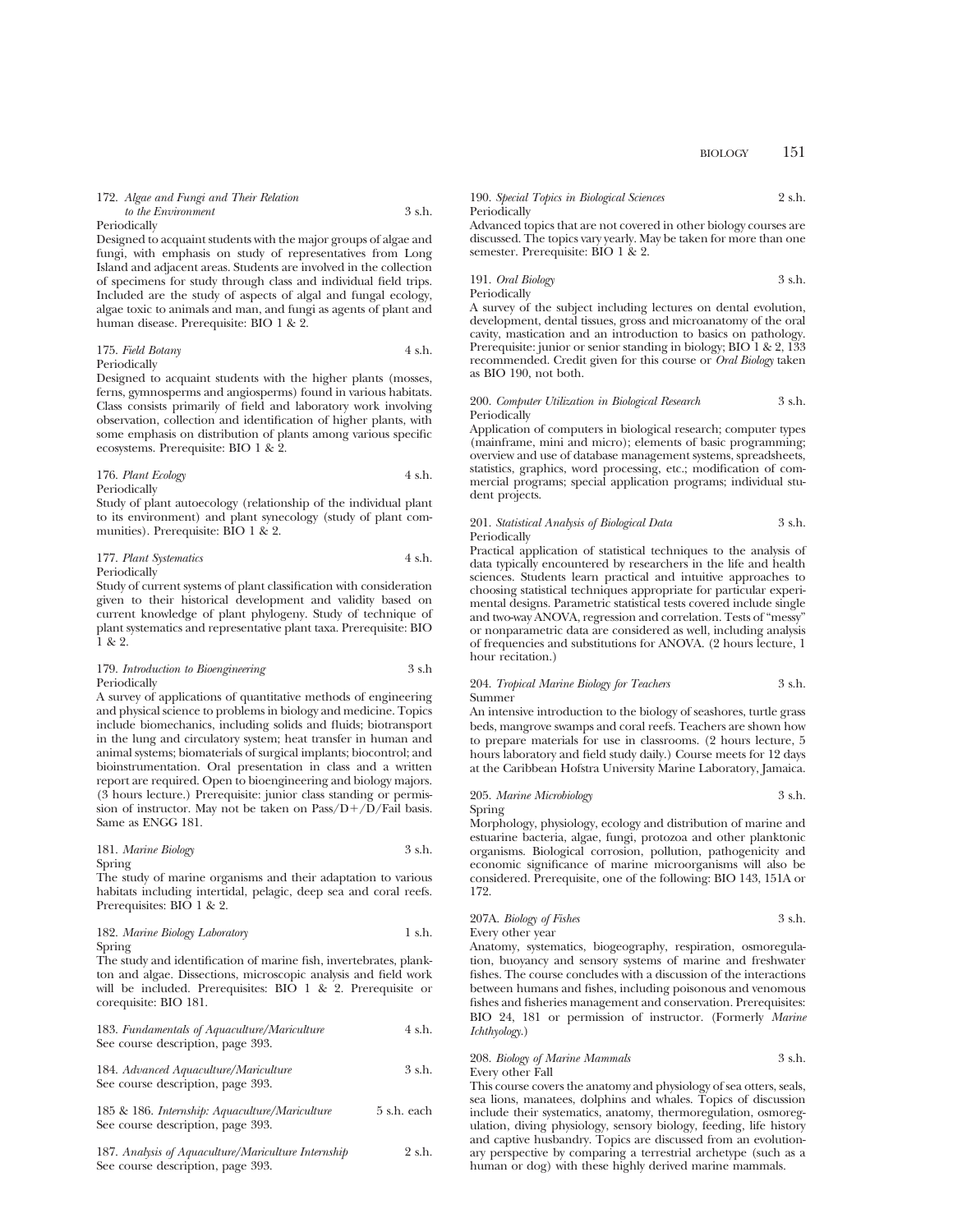172. *Algae and Fungi and Their Relation to the Environment* 3 s.h.
Periodically
Designed to acquaint students with the major groups of algae and fungi, with emphasis on study of representatives from Long Island and adjacent areas. Students are involved in the collection of specimens for study through class and individual field trips. Included are the study of aspects of algal and fungal ecology, algae toxic to animals and man, and fungi as agents of plant and human disease. Prerequisite: BIO 1 & 2.

175. *Field Botany* 4 s.h.
Periodically
Designed to acquaint students with the higher plants (mosses, ferns, gymnosperms and angiosperms) found in various habitats. Class consists primarily of field and laboratory work involving observation, collection and identification of higher plants, with some emphasis on distribution of plants among various specific ecosystems. Prerequisite: BIO 1 & 2.

176. *Plant Ecology* 4 s.h.
Periodically
Study of plant autoecology (relationship of the individual plant to its environment) and plant synecology (study of plant communities). Prerequisite: BIO 1 & 2.

177. *Plant Systematics* 4 s.h.
Periodically
Study of current systems of plant classification with consideration given to their historical development and validity based on current knowledge of plant phylogeny. Study of technique of plant systematics and representative plant taxa. Prerequisite: BIO 1 & 2.

179. *Introduction to Bioengineering* 3 s.h
Periodically
A survey of applications of quantitative methods of engineering and physical science to problems in biology and medicine. Topics include biomechanics, including solids and fluids; biotransport in the lung and circulatory system; heat transfer in human and animal systems; biomaterials of surgical implants; biocontrol; and bioinstrumentation. Oral presentation in class and a written report are required. Open to bioengineering and biology majors. (3 hours lecture.) Prerequisite: junior class standing or permission of instructor. May not be taken on Pass/D+/D/Fail basis. Same as ENGG 181.

181. *Marine Biology* 3 s.h.
Spring
The study of marine organisms and their adaptation to various habitats including intertidal, pelagic, deep sea and coral reefs. Prerequisites: BIO 1 & 2.

182. *Marine Biology Laboratory* 1 s.h.
Spring
The study and identification of marine fish, invertebrates, plankton and algae. Dissections, microscopic analysis and field work will be included. Prerequisites: BIO 1 & 2. Prerequisite or corequisite: BIO 181.

183. *Fundamentals of Aquaculture/Mariculture* 4 s.h.
See course description, page 393.

184. *Advanced Aquaculture/Mariculture* 3 s.h.
See course description, page 393.

185 & 186. *Internship: Aquaculture/Mariculture* 5 s.h. each
See course description, page 393.

187. *Analysis of Aquaculture/Mariculture Internship* 2 s.h.
See course description, page 393.

190. *Special Topics in Biological Sciences* 2 s.h.
Periodically
Advanced topics that are not covered in other biology courses are discussed. The topics vary yearly. May be taken for more than one semester. Prerequisite: BIO 1 & 2.

191. *Oral Biology* 3 s.h.
Periodically
A survey of the subject including lectures on dental evolution, development, dental tissues, gross and microanatomy of the oral cavity, mastication and an introduction to basics on pathology. Prerequisite: junior or senior standing in biology; BIO 1 & 2, 133 recommended. Credit given for this course or *Oral Biology* taken as BIO 190, not both.

200. *Computer Utilization in Biological Research* 3 s.h.
Periodically
Application of computers in biological research; computer types (mainframe, mini and micro); elements of basic programming; overview and use of database management systems, spreadsheets, statistics, graphics, word processing, etc.; modification of commercial programs; special application programs; individual student projects.

201. *Statistical Analysis of Biological Data* 3 s.h.
Periodically
Practical application of statistical techniques to the analysis of data typically encountered by researchers in the life and health sciences. Students learn practical and intuitive approaches to choosing statistical techniques appropriate for particular experimental designs. Parametric statistical tests covered include single and two-way ANOVA, regression and correlation. Tests of "messy" or nonparametric data are considered as well, including analysis of frequencies and substitutions for ANOVA. (2 hours lecture, 1 hour recitation.)

204. *Tropical Marine Biology for Teachers* 3 s.h.
Summer
An intensive introduction to the biology of seashores, turtle grass beds, mangrove swamps and coral reefs. Teachers are shown how to prepare materials for use in classrooms. (2 hours lecture, 5 hours laboratory and field study daily.) Course meets for 12 days at the Caribbean Hofstra University Marine Laboratory, Jamaica.

205. *Marine Microbiology* 3 s.h.
Spring
Morphology, physiology, ecology and distribution of marine and estuarine bacteria, algae, fungi, protozoa and other planktonic organisms. Biological corrosion, pollution, pathogenicity and economic significance of marine microorganisms will also be considered. Prerequisite, one of the following: BIO 143, 151A or 172.

207A. *Biology of Fishes* 3 s.h.
Every other year
Anatomy, systematics, biogeography, respiration, osmoregulation, buoyancy and sensory systems of marine and freshwater fishes. The course concludes with a discussion of the interactions between humans and fishes, including poisonous and venomous fishes and fisheries management and conservation. Prerequisites: BIO 24, 181 or permission of instructor. (Formerly *Marine Ichthyology.*)

208. *Biology of Marine Mammals* 3 s.h.
Every other Fall
This course covers the anatomy and physiology of sea otters, seals, sea lions, manatees, dolphins and whales. Topics of discussion include their systematics, anatomy, thermoregulation, osmoregulation, diving physiology, sensory biology, feeding, life history and captive husbandry. Topics are discussed from an evolutionary perspective by comparing a terrestrial archetype (such as a human or dog) with these highly derived marine mammals.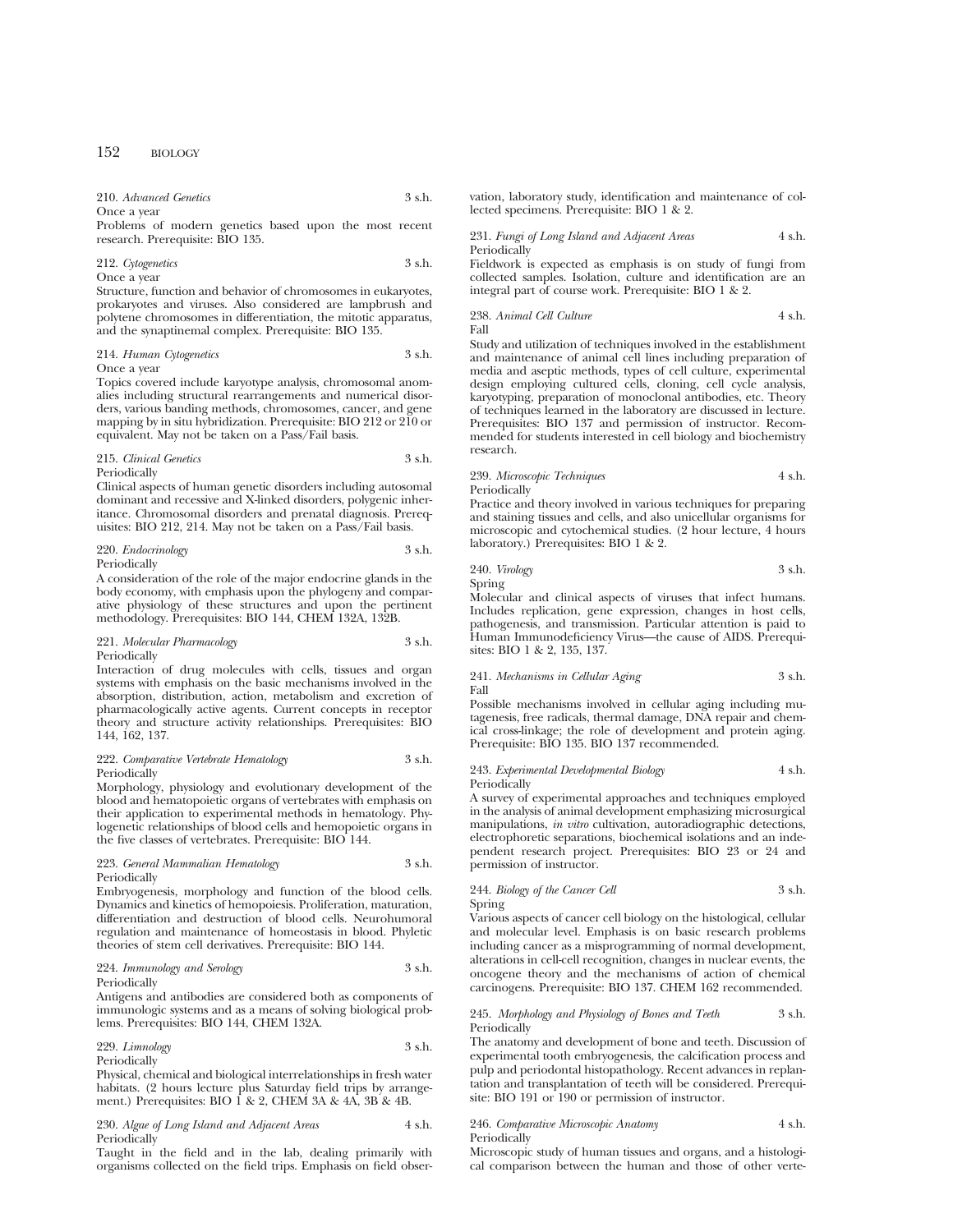210. *Advanced Genetics* 3 s.h.
Once a year
Problems of modern genetics based upon the most recent research. Prerequisite: BIO 135.

212. *Cytogenetics* 3 s.h.
Once a year
Structure, function and behavior of chromosomes in eukaryotes, prokaryotes and viruses. Also considered are lampbrush and polytene chromosomes in differentiation, the mitotic apparatus, and the synaptinemal complex. Prerequisite: BIO 135.

214. *Human Cytogenetics* 3 s.h.
Once a year
Topics covered include karyotype analysis, chromosomal anomalies including structural rearrangements and numerical disorders, various banding methods, chromosomes, cancer, and gene mapping by in situ hybridization. Prerequisite: BIO 212 or 210 or equivalent. May not be taken on a Pass/Fail basis.

215. *Clinical Genetics* 3 s.h.
Periodically
Clinical aspects of human genetic disorders including autosomal dominant and recessive and X-linked disorders, polygenic inheritance. Chromosomal disorders and prenatal diagnosis. Prerequisites: BIO 212, 214. May not be taken on a Pass/Fail basis.

220. *Endocrinology* 3 s.h.
Periodically
A consideration of the role of the major endocrine glands in the body economy, with emphasis upon the phylogeny and comparative physiology of these structures and upon the pertinent methodology. Prerequisites: BIO 144, CHEM 132A, 132B.

221. *Molecular Pharmacology* 3 s.h.
Periodically
Interaction of drug molecules with cells, tissues and organ systems with emphasis on the basic mechanisms involved in the absorption, distribution, action, metabolism and excretion of pharmacologically active agents. Current concepts in receptor theory and structure activity relationships. Prerequisites: BIO 144, 162, 137.

222. *Comparative Vertebrate Hematology* 3 s.h.
Periodically
Morphology, physiology and evolutionary development of the blood and hematopoietic organs of vertebrates with emphasis on their application to experimental methods in hematology. Phylogenetic relationships of blood cells and hemopoietic organs in the five classes of vertebrates. Prerequisite: BIO 144.

223. *General Mammalian Hematology* 3 s.h.
Periodically
Embryogenesis, morphology and function of the blood cells. Dynamics and kinetics of hemopoiesis. Proliferation, maturation, differentiation and destruction of blood cells. Neurohumoral regulation and maintenance of homeostasis in blood. Phyletic theories of stem cell derivatives. Prerequisite: BIO 144.

224. *Immunology and Serology* 3 s.h.
Periodically
Antigens and antibodies are considered both as components of immunologic systems and as a means of solving biological problems. Prerequisites: BIO 144, CHEM 132A.

229. *Limnology* 3 s.h.
Periodically
Physical, chemical and biological interrelationships in fresh water habitats. (2 hours lecture plus Saturday field trips by arrangement.) Prerequisites: BIO 1 & 2, CHEM 3A & 4A, 3B & 4B.

230. *Algae of Long Island and Adjacent Areas* 4 s.h.
Periodically
Taught in the field and in the lab, dealing primarily with organisms collected on the field trips. Emphasis on field observation, laboratory study, identification and maintenance of collected specimens. Prerequisite: BIO 1 & 2.

231. *Fungi of Long Island and Adjacent Areas* 4 s.h.
Periodically
Fieldwork is expected as emphasis is on study of fungi from collected samples. Isolation, culture and identification are an integral part of course work. Prerequisite: BIO 1 & 2.

238. *Animal Cell Culture* 4 s.h.
Fall
Study and utilization of techniques involved in the establishment and maintenance of animal cell lines including preparation of media and aseptic methods, types of cell culture, experimental design employing cultured cells, cloning, cell cycle analysis, karyotyping, preparation of monoclonal antibodies, etc. Theory of techniques learned in the laboratory are discussed in lecture. Prerequisites: BIO 137 and permission of instructor. Recommended for students interested in cell biology and biochemistry research.

239. *Microscopic Techniques* 4 s.h.
Periodically
Practice and theory involved in various techniques for preparing and staining tissues and cells, and also unicellular organisms for microscopic and cytochemical studies. (2 hour lecture, 4 hours laboratory.) Prerequisites: BIO 1 & 2.

240. *Virology* 3 s.h.
Spring
Molecular and clinical aspects of viruses that infect humans. Includes replication, gene expression, changes in host cells, pathogenesis, and transmission. Particular attention is paid to Human Immunodeficiency Virus—the cause of AIDS. Prerequisites: BIO 1 & 2, 135, 137.

241. *Mechanisms in Cellular Aging* 3 s.h.
Fall
Possible mechanisms involved in cellular aging including mutagenesis, free radicals, thermal damage, DNA repair and chemical cross-linkage; the role of development and protein aging. Prerequisite: BIO 135. BIO 137 recommended.

243. *Experimental Developmental Biology* 4 s.h.
Periodically
A survey of experimental approaches and techniques employed in the analysis of animal development emphasizing microsurgical manipulations, *in vitro* cultivation, autoradiographic detections, electrophoretic separations, biochemical isolations and an independent research project. Prerequisites: BIO 23 or 24 and permission of instructor.

244. *Biology of the Cancer Cell* 3 s.h.
Spring
Various aspects of cancer cell biology on the histological, cellular and molecular level. Emphasis is on basic research problems including cancer as a misprogramming of normal development, alterations in cell-cell recognition, changes in nuclear events, the oncogene theory and the mechanisms of action of chemical carcinogens. Prerequisite: BIO 137. CHEM 162 recommended.

245. *Morphology and Physiology of Bones and Teeth* 3 s.h.
Periodically
The anatomy and development of bone and teeth. Discussion of experimental tooth embryogenesis, the calcification process and pulp and periodontal histopathology. Recent advances in replantation and transplantation of teeth will be considered. Prerequisite: BIO 191 or 190 or permission of instructor.

246. *Comparative Microscopic Anatomy* 4 s.h.
Periodically
Microscopic study of human tissues and organs, and a histological comparison between the human and those of other verte-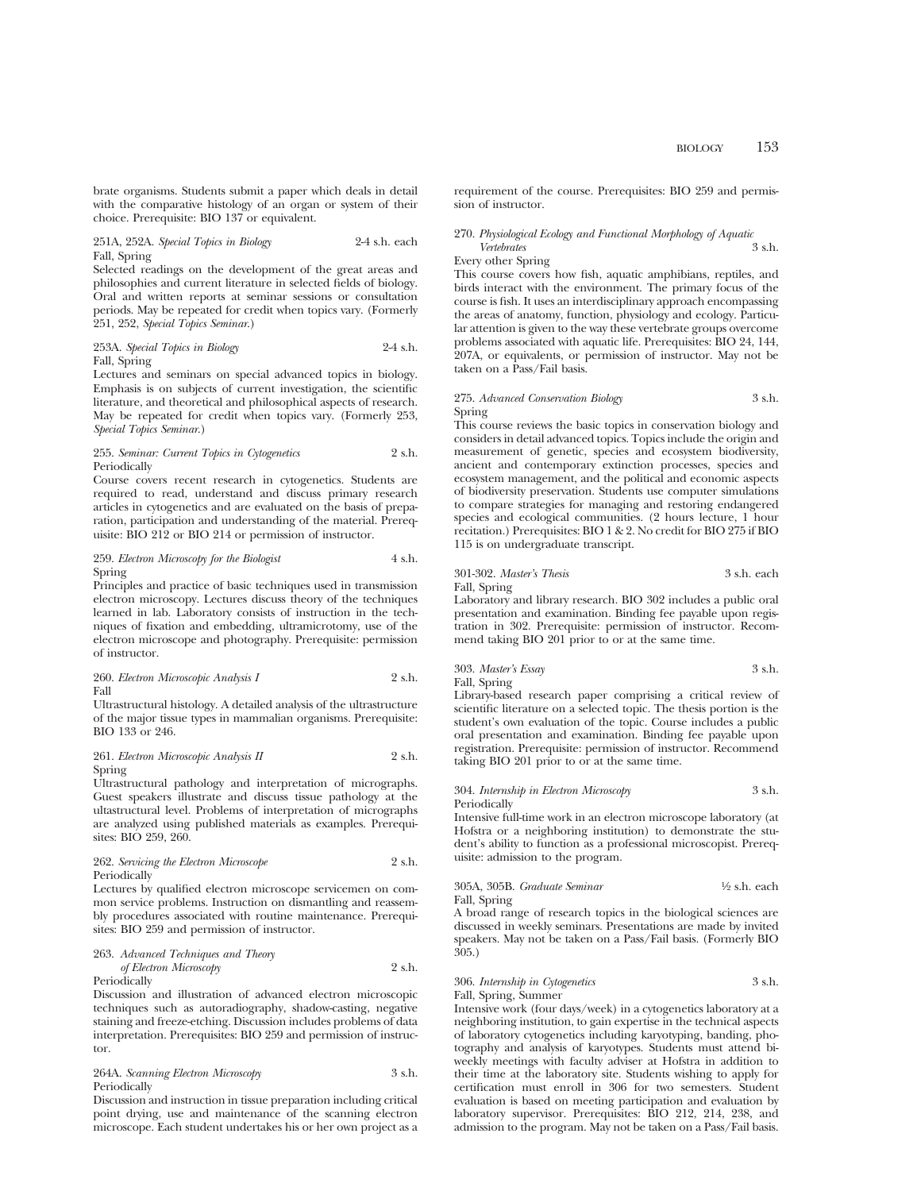brate organisms. Students submit a paper which deals in detail with the comparative histology of an organ or system of their choice. Prerequisite: BIO 137 or equivalent.

251A, 252A. *Special Topics in Biology* 2-4 s.h. each
Fall, Spring

Selected readings on the development of the great areas and philosophies and current literature in selected fields of biology. Oral and written reports at seminar sessions or consultation periods. May be repeated for credit when topics vary. (Formerly 251, 252, *Special Topics Seminar.*)

253A. *Special Topics in Biology* 2-4 s.h.
Fall, Spring

Lectures and seminars on special advanced topics in biology. Emphasis is on subjects of current investigation, the scientific literature, and theoretical and philosophical aspects of research. May be repeated for credit when topics vary. (Formerly 253, *Special Topics Seminar.*)

255. *Seminar: Current Topics in Cytogenetics* 2 s.h.
Periodically

Course covers recent research in cytogenetics. Students are required to read, understand and discuss primary research articles in cytogenetics and are evaluated on the basis of preparation, participation and understanding of the material. Prerequisite: BIO 212 or BIO 214 or permission of instructor.

259. *Electron Microscopy for the Biologist* 4 s.h.
Spring

Principles and practice of basic techniques used in transmission electron microscopy. Lectures discuss theory of the techniques learned in lab. Laboratory consists of instruction in the techniques of fixation and embedding, ultramicrotomy, use of the electron microscope and photography. Prerequisite: permission of instructor.

260. *Electron Microscopic Analysis I* 2 s.h.
Fall

Ultrastructural histology. A detailed analysis of the ultrastructure of the major tissue types in mammalian organisms. Prerequisite: BIO 133 or 246.

261. *Electron Microscopic Analysis II* 2 s.h.
Spring

Ultrastructural pathology and interpretation of micrographs. Guest speakers illustrate and discuss tissue pathology at the ultastructural level. Problems of interpretation of micrographs are analyzed using published materials as examples. Prerequisites: BIO 259, 260.

262. *Servicing the Electron Microscope* 2 s.h.
Periodically

Lectures by qualified electron microscope servicemen on common service problems. Instruction on dismantling and reassembly procedures associated with routine maintenance. Prerequisites: BIO 259 and permission of instructor.

263. *Advanced Techniques and Theory of Electron Microscopy* 2 s.h.
Periodically

Discussion and illustration of advanced electron microscopic techniques such as autoradiography, shadow-casting, negative staining and freeze-etching. Discussion includes problems of data interpretation. Prerequisites: BIO 259 and permission of instructor.

264A. *Scanning Electron Microscopy* 3 s.h.
Periodically

Discussion and instruction in tissue preparation including critical point drying, use and maintenance of the scanning electron microscope. Each student undertakes his or her own project as a requirement of the course. Prerequisites: BIO 259 and permission of instructor.

270. *Physiological Ecology and Functional Morphology of Aquatic Vertebrates* 3 s.h.
Every other Spring

This course covers how fish, aquatic amphibians, reptiles, and birds interact with the environment. The primary focus of the course is fish. It uses an interdisciplinary approach encompassing the areas of anatomy, function, physiology and ecology. Particular attention is given to the way these vertebrate groups overcome problems associated with aquatic life. Prerequisites: BIO 24, 144, 207A, or equivalents, or permission of instructor. May not be taken on a Pass/Fail basis.

275. *Advanced Conservation Biology* 3 s.h.
Spring

This course reviews the basic topics in conservation biology and considers in detail advanced topics. Topics include the origin and measurement of genetic, species and ecosystem biodiversity, ancient and contemporary extinction processes, species and ecosystem management, and the political and economic aspects of biodiversity preservation. Students use computer simulations to compare strategies for managing and restoring endangered species and ecological communities. (2 hours lecture, 1 hour recitation.) Prerequisites: BIO 1 & 2. No credit for BIO 275 if BIO 115 is on undergraduate transcript.

301-302. *Master's Thesis* 3 s.h. each
Fall, Spring

Laboratory and library research. BIO 302 includes a public oral presentation and examination. Binding fee payable upon registration in 302. Prerequisite: permission of instructor. Recommend taking BIO 201 prior to or at the same time.

303. *Master's Essay* 3 s.h.
Fall, Spring

Library-based research paper comprising a critical review of scientific literature on a selected topic. The thesis portion is the student's own evaluation of the topic. Course includes a public oral presentation and examination. Binding fee payable upon registration. Prerequisite: permission of instructor. Recommend taking BIO 201 prior to or at the same time.

304. *Internship in Electron Microscopy* 3 s.h.
Periodically

Intensive full-time work in an electron microscope laboratory (at Hofstra or a neighboring institution) to demonstrate the student's ability to function as a professional microscopist. Prerequisite: admission to the program.

305A, 305B. *Graduate Seminar* ½ s.h. each
Fall, Spring

A broad range of research topics in the biological sciences are discussed in weekly seminars. Presentations are made by invited speakers. May not be taken on a Pass/Fail basis. (Formerly BIO 305.)

306. *Internship in Cytogenetics* 3 s.h.
Fall, Spring, Summer

Intensive work (four days/week) in a cytogenetics laboratory at a neighboring institution, to gain expertise in the technical aspects of laboratory cytogenetics including karyotyping, banding, photography and analysis of karyotypes. Students must attend biweekly meetings with faculty adviser at Hofstra in addition to their time at the laboratory site. Students wishing to apply for certification must enroll in 306 for two semesters. Student evaluation is based on meeting participation and evaluation by laboratory supervisor. Prerequisites: BIO 212, 214, 238, and admission to the program. May not be taken on a Pass/Fail basis.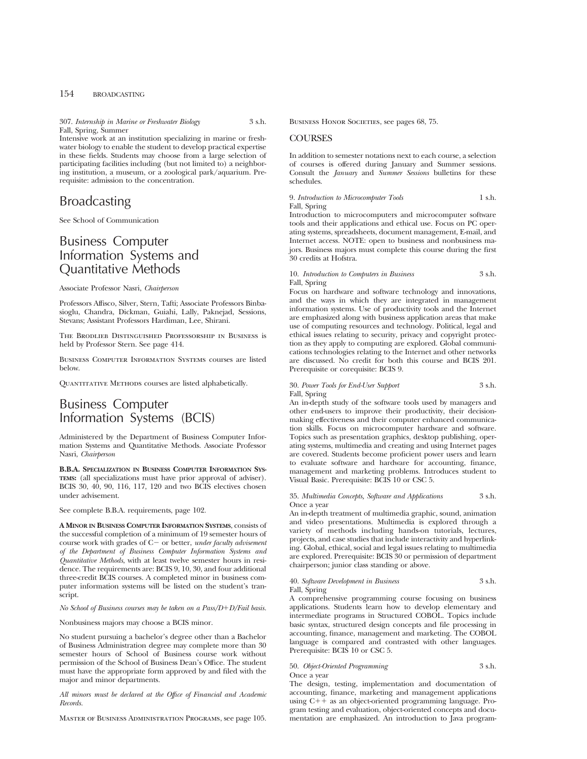307. *Internship in Marine or Freshwater Biology* 3 s.h.
Fall, Spring, Summer

Intensive work at an institution specializing in marine or freshwater biology to enable the student to develop practical expertise in these fields. Students may choose from a large selection of participating facilities including (but not limited to) a neighboring institution, a museum, or a zoological park/aquarium. Prerequisite: admission to the concentration.

# Broadcasting

See School of Communication

# Business Computer Information Systems and Quantitative Methods

Associate Professor Nasri, *Chairperson*

Professors Affisco, Silver, Stern, Tafti; Associate Professors Binbasioglu, Chandra, Dickman, Guiahi, Lally, Paknejad, Sessions, Stevans; Assistant Professors Hardiman, Lee, Shirani.

The Brodlieb Distinguished Professorship in Business is held by Professor Stern. See page 414.

Business Computer Information Systems courses are listed below.

Quantitative Methods courses are listed alphabetically.

# Business Computer Information Systems (BCIS)

Administered by the Department of Business Computer Information Systems and Quantitative Methods. Associate Professor Nasri, *Chairperson*

**B.B.A. Specialization in Business Computer Information Systems:** (all specializations must have prior approval of adviser). BCIS 30, 40, 90, 116, 117, 120 and two BCIS electives chosen under advisement.

See complete B.B.A. requirements, page 102.

**A Minor in Business Computer Information Systems**, consists of the successful completion of a minimum of 19 semester hours of course work with grades of C− or better, *under faculty advisement of the Department of Business Computer Information Systems and Quantitative Methods*, with at least twelve semester hours in residence. The requirements are: BCIS 9, 10, 30, and four additional three-credit BCIS courses. A completed minor in business computer information systems will be listed on the student's transcript.

*No School of Business courses may be taken on a Pass/D+D/Fail basis.*

Nonbusiness majors may choose a BCIS minor.

No student pursuing a bachelor's degree other than a Bachelor of Business Administration degree may complete more than 30 semester hours of School of Business course work without permission of the School of Business Dean's Office. The student must have the appropriate form approved by and filed with the major and minor departments.

*All minors must be declared at the Office of Financial and Academic Records.*

Master of Business Administration Programs, see page 105.

Business Honor Societies, see pages 68, 75.

## COURSES

In addition to semester notations next to each course, a selection of courses is offered during January and Summer sessions. Consult the *January* and *Summer Sessions* bulletins for these schedules.

9. *Introduction to Microcomputer Tools* 1 s.h.
Fall, Spring

Introduction to microcomputers and microcomputer software tools and their applications and ethical use. Focus on PC operating systems, spreadsheets, document management, E-mail, and Internet access. NOTE: open to business and nonbusiness majors. Business majors must complete this course during the first 30 credits at Hofstra.

10. *Introduction to Computers in Business* 3 s.h.
Fall, Spring

Focus on hardware and software technology and innovations, and the ways in which they are integrated in management information systems. Use of productivity tools and the Internet are emphasized along with business application areas that make use of computing resources and technology. Political, legal and ethical issues relating to security, privacy and copyright protection as they apply to computing are explored. Global communications technologies relating to the Internet and other networks are discussed. No credit for both this course and BCIS 201. Prerequisite or corequisite: BCIS 9.

30. *Power Tools for End-User Support* 3 s.h.
Fall, Spring

An in-depth study of the software tools used by managers and other end-users to improve their productivity, their decision-making effectiveness and their computer enhanced communication skills. Focus on microcomputer hardware and software. Topics such as presentation graphics, desktop publishing, operating systems, multimedia and creating and using Internet pages are covered. Students become proficient power users and learn to evaluate software and hardware for accounting, finance, management and marketing problems. Introduces student to Visual Basic. Prerequisite: BCIS 10 or CSC 5.

35. *Multimedia Concepts, Software and Applications* 3 s.h.
Once a year

An in-depth treatment of multimedia graphic, sound, animation and video presentations. Multimedia is explored through a variety of methods including hands-on tutorials, lectures, projects, and case studies that include interactivity and hyperlinking. Global, ethical, social and legal issues relating to multimedia are explored. Prerequisite: BCIS 30 or permission of department chairperson; junior class standing or above.

40. *Software Development in Business* 3 s.h.
Fall, Spring

A comprehensive programming course focusing on business applications. Students learn how to develop elementary and intermediate programs in Structured COBOL. Topics include basic syntax, structured design concepts and file processing in accounting, finance, management and marketing. The COBOL language is compared and contrasted with other languages. Prerequisite: BCIS 10 or CSC 5.

50. *Object-Oriented Programming* 3 s.h.
Once a year

The design, testing, implementation and documentation of accounting, finance, marketing and management applications using C++ as an object-oriented programming language. Program testing and evaluation, object-oriented concepts and documentation are emphasized. An introduction to Java program-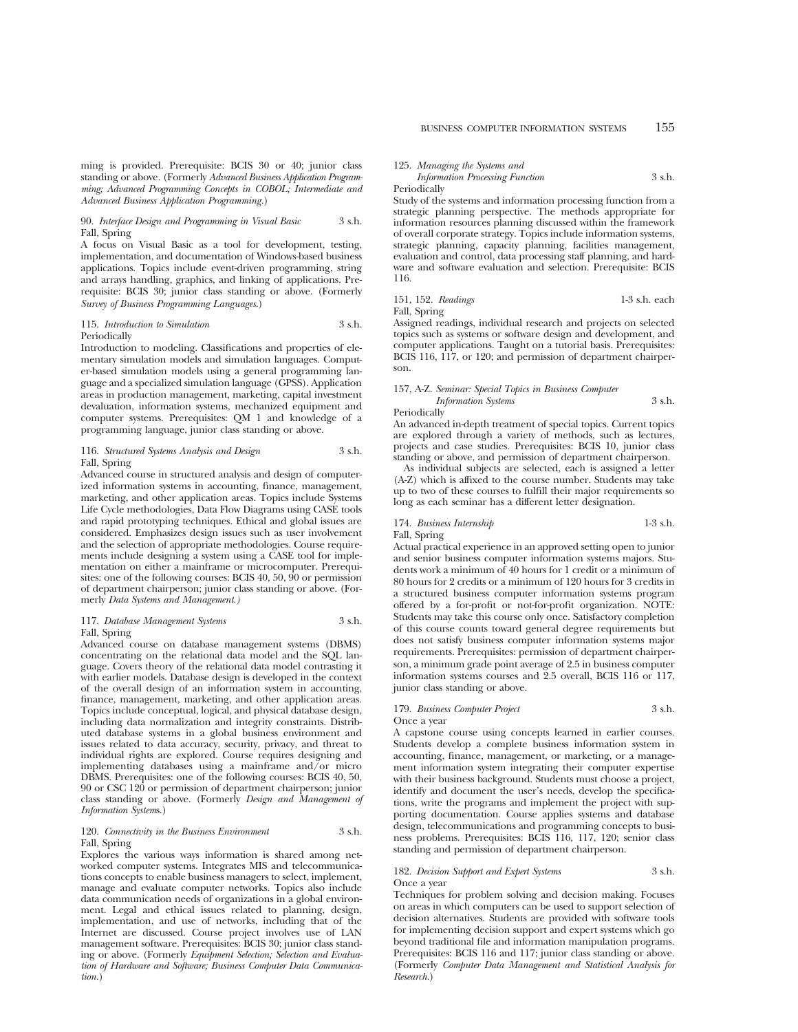ming is provided. Prerequisite: BCIS 30 or 40; junior class standing or above. (Formerly *Advanced Business Application Programming; Advanced Programming Concepts in COBOL; Intermediate and Advanced Business Application Programming.*)

90. *Interface Design and Programming in Visual Basic* 3 s.h.
Fall, Spring

A focus on Visual Basic as a tool for development, testing, implementation, and documentation of Windows-based business applications. Topics include event-driven programming, string and arrays handling, graphics, and linking of applications. Prerequisite: BCIS 30; junior class standing or above. (Formerly *Survey of Business Programming Languages.*)

115. *Introduction to Simulation* 3 s.h.
Periodically

Introduction to modeling. Classifications and properties of elementary simulation models and simulation languages. Computer-based simulation models using a general programming language and a specialized simulation language (GPSS). Application areas in production management, marketing, capital investment devaluation, information systems, mechanized equipment and computer systems. Prerequisites: QM 1 and knowledge of a programming language, junior class standing or above.

116. *Structured Systems Analysis and Design* 3 s.h.
Fall, Spring

Advanced course in structured analysis and design of computerized information systems in accounting, finance, management, marketing, and other application areas. Topics include Systems Life Cycle methodologies, Data Flow Diagrams using CASE tools and rapid prototyping techniques. Ethical and global issues are considered. Emphasizes design issues such as user involvement and the selection of appropriate methodologies. Course requirements include designing a system using a CASE tool for implementation on either a mainframe or microcomputer. Prerequisites: one of the following courses: BCIS 40, 50, 90 or permission of department chairperson; junior class standing or above. (Formerly *Data Systems and Management.)*

117. *Database Management Systems* 3 s.h.
Fall, Spring

Advanced course on database management systems (DBMS) concentrating on the relational data model and the SQL language. Covers theory of the relational data model contrasting it with earlier models. Database design is developed in the context of the overall design of an information system in accounting, finance, management, marketing, and other application areas. Topics include conceptual, logical, and physical database design, including data normalization and integrity constraints. Distributed database systems in a global business environment and issues related to data accuracy, security, privacy, and threat to individual rights are explored. Course requires designing and implementing databases using a mainframe and/or micro DBMS. Prerequisites: one of the following courses: BCIS 40, 50, 90 or CSC 120 or permission of department chairperson; junior class standing or above. (Formerly *Design and Management of Information Systems.*)

120. *Connectivity in the Business Environment* 3 s.h.
Fall, Spring

Explores the various ways information is shared among networked computer systems. Integrates MIS and telecommunications concepts to enable business managers to select, implement, manage and evaluate computer networks. Topics also include data communication needs of organizations in a global environment. Legal and ethical issues related to planning, design, implementation, and use of networks, including that of the Internet are discussed. Course project involves use of LAN management software. Prerequisites: BCIS 30; junior class standing or above. (Formerly *Equipment Selection; Selection and Evaluation of Hardware and Software; Business Computer Data Communication.*)

125. *Managing the Systems and Information Processing Function* 3 s.h.
Periodically

Study of the systems and information processing function from a strategic planning perspective. The methods appropriate for information resources planning discussed within the framework of overall corporate strategy. Topics include information systems, strategic planning, capacity planning, facilities management, evaluation and control, data processing staff planning, and hardware and software evaluation and selection. Prerequisite: BCIS 116.

151, 152. *Readings* 1-3 s.h. each
Fall, Spring

Assigned readings, individual research and projects on selected topics such as systems or software design and development, and computer applications. Taught on a tutorial basis. Prerequisites: BCIS 116, 117, or 120; and permission of department chairperson.

157, A-Z. *Seminar: Special Topics in Business Computer Information Systems* 3 s.h.
Periodically

An advanced in-depth treatment of special topics. Current topics are explored through a variety of methods, such as lectures, projects and case studies. Prerequisites: BCIS 10, junior class standing or above, and permission of department chairperson.

As individual subjects are selected, each is assigned a letter (A-Z) which is affixed to the course number. Students may take up to two of these courses to fulfill their major requirements so long as each seminar has a different letter designation.

174. *Business Internship* 1-3 s.h.
Fall, Spring

Actual practical experience in an approved setting open to junior and senior business computer information systems majors. Students work a minimum of 40 hours for 1 credit or a minimum of 80 hours for 2 credits or a minimum of 120 hours for 3 credits in a structured business computer information systems program offered by a for-profit or not-for-profit organization. NOTE: Students may take this course only once. Satisfactory completion of this course counts toward general degree requirements but does not satisfy business computer information systems major requirements. Prerequisites: permission of department chairperson, a minimum grade point average of 2.5 in business computer information systems courses and 2.5 overall, BCIS 116 or 117, junior class standing or above.

179. *Business Computer Project* 3 s.h.
Once a year

A capstone course using concepts learned in earlier courses. Students develop a complete business information system in accounting, finance, management, or marketing, or a management information system integrating their computer expertise with their business background. Students must choose a project, identify and document the user's needs, develop the specifications, write the programs and implement the project with supporting documentation. Course applies systems and database design, telecommunications and programming concepts to business problems. Prerequisites: BCIS 116, 117, 120; senior class standing and permission of department chairperson.

182. *Decision Support and Expert Systems* 3 s.h.
Once a year

Techniques for problem solving and decision making. Focuses on areas in which computers can be used to support selection of decision alternatives. Students are provided with software tools for implementing decision support and expert systems which go beyond traditional file and information manipulation programs. Prerequisites: BCIS 116 and 117; junior class standing or above. (Formerly *Computer Data Management and Statistical Analysis for Research.*)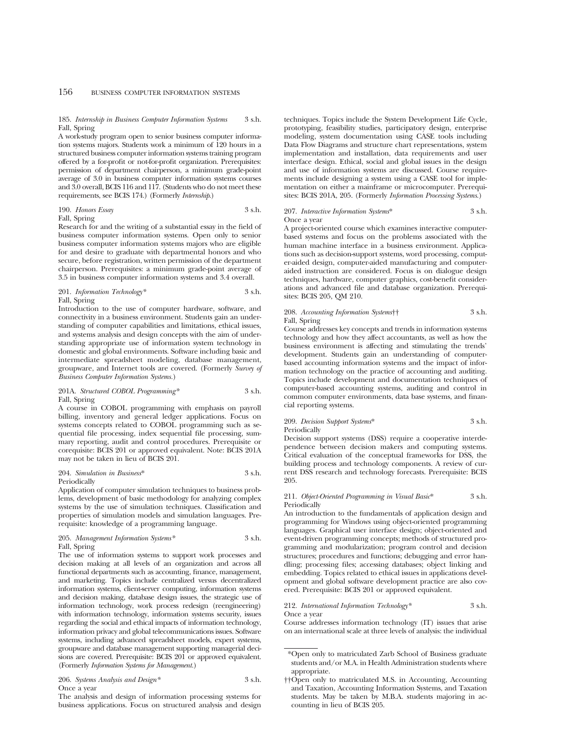185. *Internship in Business Computer Information Systems* 3 s.h.
Fall, Spring
A work-study program open to senior business computer information systems majors. Students work a minimum of 120 hours in a structured business computer information systems training program offered by a for-profit or not-for-profit organization. Prerequisites: permission of department chairperson, a minimum grade-point average of 3.0 in business computer information systems courses and 3.0 overall, BCIS 116 and 117. (Students who do not meet these requirements, see BCIS 174.) (Formerly *Internship*.)

190. *Honors Essay* 3 s.h.
Fall, Spring
Research for and the writing of a substantial essay in the field of business computer information systems. Open only to senior business computer information systems majors who are eligible for and desire to graduate with departmental honors and who secure, before registration, written permission of the department chairperson. Prerequisites: a minimum grade-point average of 3.5 in business computer information systems and 3.4 overall.

201. *Information Technology** 3 s.h.
Fall, Spring
Introduction to the use of computer hardware, software, and connectivity in a business environment. Students gain an understanding of computer capabilities and limitations, ethical issues, and systems analysis and design concepts with the aim of understanding appropriate use of information system technology in domestic and global environments. Software including basic and intermediate spreadsheet modeling, database management, groupware, and Internet tools are covered. (Formerly *Survey of Business Computer Information Systems*.)

201A. *Structured COBOL Programming** 3 s.h.
Fall, Spring
A course in COBOL programming with emphasis on payroll billing, inventory and general ledger applications. Focus on systems concepts related to COBOL programming such as sequential file processing, index sequential file processing, summary reporting, audit and control procedures. Prerequisite or corequisite: BCIS 201 or approved equivalent. Note: BCIS 201A may not be taken in lieu of BCIS 201.

204. *Simulation in Business** 3 s.h.
Periodically
Application of computer simulation techniques to business problems, development of basic methodology for analyzing complex systems by the use of simulation techniques. Classification and properties of simulation models and simulation languages. Prerequisite: knowledge of a programming language.

205. *Management Information Systems** 3 s.h.
Fall, Spring
The use of information systems to support work processes and decision making at all levels of an organization and across all functional departments such as accounting, finance, management, and marketing. Topics include centralized versus decentralized information systems, client-server computing, information systems and decision making, database design issues, the strategic use of information technology, work process redesign (reengineering) with information technology, information systems security, issues regarding the social and ethical impacts of information technology, information privacy and global telecommunications issues. Software systems, including advanced spreadsheet models, expert systems, groupware and database management supporting managerial decisions are covered. Prerequisite: BCIS 201 or approved equivalent. (Formerly *Information Systems for Management*.)

206. *Systems Analysis and Design** 3 s.h.
Once a year
The analysis and design of information processing systems for business applications. Focus on structured analysis and design techniques. Topics include the System Development Life Cycle, prototyping, feasibility studies, participatory design, enterprise modeling, system documentation using CASE tools including Data Flow Diagrams and structure chart representations, system implementation and installation, data requirements and user interface design. Ethical, social and global issues in the design and use of information systems are discussed. Course requirements include designing a system using a CASE tool for implementation on either a mainframe or microcomputer. Prerequisites: BCIS 201A, 205. (Formerly *Information Processing Systems*.)

207. *Interactive Information Systems** 3 s.h.
Once a year
A project-oriented course which examines interactive computer-based systems and focus on the problems associated with the human machine interface in a business environment. Applications such as decision-support systems, word processing, computer-aided design, computer-aided manufacturing and computer-aided instruction are considered. Focus is on dialogue design techniques, hardware, computer graphics, cost-benefit considerations and advanced file and database organization. Prerequisites: BCIS 205, QM 210.

208. *Accounting Information Systems*†† 3 s.h.
Fall, Spring
Course addresses key concepts and trends in information systems technology and how they affect accountants, as well as how the business environment is affecting and stimulating the trends' development. Students gain an understanding of computer-based accounting information systems and the impact of information technology on the practice of accounting and auditing. Topics include development and documentation techniques of computer-based accounting systems, auditing and control in common computer environments, data base systems, and financial reporting systems.

209. *Decision Support Systems** 3 s.h.
Periodically
Decision support systems (DSS) require a cooperative interdependence between decision makers and computing systems. Critical evaluation of the conceptual frameworks for DSS, the building process and technology components. A review of current DSS research and technology forecasts. Prerequisite: BCIS 205.

211. *Object-Oriented Programming in Visual Basic** 3 s.h.
Periodically
An introduction to the fundamentals of application design and programming for Windows using object-oriented programming languages. Graphical user interface design; object-oriented and event-driven programming concepts; methods of structured programming and modularization; program control and decision structures; procedures and functions; debugging and error handling; processing files; accessing databases; object linking and embedding. Topics related to ethical issues in applications development and global software development practice are also covered. Prerequisite: BCIS 201 or approved equivalent.

212. *International Information Technology** 3 s.h.
Once a year
Course addresses information technology (IT) issues that arise on an international scale at three levels of analysis: the individual

*Open only to matriculated Zarb School of Business graduate students and/or M.A. in Health Administration students where appropriate.

††Open only to matriculated M.S. in Accounting, Accounting and Taxation, Accounting Information Systems, and Taxation students. May be taken by M.B.A. students majoring in accounting in lieu of BCIS 205.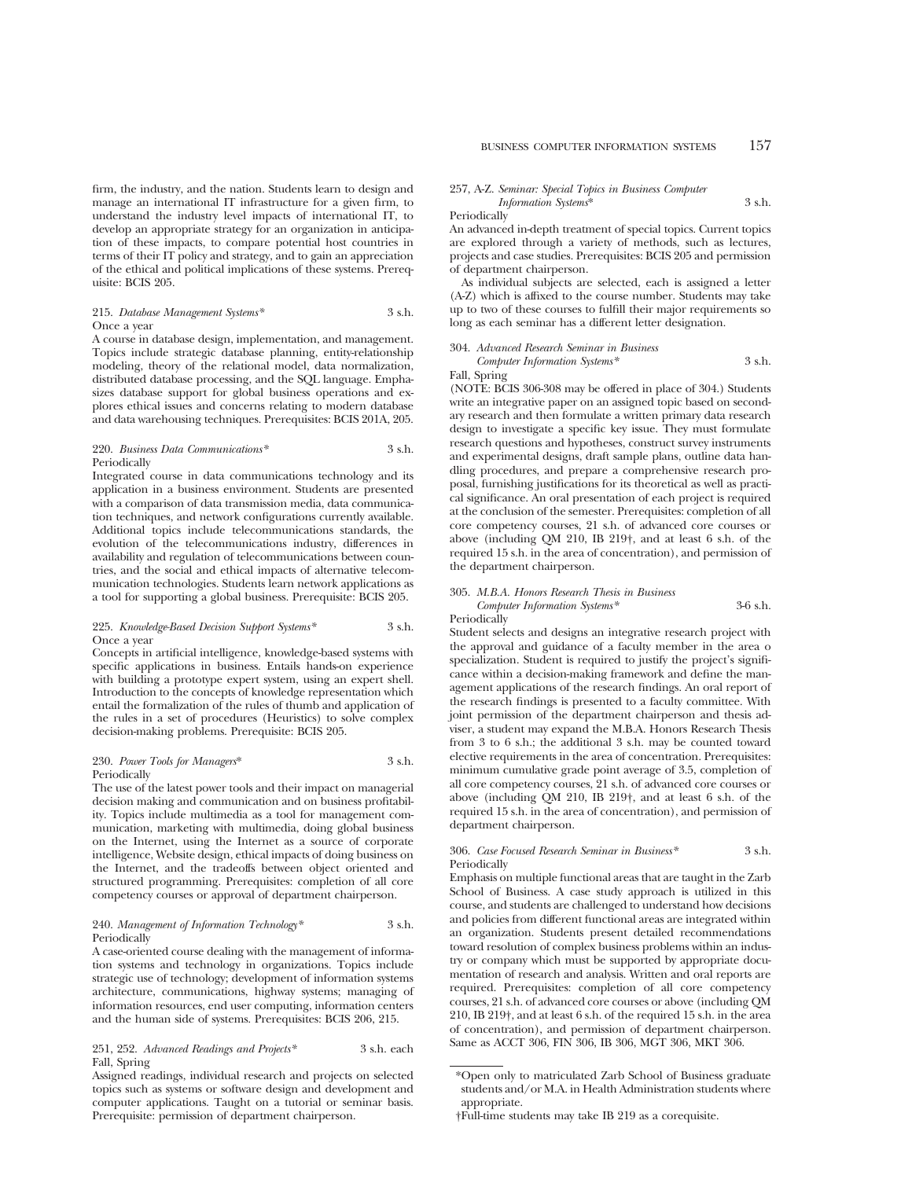firm, the industry, and the nation. Students learn to design and manage an international IT infrastructure for a given firm, to understand the industry level impacts of international IT, to develop an appropriate strategy for an organization in anticipation of these impacts, to compare potential host countries in terms of their IT policy and strategy, and to gain an appreciation of the ethical and political implications of these systems. Prerequisite: BCIS 205.

215. *Database Management Systems** 3 s.h.
Once a year
A course in database design, implementation, and management. Topics include strategic database planning, entity-relationship modeling, theory of the relational model, data normalization, distributed database processing, and the SQL language. Emphasizes database support for global business operations and explores ethical issues and concerns relating to modern database and data warehousing techniques. Prerequisites: BCIS 201A, 205.

220. *Business Data Communications** 3 s.h.
Periodically
Integrated course in data communications technology and its application in a business environment. Students are presented with a comparison of data transmission media, data communication techniques, and network configurations currently available. Additional topics include telecommunications standards, the evolution of the telecommunications industry, differences in availability and regulation of telecommunications between countries, and the social and ethical impacts of alternative telecommunication technologies. Students learn network applications as a tool for supporting a global business. Prerequisite: BCIS 205.

225. *Knowledge-Based Decision Support Systems** 3 s.h.
Once a year
Concepts in artificial intelligence, knowledge-based systems with specific applications in business. Entails hands-on experience with building a prototype expert system, using an expert shell. Introduction to the concepts of knowledge representation which entail the formalization of the rules of thumb and application of the rules in a set of procedures (Heuristics) to solve complex decision-making problems. Prerequisite: BCIS 205.

230. *Power Tools for Managers** 3 s.h.
Periodically
The use of the latest power tools and their impact on managerial decision making and communication and on business profitability. Topics include multimedia as a tool for management communication, marketing with multimedia, doing global business on the Internet, using the Internet as a source of corporate intelligence, Website design, ethical impacts of doing business on the Internet, and the tradeoffs between object oriented and structured programming. Prerequisites: completion of all core competency courses or approval of department chairperson.

240. *Management of Information Technology** 3 s.h.
Periodically
A case-oriented course dealing with the management of information systems and technology in organizations. Topics include strategic use of technology; development of information systems architecture, communications, highway systems; managing of information resources, end user computing, information centers and the human side of systems. Prerequisites: BCIS 206, 215.

251, 252. *Advanced Readings and Projects** 3 s.h. each
Fall, Spring
Assigned readings, individual research and projects on selected topics such as systems or software design and development and computer applications. Taught on a tutorial or seminar basis. Prerequisite: permission of department chairperson.

257, A-Z. *Seminar: Special Topics in Business Computer Information Systems** 3 s.h.
Periodically
An advanced in-depth treatment of special topics. Current topics are explored through a variety of methods, such as lectures, projects and case studies. Prerequisites: BCIS 205 and permission of department chairperson.

As individual subjects are selected, each is assigned a letter (A-Z) which is affixed to the course number. Students may take up to two of these courses to fulfill their major requirements so long as each seminar has a different letter designation.

304. *Advanced Research Seminar in Business Computer Information Systems** 3 s.h.
Fall, Spring
(NOTE: BCIS 306-308 may be offered in place of 304.) Students write an integrative paper on an assigned topic based on secondary research and then formulate a written primary data research design to investigate a specific key issue. They must formulate research questions and hypotheses, construct survey instruments and experimental designs, draft sample plans, outline data handling procedures, and prepare a comprehensive research proposal, furnishing justifications for its theoretical as well as practical significance. An oral presentation of each project is required at the conclusion of the semester. Prerequisites: completion of all core competency courses, 21 s.h. of advanced core courses or above (including QM 210, IB 219†, and at least 6 s.h. of the required 15 s.h. in the area of concentration), and permission of the department chairperson.

305. *M.B.A. Honors Research Thesis in Business Computer Information Systems** 3-6 s.h.
Periodically
Student selects and designs an integrative research project with the approval and guidance of a faculty member in the area o specialization. Student is required to justify the project's significance within a decision-making framework and define the management applications of the research findings. An oral report of the research findings is presented to a faculty committee. With joint permission of the department chairperson and thesis adviser, a student may expand the M.B.A. Honors Research Thesis from 3 to 6 s.h.; the additional 3 s.h. may be counted toward elective requirements in the area of concentration. Prerequisites: minimum cumulative grade point average of 3.5, completion of all core competency courses, 21 s.h. of advanced core courses or above (including QM 210, IB 219†, and at least 6 s.h. of the required 15 s.h. in the area of concentration), and permission of department chairperson.

306. *Case Focused Research Seminar in Business** 3 s.h.
Periodically
Emphasis on multiple functional areas that are taught in the Zarb School of Business. A case study approach is utilized in this course, and students are challenged to understand how decisions and policies from different functional areas are integrated within an organization. Students present detailed recommendations toward resolution of complex business problems within an industry or company which must be supported by appropriate documentation of research and analysis. Written and oral reports are required. Prerequisites: completion of all core competency courses, 21 s.h. of advanced core courses or above (including QM 210, IB 219†, and at least 6 s.h. of the required 15 s.h. in the area of concentration), and permission of department chairperson. Same as ACCT 306, FIN 306, IB 306, MGT 306, MKT 306.

---

*Open only to matriculated Zarb School of Business graduate students and/or M.A. in Health Administration students where appropriate.

†Full-time students may take IB 219 as a corequisite.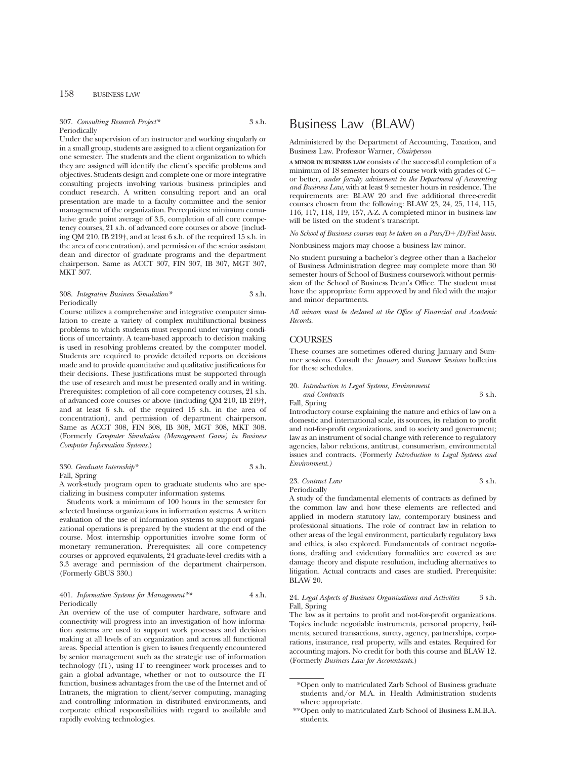307. *Consulting Research Project** 3 s.h.
Periodically

Under the supervision of an instructor and working singularly or in a small group, students are assigned to a client organization for one semester. The students and the client organization to which they are assigned will identify the client's specific problems and objectives. Students design and complete one or more integrative consulting projects involving various business principles and conduct research. A written consulting report and an oral presentation are made to a faculty committee and the senior management of the organization. Prerequisites: minimum cumulative grade point average of 3.5, completion of all core competency courses, 21 s.h. of advanced core courses or above (including QM 210, IB 219†, and at least 6 s.h. of the required 15 s.h. in the area of concentration), and permission of the senior assistant dean and director of graduate programs and the department chairperson. Same as ACCT 307, FIN 307, IB 307, MGT 307, MKT 307.

308. *Integrative Business Simulation** 3 s.h.
Periodically

Course utilizes a comprehensive and integrative computer simulation to create a variety of complex multifunctional business problems to which students must respond under varying conditions of uncertainty. A team-based approach to decision making is used in resolving problems created by the computer model. Students are required to provide detailed reports on decisions made and to provide quantitative and qualitative justifications for their decisions. These justifications must be supported through the use of research and must be presented orally and in writing. Prerequisites: completion of all core competency courses, 21 s.h. of advanced core courses or above (including QM 210, IB 219†, and at least 6 s.h. of the required 15 s.h. in the area of concentration), and permission of department chairperson. Same as ACCT 308, FIN 308, IB 308, MGT 308, MKT 308. (Formerly *Computer Simulation (Management Game) in Business Computer Information Systems*.)

330. *Graduate Internship** 3 s.h.
Fall, Spring

A work-study program open to graduate students who are specializing in business computer information systems.

Students work a minimum of 100 hours in the semester for selected business organizations in information systems. A written evaluation of the use of information systems to support organizational operations is prepared by the student at the end of the course. Most internship opportunities involve some form of monetary remuneration. Prerequisites: all core competency courses or approved equivalents, 24 graduate-level credits with a 3.3 average and permission of the department chairperson. (Formerly GBUS 330.)

401. *Information Systems for Management*** 4 s.h.
Periodically

An overview of the use of computer hardware, software and connectivity will progress into an investigation of how information systems are used to support work processes and decision making at all levels of an organization and across all functional areas. Special attention is given to issues frequently encountered by senior management such as the strategic use of information technology (IT), using IT to reengineer work processes and to gain a global advantage, whether or not to outsource the IT function, business advantages from the use of the Internet and of Intranets, the migration to client/server computing, managing and controlling information in distributed environments, and corporate ethical responsibilities with regard to available and rapidly evolving technologies.

# Business Law (BLAW)

Administered by the Department of Accounting, Taxation, and Business Law. Professor Warner, *Chairperson*

**A MINOR IN BUSINESS LAW** consists of the successful completion of a minimum of 18 semester hours of course work with grades of C− or better, *under faculty advisement in the Department of Accounting and Business Law*, with at least 9 semester hours in residence. The requirements are: BLAW 20 and five additional three-credit courses chosen from the following: BLAW 23, 24, 25, 114, 115, 116, 117, 118, 119, 157, A-Z. A completed minor in business law will be listed on the student's transcript.

*No School of Business courses may be taken on a Pass/D+/D/Fail basis.*

Nonbusiness majors may choose a business law minor.

No student pursuing a bachelor's degree other than a Bachelor of Business Administration degree may complete more than 30 semester hours of School of Business coursework without permission of the School of Business Dean's Office. The student must have the appropriate form approved by and filed with the major and minor departments.

*All minors must be declared at the Office of Financial and Academic Records.*

## COURSES

These courses are sometimes offered during January and Summer sessions. Consult the *January* and *Summer Sessions* bulletins for these schedules.

20. *Introduction to Legal Systems, Environment and Contracts* 3 s.h.
Fall, Spring

Introductory course explaining the nature and ethics of law on a domestic and international scale, its sources, its relation to profit and not-for-profit organizations, and to society and government; law as an instrument of social change with reference to regulatory agencies, labor relations, antitrust, consumerism, environmental issues and contracts. (Formerly *Introduction to Legal Systems and Environment.)*

23. *Contract Law* 3 s.h.
Periodically

A study of the fundamental elements of contracts as defined by the common law and how these elements are reflected and applied in modern statutory law, contemporary business and professional situations. The role of contract law in relation to other areas of the legal environment, particularly regulatory laws and ethics, is also explored. Fundamentals of contract negotiations, drafting and evidentiary formalities are covered as are damage theory and dispute resolution, including alternatives to litigation. Actual contracts and cases are studied. Prerequisite: BLAW 20.

24. *Legal Aspects of Business Organizations and Activities* 3 s.h.
Fall, Spring

The law as it pertains to profit and not-for-profit organizations. Topics include negotiable instruments, personal property, bailments, secured transactions, surety, agency, partnerships, corporations, insurance, real property, wills and estates. Required for accounting majors. No credit for both this course and BLAW 12. (Formerly *Business Law for Accountants*.)

*Open only to matriculated Zarb School of Business graduate students and/or M.A. in Health Administration students where appropriate.

**Open only to matriculated Zarb School of Business E.M.B.A. students.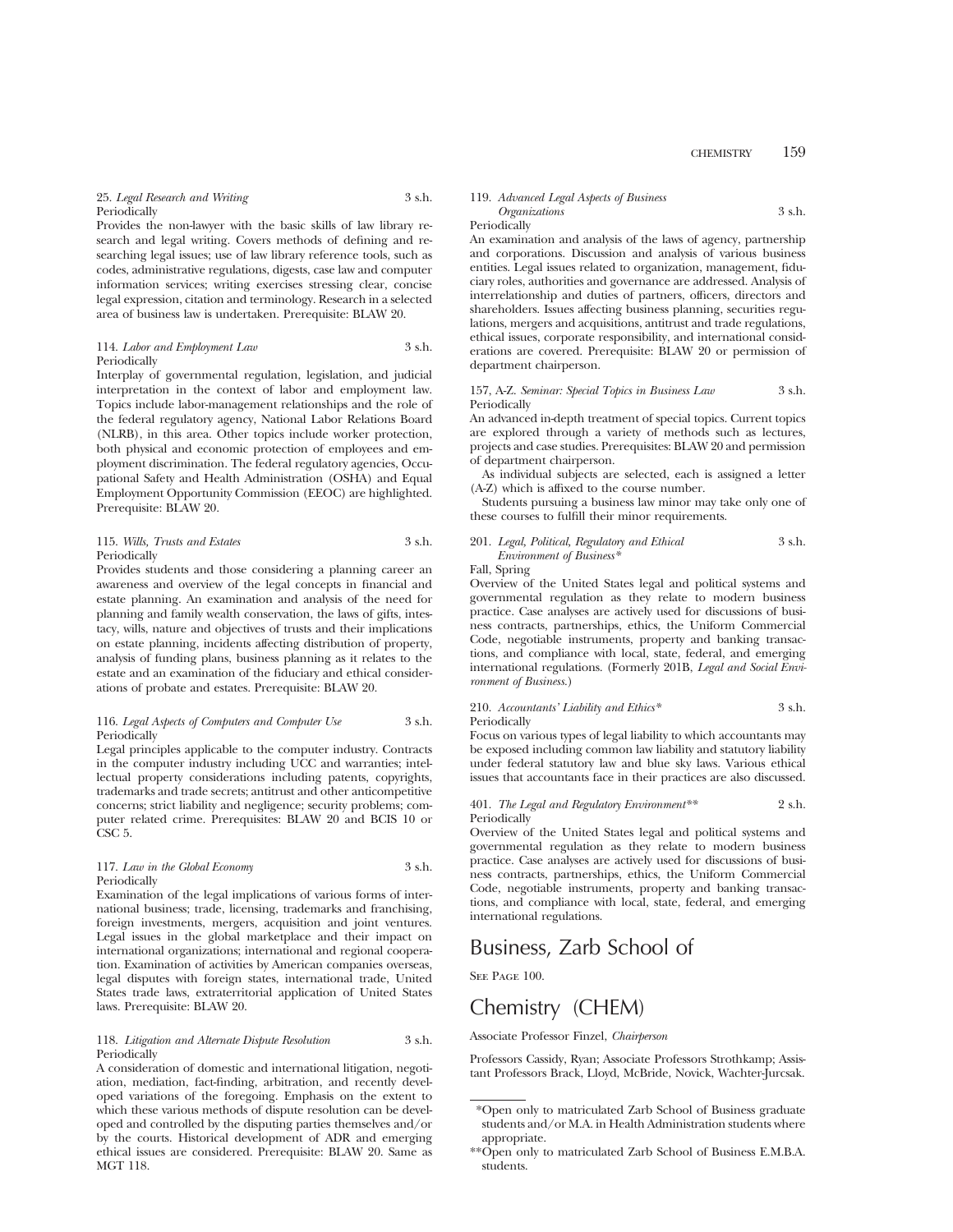25. *Legal Research and Writing* 3 s.h.
Periodically
Provides the non-lawyer with the basic skills of law library research and legal writing. Covers methods of defining and researching legal issues; use of law library reference tools, such as codes, administrative regulations, digests, case law and computer information services; writing exercises stressing clear, concise legal expression, citation and terminology. Research in a selected area of business law is undertaken. Prerequisite: BLAW 20.

114. *Labor and Employment Law* 3 s.h.
Periodically
Interplay of governmental regulation, legislation, and judicial interpretation in the context of labor and employment law. Topics include labor-management relationships and the role of the federal regulatory agency, National Labor Relations Board (NLRB), in this area. Other topics include worker protection, both physical and economic protection of employees and employment discrimination. The federal regulatory agencies, Occupational Safety and Health Administration (OSHA) and Equal Employment Opportunity Commission (EEOC) are highlighted. Prerequisite: BLAW 20.

115. *Wills, Trusts and Estates* 3 s.h.
Periodically
Provides students and those considering a planning career an awareness and overview of the legal concepts in financial and estate planning. An examination and analysis of the need for planning and family wealth conservation, the laws of gifts, intestacy, wills, nature and objectives of trusts and their implications on estate planning, incidents affecting distribution of property, analysis of funding plans, business planning as it relates to the estate and an examination of the fiduciary and ethical considerations of probate and estates. Prerequisite: BLAW 20.

116. *Legal Aspects of Computers and Computer Use* 3 s.h.
Periodically
Legal principles applicable to the computer industry. Contracts in the computer industry including UCC and warranties; intellectual property considerations including patents, copyrights, trademarks and trade secrets; antitrust and other anticompetitive concerns; strict liability and negligence; security problems; computer related crime. Prerequisites: BLAW 20 and BCIS 10 or CSC 5.

117. *Law in the Global Economy* 3 s.h.
Periodically
Examination of the legal implications of various forms of international business; trade, licensing, trademarks and franchising, foreign investments, mergers, acquisition and joint ventures. Legal issues in the global marketplace and their impact on international organizations; international and regional cooperation. Examination of activities by American companies overseas, legal disputes with foreign states, international trade, United States trade laws, extraterritorial application of United States laws. Prerequisite: BLAW 20.

118. *Litigation and Alternate Dispute Resolution* 3 s.h.
Periodically
A consideration of domestic and international litigation, negotiation, mediation, fact-finding, arbitration, and recently developed variations of the foregoing. Emphasis on the extent to which these various methods of dispute resolution can be developed and controlled by the disputing parties themselves and/or by the courts. Historical development of ADR and emerging ethical issues are considered. Prerequisite: BLAW 20. Same as MGT 118.

119. *Advanced Legal Aspects of Business Organizations* 3 s.h.
Periodically
An examination and analysis of the laws of agency, partnership and corporations. Discussion and analysis of various business entities. Legal issues related to organization, management, fiduciary roles, authorities and governance are addressed. Analysis of interrelationship and duties of partners, officers, directors and shareholders. Issues affecting business planning, securities regulations, mergers and acquisitions, antitrust and trade regulations, ethical issues, corporate responsibility, and international considerations are covered. Prerequisite: BLAW 20 or permission of department chairperson.

157, A-Z. *Seminar: Special Topics in Business Law* 3 s.h.
Periodically
An advanced in-depth treatment of special topics. Current topics are explored through a variety of methods such as lectures, projects and case studies. Prerequisites: BLAW 20 and permission of department chairperson.

As individual subjects are selected, each is assigned a letter (A-Z) which is affixed to the course number.

Students pursuing a business law minor may take only one of these courses to fulfill their minor requirements.

201. *Legal, Political, Regulatory and Ethical Environment of Business** 3 s.h.
Fall, Spring
Overview of the United States legal and political systems and governmental regulation as they relate to modern business practice. Case analyses are actively used for discussions of business contracts, partnerships, ethics, the Uniform Commercial Code, negotiable instruments, property and banking transactions, and compliance with local, state, federal, and emerging international regulations. (Formerly 201B, *Legal and Social Environment of Business.*)

210. *Accountants' Liability and Ethics** 3 s.h.
Periodically
Focus on various types of legal liability to which accountants may be exposed including common law liability and statutory liability under federal statutory law and blue sky laws. Various ethical issues that accountants face in their practices are also discussed.

401. *The Legal and Regulatory Environment*** 2 s.h.
Periodically
Overview of the United States legal and political systems and governmental regulation as they relate to modern business practice. Case analyses are actively used for discussions of business contracts, partnerships, ethics, the Uniform Commercial Code, negotiable instruments, property and banking transactions, and compliance with local, state, federal, and emerging international regulations.

# Business, Zarb School of

See Page 100.

# Chemistry (CHEM)

Associate Professor Finzel, *Chairperson*

Professors Cassidy, Ryan; Associate Professors Strothkamp; Assistant Professors Brack, Lloyd, McBride, Novick, Wachter-Jurcsak.

---

*Open only to matriculated Zarb School of Business graduate students and/or M.A. in Health Administration students where appropriate.

**Open only to matriculated Zarb School of Business E.M.B.A. students.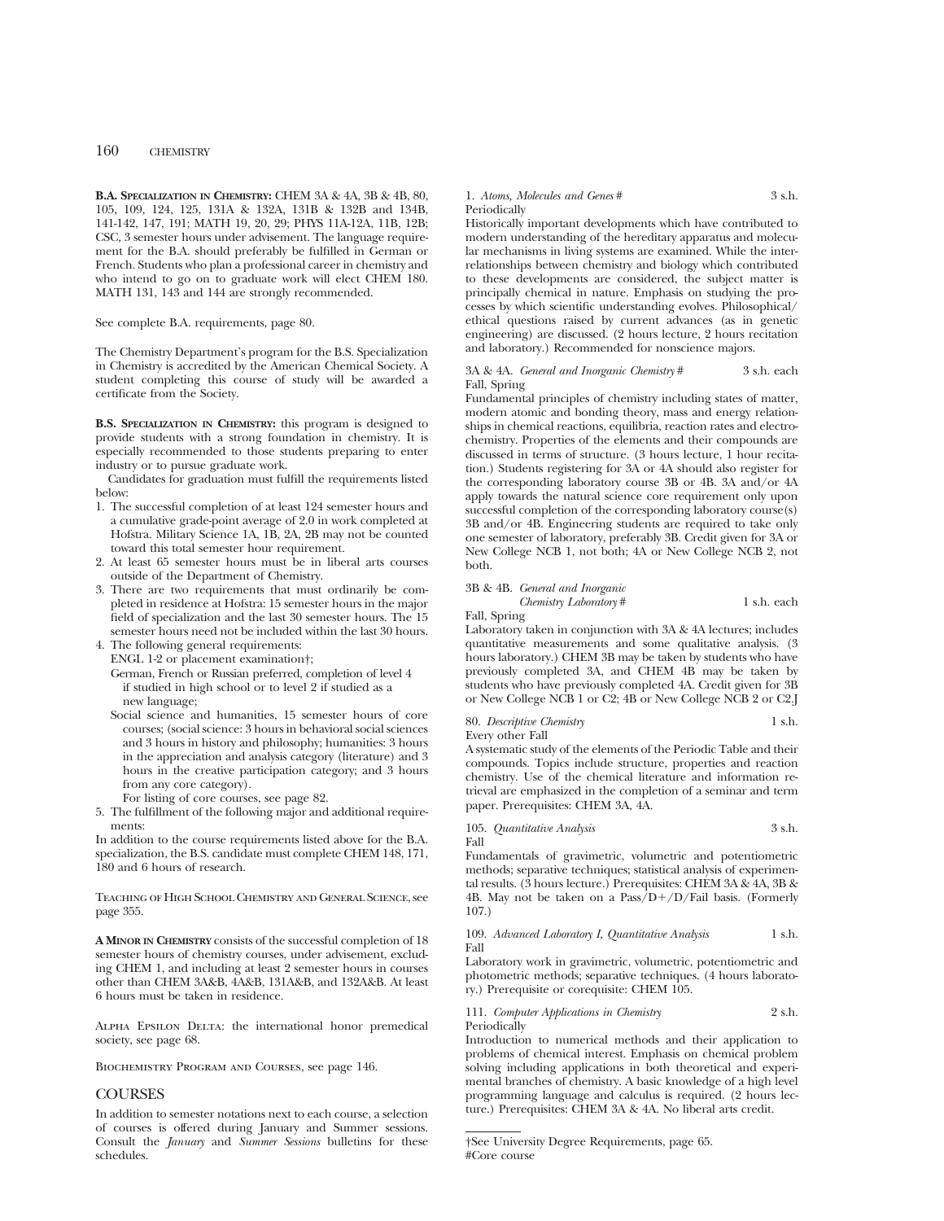**B.A. Specialization in Chemistry:** CHEM 3A & 4A, 3B & 4B, 80, 105, 109, 124, 125, 131A & 132A, 131B & 132B and 134B, 141-142, 147, 191; MATH 19, 20, 29; PHYS 11A-12A, 11B, 12B; CSC, 3 semester hours under advisement. The language requirement for the B.A. should preferably be fulfilled in German or French. Students who plan a professional career in chemistry and who intend to go on to graduate work will elect CHEM 180. MATH 131, 143 and 144 are strongly recommended.

See complete B.A. requirements, page 80.

The Chemistry Department's program for the B.S. Specialization in Chemistry is accredited by the American Chemical Society. A student completing this course of study will be awarded a certificate from the Society.

**B.S. Specialization in Chemistry:** this program is designed to provide students with a strong foundation in chemistry. It is especially recommended to those students preparing to enter industry or to pursue graduate work.

Candidates for graduation must fulfill the requirements listed below:

1. The successful completion of at least 124 semester hours and a cumulative grade-point average of 2.0 in work completed at Hofstra. Military Science 1A, 1B, 2A, 2B may not be counted toward this total semester hour requirement.
2. At least 65 semester hours must be in liberal arts courses outside of the Department of Chemistry.
3. There are two requirements that must ordinarily be completed in residence at Hofstra: 15 semester hours in the major field of specialization and the last 30 semester hours. The 15 semester hours need not be included within the last 30 hours.
4. The following general requirements:
   ENGL 1-2 or placement examination†;
   German, French or Russian preferred, completion of level 4 if studied in high school or to level 2 if studied as a new language;
   Social science and humanities, 15 semester hours of core courses; (social science: 3 hours in behavioral social sciences and 3 hours in history and philosophy; humanities: 3 hours in the appreciation and analysis category (literature) and 3 hours in the creative participation category; and 3 hours from any core category).
   For listing of core courses, see page 82.
5. The fulfillment of the following major and additional requirements:

In addition to the course requirements listed above for the B.A. specialization, the B.S. candidate must complete CHEM 148, 171, 180 and 6 hours of research.

Teaching of High School Chemistry and General Science, see page 355.

**A Minor in Chemistry** consists of the successful completion of 18 semester hours of chemistry courses, under advisement, excluding CHEM 1, and including at least 2 semester hours in courses other than CHEM 3A&B, 4A&B, 131A&B, and 132A&B. At least 6 hours must be taken in residence.

Alpha Epsilon Delta: the international honor premedical society, see page 68.

Biochemistry Program and Courses, see page 146.

## COURSES

In addition to semester notations next to each course, a selection of courses is offered during January and Summer sessions. Consult the *January* and *Summer Sessions* bulletins for these schedules.

1. *Atoms, Molecules and Genes* # 3 s.h.
Periodically
Historically important developments which have contributed to modern understanding of the hereditary apparatus and molecular mechanisms in living systems are examined. While the interrelationships between chemistry and biology which contributed to these developments are considered, the subject matter is principally chemical in nature. Emphasis on studying the processes by which scientific understanding evolves. Philosophical/ethical questions raised by current advances (as in genetic engineering) are discussed. (2 hours lecture, 2 hours recitation and laboratory.) Recommended for nonscience majors.

3A & 4A. *General and Inorganic Chemistry* # 3 s.h. each
Fall, Spring
Fundamental principles of chemistry including states of matter, modern atomic and bonding theory, mass and energy relationships in chemical reactions, equilibria, reaction rates and electrochemistry. Properties of the elements and their compounds are discussed in terms of structure. (3 hours lecture, 1 hour recitation.) Students registering for 3A or 4A should also register for the corresponding laboratory course 3B or 4B. 3A and/or 4A apply towards the natural science core requirement only upon successful completion of the corresponding laboratory course(s) 3B and/or 4B. Engineering students are required to take only one semester of laboratory, preferably 3B. Credit given for 3A or New College NCB 1, not both; 4A or New College NCB 2, not both.

3B & 4B. *General and Inorganic Chemistry Laboratory* # 1 s.h. each
Fall, Spring
Laboratory taken in conjunction with 3A & 4A lectures; includes quantitative measurements and some qualitative analysis. (3 hours laboratory.) CHEM 3B may be taken by students who have previously completed 3A, and CHEM 4B may be taken by students who have previously completed 4A. Credit given for 3B or New College NCB 1 or C2; 4B or New College NCB 2 or C2,J

80. *Descriptive Chemistry* 1 s.h.
Every other Fall
A systematic study of the elements of the Periodic Table and their compounds. Topics include structure, properties and reaction chemistry. Use of the chemical literature and information retrieval are emphasized in the completion of a seminar and term paper. Prerequisites: CHEM 3A, 4A.

105. *Quantitative Analysis* 3 s.h.
Fall
Fundamentals of gravimetric, volumetric and potentiometric methods; separative techniques; statistical analysis of experimental results. (3 hours lecture.) Prerequisites: CHEM 3A & 4A, 3B & 4B. May not be taken on a Pass/D+/D/Fail basis. (Formerly 107.)

109. *Advanced Laboratory I, Quantitative Analysis* 1 s.h.
Fall
Laboratory work in gravimetric, volumetric, potentiometric and photometric methods; separative techniques. (4 hours laboratory.) Prerequisite or corequisite: CHEM 105.

111. *Computer Applications in Chemistry* 2 s.h.
Periodically
Introduction to numerical methods and their application to problems of chemical interest. Emphasis on chemical problem solving including applications in both theoretical and experimental branches of chemistry. A basic knowledge of a high level programming language and calculus is required. (2 hours lecture.) Prerequisites: CHEM 3A & 4A. No liberal arts credit.

†See University Degree Requirements, page 65.
#Core course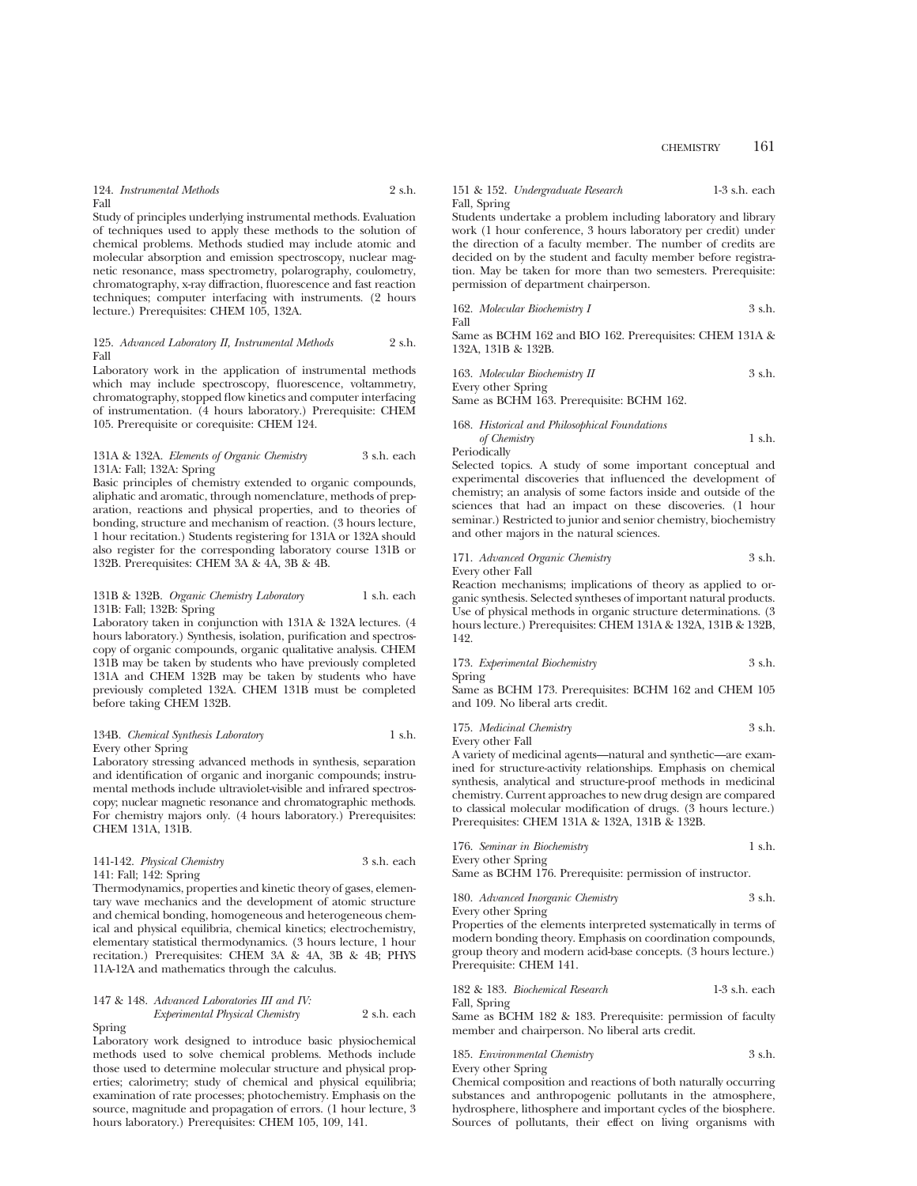124. *Instrumental Methods* 2 s.h.
Fall

Study of principles underlying instrumental methods. Evaluation of techniques used to apply these methods to the solution of chemical problems. Methods studied may include atomic and molecular absorption and emission spectroscopy, nuclear magnetic resonance, mass spectrometry, polarography, coulometry, chromatography, x-ray diffraction, fluorescence and fast reaction techniques; computer interfacing with instruments. (2 hours lecture.) Prerequisites: CHEM 105, 132A.

125. *Advanced Laboratory II, Instrumental Methods* 2 s.h.
Fall

Laboratory work in the application of instrumental methods which may include spectroscopy, fluorescence, voltammetry, chromatography, stopped flow kinetics and computer interfacing of instrumentation. (4 hours laboratory.) Prerequisite: CHEM 105. Prerequisite or corequisite: CHEM 124.

131A & 132A. *Elements of Organic Chemistry* 3 s.h. each
131A: Fall; 132A: Spring

Basic principles of chemistry extended to organic compounds, aliphatic and aromatic, through nomenclature, methods of preparation, reactions and physical properties, and to theories of bonding, structure and mechanism of reaction. (3 hours lecture, 1 hour recitation.) Students registering for 131A or 132A should also register for the corresponding laboratory course 131B or 132B. Prerequisites: CHEM 3A & 4A, 3B & 4B.

131B & 132B. *Organic Chemistry Laboratory* 1 s.h. each
131B: Fall; 132B: Spring

Laboratory taken in conjunction with 131A & 132A lectures. (4 hours laboratory.) Synthesis, isolation, purification and spectroscopy of organic compounds, organic qualitative analysis. CHEM 131B may be taken by students who have previously completed 131A and CHEM 132B may be taken by students who have previously completed 132A. CHEM 131B must be completed before taking CHEM 132B.

134B. *Chemical Synthesis Laboratory* 1 s.h.
Every other Spring

Laboratory stressing advanced methods in synthesis, separation and identification of organic and inorganic compounds; instrumental methods include ultraviolet-visible and infrared spectroscopy; nuclear magnetic resonance and chromatographic methods. For chemistry majors only. (4 hours laboratory.) Prerequisites: CHEM 131A, 131B.

141-142. *Physical Chemistry* 3 s.h. each
141: Fall; 142: Spring

Thermodynamics, properties and kinetic theory of gases, elementary wave mechanics and the development of atomic structure and chemical bonding, homogeneous and heterogeneous chemical and physical equilibria, chemical kinetics; electrochemistry, elementary statistical thermodynamics. (3 hours lecture, 1 hour recitation.) Prerequisites: CHEM 3A & 4A, 3B & 4B; PHYS 11A-12A and mathematics through the calculus.

147 & 148. *Advanced Laboratories III and IV: Experimental Physical Chemistry* 2 s.h. each
Spring

Laboratory work designed to introduce basic physiochemical methods used to solve chemical problems. Methods include those used to determine molecular structure and physical properties; calorimetry; study of chemical and physical equilibria; examination of rate processes; photochemistry. Emphasis on the source, magnitude and propagation of errors. (1 hour lecture, 3 hours laboratory.) Prerequisites: CHEM 105, 109, 141.

151 & 152. *Undergraduate Research* 1-3 s.h. each
Fall, Spring

Students undertake a problem including laboratory and library work (1 hour conference, 3 hours laboratory per credit) under the direction of a faculty member. The number of credits are decided on by the student and faculty member before registration. May be taken for more than two semesters. Prerequisite: permission of department chairperson.

162. *Molecular Biochemistry I* 3 s.h.
Fall

Same as BCHM 162 and BIO 162. Prerequisites: CHEM 131A & 132A, 131B & 132B.

163. *Molecular Biochemistry II* 3 s.h.
Every other Spring

Same as BCHM 163. Prerequisite: BCHM 162.

168. *Historical and Philosophical Foundations of Chemistry* 1 s.h.
Periodically

Selected topics. A study of some important conceptual and experimental discoveries that influenced the development of chemistry; an analysis of some factors inside and outside of the sciences that had an impact on these discoveries. (1 hour seminar.) Restricted to junior and senior chemistry, biochemistry and other majors in the natural sciences.

171. *Advanced Organic Chemistry* 3 s.h.
Every other Fall

Reaction mechanisms; implications of theory as applied to organic synthesis. Selected syntheses of important natural products. Use of physical methods in organic structure determinations. (3 hours lecture.) Prerequisites: CHEM 131A & 132A, 131B & 132B, 142.

173. *Experimental Biochemistry* 3 s.h.
Spring

Same as BCHM 173. Prerequisites: BCHM 162 and CHEM 105 and 109. No liberal arts credit.

175. *Medicinal Chemistry* 3 s.h.
Every other Fall

A variety of medicinal agents—natural and synthetic—are examined for structure-activity relationships. Emphasis on chemical synthesis, analytical and structure-proof methods in medicinal chemistry. Current approaches to new drug design are compared to classical molecular modification of drugs. (3 hours lecture.) Prerequisites: CHEM 131A & 132A, 131B & 132B.

176. *Seminar in Biochemistry* 1 s.h.
Every other Spring

Same as BCHM 176. Prerequisite: permission of instructor.

180. *Advanced Inorganic Chemistry* 3 s.h.
Every other Spring

Properties of the elements interpreted systematically in terms of modern bonding theory. Emphasis on coordination compounds, group theory and modern acid-base concepts. (3 hours lecture.) Prerequisite: CHEM 141.

182 & 183. *Biochemical Research* 1-3 s.h. each
Fall, Spring

Same as BCHM 182 & 183. Prerequisite: permission of faculty member and chairperson. No liberal arts credit.

185. *Environmental Chemistry* 3 s.h.
Every other Spring

Chemical composition and reactions of both naturally occurring substances and anthropogenic pollutants in the atmosphere, hydrosphere, lithosphere and important cycles of the biosphere. Sources of pollutants, their effect on living organisms with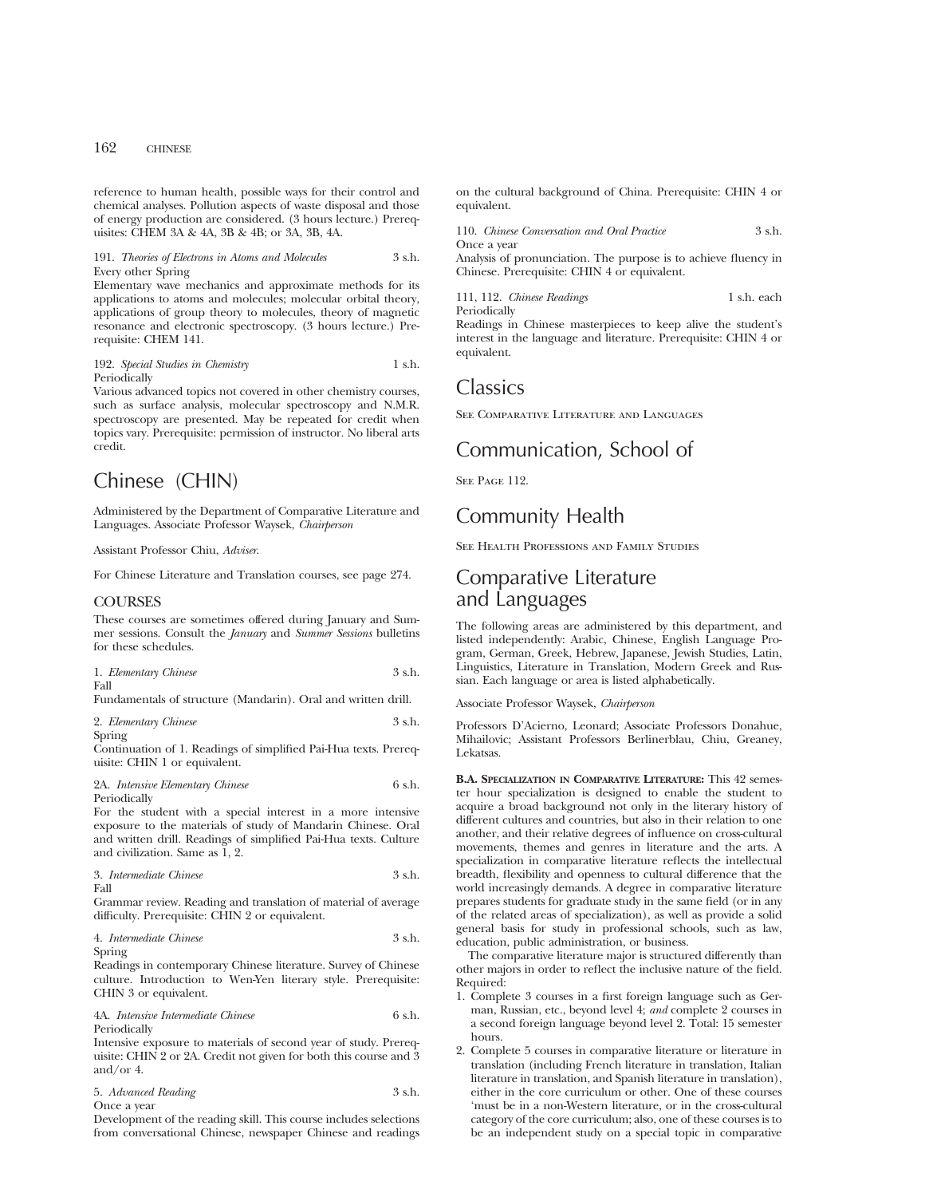reference to human health, possible ways for their control and chemical analyses. Pollution aspects of waste disposal and those of energy production are considered. (3 hours lecture.) Prerequisites: CHEM 3A & 4A, 3B & 4B; or 3A, 3B, 4A.

191. *Theories of Electrons in Atoms and Molecules* 3 s.h.
Every other Spring
Elementary wave mechanics and approximate methods for its applications to atoms and molecules; molecular orbital theory, applications of group theory to molecules, theory of magnetic resonance and electronic spectroscopy. (3 hours lecture.) Prerequisite: CHEM 141.

192. *Special Studies in Chemistry* 1 s.h.
Periodically
Various advanced topics not covered in other chemistry courses, such as surface analysis, molecular spectroscopy and N.M.R. spectroscopy are presented. May be repeated for credit when topics vary. Prerequisite: permission of instructor. No liberal arts credit.

# Chinese (CHIN)

Administered by the Department of Comparative Literature and Languages. Associate Professor Waysek, *Chairperson*

Assistant Professor Chiu, *Adviser.*

For Chinese Literature and Translation courses, see page 274.

## COURSES

These courses are sometimes offered during January and Summer sessions. Consult the *January* and *Summer Sessions* bulletins for these schedules.

1. *Elementary Chinese* 3 s.h.
Fall
Fundamentals of structure (Mandarin). Oral and written drill.

2. *Elementary Chinese* 3 s.h.
Spring
Continuation of 1. Readings of simplified Pai-Hua texts. Prerequisite: CHIN 1 or equivalent.

2A. *Intensive Elementary Chinese* 6 s.h.
Periodically
For the student with a special interest in a more intensive exposure to the materials of study of Mandarin Chinese. Oral and written drill. Readings of simplified Pai-Hua texts. Culture and civilization. Same as 1, 2.

3. *Intermediate Chinese* 3 s.h.
Fall
Grammar review. Reading and translation of material of average difficulty. Prerequisite: CHIN 2 or equivalent.

4. *Intermediate Chinese* 3 s.h.
Spring
Readings in contemporary Chinese literature. Survey of Chinese culture. Introduction to Wen-Yen literary style. Prerequisite: CHIN 3 or equivalent.

4A. *Intensive Intermediate Chinese* 6 s.h.
Periodically
Intensive exposure to materials of second year of study. Prerequisite: CHIN 2 or 2A. Credit not given for both this course and 3 and/or 4.

5. *Advanced Reading* 3 s.h.
Once a year
Development of the reading skill. This course includes selections from conversational Chinese, newspaper Chinese and readings on the cultural background of China. Prerequisite: CHIN 4 or equivalent.

110. *Chinese Conversation and Oral Practice* 3 s.h.
Once a year
Analysis of pronunciation. The purpose is to achieve fluency in Chinese. Prerequisite: CHIN 4 or equivalent.

111, 112. *Chinese Readings* 1 s.h. each
Periodically
Readings in Chinese masterpieces to keep alive the student's interest in the language and literature. Prerequisite: CHIN 4 or equivalent.

# Classics

See Comparative Literature and Languages

# Communication, School of

See Page 112.

# Community Health

See Health Professions and Family Studies

# Comparative Literature and Languages

The following areas are administered by this department, and listed independently: Arabic, Chinese, English Language Program, German, Greek, Hebrew, Japanese, Jewish Studies, Latin, Linguistics, Literature in Translation, Modern Greek and Russian. Each language or area is listed alphabetically.

Associate Professor Waysek, *Chairperson*

Professors D'Acierno, Leonard; Associate Professors Donahue, Mihailovic; Assistant Professors Berlinerblau, Chiu, Greaney, Lekatsas.

**B.A. Specialization in Comparative Literature:** This 42 semester hour specialization is designed to enable the student to acquire a broad background not only in the literary history of different cultures and countries, but also in their relation to one another, and their relative degrees of influence on cross-cultural movements, themes and genres in literature and the arts. A specialization in comparative literature reflects the intellectual breadth, flexibility and openness to cultural difference that the world increasingly demands. A degree in comparative literature prepares students for graduate study in the same field (or in any of the related areas of specialization), as well as provide a solid general basis for study in professional schools, such as law, education, public administration, or business.

The comparative literature major is structured differently than other majors in order to reflect the inclusive nature of the field. Required:

1. Complete 3 courses in a first foreign language such as German, Russian, etc., beyond level 4; *and* complete 2 courses in a second foreign language beyond level 2. Total: 15 semester hours.
2. Complete 5 courses in comparative literature or literature in translation (including French literature in translation, Italian literature in translation, and Spanish literature in translation), either in the core curriculum or other. One of these courses 'must be in a non-Western literature, or in the cross-cultural category of the core curriculum; also, one of these courses is to be an independent study on a special topic in comparative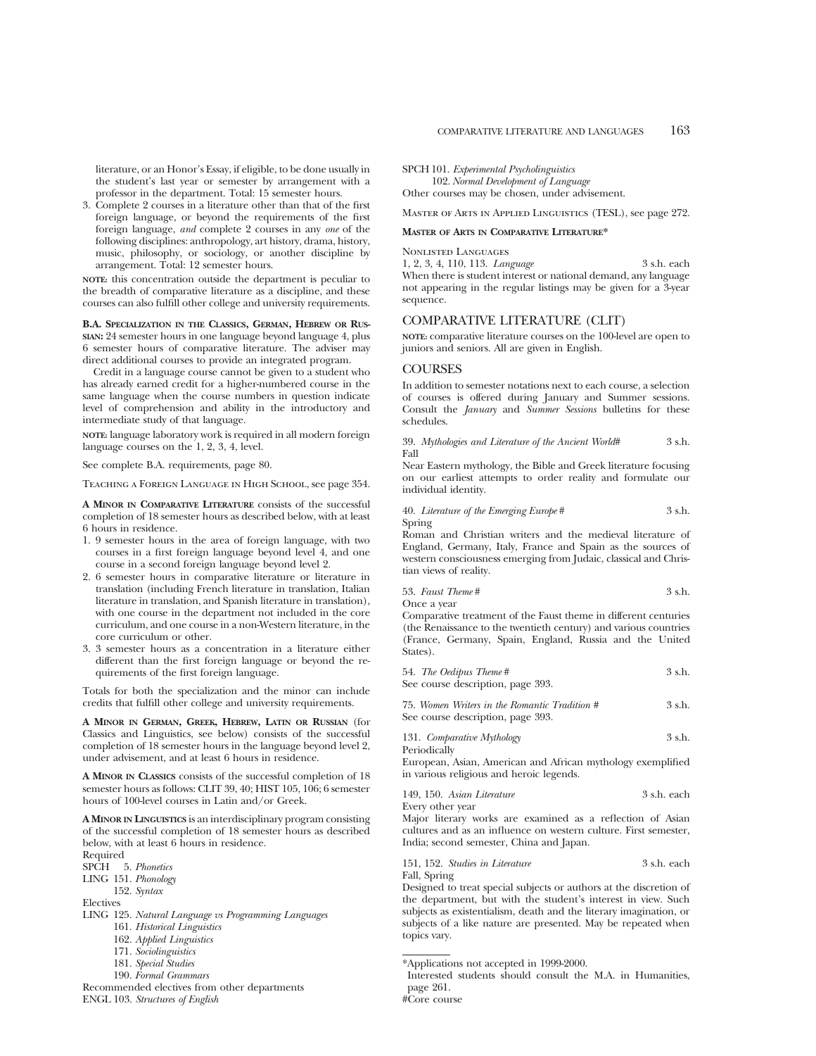literature, or an Honor's Essay, if eligible, to be done usually in the student's last year or semester by arrangement with a professor in the department. Total: 15 semester hours.

3. Complete 2 courses in a literature other than that of the first foreign language, or beyond the requirements of the first foreign language, *and* complete 2 courses in any *one* of the following disciplines: anthropology, art history, drama, history, music, philosophy, or sociology, or another discipline by arrangement. Total: 12 semester hours.

**NOTE:** this concentration outside the department is peculiar to the breadth of comparative literature as a discipline, and these courses can also fulfill other college and university requirements.

**B.A. Specialization in the Classics, German, Hebrew or Russian:** 24 semester hours in one language beyond language 4, plus 6 semester hours of comparative literature. The adviser may direct additional courses to provide an integrated program.

Credit in a language course cannot be given to a student who has already earned credit for a higher-numbered course in the same language when the course numbers in question indicate level of comprehension and ability in the introductory and intermediate study of that language.

**NOTE:** language laboratory work is required in all modern foreign language courses on the 1, 2, 3, 4, level.

See complete B.A. requirements, page 80.

Teaching a Foreign Language in High School, see page 354.

**A Minor in Comparative Literature** consists of the successful completion of 18 semester hours as described below, with at least 6 hours in residence.

1. 9 semester hours in the area of foreign language, with two courses in a first foreign language beyond level 4, and one course in a second foreign language beyond level 2.
2. 6 semester hours in comparative literature or literature in translation (including French literature in translation, Italian literature in translation, and Spanish literature in translation), with one course in the department not included in the core curriculum, and one course in a non-Western literature, in the core curriculum or other.
3. 3 semester hours as a concentration in a literature either different than the first foreign language or beyond the requirements of the first foreign language.

Totals for both the specialization and the minor can include credits that fulfill other college and university requirements.

**A Minor in German, Greek, Hebrew, Latin or Russian** (for Classics and Linguistics, see below) consists of the successful completion of 18 semester hours in the language beyond level 2, under advisement, and at least 6 hours in residence.

**A Minor in Classics** consists of the successful completion of 18 semester hours as follows: CLIT 39, 40; HIST 105, 106; 6 semester hours of 100-level courses in Latin and/or Greek.

**A Minor in Linguistics** is an interdisciplinary program consisting of the successful completion of 18 semester hours as described below, with at least 6 hours in residence.

Required

SPCH 5. *Phonetics*
LING 151. *Phonology*
152. *Syntax*

Electives

LING 125. *Natural Language vs Programming Languages*
161. *Historical Linguistics*
162. *Applied Linguistics*
171. *Sociolinguistics*
181. *Special Studies*
190. *Formal Grammars*

Recommended electives from other departments

ENGL 103. *Structures of English*
SPCH 101. *Experimental Psycholinguistics*
102. *Normal Development of Language*

Other courses may be chosen, under advisement.

Master of Arts in Applied Linguistics (TESL), see page 272.

**Master of Arts in Comparative Literature***

Nonlisted Languages

1, 2, 3, 4, 110, 113. *Language* — 3 s.h. each

When there is student interest or national demand, any language not appearing in the regular listings may be given for a 3-year sequence.

## COMPARATIVE LITERATURE (CLIT)

**NOTE:** comparative literature courses on the 100-level are open to juniors and seniors. All are given in English.

## COURSES

In addition to semester notations next to each course, a selection of courses is offered during January and Summer sessions. Consult the *January* and *Summer Sessions* bulletins for these schedules.

39. *Mythologies and Literature of the Ancient World#* — 3 s.h.
Fall
Near Eastern mythology, the Bible and Greek literature focusing on our earliest attempts to order reality and formulate our individual identity.

40. *Literature of the Emerging Europe #* — 3 s.h.
Spring
Roman and Christian writers and the medieval literature of England, Germany, Italy, France and Spain as the sources of western consciousness emerging from Judaic, classical and Christian views of reality.

53. *Faust Theme #* — 3 s.h.
Once a year
Comparative treatment of the Faust theme in different centuries (the Renaissance to the twentieth century) and various countries (France, Germany, Spain, England, Russia and the United States).

54. *The Oedipus Theme #* — 3 s.h.
See course description, page 393.

75. *Women Writers in the Romantic Tradition #* — 3 s.h.
See course description, page 393.

131. *Comparative Mythology* — 3 s.h.
Periodically
European, Asian, American and African mythology exemplified in various religious and heroic legends.

149, 150. *Asian Literature* — 3 s.h. each
Every other year
Major literary works are examined as a reflection of Asian cultures and as an influence on western culture. First semester, India; second semester, China and Japan.

151, 152. *Studies in Literature* — 3 s.h. each
Fall, Spring
Designed to treat special subjects or authors at the discretion of the department, but with the student's interest in view. Such subjects as existentialism, death and the literary imagination, or subjects of a like nature are presented. May be repeated when topics vary.

---

*Applications not accepted in 1999-2000.
Interested students should consult the M.A. in Humanities, page 261.

#Core course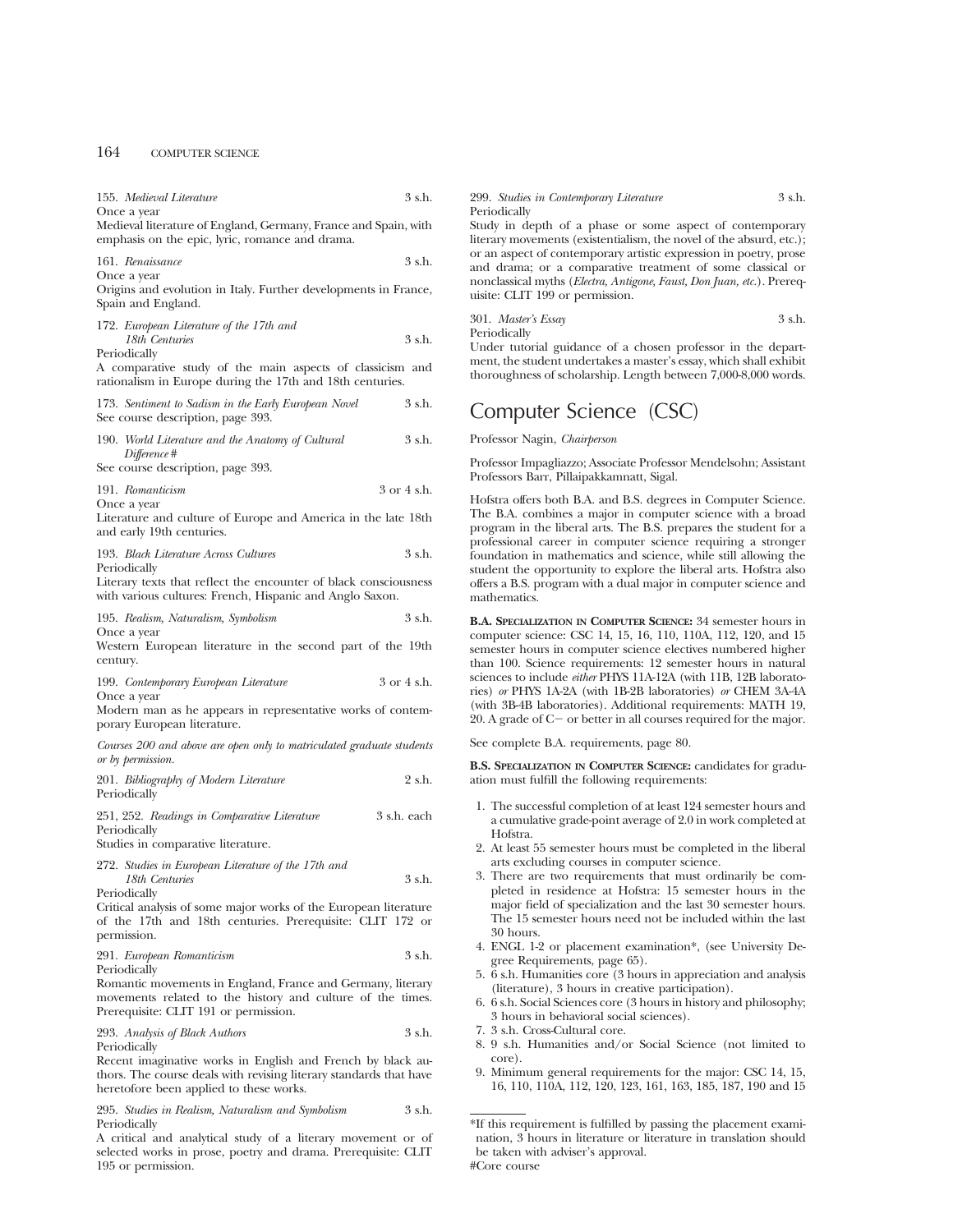155. *Medieval Literature* 3 s.h.
Once a year
Medieval literature of England, Germany, France and Spain, with emphasis on the epic, lyric, romance and drama.

161. *Renaissance* 3 s.h.
Once a year
Origins and evolution in Italy. Further developments in France, Spain and England.

172. *European Literature of the 17th and 18th Centuries* 3 s.h.
Periodically
A comparative study of the main aspects of classicism and rationalism in Europe during the 17th and 18th centuries.

173. *Sentiment to Sadism in the Early European Novel* 3 s.h.
See course description, page 393.

190. *World Literature and the Anatomy of Cultural Difference* # 3 s.h.
See course description, page 393.

191. *Romanticism* 3 or 4 s.h.
Once a year
Literature and culture of Europe and America in the late 18th and early 19th centuries.

193. *Black Literature Across Cultures* 3 s.h.
Periodically
Literary texts that reflect the encounter of black consciousness with various cultures: French, Hispanic and Anglo Saxon.

195. *Realism, Naturalism, Symbolism* 3 s.h.
Once a year
Western European literature in the second part of the 19th century.

199. *Contemporary European Literature* 3 or 4 s.h.
Once a year
Modern man as he appears in representative works of contemporary European literature.

*Courses 200 and above are open only to matriculated graduate students or by permission.*

201. *Bibliography of Modern Literature* 2 s.h.
Periodically

251, 252. *Readings in Comparative Literature* 3 s.h. each
Periodically
Studies in comparative literature.

272. *Studies in European Literature of the 17th and 18th Centuries* 3 s.h.
Periodically
Critical analysis of some major works of the European literature of the 17th and 18th centuries. Prerequisite: CLIT 172 or permission.

291. *European Romanticism* 3 s.h.
Periodically
Romantic movements in England, France and Germany, literary movements related to the history and culture of the times. Prerequisite: CLIT 191 or permission.

293. *Analysis of Black Authors* 3 s.h.
Periodically
Recent imaginative works in English and French by black authors. The course deals with revising literary standards that have heretofore been applied to these works.

295. *Studies in Realism, Naturalism and Symbolism* 3 s.h.
Periodically
A critical and analytical study of a literary movement or of selected works in prose, poetry and drama. Prerequisite: CLIT 195 or permission.

299. *Studies in Contemporary Literature* 3 s.h.
Periodically
Study in depth of a phase or some aspect of contemporary literary movements (existentialism, the novel of the absurd, etc.); or an aspect of contemporary artistic expression in poetry, prose and drama; or a comparative treatment of some classical or nonclassical myths (*Electra, Antigone, Faust, Don Juan, etc.*). Prerequisite: CLIT 199 or permission.

301. *Master's Essay* 3 s.h.
Periodically
Under tutorial guidance of a chosen professor in the department, the student undertakes a master's essay, which shall exhibit thoroughness of scholarship. Length between 7,000-8,000 words.

# Computer Science (CSC)

Professor Nagin, *Chairperson*

Professor Impagliazzo; Associate Professor Mendelsohn; Assistant Professors Barr, Pillaipakkamnatt, Sigal.

Hofstra offers both B.A. and B.S. degrees in Computer Science. The B.A. combines a major in computer science with a broad program in the liberal arts. The B.S. prepares the student for a professional career in computer science requiring a stronger foundation in mathematics and science, while still allowing the student the opportunity to explore the liberal arts. Hofstra also offers a B.S. program with a dual major in computer science and mathematics.

**B.A. Specialization in Computer Science:** 34 semester hours in computer science: CSC 14, 15, 16, 110, 110A, 112, 120, and 15 semester hours in computer science electives numbered higher than 100. Science requirements: 12 semester hours in natural sciences to include *either* PHYS 11A-12A (with 11B, 12B laboratories) *or* PHYS 1A-2A (with 1B-2B laboratories) *or* CHEM 3A-4A (with 3B-4B laboratories). Additional requirements: MATH 19, 20. A grade of C− or better in all courses required for the major.

See complete B.A. requirements, page 80.

**B.S. Specialization in Computer Science:** candidates for graduation must fulfill the following requirements:

1. The successful completion of at least 124 semester hours and a cumulative grade-point average of 2.0 in work completed at Hofstra.
2. At least 55 semester hours must be completed in the liberal arts excluding courses in computer science.
3. There are two requirements that must ordinarily be completed in residence at Hofstra: 15 semester hours in the major field of specialization and the last 30 semester hours. The 15 semester hours need not be included within the last 30 hours.
4. ENGL 1-2 or placement examination*, (see University Degree Requirements, page 65).
5. 6 s.h. Humanities core (3 hours in appreciation and analysis (literature), 3 hours in creative participation).
6. 6 s.h. Social Sciences core (3 hours in history and philosophy; 3 hours in behavioral social sciences).
7. 3 s.h. Cross-Cultural core.
8. 9 s.h. Humanities and/or Social Science (not limited to core).
9. Minimum general requirements for the major: CSC 14, 15, 16, 110, 110A, 112, 120, 123, 161, 163, 185, 187, 190 and 15

*If this requirement is fulfilled by passing the placement examination, 3 hours in literature or literature in translation should be taken with adviser's approval.

#Core course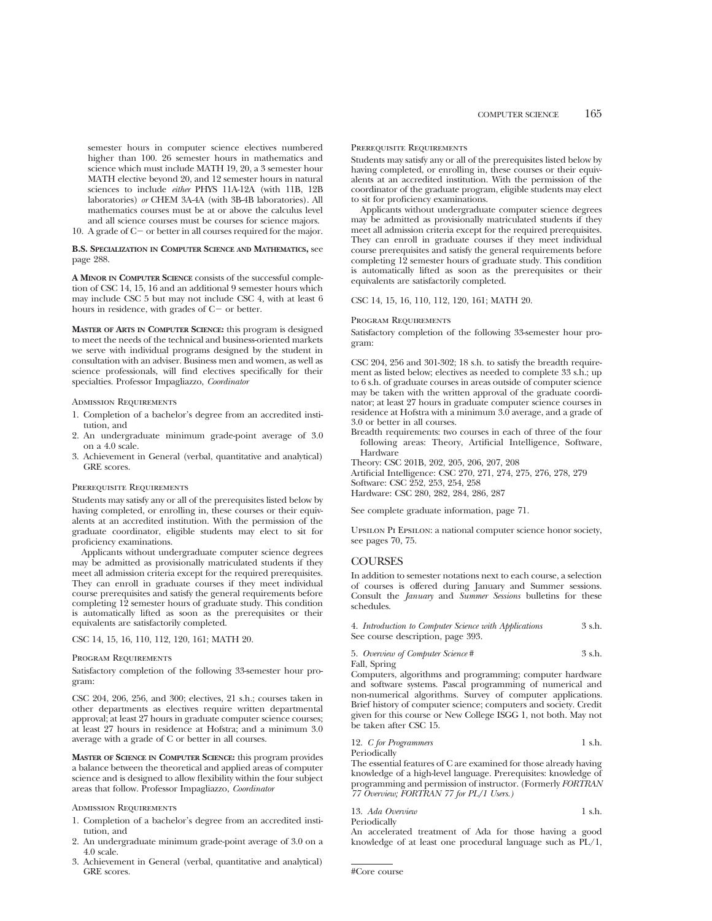semester hours in computer science electives numbered higher than 100. 26 semester hours in mathematics and science which must include MATH 19, 20, a 3 semester hour MATH elective beyond 20, and 12 semester hours in natural sciences to include *either* PHYS 11A-12A (with 11B, 12B laboratories) *or* CHEM 3A-4A (with 3B-4B laboratories). All mathematics courses must be at or above the calculus level and all science courses must be courses for science majors.

10. A grade of C− or better in all courses required for the major.

**B.S. Specialization in Computer Science and Mathematics,** see page 288.

**A Minor in Computer Science** consists of the successful completion of CSC 14, 15, 16 and an additional 9 semester hours which may include CSC 5 but may not include CSC 4, with at least 6 hours in residence, with grades of C− or better.

**Master of Arts in Computer Science:** this program is designed to meet the needs of the technical and business-oriented markets we serve with individual programs designed by the student in consultation with an adviser. Business men and women, as well as science professionals, will find electives specifically for their specialties. Professor Impagliazzo, *Coordinator*

Admission Requirements

1. Completion of a bachelor's degree from an accredited institution, and
2. An undergraduate minimum grade-point average of 3.0 on a 4.0 scale.
3. Achievement in General (verbal, quantitative and analytical) GRE scores.

Prerequisite Requirements

Students may satisfy any or all of the prerequisites listed below by having completed, or enrolling in, these courses or their equivalents at an accredited institution. With the permission of the graduate coordinator, eligible students may elect to sit for proficiency examinations.

Applicants without undergraduate computer science degrees may be admitted as provisionally matriculated students if they meet all admission criteria except for the required prerequisites. They can enroll in graduate courses if they meet individual course prerequisites and satisfy the general requirements before completing 12 semester hours of graduate study. This condition is automatically lifted as soon as the prerequisites or their equivalents are satisfactorily completed.

CSC 14, 15, 16, 110, 112, 120, 161; MATH 20.

Program Requirements

Satisfactory completion of the following 33-semester hour program:

CSC 204, 206, 256, and 300; electives, 21 s.h.; courses taken in other departments as electives require written departmental approval; at least 27 hours in graduate computer science courses; at least 27 hours in residence at Hofstra; and a minimum 3.0 average with a grade of C or better in all courses.

**Master of Science in Computer Science:** this program provides a balance between the theoretical and applied areas of computer science and is designed to allow flexibility within the four subject areas that follow. Professor Impagliazzo, *Coordinator*

Admission Requirements

1. Completion of a bachelor's degree from an accredited institution, and
2. An undergraduate minimum grade-point average of 3.0 on a 4.0 scale.
3. Achievement in General (verbal, quantitative and analytical) GRE scores.

Prerequisite Requirements

Students may satisfy any or all of the prerequisites listed below by having completed, or enrolling in, these courses or their equivalents at an accredited institution. With the permission of the coordinator of the graduate program, eligible students may elect to sit for proficiency examinations.

Applicants without undergraduate computer science degrees may be admitted as provisionally matriculated students if they meet all admission criteria except for the required prerequisites. They can enroll in graduate courses if they meet individual course prerequisites and satisfy the general requirements before completing 12 semester hours of graduate study. This condition is automatically lifted as soon as the prerequisites or their equivalents are satisfactorily completed.

CSC 14, 15, 16, 110, 112, 120, 161; MATH 20.

Program Requirements

Satisfactory completion of the following 33-semester hour program:

CSC 204, 256 and 301-302; 18 s.h. to satisfy the breadth requirement as listed below; electives as needed to complete 33 s.h.; up to 6 s.h. of graduate courses in areas outside of computer science may be taken with the written approval of the graduate coordinator; at least 27 hours in graduate computer science courses in residence at Hofstra with a minimum 3.0 average, and a grade of 3.0 or better in all courses.

Breadth requirements: two courses in each of three of the four following areas: Theory, Artificial Intelligence, Software, Hardware

Theory: CSC 201B, 202, 205, 206, 207, 208
Artificial Intelligence: CSC 270, 271, 274, 275, 276, 278, 279
Software: CSC 252, 253, 254, 258
Hardware: CSC 280, 282, 284, 286, 287

See complete graduate information, page 71.

Upsilon Pi Epsilon: a national computer science honor society, see pages 70, 75.

## COURSES

In addition to semester notations next to each course, a selection of courses is offered during January and Summer sessions. Consult the *January* and *Summer Sessions* bulletins for these schedules.

4. *Introduction to Computer Science with Applications* 3 s.h.
See course description, page 393.

5. *Overview of Computer Science* # 3 s.h.
Fall, Spring
Computers, algorithms and programming; computer hardware and software systems. Pascal programming of numerical and non-numerical algorithms. Survey of computer applications. Brief history of computer science; computers and society. Credit given for this course or New College ISGG 1, not both. May not be taken after CSC 15.

12. *C for Programmers* 1 s.h.
Periodically
The essential features of C are examined for those already having knowledge of a high-level language. Prerequisites: knowledge of programming and permission of instructor. (Formerly *FORTRAN 77 Overview; FORTRAN 77 for PL/1 Users.)*

13. *Ada Overview* 1 s.h.
Periodically
An accelerated treatment of Ada for those having a good knowledge of at least one procedural language such as PL/1,

#Core course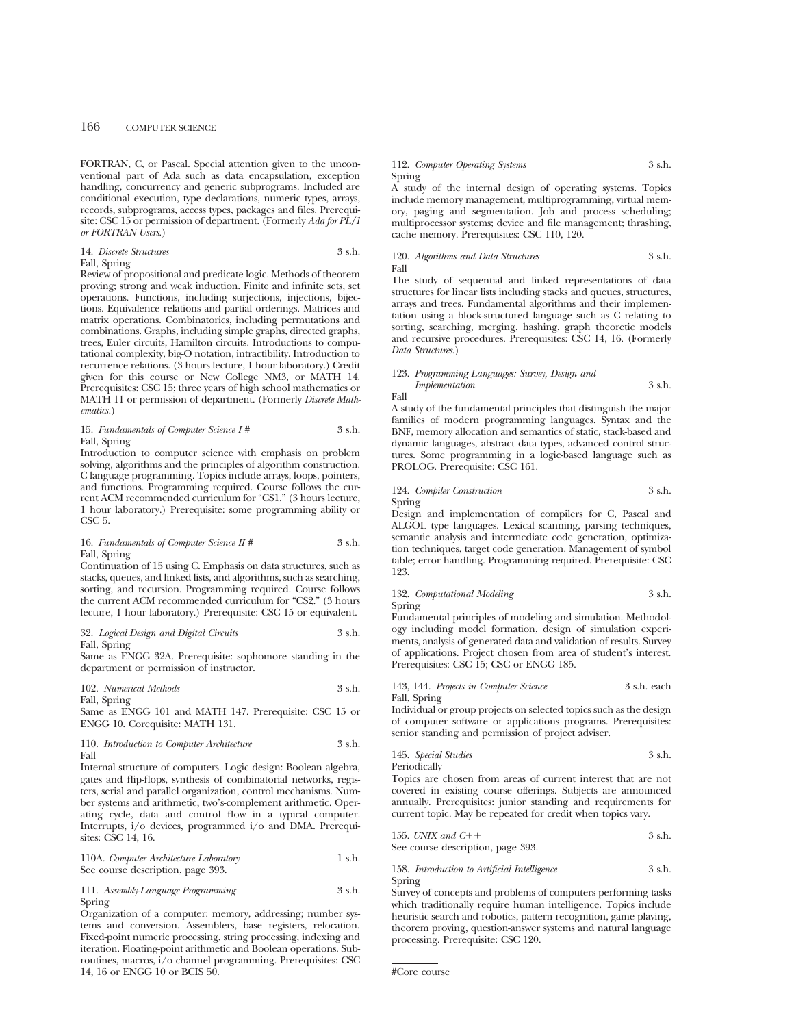FORTRAN, C, or Pascal. Special attention given to the unconventional part of Ada such as data encapsulation, exception handling, concurrency and generic subprograms. Included are conditional execution, type declarations, numeric types, arrays, records, subprograms, access types, packages and files. Prerequisite: CSC 15 or permission of department. (Formerly *Ada for PL/1 or FORTRAN Users*.)

14. *Discrete Structures* 3 s.h.
Fall, Spring

Review of propositional and predicate logic. Methods of theorem proving; strong and weak induction. Finite and infinite sets, set operations. Functions, including surjections, injections, bijections. Equivalence relations and partial orderings. Matrices and matrix operations. Combinatorics, including permutations and combinations. Graphs, including simple graphs, directed graphs, trees, Euler circuits, Hamilton circuits. Introductions to computational complexity, big-O notation, intractibility. Introduction to recurrence relations. (3 hours lecture, 1 hour laboratory.) Credit given for this course or New College NM3, or MATH 14. Prerequisites: CSC 15; three years of high school mathematics or MATH 11 or permission of department. (Formerly *Discrete Mathematics*.)

15. *Fundamentals of Computer Science I* # 3 s.h.
Fall, Spring

Introduction to computer science with emphasis on problem solving, algorithms and the principles of algorithm construction. C language programming. Topics include arrays, loops, pointers, and functions. Programming required. Course follows the current ACM recommended curriculum for "CS1." (3 hours lecture, 1 hour laboratory.) Prerequisite: some programming ability or CSC 5.

16. *Fundamentals of Computer Science II* # 3 s.h.
Fall, Spring

Continuation of 15 using C. Emphasis on data structures, such as stacks, queues, and linked lists, and algorithms, such as searching, sorting, and recursion. Programming required. Course follows the current ACM recommended curriculum for "CS2." (3 hours lecture, 1 hour laboratory.) Prerequisite: CSC 15 or equivalent.

32. *Logical Design and Digital Circuits* 3 s.h.
Fall, Spring

Same as ENGG 32A. Prerequisite: sophomore standing in the department or permission of instructor.

102. *Numerical Methods* 3 s.h.
Fall, Spring

Same as ENGG 101 and MATH 147. Prerequisite: CSC 15 or ENGG 10. Corequisite: MATH 131.

110. *Introduction to Computer Architecture* 3 s.h.
Fall

Internal structure of computers. Logic design: Boolean algebra, gates and flip-flops, synthesis of combinatorial networks, registers, serial and parallel organization, control mechanisms. Number systems and arithmetic, two's-complement arithmetic. Operating cycle, data and control flow in a typical computer. Interrupts, i/o devices, programmed i/o and DMA. Prerequisites: CSC 14, 16.

110A. *Computer Architecture Laboratory* 1 s.h.
See course description, page 393.

111. *Assembly-Language Programming* 3 s.h.
Spring

Organization of a computer: memory, addressing; number systems and conversion. Assemblers, base registers, relocation. Fixed-point numeric processing, string processing, indexing and iteration. Floating-point arithmetic and Boolean operations. Subroutines, macros, i/o channel programming. Prerequisites: CSC 14, 16 or ENGG 10 or BCIS 50.

112. *Computer Operating Systems* 3 s.h.
Spring

A study of the internal design of operating systems. Topics include memory management, multiprogramming, virtual memory, paging and segmentation. Job and process scheduling; multiprocessor systems; device and file management; thrashing, cache memory. Prerequisites: CSC 110, 120.

120. *Algorithms and Data Structures* 3 s.h.
Fall

The study of sequential and linked representations of data structures for linear lists including stacks and queues, structures, arrays and trees. Fundamental algorithms and their implementation using a block-structured language such as C relating to sorting, searching, merging, hashing, graph theoretic models and recursive procedures. Prerequisites: CSC 14, 16. (Formerly *Data Structures*.)

123. *Programming Languages: Survey, Design and Implementation* 3 s.h.
Fall

A study of the fundamental principles that distinguish the major families of modern programming languages. Syntax and the BNF, memory allocation and semantics of static, stack-based and dynamic languages, abstract data types, advanced control structures. Some programming in a logic-based language such as PROLOG. Prerequisite: CSC 161.

124. *Compiler Construction* 3 s.h.
Spring

Design and implementation of compilers for C, Pascal and ALGOL type languages. Lexical scanning, parsing techniques, semantic analysis and intermediate code generation, optimization techniques, target code generation. Management of symbol table; error handling. Programming required. Prerequisite: CSC 123.

132. *Computational Modeling* 3 s.h.
Spring

Fundamental principles of modeling and simulation. Methodology including model formation, design of simulation experiments, analysis of generated data and validation of results. Survey of applications. Project chosen from area of student's interest. Prerequisites: CSC 15; CSC or ENGG 185.

143, 144. *Projects in Computer Science* 3 s.h. each
Fall, Spring

Individual or group projects on selected topics such as the design of computer software or applications programs. Prerequisites: senior standing and permission of project adviser.

145. *Special Studies* 3 s.h.
Periodically

Topics are chosen from areas of current interest that are not covered in existing course offerings. Subjects are announced annually. Prerequisites: junior standing and requirements for current topic. May be repeated for credit when topics vary.

155. *UNIX and C++* 3 s.h.
See course description, page 393.

158. *Introduction to Artificial Intelligence* 3 s.h.
Spring

Survey of concepts and problems of computers performing tasks which traditionally require human intelligence. Topics include heuristic search and robotics, pattern recognition, game playing, theorem proving, question-answer systems and natural language processing. Prerequisite: CSC 120.

#Core course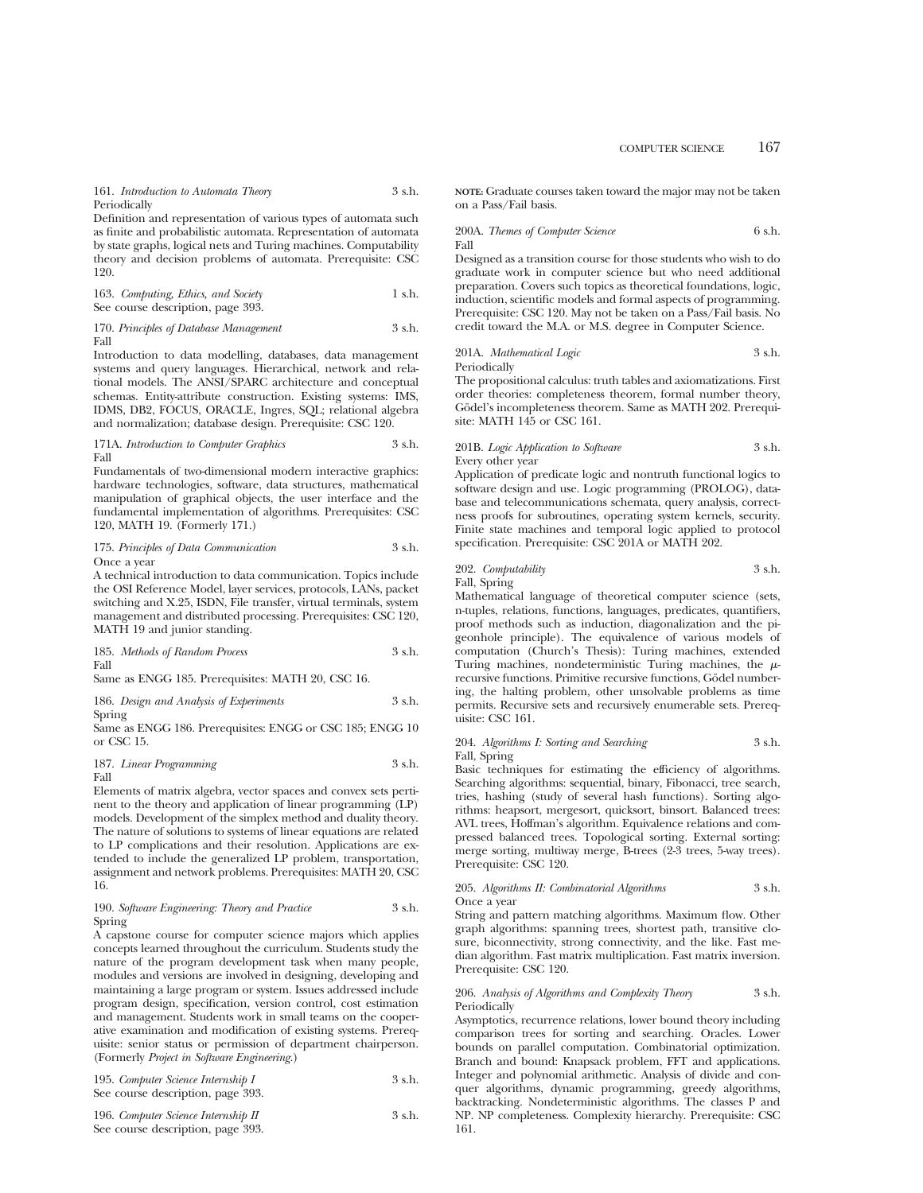161. *Introduction to Automata Theory* 3 s.h.
Periodically

Definition and representation of various types of automata such as finite and probabilistic automata. Representation of automata by state graphs, logical nets and Turing machines. Computability theory and decision problems of automata. Prerequisite: CSC 120.

163. *Computing, Ethics, and Society* 1 s.h.
See course description, page 393.

170. *Principles of Database Management* 3 s.h.
Fall

Introduction to data modelling, databases, data management systems and query languages. Hierarchical, network and relational models. The ANSI/SPARC architecture and conceptual schemas. Entity-attribute construction. Existing systems: IMS, IDMS, DB2, FOCUS, ORACLE, Ingres, SQL; relational algebra and normalization; database design. Prerequisite: CSC 120.

171A. *Introduction to Computer Graphics* 3 s.h.
Fall

Fundamentals of two-dimensional modern interactive graphics: hardware technologies, software, data structures, mathematical manipulation of graphical objects, the user interface and the fundamental implementation of algorithms. Prerequisites: CSC 120, MATH 19. (Formerly 171.)

175. *Principles of Data Communication* 3 s.h.
Once a year

A technical introduction to data communication. Topics include the OSI Reference Model, layer services, protocols, LANs, packet switching and X.25, ISDN, File transfer, virtual terminals, system management and distributed processing. Prerequisites: CSC 120, MATH 19 and junior standing.

185. *Methods of Random Process* 3 s.h.
Fall

Same as ENGG 185. Prerequisites: MATH 20, CSC 16.

186. *Design and Analysis of Experiments* 3 s.h.
Spring

Same as ENGG 186. Prerequisites: ENGG or CSC 185; ENGG 10 or CSC 15.

187. *Linear Programming* 3 s.h.
Fall

Elements of matrix algebra, vector spaces and convex sets pertinent to the theory and application of linear programming (LP) models. Development of the simplex method and duality theory. The nature of solutions to systems of linear equations are related to LP complications and their resolution. Applications are extended to include the generalized LP problem, transportation, assignment and network problems. Prerequisites: MATH 20, CSC 16.

190. *Software Engineering: Theory and Practice* 3 s.h.
Spring

A capstone course for computer science majors which applies concepts learned throughout the curriculum. Students study the nature of the program development task when many people, modules and versions are involved in designing, developing and maintaining a large program or system. Issues addressed include program design, specification, version control, cost estimation and management. Students work in small teams on the cooperative examination and modification of existing systems. Prerequisite: senior status or permission of department chairperson. (Formerly *Project in Software Engineering*.)

195. *Computer Science Internship I* 3 s.h.
See course description, page 393.

196. *Computer Science Internship II* 3 s.h.
See course description, page 393.

**NOTE:** Graduate courses taken toward the major may not be taken on a Pass/Fail basis.

200A. *Themes of Computer Science* 6 s.h.
Fall

Designed as a transition course for those students who wish to do graduate work in computer science but who need additional preparation. Covers such topics as theoretical foundations, logic, induction, scientific models and formal aspects of programming. Prerequisite: CSC 120. May not be taken on a Pass/Fail basis. No credit toward the M.A. or M.S. degree in Computer Science.

201A. *Mathematical Logic* 3 s.h.
Periodically

The propositional calculus: truth tables and axiomatizations. First order theories: completeness theorem, formal number theory, Gödel's incompleteness theorem. Same as MATH 202. Prerequisite: MATH 145 or CSC 161.

201B. *Logic Application to Software* 3 s.h.
Every other year

Application of predicate logic and nontruth functional logics to software design and use. Logic programming (PROLOG), database and telecommunications schemata, query analysis, correctness proofs for subroutines, operating system kernels, security. Finite state machines and temporal logic applied to protocol specification. Prerequisite: CSC 201A or MATH 202.

202. *Computability* 3 s.h.
Fall, Spring

Mathematical language of theoretical computer science (sets, n-tuples, relations, functions, languages, predicates, quantifiers, proof methods such as induction, diagonalization and the pigeonhole principle). The equivalence of various models of computation (Church's Thesis): Turing machines, extended Turing machines, nondeterministic Turing machines, the $\mu$-recursive functions. Primitive recursive functions, Gödel numbering, the halting problem, other unsolvable problems as time permits. Recursive sets and recursively enumerable sets. Prerequisite: CSC 161.

204. *Algorithms I: Sorting and Searching* 3 s.h.
Fall, Spring

Basic techniques for estimating the efficiency of algorithms. Searching algorithms: sequential, binary, Fibonacci, tree search, tries, hashing (study of several hash functions). Sorting algorithms: heapsort, mergesort, quicksort, binsort. Balanced trees: AVL trees, Hoffman's algorithm. Equivalence relations and compressed balanced trees. Topological sorting. External sorting: merge sorting, multiway merge, B-trees (2-3 trees, 5-way trees). Prerequisite: CSC 120.

205. *Algorithms II: Combinatorial Algorithms* 3 s.h.
Once a year

String and pattern matching algorithms. Maximum flow. Other graph algorithms: spanning trees, shortest path, transitive closure, biconnectivity, strong connectivity, and the like. Fast median algorithm. Fast matrix multiplication. Fast matrix inversion. Prerequisite: CSC 120.

206. *Analysis of Algorithms and Complexity Theory* 3 s.h.
Periodically

Asymptotics, recurrence relations, lower bound theory including comparison trees for sorting and searching. Oracles. Lower bounds on parallel computation. Combinatorial optimization. Branch and bound: Knapsack problem, FFT and applications. Integer and polynomial arithmetic. Analysis of divide and conquer algorithms, dynamic programming, greedy algorithms, backtracking. Nondeterministic algorithms. The classes P and NP. NP completeness. Complexity hierarchy. Prerequisite: CSC 161.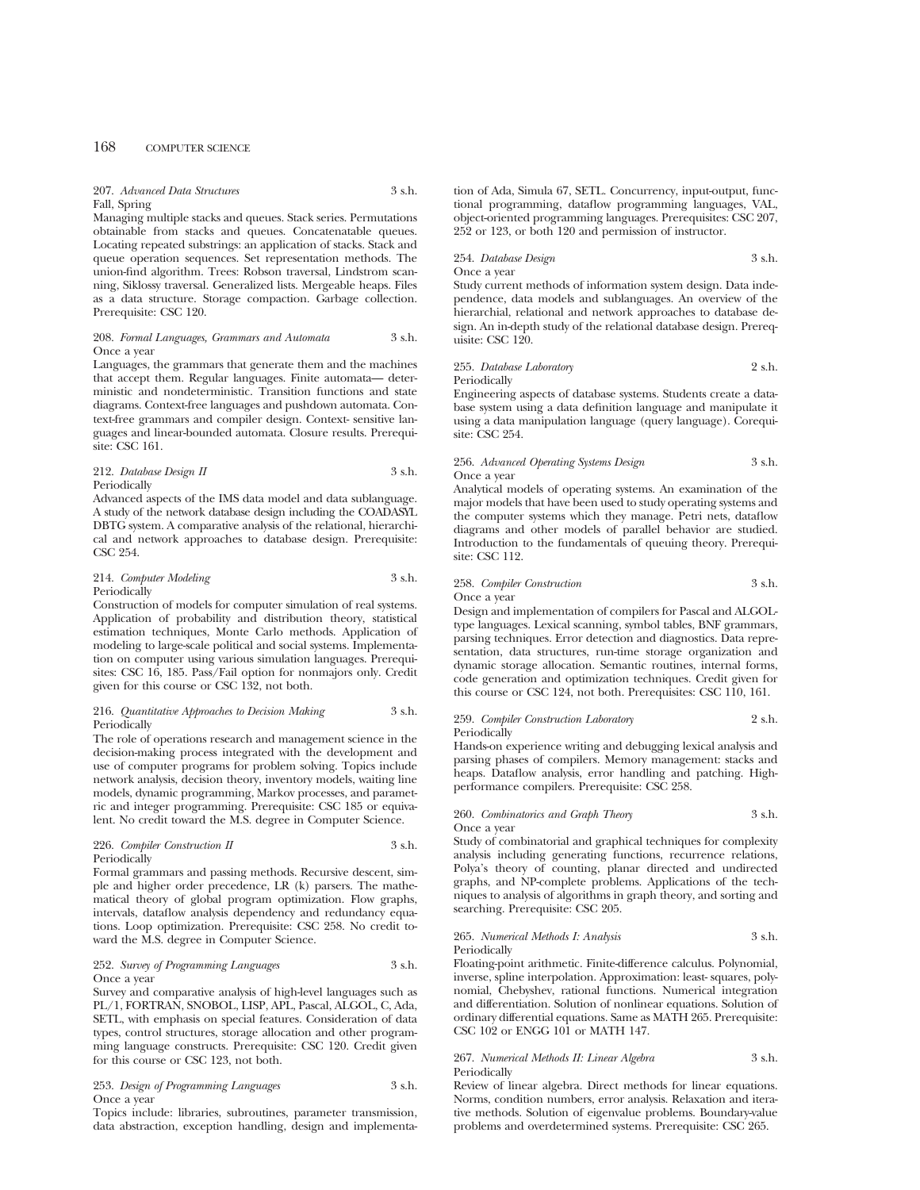207. *Advanced Data Structures* 3 s.h.
Fall, Spring
Managing multiple stacks and queues. Stack series. Permutations obtainable from stacks and queues. Concatenatable queues. Locating repeated substrings: an application of stacks. Stack and queue operation sequences. Set representation methods. The union-find algorithm. Trees: Robson traversal, Lindstrom scanning, Siklossy traversal. Generalized lists. Mergeable heaps. Files as a data structure. Storage compaction. Garbage collection. Prerequisite: CSC 120.

208. *Formal Languages, Grammars and Automata* 3 s.h.
Once a year
Languages, the grammars that generate them and the machines that accept them. Regular languages. Finite automata— deterministic and nondeterministic. Transition functions and state diagrams. Context-free languages and pushdown automata. Context-free grammars and compiler design. Context- sensitive languages and linear-bounded automata. Closure results. Prerequisite: CSC 161.

212. *Database Design II* 3 s.h.
Periodically
Advanced aspects of the IMS data model and data sublanguage. A study of the network database design including the COADASYL DBTG system. A comparative analysis of the relational, hierarchical and network approaches to database design. Prerequisite: CSC 254.

214. *Computer Modeling* 3 s.h.
Periodically
Construction of models for computer simulation of real systems. Application of probability and distribution theory, statistical estimation techniques, Monte Carlo methods. Application of modeling to large-scale political and social systems. Implementation on computer using various simulation languages. Prerequisites: CSC 16, 185. Pass/Fail option for nonmajors only. Credit given for this course or CSC 132, not both.

216. *Quantitative Approaches to Decision Making* 3 s.h.
Periodically
The role of operations research and management science in the decision-making process integrated with the development and use of computer programs for problem solving. Topics include network analysis, decision theory, inventory models, waiting line models, dynamic programming, Markov processes, and parametric and integer programming. Prerequisite: CSC 185 or equivalent. No credit toward the M.S. degree in Computer Science.

226. *Compiler Construction II* 3 s.h.
Periodically
Formal grammars and passing methods. Recursive descent, simple and higher order precedence, LR (k) parsers. The mathematical theory of global program optimization. Flow graphs, intervals, dataflow analysis dependency and redundancy equations. Loop optimization. Prerequisite: CSC 258. No credit toward the M.S. degree in Computer Science.

252. *Survey of Programming Languages* 3 s.h.
Once a year
Survey and comparative analysis of high-level languages such as PL/1, FORTRAN, SNOBOL, LISP, APL, Pascal, ALGOL, C, Ada, SETL, with emphasis on special features. Consideration of data types, control structures, storage allocation and other programming language constructs. Prerequisite: CSC 120. Credit given for this course or CSC 123, not both.

253. *Design of Programming Languages* 3 s.h.
Once a year
Topics include: libraries, subroutines, parameter transmission, data abstraction, exception handling, design and implementation of Ada, Simula 67, SETL. Concurrency, input-output, functional programming, dataflow programming languages, VAL, object-oriented programming languages. Prerequisites: CSC 207, 252 or 123, or both 120 and permission of instructor.

254. *Database Design* 3 s.h.
Once a year
Study current methods of information system design. Data independence, data models and sublanguages. An overview of the hierarchial, relational and network approaches to database design. An in-depth study of the relational database design. Prerequisite: CSC 120.

255. *Database Laboratory* 2 s.h.
Periodically
Engineering aspects of database systems. Students create a database system using a data definition language and manipulate it using a data manipulation language (query language). Corequisite: CSC 254.

256. *Advanced Operating Systems Design* 3 s.h.
Once a year
Analytical models of operating systems. An examination of the major models that have been used to study operating systems and the computer systems which they manage. Petri nets, dataflow diagrams and other models of parallel behavior are studied. Introduction to the fundamentals of queuing theory. Prerequisite: CSC 112.

258. *Compiler Construction* 3 s.h.
Once a year
Design and implementation of compilers for Pascal and ALGOL-type languages. Lexical scanning, symbol tables, BNF grammars, parsing techniques. Error detection and diagnostics. Data representation, data structures, run-time storage organization and dynamic storage allocation. Semantic routines, internal forms, code generation and optimization techniques. Credit given for this course or CSC 124, not both. Prerequisites: CSC 110, 161.

259. *Compiler Construction Laboratory* 2 s.h.
Periodically
Hands-on experience writing and debugging lexical analysis and parsing phases of compilers. Memory management: stacks and heaps. Dataflow analysis, error handling and patching. High-performance compilers. Prerequisite: CSC 258.

260. *Combinatorics and Graph Theory* 3 s.h.
Once a year
Study of combinatorial and graphical techniques for complexity analysis including generating functions, recurrence relations, Polya's theory of counting, planar directed and undirected graphs, and NP-complete problems. Applications of the techniques to analysis of algorithms in graph theory, and sorting and searching. Prerequisite: CSC 205.

265. *Numerical Methods I: Analysis* 3 s.h.
Periodically
Floating-point arithmetic. Finite-difference calculus. Polynomial, inverse, spline interpolation. Approximation: least- squares, polynomial, Chebyshev, rational functions. Numerical integration and differentiation. Solution of nonlinear equations. Solution of ordinary differential equations. Same as MATH 265. Prerequisite: CSC 102 or ENGG 101 or MATH 147.

267. *Numerical Methods II: Linear Algebra* 3 s.h.
Periodically
Review of linear algebra. Direct methods for linear equations. Norms, condition numbers, error analysis. Relaxation and iterative methods. Solution of eigenvalue problems. Boundary-value problems and overdetermined systems. Prerequisite: CSC 265.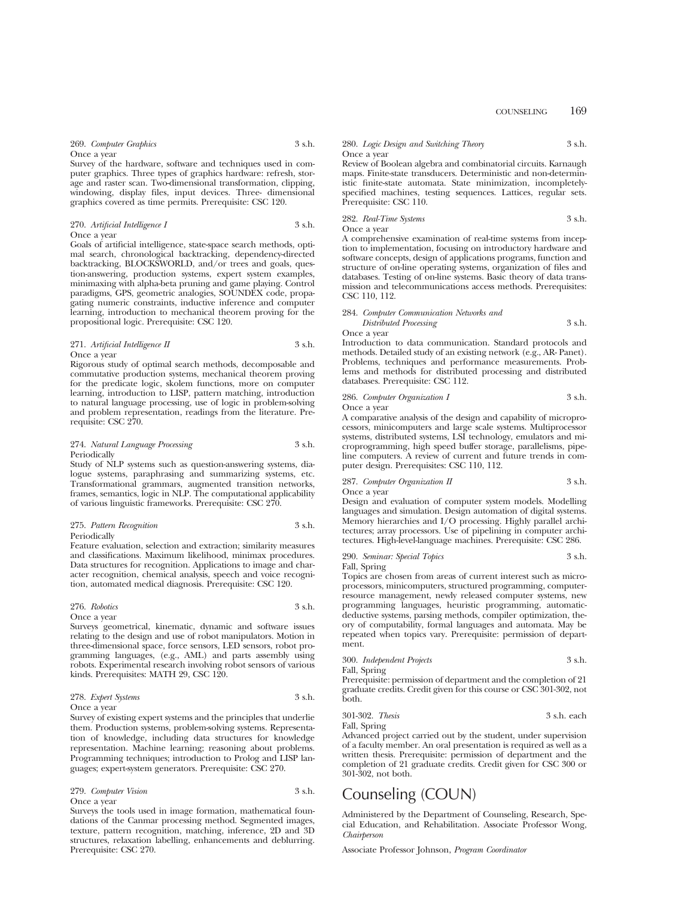269. *Computer Graphics* 3 s.h.
Once a year
Survey of the hardware, software and techniques used in computer graphics. Three types of graphics hardware: refresh, storage and raster scan. Two-dimensional transformation, clipping, windowing, display files, input devices. Three- dimensional graphics covered as time permits. Prerequisite: CSC 120.

270. *Artificial Intelligence I* 3 s.h.
Once a year
Goals of artificial intelligence, state-space search methods, optimal search, chronological backtracking, dependency-directed backtracking, BLOCKSWORLD, and/or trees and goals, question-answering, production systems, expert system examples, minimaxing with alpha-beta pruning and game playing. Control paradigms, GPS, geometric analogies, SOUNDEX code, propagating numeric constraints, inductive inference and computer learning, introduction to mechanical theorem proving for the propositional logic. Prerequisite: CSC 120.

271. *Artificial Intelligence II* 3 s.h.
Once a year
Rigorous study of optimal search methods, decomposable and commutative production systems, mechanical theorem proving for the predicate logic, skolem functions, more on computer learning, introduction to LISP, pattern matching, introduction to natural language processing, use of logic in problem-solving and problem representation, readings from the literature. Prerequisite: CSC 270.

274. *Natural Language Processing* 3 s.h.
Periodically
Study of NLP systems such as question-answering systems, dialogue systems, paraphrasing and summarizing systems, etc. Transformational grammars, augmented transition networks, frames, semantics, logic in NLP. The computational applicability of various linguistic frameworks. Prerequisite: CSC 270.

275. *Pattern Recognition* 3 s.h.
Periodically
Feature evaluation, selection and extraction; similarity measures and classifications. Maximum likelihood, minimax procedures. Data structures for recognition. Applications to image and character recognition, chemical analysis, speech and voice recognition, automated medical diagnosis. Prerequisite: CSC 120.

276. *Robotics* 3 s.h.
Once a year
Surveys geometrical, kinematic, dynamic and software issues relating to the design and use of robot manipulators. Motion in three-dimensional space, force sensors, LED sensors, robot programming languages, (e.g., AML) and parts assembly using robots. Experimental research involving robot sensors of various kinds. Prerequisites: MATH 29, CSC 120.

278. *Expert Systems* 3 s.h.
Once a year
Survey of existing expert systems and the principles that underlie them. Production systems, problem-solving systems. Representation of knowledge, including data structures for knowledge representation. Machine learning; reasoning about problems. Programming techniques; introduction to Prolog and LISP languages; expert-system generators. Prerequisite: CSC 270.

279. *Computer Vision* 3 s.h.
Once a year
Surveys the tools used in image formation, mathematical foundations of the Canmar processing method. Segmented images, texture, pattern recognition, matching, inference, 2D and 3D structures, relaxation labelling, enhancements and deblurring. Prerequisite: CSC 270.

280. *Logic Design and Switching Theory* 3 s.h.
Once a year
Review of Boolean algebra and combinatorial circuits. Karnaugh maps. Finite-state transducers. Deterministic and non-deterministic finite-state automata. State minimization, incompletely-specified machines, testing sequences. Lattices, regular sets. Prerequisite: CSC 110.

282. *Real-Time Systems* 3 s.h.
Once a year
A comprehensive examination of real-time systems from inception to implementation, focusing on introductory hardware and software concepts, design of applications programs, function and structure of on-line operating systems, organization of files and databases. Testing of on-line systems. Basic theory of data transmission and telecommunications access methods. Prerequisites: CSC 110, 112.

284. *Computer Communication Networks and Distributed Processing* 3 s.h.
Once a year
Introduction to data communication. Standard protocols and methods. Detailed study of an existing network (e.g., AR- Panet). Problems, techniques and performance measurements. Problems and methods for distributed processing and distributed databases. Prerequisite: CSC 112.

286. *Computer Organization I* 3 s.h.
Once a year
A comparative analysis of the design and capability of microprocessors, minicomputers and large scale systems. Multiprocessor systems, distributed systems, LSI technology, emulators and microprogramming, high speed buffer storage, parallelisms, pipeline computers. A review of current and future trends in computer design. Prerequisites: CSC 110, 112.

287. *Computer Organization II* 3 s.h.
Once a year
Design and evaluation of computer system models. Modelling languages and simulation. Design automation of digital systems. Memory hierarchies and I/O processing. Highly parallel architectures; array processors. Use of pipelining in computer architectures. High-level-language machines. Prerequisite: CSC 286.

290. *Seminar: Special Topics* 3 s.h.
Fall, Spring
Topics are chosen from areas of current interest such as microprocessors, minicomputers, structured programming, computer-resource management, newly released computer systems, new programming languages, heuristic programming, automatic-deductive systems, parsing methods, compiler optimization, theory of computability, formal languages and automata. May be repeated when topics vary. Prerequisite: permission of department.

300. *Independent Projects* 3 s.h.
Fall, Spring
Prerequisite: permission of department and the completion of 21 graduate credits. Credit given for this course or CSC 301-302, not both.

301-302. *Thesis* 3 s.h. each
Fall, Spring
Advanced project carried out by the student, under supervision of a faculty member. An oral presentation is required as well as a written thesis. Prerequisite: permission of department and the completion of 21 graduate credits. Credit given for CSC 300 or 301-302, not both.

# Counseling (COUN)

Administered by the Department of Counseling, Research, Special Education, and Rehabilitation. Associate Professor Wong, *Chairperson*

Associate Professor Johnson, *Program Coordinator*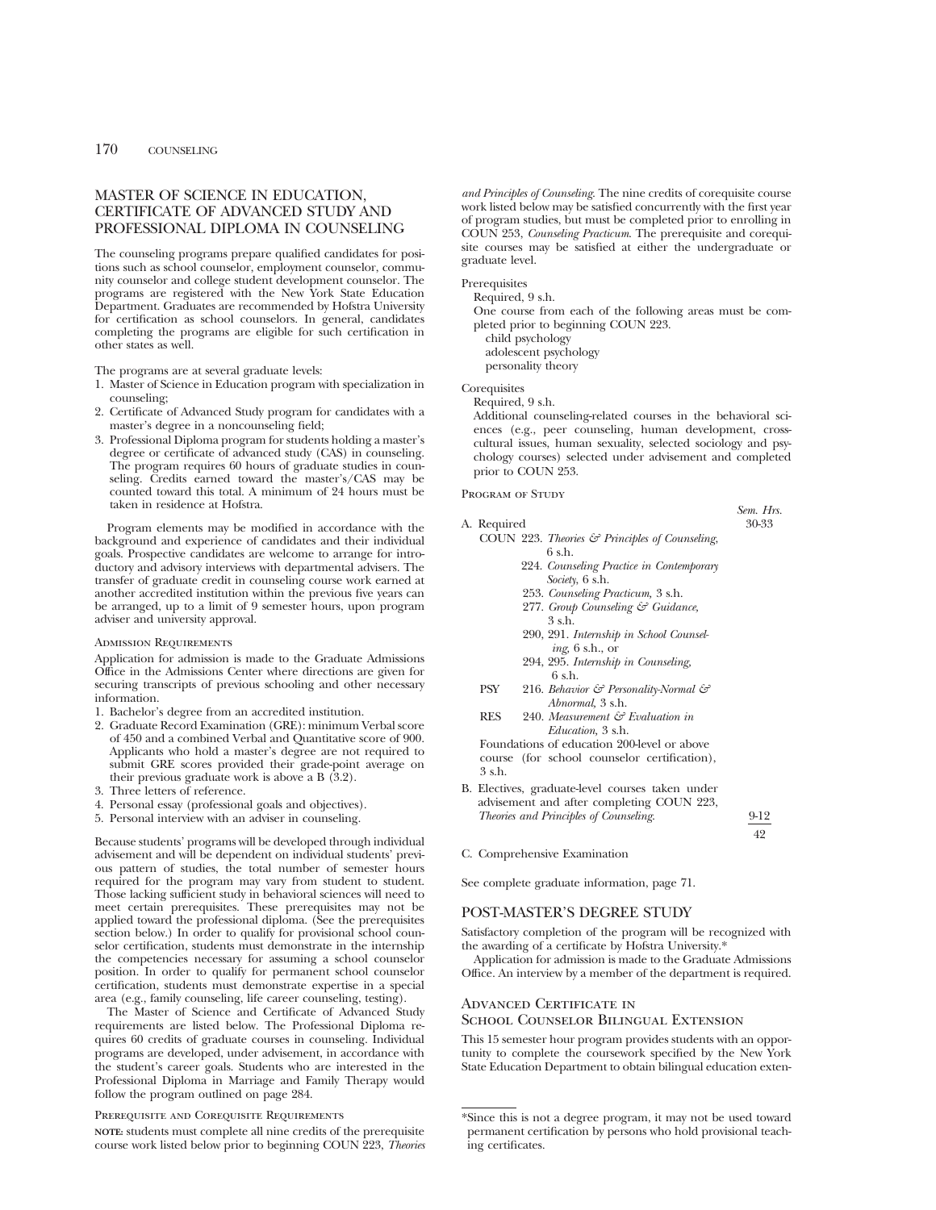## MASTER OF SCIENCE IN EDUCATION, CERTIFICATE OF ADVANCED STUDY AND PROFESSIONAL DIPLOMA IN COUNSELING

The counseling programs prepare qualified candidates for positions such as school counselor, employment counselor, community counselor and college student development counselor. The programs are registered with the New York State Education Department. Graduates are recommended by Hofstra University for certification as school counselors. In general, candidates completing the programs are eligible for such certification in other states as well.

The programs are at several graduate levels:

1. Master of Science in Education program with specialization in counseling;
2. Certificate of Advanced Study program for candidates with a master's degree in a noncounseling field;
3. Professional Diploma program for students holding a master's degree or certificate of advanced study (CAS) in counseling. The program requires 60 hours of graduate studies in counseling. Credits earned toward the master's/CAS may be counted toward this total. A minimum of 24 hours must be taken in residence at Hofstra.

Program elements may be modified in accordance with the background and experience of candidates and their individual goals. Prospective candidates are welcome to arrange for introductory and advisory interviews with departmental advisers. The transfer of graduate credit in counseling course work earned at another accredited institution within the previous five years can be arranged, up to a limit of 9 semester hours, upon program adviser and university approval.

### Admission Requirements

Application for admission is made to the Graduate Admissions Office in the Admissions Center where directions are given for securing transcripts of previous schooling and other necessary information.

1. Bachelor's degree from an accredited institution.
2. Graduate Record Examination (GRE): minimum Verbal score of 450 and a combined Verbal and Quantitative score of 900. Applicants who hold a master's degree are not required to submit GRE scores provided their grade-point average on their previous graduate work is above a B (3.2).
3. Three letters of reference.
4. Personal essay (professional goals and objectives).
5. Personal interview with an adviser in counseling.

Because students' programs will be developed through individual advisement and will be dependent on individual students' previous pattern of studies, the total number of semester hours required for the program may vary from student to student. Those lacking sufficient study in behavioral sciences will need to meet certain prerequisites. These prerequisites may not be applied toward the professional diploma. (See the prerequisites section below.) In order to qualify for provisional school counselor certification, students must demonstrate in the internship the competencies necessary for assuming a school counselor position. In order to qualify for permanent school counselor certification, students must demonstrate expertise in a special area (e.g., family counseling, life career counseling, testing).

The Master of Science and Certificate of Advanced Study requirements are listed below. The Professional Diploma requires 60 credits of graduate courses in counseling. Individual programs are developed, under advisement, in accordance with the student's career goals. Students who are interested in the Professional Diploma in Marriage and Family Therapy would follow the program outlined on page 284.

### Prerequisite and Corequisite Requirements

**NOTE:** students must complete all nine credits of the prerequisite course work listed below prior to beginning COUN 223, *Theories and Principles of Counseling*. The nine credits of corequisite course work listed below may be satisfied concurrently with the first year of program studies, but must be completed prior to enrolling in COUN 253, *Counseling Practicum*. The prerequisite and corequisite courses may be satisfied at either the undergraduate or graduate level.

Prerequisites

Required, 9 s.h.

One course from each of the following areas must be completed prior to beginning COUN 223.

- child psychology
- adolescent psychology
- personality theory

Corequisites

Required, 9 s.h.

Additional counseling-related courses in the behavioral sciences (e.g., peer counseling, human development, cross-cultural issues, human sexuality, selected sociology and psychology courses) selected under advisement and completed prior to COUN 253.

### Program of Study

| | Sem. Hrs. |
|---|---|
| A. Required | 30-33 |
| COUN 223. *Theories & Principles of Counseling*, 6 s.h. | |
| 224. *Counseling Practice in Contemporary Society*, 6 s.h. | |
| 253. *Counseling Practicum*, 3 s.h. | |
| 277. *Group Counseling & Guidance*, 3 s.h. | |
| 290, 291. *Internship in School Counseling*, 6 s.h., or | |
| 294, 295. *Internship in Counseling*, 6 s.h. | |
| PSY 216. *Behavior & Personality-Normal & Abnormal*, 3 s.h. | |
| RES 240. *Measurement & Evaluation in Education*, 3 s.h. | |
| Foundations of education 200-level or above course (for school counselor certification), 3 s.h. | |
| B. Electives, graduate-level courses taken under advisement and after completing COUN 223, *Theories and Principles of Counseling*. | 9-12 |
| | 42 |

C. Comprehensive Examination

See complete graduate information, page 71.

## POST-MASTER'S DEGREE STUDY

Satisfactory completion of the program will be recognized with the awarding of a certificate by Hofstra University.*

Application for admission is made to the Graduate Admissions Office. An interview by a member of the department is required.

### Advanced Certificate in School Counselor Bilingual Extension

This 15 semester hour program provides students with an opportunity to complete the coursework specified by the New York State Education Department to obtain bilingual education exten-

*Since this is not a degree program, it may not be used toward permanent certification by persons who hold provisional teaching certificates.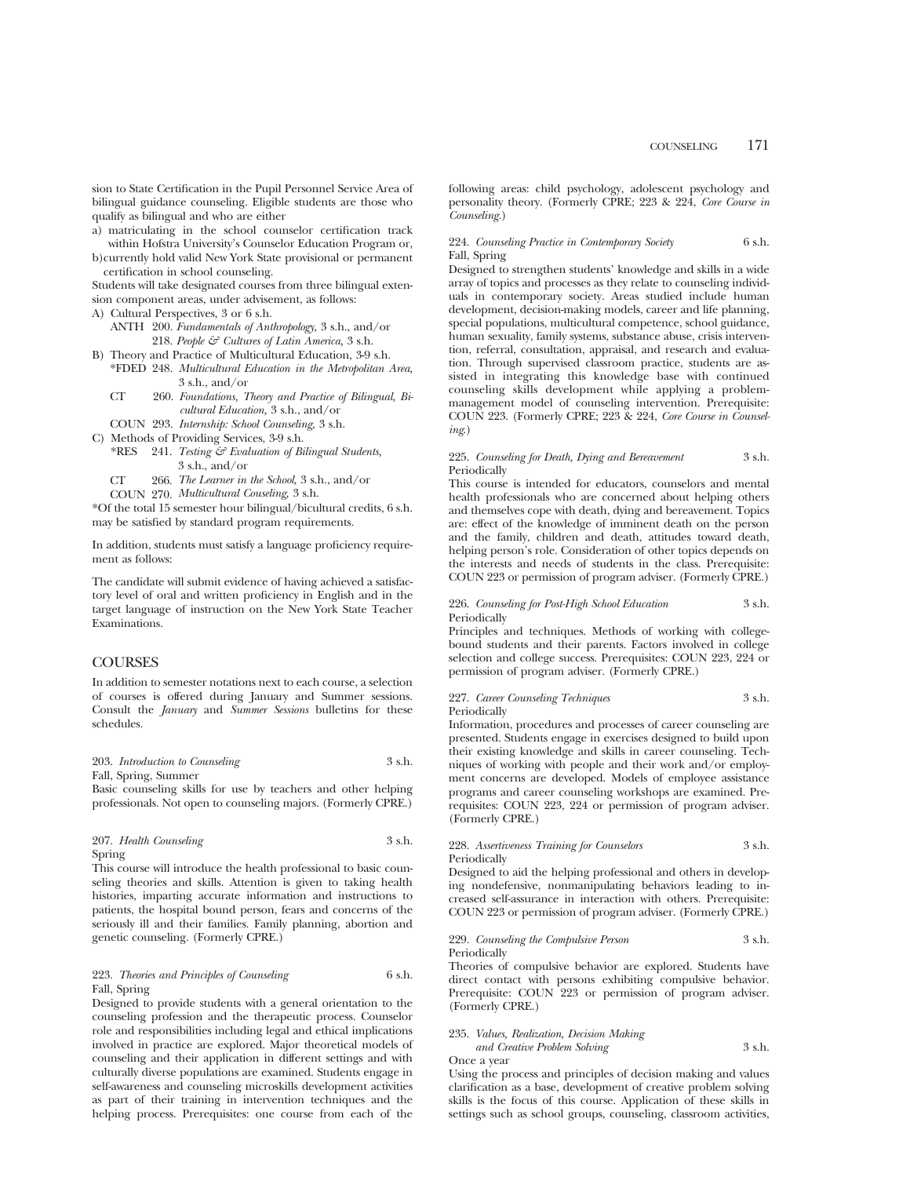sion to State Certification in the Pupil Personnel Service Area of bilingual guidance counseling. Eligible students are those who qualify as bilingual and who are either

a) matriculating in the school counselor certification track within Hofstra University's Counselor Education Program or,
b) currently hold valid New York State provisional or permanent certification in school counseling.

Students will take designated courses from three bilingual extension component areas, under advisement, as follows:

A) Cultural Perspectives, 3 or 6 s.h.
   - ANTH 200. *Fundamentals of Anthropology,* 3 s.h., and/or
   - 218. *People & Cultures of Latin America,* 3 s.h.

B) Theory and Practice of Multicultural Education, 3-9 s.h.
   - *FDED 248. *Multicultural Education in the Metropolitan Area,* 3 s.h., and/or
   - CT 260. *Foundations, Theory and Practice of Bilingual, Bicultural Education,* 3 s.h., and/or
   - COUN 293. *Internship: School Counseling,* 3 s.h.

C) Methods of Providing Services, 3-9 s.h.
   - *RES 241. *Testing & Evaluation of Bilingual Students,* 3 s.h., and/or
   - CT 266. *The Learner in the School,* 3 s.h., and/or
   - COUN 270. *Multicultural Couseling,* 3 s.h.

*Of the total 15 semester hour bilingual/bicultural credits, 6 s.h. may be satisfied by standard program requirements.

In addition, students must satisfy a language proficiency requirement as follows:

The candidate will submit evidence of having achieved a satisfactory level of oral and written proficiency in English and in the target language of instruction on the New York State Teacher Examinations.

## COURSES

In addition to semester notations next to each course, a selection of courses is offered during January and Summer sessions. Consult the *January* and *Summer Sessions* bulletins for these schedules.

203. *Introduction to Counseling* 3 s.h.
Fall, Spring, Summer
Basic counseling skills for use by teachers and other helping professionals. Not open to counseling majors. (Formerly CPRE.)

207. *Health Counseling* 3 s.h.
Spring
This course will introduce the health professional to basic counseling theories and skills. Attention is given to taking health histories, imparting accurate information and instructions to patients, the hospital bound person, fears and concerns of the seriously ill and their families. Family planning, abortion and genetic counseling. (Formerly CPRE.)

223. *Theories and Principles of Counseling* 6 s.h.
Fall, Spring
Designed to provide students with a general orientation to the counseling profession and the therapeutic process. Counselor role and responsibilities including legal and ethical implications involved in practice are explored. Major theoretical models of counseling and their application in different settings and with culturally diverse populations are examined. Students engage in self-awareness and counseling microskills development activities as part of their training in intervention techniques and the helping process. Prerequisites: one course from each of the following areas: child psychology, adolescent psychology and personality theory. (Formerly CPRE; 223 & 224, *Core Course in Counseling.*)

224. *Counseling Practice in Contemporary Society* 6 s.h.
Fall, Spring
Designed to strengthen students' knowledge and skills in a wide array of topics and processes as they relate to counseling individuals in contemporary society. Areas studied include human development, decision-making models, career and life planning, special populations, multicultural competence, school guidance, human sexuality, family systems, substance abuse, crisis intervention, referral, consultation, appraisal, and research and evaluation. Through supervised classroom practice, students are assisted in integrating this knowledge base with continued counseling skills development while applying a problem-management model of counseling intervention. Prerequisite: COUN 223. (Formerly CPRE; 223 & 224, *Core Course in Counseling.*)

225. *Counseling for Death, Dying and Bereavement* 3 s.h.
Periodically
This course is intended for educators, counselors and mental health professionals who are concerned about helping others and themselves cope with death, dying and bereavement. Topics are: effect of the knowledge of imminent death on the person and the family, children and death, attitudes toward death, helping person's role. Consideration of other topics depends on the interests and needs of students in the class. Prerequisite: COUN 223 or permission of program adviser. (Formerly CPRE.)

226. *Counseling for Post-High School Education* 3 s.h.
Periodically
Principles and techniques. Methods of working with college-bound students and their parents. Factors involved in college selection and college success. Prerequisites: COUN 223, 224 or permission of program adviser. (Formerly CPRE.)

227. *Career Counseling Techniques* 3 s.h.
Periodically
Information, procedures and processes of career counseling are presented. Students engage in exercises designed to build upon their existing knowledge and skills in career counseling. Techniques of working with people and their work and/or employment concerns are developed. Models of employee assistance programs and career counseling workshops are examined. Prerequisites: COUN 223, 224 or permission of program adviser. (Formerly CPRE.)

228. *Assertiveness Training for Counselors* 3 s.h.
Periodically
Designed to aid the helping professional and others in developing nondefensive, nonmanipulating behaviors leading to increased self-assurance in interaction with others. Prerequisite: COUN 223 or permission of program adviser. (Formerly CPRE.)

229. *Counseling the Compulsive Person* 3 s.h.
Periodically
Theories of compulsive behavior are explored. Students have direct contact with persons exhibiting compulsive behavior. Prerequisite: COUN 223 or permission of program adviser. (Formerly CPRE.)

235. *Values, Realization, Decision Making and Creative Problem Solving* 3 s.h.
Once a year
Using the process and principles of decision making and values clarification as a base, development of creative problem solving skills is the focus of this course. Application of these skills in settings such as school groups, counseling, classroom activities,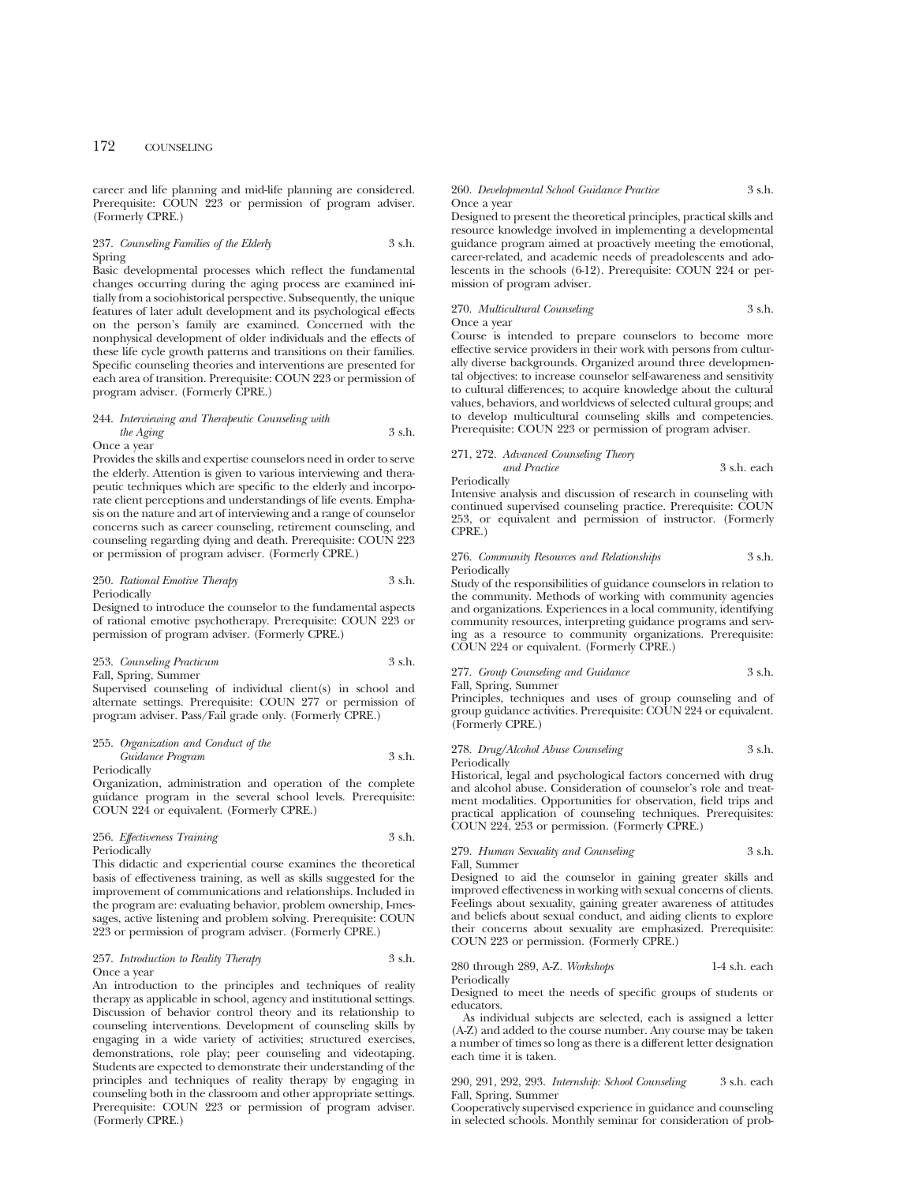career and life planning and mid-life planning are considered. Prerequisite: COUN 223 or permission of program adviser. (Formerly CPRE.)

237. *Counseling Families of the Elderly* 3 s.h.
Spring

Basic developmental processes which reflect the fundamental changes occurring during the aging process are examined initially from a sociohistorical perspective. Subsequently, the unique features of later adult development and its psychological effects on the person's family are examined. Concerned with the nonphysical development of older individuals and the effects of these life cycle growth patterns and transitions on their families. Specific counseling theories and interventions are presented for each area of transition. Prerequisite: COUN 223 or permission of program adviser. (Formerly CPRE.)

244. *Interviewing and Therapeutic Counseling with the Aging* 3 s.h.
Once a year

Provides the skills and expertise counselors need in order to serve the elderly. Attention is given to various interviewing and therapeutic techniques which are specific to the elderly and incorporate client perceptions and understandings of life events. Emphasis on the nature and art of interviewing and a range of counselor concerns such as career counseling, retirement counseling, and counseling regarding dying and death. Prerequisite: COUN 223 or permission of program adviser. (Formerly CPRE.)

250. *Rational Emotive Therapy* 3 s.h.
Periodically

Designed to introduce the counselor to the fundamental aspects of rational emotive psychotherapy. Prerequisite: COUN 223 or permission of program adviser. (Formerly CPRE.)

253. *Counseling Practicum* 3 s.h.
Fall, Spring, Summer

Supervised counseling of individual client(s) in school and alternate settings. Prerequisite: COUN 277 or permission of program adviser. Pass/Fail grade only. (Formerly CPRE.)

255. *Organization and Conduct of the Guidance Program* 3 s.h.
Periodically

Organization, administration and operation of the complete guidance program in the several school levels. Prerequisite: COUN 224 or equivalent. (Formerly CPRE.)

256. *Effectiveness Training* 3 s.h.
Periodically

This didactic and experiential course examines the theoretical basis of effectiveness training, as well as skills suggested for the improvement of communications and relationships. Included in the program are: evaluating behavior, problem ownership, I-messages, active listening and problem solving. Prerequisite: COUN 223 or permission of program adviser. (Formerly CPRE.)

257. *Introduction to Reality Therapy* 3 s.h.
Once a year

An introduction to the principles and techniques of reality therapy as applicable in school, agency and institutional settings. Discussion of behavior control theory and its relationship to counseling interventions. Development of counseling skills by engaging in a wide variety of activities; structured exercises, demonstrations, role play; peer counseling and videotaping. Students are expected to demonstrate their understanding of the principles and techniques of reality therapy by engaging in counseling both in the classroom and other appropriate settings. Prerequisite: COUN 223 or permission of program adviser. (Formerly CPRE.)

260. *Developmental School Guidance Practice* 3 s.h.
Once a year

Designed to present the theoretical principles, practical skills and resource knowledge involved in implementing a developmental guidance program aimed at proactively meeting the emotional, career-related, and academic needs of preadolescents and adolescents in the schools (6-12). Prerequisite: COUN 224 or permission of program adviser.

270. *Multicultural Counseling* 3 s.h.
Once a year

Course is intended to prepare counselors to become more effective service providers in their work with persons from culturally diverse backgrounds. Organized around three developmental objectives: to increase counselor self-awareness and sensitivity to cultural differences; to acquire knowledge about the cultural values, behaviors, and worldviews of selected cultural groups; and to develop multicultural counseling skills and competencies. Prerequisite: COUN 223 or permission of program adviser.

271, 272. *Advanced Counseling Theory and Practice* 3 s.h. each
Periodically

Intensive analysis and discussion of research in counseling with continued supervised counseling practice. Prerequisite: COUN 253, or equivalent and permission of instructor. (Formerly CPRE.)

276. *Community Resources and Relationships* 3 s.h.
Periodically

Study of the responsibilities of guidance counselors in relation to the community. Methods of working with community agencies and organizations. Experiences in a local community, identifying community resources, interpreting guidance programs and serving as a resource to community organizations. Prerequisite: COUN 224 or equivalent. (Formerly CPRE.)

277. *Group Counseling and Guidance* 3 s.h.
Fall, Spring, Summer

Principles, techniques and uses of group counseling and of group guidance activities. Prerequisite: COUN 224 or equivalent. (Formerly CPRE.)

278. *Drug/Alcohol Abuse Counseling* 3 s.h.
Periodically

Historical, legal and psychological factors concerned with drug and alcohol abuse. Consideration of counselor's role and treatment modalities. Opportunities for observation, field trips and practical application of counseling techniques. Prerequisites: COUN 224, 253 or permission. (Formerly CPRE.)

279. *Human Sexuality and Counseling* 3 s.h.
Fall, Summer

Designed to aid the counselor in gaining greater skills and improved effectiveness in working with sexual concerns of clients. Feelings about sexuality, gaining greater awareness of attitudes and beliefs about sexual conduct, and aiding clients to explore their concerns about sexuality are emphasized. Prerequisite: COUN 223 or permission. (Formerly CPRE.)

280 through 289, A-Z. *Workshops* 1-4 s.h. each
Periodically

Designed to meet the needs of specific groups of students or educators.

As individual subjects are selected, each is assigned a letter (A-Z) and added to the course number. Any course may be taken a number of times so long as there is a different letter designation each time it is taken.

290, 291, 292, 293. *Internship: School Counseling* 3 s.h. each
Fall, Spring, Summer

Cooperatively supervised experience in guidance and counseling in selected schools. Monthly seminar for consideration of prob-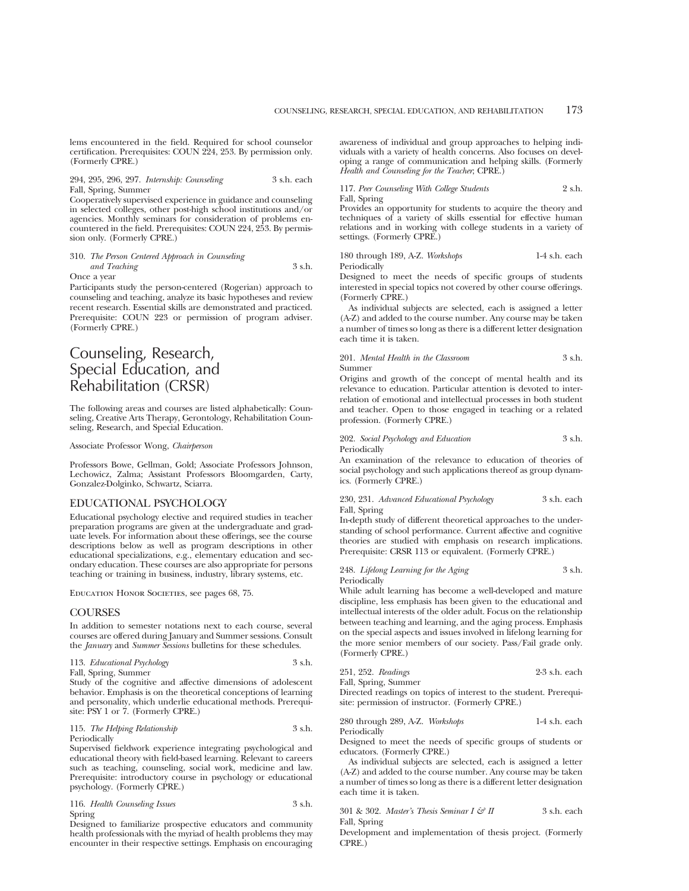lems encountered in the field. Required for school counselor certification. Prerequisites: COUN 224, 253. By permission only. (Formerly CPRE.)

294, 295, 296, 297. *Internship: Counseling* 3 s.h. each
Fall, Spring, Summer
Cooperatively supervised experience in guidance and counseling in selected colleges, other post-high school institutions and/or agencies. Monthly seminars for consideration of problems encountered in the field. Prerequisites: COUN 224, 253. By permission only. (Formerly CPRE.)

310. *The Person Centered Approach in Counseling and Teaching* 3 s.h.
Once a year
Participants study the person-centered (Rogerian) approach to counseling and teaching, analyze its basic hypotheses and review recent research. Essential skills are demonstrated and practiced. Prerequisite: COUN 223 or permission of program adviser. (Formerly CPRE.)

# Counseling, Research, Special Education, and Rehabilitation (CRSR)

The following areas and courses are listed alphabetically: Counseling, Creative Arts Therapy, Gerontology, Rehabilitation Counseling, Research, and Special Education.

Associate Professor Wong, *Chairperson*

Professors Bowe, Gellman, Gold; Associate Professors Johnson, Lechowicz, Zalma; Assistant Professors Bloomgarden, Carty, Gonzalez-Dolginko, Schwartz, Sciarra.

## EDUCATIONAL PSYCHOLOGY

Educational psychology elective and required studies in teacher preparation programs are given at the undergraduate and graduate levels. For information about these offerings, see the course descriptions below as well as program descriptions in other educational specializations, e.g., elementary education and secondary education. These courses are also appropriate for persons teaching or training in business, industry, library systems, etc.

Education Honor Societies, see pages 68, 75.

## COURSES

In addition to semester notations next to each course, several courses are offered during January and Summer sessions. Consult the *January* and *Summer Sessions* bulletins for these schedules.

113. *Educational Psychology* 3 s.h.
Fall, Spring, Summer
Study of the cognitive and affective dimensions of adolescent behavior. Emphasis is on the theoretical conceptions of learning and personality, which underlie educational methods. Prerequisite: PSY 1 or 7. (Formerly CPRE.)

115. *The Helping Relationship* 3 s.h.
Periodically
Supervised fieldwork experience integrating psychological and educational theory with field-based learning. Relevant to careers such as teaching, counseling, social work, medicine and law. Prerequisite: introductory course in psychology or educational psychology. (Formerly CPRE.)

116. *Health Counseling Issues* 3 s.h.
Spring
Designed to familiarize prospective educators and community health professionals with the myriad of health problems they may encounter in their respective settings. Emphasis on encouraging awareness of individual and group approaches to helping individuals with a variety of health concerns. Also focuses on developing a range of communication and helping skills. (Formerly *Health and Counseling for the Teacher*; CPRE.)

117. *Peer Counseling With College Students* 2 s.h.
Fall, Spring
Provides an opportunity for students to acquire the theory and techniques of a variety of skills essential for effective human relations and in working with college students in a variety of settings. (Formerly CPRE.)

180 through 189, A-Z. *Workshops* 1-4 s.h. each
Periodically
Designed to meet the needs of specific groups of students interested in special topics not covered by other course offerings. (Formerly CPRE.)

As individual subjects are selected, each is assigned a letter (A-Z) and added to the course number. Any course may be taken a number of times so long as there is a different letter designation each time it is taken.

201. *Mental Health in the Classroom* 3 s.h.
Summer
Origins and growth of the concept of mental health and its relevance to education. Particular attention is devoted to interrelation of emotional and intellectual processes in both student and teacher. Open to those engaged in teaching or a related profession. (Formerly CPRE.)

202. *Social Psychology and Education* 3 s.h.
Periodically
An examination of the relevance to education of theories of social psychology and such applications thereof as group dynamics. (Formerly CPRE.)

230, 231. *Advanced Educational Psychology* 3 s.h. each
Fall, Spring
In-depth study of different theoretical approaches to the understanding of school performance. Current affective and cognitive theories are studied with emphasis on research implications. Prerequisite: CRSR 113 or equivalent. (Formerly CPRE.)

248. *Lifelong Learning for the Aging* 3 s.h.
Periodically
While adult learning has become a well-developed and mature discipline, less emphasis has been given to the educational and intellectual interests of the older adult. Focus on the relationship between teaching and learning, and the aging process. Emphasis on the special aspects and issues involved in lifelong learning for the more senior members of our society. Pass/Fail grade only. (Formerly CPRE.)

251, 252. *Readings* 2-3 s.h. each
Fall, Spring, Summer
Directed readings on topics of interest to the student. Prerequisite: permission of instructor. (Formerly CPRE.)

280 through 289, A-Z. *Workshops* 1-4 s.h. each
Periodically
Designed to meet the needs of specific groups of students or educators. (Formerly CPRE.)

As individual subjects are selected, each is assigned a letter (A-Z) and added to the course number. Any course may be taken a number of times so long as there is a different letter designation each time it is taken.

301 & 302. *Master's Thesis Seminar I & II* 3 s.h. each
Fall, Spring
Development and implementation of thesis project. (Formerly CPRE.)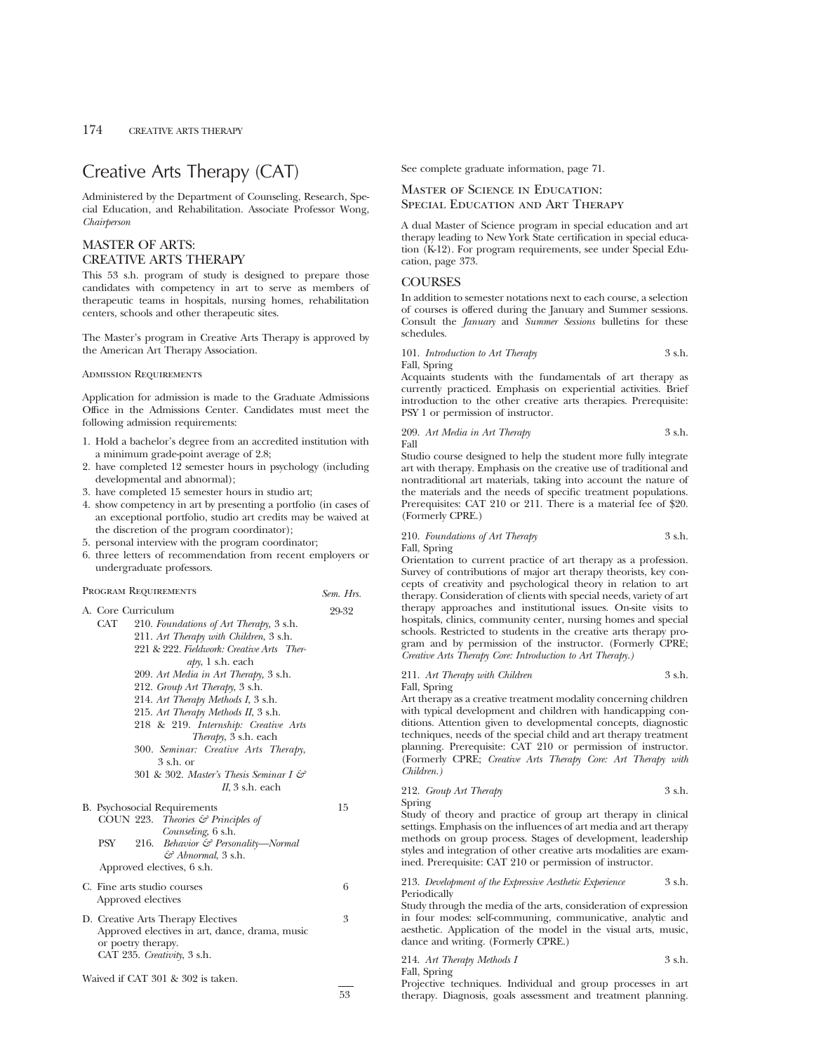# Creative Arts Therapy (CAT)

Administered by the Department of Counseling, Research, Special Education, and Rehabilitation. Associate Professor Wong, *Chairperson*

## MASTER OF ARTS: CREATIVE ARTS THERAPY

This 53 s.h. program of study is designed to prepare those candidates with competency in art to serve as members of therapeutic teams in hospitals, nursing homes, rehabilitation centers, schools and other therapeutic sites.

The Master's program in Creative Arts Therapy is approved by the American Art Therapy Association.

### Admission Requirements

Application for admission is made to the Graduate Admissions Office in the Admissions Center. Candidates must meet the following admission requirements:

1. Hold a bachelor's degree from an accredited institution with a minimum grade-point average of 2.8;
2. have completed 12 semester hours in psychology (including developmental and abnormal);
3. have completed 15 semester hours in studio art;
4. show competency in art by presenting a portfolio (in cases of an exceptional portfolio, studio art credits may be waived at the discretion of the program coordinator);
5. personal interview with the program coordinator;
6. three letters of recommendation from recent employers or undergraduate professors.

### Program Requirements

| | Sem. Hrs. |
|---|---|
| **A. Core Curriculum** | 29-32 |
| CAT 210. *Foundations of Art Therapy,* 3 s.h. | |
| 211. *Art Therapy with Children,* 3 s.h. | |
| 221 & 222. *Fieldwork: Creative Arts Therapy,* 1 s.h. each | |
| 209. *Art Media in Art Therapy,* 3 s.h. | |
| 212. *Group Art Therapy,* 3 s.h. | |
| 214. *Art Therapy Methods I,* 3 s.h. | |
| 215. *Art Therapy Methods II,* 3 s.h. | |
| 218 & 219. *Internship: Creative Arts Therapy,* 3 s.h. each | |
| 300. *Seminar: Creative Arts Therapy,* 3 s.h. or | |
| 301 & 302. *Master's Thesis Seminar I & II,* 3 s.h. each | |
| **B. Psychosocial Requirements** | 15 |
| COUN 223. *Theories & Principles of Counseling,* 6 s.h. | |
| PSY 216. *Behavior & Personality—Normal & Abnormal,* 3 s.h. | |
| Approved electives, 6 s.h. | |
| **C. Fine arts studio courses** | 6 |
| Approved electives | |
| **D. Creative Arts Therapy Electives** | 3 |
| Approved electives in art, dance, drama, music or poetry therapy. | |
| CAT 235. *Creativity,* 3 s.h. | |
| Waived if CAT 301 & 302 is taken. | |
| | 53 |

See complete graduate information, page 71.

## Master of Science in Education: Special Education and Art Therapy

A dual Master of Science program in special education and art therapy leading to New York State certification in special education (K-12). For program requirements, see under Special Education, page 373.

## COURSES

In addition to semester notations next to each course, a selection of courses is offered during the January and Summer sessions. Consult the *January* and *Summer Sessions* bulletins for these schedules.

**101.** *Introduction to Art Therapy* — 3 s.h.
Fall, Spring
Acquaints students with the fundamentals of art therapy as currently practiced. Emphasis on experiential activities. Brief introduction to the other creative arts therapies. Prerequisite: PSY 1 or permission of instructor.

**209.** *Art Media in Art Therapy* — 3 s.h.
Fall
Studio course designed to help the student more fully integrate art with therapy. Emphasis on the creative use of traditional and nontraditional art materials, taking into account the nature of the materials and the needs of specific treatment populations. Prerequisites: CAT 210 or 211. There is a material fee of $20. (Formerly CPRE.)

**210.** *Foundations of Art Therapy* — 3 s.h.
Fall, Spring
Orientation to current practice of art therapy as a profession. Survey of contributions of major art therapy theorists, key concepts of creativity and psychological theory in relation to art therapy. Consideration of clients with special needs, variety of art therapy approaches and institutional issues. On-site visits to hospitals, clinics, community center, nursing homes and special schools. Restricted to students in the creative arts therapy program and by permission of the instructor. (Formerly CPRE; *Creative Arts Therapy Core: Introduction to Art Therapy.*)

**211.** *Art Therapy with Children* — 3 s.h.
Fall, Spring
Art therapy as a creative treatment modality concerning children with typical development and children with handicapping conditions. Attention given to developmental concepts, diagnostic techniques, needs of the special child and art therapy treatment planning. Prerequisite: CAT 210 or permission of instructor. (Formerly CPRE; *Creative Arts Therapy Core: Art Therapy with Children.*)

**212.** *Group Art Therapy* — 3 s.h.
Spring
Study of theory and practice of group art therapy in clinical settings. Emphasis on the influences of art media and art therapy methods on group process. Stages of development, leadership styles and integration of other creative arts modalities are examined. Prerequisite: CAT 210 or permission of instructor.

**213.** *Development of the Expressive Aesthetic Experience* — 3 s.h.
Periodically
Study through the media of the arts, consideration of expression in four modes: self-communing, communicative, analytic and aesthetic. Application of the model in the visual arts, music, dance and writing. (Formerly CPRE.)

**214.** *Art Therapy Methods I* — 3 s.h.
Fall, Spring
Projective techniques. Individual and group processes in art therapy. Diagnosis, goals assessment and treatment planning.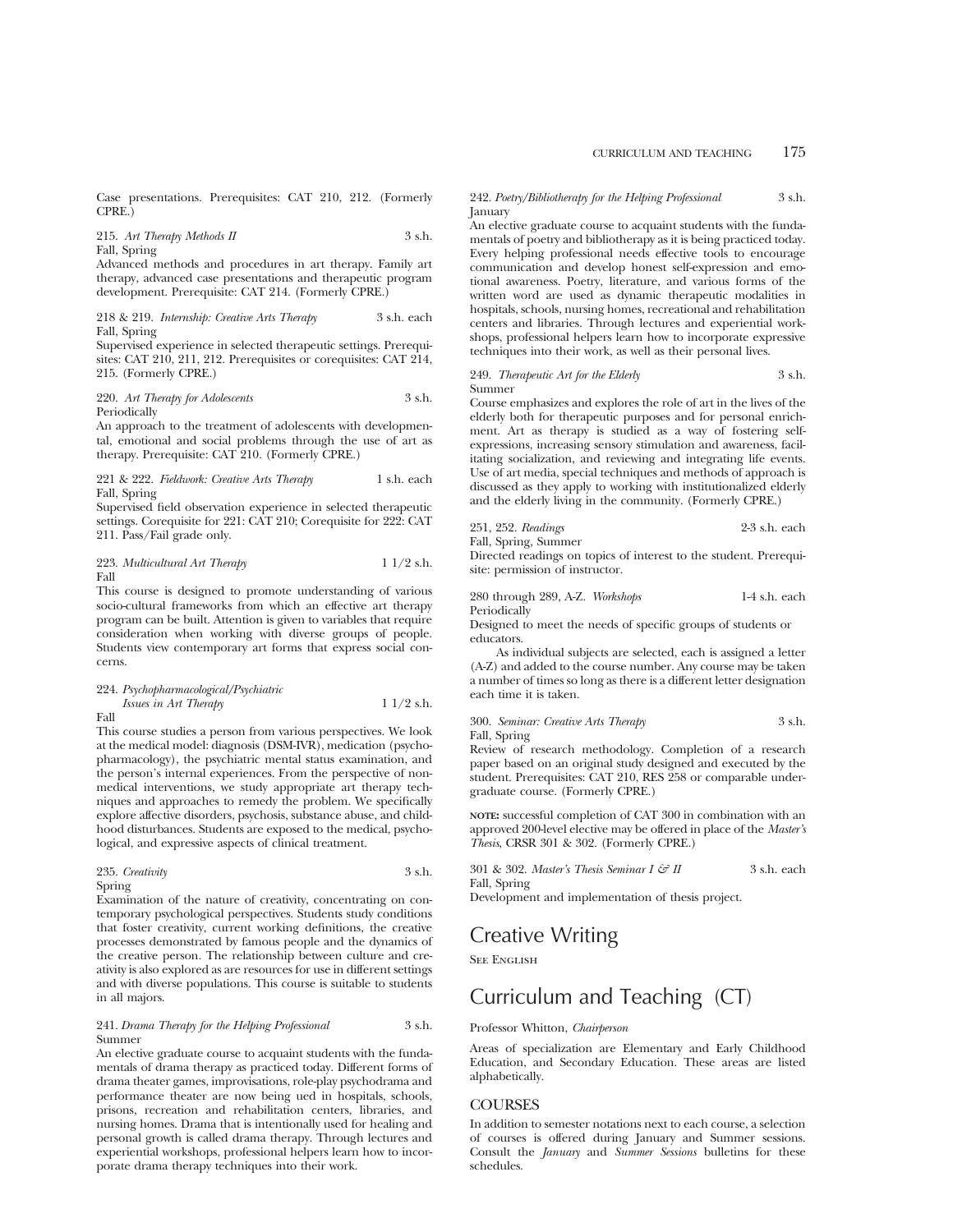Case presentations. Prerequisites: CAT 210, 212. (Formerly CPRE.)

215. *Art Therapy Methods II* 3 s.h.
Fall, Spring
Advanced methods and procedures in art therapy. Family art therapy, advanced case presentations and therapeutic program development. Prerequisite: CAT 214. (Formerly CPRE.)

218 & 219. *Internship: Creative Arts Therapy* 3 s.h. each
Fall, Spring
Supervised experience in selected therapeutic settings. Prerequisites: CAT 210, 211, 212. Prerequisites or corequisites: CAT 214, 215. (Formerly CPRE.)

220. *Art Therapy for Adolescents* 3 s.h.
Periodically
An approach to the treatment of adolescents with developmental, emotional and social problems through the use of art as therapy. Prerequisite: CAT 210. (Formerly CPRE.)

221 & 222. *Fieldwork: Creative Arts Therapy* 1 s.h. each
Fall, Spring
Supervised field observation experience in selected therapeutic settings. Corequisite for 221: CAT 210; Corequisite for 222: CAT 211. Pass/Fail grade only.

223. *Multicultural Art Therapy* 1 1/2 s.h.
Fall
This course is designed to promote understanding of various socio-cultural frameworks from which an effective art therapy program can be built. Attention is given to variables that require consideration when working with diverse groups of people. Students view contemporary art forms that express social concerns.

224. *Psychopharmacological/Psychiatric Issues in Art Therapy* 1 1/2 s.h.
Fall
This course studies a person from various perspectives. We look at the medical model: diagnosis (DSM-IVR), medication (psychopharmacology), the psychiatric mental status examination, and the person's internal experiences. From the perspective of non-medical interventions, we study appropriate art therapy techniques and approaches to remedy the problem. We specifically explore affective disorders, psychosis, substance abuse, and childhood disturbances. Students are exposed to the medical, psychological, and expressive aspects of clinical treatment.

235. *Creativity* 3 s.h.
Spring
Examination of the nature of creativity, concentrating on contemporary psychological perspectives. Students study conditions that foster creativity, current working definitions, the creative processes demonstrated by famous people and the dynamics of the creative person. The relationship between culture and creativity is also explored as are resources for use in different settings and with diverse populations. This course is suitable to students in all majors.

241. *Drama Therapy for the Helping Professional* 3 s.h.
Summer
An elective graduate course to acquaint students with the fundamentals of drama therapy as practiced today. Different forms of drama theater games, improvisations, role-play psychodrama and performance theater are now being ued in hospitals, schools, prisons, recreation and rehabilitation centers, libraries, and nursing homes. Drama that is intentionally used for healing and personal growth is called drama therapy. Through lectures and experiential workshops, professional helpers learn how to incorporate drama therapy techniques into their work.

242. *Poetry/Bibliotherapy for the Helping Professional* 3 s.h.
January
An elective graduate course to acquaint students with the fundamentals of poetry and bibliotherapy as it is being practiced today. Every helping professional needs effective tools to encourage communication and develop honest self-expression and emotional awareness. Poetry, literature, and various forms of the written word are used as dynamic therapeutic modalities in hospitals, schools, nursing homes, recreational and rehabilitation centers and libraries. Through lectures and experiential workshops, professional helpers learn how to incorporate expressive techniques into their work, as well as their personal lives.

249. *Therapeutic Art for the Elderly* 3 s.h.
Summer
Course emphasizes and explores the role of art in the lives of the elderly both for therapeutic purposes and for personal enrichment. Art as therapy is studied as a way of fostering self-expressions, increasing sensory stimulation and awareness, facilitating socialization, and reviewing and integrating life events. Use of art media, special techniques and methods of approach is discussed as they apply to working with institutionalized elderly and the elderly living in the community. (Formerly CPRE.)

251, 252. *Readings* 2-3 s.h. each
Fall, Spring, Summer
Directed readings on topics of interest to the student. Prerequisite: permission of instructor.

280 through 289, A-Z. *Workshops* 1-4 s.h. each
Periodically
Designed to meet the needs of specific groups of students or educators.

As individual subjects are selected, each is assigned a letter (A-Z) and added to the course number. Any course may be taken a number of times so long as there is a different letter designation each time it is taken.

300. *Seminar: Creative Arts Therapy* 3 s.h.
Fall, Spring
Review of research methodology. Completion of a research paper based on an original study designed and executed by the student. Prerequisites: CAT 210, RES 258 or comparable undergraduate course. (Formerly CPRE.)

**NOTE:** successful completion of CAT 300 in combination with an approved 200-level elective may be offered in place of the *Master's Thesis*, CRSR 301 & 302. (Formerly CPRE.)

301 & 302. *Master's Thesis Seminar I & II* 3 s.h. each
Fall, Spring
Development and implementation of thesis project.

# Creative Writing

See English

# Curriculum and Teaching (CT)

Professor Whitton, *Chairperson*

Areas of specialization are Elementary and Early Childhood Education, and Secondary Education. These areas are listed alphabetically.

## COURSES

In addition to semester notations next to each course, a selection of courses is offered during January and Summer sessions. Consult the *January* and *Summer Sessions* bulletins for these schedules.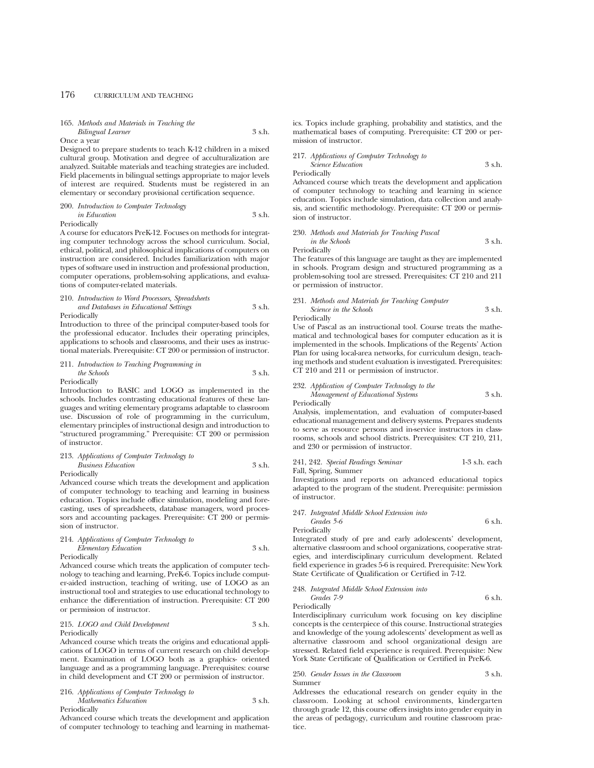165. *Methods and Materials in Teaching the Bilingual Learner* 3 s.h.
Once a year
Designed to prepare students to teach K-12 children in a mixed cultural group. Motivation and degree of acculturalization are analyzed. Suitable materials and teaching strategies are included. Field placements in bilingual settings appropriate to major levels of interest are required. Students must be registered in an elementary or secondary provisional certification sequence.

200. *Introduction to Computer Technology in Education* 3 s.h.
Periodically
A course for educators PreK-12. Focuses on methods for integrating computer technology across the school curriculum. Social, ethical, political, and philosophical implications of computers on instruction are considered. Includes familiarization with major types of software used in instruction and professional production, computer operations, problem-solving applications, and evaluations of computer-related materials.

210. *Introduction to Word Processors, Spreadsheets and Databases in Educational Settings* 3 s.h.
Periodically
Introduction to three of the principal computer-based tools for the professional educator. Includes their operating principles, applications to schools and classrooms, and their uses as instructional materials. Prerequisite: CT 200 or permission of instructor.

211. *Introduction to Teaching Programming in the Schools* 3 s.h.
Periodically
Introduction to BASIC and LOGO as implemented in the schools. Includes contrasting educational features of these languages and writing elementary programs adaptable to classroom use. Discussion of role of programming in the curriculum, elementary principles of instructional design and introduction to "structured programming." Prerequisite: CT 200 or permission of instructor.

213. *Applications of Computer Technology to Business Education* 3 s.h.
Periodically
Advanced course which treats the development and application of computer technology to teaching and learning in business education. Topics include office simulation, modeling and forecasting, uses of spreadsheets, database managers, word processors and accounting packages. Prerequisite: CT 200 or permission of instructor.

214. *Applications of Computer Technology to Elementary Education* 3 s.h.
Periodically
Advanced course which treats the application of computer technology to teaching and learning, PreK-6. Topics include computer-aided instruction, teaching of writing, use of LOGO as an instructional tool and strategies to use educational technology to enhance the differentiation of instruction. Prerequisite: CT 200 or permission of instructor.

215. *LOGO and Child Development* 3 s.h.
Periodically
Advanced course which treats the origins and educational applications of LOGO in terms of current research on child development. Examination of LOGO both as a graphics- oriented language and as a programming language. Prerequisites: course in child development and CT 200 or permission of instructor.

216. *Applications of Computer Technology to Mathematics Education* 3 s.h.
Periodically
Advanced course which treats the development and application of computer technology to teaching and learning in mathematics. Topics include graphing, probability and statistics, and the mathematical bases of computing. Prerequisite: CT 200 or permission of instructor.

217. *Applications of Computer Technology to Science Education* 3 s.h.
Periodically
Advanced course which treats the development and application of computer technology to teaching and learning in science education. Topics include simulation, data collection and analysis, and scientific methodology. Prerequisite: CT 200 or permission of instructor.

230. *Methods and Materials for Teaching Pascal in the Schools* 3 s.h.
Periodically
The features of this language are taught as they are implemented in schools. Program design and structured programming as a problem-solving tool are stressed. Prerequisites: CT 210 and 211 or permission of instructor.

231. *Methods and Materials for Teaching Computer Science in the Schools* 3 s.h.
Periodically
Use of Pascal as an instructional tool. Course treats the mathematical and technological bases for computer education as it is implemented in the schools. Implications of the Regents' Action Plan for using local-area networks, for curriculum design, teaching methods and student evaluation is investigated. Prerequisites: CT 210 and 211 or permission of instructor.

232. *Application of Computer Technology to the Management of Educational Systems* 3 s.h.
Periodically
Analysis, implementation, and evaluation of computer-based educational management and delivery systems. Prepares students to serve as resource persons and in-service instructors in classrooms, schools and school districts. Prerequisites: CT 210, 211, and 230 or permission of instructor.

241, 242. *Special Readings Seminar* 1-3 s.h. each
Fall, Spring, Summer
Investigations and reports on advanced educational topics adapted to the program of the student. Prerequisite: permission of instructor.

247. *Integrated Middle School Extension into Grades 5-6* 6 s.h.
Periodically
Integrated study of pre and early adolescents' development, alternative classroom and school organizations, cooperative strategies, and interdisciplinary curriculum development. Related field experience in grades 5-6 is required. Prerequisite: New York State Certificate of Qualification or Certified in 7-12.

248. *Integrated Middle School Extension into Grades 7-9* 6 s.h.
Periodically
Interdisciplinary curriculum work focusing on key discipline concepts is the centerpiece of this course. Instructional strategies and knowledge of the young adolescents' development as well as alternative classroom and school organizational design are stressed. Related field experience is required. Prerequisite: New York State Certificate of Qualification or Certified in PreK-6.

250. *Gender Issues in the Classroom* 3 s.h.
Summer
Addresses the educational research on gender equity in the classroom. Looking at school environments, kindergarten through grade 12, this course offers insights into gender equity in the areas of pedagogy, curriculum and routine classroom practice.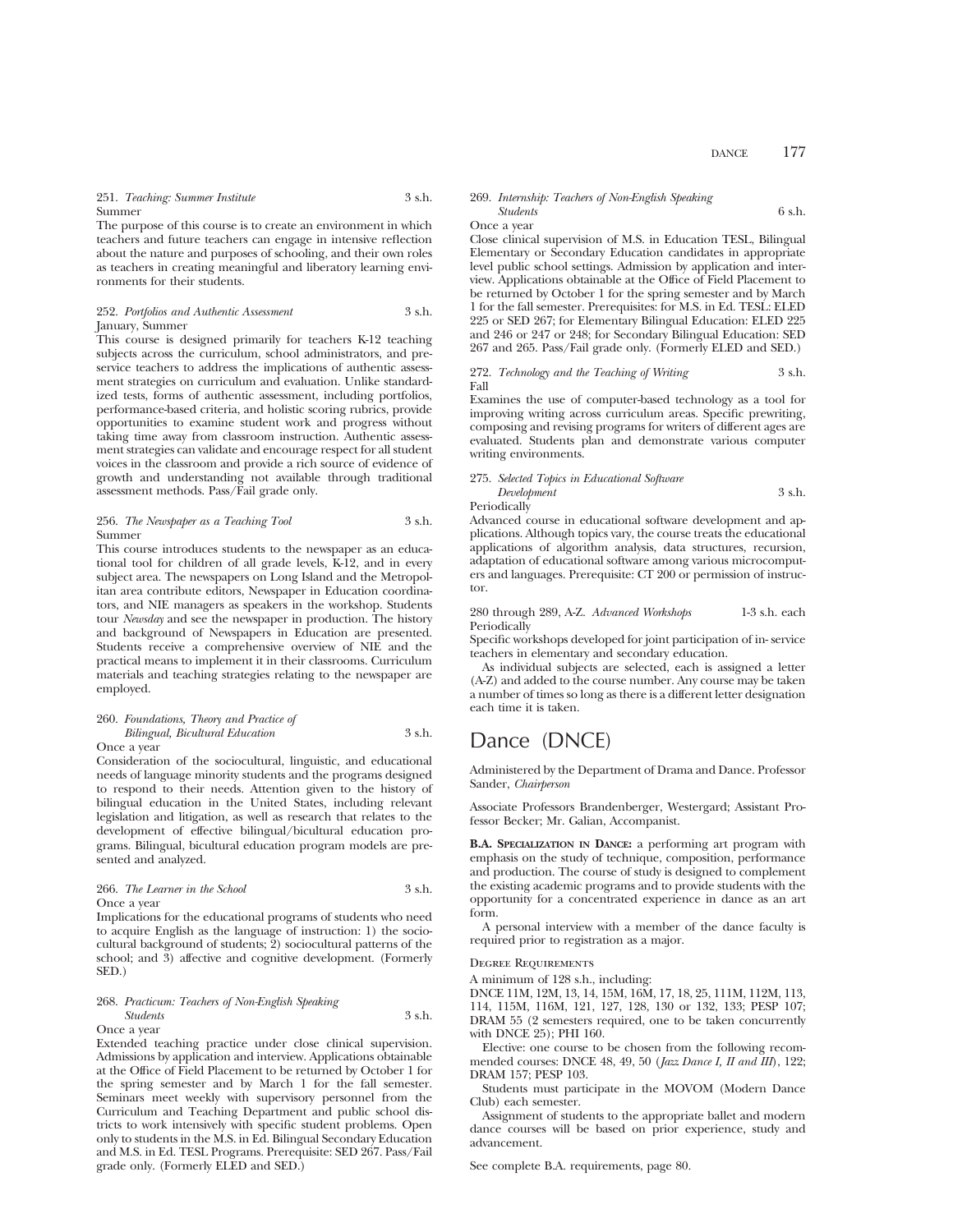251. *Teaching: Summer Institute* 3 s.h.
Summer

The purpose of this course is to create an environment in which teachers and future teachers can engage in intensive reflection about the nature and purposes of schooling, and their own roles as teachers in creating meaningful and liberatory learning environments for their students.

252. *Portfolios and Authentic Assessment* 3 s.h.
January, Summer

This course is designed primarily for teachers K-12 teaching subjects across the curriculum, school administrators, and preservice teachers to address the implications of authentic assessment strategies on curriculum and evaluation. Unlike standardized tests, forms of authentic assessment, including portfolios, performance-based criteria, and holistic scoring rubrics, provide opportunities to examine student work and progress without taking time away from classroom instruction. Authentic assessment strategies can validate and encourage respect for all student voices in the classroom and provide a rich source of evidence of growth and understanding not available through traditional assessment methods. Pass/Fail grade only.

256. *The Newspaper as a Teaching Tool* 3 s.h.
Summer

This course introduces students to the newspaper as an educational tool for children of all grade levels, K-12, and in every subject area. The newspapers on Long Island and the Metropolitan area contribute editors, Newspaper in Education coordinators, and NIE managers as speakers in the workshop. Students tour *Newsday* and see the newspaper in production. The history and background of Newspapers in Education are presented. Students receive a comprehensive overview of NIE and the practical means to implement it in their classrooms. Curriculum materials and teaching strategies relating to the newspaper are employed.

260. *Foundations, Theory and Practice of Bilingual, Bicultural Education* 3 s.h.
Once a year

Consideration of the sociocultural, linguistic, and educational needs of language minority students and the programs designed to respond to their needs. Attention given to the history of bilingual education in the United States, including relevant legislation and litigation, as well as research that relates to the development of effective bilingual/bicultural education programs. Bilingual, bicultural education program models are presented and analyzed.

266. *The Learner in the School* 3 s.h.
Once a year

Implications for the educational programs of students who need to acquire English as the language of instruction: 1) the sociocultural background of students; 2) sociocultural patterns of the school; and 3) affective and cognitive development. (Formerly SED.)

268. *Practicum: Teachers of Non-English Speaking Students* 3 s.h.
Once a year

Extended teaching practice under close clinical supervision. Admissions by application and interview. Applications obtainable at the Office of Field Placement to be returned by October 1 for the spring semester and by March 1 for the fall semester. Seminars meet weekly with supervisory personnel from the Curriculum and Teaching Department and public school districts to work intensively with specific student problems. Open only to students in the M.S. in Ed. Bilingual Secondary Education and M.S. in Ed. TESL Programs. Prerequisite: SED 267. Pass/Fail grade only. (Formerly ELED and SED.)

269. *Internship: Teachers of Non-English Speaking Students* 6 s.h.
Once a year

Close clinical supervision of M.S. in Education TESL, Bilingual Elementary or Secondary Education candidates in appropriate level public school settings. Admission by application and interview. Applications obtainable at the Office of Field Placement to be returned by October 1 for the spring semester and by March 1 for the fall semester. Prerequisites: for M.S. in Ed. TESL: ELED 225 or SED 267; for Elementary Bilingual Education: ELED 225 and 246 or 247 or 248; for Secondary Bilingual Education: SED 267 and 265. Pass/Fail grade only. (Formerly ELED and SED.)

272. *Technology and the Teaching of Writing* 3 s.h.
Fall

Examines the use of computer-based technology as a tool for improving writing across curriculum areas. Specific prewriting, composing and revising programs for writers of different ages are evaluated. Students plan and demonstrate various computer writing environments.

275. *Selected Topics in Educational Software Development* 3 s.h.
Periodically

Advanced course in educational software development and applications. Although topics vary, the course treats the educational applications of algorithm analysis, data structures, recursion, adaptation of educational software among various microcomputers and languages. Prerequisite: CT 200 or permission of instructor.

280 through 289, A-Z. *Advanced Workshops* 1-3 s.h. each
Periodically

Specific workshops developed for joint participation of in-service teachers in elementary and secondary education.

As individual subjects are selected, each is assigned a letter (A-Z) and added to the course number. Any course may be taken a number of times so long as there is a different letter designation each time it is taken.

# Dance (DNCE)

Administered by the Department of Drama and Dance. Professor Sander, *Chairperson*

Associate Professors Brandenberger, Westergard; Assistant Professor Becker; Mr. Galian, Accompanist.

**B.A. Specialization in Dance:** a performing art program with emphasis on the study of technique, composition, performance and production. The course of study is designed to complement the existing academic programs and to provide students with the opportunity for a concentrated experience in dance as an art form.

A personal interview with a member of the dance faculty is required prior to registration as a major.

### Degree Requirements

A minimum of 128 s.h., including:

DNCE 11M, 12M, 13, 14, 15M, 16M, 17, 18, 25, 111M, 112M, 113, 114, 115M, 116M, 121, 127, 128, 130 or 132, 133; PESP 107; DRAM 55 (2 semesters required, one to be taken concurrently with DNCE 25); PHI 160.

Elective: one course to be chosen from the following recommended courses: DNCE 48, 49, 50 (*Jazz Dance I, II and III*), 122; DRAM 157; PESP 103.

Students must participate in the MOVOM (Modern Dance Club) each semester.

Assignment of students to the appropriate ballet and modern dance courses will be based on prior experience, study and advancement.

See complete B.A. requirements, page 80.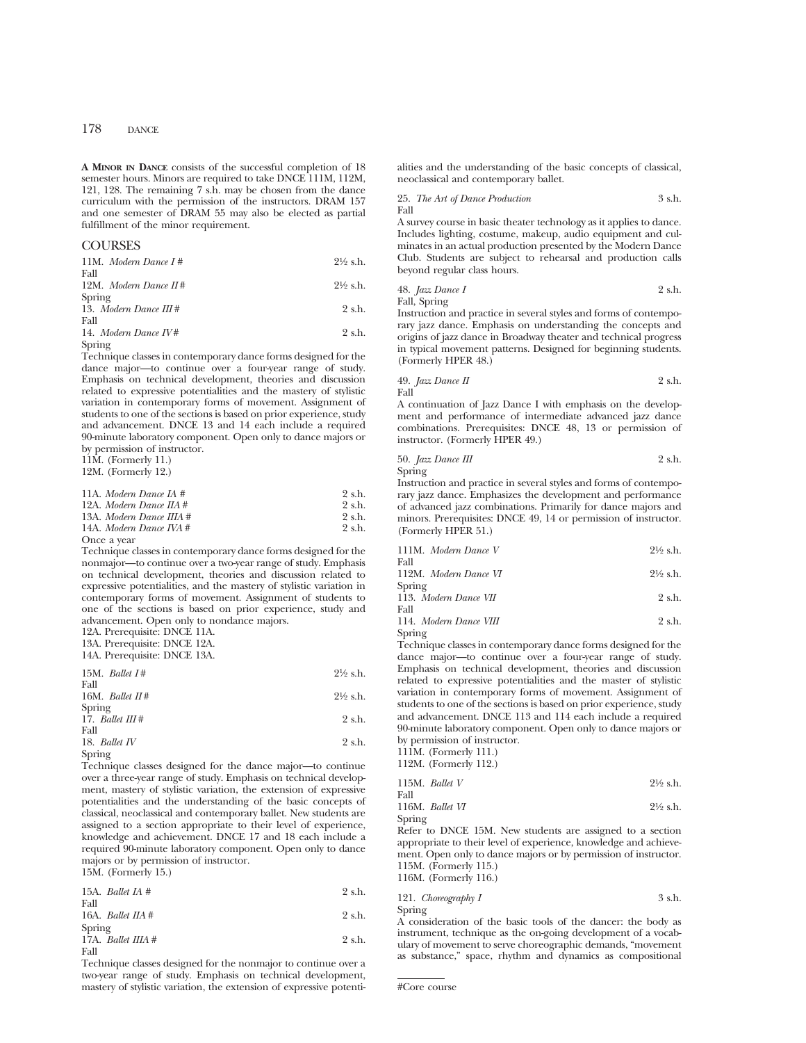**A MINOR IN DANCE** consists of the successful completion of 18 semester hours. Minors are required to take DNCE 111M, 112M, 121, 128. The remaining 7 s.h. may be chosen from the dance curriculum with the permission of the instructors. DRAM 157 and one semester of DRAM 55 may also be elected as partial fulfillment of the minor requirement.

## COURSES

11M. *Modern Dance I #* 2½ s.h.
Fall

12M. *Modern Dance II #* 2½ s.h.
Spring

13. *Modern Dance III #* 2 s.h.
Fall

14. *Modern Dance IV #* 2 s.h.
Spring

Technique classes in contemporary dance forms designed for the dance major—to continue over a four-year range of study. Emphasis on technical development, theories and discussion related to expressive potentialities and the mastery of stylistic variation in contemporary forms of movement. Assignment of students to one of the sections is based on prior experience, study and advancement. DNCE 13 and 14 each include a required 90-minute laboratory component. Open only to dance majors or by permission of instructor.
11M. (Formerly 11.)
12M. (Formerly 12.)

11A. *Modern Dance IA #* 2 s.h.
12A. *Modern Dance IIA #* 2 s.h.
13A. *Modern Dance IIIA #* 2 s.h.
14A. *Modern Dance IVA #* 2 s.h.
Once a year

Technique classes in contemporary dance forms designed for the nonmajor—to continue over a two-year range of study. Emphasis on technical development, theories and discussion related to expressive potentialities, and the mastery of stylistic variation in contemporary forms of movement. Assignment of students to one of the sections is based on prior experience, study and advancement. Open only to nondance majors.
12A. Prerequisite: DNCE 11A.
13A. Prerequisite: DNCE 12A.
14A. Prerequisite: DNCE 13A.

15M. *Ballet I #* 2½ s.h.
Fall

16M. *Ballet II #* 2½ s.h.
Spring

17. *Ballet III #* 2 s.h.
Fall

18. *Ballet IV* 2 s.h.
Spring

Technique classes designed for the dance major—to continue over a three-year range of study. Emphasis on technical development, mastery of stylistic variation, the extension of expressive potentialities and the understanding of the basic concepts of classical, neoclassical and contemporary ballet. New students are assigned to a section appropriate to their level of experience, knowledge and achievement. DNCE 17 and 18 each include a required 90-minute laboratory component. Open only to dance majors or by permission of instructor.
15M. (Formerly 15.)

15A. *Ballet IA #* 2 s.h.
Fall

16A. *Ballet IIA #* 2 s.h.
Spring

17A. *Ballet IIIA #* 2 s.h.
Fall

Technique classes designed for the nonmajor to continue over a two-year range of study. Emphasis on technical development, mastery of stylistic variation, the extension of expressive potentialities and the understanding of the basic concepts of classical, neoclassical and contemporary ballet.

25. *The Art of Dance Production* 3 s.h.
Fall

A survey course in basic theater technology as it applies to dance. Includes lighting, costume, makeup, audio equipment and culminates in an actual production presented by the Modern Dance Club. Students are subject to rehearsal and production calls beyond regular class hours.

48. *Jazz Dance I* 2 s.h.
Fall, Spring

Instruction and practice in several styles and forms of contemporary jazz dance. Emphasis on understanding the concepts and origins of jazz dance in Broadway theater and technical progress in typical movement patterns. Designed for beginning students. (Formerly HPER 48.)

49. *Jazz Dance II* 2 s.h.
Fall

A continuation of Jazz Dance I with emphasis on the development and performance of intermediate advanced jazz dance combinations. Prerequisites: DNCE 48, 13 or permission of instructor. (Formerly HPER 49.)

50. *Jazz Dance III* 2 s.h.
Spring

Instruction and practice in several styles and forms of contemporary jazz dance. Emphasizes the development and performance of advanced jazz combinations. Primarily for dance majors and minors. Prerequisites: DNCE 49, 14 or permission of instructor. (Formerly HPER 51.)

111M. *Modern Dance V* 2½ s.h.
Fall

112M. *Modern Dance VI* 2½ s.h.
Spring

113. *Modern Dance VII* 2 s.h.
Fall

114. *Modern Dance VIII* 2 s.h.
Spring

Technique classes in contemporary dance forms designed for the dance major—to continue over a four-year range of study. Emphasis on technical development, theories and discussion related to expressive potentialities and the master of stylistic variation in contemporary forms of movement. Assignment of students to one of the sections is based on prior experience, study and advancement. DNCE 113 and 114 each include a required 90-minute laboratory component. Open only to dance majors or by permission of instructor.
111M. (Formerly 111.)
112M. (Formerly 112.)

115M. *Ballet V* 2½ s.h.
Fall

116M. *Ballet VI* 2½ s.h.
Spring

Refer to DNCE 15M. New students are assigned to a section appropriate to their level of experience, knowledge and achievement. Open only to dance majors or by permission of instructor.
115M. (Formerly 115.)
116M. (Formerly 116.)

121. *Choreography I* 3 s.h.
Spring

A consideration of the basic tools of the dancer: the body as instrument, technique as the on-going development of a vocabulary of movement to serve choreographic demands, "movement as substance," space, rhythm and dynamics as compositional

#Core course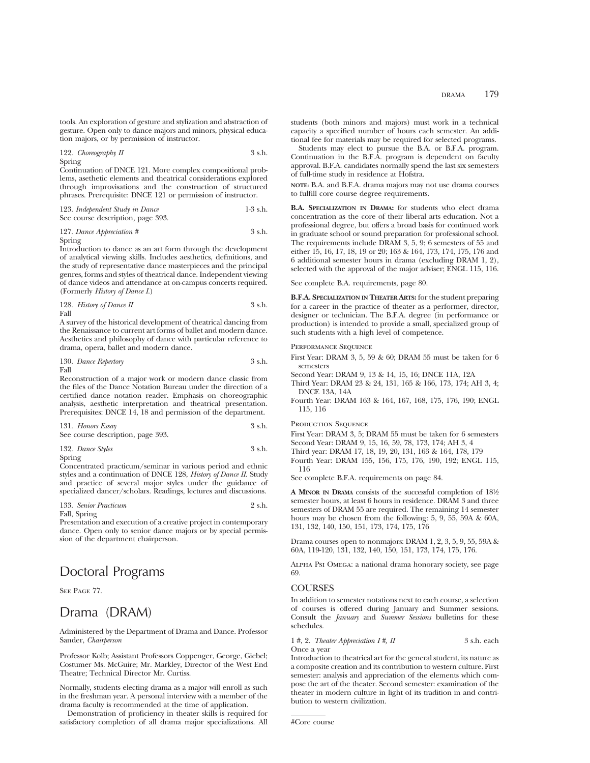tools. An exploration of gesture and stylization and abstraction of gesture. Open only to dance majors and minors, physical education majors, or by permission of instructor.

122. *Choreography II* 3 s.h.
Spring
Continuation of DNCE 121. More complex compositional problems, asethetic elements and theatrical considerations explored through improvisations and the construction of structured phrases. Prerequisite: DNCE 121 or permission of instructor.

123. *Independent Study in Dance* 1-3 s.h.
See course description, page 393.

127. *Dance Appreciation* # 3 s.h.
Spring
Introduction to dance as an art form through the development of analytical viewing skills. Includes aesthetics, definitions, and the study of representative dance masterpieces and the principal genres, forms and styles of theatrical dance. Independent viewing of dance videos and attendance at on-campus concerts required. (Formerly *History of Dance I*.)

128. *History of Dance II* 3 s.h.
Fall
A survey of the historical development of theatrical dancing from the Renaissance to current art forms of ballet and modern dance. Aesthetics and philosophy of dance with particular reference to drama, opera, ballet and modern dance.

130. *Dance Repertory* 3 s.h.
Fall
Reconstruction of a major work or modern dance classic from the files of the Dance Notation Bureau under the direction of a certified dance notation reader. Emphasis on choreographic analysis, aesthetic interpretation and theatrical presentation. Prerequisites: DNCE 14, 18 and permission of the department.

131. *Honors Essay* 3 s.h.
See course description, page 393.

132. *Dance Styles* 3 s.h.
Spring
Concentrated practicum/seminar in various period and ethnic styles and a continuation of DNCE 128, *History of Dance II*. Study and practice of several major styles under the guidance of specialized dancer/scholars. Readings, lectures and discussions.

133. *Senior Practicum* 2 s.h.
Fall, Spring
Presentation and execution of a creative project in contemporary dance. Open only to senior dance majors or by special permission of the department chairperson.

# Doctoral Programs

See Page 77.

# Drama (DRAM)

Administered by the Department of Drama and Dance. Professor Sander, *Chairperson*

Professor Kolb; Assistant Professors Coppenger, George, Giebel; Costumer Ms. McGuire; Mr. Markley, Director of the West End Theatre; Technical Director Mr. Curtiss.

Normally, students electing drama as a major will enroll as such in the freshman year. A personal interview with a member of the drama faculty is recommended at the time of application.

Demonstration of proficiency in theater skills is required for satisfactory completion of all drama major specializations. All students (both minors and majors) must work in a technical capacity a specified number of hours each semester. An additional fee for materials may be required for selected programs.

Students may elect to pursue the B.A. or B.F.A. program. Continuation in the B.F.A. program is dependent on faculty approval. B.F.A. candidates normally spend the last six semesters of full-time study in residence at Hofstra.

NOTE: B.A. and B.F.A. drama majors may not use drama courses to fulfill core course degree requirements.

**B.A. Specialization in Drama:** for students who elect drama concentration as the core of their liberal arts education. Not a professional degree, but offers a broad basis for continued work in graduate school or sound preparation for professional school. The requirements include DRAM 3, 5, 9; 6 semesters of 55 and either 15, 16, 17, 18, 19 or 20; 163 & 164, 173, 174, 175, 176 and 6 additional semester hours in drama (excluding DRAM 1, 2), selected with the approval of the major adviser; ENGL 115, 116.

See complete B.A. requirements, page 80.

**B.F.A. Specialization in Theater Arts:** for the student preparing for a career in the practice of theater as a performer, director, designer or technician. The B.F.A. degree (in performance or production) is intended to provide a small, specialized group of such students with a high level of competence.

Performance Sequence

First Year: DRAM 3, 5, 59 & 60; DRAM 55 must be taken for 6 semesters
Second Year: DRAM 9, 13 & 14, 15, 16; DNCE 11A, 12A
Third Year: DRAM 23 & 24, 131, 165 & 166, 173, 174; AH 3, 4; DNCE 13A, 14A
Fourth Year: DRAM 163 & 164, 167, 168, 175, 176, 190; ENGL 115, 116

Production Sequence

First Year: DRAM 3, 5; DRAM 55 must be taken for 6 semesters
Second Year: DRAM 9, 15, 16, 59, 78, 173, 174; AH 3, 4
Third year: DRAM 17, 18, 19, 20, 131, 163 & 164, 178, 179
Fourth Year: DRAM 155, 156, 175, 176, 190, 192; ENGL 115, 116

See complete B.F.A. requirements on page 84.

**A Minor in Drama** consists of the successful completion of 18½ semester hours, at least 6 hours in residence. DRAM 3 and three semesters of DRAM 55 are required. The remaining 14 semester hours may be chosen from the following: 5, 9, 55, 59A & 60A, 131, 132, 140, 150, 151, 173, 174, 175, 176

Drama courses open to nonmajors: DRAM 1, 2, 3, 5, 9, 55, 59A & 60A, 119-120, 131, 132, 140, 150, 151, 173, 174, 175, 176.

Alpha Psi Omega: a national drama honorary society, see page 69.

## COURSES

In addition to semester notations next to each course, a selection of courses is offered during January and Summer sessions. Consult the *January* and *Summer Sessions* bulletins for these schedules.

1 #, 2. *Theater Appreciation I #, II* 3 s.h. each
Once a year
Introduction to theatrical art for the general student, its nature as a composite creation and its contribution to western culture. First semester: analysis and appreciation of the elements which compose the art of the theater. Second semester: examination of the theater in modern culture in light of its tradition in and contribution to western civilization.

#Core course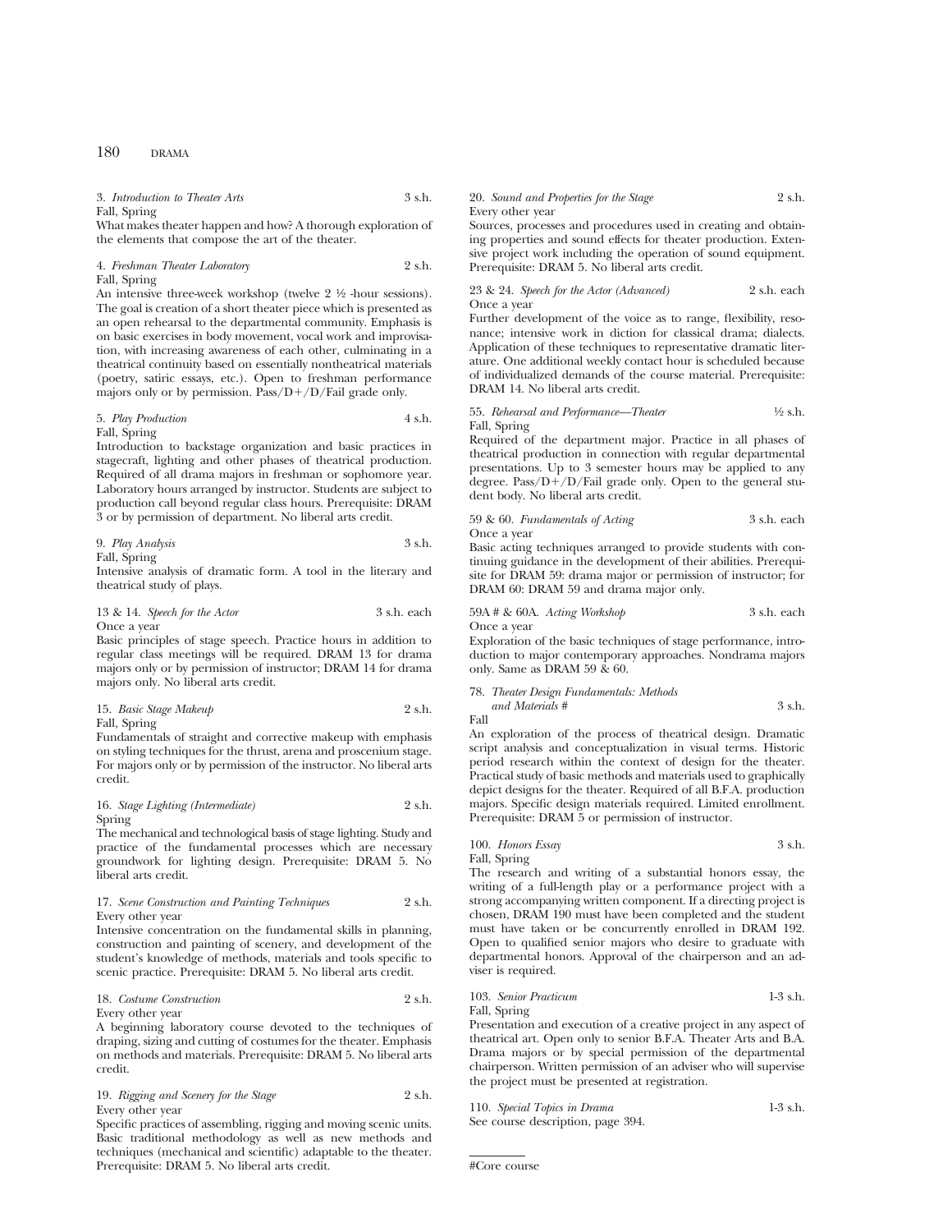3. *Introduction to Theater Arts* 3 s.h.
Fall, Spring
What makes theater happen and how? A thorough exploration of the elements that compose the art of the theater.

4. *Freshman Theater Laboratory* 2 s.h.
Fall, Spring
An intensive three-week workshop (twelve 2 ½ -hour sessions). The goal is creation of a short theater piece which is presented as an open rehearsal to the departmental community. Emphasis is on basic exercises in body movement, vocal work and improvisation, with increasing awareness of each other, culminating in a theatrical continuity based on essentially nontheatrical materials (poetry, satiric essays, etc.). Open to freshman performance majors only or by permission. Pass/D+/D/Fail grade only.

5. *Play Production* 4 s.h.
Fall, Spring
Introduction to backstage organization and basic practices in stagecraft, lighting and other phases of theatrical production. Required of all drama majors in freshman or sophomore year. Laboratory hours arranged by instructor. Students are subject to production call beyond regular class hours. Prerequisite: DRAM 3 or by permission of department. No liberal arts credit.

9. *Play Analysis* 3 s.h.
Fall, Spring
Intensive analysis of dramatic form. A tool in the literary and theatrical study of plays.

13 & 14. *Speech for the Actor* 3 s.h. each
Once a year
Basic principles of stage speech. Practice hours in addition to regular class meetings will be required. DRAM 13 for drama majors only or by permission of instructor; DRAM 14 for drama majors only. No liberal arts credit.

15. *Basic Stage Makeup* 2 s.h.
Fall, Spring
Fundamentals of straight and corrective makeup with emphasis on styling techniques for the thrust, arena and proscenium stage. For majors only or by permission of the instructor. No liberal arts credit.

16. *Stage Lighting (Intermediate)* 2 s.h.
Spring
The mechanical and technological basis of stage lighting. Study and practice of the fundamental processes which are necessary groundwork for lighting design. Prerequisite: DRAM 5. No liberal arts credit.

17. *Scene Construction and Painting Techniques* 2 s.h.
Every other year
Intensive concentration on the fundamental skills in planning, construction and painting of scenery, and development of the student's knowledge of methods, materials and tools specific to scenic practice. Prerequisite: DRAM 5. No liberal arts credit.

18. *Costume Construction* 2 s.h.
Every other year
A beginning laboratory course devoted to the techniques of draping, sizing and cutting of costumes for the theater. Emphasis on methods and materials. Prerequisite: DRAM 5. No liberal arts credit.

19. *Rigging and Scenery for the Stage* 2 s.h.
Every other year
Specific practices of assembling, rigging and moving scenic units. Basic traditional methodology as well as new methods and techniques (mechanical and scientific) adaptable to the theater. Prerequisite: DRAM 5. No liberal arts credit.

20. *Sound and Properties for the Stage* 2 s.h.
Every other year
Sources, processes and procedures used in creating and obtaining properties and sound effects for theater production. Extensive project work including the operation of sound equipment. Prerequisite: DRAM 5. No liberal arts credit.

23 & 24. *Speech for the Actor (Advanced)* 2 s.h. each
Once a year
Further development of the voice as to range, flexibility, resonance; intensive work in diction for classical drama; dialects. Application of these techniques to representative dramatic literature. One additional weekly contact hour is scheduled because of individualized demands of the course material. Prerequisite: DRAM 14. No liberal arts credit.

55. *Rehearsal and Performance—Theater* ½ s.h.
Fall, Spring
Required of the department major. Practice in all phases of theatrical production in connection with regular departmental presentations. Up to 3 semester hours may be applied to any degree. Pass/D+/D/Fail grade only. Open to the general student body. No liberal arts credit.

59 & 60. *Fundamentals of Acting* 3 s.h. each
Once a year
Basic acting techniques arranged to provide students with continuing guidance in the development of their abilities. Prerequisite for DRAM 59: drama major or permission of instructor; for DRAM 60: DRAM 59 and drama major only.

59A # & 60A. *Acting Workshop* 3 s.h. each
Once a year
Exploration of the basic techniques of stage performance, introduction to major contemporary approaches. Nondrama majors only. Same as DRAM 59 & 60.

78. *Theater Design Fundamentals: Methods and Materials #* 3 s.h.
Fall
An exploration of the process of theatrical design. Dramatic script analysis and conceptualization in visual terms. Historic period research within the context of design for the theater. Practical study of basic methods and materials used to graphically depict designs for the theater. Required of all B.F.A. production majors. Specific design materials required. Limited enrollment. Prerequisite: DRAM 5 or permission of instructor.

100. *Honors Essay* 3 s.h.
Fall, Spring
The research and writing of a substantial honors essay, the writing of a full-length play or a performance project with a strong accompanying written component. If a directing project is chosen, DRAM 190 must have been completed and the student must have taken or be concurrently enrolled in DRAM 192. Open to qualified senior majors who desire to graduate with departmental honors. Approval of the chairperson and an adviser is required.

103. *Senior Practicum* 1-3 s.h.
Fall, Spring
Presentation and execution of a creative project in any aspect of theatrical art. Open only to senior B.F.A. Theater Arts and B.A. Drama majors or by special permission of the departmental chairperson. Written permission of an adviser who will supervise the project must be presented at registration.

110. *Special Topics in Drama* 1-3 s.h.
See course description, page 394.

#Core course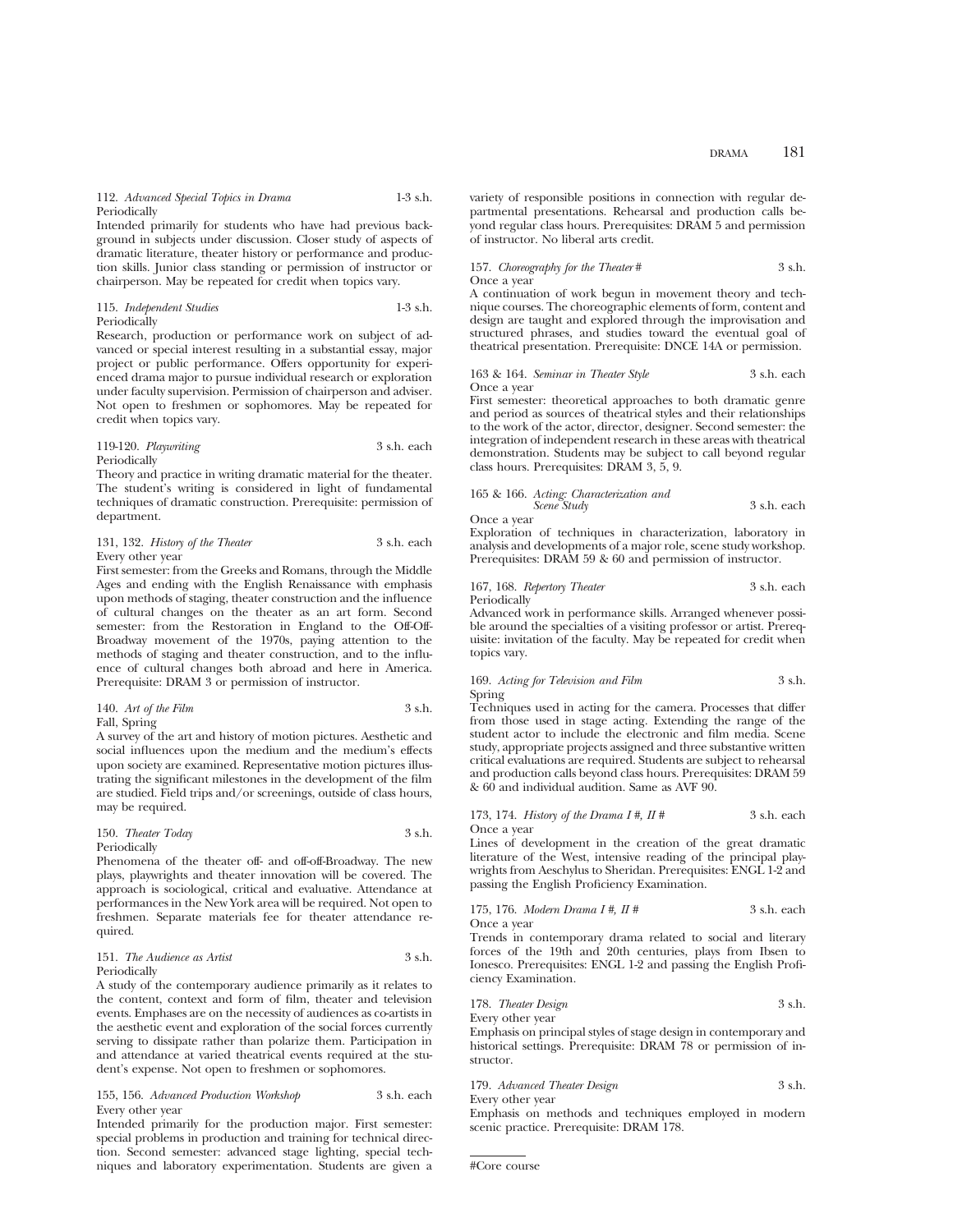112. *Advanced Special Topics in Drama* 1-3 s.h.
Periodically
Intended primarily for students who have had previous background in subjects under discussion. Closer study of aspects of dramatic literature, theater history or performance and production skills. Junior class standing or permission of instructor or chairperson. May be repeated for credit when topics vary.

115. *Independent Studies* 1-3 s.h.
Periodically
Research, production or performance work on subject of advanced or special interest resulting in a substantial essay, major project or public performance. Offers opportunity for experienced drama major to pursue individual research or exploration under faculty supervision. Permission of chairperson and adviser. Not open to freshmen or sophomores. May be repeated for credit when topics vary.

119-120. *Playwriting* 3 s.h. each
Periodically
Theory and practice in writing dramatic material for the theater. The student's writing is considered in light of fundamental techniques of dramatic construction. Prerequisite: permission of department.

131, 132. *History of the Theater* 3 s.h. each
Every other year
First semester: from the Greeks and Romans, through the Middle Ages and ending with the English Renaissance with emphasis upon methods of staging, theater construction and the influence of cultural changes on the theater as an art form. Second semester: from the Restoration in England to the Off-Off-Broadway movement of the 1970s, paying attention to the methods of staging and theater construction, and to the influence of cultural changes both abroad and here in America. Prerequisite: DRAM 3 or permission of instructor.

140. *Art of the Film* 3 s.h.
Fall, Spring
A survey of the art and history of motion pictures. Aesthetic and social influences upon the medium and the medium's effects upon society are examined. Representative motion pictures illustrating the significant milestones in the development of the film are studied. Field trips and/or screenings, outside of class hours, may be required.

150. *Theater Today* 3 s.h.
Periodically
Phenomena of the theater off- and off-off-Broadway. The new plays, playwrights and theater innovation will be covered. The approach is sociological, critical and evaluative. Attendance at performances in the New York area will be required. Not open to freshmen. Separate materials fee for theater attendance required.

151. *The Audience as Artist* 3 s.h.
Periodically
A study of the contemporary audience primarily as it relates to the content, context and form of film, theater and television events. Emphases are on the necessity of audiences as co-artists in the aesthetic event and exploration of the social forces currently serving to dissipate rather than polarize them. Participation in and attendance at varied theatrical events required at the student's expense. Not open to freshmen or sophomores.

155, 156. *Advanced Production Workshop* 3 s.h. each
Every other year
Intended primarily for the production major. First semester: special problems in production and training for technical direction. Second semester: advanced stage lighting, special techniques and laboratory experimentation. Students are given a variety of responsible positions in connection with regular departmental presentations. Rehearsal and production calls beyond regular class hours. Prerequisites: DRAM 5 and permission of instructor. No liberal arts credit.

157. *Choreography for the Theater #* 3 s.h.
Once a year
A continuation of work begun in movement theory and technique courses. The choreographic elements of form, content and design are taught and explored through the improvisation and structured phrases, and studies toward the eventual goal of theatrical presentation. Prerequisite: DNCE 14A or permission.

163 & 164. *Seminar in Theater Style* 3 s.h. each
Once a year
First semester: theoretical approaches to both dramatic genre and period as sources of theatrical styles and their relationships to the work of the actor, director, designer. Second semester: the integration of independent research in these areas with theatrical demonstration. Students may be subject to call beyond regular class hours. Prerequisites: DRAM 3, 5, 9.

165 & 166. *Acting: Characterization and Scene Study* 3 s.h. each
Once a year
Exploration of techniques in characterization, laboratory in analysis and developments of a major role, scene study workshop. Prerequisites: DRAM 59 & 60 and permission of instructor.

167, 168. *Repertory Theater* 3 s.h. each
Periodically
Advanced work in performance skills. Arranged whenever possible around the specialties of a visiting professor or artist. Prerequisite: invitation of the faculty. May be repeated for credit when topics vary.

169. *Acting for Television and Film* 3 s.h.
Spring
Techniques used in acting for the camera. Processes that differ from those used in stage acting. Extending the range of the student actor to include the electronic and film media. Scene study, appropriate projects assigned and three substantive written critical evaluations are required. Students are subject to rehearsal and production calls beyond class hours. Prerequisites: DRAM 59 & 60 and individual audition. Same as AVF 90.

173, 174. *History of the Drama I #, II #* 3 s.h. each
Once a year
Lines of development in the creation of the great dramatic literature of the West, intensive reading of the principal playwrights from Aeschylus to Sheridan. Prerequisites: ENGL 1-2 and passing the English Proficiency Examination.

175, 176. *Modern Drama I #, II #* 3 s.h. each
Once a year
Trends in contemporary drama related to social and literary forces of the 19th and 20th centuries, plays from Ibsen to Ionesco. Prerequisites: ENGL 1-2 and passing the English Proficiency Examination.

178. *Theater Design* 3 s.h.
Every other year
Emphasis on principal styles of stage design in contemporary and historical settings. Prerequisite: DRAM 78 or permission of instructor.

179. *Advanced Theater Design* 3 s.h.
Every other year
Emphasis on methods and techniques employed in modern scenic practice. Prerequisite: DRAM 178.

#Core course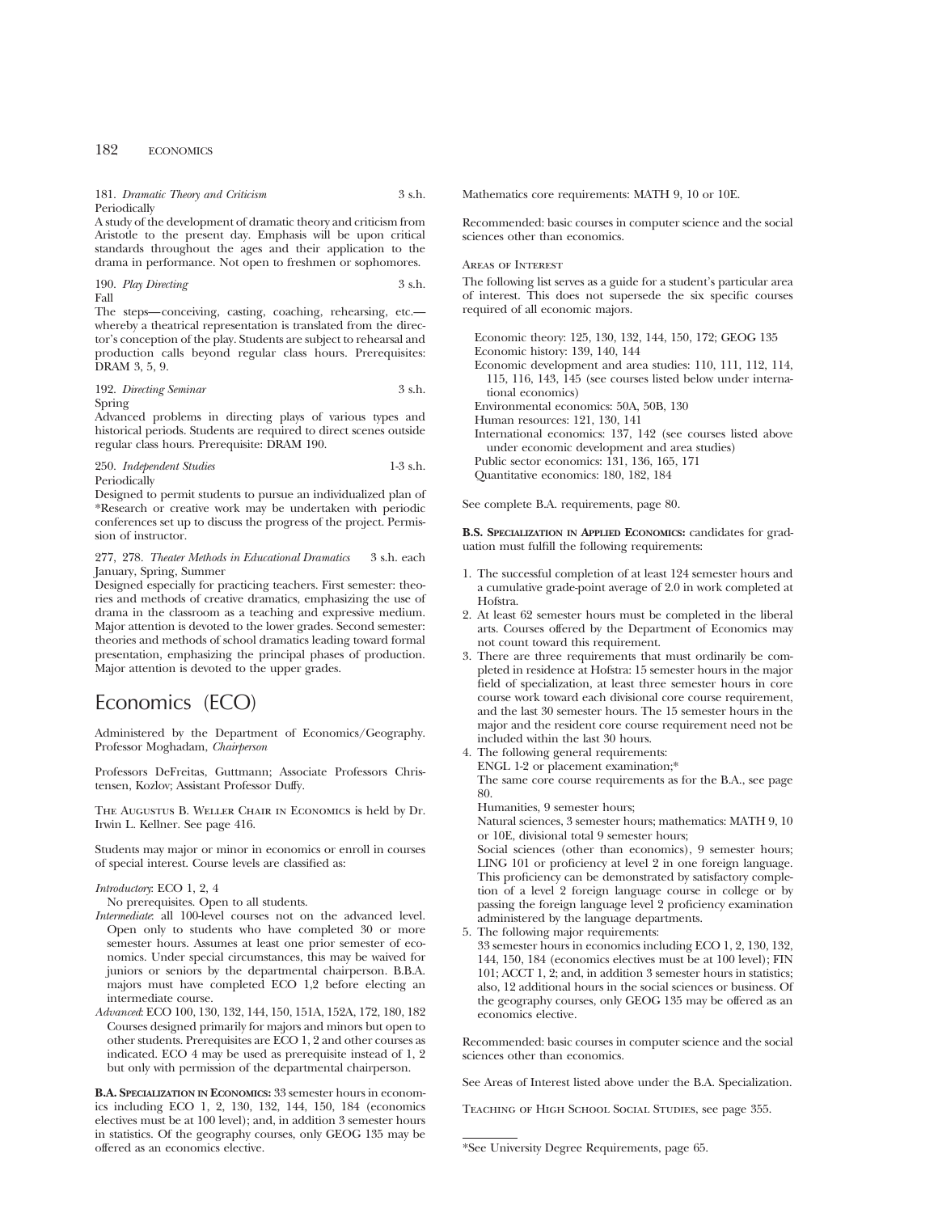181. *Dramatic Theory and Criticism* 3 s.h.
Periodically
A study of the development of dramatic theory and criticism from Aristotle to the present day. Emphasis will be upon critical standards throughout the ages and their application to the drama in performance. Not open to freshmen or sophomores.

190. *Play Directing* 3 s.h.
Fall
The steps—conceiving, casting, coaching, rehearsing, etc.—whereby a theatrical representation is translated from the director's conception of the play. Students are subject to rehearsal and production calls beyond regular class hours. Prerequisites: DRAM 3, 5, 9.

192. *Directing Seminar* 3 s.h.
Spring
Advanced problems in directing plays of various types and historical periods. Students are required to direct scenes outside regular class hours. Prerequisite: DRAM 190.

250. *Independent Studies* 1-3 s.h.
Periodically
Designed to permit students to pursue an individualized plan of *Research or creative work may be undertaken with periodic conferences set up to discuss the progress of the project. Permission of instructor.

277, 278. *Theater Methods in Educational Dramatics* 3 s.h. each
January, Spring, Summer
Designed especially for practicing teachers. First semester: theories and methods of creative dramatics, emphasizing the use of drama in the classroom as a teaching and expressive medium. Major attention is devoted to the lower grades. Second semester: theories and methods of school dramatics leading toward formal presentation, emphasizing the principal phases of production. Major attention is devoted to the upper grades.

# Economics (ECO)

Administered by the Department of Economics/Geography. Professor Moghadam, *Chairperson*

Professors DeFreitas, Guttmann; Associate Professors Christensen, Kozlov; Assistant Professor Duffy.

The Augustus B. Weller Chair in Economics is held by Dr. Irwin L. Kellner. See page 416.

Students may major or minor in economics or enroll in courses of special interest. Course levels are classified as:

*Introductory*: ECO 1, 2, 4
No prerequisites. Open to all students.

*Intermediate*: all 100-level courses not on the advanced level. Open only to students who have completed 30 or more semester hours. Assumes at least one prior semester of economics. Under special circumstances, this may be waived for juniors or seniors by the departmental chairperson. B.B.A. majors must have completed ECO 1,2 before electing an intermediate course.

*Advanced*: ECO 100, 130, 132, 144, 150, 151A, 152A, 172, 180, 182
Courses designed primarily for majors and minors but open to other students. Prerequisites are ECO 1, 2 and other courses as indicated. ECO 4 may be used as prerequisite instead of 1, 2 but only with permission of the departmental chairperson.

**B.A. Specialization in Economics:** 33 semester hours in economics including ECO 1, 2, 130, 132, 144, 150, 184 (economics electives must be at 100 level); and, in addition 3 semester hours in statistics. Of the geography courses, only GEOG 135 may be offered as an economics elective.

Mathematics core requirements: MATH 9, 10 or 10E.

Recommended: basic courses in computer science and the social sciences other than economics.

Areas of Interest

The following list serves as a guide for a student's particular area of interest. This does not supersede the six specific courses required of all economic majors.

Economic theory: 125, 130, 132, 144, 150, 172; GEOG 135
Economic history: 139, 140, 144
Economic development and area studies: 110, 111, 112, 114, 115, 116, 143, 145 (see courses listed below under international economics)
Environmental economics: 50A, 50B, 130
Human resources: 121, 130, 141
International economics: 137, 142 (see courses listed above under economic development and area studies)
Public sector economics: 131, 136, 165, 171
Quantitative economics: 180, 182, 184

See complete B.A. requirements, page 80.

**B.S. Specialization in Applied Economics:** candidates for graduation must fulfill the following requirements:

1. The successful completion of at least 124 semester hours and a cumulative grade-point average of 2.0 in work completed at Hofstra.
2. At least 62 semester hours must be completed in the liberal arts. Courses offered by the Department of Economics may not count toward this requirement.
3. There are three requirements that must ordinarily be completed in residence at Hofstra: 15 semester hours in the major field of specialization, at least three semester hours in core course work toward each divisional core course requirement, and the last 30 semester hours. The 15 semester hours in the major and the resident core course requirement need not be included within the last 30 hours.
4. The following general requirements:
   ENGL 1-2 or placement examination;*
   The same core course requirements as for the B.A., see page 80.
   Humanities, 9 semester hours;
   Natural sciences, 3 semester hours; mathematics: MATH 9, 10 or 10E, divisional total 9 semester hours;
   Social sciences (other than economics), 9 semester hours; LING 101 or proficiency at level 2 in one foreign language. This proficiency can be demonstrated by satisfactory completion of a level 2 foreign language course in college or by passing the foreign language level 2 proficiency examination administered by the language departments.
5. The following major requirements:
   33 semester hours in economics including ECO 1, 2, 130, 132, 144, 150, 184 (economics electives must be at 100 level); FIN 101; ACCT 1, 2; and, in addition 3 semester hours in statistics; also, 12 additional hours in the social sciences or business. Of the geography courses, only GEOG 135 may be offered as an economics elective.

Recommended: basic courses in computer science and the social sciences other than economics.

See Areas of Interest listed above under the B.A. Specialization.

Teaching of High School Social Studies, see page 355.

*See University Degree Requirements, page 65.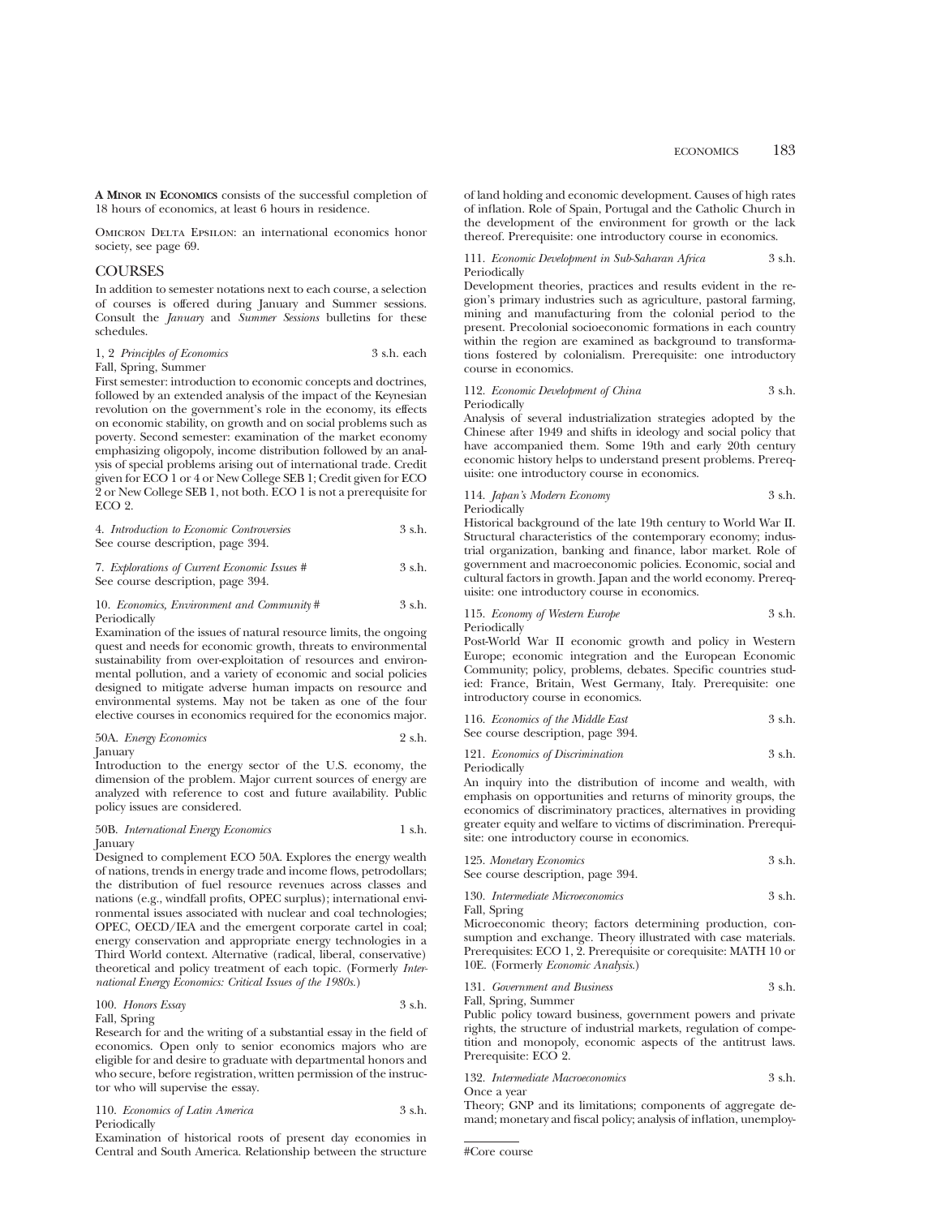**A Minor in Economics** consists of the successful completion of 18 hours of economics, at least 6 hours in residence.

Omicron Delta Epsilon: an international economics honor society, see page 69.

## COURSES

In addition to semester notations next to each course, a selection of courses is offered during January and Summer sessions. Consult the *January* and *Summer Sessions* bulletins for these schedules.

1, 2 *Principles of Economics* 3 s.h. each
Fall, Spring, Summer

First semester: introduction to economic concepts and doctrines, followed by an extended analysis of the impact of the Keynesian revolution on the government's role in the economy, its effects on economic stability, on growth and on social problems such as poverty. Second semester: examination of the market economy emphasizing oligopoly, income distribution followed by an analysis of special problems arising out of international trade. Credit given for ECO 1 or 4 or New College SEB 1; Credit given for ECO 2 or New College SEB 1, not both. ECO 1 is not a prerequisite for ECO 2.

4. *Introduction to Economic Controversies* 3 s.h.
See course description, page 394.

7. *Explorations of Current Economic Issues #* 3 s.h.
See course description, page 394.

10. *Economics, Environment and Community #* 3 s.h.
Periodically

Examination of the issues of natural resource limits, the ongoing quest and needs for economic growth, threats to environmental sustainability from over-exploitation of resources and environmental pollution, and a variety of economic and social policies designed to mitigate adverse human impacts on resource and environmental systems. May not be taken as one of the four elective courses in economics required for the economics major.

50A. *Energy Economics* 2 s.h.
January

Introduction to the energy sector of the U.S. economy, the dimension of the problem. Major current sources of energy are analyzed with reference to cost and future availability. Public policy issues are considered.

50B. *International Energy Economics* 1 s.h.
January

Designed to complement ECO 50A. Explores the energy wealth of nations, trends in energy trade and income flows, petrodollars; the distribution of fuel resource revenues across classes and nations (e.g., windfall profits, OPEC surplus); international environmental issues associated with nuclear and coal technologies; OPEC, OECD/IEA and the emergent corporate cartel in coal; energy conservation and appropriate energy technologies in a Third World context. Alternative (radical, liberal, conservative) theoretical and policy treatment of each topic. (Formerly *International Energy Economics: Critical Issues of the 1980s.*)

100. *Honors Essay* 3 s.h.
Fall, Spring

Research for and the writing of a substantial essay in the field of economics. Open only to senior economics majors who are eligible for and desire to graduate with departmental honors and who secure, before registration, written permission of the instructor who will supervise the essay.

110. *Economics of Latin America* 3 s.h.
Periodically

Examination of historical roots of present day economies in Central and South America. Relationship between the structure of land holding and economic development. Causes of high rates of inflation. Role of Spain, Portugal and the Catholic Church in the development of the environment for growth or the lack thereof. Prerequisite: one introductory course in economics.

111. *Economic Development in Sub-Saharan Africa* 3 s.h.
Periodically

Development theories, practices and results evident in the region's primary industries such as agriculture, pastoral farming, mining and manufacturing from the colonial period to the present. Precolonial socioeconomic formations in each country within the region are examined as background to transformations fostered by colonialism. Prerequisite: one introductory course in economics.

112. *Economic Development of China* 3 s.h.
Periodically

Analysis of several industrialization strategies adopted by the Chinese after 1949 and shifts in ideology and social policy that have accompanied them. Some 19th and early 20th century economic history helps to understand present problems. Prerequisite: one introductory course in economics.

114. *Japan's Modern Economy* 3 s.h.
Periodically

Historical background of the late 19th century to World War II. Structural characteristics of the contemporary economy; industrial organization, banking and finance, labor market. Role of government and macroeconomic policies. Economic, social and cultural factors in growth. Japan and the world economy. Prerequisite: one introductory course in economics.

115. *Economy of Western Europe* 3 s.h.
Periodically

Post-World War II economic growth and policy in Western Europe; economic integration and the European Economic Community; policy, problems, debates. Specific countries studied: France, Britain, West Germany, Italy. Prerequisite: one introductory course in economics.

116. *Economics of the Middle East* 3 s.h.
See course description, page 394.

121. *Economics of Discrimination* 3 s.h.
Periodically

An inquiry into the distribution of income and wealth, with emphasis on opportunities and returns of minority groups, the economics of discriminatory practices, alternatives in providing greater equity and welfare to victims of discrimination. Prerequisite: one introductory course in economics.

125. *Monetary Economics* 3 s.h.
See course description, page 394.

130. *Intermediate Microeconomics* 3 s.h.
Fall, Spring

Microeconomic theory; factors determining production, consumption and exchange. Theory illustrated with case materials. Prerequisites: ECO 1, 2. Prerequisite or corequisite: MATH 10 or 10E. (Formerly *Economic Analysis.*)

131. *Government and Business* 3 s.h.
Fall, Spring, Summer

Public policy toward business, government powers and private rights, the structure of industrial markets, regulation of competition and monopoly, economic aspects of the antitrust laws. Prerequisite: ECO 2.

132. *Intermediate Macroeconomics* 3 s.h.
Once a year

Theory; GNP and its limitations; components of aggregate demand; monetary and fiscal policy; analysis of inflation, unemploy-

#Core course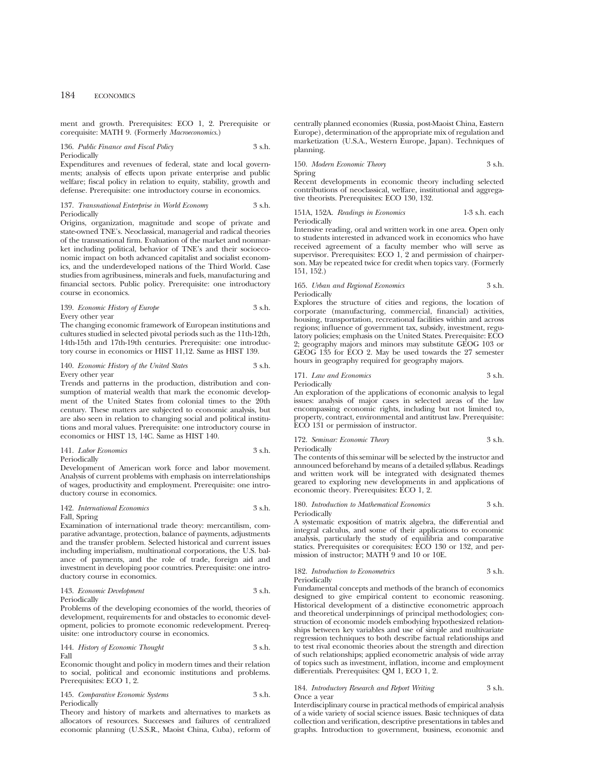ment and growth. Prerequisites: ECO 1, 2. Prerequisite or corequisite: MATH 9. (Formerly *Macroeconomics*.)

136. *Public Finance and Fiscal Policy* 3 s.h.
Periodically
Expenditures and revenues of federal, state and local governments; analysis of effects upon private enterprise and public welfare; fiscal policy in relation to equity, stability, growth and defense. Prerequisite: one introductory course in economics.

137. *Transnational Enterprise in World Economy* 3 s.h.
Periodically
Origins, organization, magnitude and scope of private and state-owned TNE's. Neoclassical, managerial and radical theories of the transnational firm. Evaluation of the market and nonmarket including political, behavior of TNE's and their socioeconomic impact on both advanced capitalist and socialist economics, and the underdeveloped nations of the Third World. Case studies from agribusiness, minerals and fuels, manufacturing and financial sectors. Public policy. Prerequisite: one introductory course in economics.

139. *Economic History of Europe* 3 s.h.
Every other year
The changing economic framework of European institutions and cultures studied in selected pivotal periods such as the 11th-12th, 14th-15th and 17th-19th centuries. Prerequisite: one introductory course in economics or HIST 11,12. Same as HIST 139.

140. *Economic History of the United States* 3 s.h.
Every other year
Trends and patterns in the production, distribution and consumption of material wealth that mark the economic development of the United States from colonial times to the 20th century. These matters are subjected to economic analysis, but are also seen in relation to changing social and political institutions and moral values. Prerequisite: one introductory course in economics or HIST 13, 14C. Same as HIST 140.

141. *Labor Economics* 3 s.h.
Periodically
Development of American work force and labor movement. Analysis of current problems with emphasis on interrelationships of wages, productivity and employment. Prerequisite: one introductory course in economics.

142. *International Economics* 3 s.h.
Fall, Spring
Examination of international trade theory: mercantilism, comparative advantage, protection, balance of payments, adjustments and the transfer problem. Selected historical and current issues including imperialism, multinational corporations, the U.S. balance of payments, and the role of trade, foreign aid and investment in developing poor countries. Prerequisite: one introductory course in economics.

143. *Economic Development* 3 s.h.
Periodically
Problems of the developing economies of the world, theories of development, requirements for and obstacles to economic development, policies to promote economic redevelopment. Prerequisite: one introductory course in economics.

144. *History of Economic Thought* 3 s.h.
Fall
Economic thought and policy in modern times and their relation to social, political and economic institutions and problems. Prerequisites: ECO 1, 2.

145. *Comparative Economic Systems* 3 s.h.
Periodically
Theory and history of markets and alternatives to markets as allocators of resources. Successes and failures of centralized economic planning (U.S.S.R., Maoist China, Cuba), reform of centrally planned economies (Russia, post-Maoist China, Eastern Europe), determination of the appropriate mix of regulation and marketization (U.S.A., Western Europe, Japan). Techniques of planning.

150. *Modern Economic Theory* 3 s.h.
Spring
Recent developments in economic theory including selected contributions of neoclassical, welfare, institutional and aggregative theorists. Prerequisites: ECO 130, 132.

151A, 152A. *Readings in Economics* 1-3 s.h. each
Periodically
Intensive reading, oral and written work in one area. Open only to students interested in advanced work in economics who have received agreement of a faculty member who will serve as supervisor. Prerequisites: ECO 1, 2 and permission of chairperson. May be repeated twice for credit when topics vary. (Formerly 151, 152.)

165. *Urban and Regional Economics* 3 s.h.
Periodically
Explores the structure of cities and regions, the location of corporate (manufacturing, commercial, financial) activities, housing, transportation, recreational facilities within and across regions; influence of government tax, subsidy, investment, regulatory policies; emphasis on the United States. Prerequisite: ECO 2; geography majors and minors may substitute GEOG 103 or GEOG 135 for ECO 2. May be used towards the 27 semester hours in geography required for geography majors.

171. *Law and Economics* 3 s.h.
Periodically
An exploration of the applications of economic analysis to legal issues: analysis of major cases in selected areas of the law encompassing economic rights, including but not limited to, property, contract, environmental and antitrust law. Prerequisite: ECO 131 or permission of instructor.

172. *Seminar: Economic Theory* 3 s.h.
Periodically
The contents of this seminar will be selected by the instructor and announced beforehand by means of a detailed syllabus. Readings and written work will be integrated with designated themes geared to exploring new developments in and applications of economic theory. Prerequisites: ECO 1, 2.

180. *Introduction to Mathematical Economics* 3 s.h.
Periodically
A systematic exposition of matrix algebra, the differential and integral calculus, and some of their applications to economic analysis, particularly the study of equilibria and comparative statics. Prerequisites or corequisites: ECO 130 or 132, and permission of instructor; MATH 9 and 10 or 10E.

182. *Introduction to Econometrics* 3 s.h.
Periodically
Fundamental concepts and methods of the branch of economics designed to give empirical content to economic reasoning. Historical development of a distinctive econometric approach and theoretical underpinnings of principal methodologies; construction of economic models embodying hypothesized relationships between key variables and use of simple and multivariate regression techniques to both describe factual relationships and to test rival economic theories about the strength and direction of such relationships; applied econometric analysis of wide array of topics such as investment, inflation, income and employment differentials. Prerequisites: QM 1, ECO 1, 2.

184. *Introductory Research and Report Writing* 3 s.h.
Once a year
Interdisciplinary course in practical methods of empirical analysis of a wide variety of social science issues. Basic techniques of data collection and verification, descriptive presentations in tables and graphs. Introduction to government, business, economic and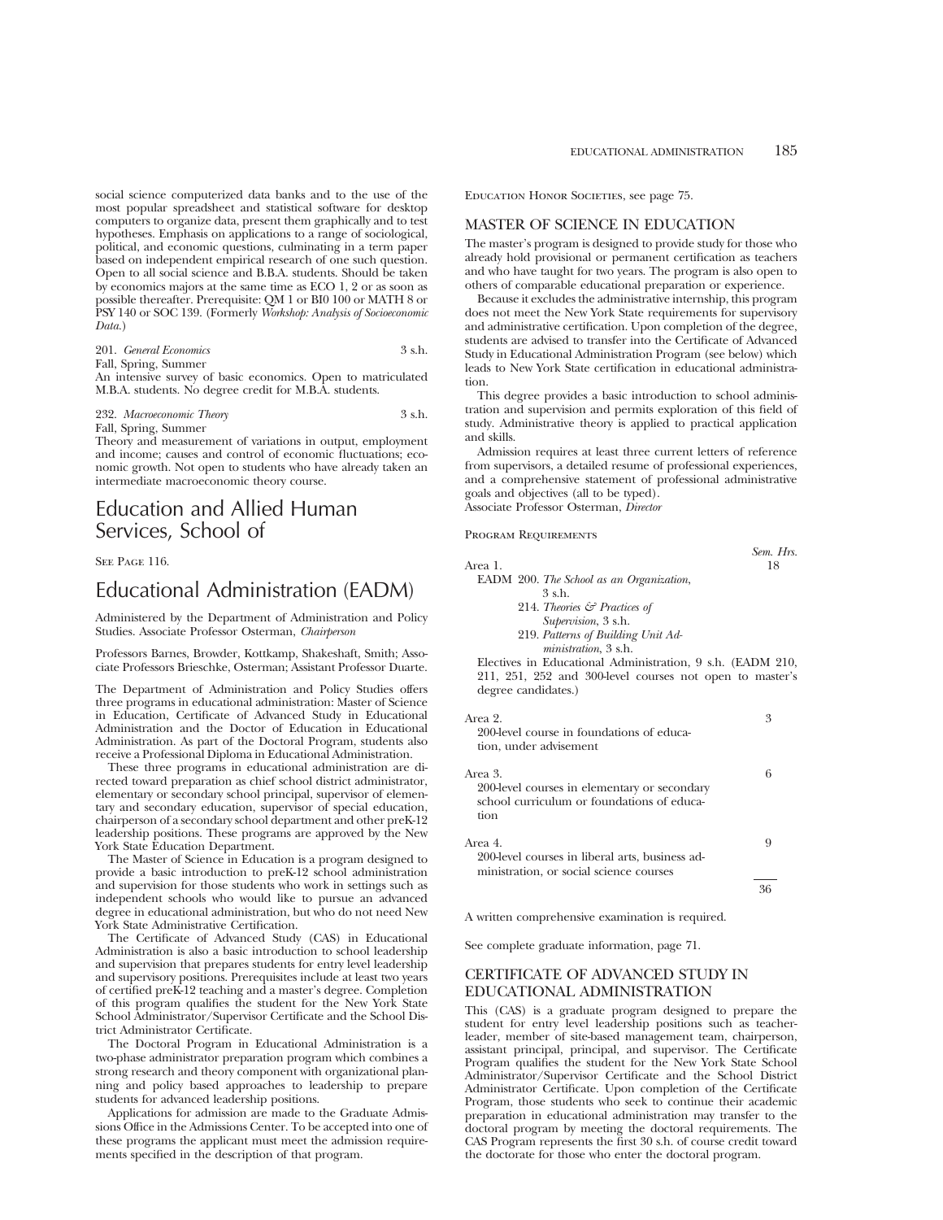social science computerized data banks and to the use of the most popular spreadsheet and statistical software for desktop computers to organize data, present them graphically and to test hypotheses. Emphasis on applications to a range of sociological, political, and economic questions, culminating in a term paper based on independent empirical research of one such question. Open to all social science and B.B.A. students. Should be taken by economics majors at the same time as ECO 1, 2 or as soon as possible thereafter. Prerequisite: QM 1 or BI0 100 or MATH 8 or PSY 140 or SOC 139. (Formerly *Workshop: Analysis of Socioeconomic Data.*)

201. *General Economics* 3 s.h.
Fall, Spring, Summer
An intensive survey of basic economics. Open to matriculated M.B.A. students. No degree credit for M.B.A. students.

232. *Macroeconomic Theory* 3 s.h.
Fall, Spring, Summer
Theory and measurement of variations in output, employment and income; causes and control of economic fluctuations; economic growth. Not open to students who have already taken an intermediate macroeconomic theory course.

# Education and Allied Human Services, School of

See Page 116.

# Educational Administration (EADM)

Administered by the Department of Administration and Policy Studies. Associate Professor Osterman, *Chairperson*

Professors Barnes, Browder, Kottkamp, Shakeshaft, Smith; Associate Professors Brieschke, Osterman; Assistant Professor Duarte.

The Department of Administration and Policy Studies offers three programs in educational administration: Master of Science in Education, Certificate of Advanced Study in Educational Administration and the Doctor of Education in Educational Administration. As part of the Doctoral Program, students also receive a Professional Diploma in Educational Administration.

These three programs in educational administration are directed toward preparation as chief school district administrator, elementary or secondary school principal, supervisor of elementary and secondary education, supervisor of special education, chairperson of a secondary school department and other preK-12 leadership positions. These programs are approved by the New York State Education Department.

The Master of Science in Education is a program designed to provide a basic introduction to preK-12 school administration and supervision for those students who work in settings such as independent schools who would like to pursue an advanced degree in educational administration, but who do not need New York State Administrative Certification.

The Certificate of Advanced Study (CAS) in Educational Administration is also a basic introduction to school leadership and supervision that prepares students for entry level leadership and supervisory positions. Prerequisites include at least two years of certified preK-12 teaching and a master's degree. Completion of this program qualifies the student for the New York State School Administrator/Supervisor Certificate and the School District Administrator Certificate.

The Doctoral Program in Educational Administration is a two-phase administrator preparation program which combines a strong research and theory component with organizational planning and policy based approaches to leadership to prepare students for advanced leadership positions.

Applications for admission are made to the Graduate Admissions Office in the Admissions Center. To be accepted into one of these programs the applicant must meet the admission requirements specified in the description of that program.

Education Honor Societies, see page 75.

## MASTER OF SCIENCE IN EDUCATION

The master's program is designed to provide study for those who already hold provisional or permanent certification as teachers and who have taught for two years. The program is also open to others of comparable educational preparation or experience.

Because it excludes the administrative internship, this program does not meet the New York State requirements for supervisory and administrative certification. Upon completion of the degree, students are advised to transfer into the Certificate of Advanced Study in Educational Administration Program (see below) which leads to New York State certification in educational administration.

This degree provides a basic introduction to school administration and supervision and permits exploration of this field of study. Administrative theory is applied to practical application and skills.

Admission requires at least three current letters of reference from supervisors, a detailed resume of professional experiences, and a comprehensive statement of professional administrative goals and objectives (all to be typed).
Associate Professor Osterman, *Director*

Program Requirements

| | *Sem. Hrs.* |
|---|---|
| Area 1. | 18 |
| EADM 200. *The School as an Organization*, 3 s.h. | |
| 214. *Theories & Practices of Supervision*, 3 s.h. | |
| 219. *Patterns of Building Unit Administration*, 3 s.h. | |
| Electives in Educational Administration, 9 s.h. (EADM 210, 211, 251, 252 and 300-level courses not open to master's degree candidates.) | |
| Area 2. | 3 |
| 200-level course in foundations of education, under advisement | |
| Area 3. | 6 |
| 200-level courses in elementary or secondary school curriculum or foundations of education | |
| Area 4. | 9 |
| 200-level courses in liberal arts, business administration, or social science courses | |
| | 36 |

A written comprehensive examination is required.

See complete graduate information, page 71.

## CERTIFICATE OF ADVANCED STUDY IN EDUCATIONAL ADMINISTRATION

This (CAS) is a graduate program designed to prepare the student for entry level leadership positions such as teacher-leader, member of site-based management team, chairperson, assistant principal, principal, and supervisor. The Certificate Program qualifies the student for the New York State School Administrator/Supervisor Certificate and the School District Administrator Certificate. Upon completion of the Certificate Program, those students who seek to continue their academic preparation in educational administration may transfer to the doctoral program by meeting the doctoral requirements. The CAS Program represents the first 30 s.h. of course credit toward the doctorate for those who enter the doctoral program.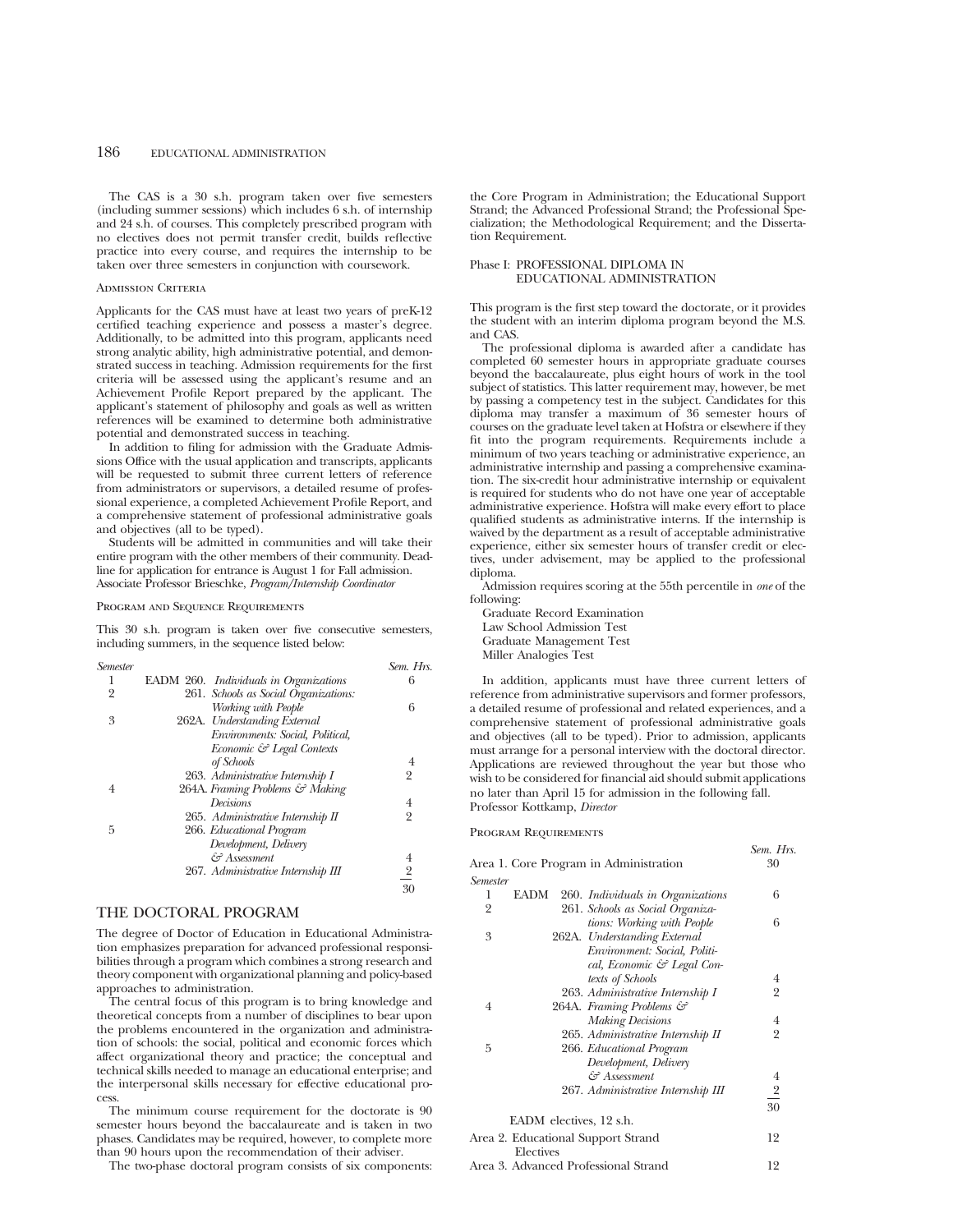The CAS is a 30 s.h. program taken over five semesters (including summer sessions) which includes 6 s.h. of internship and 24 s.h. of courses. This completely prescribed program with no electives does not permit transfer credit, builds reflective practice into every course, and requires the internship to be taken over three semesters in conjunction with coursework.

### Admission Criteria

Applicants for the CAS must have at least two years of preK-12 certified teaching experience and possess a master's degree. Additionally, to be admitted into this program, applicants need strong analytic ability, high administrative potential, and demonstrated success in teaching. Admission requirements for the first criteria will be assessed using the applicant's resume and an Achievement Profile Report prepared by the applicant. The applicant's statement of philosophy and goals as well as written references will be examined to determine both administrative potential and demonstrated success in teaching.

In addition to filing for admission with the Graduate Admissions Office with the usual application and transcripts, applicants will be requested to submit three current letters of reference from administrators or supervisors, a detailed resume of professional experience, a completed Achievement Profile Report, and a comprehensive statement of professional administrative goals and objectives (all to be typed).

Students will be admitted in communities and will take their entire program with the other members of their community. Deadline for application for entrance is August 1 for Fall admission.
Associate Professor Brieschke, *Program/Internship Coordinator*

### Program and Sequence Requirements

This 30 s.h. program is taken over five consecutive semesters, including summers, in the sequence listed below:

| *Semester* | | *Sem. Hrs.* |
|---|---|---|
| 1 | EADM 260. *Individuals in Organizations* | 6 |
| 2 | 261. *Schools as Social Organizations: Working with People* | 6 |
| 3 | 262A. *Understanding External Environments: Social, Political, Economic & Legal Contexts of Schools* | 4 |
| | 263. *Administrative Internship I* | 2 |
| 4 | 264A. *Framing Problems & Making Decisions* | 4 |
| | 265. *Administrative Internship II* | 2 |
| 5 | 266. *Educational Program Development, Delivery & Assessment* | 4 |
| | 267. *Administrative Internship III* | 2 |
| | | 30 |

## THE DOCTORAL PROGRAM

The degree of Doctor of Education in Educational Administration emphasizes preparation for advanced professional responsibilities through a program which combines a strong research and theory component with organizational planning and policy-based approaches to administration.

The central focus of this program is to bring knowledge and theoretical concepts from a number of disciplines to bear upon the problems encountered in the organization and administration of schools: the social, political and economic forces which affect organizational theory and practice; the conceptual and technical skills needed to manage an educational enterprise; and the interpersonal skills necessary for effective educational process.

The minimum course requirement for the doctorate is 90 semester hours beyond the baccalaureate and is taken in two phases. Candidates may be required, however, to complete more than 90 hours upon the recommendation of their adviser.

The two-phase doctoral program consists of six components: the Core Program in Administration; the Educational Support Strand; the Advanced Professional Strand; the Professional Specialization; the Methodological Requirement; and the Dissertation Requirement.

### Phase I: PROFESSIONAL DIPLOMA IN EDUCATIONAL ADMINISTRATION

This program is the first step toward the doctorate, or it provides the student with an interim diploma program beyond the M.S. and CAS.

The professional diploma is awarded after a candidate has completed 60 semester hours in appropriate graduate courses beyond the baccalaureate, plus eight hours of work in the tool subject of statistics. This latter requirement may, however, be met by passing a competency test in the subject. Candidates for this diploma may transfer a maximum of 36 semester hours of courses on the graduate level taken at Hofstra or elsewhere if they fit into the program requirements. Requirements include a minimum of two years teaching or administrative experience, an administrative internship and passing a comprehensive examination. The six-credit hour administrative internship or equivalent is required for students who do not have one year of acceptable administrative experience. Hofstra will make every effort to place qualified students as administrative interns. If the internship is waived by the department as a result of acceptable administrative experience, either six semester hours of transfer credit or electives, under advisement, may be applied to the professional diploma.

Admission requires scoring at the 55th percentile in *one* of the following:

Graduate Record Examination
Law School Admission Test
Graduate Management Test
Miller Analogies Test

In addition, applicants must have three current letters of reference from administrative supervisors and former professors, a detailed resume of professional and related experiences, and a comprehensive statement of professional administrative goals and objectives (all to be typed). Prior to admission, applicants must arrange for a personal interview with the doctoral director. Applications are reviewed throughout the year but those who wish to be considered for financial aid should submit applications no later than April 15 for admission in the following fall.
Professor Kottkamp, *Director*

### Program Requirements

| | | *Sem. Hrs.* |
|---|---|---|
| Area 1. Core Program in Administration | | 30 |
| *Semester* | | |
| 1 | EADM 260. *Individuals in Organizations* | 6 |
| 2 | 261. *Schools as Social Organizations: Working with People* | 6 |
| 3 | 262A. *Understanding External Environment: Social, Political, Economic & Legal Contexts of Schools* | 4 |
| | 263. *Administrative Internship I* | 2 |
| 4 | 264A. *Framing Problems & Making Decisions* | 4 |
| | 265. *Administrative Internship II* | 2 |
| 5 | 266. *Educational Program Development, Delivery & Assessment* | 4 |
| | 267. *Administrative Internship III* | 2 |
| | | 30 |
| | EADM electives, 12 s.h. | |
| Area 2. Educational Support Strand Electives | | 12 |
| Area 3. Advanced Professional Strand | | 12 |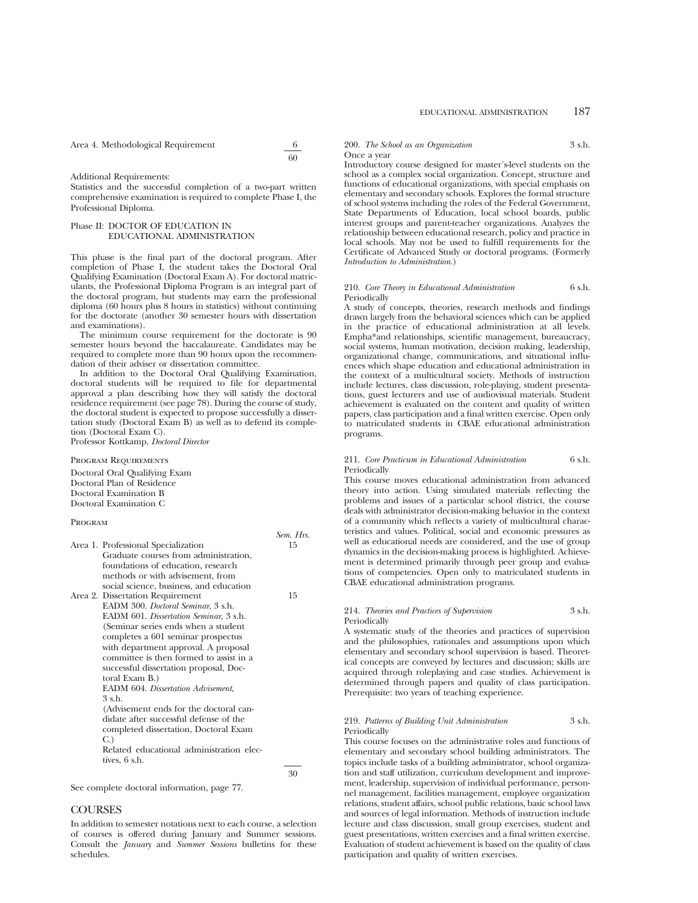Area 4. Methodological Requirement 6

60

Additional Requirements:
Statistics and the successful completion of a two-part written comprehensive examination is required to complete Phase I, the Professional Diploma.

### Phase II: DOCTOR OF EDUCATION IN EDUCATIONAL ADMINISTRATION

This phase is the final part of the doctoral program. After completion of Phase I, the student takes the Doctoral Oral Qualifying Examination (Doctoral Exam A). For doctoral matriculants, the Professional Diploma Program is an integral part of the doctoral program, but students may earn the professional diploma (60 hours plus 8 hours in statistics) without continuing for the doctorate (another 30 semester hours with dissertation and examinations).

The minimum course requirement for the doctorate is 90 semester hours beyond the baccalaureate. Candidates may be required to complete more than 90 hours upon the recommendation of their adviser or dissertation committee.

In addition to the Doctoral Oral Qualifying Examination, doctoral students will be required to file for departmental approval a plan describing how they will satisfy the doctoral residence requirement (see page 78). During the course of study, the doctoral student is expected to propose successfully a dissertation study (Doctoral Exam B) as well as to defend its completion (Doctoral Exam C).

Professor Kottkamp, *Doctoral Director*

Program Requirements

Doctoral Oral Qualifying Exam
Doctoral Plan of Residence
Doctoral Examination B
Doctoral Examination C

Program

| | Sem. Hrs. |
|---|---|
| Area 1. Professional Specialization<br>Graduate courses from administration, foundations of education, research methods or with advisement, from social science, business, and education | 15 |
| Area 2. Dissertation Requirement<br>EADM 300. *Doctoral Seminar*, 3 s.h.<br>EADM 601. *Dissertation Seminar*, 3 s.h.<br>(Seminar series ends when a student completes a 601 seminar prospectus with department approval. A proposal committee is then formed to assist in a successful dissertation proposal, Doctoral Exam B.)<br>EADM 604. *Dissertation Advisement*, 3 s.h.<br>(Advisement ends for the doctoral candidate after successful defense of the completed dissertation, Doctoral Exam C.)<br>Related educational administration electives, 6 s.h. | 15 |
| | 30 |

See complete doctoral information, page 77.

## COURSES

In addition to semester notations next to each course, a selection of courses is offered during January and Summer sessions. Consult the *January* and *Summer Sessions* bulletins for these schedules.

200. *The School as an Organization* 3 s.h.
Once a year
Introductory course designed for master's-level students on the school as a complex social organization. Concept, structure and functions of educational organizations, with special emphasis on elementary and secondary schools. Explores the formal structure of school systems including the roles of the Federal Government, State Departments of Education, local school boards, public interest groups and parent-teacher organizations. Analyzes the relationship between educational research, policy and practice in local schools. May not be used to fulfill requirements for the Certificate of Advanced Study or doctoral programs. (Formerly *Introduction to Administration*.)

210. *Core Theory in Educational Administration* 6 s.h.
Periodically
A study of concepts, theories, research methods and findings drawn largely from the behavioral sciences which can be applied in the practice of educational administration at all levels. Empha*and relationships, scientific management, bureaucracy, social systems, human motivation, decision making, leadership, organizational change, communications, and situational influences which shape education and educational administration in the context of a multicultural society. Methods of instruction include lectures, class discussion, role-playing, student presentations, guest lecturers and use of audiovisual materials. Student achievement is evaluated on the content and quality of written papers, class participation and a final written exercise. Open only to matriculated students in CBAE educational administration programs.

211. *Core Practicum in Educational Administration* 6 s.h.
Periodically
This course moves educational administration from advanced theory into action. Using simulated materials reflecting the problems and issues of a particular school district, the course deals with administrator decision-making behavior in the context of a community which reflects a variety of multicultural characteristics and values. Political, social and economic pressures as well as educational needs are considered, and the use of group dynamics in the decision-making process is highlighted. Achievement is determined primarily through peer group and evaluations of competencies. Open only to matriculated students in CBAE educational administration programs.

214. *Theories and Practices of Supervision* 3 s.h.
Periodically
A systematic study of the theories and practices of supervision and the philosophies, rationales and assumptions upon which elementary and secondary school supervision is based. Theoretical concepts are conveyed by lectures and discussion; skills are acquired through roleplaying and case studies. Achievement is determined through papers and quality of class participation. Prerequisite: two years of teaching experience.

219. *Patterns of Building Unit Administration* 3 s.h.
Periodically
This course focuses on the administrative roles and functions of elementary and secondary school building administrators. The topics include tasks of a building administrator, school organization and staff utilization, curriculum development and improvement, leadership, supervision of individual performance, personnel management, facilities management, employee organization relations, student affairs, school public relations, basic school laws and sources of legal information. Methods of instruction include lecture and class discussion, small group exercises, student and guest presentations, written exercises and a final written exercise. Evaluation of student achievement is based on the quality of class participation and quality of written exercises.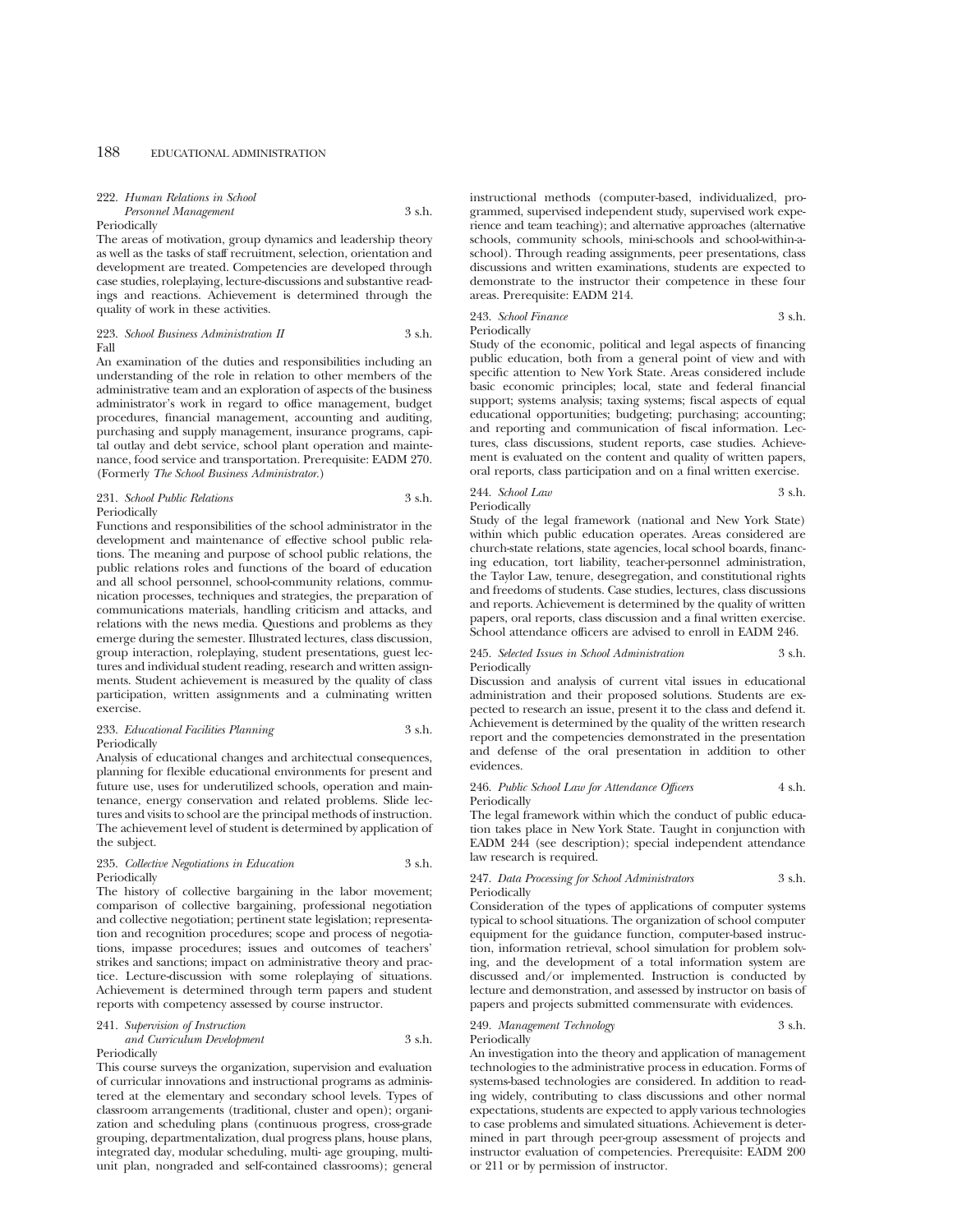222. *Human Relations in School Personnel Management* 3 s.h.
Periodically

The areas of motivation, group dynamics and leadership theory as well as the tasks of staff recruitment, selection, orientation and development are treated. Competencies are developed through case studies, roleplaying, lecture-discussions and substantive readings and reactions. Achievement is determined through the quality of work in these activities.

223. *School Business Administration II* 3 s.h.
Fall

An examination of the duties and responsibilities including an understanding of the role in relation to other members of the administrative team and an exploration of aspects of the business administrator's work in regard to office management, budget procedures, financial management, accounting and auditing, purchasing and supply management, insurance programs, capital outlay and debt service, school plant operation and maintenance, food service and transportation. Prerequisite: EADM 270. (Formerly *The School Business Administrator.*)

231. *School Public Relations* 3 s.h.
Periodically

Functions and responsibilities of the school administrator in the development and maintenance of effective school public relations. The meaning and purpose of school public relations, the public relations roles and functions of the board of education and all school personnel, school-community relations, communication processes, techniques and strategies, the preparation of communications materials, handling criticism and attacks, and relations with the news media. Questions and problems as they emerge during the semester. Illustrated lectures, class discussion, group interaction, roleplaying, student presentations, guest lectures and individual student reading, research and written assignments. Student achievement is measured by the quality of class participation, written assignments and a culminating written exercise.

233. *Educational Facilities Planning* 3 s.h.
Periodically

Analysis of educational changes and architectural consequences, planning for flexible educational environments for present and future use, uses for underutilized schools, operation and maintenance, energy conservation and related problems. Slide lectures and visits to school are the principal methods of instruction. The achievement level of student is determined by application of the subject.

235. *Collective Negotiations in Education* 3 s.h.
Periodically

The history of collective bargaining in the labor movement; comparison of collective bargaining, professional negotiation and collective negotiation; pertinent state legislation; representation and recognition procedures; scope and process of negotiations, impasse procedures; issues and outcomes of teachers' strikes and sanctions; impact on administrative theory and practice. Lecture-discussion with some roleplaying of situations. Achievement is determined through term papers and student reports with competency assessed by course instructor.

241. *Supervision of Instruction and Curriculum Development* 3 s.h.
Periodically

This course surveys the organization, supervision and evaluation of curricular innovations and instructional programs as administered at the elementary and secondary school levels. Types of classroom arrangements (traditional, cluster and open); organization and scheduling plans (continuous progress, cross-grade grouping, departmentalization, dual progress plans, house plans, integrated day, modular scheduling, multi- age grouping, multi-unit plan, nongraded and self-contained classrooms); general instructional methods (computer-based, individualized, programmed, supervised independent study, supervised work experience and team teaching); and alternative approaches (alternative schools, community schools, mini-schools and school-within-a-school). Through reading assignments, peer presentations, class discussions and written examinations, students are expected to demonstrate to the instructor their competence in these four areas. Prerequisite: EADM 214.

243. *School Finance* 3 s.h.
Periodically

Study of the economic, political and legal aspects of financing public education, both from a general point of view and with specific attention to New York State. Areas considered include basic economic principles; local, state and federal financial support; systems analysis; taxing systems; fiscal aspects of equal educational opportunities; budgeting; purchasing; accounting; and reporting and communication of fiscal information. Lectures, class discussions, student reports, case studies. Achievement is evaluated on the content and quality of written papers, oral reports, class participation and on a final written exercise.

244. *School Law* 3 s.h.
Periodically

Study of the legal framework (national and New York State) within which public education operates. Areas considered are church-state relations, state agencies, local school boards, financing education, tort liability, teacher-personnel administration, the Taylor Law, tenure, desegregation, and constitutional rights and freedoms of students. Case studies, lectures, class discussions and reports. Achievement is determined by the quality of written papers, oral reports, class discussion and a final written exercise. School attendance officers are advised to enroll in EADM 246.

245. *Selected Issues in School Administration* 3 s.h.
Periodically

Discussion and analysis of current vital issues in educational administration and their proposed solutions. Students are expected to research an issue, present it to the class and defend it. Achievement is determined by the quality of the written research report and the competencies demonstrated in the presentation and defense of the oral presentation in addition to other evidences.

246. *Public School Law for Attendance Officers* 4 s.h.
Periodically

The legal framework within which the conduct of public education takes place in New York State. Taught in conjunction with EADM 244 (see description); special independent attendance law research is required.

247. *Data Processing for School Administrators* 3 s.h.
Periodically

Consideration of the types of applications of computer systems typical to school situations. The organization of school computer equipment for the guidance function, computer-based instruction, information retrieval, school simulation for problem solving, and the development of a total information system are discussed and/or implemented. Instruction is conducted by lecture and demonstration, and assessed by instructor on basis of papers and projects submitted commensurate with evidences.

249. *Management Technology* 3 s.h.
Periodically

An investigation into the theory and application of management technologies to the administrative process in education. Forms of systems-based technologies are considered. In addition to reading widely, contributing to class discussions and other normal expectations, students are expected to apply various technologies to case problems and simulated situations. Achievement is determined in part through peer-group assessment of projects and instructor evaluation of competencies. Prerequisite: EADM 200 or 211 or by permission of instructor.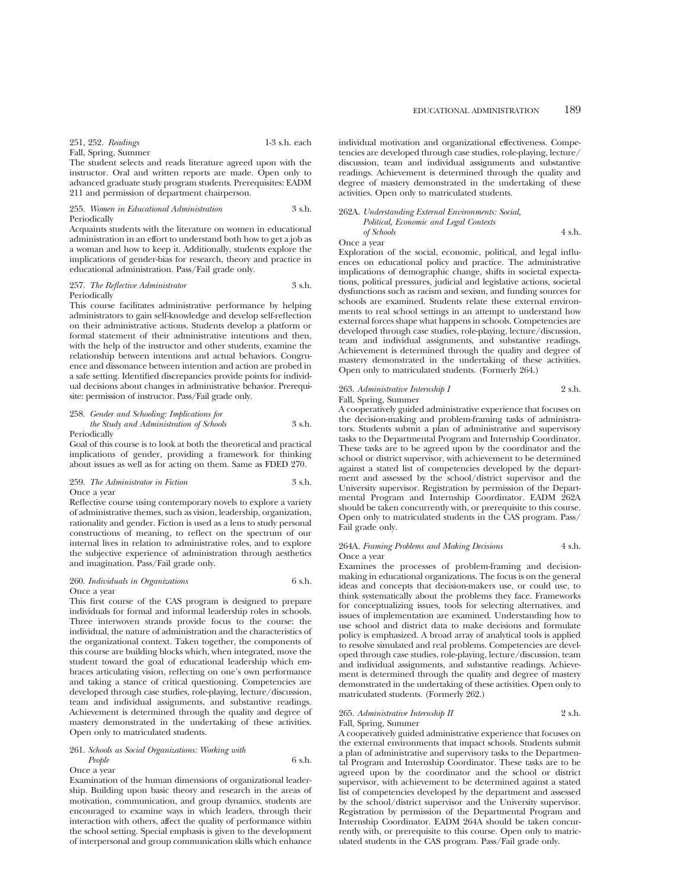251, 252. *Readings* 1-3 s.h. each
Fall, Spring, Summer

The student selects and reads literature agreed upon with the instructor. Oral and written reports are made. Open only to advanced graduate study program students. Prerequisites: EADM 211 and permission of department chairperson.

255. *Women in Educational Administration* 3 s.h.
Periodically

Acquaints students with the literature on women in educational administration in an effort to understand both how to get a job as a woman and how to keep it. Additionally, students explore the implications of gender-bias for research, theory and practice in educational administration. Pass/Fail grade only.

257. *The Reflective Administrator* 3 s.h.
Periodically

This course facilitates administrative performance by helping administrators to gain self-knowledge and develop self-reflection on their administrative actions. Students develop a platform or formal statement of their administrative intentions and then, with the help of the instructor and other students, examine the relationship between intentions and actual behaviors. Congruence and dissonance between intention and action are probed in a safe setting. Identified discrepancies provide points for individual decisions about changes in administrative behavior. Prerequisite: permission of instructor. Pass/Fail grade only.

258. *Gender and Schooling: Implications for the Study and Administration of Schools* 3 s.h.
Periodically

Goal of this course is to look at both the theoretical and practical implications of gender, providing a framework for thinking about issues as well as for acting on them. Same as FDED 270.

259. *The Administrator in Fiction* 3 s.h.
Once a year

Reflective course using contemporary novels to explore a variety of administrative themes, such as vision, leadership, organization, rationality and gender. Fiction is used as a lens to study personal constructions of meaning, to reflect on the spectrum of our internal lives in relation to administrative roles, and to explore the subjective experience of administration through aesthetics and imagination. Pass/Fail grade only.

260. *Individuals in Organizations* 6 s.h.
Once a year

This first course of the CAS program is designed to prepare individuals for formal and informal leadership roles in schools. Three interwoven strands provide focus to the course: the individual, the nature of administration and the characteristics of the organizational context. Taken together, the components of this course are building blocks which, when integrated, move the student toward the goal of educational leadership which embraces articulating vision, reflecting on one's own performance and taking a stance of critical questioning. Competencies are developed through case studies, role-playing, lecture/discussion, team and individual assignments, and substantive readings. Achievement is determined through the quality and degree of mastery demonstrated in the undertaking of these activities. Open only to matriculated students.

261. *Schools as Social Organizations: Working with People* 6 s.h.
Once a year

Examination of the human dimensions of organizational leadership. Building upon basic theory and research in the areas of motivation, communication, and group dynamics, students are encouraged to examine ways in which leaders, through their interaction with others, affect the quality of performance within the school setting. Special emphasis is given to the development of interpersonal and group communication skills which enhance individual motivation and organizational effectiveness. Competencies are developed through case studies, role-playing, lecture/discussion, team and individual assignments and substantive readings. Achievement is determined through the quality and degree of mastery demonstrated in the undertaking of these activities. Open only to matriculated students.

262A. *Understanding External Environments: Social, Political, Economic and Legal Contexts of Schools* 4 s.h.
Once a year

Exploration of the social, economic, political, and legal influences on educational policy and practice. The administrative implications of demographic change, shifts in societal expectations, political pressures, judicial and legislative actions, societal dysfunctions such as racism and sexism, and funding sources for schools are examined. Students relate these external environments to real school settings in an attempt to understand how external forces shape what happens in schools. Competencies are developed through case studies, role-playing, lecture/discussion, team and individual assignments, and substantive readings. Achievement is determined through the quality and degree of mastery demonstrated in the undertaking of these activities. Open only to matriculated students. (Formerly 264.)

263. *Administrative Internship I* 2 s.h.
Fall, Spring, Summer

A cooperatively guided administrative experience that focuses on the decision-making and problem-framing tasks of administrators. Students submit a plan of administrative and supervisory tasks to the Departmental Program and Internship Coordinator. These tasks are to be agreed upon by the coordinator and the school or district supervisor, with achievement to be determined against a stated list of competencies developed by the department and assessed by the school/district supervisor and the University supervisor. Registration by permission of the Departmental Program and Internship Coordinator. EADM 262A should be taken concurrently with, or prerequisite to this course. Open only to matriculated students in the CAS program. Pass/Fail grade only.

264A. *Framing Problems and Making Decisions* 4 s.h.
Once a year

Examines the processes of problem-framing and decision-making in educational organizations. The focus is on the general ideas and concepts that decision-makers use, or could use, to think systematically about the problems they face. Frameworks for conceptualizing issues, tools for selecting alternatives, and issues of implementation are examined. Understanding how to use school and district data to make decisions and formulate policy is emphasized. A broad array of analytical tools is applied to resolve simulated and real problems. Competencies are developed through case studies, role-playing, lecture/discussion, team and individual assignments, and substantive readings. Achievement is determined through the quality and degree of mastery demonstrated in the undertaking of these activities. Open only to matriculated students. (Formerly 262.)

265. *Administrative Internship II* 2 s.h.
Fall, Spring, Summer

A cooperatively guided administrative experience that focuses on the external environments that impact schools. Students submit a plan of administrative and supervisory tasks to the Departmental Program and Internship Coordinator. These tasks are to be agreed upon by the coordinator and the school or district supervisor, with achievement to be determined against a stated list of competencies developed by the department and assessed by the school/district supervisor and the University supervisor. Registration by permission of the Departmental Program and Internship Coordinator. EADM 264A should be taken concurrently with, or prerequisite to this course. Open only to matriculated students in the CAS program. Pass/Fail grade only.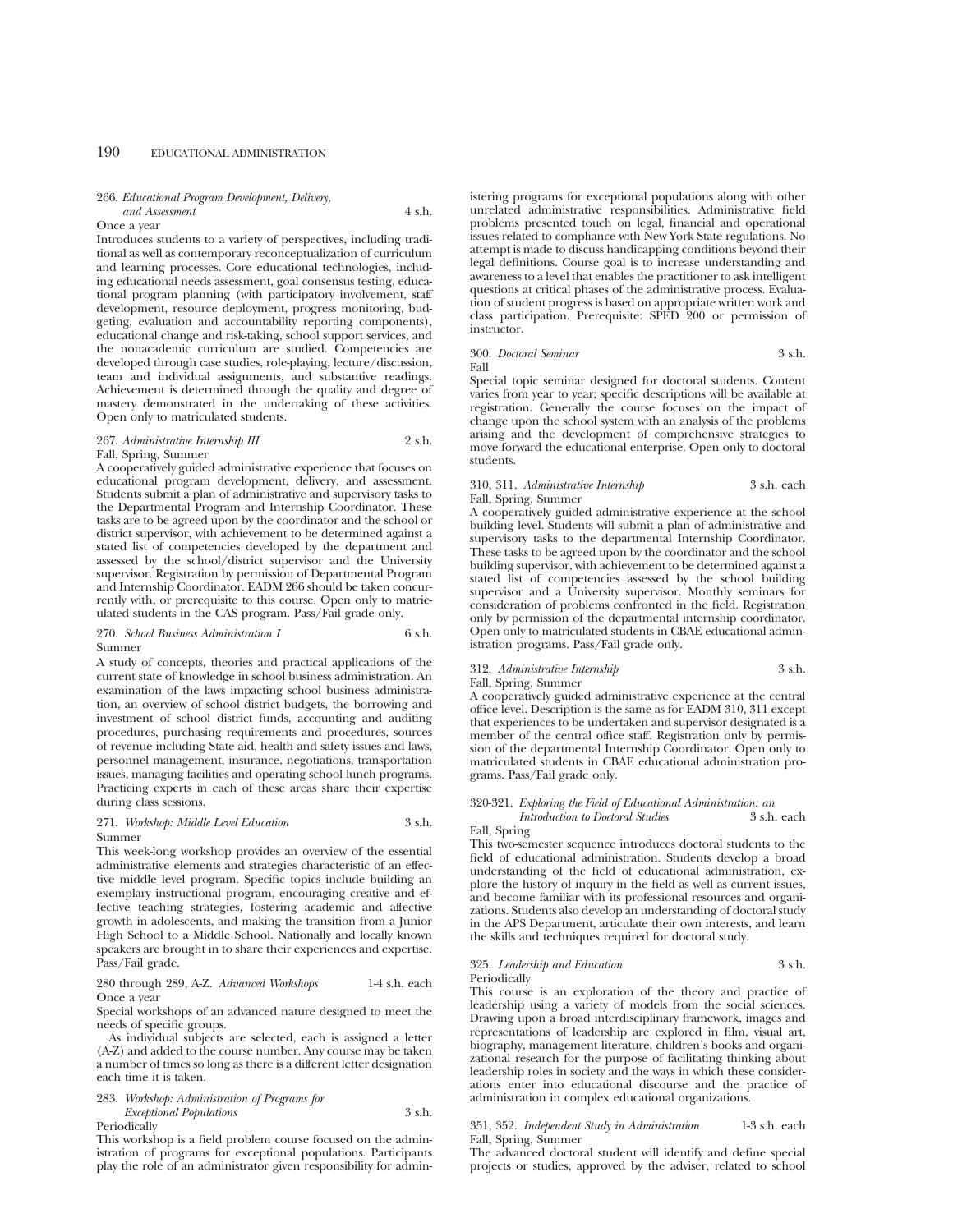266. *Educational Program Development, Delivery, and Assessment* 4 s.h.
Once a year

Introduces students to a variety of perspectives, including traditional as well as contemporary reconceptualization of curriculum and learning processes. Core educational technologies, including educational needs assessment, goal consensus testing, educational program planning (with participatory involvement, staff development, resource deployment, progress monitoring, budgeting, evaluation and accountability reporting components), educational change and risk-taking, school support services, and the nonacademic curriculum are studied. Competencies are developed through case studies, role-playing, lecture/discussion, team and individual assignments, and substantive readings. Achievement is determined through the quality and degree of mastery demonstrated in the undertaking of these activities. Open only to matriculated students.

267. *Administrative Internship III* 2 s.h.
Fall, Spring, Summer

A cooperatively guided administrative experience that focuses on educational program development, delivery, and assessment. Students submit a plan of administrative and supervisory tasks to the Departmental Program and Internship Coordinator. These tasks are to be agreed upon by the coordinator and the school or district supervisor, with achievement to be determined against a stated list of competencies developed by the department and assessed by the school/district supervisor and the University supervisor. Registration by permission of Departmental Program and Internship Coordinator. EADM 266 should be taken concurrently with, or prerequisite to this course. Open only to matriculated students in the CAS program. Pass/Fail grade only.

270. *School Business Administration I* 6 s.h.
Summer

A study of concepts, theories and practical applications of the current state of knowledge in school business administration. An examination of the laws impacting school business administration, an overview of school district budgets, the borrowing and investment of school district funds, accounting and auditing procedures, purchasing requirements and procedures, sources of revenue including State aid, health and safety issues and laws, personnel management, insurance, negotiations, transportation issues, managing facilities and operating school lunch programs. Practicing experts in each of these areas share their expertise during class sessions.

271. *Workshop: Middle Level Education* 3 s.h.
Summer

This week-long workshop provides an overview of the essential administrative elements and strategies characteristic of an effective middle level program. Specific topics include building an exemplary instructional program, encouraging creative and effective teaching strategies, fostering academic and affective growth in adolescents, and making the transition from a Junior High School to a Middle School. Nationally and locally known speakers are brought in to share their experiences and expertise. Pass/Fail grade.

280 through 289, A-Z. *Advanced Workshops* 1-4 s.h. each
Once a year

Special workshops of an advanced nature designed to meet the needs of specific groups.

As individual subjects are selected, each is assigned a letter (A-Z) and added to the course number. Any course may be taken a number of times so long as there is a different letter designation each time it is taken.

283. *Workshop: Administration of Programs for Exceptional Populations* 3 s.h.
Periodically

This workshop is a field problem course focused on the administration of programs for exceptional populations. Participants play the role of an administrator given responsibility for administering programs for exceptional populations along with other unrelated administrative responsibilities. Administrative field problems presented touch on legal, financial and operational issues related to compliance with New York State regulations. No attempt is made to discuss handicapping conditions beyond their legal definitions. Course goal is to increase understanding and awareness to a level that enables the practitioner to ask intelligent questions at critical phases of the administrative process. Evaluation of student progress is based on appropriate written work and class participation. Prerequisite: SPED 200 or permission of instructor.

300. *Doctoral Seminar* 3 s.h.
Fall

Special topic seminar designed for doctoral students. Content varies from year to year; specific descriptions will be available at registration. Generally the course focuses on the impact of change upon the school system with an analysis of the problems arising and the development of comprehensive strategies to move forward the educational enterprise. Open only to doctoral students.

310, 311. *Administrative Internship* 3 s.h. each
Fall, Spring, Summer

A cooperatively guided administrative experience at the school building level. Students will submit a plan of administrative and supervisory tasks to the departmental Internship Coordinator. These tasks to be agreed upon by the coordinator and the school building supervisor, with achievement to be determined against a stated list of competencies assessed by the school building supervisor and a University supervisor. Monthly seminars for consideration of problems confronted in the field. Registration only by permission of the departmental internship coordinator. Open only to matriculated students in CBAE educational administration programs. Pass/Fail grade only.

312. *Administrative Internship* 3 s.h.
Fall, Spring, Summer

A cooperatively guided administrative experience at the central office level. Description is the same as for EADM 310, 311 except that experiences to be undertaken and supervisor designated is a member of the central office staff. Registration only by permission of the departmental Internship Coordinator. Open only to matriculated students in CBAE educational administration programs. Pass/Fail grade only.

320-321. *Exploring the Field of Educational Administration: an Introduction to Doctoral Studies* 3 s.h. each
Fall, Spring

This two-semester sequence introduces doctoral students to the field of educational administration. Students develop a broad understanding of the field of educational administration, explore the history of inquiry in the field as well as current issues, and become familiar with its professional resources and organizations. Students also develop an understanding of doctoral study in the APS Department, articulate their own interests, and learn the skills and techniques required for doctoral study.

325. *Leadership and Education* 3 s.h.
Periodically

This course is an exploration of the theory and practice of leadership using a variety of models from the social sciences. Drawing upon a broad interdisciplinary framework, images and representations of leadership are explored in film, visual art, biography, management literature, children's books and organizational research for the purpose of facilitating thinking about leadership roles in society and the ways in which these considerations enter into educational discourse and the practice of administration in complex educational organizations.

351, 352. *Independent Study in Administration* 1-3 s.h. each
Fall, Spring, Summer

The advanced doctoral student will identify and define special projects or studies, approved by the adviser, related to school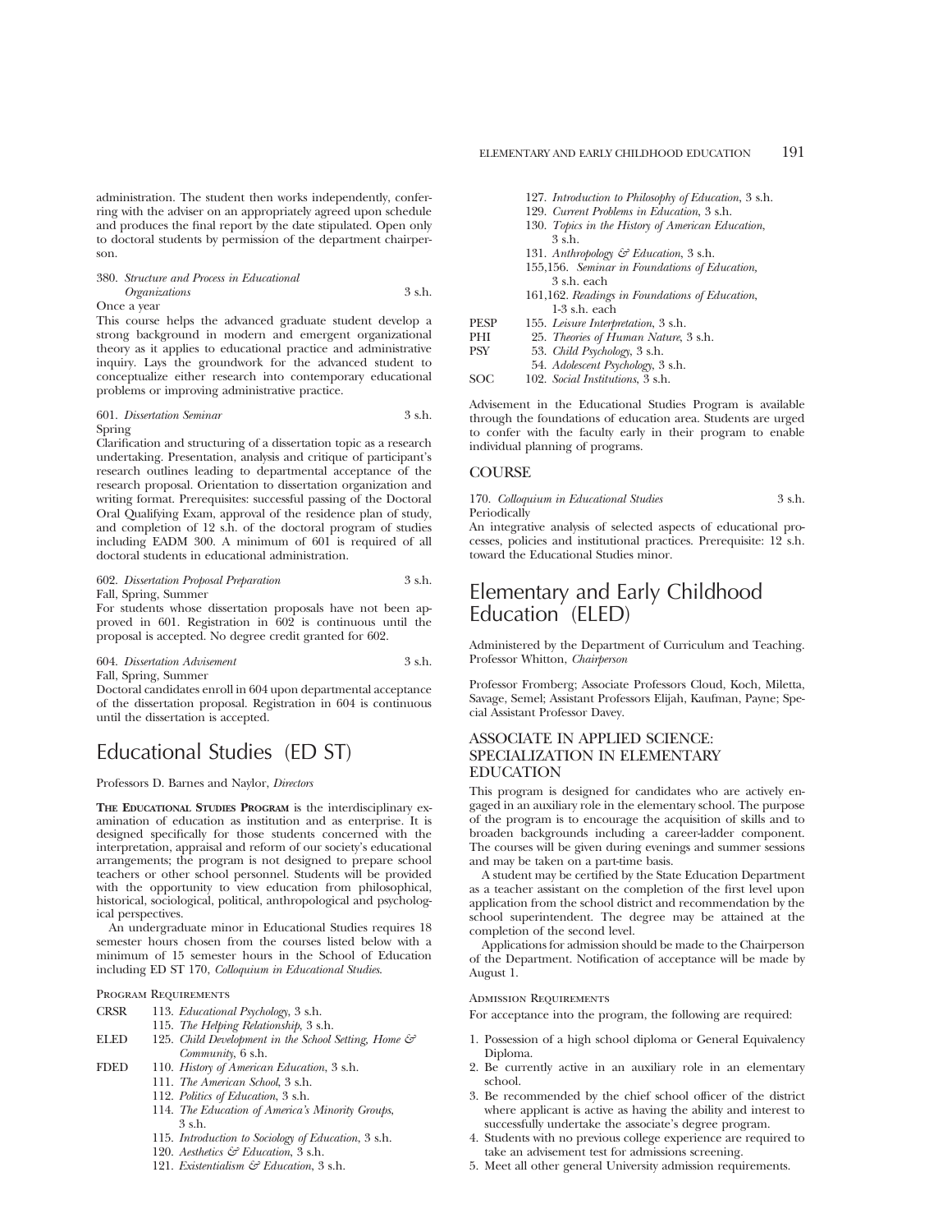administration. The student then works independently, conferring with the adviser on an appropriately agreed upon schedule and produces the final report by the date stipulated. Open only to doctoral students by permission of the department chairperson.

380. *Structure and Process in Educational Organizations* 3 s.h.
Once a year
This course helps the advanced graduate student develop a strong background in modern and emergent organizational theory as it applies to educational practice and administrative inquiry. Lays the groundwork for the advanced student to conceptualize either research into contemporary educational problems or improving administrative practice.

601. *Dissertation Seminar* 3 s.h.
Spring
Clarification and structuring of a dissertation topic as a research undertaking. Presentation, analysis and critique of participant's research outlines leading to departmental acceptance of the research proposal. Orientation to dissertation organization and writing format. Prerequisites: successful passing of the Doctoral Oral Qualifying Exam, approval of the residence plan of study, and completion of 12 s.h. of the doctoral program of studies including EADM 300. A minimum of 601 is required of all doctoral students in educational administration.

602. *Dissertation Proposal Preparation* 3 s.h.
Fall, Spring, Summer
For students whose dissertation proposals have not been approved in 601. Registration in 602 is continuous until the proposal is accepted. No degree credit granted for 602.

604. *Dissertation Advisement* 3 s.h.
Fall, Spring, Summer
Doctoral candidates enroll in 604 upon departmental acceptance of the dissertation proposal. Registration in 604 is continuous until the dissertation is accepted.

# Educational Studies (ED ST)

Professors D. Barnes and Naylor, *Directors*

**The Educational Studies Program** is the interdisciplinary examination of education as institution and as enterprise. It is designed specifically for those students concerned with the interpretation, appraisal and reform of our society's educational arrangements; the program is not designed to prepare school teachers or other school personnel. Students will be provided with the opportunity to view education from philosophical, historical, sociological, political, anthropological and psychological perspectives.

An undergraduate minor in Educational Studies requires 18 semester hours chosen from the courses listed below with a minimum of 15 semester hours in the School of Education including ED ST 170, *Colloquium in Educational Studies.*

### Program Requirements

CRSR 113. *Educational Psychology,* 3 s.h.
115. *The Helping Relationship,* 3 s.h.
ELED 125. *Child Development in the School Setting, Home & Community,* 6 s.h.
FDED 110. *History of American Education,* 3 s.h.
111. *The American School,* 3 s.h.
112. *Politics of Education,* 3 s.h.
114. *The Education of America's Minority Groups,* 3 s.h.
115. *Introduction to Sociology of Education,* 3 s.h.
120. *Aesthetics & Education,* 3 s.h.
121. *Existentialism & Education,* 3 s.h.
127. *Introduction to Philosophy of Education,* 3 s.h.
129. *Current Problems in Education,* 3 s.h.
130. *Topics in the History of American Education,* 3 s.h.
131. *Anthropology & Education,* 3 s.h.
155,156. *Seminar in Foundations of Education,* 3 s.h. each
161,162. *Readings in Foundations of Education,* 1-3 s.h. each
PESP 155. *Leisure Interpretation,* 3 s.h.
PHI 25. *Theories of Human Nature,* 3 s.h.
PSY 53. *Child Psychology,* 3 s.h.
54. *Adolescent Psychology,* 3 s.h.
SOC 102. *Social Institutions,* 3 s.h.

Advisement in the Educational Studies Program is available through the foundations of education area. Students are urged to confer with the faculty early in their program to enable individual planning of programs.

## COURSE

170. *Colloquium in Educational Studies* 3 s.h.
Periodically
An integrative analysis of selected aspects of educational processes, policies and institutional practices. Prerequisite: 12 s.h. toward the Educational Studies minor.

# Elementary and Early Childhood Education (ELED)

Administered by the Department of Curriculum and Teaching. Professor Whitton, *Chairperson*

Professor Fromberg; Associate Professors Cloud, Koch, Miletta, Savage, Semel; Assistant Professors Elijah, Kaufman, Payne; Special Assistant Professor Davey.

## ASSOCIATE IN APPLIED SCIENCE: SPECIALIZATION IN ELEMENTARY EDUCATION

This program is designed for candidates who are actively engaged in an auxiliary role in the elementary school. The purpose of the program is to encourage the acquisition of skills and to broaden backgrounds including a career-ladder component. The courses will be given during evenings and summer sessions and may be taken on a part-time basis.

A student may be certified by the State Education Department as a teacher assistant on the completion of the first level upon application from the school district and recommendation by the school superintendent. The degree may be attained at the completion of the second level.

Applications for admission should be made to the Chairperson of the Department. Notification of acceptance will be made by August 1.

### Admission Requirements

For acceptance into the program, the following are required:

1. Possession of a high school diploma or General Equivalency Diploma.
2. Be currently active in an auxiliary role in an elementary school.
3. Be recommended by the chief school officer of the district where applicant is active as having the ability and interest to successfully undertake the associate's degree program.
4. Students with no previous college experience are required to take an advisement test for admissions screening.
5. Meet all other general University admission requirements.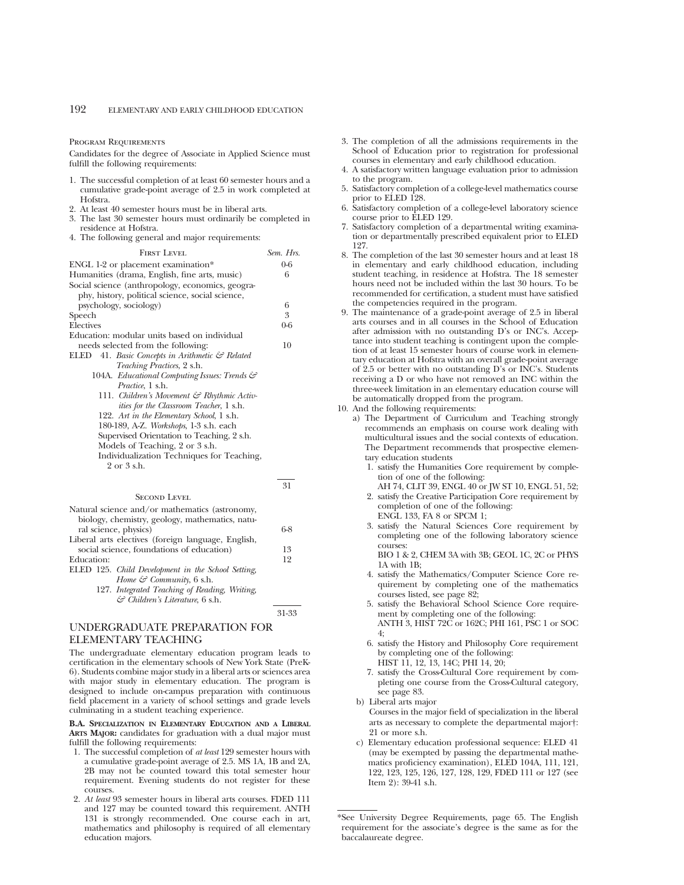Program Requirements

Candidates for the degree of Associate in Applied Science must fulfill the following requirements:

1. The successful completion of at least 60 semester hours and a cumulative grade-point average of 2.5 in work completed at Hofstra.
2. At least 40 semester hours must be in liberal arts.
3. The last 30 semester hours must ordinarily be completed in residence at Hofstra.
4. The following general and major requirements:

| First Level | Sem. Hrs. |
|---|---|
| ENGL 1-2 or placement examination* | 0-6 |
| Humanities (drama, English, fine arts, music) | 6 |
| Social science (anthropology, economics, geography, history, political science, social science, psychology, sociology) | 6 |
| Speech | 3 |
| Electives | 0-6 |
| Education: modular units based on individual needs selected from the following: | 10 |
| ELED 41. *Basic Concepts in Arithmetic & Related Teaching Practices*, 2 s.h. | |
| 104A. *Educational Computing Issues: Trends & Practice*, 1 s.h. | |
| 111. *Children's Movement & Rhythmic Activities for the Classroom Teacher*, 1 s.h. | |
| 122. *Art in the Elementary School*, 1 s.h. | |
| 180-189, A-Z. *Workshops*, 1-3 s.h. each | |
| Supervised Orientation to Teaching, 2 s.h. | |
| Models of Teaching, 2 or 3 s.h. | |
| Individualization Techniques for Teaching, 2 or 3 s.h. | |
| | 31 |

| Second Level | |
|---|---|
| Natural science and/or mathematics (astronomy, biology, chemistry, geology, mathematics, natural science, physics) | 6-8 |
| Liberal arts electives (foreign language, English, social science, foundations of education) | 13 |
| Education: | 12 |
| ELED 125. *Child Development in the School Setting, Home & Community*, 6 s.h. | |
| 127. *Integrated Teaching of Reading, Writing, & Children's Literature*, 6 s.h. | |
| | 31-33 |

## UNDERGRADUATE PREPARATION FOR ELEMENTARY TEACHING

The undergraduate elementary education program leads to certification in the elementary schools of New York State (PreK-6). Students combine major study in a liberal arts or sciences area with major study in elementary education. The program is designed to include on-campus preparation with continuous field placement in a variety of school settings and grade levels culminating in a student teaching experience.

**B.A. Specialization in Elementary Education and a Liberal Arts Major:** candidates for graduation with a dual major must fulfill the following requirements:

1. The successful completion of *at least* 129 semester hours with a cumulative grade-point average of 2.5. MS 1A, 1B and 2A, 2B may not be counted toward this total semester hour requirement. Evening students do not register for these courses.
2. *At least* 93 semester hours in liberal arts courses. FDED 111 and 127 may be counted toward this requirement. ANTH 131 is strongly recommended. One course each in art, mathematics and philosophy is required of all elementary education majors.
3. The completion of all the admissions requirements in the School of Education prior to registration for professional courses in elementary and early childhood education.
4. A satisfactory written language evaluation prior to admission to the program.
5. Satisfactory completion of a college-level mathematics course prior to ELED 128.
6. Satisfactory completion of a college-level laboratory science course prior to ELED 129.
7. Satisfactory completion of a departmental writing examination or departmentally prescribed equivalent prior to ELED 127.
8. The completion of the last 30 semester hours and at least 18 in elementary and early childhood education, including student teaching, in residence at Hofstra. The 18 semester hours need not be included within the last 30 hours. To be recommended for certification, a student must have satisfied the competencies required in the program.
9. The maintenance of a grade-point average of 2.5 in liberal arts courses and in all courses in the School of Education after admission with no outstanding D's or INC's. Acceptance into student teaching is contingent upon the completion of at least 15 semester hours of course work in elementary education at Hofstra with an overall grade-point average of 2.5 or better with no outstanding D's or INC's. Students receiving a D or who have not removed an INC within the three-week limitation in an elementary education course will be automatically dropped from the program.
10. And the following requirements:
    a) The Department of Curriculum and Teaching strongly recommends an emphasis on course work dealing with multicultural issues and the social contexts of education. The Department recommends that prospective elementary education students
        1. satisfy the Humanities Core requirement by completion of one of the following: AH 74, CLIT 39, ENGL 40 or JW ST 10, ENGL 51, 52;
        2. satisfy the Creative Participation Core requirement by completion of one of the following: ENGL 133, FA 8 or SPCM 1;
        3. satisfy the Natural Sciences Core requirement by completing one of the following laboratory science courses: BIO 1 & 2, CHEM 3A with 3B; GEOL 1C, 2C or PHYS 1A with 1B;
        4. satisfy the Mathematics/Computer Science Core requirement by completing one of the mathematics courses listed, see page 82;
        5. satisfy the Behavioral School Science Core requirement by completing one of the following: ANTH 3, HIST 72C or 162C; PHI 161, PSC 1 or SOC 4;
        6. satisfy the History and Philosophy Core requirement by completing one of the following: HIST 11, 12, 13, 14C; PHI 14, 20;
        7. satisfy the Cross-Cultural Core requirement by completing one course from the Cross-Cultural category, see page 83.

    b) Liberal arts major
    Courses in the major field of specialization in the liberal arts as necessary to complete the departmental major†: 21 or more s.h.

    c) Elementary education professional sequence: ELED 41 (may be exempted by passing the departmental mathematics proficiency examination), ELED 104A, 111, 121, 122, 123, 125, 126, 127, 128, 129, FDED 111 or 127 (see Item 2): 39-41 s.h.

---

*See University Degree Requirements, page 65. The English requirement for the associate's degree is the same as for the baccalaureate degree.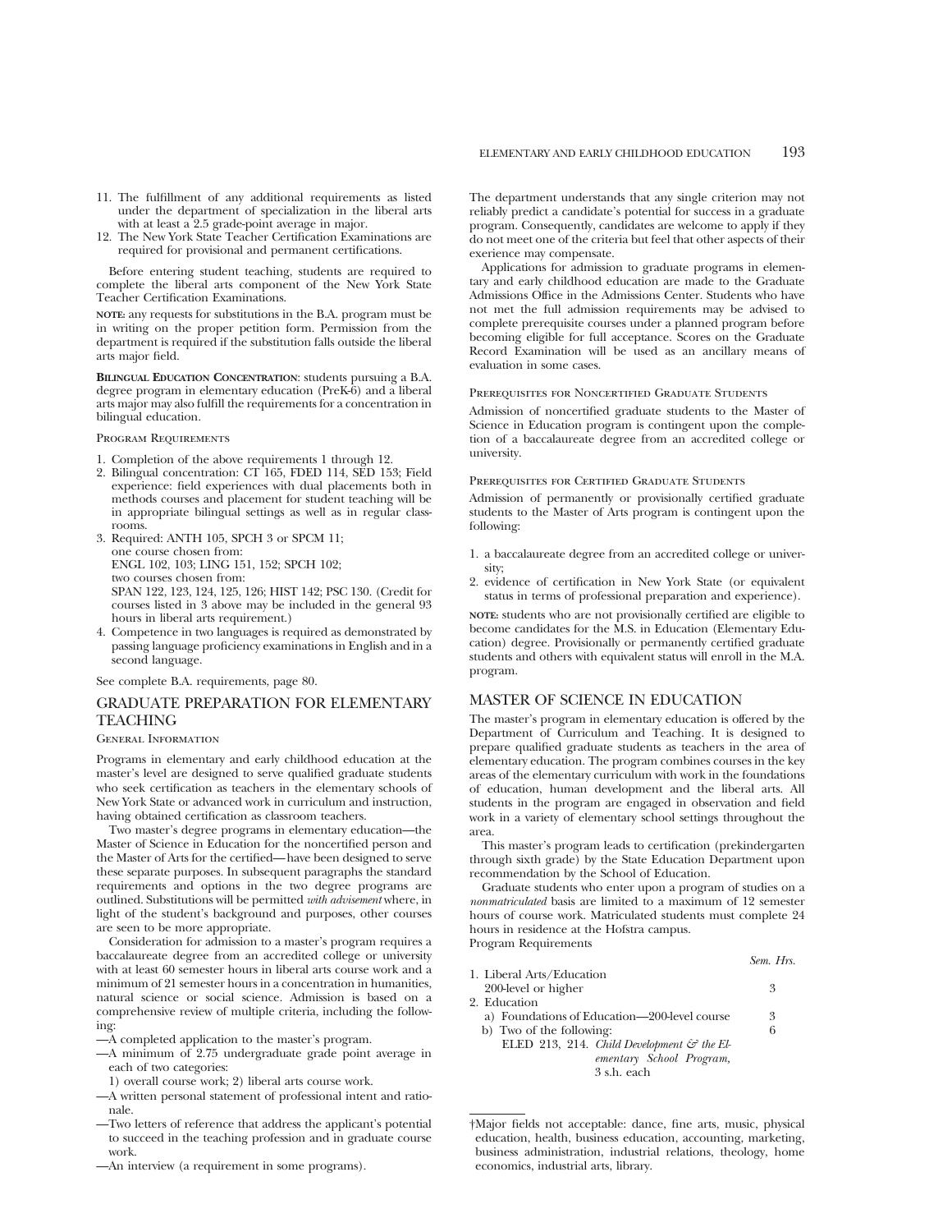11. The fulfillment of any additional requirements as listed under the department of specialization in the liberal arts with at least a 2.5 grade-point average in major.
12. The New York State Teacher Certification Examinations are required for provisional and permanent certifications.

Before entering student teaching, students are required to complete the liberal arts component of the New York State Teacher Certification Examinations.

**NOTE:** any requests for substitutions in the B.A. program must be in writing on the proper petition form. Permission from the department is required if the substitution falls outside the liberal arts major field.

**BILINGUAL EDUCATION CONCENTRATION**: students pursuing a B.A. degree program in elementary education (PreK-6) and a liberal arts major may also fulfill the requirements for a concentration in bilingual education.

PROGRAM REQUIREMENTS

1. Completion of the above requirements 1 through 12.
2. Bilingual concentration: CT 165, FDED 114, SED 153; Field experience: field experiences with dual placements both in methods courses and placement for student teaching will be in appropriate bilingual settings as well as in regular classrooms.
3. Required: ANTH 105, SPCH 3 or SPCM 11;
   one course chosen from:
   ENGL 102, 103; LING 151, 152; SPCH 102;
   two courses chosen from:
   SPAN 122, 123, 124, 125, 126; HIST 142; PSC 130. (Credit for courses listed in 3 above may be included in the general 93 hours in liberal arts requirement.)
4. Competence in two languages is required as demonstrated by passing language proficiency examinations in English and in a second language.

See complete B.A. requirements, page 80.

## GRADUATE PREPARATION FOR ELEMENTARY TEACHING

GENERAL INFORMATION

Programs in elementary and early childhood education at the master's level are designed to serve qualified graduate students who seek certification as teachers in the elementary schools of New York State or advanced work in curriculum and instruction, having obtained certification as classroom teachers.

Two master's degree programs in elementary education—the Master of Science in Education for the noncertified person and the Master of Arts for the certified—have been designed to serve these separate purposes. In subsequent paragraphs the standard requirements and options in the two degree programs are outlined. Substitutions will be permitted *with advisement* where, in light of the student's background and purposes, other courses are seen to be more appropriate.

Consideration for admission to a master's program requires a baccalaureate degree from an accredited college or university with at least 60 semester hours in liberal arts course work and a minimum of 21 semester hours in a concentration in humanities, natural science or social science. Admission is based on a comprehensive review of multiple criteria, including the following:

—A completed application to the master's program.
—A minimum of 2.75 undergraduate grade point average in each of two categories:
  1) overall course work; 2) liberal arts course work.
—A written personal statement of professional intent and rationale.
—Two letters of reference that address the applicant's potential to succeed in the teaching profession and in graduate course work.
—An interview (a requirement in some programs).

The department understands that any single criterion may not reliably predict a candidate's potential for success in a graduate program. Consequently, candidates are welcome to apply if they do not meet one of the criteria but feel that other aspects of their exerience may compensate.

Applications for admission to graduate programs in elementary and early childhood education are made to the Graduate Admissions Office in the Admissions Center. Students who have not met the full admission requirements may be advised to complete prerequisite courses under a planned program before becoming eligible for full acceptance. Scores on the Graduate Record Examination will be used as an ancillary means of evaluation in some cases.

PREREQUISITES FOR NONCERTIFIED GRADUATE STUDENTS

Admission of noncertified graduate students to the Master of Science in Education program is contingent upon the completion of a baccalaureate degree from an accredited college or university.

PREREQUISITES FOR CERTIFIED GRADUATE STUDENTS

Admission of permanently or provisionally certified graduate students to the Master of Arts program is contingent upon the following:

1. a baccalaureate degree from an accredited college or university;
2. evidence of certification in New York State (or equivalent status in terms of professional preparation and experience).

**NOTE:** students who are not provisionally certified are eligible to become candidates for the M.S. in Education (Elementary Education) degree. Provisionally or permanently certified graduate students and others with equivalent status will enroll in the M.A. program.

## MASTER OF SCIENCE IN EDUCATION

The master's program in elementary education is offered by the Department of Curriculum and Teaching. It is designed to prepare qualified graduate students as teachers in the area of elementary education. The program combines courses in the key areas of the elementary curriculum with work in the foundations of education, human development and the liberal arts. All students in the program are engaged in observation and field work in a variety of elementary school settings throughout the area.

This master's program leads to certification (prekindergarten through sixth grade) by the State Education Department upon recommendation by the School of Education.

Graduate students who enter upon a program of studies on a *nonmatriculated* basis are limited to a maximum of 12 semester hours of course work. Matriculated students must complete 24 hours in residence at the Hofstra campus.

Program Requirements

| | *Sem. Hrs.* |
|---|---|
| 1. Liberal Arts/Education 200-level or higher | 3 |
| 2. Education | |
| a) Foundations of Education—200-level course | 3 |
| b) Two of the following: | 6 |
| ELED 213, 214. *Child Development & the Elementary School Program,* 3 s.h. each | |

†Major fields not acceptable: dance, fine arts, music, physical education, health, business education, accounting, marketing, business administration, industrial relations, theology, home economics, industrial arts, library.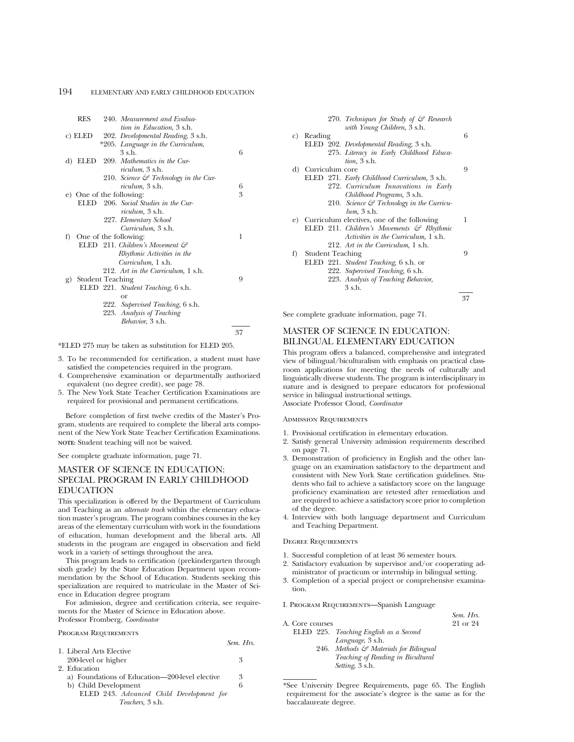| | | Sem. Hrs. |
|---|---|---|
| RES | 240. *Measurement and Evaluation in Education,* 3 s.h. | |
| c) ELED | 202. *Developmental Reading,* 3 s.h. | |
| | *205. *Language in the Curriculum,* 3 s.h. | 6 |
| d) ELED | 209. *Mathematics in the Curriculum,* 3 s.h. | |
| | 210. *Science & Technology in the Curriculum,* 3 s.h. | 6 |
| e) One of the following: | | 3 |
| ELED | 206. *Social Studies in the Curriculum,* 3 s.h. | |
| | 227. *Elementary School Curriculum,* 3 s.h. | |
| f) One of the following: | | 1 |
| ELED | 211. *Children's Movement & Rhythmic Activities in the Curriculum,* 1 s.h. | |
| | 212. *Art in the Curriculum,* 1 s.h. | |
| g) Student Teaching | | 9 |
| ELED | 221. *Student Teaching,* 6 s.h. or | |
| | 222. *Supervised Teaching,* 6 s.h. | |
| | 223. *Analysis of Teaching Behavior,* 3 s.h. | |
| | | 37 |

*ELED 275 may be taken as substitution for ELED 205.

3. To be recommended for certification, a student must have satisfied the competencies required in the program.
4. Comprehensive examination or departmentally authorized equivalent (no degree credit), see page 78.
5. The New York State Teacher Certification Examinations are required for provisional and permanent certifications.

Before completion of first twelve credits of the Master's Program, students are required to complete the liberal arts component of the New York State Teacher Certification Examinations.
**NOTE:** Student teaching will not be waived.

See complete graduate information, page 71.

## MASTER OF SCIENCE IN EDUCATION: SPECIAL PROGRAM IN EARLY CHILDHOOD EDUCATION

This specialization is offered by the Department of Curriculum and Teaching as an *alternate track* within the elementary education master's program. The program combines courses in the key areas of the elementary curriculum with work in the foundations of education, human development and the liberal arts. All students in the program are engaged in observation and field work in a variety of settings throughout the area.

This program leads to certification (prekindergarten through sixth grade) by the State Education Department upon recommendation by the School of Education. Students seeking this specialization are required to matriculate in the Master of Science in Education degree program

For admission, degree and certification criteria, see requirements for the Master of Science in Education above.
Professor Fromberg, *Coordinator*

### Program Requirements

| | Sem. Hrs. |
|---|---|
| 1. Liberal Arts Elective 200-level or higher | 3 |
| 2. Education | |
| a) Foundations of Education—200-level elective | 3 |
| b) Child Development | 6 |
| ELED 243. *Advanced Child Development for Teachers,* 3 s.h. | |
| 270. *Techniques for Study of & Research with Young Children,* 3 s.h. | |
| c) Reading | 6 |
| ELED 202. *Developmental Reading,* 3 s.h. | |
| 275. *Literacy in Early Childhood Education,* 3 s.h. | |
| d) Curriculum core | 9 |
| ELED 271. *Early Childhood Curriculum,* 3 s.h. | |
| 272. *Curriculum Innovations in Early Childhood Programs,* 3 s.h. | |
| 210. *Science & Technology in the Curriculum,* 3 s.h. | |
| e) Curriculum electives, one of the following | 1 |
| ELED 211. *Children's Movements & Rhythmic Activities in the Curriculum,* 1 s.h. | |
| 212. *Art in the Curriculum,* 1 s.h. | |
| f) Student Teaching | 9 |
| ELED 221. *Student Teaching,* 6 s.h. or | |
| 222. *Supervised Teaching,* 6 s.h. | |
| 223. *Analysis of Teaching Behavior,* 3 s.h. | |
| | 37 |

See complete graduate information, page 71.

## MASTER OF SCIENCE IN EDUCATION: BILINGUAL ELEMENTARY EDUCATION

This program offers a balanced, comprehensive and integrated view of bilingual/biculturalism with emphasis on practical classroom applications for meeting the needs of culturally and linguistically diverse students. The program is interdisciplinary in nature and is designed to prepare educators for professional service in bilingual instructional settings.
Associate Professor Cloud, *Coordinator*

### Admission Requirements

1. Provisional certification in elementary education.
2. Satisfy general University admission requirements described on page 71.
3. Demonstration of proficiency in English and the other language on an examination satisfactory to the department and consistent with New York State certification guidelines. Students who fail to achieve a satisfactory score on the language proficiency examination are retested after remediation and are required to achieve a satisfactory score prior to completion of the degree.
4. Interview with both language department and Curriculum and Teaching Department.

### Degree Requirements

1. Successful completion of at least 36 semester hours.
2. Satisfactory evaluation by supervisor and/or cooperating administrator of practicum or internship in bilingual setting.
3. Completion of a special project or comprehensive examination.

### I. Program Requirements—Spanish Language

| | Sem. Hrs. |
|---|---|
| A. Core courses | 21 or 24 |
| ELED 225. *Teaching English as a Second Language,* 3 s.h. | |
| 246. *Methods & Materials for Bilingual Teaching of Reading in Bicultural Setting,* 3 s.h. | |

*See University Degree Requirements, page 65. The English requirement for the associate's degree is the same as for the baccalaureate degree.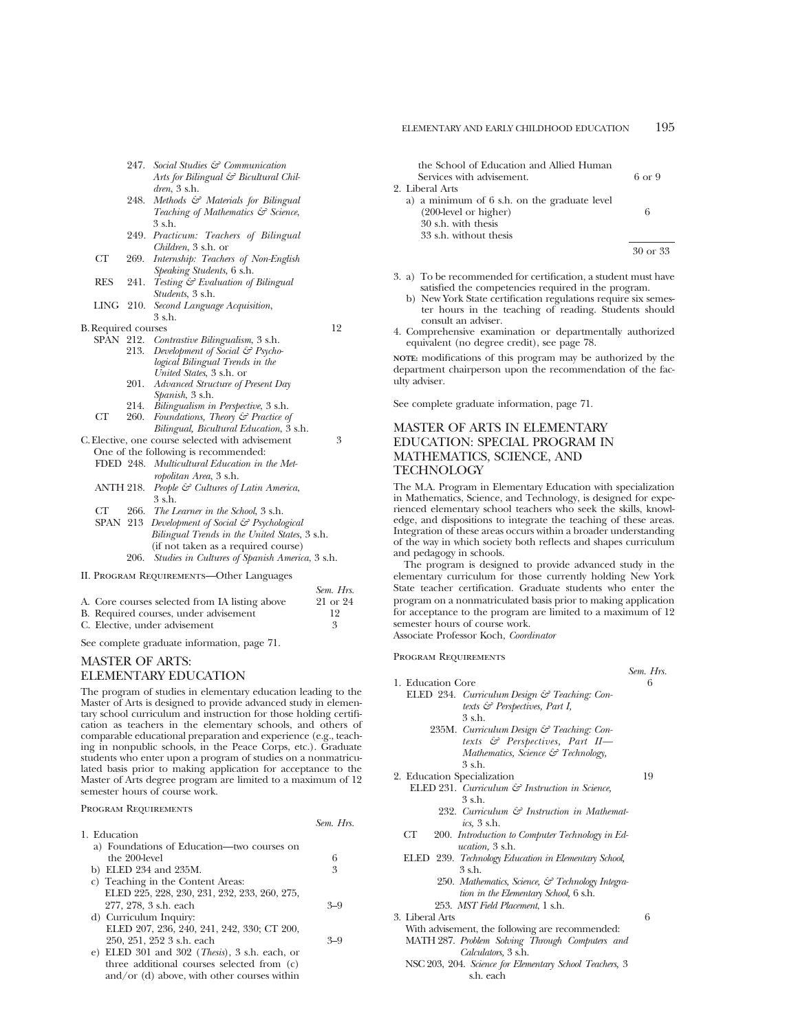247. *Social Studies & Communication Arts for Bilingual & Bicultural Children*, 3 s.h.
248. *Methods & Materials for Bilingual Teaching of Mathematics & Science*, 3 s.h.
249. *Practicum: Teachers of Bilingual Children*, 3 s.h. or
CT 269. *Internship: Teachers of Non-English Speaking Students*, 6 s.h.
RES 241. *Testing & Evaluation of Bilingual Students*, 3 s.h.
LING 210. *Second Language Acquisition*, 3 s.h.

B. Required courses — 12

SPAN 212. *Contrastive Bilingualism*, 3 s.h.
213. *Development of Social & Psychological Bilingual Trends in the United States*, 3 s.h. or
201. *Advanced Structure of Present Day Spanish*, 3 s.h.
214. *Bilingualism in Perspective*, 3 s.h.
CT 260. *Foundations, Theory & Practice of Bilingual, Bicultural Education*, 3 s.h.

C. Elective, one course selected with advisement — 3

One of the following is recommended:
FDED 248. *Multicultural Education in the Metropolitan Area*, 3 s.h.
ANTH 218. *People & Cultures of Latin America*, 3 s.h.
CT 266. *The Learner in the School*, 3 s.h.
SPAN 213 *Development of Social & Psychological Bilingual Trends in the United States*, 3 s.h. (if not taken as a required course)
206. *Studies in Cultures of Spanish America*, 3 s.h.

II. Program Requirements—Other Languages

| | *Sem. Hrs.* |
|---|---|
| A. Core courses selected from IA listing above | 21 or 24 |
| B. Required courses, under advisement | 12 |
| C. Elective, under advisement | 3 |

See complete graduate information, page 71.

## MASTER OF ARTS: ELEMENTARY EDUCATION

The program of studies in elementary education leading to the Master of Arts is designed to provide advanced study in elementary school curriculum and instruction for those holding certification as teachers in the elementary schools, and others of comparable educational preparation and experience (e.g., teaching in nonpublic schools, in the Peace Corps, etc.). Graduate students who enter upon a program of studies on a nonmatriculated basis prior to making application for acceptance to the Master of Arts degree program are limited to a maximum of 12 semester hours of course work.

Program Requirements

| | *Sem. Hrs.* |
|---|---|
| 1. Education | |
| a) Foundations of Education—two courses on the 200-level | 6 |
| b) ELED 234 and 235M. | 3 |
| c) Teaching in the Content Areas: ELED 225, 228, 230, 231, 232, 233, 260, 275, 277, 278, 3 s.h. each | 3–9 |
| d) Curriculum Inquiry: ELED 207, 236, 240, 241, 242, 330; CT 200, 250, 251, 252 3 s.h. each | 3–9 |
| e) ELED 301 and 302 (*Thesis*), 3 s.h. each, or three additional courses selected from (c) and/or (d) above, with other courses within the School of Education and Allied Human Services with advisement. | 6 or 9 |
| 2. Liberal Arts | |
| a) a minimum of 6 s.h. on the graduate level (200-level or higher) | 6 |
| 30 s.h. with thesis | |
| 33 s.h. without thesis | |
| | 30 or 33 |

3. a) To be recommended for certification, a student must have satisfied the competencies required in the program.
   b) New York State certification regulations require six semester hours in the teaching of reading. Students should consult an adviser.
4. Comprehensive examination or departmentally authorized equivalent (no degree credit), see page 78.

**NOTE:** modifications of this program may be authorized by the department chairperson upon the recommendation of the faculty adviser.

See complete graduate information, page 71.

## MASTER OF ARTS IN ELEMENTARY EDUCATION: SPECIAL PROGRAM IN MATHEMATICS, SCIENCE, AND TECHNOLOGY

The M.A. Program in Elementary Education with specialization in Mathematics, Science, and Technology, is designed for experienced elementary school teachers who seek the skills, knowledge, and dispositions to integrate the teaching of these areas. Integration of these areas occurs within a broader understanding of the way in which society both reflects and shapes curriculum and pedagogy in schools.

The program is designed to provide advanced study in the elementary curriculum for those currently holding New York State teacher certification. Graduate students who enter the program on a nonmatriculated basis prior to making application for acceptance to the program are limited to a maximum of 12 semester hours of course work.

Associate Professor Koch, *Coordinator*

Program Requirements

*Sem. Hrs.*

1. Education Core — 6

ELED 234. *Curriculum Design & Teaching: Contexts & Perspectives, Part I*, 3 s.h.
235M. *Curriculum Design & Teaching: Contexts & Perspectives, Part II—Mathematics, Science & Technology*, 3 s.h.

2. Education Specialization — 19

ELED 231. *Curriculum & Instruction in Science*, 3 s.h.
232. *Curriculum & Instruction in Mathematics*, 3 s.h.
CT 200. *Introduction to Computer Technology in Education*, 3 s.h.
ELED 239. *Technology Education in Elementary School*, 3 s.h.
250. *Mathematics, Science, & Technology Integration in the Elementary School*, 6 s.h.
253. *MST Field Placement*, 1 s.h.

3. Liberal Arts — 6

With advisement, the following are recommended:
MATH 287. *Problem Solving Through Computers and Calculators*, 3 s.h.
NSC 203, 204. *Science for Elementary School Teachers*, 3 s.h. each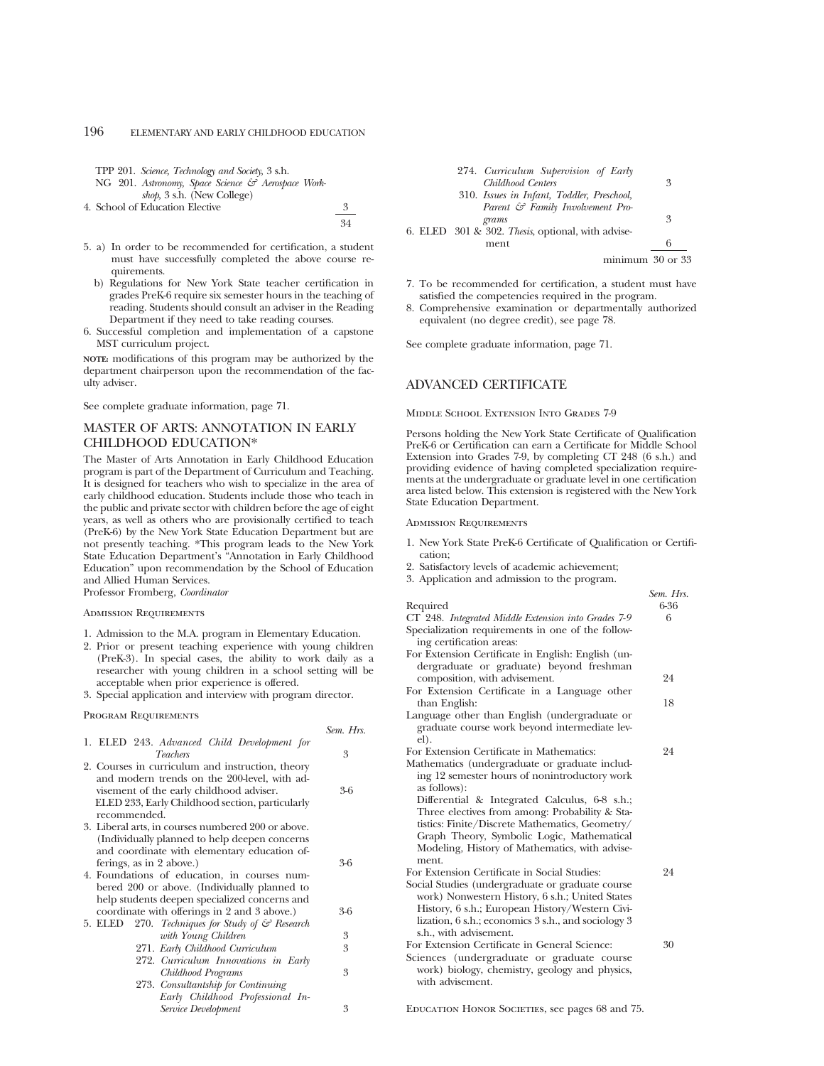TPP 201. *Science, Technology and Society,* 3 s.h.
NG 201. *Astronomy, Space Science & Aerospace Workshop,* 3 s.h. (New College)

4. School of Education Elective — 3

Total: 34

5. a) In order to be recommended for certification, a student must have successfully completed the above course requirements.
   b) Regulations for New York State teacher certification in grades PreK-6 require six semester hours in the teaching of reading. Students should consult an adviser in the Reading Department if they need to take reading courses.
6. Successful completion and implementation of a capstone MST curriculum project.

**NOTE:** modifications of this program may be authorized by the department chairperson upon the recommendation of the faculty adviser.

See complete graduate information, page 71.

## MASTER OF ARTS: ANNOTATION IN EARLY CHILDHOOD EDUCATION*

The Master of Arts Annotation in Early Childhood Education program is part of the Department of Curriculum and Teaching. It is designed for teachers who wish to specialize in the area of early childhood education. Students include those who teach in the public and private sector with children before the age of eight years, as well as others who are provisionally certified to teach (PreK-6) by the New York State Education Department but are not presently teaching. *This program leads to the New York State Education Department's "Annotation in Early Childhood Education" upon recommendation by the School of Education and Allied Human Services.
Professor Fromberg, *Coordinator*

### Admission Requirements

1. Admission to the M.A. program in Elementary Education.
2. Prior or present teaching experience with young children (PreK-3). In special cases, the ability to work daily as a researcher with young children in a school setting will be acceptable when prior experience is offered.
3. Special application and interview with program director.

### Program Requirements

| | Sem. Hrs. |
|---|---|
| 1. ELED 243. *Advanced Child Development for Teachers* | 3 |
| 2. Courses in curriculum and instruction, theory and modern trends on the 200-level, with advisement of the early childhood adviser. ELED 233, Early Childhood section, particularly recommended. | 3-6 |
| 3. Liberal arts, in courses numbered 200 or above. (Individually planned to help deepen concerns and coordinate with elementary education offerings, as in 2 above.) | 3-6 |
| 4. Foundations of education, in courses numbered 200 or above. (Individually planned to help students deepen specialized concerns and coordinate with offerings in 2 and 3 above.) | 3-6 |
| 5. ELED 270. *Techniques for Study of & Research with Young Children* | 3 |
| 271. *Early Childhood Curriculum* | 3 |
| 272. *Curriculum Innovations in Early Childhood Programs* | 3 |
| 273. *Consultantship for Continuing Early Childhood Professional In-Service Development* | 3 |
| 274. *Curriculum Supervision of Early Childhood Centers* | 3 |
| 310. *Issues in Infant, Toddler, Preschool, Parent & Family Involvement Programs* | 3 |
| 6. ELED 301 & 302. *Thesis,* optional, with advisement | 6 |
| | minimum 30 or 33 |

7. To be recommended for certification, a student must have satisfied the competencies required in the program.
8. Comprehensive examination or departmentally authorized equivalent (no degree credit), see page 78.

See complete graduate information, page 71.

## ADVANCED CERTIFICATE

### Middle School Extension Into Grades 7-9

Persons holding the New York State Certificate of Qualification PreK-6 or Certification can earn a Certificate for Middle School Extension into Grades 7-9, by completing CT 248 (6 s.h.) and providing evidence of having completed specialization requirements at the undergraduate or graduate level in one certification area listed below. This extension is registered with the New York State Education Department.

### Admission Requirements

1. New York State PreK-6 Certificate of Qualification or Certification;
2. Satisfactory levels of academic achievement;
3. Application and admission to the program.

| | Sem. Hrs. |
|---|---|
| Required | 6-36 |
| CT 248. *Integrated Middle Extension into Grades 7-9* | 6 |
| Specialization requirements in one of the following certification areas: | |
| For Extension Certificate in English: English (undergraduate or graduate) beyond freshman composition, with advisement. | 24 |
| For Extension Certificate in a Language other than English: | 18 |
| Language other than English (undergraduate or graduate course work beyond intermediate level). | |
| For Extension Certificate in Mathematics: | 24 |
| Mathematics (undergraduate or graduate including 12 semester hours of nonintroductory work as follows): Differential & Integrated Calculus, 6-8 s.h.; Three electives from among: Probability & Statistics: Finite/Discrete Mathematics, Geometry/Graph Theory, Symbolic Logic, Mathematical Modeling, History of Mathematics, with advisement. | |
| For Extension Certificate in Social Studies: | 24 |
| Social Studies (undergraduate or graduate course work) Nonwestern History, 6 s.h.; United States History, 6 s.h.; European History/Western Civilization, 6 s.h.; economics 3 s.h., and sociology 3 s.h., with advisement. | |
| For Extension Certificate in General Science: | 30 |
| Sciences (undergraduate or graduate course work) biology, chemistry, geology and physics, with advisement. | |

Education Honor Societies, see pages 68 and 75.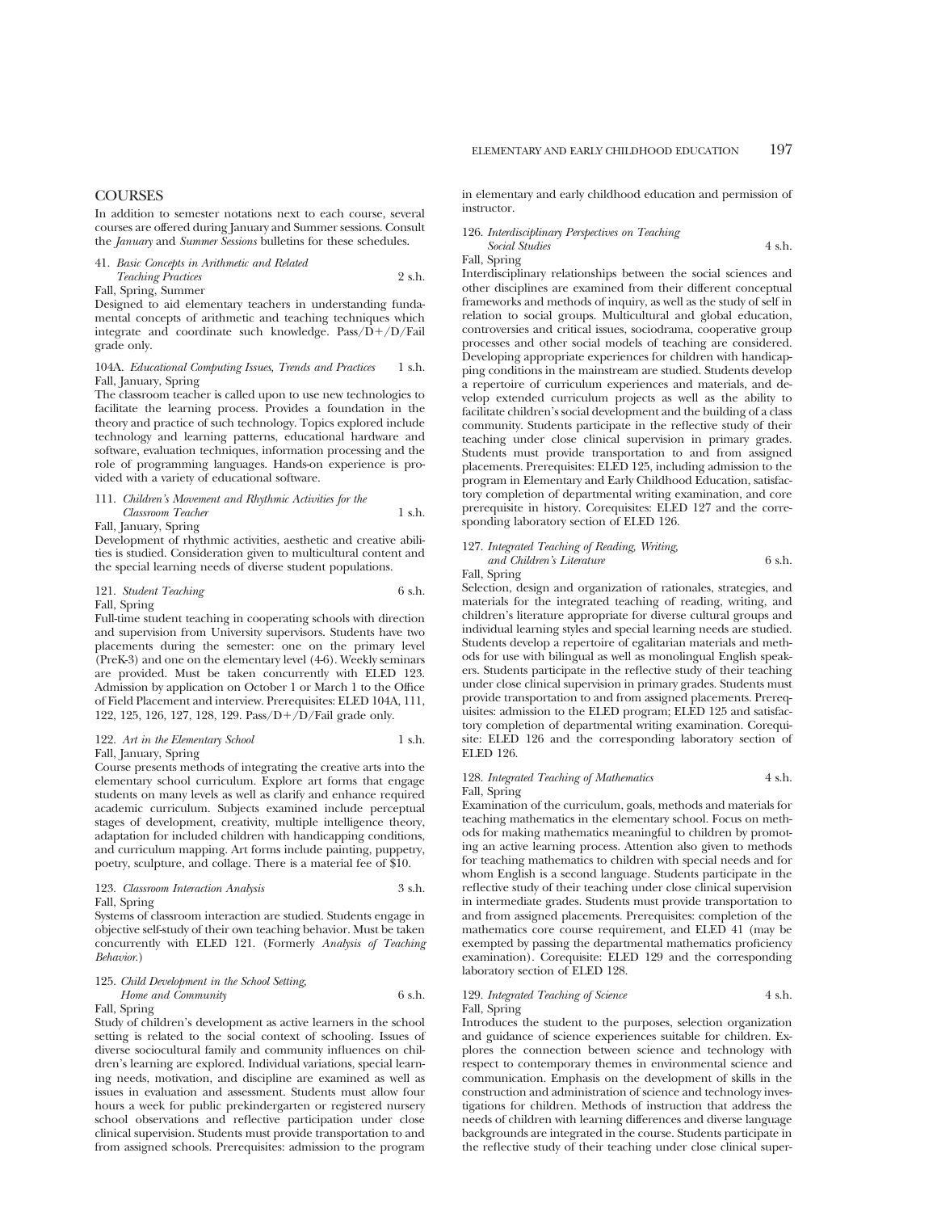## COURSES

In addition to semester notations next to each course, several courses are offered during January and Summer sessions. Consult the *January* and *Summer Sessions* bulletins for these schedules.

41. *Basic Concepts in Arithmetic and Related Teaching Practices* 2 s.h.
Fall, Spring, Summer
Designed to aid elementary teachers in understanding fundamental concepts of arithmetic and teaching techniques which integrate and coordinate such knowledge. Pass/D+/D/Fail grade only.

104A. *Educational Computing Issues, Trends and Practices* 1 s.h.
Fall, January, Spring
The classroom teacher is called upon to use new technologies to facilitate the learning process. Provides a foundation in the theory and practice of such technology. Topics explored include technology and learning patterns, educational hardware and software, evaluation techniques, information processing and the role of programming languages. Hands-on experience is provided with a variety of educational software.

111. *Children's Movement and Rhythmic Activities for the Classroom Teacher* 1 s.h.
Fall, January, Spring
Development of rhythmic activities, aesthetic and creative abilities is studied. Consideration given to multicultural content and the special learning needs of diverse student populations.

121. *Student Teaching* 6 s.h.
Fall, Spring
Full-time student teaching in cooperating schools with direction and supervision from University supervisors. Students have two placements during the semester: one on the primary level (PreK-3) and one on the elementary level (4-6). Weekly seminars are provided. Must be taken concurrently with ELED 123. Admission by application on October 1 or March 1 to the Office of Field Placement and interview. Prerequisites: ELED 104A, 111, 122, 125, 126, 127, 128, 129. Pass/D+/D/Fail grade only.

122. *Art in the Elementary School* 1 s.h.
Fall, January, Spring
Course presents methods of integrating the creative arts into the elementary school curriculum. Explore art forms that engage students on many levels as well as clarify and enhance required academic curriculum. Subjects examined include perceptual stages of development, creativity, multiple intelligence theory, adaptation for included children with handicapping conditions, and curriculum mapping. Art forms include painting, puppetry, poetry, sculpture, and collage. There is a material fee of $10.

123. *Classroom Interaction Analysis* 3 s.h.
Fall, Spring
Systems of classroom interaction are studied. Students engage in objective self-study of their own teaching behavior. Must be taken concurrently with ELED 121. (Formerly *Analysis of Teaching Behavior.*)

125. *Child Development in the School Setting, Home and Community* 6 s.h.
Fall, Spring
Study of children's development as active learners in the school setting is related to the social context of schooling. Issues of diverse sociocultural family and community influences on children's learning are explored. Individual variations, special learning needs, motivation, and discipline are examined as well as issues in evaluation and assessment. Students must allow four hours a week for public prekindergarten or registered nursery school observations and reflective participation under close clinical supervision. Students must provide transportation to and from assigned schools. Prerequisites: admission to the program in elementary and early childhood education and permission of instructor.

126. *Interdisciplinary Perspectives on Teaching Social Studies* 4 s.h.
Fall, Spring
Interdisciplinary relationships between the social sciences and other disciplines are examined from their different conceptual frameworks and methods of inquiry, as well as the study of self in relation to social groups. Multicultural and global education, controversies and critical issues, sociodrama, cooperative group processes and other social models of teaching are considered. Developing appropriate experiences for children with handicapping conditions in the mainstream are studied. Students develop a repertoire of curriculum experiences and materials, and develop extended curriculum projects as well as the ability to facilitate children's social development and the building of a class community. Students participate in the reflective study of their teaching under close clinical supervision in primary grades. Students must provide transportation to and from assigned placements. Prerequisites: ELED 125, including admission to the program in Elementary and Early Childhood Education, satisfactory completion of departmental writing examination, and core prerequisite in history. Corequisites: ELED 127 and the corresponding laboratory section of ELED 126.

127. *Integrated Teaching of Reading, Writing, and Children's Literature* 6 s.h.
Fall, Spring
Selection, design and organization of rationales, strategies, and materials for the integrated teaching of reading, writing, and children's literature appropriate for diverse cultural groups and individual learning styles and special learning needs are studied. Students develop a repertoire of egalitarian materials and methods for use with bilingual as well as monolingual English speakers. Students participate in the reflective study of their teaching under close clinical supervision in primary grades. Students must provide transportation to and from assigned placements. Prerequisites: admission to the ELED program; ELED 125 and satisfactory completion of departmental writing examination. Corequisite: ELED 126 and the corresponding laboratory section of ELED 126.

128. *Integrated Teaching of Mathematics* 4 s.h.
Fall, Spring
Examination of the curriculum, goals, methods and materials for teaching mathematics in the elementary school. Focus on methods for making mathematics meaningful to children by promoting an active learning process. Attention also given to methods for teaching mathematics to children with special needs and for whom English is a second language. Students participate in the reflective study of their teaching under close clinical supervision in intermediate grades. Students must provide transportation to and from assigned placements. Prerequisites: completion of the mathematics core course requirement, and ELED 41 (may be exempted by passing the departmental mathematics proficiency examination). Corequisite: ELED 129 and the corresponding laboratory section of ELED 128.

129. *Integrated Teaching of Science* 4 s.h.
Fall, Spring
Introduces the student to the purposes, selection organization and guidance of science experiences suitable for children. Explores the connection between science and technology with respect to contemporary themes in environmental science and communication. Emphasis on the development of skills in the construction and administration of science and technology investigations for children. Methods of instruction that address the needs of children with learning differences and diverse language backgrounds are integrated in the course. Students participate in the reflective study of their teaching under close clinical super-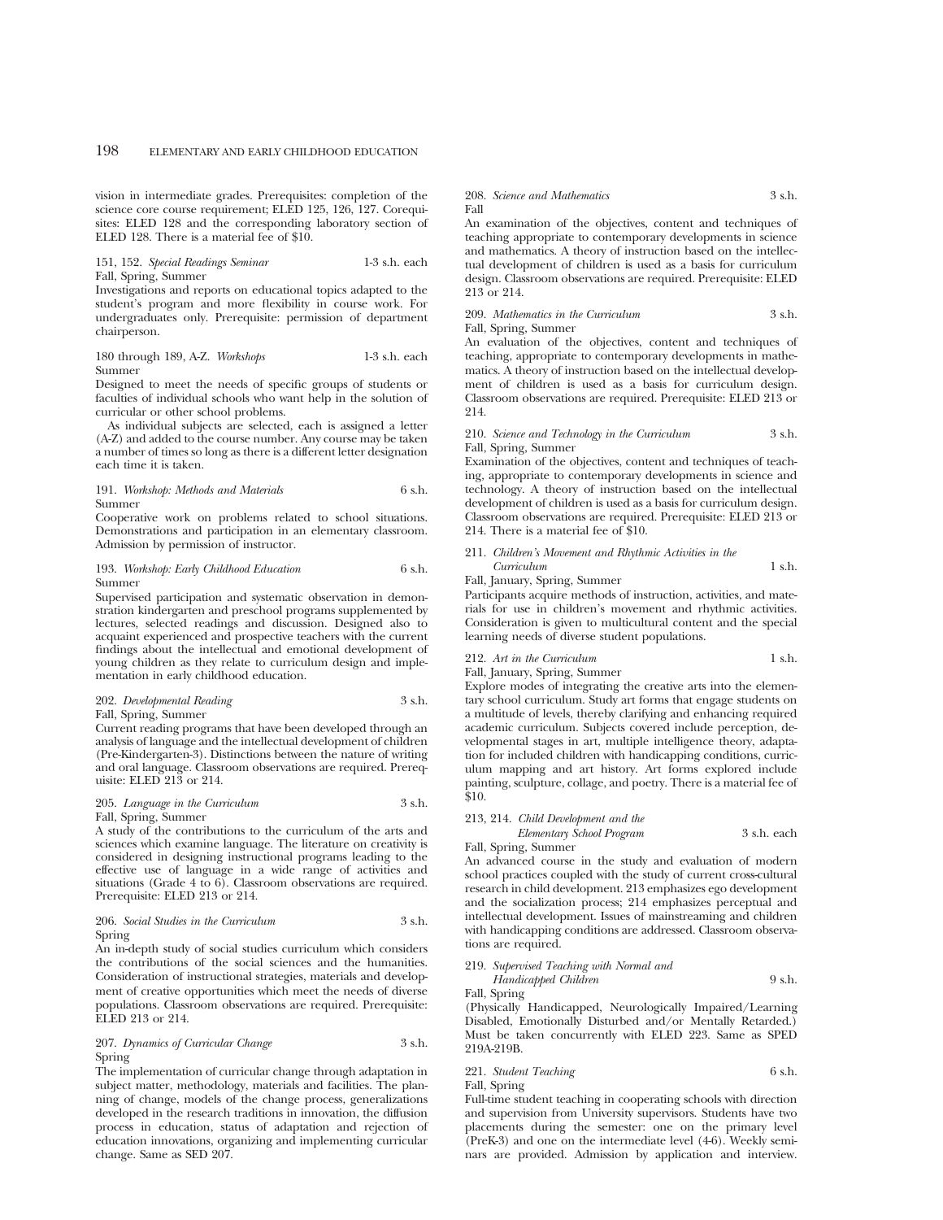vision in intermediate grades. Prerequisites: completion of the science core course requirement; ELED 125, 126, 127. Corequisites: ELED 128 and the corresponding laboratory section of ELED 128. There is a material fee of $10.

151, 152. *Special Readings Seminar* 1-3 s.h. each
Fall, Spring, Summer

Investigations and reports on educational topics adapted to the student's program and more flexibility in course work. For undergraduates only. Prerequisite: permission of department chairperson.

180 through 189, A-Z. *Workshops* 1-3 s.h. each
Summer

Designed to meet the needs of specific groups of students or faculties of individual schools who want help in the solution of curricular or other school problems.

As individual subjects are selected, each is assigned a letter (A-Z) and added to the course number. Any course may be taken a number of times so long as there is a different letter designation each time it is taken.

191. *Workshop: Methods and Materials* 6 s.h.
Summer

Cooperative work on problems related to school situations. Demonstrations and participation in an elementary classroom. Admission by permission of instructor.

193. *Workshop: Early Childhood Education* 6 s.h.
Summer

Supervised participation and systematic observation in demonstration kindergarten and preschool programs supplemented by lectures, selected readings and discussion. Designed also to acquaint experienced and prospective teachers with the current findings about the intellectual and emotional development of young children as they relate to curriculum design and implementation in early childhood education.

202. *Developmental Reading* 3 s.h.
Fall, Spring, Summer

Current reading programs that have been developed through an analysis of language and the intellectual development of children (Pre-Kindergarten-3). Distinctions between the nature of writing and oral language. Classroom observations are required. Prerequisite: ELED 213 or 214.

205. *Language in the Curriculum* 3 s.h.
Fall, Spring, Summer

A study of the contributions to the curriculum of the arts and sciences which examine language. The literature on creativity is considered in designing instructional programs leading to the effective use of language in a wide range of activities and situations (Grade 4 to 6). Classroom observations are required. Prerequisite: ELED 213 or 214.

206. *Social Studies in the Curriculum* 3 s.h.
Spring

An in-depth study of social studies curriculum which considers the contributions of the social sciences and the humanities. Consideration of instructional strategies, materials and development of creative opportunities which meet the needs of diverse populations. Classroom observations are required. Prerequisite: ELED 213 or 214.

207. *Dynamics of Curricular Change* 3 s.h.
Spring

The implementation of curricular change through adaptation in subject matter, methodology, materials and facilities. The planning of change, models of the change process, generalizations developed in the research traditions in innovation, the diffusion process in education, status of adaptation and rejection of education innovations, organizing and implementing curricular change. Same as SED 207.

208. *Science and Mathematics* 3 s.h.
Fall

An examination of the objectives, content and techniques of teaching appropriate to contemporary developments in science and mathematics. A theory of instruction based on the intellectual development of children is used as a basis for curriculum design. Classroom observations are required. Prerequisite: ELED 213 or 214.

209. *Mathematics in the Curriculum* 3 s.h.
Fall, Spring, Summer

An evaluation of the objectives, content and techniques of teaching, appropriate to contemporary developments in mathematics. A theory of instruction based on the intellectual development of children is used as a basis for curriculum design. Classroom observations are required. Prerequisite: ELED 213 or 214.

210. *Science and Technology in the Curriculum* 3 s.h.
Fall, Spring, Summer

Examination of the objectives, content and techniques of teaching, appropriate to contemporary developments in science and technology. A theory of instruction based on the intellectual development of children is used as a basis for curriculum design. Classroom observations are required. Prerequisite: ELED 213 or 214. There is a material fee of $10.

211. *Children's Movement and Rhythmic Activities in the Curriculum* 1 s.h.
Fall, January, Spring, Summer

Participants acquire methods of instruction, activities, and materials for use in children's movement and rhythmic activities. Consideration is given to multicultural content and the special learning needs of diverse student populations.

212. *Art in the Curriculum* 1 s.h.
Fall, January, Spring, Summer

Explore modes of integrating the creative arts into the elementary school curriculum. Study art forms that engage students on a multitude of levels, thereby clarifying and enhancing required academic curriculum. Subjects covered include perception, developmental stages in art, multiple intelligence theory, adaptation for included children with handicapping conditions, curriculum mapping and art history. Art forms explored include painting, sculpture, collage, and poetry. There is a material fee of $10.

213, 214. *Child Development and the Elementary School Program* 3 s.h. each
Fall, Spring, Summer

An advanced course in the study and evaluation of modern school practices coupled with the study of current cross-cultural research in child development. 213 emphasizes ego development and the socialization process; 214 emphasizes perceptual and intellectual development. Issues of mainstreaming and children with handicapping conditions are addressed. Classroom observations are required.

219. *Supervised Teaching with Normal and Handicapped Children* 9 s.h.
Fall, Spring

(Physically Handicapped, Neurologically Impaired/Learning Disabled, Emotionally Disturbed and/or Mentally Retarded.) Must be taken concurrently with ELED 223. Same as SPED 219A-219B.

221. *Student Teaching* 6 s.h.
Fall, Spring

Full-time student teaching in cooperating schools with direction and supervision from University supervisors. Students have two placements during the semester: one on the primary level (PreK-3) and one on the intermediate level (4-6). Weekly seminars are provided. Admission by application and interview.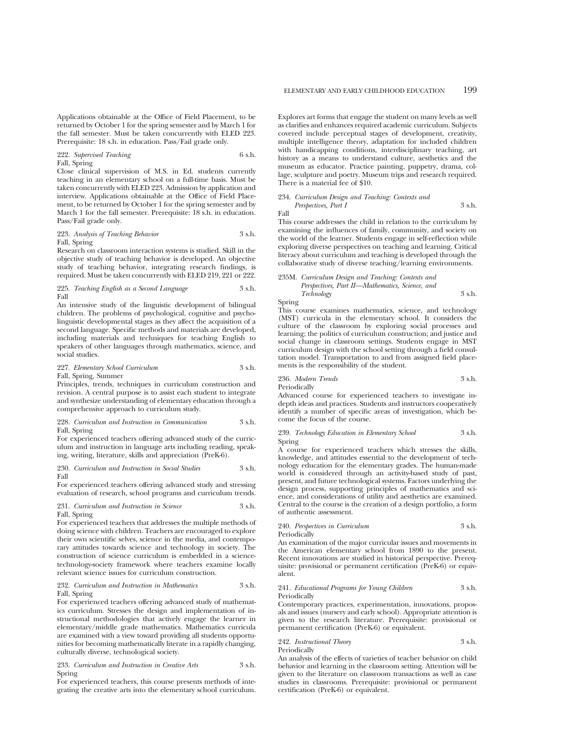Applications obtainable at the Office of Field Placement, to be returned by October 1 for the spring semester and by March 1 for the fall semester. Must be taken concurrently with ELED 223. Prerequisite: 18 s.h. in education. Pass/Fail grade only.

222. *Supervised Teaching* 6 s.h.
Fall, Spring
Close clinical supervision of M.S. in Ed. students currently teaching in an elementary school on a full-time basis. Must be taken concurrently with ELED 223. Admission by application and interview. Applications obtainable at the Office of Field Placement, to be returned by October 1 for the spring semester and by March 1 for the fall semester. Prerequisite: 18 s.h. in education. Pass/Fail grade only.

223. *Analysis of Teaching Behavior* 3 s.h.
Fall, Spring
Research on classroom interaction systems is studied. Skill in the objective study of teaching behavior is developed. An objective study of teaching behavior, integrating research findings, is required. Must be taken concurrently with ELED 219, 221 or 222.

225. *Teaching English as a Second Language* 3 s.h.
Fall
An intensive study of the linguistic development of bilingual children. The problems of psychological, cognitive and psycholinguistic developmental stages as they affect the acquisition of a second language. Specific methods and materials are developed, including materials and techniques for teaching English to speakers of other languages through mathematics, science, and social studies.

227. *Elementary School Curriculum* 3 s.h.
Fall, Spring, Summer
Principles, trends, techniques in curriculum construction and revision. A central purpose is to assist each student to integrate and synthesize understanding of elementary education through a comprehensive approach to curriculum study.

228. *Curriculum and Instruction in Communication* 3 s.h.
Fall, Spring
For experienced teachers offering advanced study of the curriculum and instruction in language arts including reading, speaking, writing, literature, skills and appreciation (PreK-6).

230. *Curriculum and Instruction in Social Studies* 3 s.h.
Fall
For experienced teachers offering advanced study and stressing evaluation of research, school programs and curriculum trends.

231. *Curriculum and Instruction in Science* 3 s.h.
Fall, Spring
For experienced teachers that addresses the multiple methods of doing science with children. Teachers are encouraged to explore their own scientific selves, science in the media, and contemporary attitudes towards science and technology in society. The construction of science curriculum is embedded in a science-technology-society framework where teachers examine locally relevant science issues for curriculum construction.

232. *Curriculum and Instruction in Mathematics* 3 s.h.
Fall, Spring
For experienced teachers offering advanced study of mathematics curriculum. Stresses the design and implementation of instructional methodologies that actively engage the learner in elementary/middle grade mathematics. Mathematics curricula are examined with a view toward providing all students opportunities for becoming mathematically literate in a rapidly changing, culturally diverse, technological society.

233. *Curriculum and Instruction in Creative Arts* 3 s.h.
Spring
For experienced teachers, this course presents methods of integrating the creative arts into the elementary school curriculum. Explores art forms that engage the student on many levels as well as clarifies and enhances required academic curriculum. Subjects covered include perceptual stages of development, creativity, multiple intelligence theory, adaptation for included children with handicapping conditions, interdisciplinary teaching, art history as a means to understand culture, aesthetics and the museum as educator. Practice painting, puppetry, drama, collage, sculpture and poetry. Museum trips and research required. There is a material fee of $10.

234. *Curriculum Design and Teaching: Contexts and Perspectives, Part I* 3 s.h.
Fall
This course addresses the child in relation to the curriculum by examining the influences of family, community, and society on the world of the learner. Students engage in self-reflection while exploring diverse perspectives on teaching and learning. Critical literacy about curriculum and teaching is developed through the collaborative study of diverse teaching/learning environments.

235M. *Curriculum Design and Teaching: Contexts and Perspectives, Part II—Mathematics, Science, and Technology* 3 s.h.
Spring
This course examines mathematics, science, and technology (MST) curricula in the elementary school. It considers the culture of the classroom by exploring social processes and learning; the politics of curriculum construction; and justice and social change in classroom settings. Students engage in MST curriculum design with the school setting through a field consultation model. Transportation to and from assigned field placements is the responsibility of the student.

236. *Modern Trends* 3 s.h.
Periodically
Advanced course for experienced teachers to investigate in-depth ideas and practices. Students and instructors cooperatively identify a number of specific areas of investigation, which become the focus of the course.

239. *Technology Education in Elementary School* 3 s.h.
Spring
A course for experienced teachers which stresses the skills, knowledge, and attitudes essential to the development of technology education for the elementary grades. The human-made world is considered through an activity-based study of past, present, and future technological systems. Factors underlying the design process, supporting principles of mathematics and science, and considerations of utility and aesthetics are examined. Central to the course is the creation of a design portfolio, a form of authentic assessment.

240. *Perspectives in Curriculum* 3 s.h.
Periodically
An examination of the major curricular issues and movements in the American elementary school from 1890 to the present. Recent innovations are studied in historical perspective. Prerequisite: provisional or permanent certification (PreK-6) or equivalent.

241. *Educational Programs for Young Children* 3 s.h.
Periodically
Contemporary practices, experimentation, innovations, proposals and issues (nursery and early school). Appropriate attention is given to the research literature. Prerequisite: provisional or permanent certification (PreK-6) or equivalent.

242. *Instructional Theory* 3 s.h.
Periodically
An analysis of the effects of varieties of teacher behavior on child behavior and learning in the classroom setting. Attention will be given to the literature on classroom transactions as well as case studies in classrooms. Prerequisite: provisional or permanent certification (PreK-6) or equivalent.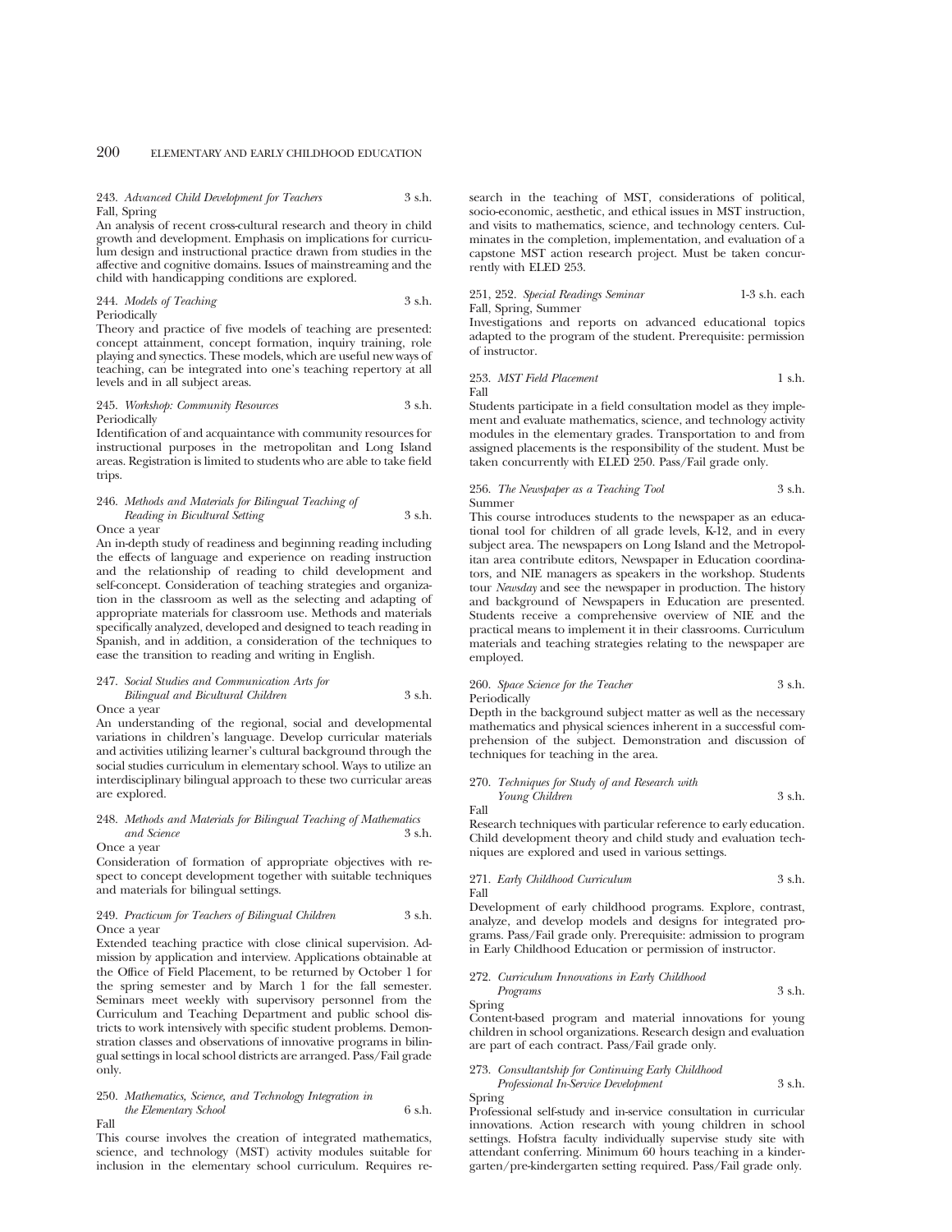243. *Advanced Child Development for Teachers* 3 s.h.
Fall, Spring

An analysis of recent cross-cultural research and theory in child growth and development. Emphasis on implications for curriculum design and instructional practice drawn from studies in the affective and cognitive domains. Issues of mainstreaming and the child with handicapping conditions are explored.

244. *Models of Teaching* 3 s.h.
Periodically

Theory and practice of five models of teaching are presented: concept attainment, concept formation, inquiry training, role playing and synectics. These models, which are useful new ways of teaching, can be integrated into one's teaching repertory at all levels and in all subject areas.

245. *Workshop: Community Resources* 3 s.h.
Periodically

Identification of and acquaintance with community resources for instructional purposes in the metropolitan and Long Island areas. Registration is limited to students who are able to take field trips.

246. *Methods and Materials for Bilingual Teaching of Reading in Bicultural Setting* 3 s.h.
Once a year

An in-depth study of readiness and beginning reading including the effects of language and experience on reading instruction and the relationship of reading to child development and self-concept. Consideration of teaching strategies and organization in the classroom as well as the selecting and adapting of appropriate materials for classroom use. Methods and materials specifically analyzed, developed and designed to teach reading in Spanish, and in addition, a consideration of the techniques to ease the transition to reading and writing in English.

247. *Social Studies and Communication Arts for Bilingual and Bicultural Children* 3 s.h.
Once a year

An understanding of the regional, social and developmental variations in children's language. Develop curricular materials and activities utilizing learner's cultural background through the social studies curriculum in elementary school. Ways to utilize an interdisciplinary bilingual approach to these two curricular areas are explored.

248. *Methods and Materials for Bilingual Teaching of Mathematics and Science* 3 s.h.
Once a year

Consideration of formation of appropriate objectives with respect to concept development together with suitable techniques and materials for bilingual settings.

249. *Practicum for Teachers of Bilingual Children* 3 s.h.
Once a year

Extended teaching practice with close clinical supervision. Admission by application and interview. Applications obtainable at the Office of Field Placement, to be returned by October 1 for the spring semester and by March 1 for the fall semester. Seminars meet weekly with supervisory personnel from the Curriculum and Teaching Department and public school districts to work intensively with specific student problems. Demonstration classes and observations of innovative programs in bilingual settings in local school districts are arranged. Pass/Fail grade only.

250. *Mathematics, Science, and Technology Integration in the Elementary School* 6 s.h.
Fall

This course involves the creation of integrated mathematics, science, and technology (MST) activity modules suitable for inclusion in the elementary school curriculum. Requires research in the teaching of MST, considerations of political, socio-economic, aesthetic, and ethical issues in MST instruction, and visits to mathematics, science, and technology centers. Culminates in the completion, implementation, and evaluation of a capstone MST action research project. Must be taken concurrently with ELED 253.

251, 252. *Special Readings Seminar* 1-3 s.h. each
Fall, Spring, Summer

Investigations and reports on advanced educational topics adapted to the program of the student. Prerequisite: permission of instructor.

253. *MST Field Placement* 1 s.h.
Fall

Students participate in a field consultation model as they implement and evaluate mathematics, science, and technology activity modules in the elementary grades. Transportation to and from assigned placements is the responsibility of the student. Must be taken concurrently with ELED 250. Pass/Fail grade only.

256. *The Newspaper as a Teaching Tool* 3 s.h.
Summer

This course introduces students to the newspaper as an educational tool for children of all grade levels, K-12, and in every subject area. The newspapers on Long Island and the Metropolitan area contribute editors, Newspaper in Education coordinators, and NIE managers as speakers in the workshop. Students tour *Newsday* and see the newspaper in production. The history and background of Newspapers in Education are presented. Students receive a comprehensive overview of NIE and the practical means to implement it in their classrooms. Curriculum materials and teaching strategies relating to the newspaper are employed.

260. *Space Science for the Teacher* 3 s.h.
Periodically

Depth in the background subject matter as well as the necessary mathematics and physical sciences inherent in a successful comprehension of the subject. Demonstration and discussion of techniques for teaching in the area.

270. *Techniques for Study of and Research with Young Children* 3 s.h.
Fall

Research techniques with particular reference to early education. Child development theory and child study and evaluation techniques are explored and used in various settings.

271. *Early Childhood Curriculum* 3 s.h.
Fall

Development of early childhood programs. Explore, contrast, analyze, and develop models and designs for integrated programs. Pass/Fail grade only. Prerequisite: admission to program in Early Childhood Education or permission of instructor.

272. *Curriculum Innovations in Early Childhood Programs* 3 s.h.
Spring

Content-based program and material innovations for young children in school organizations. Research design and evaluation are part of each contract. Pass/Fail grade only.

273. *Consultantship for Continuing Early Childhood Professional In-Service Development* 3 s.h.
Spring

Professional self-study and in-service consultation in curricular innovations. Action research with young children in school settings. Hofstra faculty individually supervise study site with attendant conferring. Minimum 60 hours teaching in a kindergarten/pre-kindergarten setting required. Pass/Fail grade only.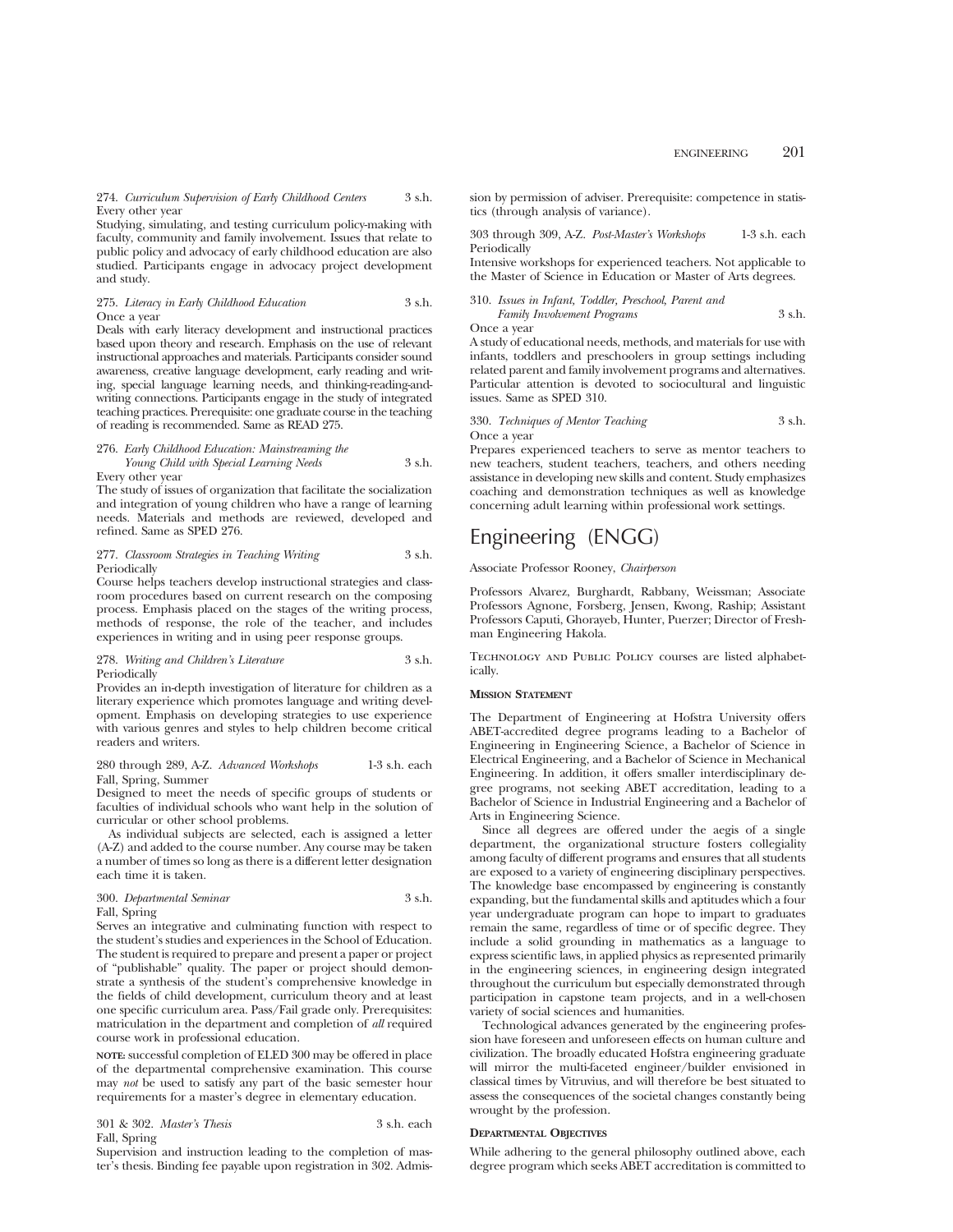274. *Curriculum Supervision of Early Childhood Centers* 3 s.h.
Every other year

Studying, simulating, and testing curriculum policy-making with faculty, community and family involvement. Issues that relate to public policy and advocacy of early childhood education are also studied. Participants engage in advocacy project development and study.

275. *Literacy in Early Childhood Education* 3 s.h.
Once a year

Deals with early literacy development and instructional practices based upon theory and research. Emphasis on the use of relevant instructional approaches and materials. Participants consider sound awareness, creative language development, early reading and writing, special language learning needs, and thinking-reading-and-writing connections. Participants engage in the study of integrated teaching practices. Prerequisite: one graduate course in the teaching of reading is recommended. Same as READ 275.

276. *Early Childhood Education: Mainstreaming the Young Child with Special Learning Needs* 3 s.h.
Every other year

The study of issues of organization that facilitate the socialization and integration of young children who have a range of learning needs. Materials and methods are reviewed, developed and refined. Same as SPED 276.

277. *Classroom Strategies in Teaching Writing* 3 s.h.
Periodically

Course helps teachers develop instructional strategies and classroom procedures based on current research on the composing process. Emphasis placed on the stages of the writing process, methods of response, the role of the teacher, and includes experiences in writing and in using peer response groups.

278. *Writing and Children's Literature* 3 s.h.
Periodically

Provides an in-depth investigation of literature for children as a literary experience which promotes language and writing development. Emphasis on developing strategies to use experience with various genres and styles to help children become critical readers and writers.

280 through 289, A-Z. *Advanced Workshops* 1-3 s.h. each
Fall, Spring, Summer

Designed to meet the needs of specific groups of students or faculties of individual schools who want help in the solution of curricular or other school problems.

As individual subjects are selected, each is assigned a letter (A-Z) and added to the course number. Any course may be taken a number of times so long as there is a different letter designation each time it is taken.

300. *Departmental Seminar* 3 s.h.
Fall, Spring

Serves an integrative and culminating function with respect to the student's studies and experiences in the School of Education. The student is required to prepare and present a paper or project of "publishable" quality. The paper or project should demonstrate a synthesis of the student's comprehensive knowledge in the fields of child development, curriculum theory and at least one specific curriculum area. Pass/Fail grade only. Prerequisites: matriculation in the department and completion of *all* required course work in professional education.

**NOTE:** successful completion of ELED 300 may be offered in place of the departmental comprehensive examination. This course may *not* be used to satisfy any part of the basic semester hour requirements for a master's degree in elementary education.

301 & 302. *Master's Thesis* 3 s.h. each
Fall, Spring

Supervision and instruction leading to the completion of master's thesis. Binding fee payable upon registration in 302. Admission by permission of adviser. Prerequisite: competence in statistics (through analysis of variance).

303 through 309, A-Z. *Post-Master's Workshops* 1-3 s.h. each
Periodically

Intensive workshops for experienced teachers. Not applicable to the Master of Science in Education or Master of Arts degrees.

310. *Issues in Infant, Toddler, Preschool, Parent and Family Involvement Programs* 3 s.h.
Once a year

A study of educational needs, methods, and materials for use with infants, toddlers and preschoolers in group settings including related parent and family involvement programs and alternatives. Particular attention is devoted to sociocultural and linguistic issues. Same as SPED 310.

330. *Techniques of Mentor Teaching* 3 s.h.
Once a year

Prepares experienced teachers to serve as mentor teachers to new teachers, student teachers, teachers, and others needing assistance in developing new skills and content. Study emphasizes coaching and demonstration techniques as well as knowledge concerning adult learning within professional work settings.

# Engineering (ENGG)

Associate Professor Rooney, *Chairperson*

Professors Alvarez, Burghardt, Rabbany, Weissman; Associate Professors Agnone, Forsberg, Jensen, Kwong, Raship; Assistant Professors Caputi, Ghorayeb, Hunter, Puerzer; Director of Freshman Engineering Hakola.

Technology and Public Policy courses are listed alphabetically.

**Mission Statement**

The Department of Engineering at Hofstra University offers ABET-accredited degree programs leading to a Bachelor of Engineering in Engineering Science, a Bachelor of Science in Electrical Engineering, and a Bachelor of Science in Mechanical Engineering. In addition, it offers smaller interdisciplinary degree programs, not seeking ABET accreditation, leading to a Bachelor of Science in Industrial Engineering and a Bachelor of Arts in Engineering Science.

Since all degrees are offered under the aegis of a single department, the organizational structure fosters collegiality among faculty of different programs and ensures that all students are exposed to a variety of engineering disciplinary perspectives. The knowledge base encompassed by engineering is constantly expanding, but the fundamental skills and aptitudes which a four year undergraduate program can hope to impart to graduates remain the same, regardless of time or of specific degree. They include a solid grounding in mathematics as a language to express scientific laws, in applied physics as represented primarily in the engineering sciences, in engineering design integrated throughout the curriculum but especially demonstrated through participation in capstone team projects, and in a well-chosen variety of social sciences and humanities.

Technological advances generated by the engineering profession have foreseen and unforeseen effects on human culture and civilization. The broadly educated Hofstra engineering graduate will mirror the multi-faceted engineer/builder envisioned in classical times by Vitruvius, and will therefore be best situated to assess the consequences of the societal changes constantly being wrought by the profession.

**Departmental Objectives**

While adhering to the general philosophy outlined above, each degree program which seeks ABET accreditation is committed to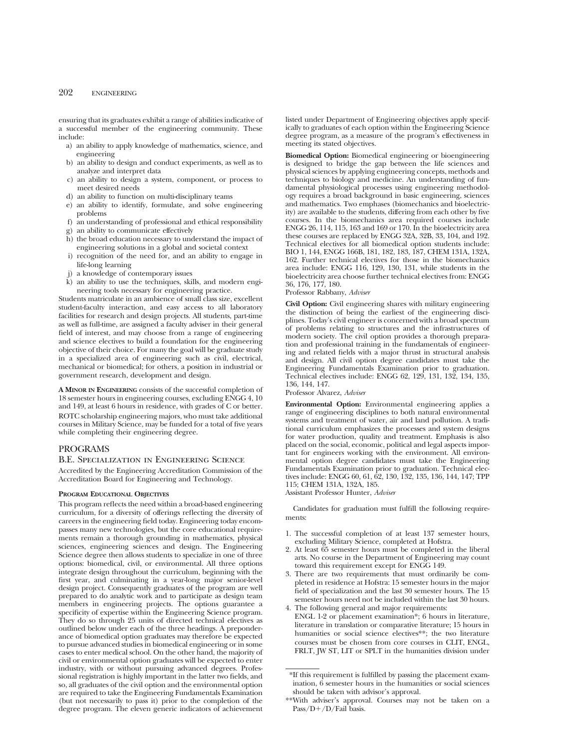ensuring that its graduates exhibit a range of abilities indicative of a successful member of the engineering community. These include:

a) an ability to apply knowledge of mathematics, science, and engineering
b) an ability to design and conduct experiments, as well as to analyze and interpret data
c) an ability to design a system, component, or process to meet desired needs
d) an ability to function on multi-disciplinary teams
e) an ability to identify, formulate, and solve engineering problems
f) an understanding of professional and ethical responsibility
g) an ability to communicate effectively
h) the broad education necessary to understand the impact of engineering solutions in a global and societal context
i) recognition of the need for, and an ability to engage in life-long learning
j) a knowledge of contemporary issues
k) an ability to use the techniques, skills, and modern engineering tools necessary for engineering practice.

Students matriculate in an ambience of small class size, excellent student-faculty interaction, and easy access to all laboratory facilities for research and design projects. All students, part-time as well as full-time, are assigned a faculty adviser in their general field of interest, and may choose from a range of engineering and science electives to build a foundation for the engineering objective of their choice. For many the goal will be graduate study in a specialized area of engineering such as civil, electrical, mechanical or biomedical; for others, a position in industrial or government research, development and design.

**A Minor in Engineering** consists of the successful completion of 18 semester hours in engineering courses, excluding ENGG 4, 10 and 149, at least 6 hours in residence, with grades of C or better.

ROTC scholarship engineering majors, who must take additional courses in Military Science, may be funded for a total of five years while completing their engineering degree.

## PROGRAMS

### B.E. Specialization in Engineering Science

Accredited by the Engineering Accreditation Commission of the Accreditation Board for Engineering and Technology.

#### Program Educational Objectives

This program reflects the need within a broad-based engineering curriculum, for a diversity of offerings reflecting the diversity of careers in the engineering field today. Engineering today encompasses many new technologies, but the core educational requirements remain a thorough grounding in mathematics, physical sciences, engineering sciences and design. The Engineering Science degree then allows students to specialize in one of three options: biomedical, civil, or environmental. All three options integrate design throughout the curriculum, beginning with the first year, and culminating in a year-long major senior-level design project. Consequently graduates of the program are well prepared to do analytic work and to participate as design team members in engineering projects. The options guarantee a specificity of expertise within the Engineering Science program. They do so through 25 units of directed technical electives as outlined below under each of the three headings. A preponderance of biomedical option graduates may therefore be expected to pursue advanced studies in biomedical engineering or in some cases to enter medical school. On the other hand, the majority of civil or environmental option graduates will be expected to enter industry, with or without pursuing advanced degrees. Professional registration is highly important in the latter two fields, and so, all graduates of the civil option and the environmental option are required to take the Engineering Fundamentals Examination (but not necessarily to pass it) prior to the completion of the degree program. The eleven generic indicators of achievement listed under Department of Engineering objectives apply specifically to graduates of each option within the Engineering Science degree program, as a measure of the program's effectiveness in meeting its stated objectives.

**Biomedical Option:** Biomedical engineering or bioengineering is designed to bridge the gap between the life sciences and physical sciences by applying engineering concepts, methods and techniques to biology and medicine. An understanding of fundamental physiological processes using engineering methodology requires a broad background in basic engineering, sciences and mathematics. Two emphases (biomechanics and bioelectricity) are available to the students, differing from each other by five courses. In the biomechanics area required courses include ENGG 26, 114, 115, 163 and 169 or 170. In the bioelectricity area these courses are replaced by ENGG 32A, 32B, 33, 104, and 192. Technical electives for all biomedical option students include: BIO 1, 144, ENGG 166B, 181, 182, 183, 187, CHEM 131A, 132A, 162. Further technical electives for those in the biomechanics area include: ENGG 116, 129, 130, 131, while students in the bioelectricity area choose further technical electives from: ENGG 36, 176, 177, 180.
Professor Rabbany, *Adviser*

**Civil Option:** Civil engineering shares with military engineering the distinction of being the earliest of the engineering disciplines. Today's civil engineer is concerned with a broad spectrum of problems relating to structures and the infrastructures of modern society. The civil option provides a thorough preparation and professional training in the fundamentals of engineering and related fields with a major thrust in structural analysis and design. All civil option degree candidates must take the Engineering Fundamentals Examination prior to graduation. Technical electives include: ENGG 62, 129, 131, 132, 134, 135, 136, 144, 147.
Professor Alvarez, *Adviser*

**Environmental Option:** Environmental engineering applies a range of engineering disciplines to both natural environmental systems and treatment of water, air and land pollution. A traditional curriculum emphasizes the processes and system designs for water production, quality and treatment. Emphasis is also placed on the social, economic, political and legal aspects important for engineers working with the environment. All environmental option degree candidates must take the Engineering Fundamentals Examination prior to graduation. Technical electives include: ENGG 60, 61, 62, 130, 132, 135, 136, 144, 147; TPP 115; CHEM 131A, 132A, 185.
Assistant Professor Hunter, *Adviser*

Candidates for graduation must fulfill the following requirements:

1. The successful completion of at least 137 semester hours, excluding Military Science, completed at Hofstra.
2. At least 65 semester hours must be completed in the liberal arts. No course in the Department of Engineering may count toward this requirement except for ENGG 149.
3. There are two requirements that must ordinarily be completed in residence at Hofstra: 15 semester hours in the major field of specialization and the last 30 semester hours. The 15 semester hours need not be included within the last 30 hours.
4. The following general and major requirements:
   ENGL 1-2 or placement examination*; 6 hours in literature, literature in translation or comparative literature; 15 hours in humanities or social science electives**; the two literature courses must be chosen from core courses in CLIT, ENGL, FRLT, JW ST, LIT or SPLT in the humanities division under

*If this requirement is fulfilled by passing the placement examination, 6 semester hours in the humanities or social sciences should be taken with advisor's approval.

**With adviser's approval. Courses may not be taken on a Pass/D+/D/Fail basis.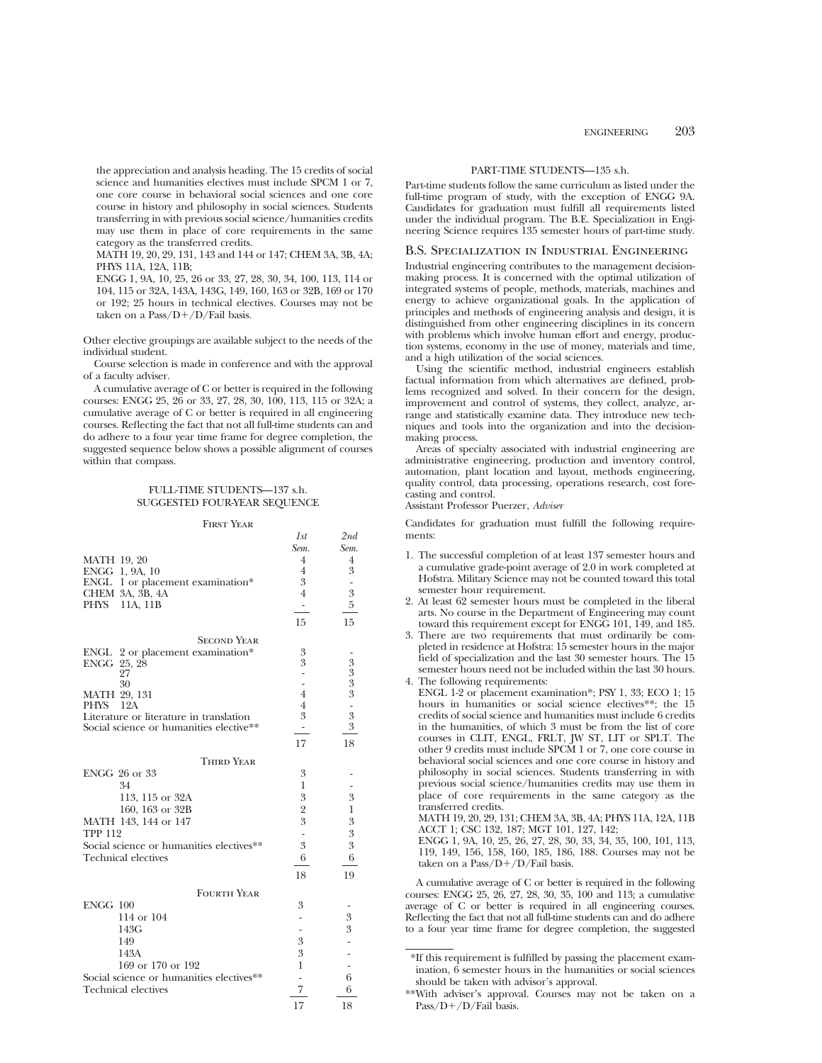the appreciation and analysis heading. The 15 credits of social science and humanities electives must include SPCM 1 or 7, one core course in behavioral social sciences and one core course in history and philosophy in social sciences. Students transferring in with previous social science/humanities credits may use them in place of core requirements in the same category as the transferred credits.

MATH 19, 20, 29, 131, 143 and 144 or 147; CHEM 3A, 3B, 4A; PHYS 11A, 12A, 11B;

ENGG 1, 9A, 10, 25, 26 or 33, 27, 28, 30, 34, 100, 113, 114 or 104, 115 or 32A, 143A, 143G, 149, 160, 163 or 32B, 169 or 170 or 192; 25 hours in technical electives. Courses may not be taken on a Pass/D+/D/Fail basis.

Other elective groupings are available subject to the needs of the individual student.

Course selection is made in conference and with the approval of a faculty adviser.

A cumulative average of C or better is required in the following courses: ENGG 25, 26 or 33, 27, 28, 30, 100, 113, 115 or 32A; a cumulative average of C or better is required in all engineering courses. Reflecting the fact that not all full-time students can and do adhere to a four year time frame for degree completion, the suggested sequence below shows a possible alignment of courses within that compass.

FULL-TIME STUDENTS—137 s.h.
SUGGESTED FOUR-YEAR SEQUENCE

| First Year | 1st Sem. | 2nd Sem. |
|---|---|---|
| MATH 19, 20 | 4 | 4 |
| ENGG 1, 9A, 10 | 4 | 3 |
| ENGL 1 or placement examination* | 3 | - |
| CHEM 3A, 3B, 4A | 4 | 3 |
| PHYS 11A, 11B | - | 5 |
| | 15 | 15 |
| **Second Year** | | |
| ENGL 2 or placement examination* | 3 | - |
| ENGG 25, 28 | 3 | 3 |
| 27 | - | 3 |
| 30 | - | 3 |
| MATH 29, 131 | 4 | 3 |
| PHYS 12A | 4 | - |
| Literature or literature in translation | 3 | 3 |
| Social science or humanities elective** | - | 3 |
| | 17 | 18 |
| **Third Year** | | |
| ENGG 26 or 33 | 3 | - |
| 34 | 1 | - |
| 113, 115 or 32A | 3 | 3 |
| 160, 163 or 32B | 2 | 1 |
| MATH 143, 144 or 147 | 3 | 3 |
| TPP 112 | - | 3 |
| Social science or humanities electives** | 3 | 3 |
| Technical electives | 6 | 6 |
| | 18 | 19 |
| **Fourth Year** | | |
| ENGG 100 | 3 | - |
| 114 or 104 | - | 3 |
| 143G | - | 3 |
| 149 | 3 | - |
| 143A | 3 | - |
| 169 or 170 or 192 | 1 | - |
| Social science or humanities electives** | - | 6 |
| Technical electives | 7 | 6 |
| | 17 | 18 |

PART-TIME STUDENTS—135 s.h.

Part-time students follow the same curriculum as listed under the full-time program of study, with the exception of ENGG 9A. Candidates for graduation must fulfill all requirements listed under the individual program. The B.E. Specialization in Engineering Science requires 135 semester hours of part-time study.

## B.S. Specialization in Industrial Engineering

Industrial engineering contributes to the management decision-making process. It is concerned with the optimal utilization of integrated systems of people, methods, materials, machines and energy to achieve organizational goals. In the application of principles and methods of engineering analysis and design, it is distinguished from other engineering disciplines in its concern with problems which involve human effort and energy, production systems, economy in the use of money, materials and time, and a high utilization of the social sciences.

Using the scientific method, industrial engineers establish factual information from which alternatives are defined, problems recognized and solved. In their concern for the design, improvement and control of systems, they collect, analyze, arrange and statistically examine data. They introduce new techniques and tools into the organization and into the decision-making process.

Areas of specialty associated with industrial engineering are administrative engineering, production and inventory control, automation, plant location and layout, methods engineering, quality control, data processing, operations research, cost forecasting and control.

Assistant Professor Puerzer, *Adviser*

Candidates for graduation must fulfill the following requirements:

1. The successful completion of at least 137 semester hours and a cumulative grade-point average of 2.0 in work completed at Hofstra. Military Science may not be counted toward this total semester hour requirement.
2. At least 62 semester hours must be completed in the liberal arts. No course in the Department of Engineering may count toward this requirement except for ENGG 101, 149, and 185.
3. There are two requirements that must ordinarily be completed in residence at Hofstra: 15 semester hours in the major field of specialization and the last 30 semester hours. The 15 semester hours need not be included within the last 30 hours.
4. The following requirements:
   ENGL 1-2 or placement examination*; PSY 1, 33; ECO 1; 15 hours in humanities or social science electives**; the 15 credits of social science and humanities must include 6 credits in the humanities, of which 3 must be from the list of core courses in CLIT, ENGL, FRLT, JW ST, LIT or SPLT. The other 9 credits must include SPCM 1 or 7, one core course in behavioral social sciences and one core course in history and philosophy in social sciences. Students transferring in with previous social science/humanities credits may use them in place of core requirements in the same category as the transferred credits.
   MATH 19, 20, 29, 131; CHEM 3A, 3B, 4A; PHYS 11A, 12A, 11B ACCT 1; CSC 132, 187; MGT 101, 127, 142;
   ENGG 1, 9A, 10, 25, 26, 27, 28, 30, 33, 34, 35, 100, 101, 113, 119, 149, 156, 158, 160, 185, 186, 188. Courses may not be taken on a Pass/D+/D/Fail basis.

A cumulative average of C or better is required in the following courses: ENGG 25, 26, 27, 28, 30, 35, 100 and 113; a cumulative average of C or better is required in all engineering courses. Reflecting the fact that not all full-time students can and do adhere to a four year time frame for degree completion, the suggested

*If this requirement is fulfilled by passing the placement examination, 6 semester hours in the humanities or social sciences should be taken with advisor's approval.

**With adviser's approval. Courses may not be taken on a Pass/D+/D/Fail basis.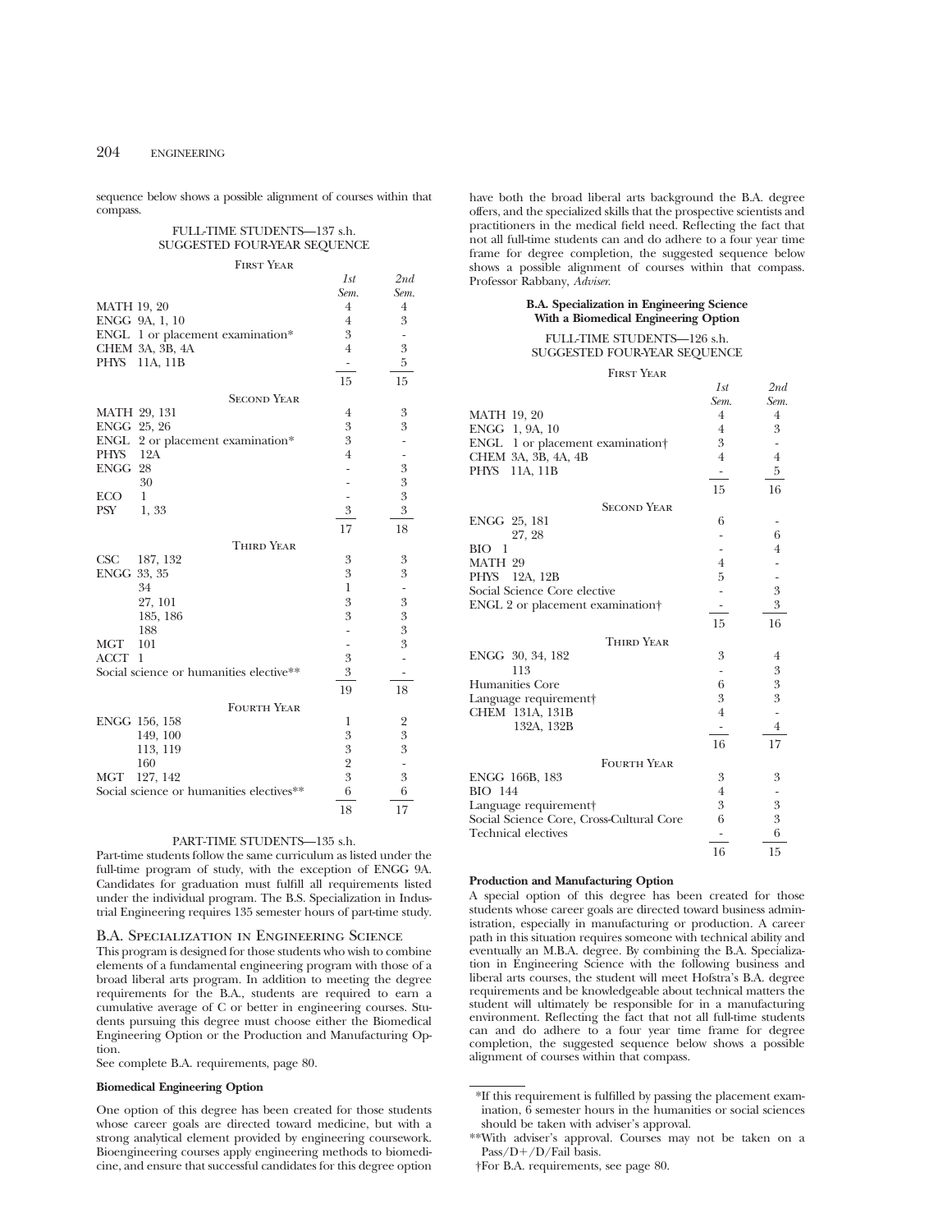sequence below shows a possible alignment of courses within that compass.

FULL-TIME STUDENTS—137 s.h.
SUGGESTED FOUR-YEAR SEQUENCE

| First Year | 1st Sem. | 2nd Sem. |
|---|---|---|
| MATH 19, 20 | 4 | 4 |
| ENGG 9A, 1, 10 | 4 | 3 |
| ENGL 1 or placement examination* | 3 | - |
| CHEM 3A, 3B, 4A | 4 | 3 |
| PHYS 11A, 11B | - | 5 |
| | 15 | 15 |
| **Second Year** | | |
| MATH 29, 131 | 4 | 3 |
| ENGG 25, 26 | 3 | 3 |
| ENGL 2 or placement examination* | 3 | - |
| PHYS 12A | 4 | - |
| ENGG 28 | - | 3 |
| 30 | - | 3 |
| ECO 1 | - | 3 |
| PSY 1, 33 | 3 | 3 |
| | 17 | 18 |
| **Third Year** | | |
| CSC 187, 132 | 3 | 3 |
| ENGG 33, 35 | 3 | 3 |
| 34 | 1 | - |
| 27, 101 | 3 | 3 |
| 185, 186 | 3 | 3 |
| 188 | - | 3 |
| MGT 101 | - | 3 |
| ACCT 1 | 3 | - |
| Social science or humanities elective** | 3 | - |
| | 19 | 18 |
| **Fourth Year** | | |
| ENGG 156, 158 | 1 | 2 |
| 149, 100 | 3 | 3 |
| 113, 119 | 3 | 3 |
| 160 | 2 | - |
| MGT 127, 142 | 3 | 3 |
| Social science or humanities electives** | 6 | 6 |
| | 18 | 17 |

PART-TIME STUDENTS—135 s.h.

Part-time students follow the same curriculum as listed under the full-time program of study, with the exception of ENGG 9A. Candidates for graduation must fulfill all requirements listed under the individual program. The B.S. Specialization in Industrial Engineering requires 135 semester hours of part-time study.

## B.A. Specialization in Engineering Science

This program is designed for those students who wish to combine elements of a fundamental engineering program with those of a broad liberal arts program. In addition to meeting the degree requirements for the B.A., students are required to earn a cumulative average of C or better in engineering courses. Students pursuing this degree must choose either the Biomedical Engineering Option or the Production and Manufacturing Option.

See complete B.A. requirements, page 80.

**Biomedical Engineering Option**

One option of this degree has been created for those students whose career goals are directed toward medicine, but with a strong analytical element provided by engineering coursework. Bioengineering courses apply engineering methods to biomedicine, and ensure that successful candidates for this degree option have both the broad liberal arts background the B.A. degree offers, and the specialized skills that the prospective scientists and practitioners in the medical field need. Reflecting the fact that not all full-time students can and do adhere to a four year time frame for degree completion, the suggested sequence below shows a possible alignment of courses within that compass. Professor Rabbany, *Adviser.*

**B.A. Specialization in Engineering Science With a Biomedical Engineering Option**

FULL-TIME STUDENTS—126 s.h.
SUGGESTED FOUR-YEAR SEQUENCE

| First Year | 1st Sem. | 2nd Sem. |
|---|---|---|
| MATH 19, 20 | 4 | 4 |
| ENGG 1, 9A, 10 | 4 | 3 |
| ENGL 1 or placement examination† | 3 | - |
| CHEM 3A, 3B, 4A, 4B | 4 | 4 |
| PHYS 11A, 11B | - | 5 |
| | 15 | 16 |
| **Second Year** | | |
| ENGG 25, 181 | 6 | - |
| 27, 28 | - | 6 |
| BIO 1 | - | 4 |
| MATH 29 | 4 | - |
| PHYS 12A, 12B | 5 | - |
| Social Science Core elective | - | 3 |
| ENGL 2 or placement examination† | - | 3 |
| | 15 | 16 |
| **Third Year** | | |
| ENGG 30, 34, 182 | 3 | 4 |
| 113 | - | 3 |
| Humanities Core | 6 | 3 |
| Language requirement† | 3 | 3 |
| CHEM 131A, 131B | 4 | - |
| 132A, 132B | - | 4 |
| | 16 | 17 |
| **Fourth Year** | | |
| ENGG 166B, 183 | 3 | 3 |
| BIO 144 | 4 | - |
| Language requirement† | 3 | 3 |
| Social Science Core, Cross-Cultural Core | 6 | 3 |
| Technical electives | - | 6 |
| | 16 | 15 |

**Production and Manufacturing Option**

A special option of this degree has been created for those students whose career goals are directed toward business administration, especially in manufacturing or production. A career path in this situation requires someone with technical ability and eventually an M.B.A. degree. By combining the B.A. Specialization in Engineering Science with the following business and liberal arts courses, the student will meet Hofstra's B.A. degree requirements and be knowledgeable about technical matters the student will ultimately be responsible for in a manufacturing environment. Reflecting the fact that not all full-time students can and do adhere to a four year time frame for degree completion, the suggested sequence below shows a possible alignment of courses within that compass.

*If this requirement is fulfilled by passing the placement examination, 6 semester hours in the humanities or social sciences should be taken with adviser's approval.

**With adviser's approval. Courses may not be taken on a Pass/D+/D/Fail basis.

†For B.A. requirements, see page 80.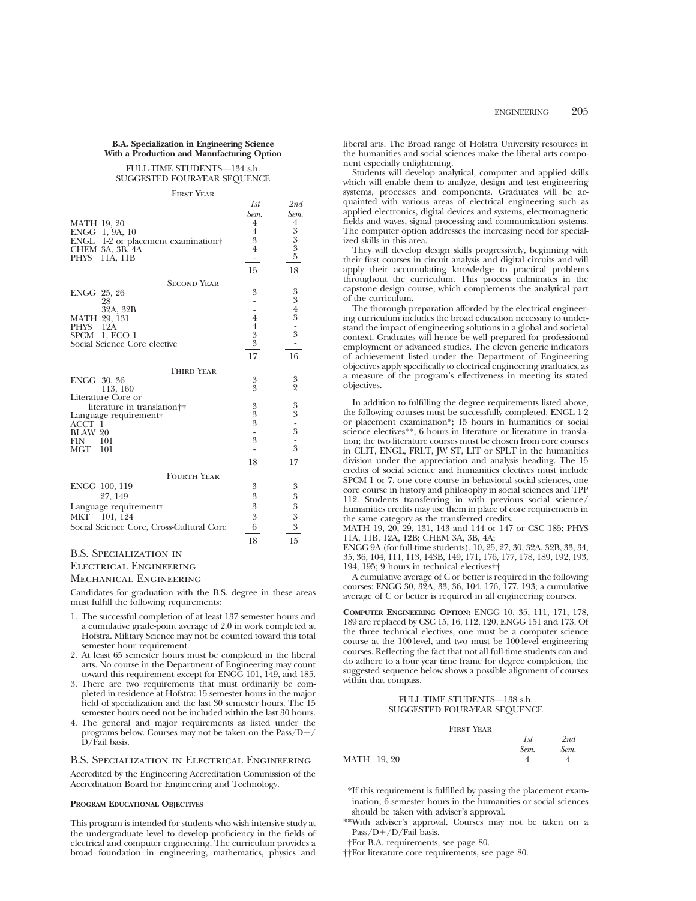**B.A. Specialization in Engineering Science With a Production and Manufacturing Option**

FULL-TIME STUDENTS—134 s.h.
SUGGESTED FOUR-YEAR SEQUENCE

| First Year | 1st Sem. | 2nd Sem. |
|---|---|---|
| MATH 19, 20 | 4 | 4 |
| ENGG 1, 9A, 10 | 4 | 3 |
| ENGL 1-2 or placement examination† | 3 | 3 |
| CHEM 3A, 3B, 4A | 4 | 3 |
| PHYS 11A, 11B | - | 5 |
| | 15 | 18 |
| **Second Year** | | |
| ENGG 25, 26 | 3 | 3 |
| 28 | - | 3 |
| 32A, 32B | - | 4 |
| MATH 29, 131 | 4 | 3 |
| PHYS 12A | 4 | - |
| SPCM 1, ECO 1 | 3 | 3 |
| Social Science Core elective | 3 | - |
| | 17 | 16 |
| **Third Year** | | |
| ENGG 30, 36 | 3 | 3 |
| 113, 160 | 3 | 2 |
| Literature Core or literature in translation†† | 3 | 3 |
| Language requirement† | 3 | 3 |
| ACCT 1 | 3 | - |
| BLAW 20 | - | 3 |
| FIN 101 | 3 | - |
| MGT 101 | - | 3 |
| | 18 | 17 |
| **Fourth Year** | | |
| ENGG 100, 119 | 3 | 3 |
| 27, 149 | 3 | 3 |
| Language requirement† | 3 | 3 |
| MKT 101, 124 | 3 | 3 |
| Social Science Core, Cross-Cultural Core | 6 | 3 |
| | 18 | 15 |

## B.S. Specialization in Electrical Engineering Mechanical Engineering

Candidates for graduation with the B.S. degree in these areas must fulfill the following requirements:

1. The successful completion of at least 137 semester hours and a cumulative grade-point average of 2.0 in work completed at Hofstra. Military Science may not be counted toward this total semester hour requirement.
2. At least 65 semester hours must be completed in the liberal arts. No course in the Department of Engineering may count toward this requirement except for ENGG 101, 149, and 185.
3. There are two requirements that must ordinarily be completed in residence at Hofstra: 15 semester hours in the major field of specialization and the last 30 semester hours. The 15 semester hours need not be included within the last 30 hours.
4. The general and major requirements as listed under the programs below. Courses may not be taken on the Pass/D+/D/Fail basis.

## B.S. Specialization in Electrical Engineering

Accredited by the Engineering Accreditation Commission of the Accreditation Board for Engineering and Technology.

**Program Educational Objectives**

This program is intended for students who wish intensive study at the undergraduate level to develop proficiency in the fields of electrical and computer engineering. The curriculum provides a broad foundation in engineering, mathematics, physics and liberal arts. The Broad range of Hofstra University resources in the humanities and social sciences make the liberal arts component especially enlightening.

Students will develop analytical, computer and applied skills which will enable them to analyze, design and test engineering systems, processes and components. Graduates will be acquainted with various areas of electrical engineering such as applied electronics, digital devices and systems, electromagnetic fields and waves, signal processing and communication systems. The computer option addresses the increasing need for specialized skills in this area.

They will develop design skills progressively, beginning with their first courses in circuit analysis and digital circuits and will apply their accumulating knowledge to practical problems throughout the curriculum. This process culminates in the capstone design course, which complements the analytical part of the curriculum.

The thorough preparation afforded by the electrical engineering curriculum includes the broad education necessary to understand the impact of engineering solutions in a global and societal context. Graduates will hence be well prepared for professional employment or advanced studies. The eleven generic indicators of achievement listed under the Department of Engineering objectives apply specifically to electrical engineering graduates, as a measure of the program's effectiveness in meeting its stated objectives.

In addition to fulfilling the degree requirements listed above, the following courses must be successfully completed. ENGL 1-2 or placement examination*; 15 hours in humanities or social science electives**; 6 hours in literature or literature in translation; the two literature courses must be chosen from core courses in CLIT, ENGL, FRLT, JW ST, LIT or SPLT in the humanities division under the appreciation and analysis heading. The 15 credits of social science and humanities electives must include SPCM 1 or 7, one core course in behavioral social sciences, one core course in history and philosophy in social sciences and TPP 112. Students transferring in with previous social science/humanities credits may use them in place of core requirements in the same category as the transferred credits.

MATH 19, 20, 29, 131, 143 and 144 or 147 or CSC 185; PHYS 11A, 11B, 12A, 12B; CHEM 3A, 3B, 4A;

ENGG 9A (for full-time students), 10, 25, 27, 30, 32A, 32B, 33, 34, 35, 36, 104, 111, 113, 143B, 149, 171, 176, 177, 178, 189, 192, 193, 194, 195; 9 hours in technical electives††

A cumulative average of C or better is required in the following courses: ENGG 30, 32A, 33, 36, 104, 176, 177, 193; a cumulative average of C or better is required in all engineering courses.

**Computer Engineering Option:** ENGG 10, 35, 111, 171, 178, 189 are replaced by CSC 15, 16, 112, 120, ENGG 151 and 173. Of the three technical electives, one must be a computer science course at the 100-level, and two must be 100-level engineering courses. Reflecting the fact that not all full-time students can and do adhere to a four year time frame for degree completion, the suggested sequence below shows a possible alignment of courses within that compass.

FULL-TIME STUDENTS—138 s.h.
SUGGESTED FOUR-YEAR SEQUENCE

| First Year | 1st Sem. | 2nd Sem. |
|---|---|---|
| MATH 19, 20 | 4 | 4 |

*If this requirement is fulfilled by passing the placement examination, 6 semester hours in the humanities or social sciences should be taken with adviser's approval.

**With adviser's approval. Courses may not be taken on a Pass/D+/D/Fail basis.

†For B.A. requirements, see page 80.

††For literature core requirements, see page 80.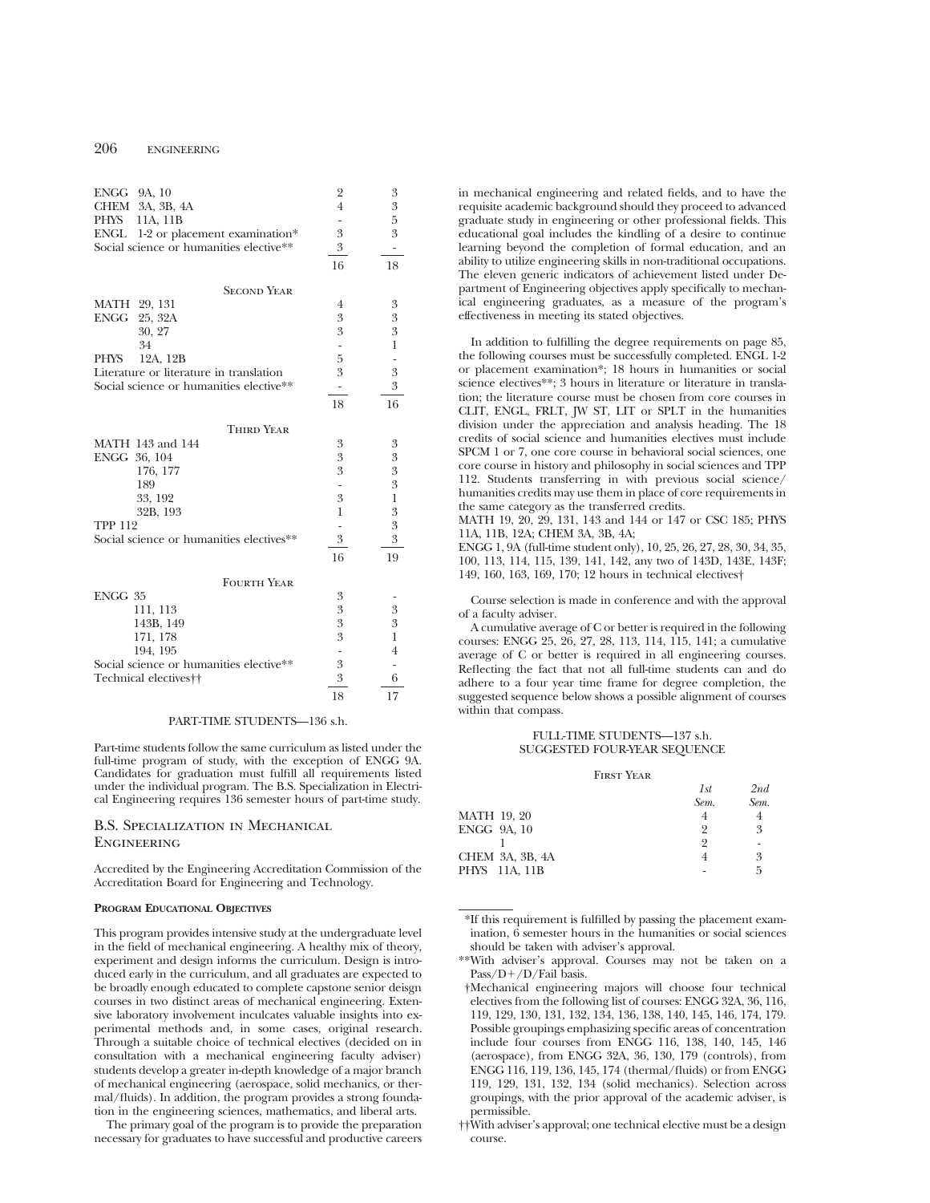| | | |
|---|---|---|
| ENGG 9A, 10 | 2 | 3 |
| CHEM 3A, 3B, 4A | 4 | 3 |
| PHYS 11A, 11B | - | 5 |
| ENGL 1-2 or placement examination* | 3 | 3 |
| Social science or humanities elective** | 3 | - |
| | 16 | 18 |

| Second Year | | |
|---|---|---|
| MATH 29, 131 | 4 | 3 |
| ENGG 25, 32A | 3 | 3 |
| 30, 27 | 3 | 3 |
| 34 | - | 1 |
| PHYS 12A, 12B | 5 | - |
| Literature or literature in translation | 3 | 3 |
| Social science or humanities elective** | - | 3 |
| | 18 | 16 |

| Third Year | | |
|---|---|---|
| MATH 143 and 144 | 3 | 3 |
| ENGG 36, 104 | 3 | 3 |
| 176, 177 | 3 | 3 |
| 189 | - | 3 |
| 33, 192 | 3 | 1 |
| 32B, 193 | 1 | 3 |
| TPP 112 | - | 3 |
| Social science or humanities electives** | 3 | 3 |
| | 16 | 19 |

| Fourth Year | | |
|---|---|---|
| ENGG 35 | 3 | - |
| 111, 113 | 3 | 3 |
| 143B, 149 | 3 | 3 |
| 171, 178 | 3 | 1 |
| 194, 195 | - | 4 |
| Social science or humanities elective** | 3 | - |
| Technical electives†† | 3 | 6 |
| | 18 | 17 |

PART-TIME STUDENTS—136 s.h.

Part-time students follow the same curriculum as listed under the full-time program of study, with the exception of ENGG 9A. Candidates for graduation must fulfill all requirements listed under the individual program. The B.S. Specialization in Electrical Engineering requires 136 semester hours of part-time study.

## B.S. Specialization in Mechanical Engineering

Accredited by the Engineering Accreditation Commission of the Accreditation Board for Engineering and Technology.

**Program Educational Objectives**

This program provides intensive study at the undergraduate level in the field of mechanical engineering. A healthy mix of theory, experiment and design informs the curriculum. Design is introduced early in the curriculum, and all graduates are expected to be broadly enough educated to complete capstone senior deisgn courses in two distinct areas of mechanical engineering. Extensive laboratory involvement inculcates valuable insights into experimental methods and, in some cases, original research. Through a suitable choice of technical electives (decided on in consultation with a mechanical engineering faculty adviser) students develop a greater in-depth knowledge of a major branch of mechanical engineering (aerospace, solid mechanics, or thermal/fluids). In addition, the program provides a strong foundation in the engineering sciences, mathematics, and liberal arts.

The primary goal of the program is to provide the preparation necessary for graduates to have successful and productive careers in mechanical engineering and related fields, and to have the requisite academic background should they proceed to advanced graduate study in engineering or other professional fields. This educational goal includes the kindling of a desire to continue learning beyond the completion of formal education, and an ability to utilize engineering skills in non-traditional occupations. The eleven generic indicators of achievement listed under Department of Engineering objectives apply specifically to mechanical engineering graduates, as a measure of the program's effectiveness in meeting its stated objectives.

In addition to fulfilling the degree requirements on page 85, the following courses must be successfully completed. ENGL 1-2 or placement examination*; 18 hours in humanities or social science electives**; 3 hours in literature or literature in translation; the literature course must be chosen from core courses in CLIT, ENGL, FRLT, JW ST, LIT or SPLT in the humanities division under the appreciation and analysis heading. The 18 credits of social science and humanities electives must include SPCM 1 or 7, one core course in behavioral social sciences, one core course in history and philosophy in social sciences and TPP 112. Students transferring in with previous social science/humanities credits may use them in place of core requirements in the same category as the transferred credits.

MATH 19, 20, 29, 131, 143 and 144 or 147 or CSC 185; PHYS 11A, 11B, 12A; CHEM 3A, 3B, 4A;

ENGG 1, 9A (full-time student only), 10, 25, 26, 27, 28, 30, 34, 35, 100, 113, 114, 115, 139, 141, 142, any two of 143D, 143E, 143F; 149, 160, 163, 169, 170; 12 hours in technical electives†

Course selection is made in conference and with the approval of a faculty adviser.

A cumulative average of C or better is required in the following courses: ENGG 25, 26, 27, 28, 113, 114, 115, 141; a cumulative average of C or better is required in all engineering courses. Reflecting the fact that not all full-time students can and do adhere to a four year time frame for degree completion, the suggested sequence below shows a possible alignment of courses within that compass.

FULL-TIME STUDENTS—137 s.h.
SUGGESTED FOUR-YEAR SEQUENCE

| First Year | *1st Sem.* | *2nd Sem.* |
|---|---|---|
| MATH 19, 20 | 4 | 4 |
| ENGG 9A, 10 | 2 | 3 |
| 1 | 2 | - |
| CHEM 3A, 3B, 4A | 4 | 3 |
| PHYS 11A, 11B | - | 5 |

*If this requirement is fulfilled by passing the placement examination, 6 semester hours in the humanities or social sciences should be taken with adviser's approval.

**With adviser's approval. Courses may not be taken on a Pass/D+/D/Fail basis.

†Mechanical engineering majors will choose four technical electives from the following list of courses: ENGG 32A, 36, 116, 119, 129, 130, 131, 132, 134, 136, 138, 140, 145, 146, 174, 179. Possible groupings emphasizing specific areas of concentration include four courses from ENGG 116, 138, 140, 145, 146 (aerospace), from ENGG 32A, 36, 130, 179 (controls), from ENGG 116, 119, 136, 145, 174 (thermal/fluids) or from ENGG 119, 129, 131, 132, 134 (solid mechanics). Selection across groupings, with the prior approval of the academic adviser, is permissible.

††With adviser's approval; one technical elective must be a design course.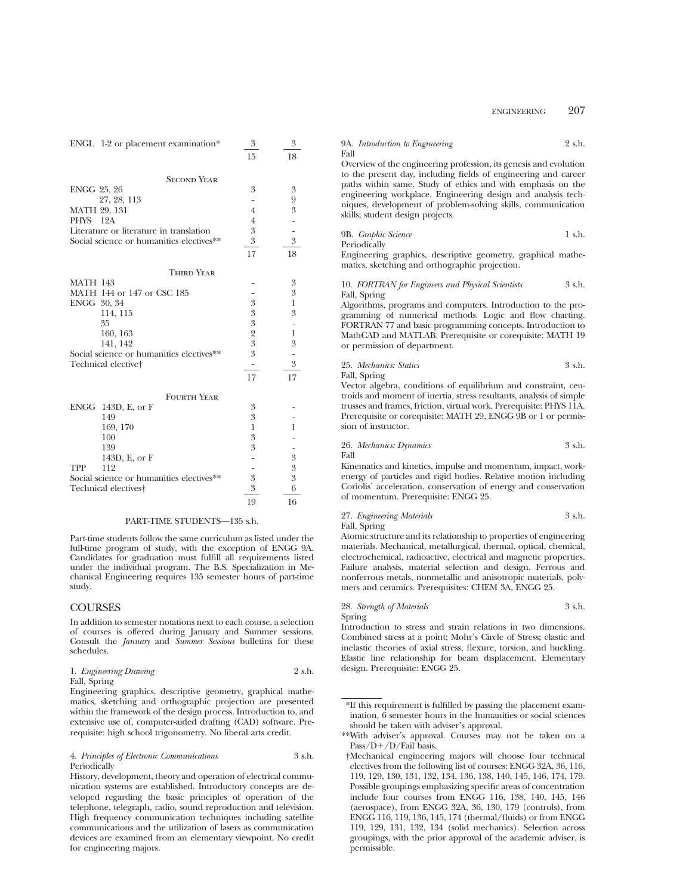| | | |
|---|---|---|
| ENGL 1-2 or placement examination* | 3 | 3 |
| | 15 | 18 |

| Second Year | | |
|---|---|---|
| ENGG 25, 26 | 3 | 3 |
| 27, 28, 113 | - | 9 |
| MATH 29, 131 | 4 | 3 |
| PHYS 12A | 4 | - |
| Literature or literature in translation | 3 | - |
| Social science or humanities electives** | 3 | 3 |
| | 17 | 18 |

| Third Year | | |
|---|---|---|
| MATH 143 | - | 3 |
| MATH 144 or 147 or CSC 185 | - | 3 |
| ENGG 30, 34 | 3 | 1 |
| 114, 115 | 3 | 3 |
| 35 | 3 | - |
| 160, 163 | 2 | 1 |
| 141, 142 | 3 | 3 |
| Social science or humanities electives** | 3 | - |
| Technical elective† | - | 3 |
| | 17 | 17 |

| Fourth Year | | |
|---|---|---|
| ENGG 143D, E, or F | 3 | - |
| 149 | 3 | - |
| 169, 170 | 1 | 1 |
| 100 | 3 | - |
| 139 | 3 | - |
| 143D, E, or F | - | 3 |
| TPP 112 | - | 3 |
| Social science or humanities electives** | 3 | 3 |
| Technical electives† | 3 | 6 |
| | 19 | 16 |

PART-TIME STUDENTS—135 s.h.

Part-time students follow the same curriculum as listed under the full-time program of study, with the exception of ENGG 9A. Candidates for graduation must fulfill all requirements listed under the individual program. The B.S. Specialization in Mechanical Engineering requires 135 semester hours of part-time study.

## COURSES

In addition to semester notations next to each course, a selection of courses is offered during January and Summer sessions. Consult the *January* and *Summer Sessions* bulletins for these schedules.

1. *Engineering Drawing* 2 s.h.
Fall, Spring
Engineering graphics, descriptive geometry, graphical mathematics, sketching and orthographic projection are presented within the framework of the design process. Introduction to, and extensive use of, computer-aided drafting (CAD) software. Prerequisite: high school trigonometry. No liberal arts credit.

4. *Principles of Electronic Communications* 3 s.h.
Periodically
History, development, theory and operation of electrical communication systems are established. Introductory concepts are developed regarding the basic principles of operation of the telephone, telegraph, radio, sound reproduction and television. High frequency communication techniques including satellite communications and the utilization of lasers as communication devices are examined from an elementary viewpoint. No credit for engineering majors.

9A. *Introduction to Engineering* 2 s.h.
Fall
Overview of the engineering profession, its genesis and evolution to the present day, including fields of engineering and career paths within same. Study of ethics and with emphasis on the engineering workplace. Engineering design and analysis techniques, development of problem-solving skills, communication skills; student design projects.

9B. *Graphic Science* 1 s.h.
Periodically
Engineering graphics, descriptive geometry, graphical mathematics, sketching and orthographic projection.

10. *FORTRAN for Engineers and Physical Scientists* 3 s.h.
Fall, Spring
Algorithms, programs and computers. Introduction to the programming of numerical methods. Logic and flow charting. FORTRAN 77 and basic programming concepts. Introduction to MathCAD and MATLAB. Prerequisite or corequisite: MATH 19 or permission of department.

25. *Mechanics: Statics* 3 s.h.
Fall, Spring
Vector algebra, conditions of equilibrium and constraint, centroids and moment of inertia, stress resultants, analysis of simple trusses and frames, friction, virtual work. Prerequisite: PHYS 11A. Prerequisite or corequisite: MATH 29, ENGG 9B or 1 or permission of instructor.

26. *Mechanics: Dynamics* 3 s.h.
Fall
Kinematics and kinetics, impulse and momentum, impact, work-energy of particles and rigid bodies. Relative motion including Coriolis' acceleration, conservation of energy and conservation of momentum. Prerequisite: ENGG 25.

27. *Engineering Materials* 3 s.h.
Fall, Spring
Atomic structure and its relationship to properties of engineering materials. Mechanical, metallurgical, thermal, optical, chemical, electrochemical, radioactive, electrical and magnetic properties. Failure analysis, material selection and design. Ferrous and nonferrous metals, nonmetallic and anisotropic materials, polymers and ceramics. Prerequisites: CHEM 3A, ENGG 25.

28. *Strength of Materials* 3 s.h.
Spring
Introduction to stress and strain relations in two dimensions. Combined stress at a point; Mohr's Circle of Stress; elastic and inelastic theories of axial stress, flexure, torsion, and buckling. Elastic line relationship for beam displacement. Elementary design. Prerequisite: ENGG 25.

---

*If this requirement is fulfilled by passing the placement examination, 6 semester hours in the humanities or social sciences should be taken with adviser's approval.

**With adviser's approval. Courses may not be taken on a Pass/D+/D/Fail basis.

†Mechanical engineering majors will choose four technical electives from the following list of courses: ENGG 32A, 36, 116, 119, 129, 130, 131, 132, 134, 136, 138, 140, 145, 146, 174, 179. Possible groupings emphasizing specific areas of concentration include four courses from ENGG 116, 138, 140, 145, 146 (aerospace), from ENGG 32A, 36, 130, 179 (controls), from ENGG 116, 119, 136, 145, 174 (thermal/fluids) or from ENGG 119, 129, 131, 132, 134 (solid mechanics). Selection across groupings, with the prior approval of the academic adviser, is permissible.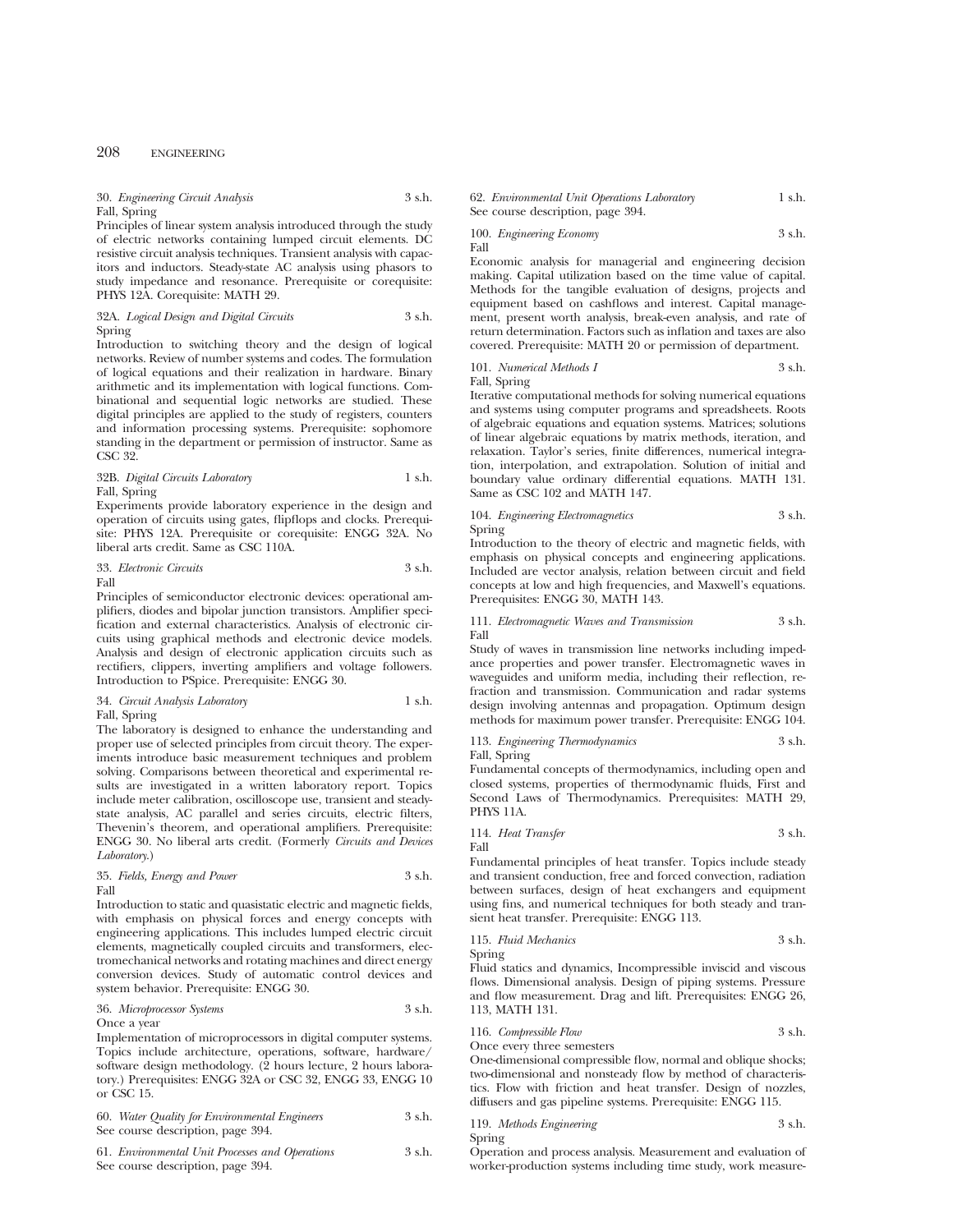30. *Engineering Circuit Analysis* 3 s.h.
Fall, Spring

Principles of linear system analysis introduced through the study of electric networks containing lumped circuit elements. DC resistive circuit analysis techniques. Transient analysis with capacitors and inductors. Steady-state AC analysis using phasors to study impedance and resonance. Prerequisite or corequisite: PHYS 12A. Corequisite: MATH 29.

32A. *Logical Design and Digital Circuits* 3 s.h.
Spring

Introduction to switching theory and the design of logical networks. Review of number systems and codes. The formulation of logical equations and their realization in hardware. Binary arithmetic and its implementation with logical functions. Combinational and sequential logic networks are studied. These digital principles are applied to the study of registers, counters and information processing systems. Prerequisite: sophomore standing in the department or permission of instructor. Same as CSC 32.

32B. *Digital Circuits Laboratory* 1 s.h.
Fall, Spring

Experiments provide laboratory experience in the design and operation of circuits using gates, flipflops and clocks. Prerequisite: PHYS 12A. Prerequisite or corequisite: ENGG 32A. No liberal arts credit. Same as CSC 110A.

33. *Electronic Circuits* 3 s.h.
Fall

Principles of semiconductor electronic devices: operational amplifiers, diodes and bipolar junction transistors. Amplifier specification and external characteristics. Analysis of electronic circuits using graphical methods and electronic device models. Analysis and design of electronic application circuits such as rectifiers, clippers, inverting amplifiers and voltage followers. Introduction to PSpice. Prerequisite: ENGG 30.

34. *Circuit Analysis Laboratory* 1 s.h.
Fall, Spring

The laboratory is designed to enhance the understanding and proper use of selected principles from circuit theory. The experiments introduce basic measurement techniques and problem solving. Comparisons between theoretical and experimental results are investigated in a written laboratory report. Topics include meter calibration, oscilloscope use, transient and steady-state analysis, AC parallel and series circuits, electric filters, Thevenin's theorem, and operational amplifiers. Prerequisite: ENGG 30. No liberal arts credit. (Formerly *Circuits and Devices Laboratory*.)

35. *Fields, Energy and Power* 3 s.h.
Fall

Introduction to static and quasistatic electric and magnetic fields, with emphasis on physical forces and energy concepts with engineering applications. This includes lumped electric circuit elements, magnetically coupled circuits and transformers, electromechanical networks and rotating machines and direct energy conversion devices. Study of automatic control devices and system behavior. Prerequisite: ENGG 30.

36. *Microprocessor Systems* 3 s.h.
Once a year

Implementation of microprocessors in digital computer systems. Topics include architecture, operations, software, hardware/software design methodology. (2 hours lecture, 2 hours laboratory.) Prerequisites: ENGG 32A or CSC 32, ENGG 33, ENGG 10 or CSC 15.

60. *Water Quality for Environmental Engineers* 3 s.h.
See course description, page 394.

61. *Environmental Unit Processes and Operations* 3 s.h.
See course description, page 394.

62. *Environmental Unit Operations Laboratory* 1 s.h.
See course description, page 394.

100. *Engineering Economy* 3 s.h.
Fall

Economic analysis for managerial and engineering decision making. Capital utilization based on the time value of capital. Methods for the tangible evaluation of designs, projects and equipment based on cashflows and interest. Capital management, present worth analysis, break-even analysis, and rate of return determination. Factors such as inflation and taxes are also covered. Prerequisite: MATH 20 or permission of department.

101. *Numerical Methods I* 3 s.h.
Fall, Spring

Iterative computational methods for solving numerical equations and systems using computer programs and spreadsheets. Roots of algebraic equations and equation systems. Matrices; solutions of linear algebraic equations by matrix methods, iteration, and relaxation. Taylor's series, finite differences, numerical integration, interpolation, and extrapolation. Solution of initial and boundary value ordinary differential equations. MATH 131. Same as CSC 102 and MATH 147.

104. *Engineering Electromagnetics* 3 s.h.
Spring

Introduction to the theory of electric and magnetic fields, with emphasis on physical concepts and engineering applications. Included are vector analysis, relation between circuit and field concepts at low and high frequencies, and Maxwell's equations. Prerequisites: ENGG 30, MATH 143.

111. *Electromagnetic Waves and Transmission* 3 s.h.
Fall

Study of waves in transmission line networks including impedance properties and power transfer. Electromagnetic waves in waveguides and uniform media, including their reflection, refraction and transmission. Communication and radar systems design involving antennas and propagation. Optimum design methods for maximum power transfer. Prerequisite: ENGG 104.

113. *Engineering Thermodynamics* 3 s.h.
Fall, Spring

Fundamental concepts of thermodynamics, including open and closed systems, properties of thermodynamic fluids, First and Second Laws of Thermodynamics. Prerequisites: MATH 29, PHYS 11A.

114. *Heat Transfer* 3 s.h.
Fall

Fundamental principles of heat transfer. Topics include steady and transient conduction, free and forced convection, radiation between surfaces, design of heat exchangers and equipment using fins, and numerical techniques for both steady and transient heat transfer. Prerequisite: ENGG 113.

115. *Fluid Mechanics* 3 s.h.
Spring

Fluid statics and dynamics, Incompressible inviscid and viscous flows. Dimensional analysis. Design of piping systems. Pressure and flow measurement. Drag and lift. Prerequisites: ENGG 26, 113, MATH 131.

116. *Compressible Flow* 3 s.h.
Once every three semesters

One-dimensional compressible flow, normal and oblique shocks; two-dimensional and nonsteady flow by method of characteristics. Flow with friction and heat transfer. Design of nozzles, diffusers and gas pipeline systems. Prerequisite: ENGG 115.

119. *Methods Engineering* 3 s.h.
Spring

Operation and process analysis. Measurement and evaluation of worker-production systems including time study, work measure-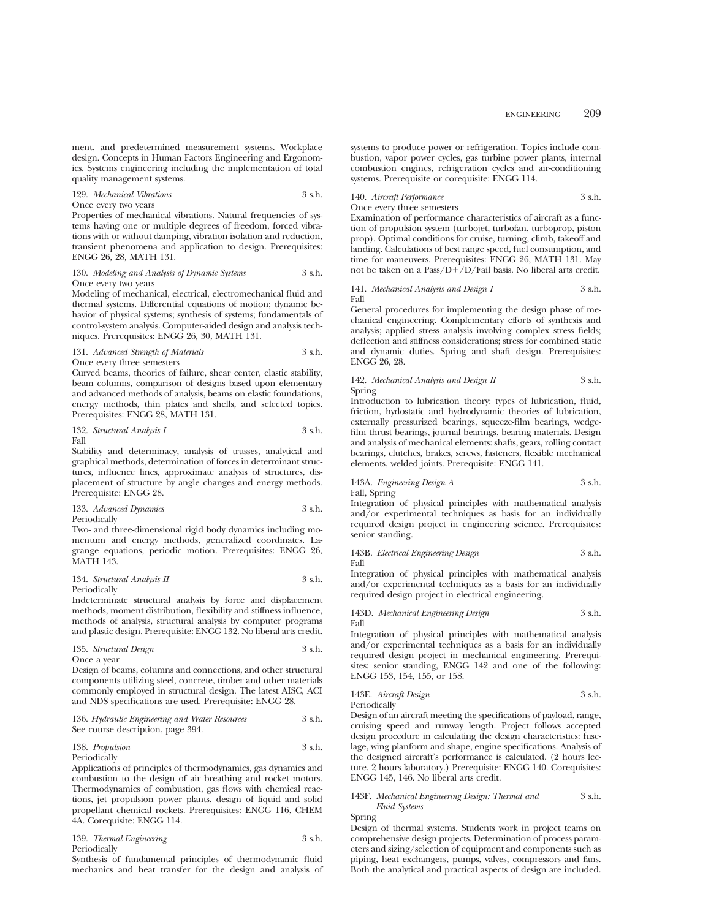ment, and predetermined measurement systems. Workplace design. Concepts in Human Factors Engineering and Ergonomics. Systems engineering including the implementation of total quality management systems.

129. *Mechanical Vibrations* 3 s.h.
Once every two years
Properties of mechanical vibrations. Natural frequencies of systems having one or multiple degrees of freedom, forced vibrations with or without damping, vibration isolation and reduction, transient phenomena and application to design. Prerequisites: ENGG 26, 28, MATH 131.

130. *Modeling and Analysis of Dynamic Systems* 3 s.h.
Once every two years
Modeling of mechanical, electrical, electromechanical fluid and thermal systems. Differential equations of motion; dynamic behavior of physical systems; synthesis of systems; fundamentals of control-system analysis. Computer-aided design and analysis techniques. Prerequisites: ENGG 26, 30, MATH 131.

131. *Advanced Strength of Materials* 3 s.h.
Once every three semesters
Curved beams, theories of failure, shear center, elastic stability, beam columns, comparison of designs based upon elementary and advanced methods of analysis, beams on elastic foundations, energy methods, thin plates and shells, and selected topics. Prerequisites: ENGG 28, MATH 131.

132. *Structural Analysis I* 3 s.h.
Fall
Stability and determinacy, analysis of trusses, analytical and graphical methods, determination of forces in determinant structures, influence lines, approximate analysis of structures, displacement of structure by angle changes and energy methods. Prerequisite: ENGG 28.

133. *Advanced Dynamics* 3 s.h.
Periodically
Two- and three-dimensional rigid body dynamics including momentum and energy methods, generalized coordinates. Lagrange equations, periodic motion. Prerequisites: ENGG 26, MATH 143.

134. *Structural Analysis II* 3 s.h.
Periodically
Indeterminate structural analysis by force and displacement methods, moment distribution, flexibility and stiffness influence, methods of analysis, structural analysis by computer programs and plastic design. Prerequisite: ENGG 132. No liberal arts credit.

135. *Structural Design* 3 s.h.
Once a year
Design of beams, columns and connections, and other structural components utilizing steel, concrete, timber and other materials commonly employed in structural design. The latest AISC, ACI and NDS specifications are used. Prerequisite: ENGG 28.

136. *Hydraulic Engineering and Water Resources* 3 s.h.
See course description, page 394.

138. *Propulsion* 3 s.h.
Periodically
Applications of principles of thermodynamics, gas dynamics and combustion to the design of air breathing and rocket motors. Thermodynamics of combustion, gas flows with chemical reactions, jet propulsion power plants, design of liquid and solid propellant chemical rockets. Prerequisites: ENGG 116, CHEM 4A. Corequisite: ENGG 114.

139. *Thermal Engineering* 3 s.h.
Periodically
Synthesis of fundamental principles of thermodynamic fluid mechanics and heat transfer for the design and analysis of systems to produce power or refrigeration. Topics include combustion, vapor power cycles, gas turbine power plants, internal combustion engines, refrigeration cycles and air-conditioning systems. Prerequisite or corequisite: ENGG 114.

140. *Aircraft Performance* 3 s.h.
Once every three semesters
Examination of performance characteristics of aircraft as a function of propulsion system (turbojet, turbofan, turboprop, piston prop). Optimal conditions for cruise, turning, climb, takeoff and landing. Calculations of best range speed, fuel consumption, and time for maneuvers. Prerequisites: ENGG 26, MATH 131. May not be taken on a Pass/D+/D/Fail basis. No liberal arts credit.

141. *Mechanical Analysis and Design I* 3 s.h.
Fall
General procedures for implementing the design phase of mechanical engineering. Complementary efforts of synthesis and analysis; applied stress analysis involving complex stress fields; deflection and stiffness considerations; stress for combined static and dynamic duties. Spring and shaft design. Prerequisites: ENGG 26, 28.

142. *Mechanical Analysis and Design II* 3 s.h.
Spring
Introduction to lubrication theory: types of lubrication, fluid, friction, hydostatic and hydrodynamic theories of lubrication, externally pressurized bearings, squeeze-film bearings, wedge-film thrust bearings, journal bearings, bearing materials. Design and analysis of mechanical elements: shafts, gears, rolling contact bearings, clutches, brakes, screws, fasteners, flexible mechanical elements, welded joints. Prerequisite: ENGG 141.

143A. *Engineering Design A* 3 s.h.
Fall, Spring
Integration of physical principles with mathematical analysis and/or experimental techniques as basis for an individually required design project in engineering science. Prerequisites: senior standing.

143B. *Electrical Engineering Design* 3 s.h.
Fall
Integration of physical principles with mathematical analysis and/or experimental techniques as a basis for an individually required design project in electrical engineering.

143D. *Mechanical Engineering Design* 3 s.h.
Fall
Integration of physical principles with mathematical analysis and/or experimental techniques as a basis for an individually required design project in mechanical engineering. Prerequisites: senior standing, ENGG 142 and one of the following: ENGG 153, 154, 155, or 158.

143E. *Aircraft Design* 3 s.h.
Periodically
Design of an aircraft meeting the specifications of payload, range, cruising speed and runway length. Project follows accepted design procedure in calculating the design characteristics: fuselage, wing planform and shape, engine specifications. Analysis of the designed aircraft's performance is calculated. (2 hours lecture, 2 hours laboratory.) Prerequisite: ENGG 140. Corequisites: ENGG 145, 146. No liberal arts credit.

143F. *Mechanical Engineering Design: Thermal and Fluid Systems* 3 s.h.
Spring
Design of thermal systems. Students work in project teams on comprehensive design projects. Determination of process parameters and sizing/selection of equipment and components such as piping, heat exchangers, pumps, valves, compressors and fans. Both the analytical and practical aspects of design are included.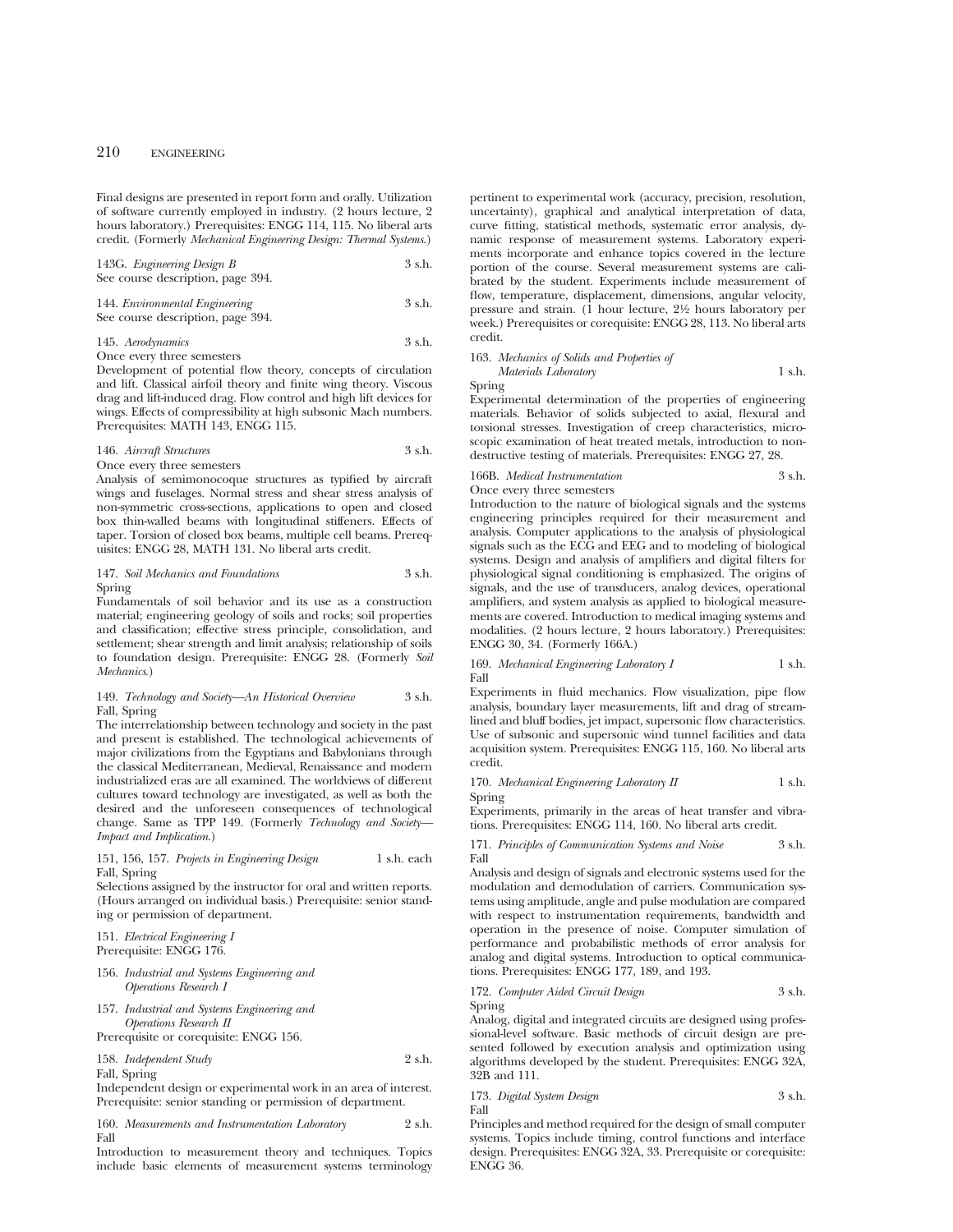Final designs are presented in report form and orally. Utilization of software currently employed in industry. (2 hours lecture, 2 hours laboratory.) Prerequisites: ENGG 114, 115. No liberal arts credit. (Formerly *Mechanical Engineering Design: Thermal Systems*.)

143G. *Engineering Design B* 3 s.h.
See course description, page 394.

144. *Environmental Engineering* 3 s.h.
See course description, page 394.

145. *Aerodynamics* 3 s.h.
Once every three semesters
Development of potential flow theory, concepts of circulation and lift. Classical airfoil theory and finite wing theory. Viscous drag and lift-induced drag. Flow control and high lift devices for wings. Effects of compressibility at high subsonic Mach numbers. Prerequisites: MATH 143, ENGG 115.

146. *Aircraft Structures* 3 s.h.
Once every three semesters
Analysis of semimonocoque structures as typified by aircraft wings and fuselages. Normal stress and shear stress analysis of non-symmetric cross-sections, applications to open and closed box thin-walled beams with longitudinal stiffeners. Effects of taper. Torsion of closed box beams, multiple cell beams. Prerequisites: ENGG 28, MATH 131. No liberal arts credit.

147. *Soil Mechanics and Foundations* 3 s.h.
Spring
Fundamentals of soil behavior and its use as a construction material; engineering geology of soils and rocks; soil properties and classification; effective stress principle, consolidation, and settlement; shear strength and limit analysis; relationship of soils to foundation design. Prerequisite: ENGG 28. (Formerly *Soil Mechanics*.)

149. *Technology and Society—An Historical Overview* 3 s.h.
Fall, Spring
The interrelationship between technology and society in the past and present is established. The technological achievements of major civilizations from the Egyptians and Babylonians through the classical Mediterranean, Medieval, Renaissance and modern industrialized eras are all examined. The worldviews of different cultures toward technology are investigated, as well as both the desired and the unforeseen consequences of technological change. Same as TPP 149. (Formerly *Technology and Society—Impact and Implication*.)

151, 156, 157. *Projects in Engineering Design* 1 s.h. each
Fall, Spring
Selections assigned by the instructor for oral and written reports. (Hours arranged on individual basis.) Prerequisite: senior standing or permission of department.

151. *Electrical Engineering I*
Prerequisite: ENGG 176.

156. *Industrial and Systems Engineering and Operations Research I*

157. *Industrial and Systems Engineering and Operations Research II*
Prerequisite or corequisite: ENGG 156.

158. *Independent Study* 2 s.h.
Fall, Spring
Independent design or experimental work in an area of interest. Prerequisite: senior standing or permission of department.

160. *Measurements and Instrumentation Laboratory* 2 s.h.
Fall
Introduction to measurement theory and techniques. Topics include basic elements of measurement systems terminology pertinent to experimental work (accuracy, precision, resolution, uncertainty), graphical and analytical interpretation of data, curve fitting, statistical methods, systematic error analysis, dynamic response of measurement systems. Laboratory experiments incorporate and enhance topics covered in the lecture portion of the course. Several measurement systems are calibrated by the student. Experiments include measurement of flow, temperature, displacement, dimensions, angular velocity, pressure and strain. (1 hour lecture, 2½ hours laboratory per week.) Prerequisites or corequisite: ENGG 28, 113. No liberal arts credit.

163. *Mechanics of Solids and Properties of Materials Laboratory* 1 s.h.
Spring
Experimental determination of the properties of engineering materials. Behavior of solids subjected to axial, flexural and torsional stresses. Investigation of creep characteristics, microscopic examination of heat treated metals, introduction to nondestructive testing of materials. Prerequisites: ENGG 27, 28.

166B. *Medical Instrumentation* 3 s.h.
Once every three semesters
Introduction to the nature of biological signals and the systems engineering principles required for their measurement and analysis. Computer applications to the analysis of physiological signals such as the ECG and EEG and to modeling of biological systems. Design and analysis of amplifiers and digital filters for physiological signal conditioning is emphasized. The origins of signals, and the use of transducers, analog devices, operational amplifiers, and system analysis as applied to biological measurements are covered. Introduction to medical imaging systems and modalities. (2 hours lecture, 2 hours laboratory.) Prerequisites: ENGG 30, 34. (Formerly 166A.)

169. *Mechanical Engineering Laboratory I* 1 s.h.
Fall
Experiments in fluid mechanics. Flow visualization, pipe flow analysis, boundary layer measurements, lift and drag of streamlined and bluff bodies, jet impact, supersonic flow characteristics. Use of subsonic and supersonic wind tunnel facilities and data acquisition system. Prerequisites: ENGG 115, 160. No liberal arts credit.

170. *Mechanical Engineering Laboratory II* 1 s.h.
Spring
Experiments, primarily in the areas of heat transfer and vibrations. Prerequisites: ENGG 114, 160. No liberal arts credit.

171. *Principles of Communication Systems and Noise* 3 s.h.
Fall
Analysis and design of signals and electronic systems used for the modulation and demodulation of carriers. Communication systems using amplitude, angle and pulse modulation are compared with respect to instrumentation requirements, bandwidth and operation in the presence of noise. Computer simulation of performance and probabilistic methods of error analysis for analog and digital systems. Introduction to optical communications. Prerequisites: ENGG 177, 189, and 193.

172. *Computer Aided Circuit Design* 3 s.h.
Spring
Analog, digital and integrated circuits are designed using professional-level software. Basic methods of circuit design are presented followed by execution analysis and optimization using algorithms developed by the student. Prerequisites: ENGG 32A, 32B and 111.

173. *Digital System Design* 3 s.h.
Fall
Principles and method required for the design of small computer systems. Topics include timing, control functions and interface design. Prerequisites: ENGG 32A, 33. Prerequisite or corequisite: ENGG 36.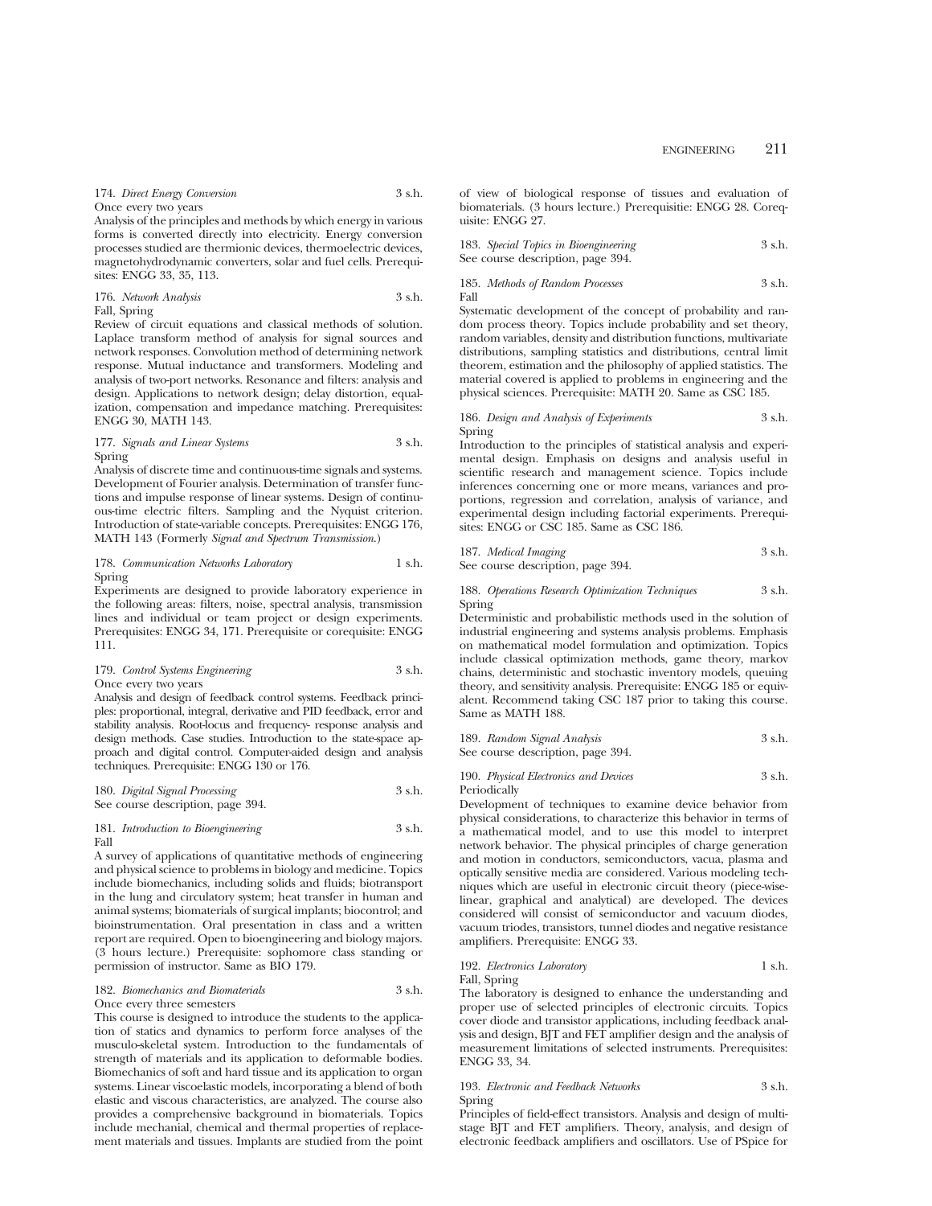174. *Direct Energy Conversion* 3 s.h.
Once every two years
Analysis of the principles and methods by which energy in various forms is converted directly into electricity. Energy conversion processes studied are thermionic devices, thermoelectric devices, magnetohydrodynamic converters, solar and fuel cells. Prerequisites: ENGG 33, 35, 113.

176. *Network Analysis* 3 s.h.
Fall, Spring
Review of circuit equations and classical methods of solution. Laplace transform method of analysis for signal sources and network responses. Convolution method of determining network response. Mutual inductance and transformers. Modeling and analysis of two-port networks. Resonance and filters: analysis and design. Applications to network design; delay distortion, equalization, compensation and impedance matching. Prerequisites: ENGG 30, MATH 143.

177. *Signals and Linear Systems* 3 s.h.
Spring
Analysis of discrete time and continuous-time signals and systems. Development of Fourier analysis. Determination of transfer functions and impulse response of linear systems. Design of continuous-time electric filters. Sampling and the Nyquist criterion. Introduction of state-variable concepts. Prerequisites: ENGG 176, MATH 143 (Formerly *Signal and Spectrum Transmission*.)

178. *Communication Networks Laboratory* 1 s.h.
Spring
Experiments are designed to provide laboratory experience in the following areas: filters, noise, spectral analysis, transmission lines and individual or team project or design experiments. Prerequisites: ENGG 34, 171. Prerequisite or corequisite: ENGG 111.

179. *Control Systems Engineering* 3 s.h.
Once every two years
Analysis and design of feedback control systems. Feedback principles: proportional, integral, derivative and PID feedback, error and stability analysis. Root-locus and frequency- response analysis and design methods. Case studies. Introduction to the state-space approach and digital control. Computer-aided design and analysis techniques. Prerequisite: ENGG 130 or 176.

180. *Digital Signal Processing* 3 s.h.
See course description, page 394.

181. *Introduction to Bioengineering* 3 s.h.
Fall
A survey of applications of quantitative methods of engineering and physical science to problems in biology and medicine. Topics include biomechanics, including solids and fluids; biotransport in the lung and circulatory system; heat transfer in human and animal systems; biomaterials of surgical implants; biocontrol; and bioinstrumentation. Oral presentation in class and a written report are required. Open to bioengineering and biology majors. (3 hours lecture.) Prerequisite: sophomore class standing or permission of instructor. Same as BIO 179.

182. *Biomechanics and Biomaterials* 3 s.h.
Once every three semesters
This course is designed to introduce the students to the application of statics and dynamics to perform force analyses of the musculo-skeletal system. Introduction to the fundamentals of strength of materials and its application to deformable bodies. Biomechanics of soft and hard tissue and its application to organ systems. Linear viscoelastic models, incorporating a blend of both elastic and viscous characteristics, are analyzed. The course also provides a comprehensive background in biomaterials. Topics include mechanial, chemical and thermal properties of replacement materials and tissues. Implants are studied from the point of view of biological response of tissues and evaluation of biomaterials. (3 hours lecture.) Prerequisitie: ENGG 28. Corequisite: ENGG 27.

183. *Special Topics in Bioengineering* 3 s.h.
See course description, page 394.

185. *Methods of Random Processes* 3 s.h.
Fall
Systematic development of the concept of probability and random process theory. Topics include probability and set theory, random variables, density and distribution functions, multivariate distributions, sampling statistics and distributions, central limit theorem, estimation and the philosophy of applied statistics. The material covered is applied to problems in engineering and the physical sciences. Prerequisite: MATH 20. Same as CSC 185.

186. *Design and Analysis of Experiments* 3 s.h.
Spring
Introduction to the principles of statistical analysis and experimental design. Emphasis on designs and analysis useful in scientific research and management science. Topics include inferences concerning one or more means, variances and proportions, regression and correlation, analysis of variance, and experimental design including factorial experiments. Prerequisites: ENGG or CSC 185. Same as CSC 186.

187. *Medical Imaging* 3 s.h.
See course description, page 394.

188. *Operations Research Optimization Techniques* 3 s.h.
Spring
Deterministic and probabilistic methods used in the solution of industrial engineering and systems analysis problems. Emphasis on mathematical model formulation and optimization. Topics include classical optimization methods, game theory, markov chains, deterministic and stochastic inventory models, queuing theory, and sensitivity analysis. Prerequisite: ENGG 185 or equivalent. Recommend taking CSC 187 prior to taking this course. Same as MATH 188.

189. *Random Signal Analysis* 3 s.h.
See course description, page 394.

190. *Physical Electronics and Devices* 3 s.h.
Periodically
Development of techniques to examine device behavior from physical considerations, to characterize this behavior in terms of a mathematical model, and to use this model to interpret network behavior. The physical principles of charge generation and motion in conductors, semiconductors, vacua, plasma and optically sensitive media are considered. Various modeling techniques which are useful in electronic circuit theory (piece-wise-linear, graphical and analytical) are developed. The devices considered will consist of semiconductor and vacuum diodes, vacuum triodes, transistors, tunnel diodes and negative resistance amplifiers. Prerequisite: ENGG 33.

192. *Electronics Laboratory* 1 s.h.
Fall, Spring
The laboratory is designed to enhance the understanding and proper use of selected principles of electronic circuits. Topics cover diode and transistor applications, including feedback analysis and design, BJT and FET amplifier design and the analysis of measurement limitations of selected instruments. Prerequisites: ENGG 33, 34.

193. *Electronic and Feedback Networks* 3 s.h.
Spring
Principles of field-effect transistors. Analysis and design of multistage BJT and FET amplifiers. Theory, analysis, and design of electronic feedback amplifiers and oscillators. Use of PSpice for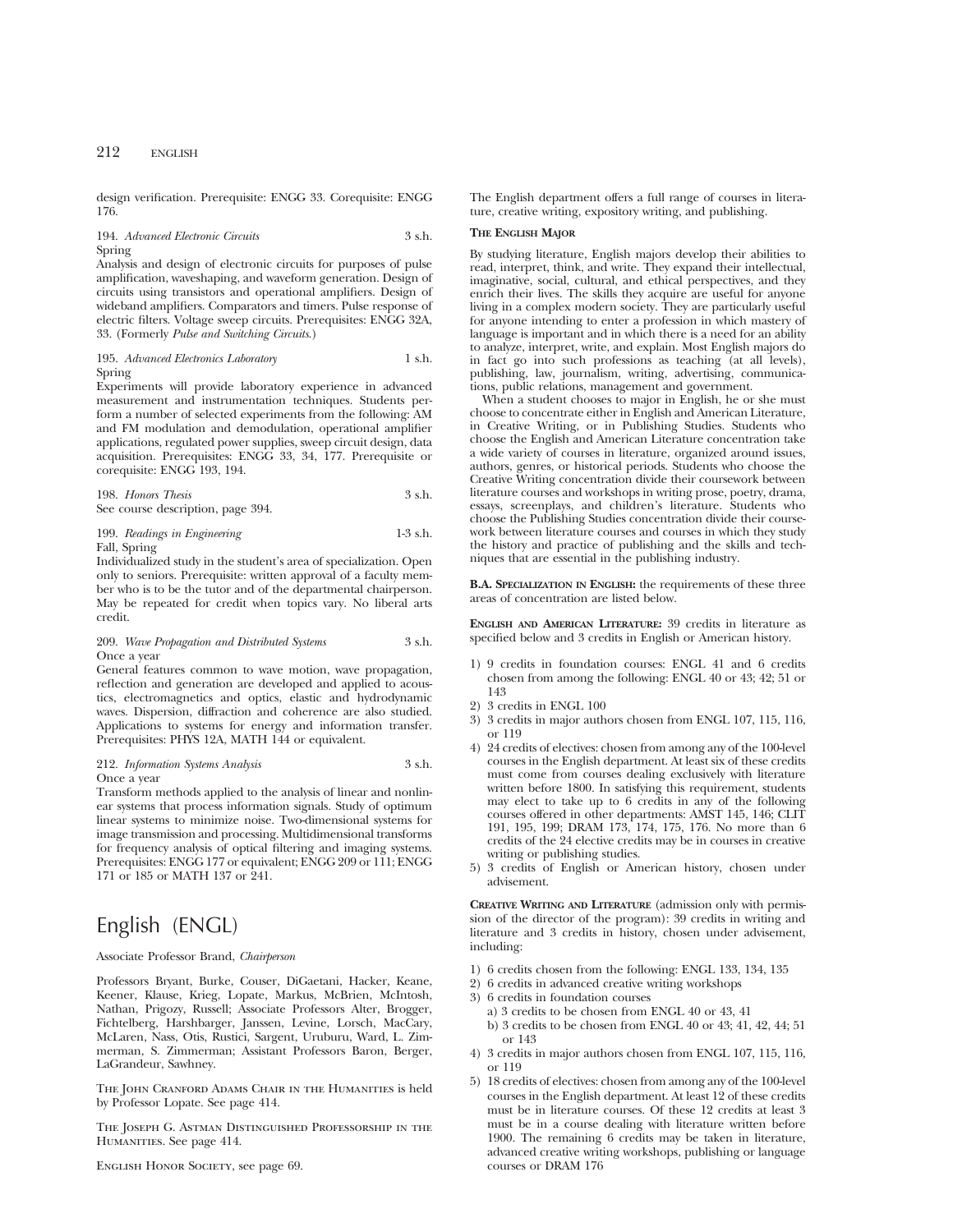design verification. Prerequisite: ENGG 33. Corequisite: ENGG 176.

194. *Advanced Electronic Circuits* 3 s.h.
Spring
Analysis and design of electronic circuits for purposes of pulse amplification, waveshaping, and waveform generation. Design of circuits using transistors and operational amplifiers. Design of wideband amplifiers. Comparators and timers. Pulse response of electric filters. Voltage sweep circuits. Prerequisites: ENGG 32A, 33. (Formerly *Pulse and Switching Circuits*.)

195. *Advanced Electronics Laboratory* 1 s.h.
Spring
Experiments will provide laboratory experience in advanced measurement and instrumentation techniques. Students perform a number of selected experiments from the following: AM and FM modulation and demodulation, operational amplifier applications, regulated power supplies, sweep circuit design, data acquisition. Prerequisites: ENGG 33, 34, 177. Prerequisite or corequisite: ENGG 193, 194.

198. *Honors Thesis* 3 s.h.
See course description, page 394.

199. *Readings in Engineering* 1-3 s.h.
Fall, Spring
Individualized study in the student's area of specialization. Open only to seniors. Prerequisite: written approval of a faculty member who is to be the tutor and of the departmental chairperson. May be repeated for credit when topics vary. No liberal arts credit.

209. *Wave Propagation and Distributed Systems* 3 s.h.
Once a year
General features common to wave motion, wave propagation, reflection and generation are developed and applied to acoustics, electromagnetics and optics, elastic and hydrodynamic waves. Dispersion, diffraction and coherence are also studied. Applications to systems for energy and information transfer. Prerequisites: PHYS 12A, MATH 144 or equivalent.

212. *Information Systems Analysis* 3 s.h.
Once a year
Transform methods applied to the analysis of linear and nonlinear systems that process information signals. Study of optimum linear systems to minimize noise. Two-dimensional systems for image transmission and processing. Multidimensional transforms for frequency analysis of optical filtering and imaging systems. Prerequisites: ENGG 177 or equivalent; ENGG 209 or 111; ENGG 171 or 185 or MATH 137 or 241.

# English (ENGL)

Associate Professor Brand, *Chairperson*

Professors Bryant, Burke, Couser, DiGaetani, Hacker, Keane, Keener, Klause, Krieg, Lopate, Markus, McBrien, McIntosh, Nathan, Prigozy, Russell; Associate Professors Alter, Brogger, Fichtelberg, Harshbarger, Janssen, Levine, Lorsch, MacCary, McLaren, Nass, Otis, Rustici, Sargent, Uruburu, Ward, L. Zimmerman, S. Zimmerman; Assistant Professors Baron, Berger, LaGrandeur, Sawhney.

The John Cranford Adams Chair in the Humanities is held by Professor Lopate. See page 414.

The Joseph G. Astman Distinguished Professorship in the Humanities. See page 414.

English Honor Society, see page 69.

The English department offers a full range of courses in literature, creative writing, expository writing, and publishing.

**The English Major**

By studying literature, English majors develop their abilities to read, interpret, think, and write. They expand their intellectual, imaginative, social, cultural, and ethical perspectives, and they enrich their lives. The skills they acquire are useful for anyone living in a complex modern society. They are particularly useful for anyone intending to enter a profession in which mastery of language is important and in which there is a need for an ability to analyze, interpret, write, and explain. Most English majors do in fact go into such professions as teaching (at all levels), publishing, law, journalism, writing, advertising, communications, public relations, management and government.

When a student chooses to major in English, he or she must choose to concentrate either in English and American Literature, in Creative Writing, or in Publishing Studies. Students who choose the English and American Literature concentration take a wide variety of courses in literature, organized around issues, authors, genres, or historical periods. Students who choose the Creative Writing concentration divide their coursework between literature courses and workshops in writing prose, poetry, drama, essays, screenplays, and children's literature. Students who choose the Publishing Studies concentration divide their coursework between literature courses and courses in which they study the history and practice of publishing and the skills and techniques that are essential in the publishing industry.

**B.A. Specialization in English:** the requirements of these three areas of concentration are listed below.

**English and American Literature:** 39 credits in literature as specified below and 3 credits in English or American history.

1) 9 credits in foundation courses: ENGL 41 and 6 credits chosen from among the following: ENGL 40 or 43; 42; 51 or 143
2) 3 credits in ENGL 100
3) 3 credits in major authors chosen from ENGL 107, 115, 116, or 119
4) 24 credits of electives: chosen from among any of the 100-level courses in the English department. At least six of these credits must come from courses dealing exclusively with literature written before 1800. In satisfying this requirement, students may elect to take up to 6 credits in any of the following courses offered in other departments: AMST 145, 146; CLIT 191, 195, 199; DRAM 173, 174, 175, 176. No more than 6 credits of the 24 elective credits may be in courses in creative writing or publishing studies.
5) 3 credits of English or American history, chosen under advisement.

**Creative Writing and Literature** (admission only with permission of the director of the program): 39 credits in writing and literature and 3 credits in history, chosen under advisement, including:

1) 6 credits chosen from the following: ENGL 133, 134, 135
2) 6 credits in advanced creative writing workshops
3) 6 credits in foundation courses
   a) 3 credits to be chosen from ENGL 40 or 43, 41
   b) 3 credits to be chosen from ENGL 40 or 43; 41, 42, 44; 51 or 143
4) 3 credits in major authors chosen from ENGL 107, 115, 116, or 119
5) 18 credits of electives: chosen from among any of the 100-level courses in the English department. At least 12 of these credits must be in literature courses. Of these 12 credits at least 3 must be in a course dealing with literature written before 1900. The remaining 6 credits may be taken in literature, advanced creative writing workshops, publishing or language courses or DRAM 176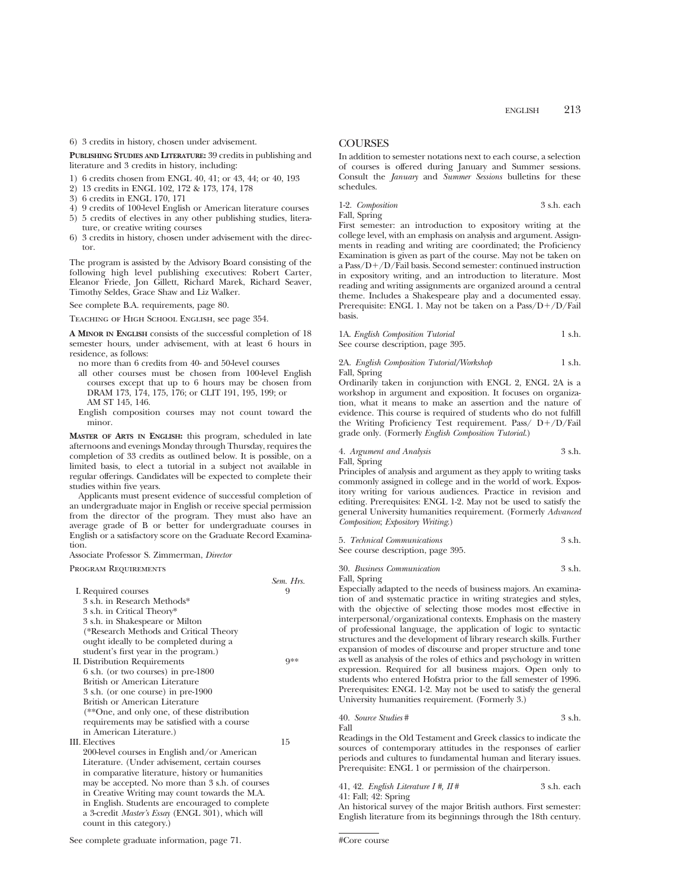6) 3 credits in history, chosen under advisement.

**Publishing Studies and Literature:** 39 credits in publishing and literature and 3 credits in history, including:

1) 6 credits chosen from ENGL 40, 41; or 43, 44; or 40, 193
2) 13 credits in ENGL 102, 172 & 173, 174, 178
3) 6 credits in ENGL 170, 171
4) 9 credits of 100-level English or American literature courses
5) 5 credits of electives in any other publishing studies, literature, or creative writing courses
6) 3 credits in history, chosen under advisement with the director.

The program is assisted by the Advisory Board consisting of the following high level publishing executives: Robert Carter, Eleanor Friede, Jon Gillett, Richard Marek, Richard Seaver, Timothy Seldes, Grace Shaw and Liz Walker.

See complete B.A. requirements, page 80.

Teaching of High School English, see page 354.

**A Minor in English** consists of the successful completion of 18 semester hours, under advisement, with at least 6 hours in residence, as follows:

- no more than 6 credits from 40- and 50-level courses
- all other courses must be chosen from 100-level English courses except that up to 6 hours may be chosen from DRAM 173, 174, 175, 176; or CLIT 191, 195, 199; or AM ST 145, 146.
- English composition courses may not count toward the minor.

**Master of Arts in English:** this program, scheduled in late afternoons and evenings Monday through Thursday, requires the completion of 33 credits as outlined below. It is possible, on a limited basis, to elect a tutorial in a subject not available in regular offerings. Candidates will be expected to complete their studies within five years.

Applicants must present evidence of successful completion of an undergraduate major in English or receive special permission from the director of the program. They must also have an average grade of B or better for undergraduate courses in English or a satisfactory score on the Graduate Record Examination.

Associate Professor S. Zimmerman, *Director*

Program Requirements

| | *Sem. Hrs.* |
|---|---|
| I. Required courses<br>3 s.h. in Research Methods*<br>3 s.h. in Critical Theory*<br>3 s.h. in Shakespeare or Milton<br>(*Research Methods and Critical Theory ought ideally to be completed during a student's first year in the program.) | 9 |
| II. Distribution Requirements<br>6 s.h. (or two courses) in pre-1800 British or American Literature<br>3 s.h. (or one course) in pre-1900 British or American Literature<br>(**One, and only one, of these distribution requirements may be satisfied with a course in American Literature.) | 9** |
| III. Electives<br>200-level courses in English and/or American Literature. (Under advisement, certain courses in comparative literature, history or humanities may be accepted. No more than 3 s.h. of courses in Creative Writing may count towards the M.A. in English. Students are encouraged to complete a 3-credit *Master's Essay* (ENGL 301), which will count in this category.) | 15 |

See complete graduate information, page 71.

## COURSES

In addition to semester notations next to each course, a selection of courses is offered during January and Summer sessions. Consult the *January* and *Summer Sessions* bulletins for these schedules.

1-2. *Composition* — 3 s.h. each
Fall, Spring
First semester: an introduction to expository writing at the college level, with an emphasis on analysis and argument. Assignments in reading and writing are coordinated; the Proficiency Examination is given as part of the course. May not be taken on a Pass/D+/D/Fail basis. Second semester: continued instruction in expository writing, and an introduction to literature. Most reading and writing assignments are organized around a central theme. Includes a Shakespeare play and a documented essay. Prerequisite: ENGL 1. May not be taken on a Pass/D+/D/Fail basis.

1A. *English Composition Tutorial* — 1 s.h.
See course description, page 395.

2A. *English Composition Tutorial/Workshop* — 1 s.h.
Fall, Spring
Ordinarily taken in conjunction with ENGL 2, ENGL 2A is a workshop in argument and exposition. It focuses on organization, what it means to make an assertion and the nature of evidence. This course is required of students who do not fulfill the Writing Proficiency Test requirement. Pass/ D+/D/Fail grade only. (Formerly *English Composition Tutorial*.)

4. *Argument and Analysis* — 3 s.h.
Fall, Spring
Principles of analysis and argument as they apply to writing tasks commonly assigned in college and in the world of work. Expository writing for various audiences. Practice in revision and editing. Prerequisites: ENGL 1-2. May not be used to satisfy the general University humanities requirement. (Formerly *Advanced Composition*; *Expository Writing*.)

5. *Technical Communications* — 3 s.h.
See course description, page 395.

30. *Business Communication* — 3 s.h.
Fall, Spring
Especially adapted to the needs of business majors. An examination of and systematic practice in writing strategies and styles, with the objective of selecting those modes most effective in interpersonal/organizational contexts. Emphasis on the mastery of professional language, the application of logic to syntactic structures and the development of library research skills. Further expansion of modes of discourse and proper structure and tone as well as analysis of the roles of ethics and psychology in written expression. Required for all business majors. Open only to students who entered Hofstra prior to the fall semester of 1996. Prerequisites: ENGL 1-2. May not be used to satisfy the general University humanities requirement. (Formerly 3.)

40. *Source Studies* # — 3 s.h.
Fall
Readings in the Old Testament and Greek classics to indicate the sources of contemporary attitudes in the responses of earlier periods and cultures to fundamental human and literary issues. Prerequisite: ENGL 1 or permission of the chairperson.

41, 42. *English Literature I #, II #* — 3 s.h. each
41: Fall; 42: Spring
An historical survey of the major British authors. First semester: English literature from its beginnings through the 18th century.

#Core course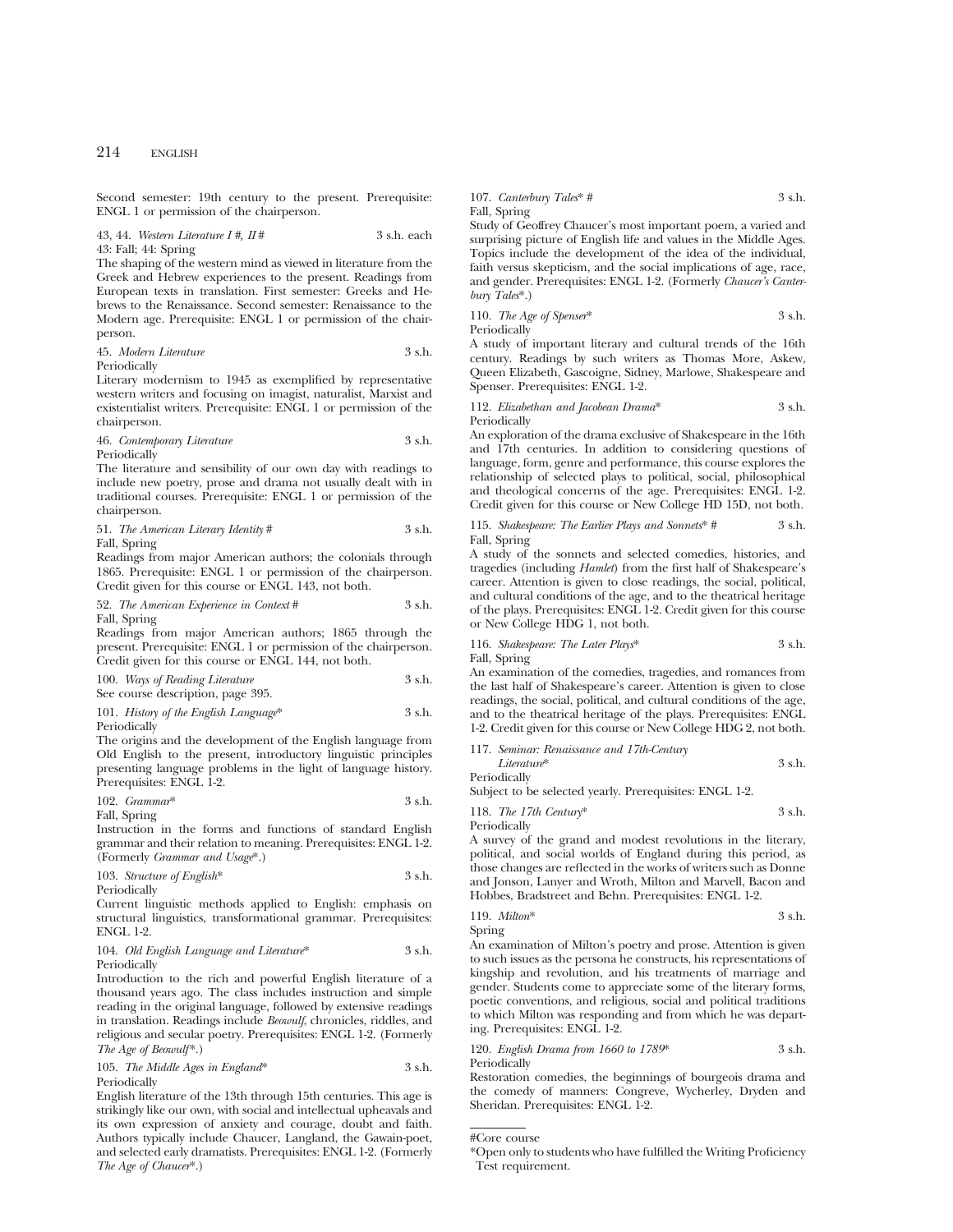Second semester: 19th century to the present. Prerequisite: ENGL 1 or permission of the chairperson.

43, 44. *Western Literature I #, II #* 3 s.h. each
43: Fall; 44: Spring
The shaping of the western mind as viewed in literature from the Greek and Hebrew experiences to the present. Readings from European texts in translation. First semester: Greeks and Hebrews to the Renaissance. Second semester: Renaissance to the Modern age. Prerequisite: ENGL 1 or permission of the chairperson.

45. *Modern Literature* 3 s.h.
Periodically
Literary modernism to 1945 as exemplified by representative western writers and focusing on imagist, naturalist, Marxist and existentialist writers. Prerequisite: ENGL 1 or permission of the chairperson.

46. *Contemporary Literature* 3 s.h.
Periodically
The literature and sensibility of our own day with readings to include new poetry, prose and drama not usually dealt with in traditional courses. Prerequisite: ENGL 1 or permission of the chairperson.

51. *The American Literary Identity #* 3 s.h.
Fall, Spring
Readings from major American authors; the colonials through 1865. Prerequisite: ENGL 1 or permission of the chairperson. Credit given for this course or ENGL 143, not both.

52. *The American Experience in Context #* 3 s.h.
Fall, Spring
Readings from major American authors; 1865 through the present. Prerequisite: ENGL 1 or permission of the chairperson. Credit given for this course or ENGL 144, not both.

100. *Ways of Reading Literature* 3 s.h.
See course description, page 395.

101. *History of the English Language** 3 s.h.
Periodically
The origins and the development of the English language from Old English to the present, introductory linguistic principles presenting language problems in the light of language history. Prerequisites: ENGL 1-2.

102. *Grammar** 3 s.h.
Fall, Spring
Instruction in the forms and functions of standard English grammar and their relation to meaning. Prerequisites: ENGL 1-2. (Formerly *Grammar and Usage**.)

103. *Structure of English** 3 s.h.
Periodically
Current linguistic methods applied to English: emphasis on structural linguistics, transformational grammar. Prerequisites: ENGL 1-2.

104. *Old English Language and Literature** 3 s.h.
Periodically
Introduction to the rich and powerful English literature of a thousand years ago. The class includes instruction and simple reading in the original language, followed by extensive readings in translation. Readings include *Beowulf*, chronicles, riddles, and religious and secular poetry. Prerequisites: ENGL 1-2. (Formerly *The Age of Beowulf**.)

105. *The Middle Ages in England** 3 s.h.
Periodically
English literature of the 13th through 15th centuries. This age is strikingly like our own, with social and intellectual upheavals and its own expression of anxiety and courage, doubt and faith. Authors typically include Chaucer, Langland, the Gawain-poet, and selected early dramatists. Prerequisites: ENGL 1-2. (Formerly *The Age of Chaucer**.)

107. *Canterbury Tales* #* 3 s.h.
Fall, Spring
Study of Geoffrey Chaucer's most important poem, a varied and surprising picture of English life and values in the Middle Ages. Topics include the development of the idea of the individual, faith versus skepticism, and the social implications of age, race, and gender. Prerequisites: ENGL 1-2. (Formerly *Chaucer's Canterbury Tales**.)

110. *The Age of Spenser** 3 s.h.
Periodically
A study of important literary and cultural trends of the 16th century. Readings by such writers as Thomas More, Askew, Queen Elizabeth, Gascoigne, Sidney, Marlowe, Shakespeare and Spenser. Prerequisites: ENGL 1-2.

112. *Elizabethan and Jacobean Drama** 3 s.h.
Periodically
An exploration of the drama exclusive of Shakespeare in the 16th and 17th centuries. In addition to considering questions of language, form, genre and performance, this course explores the relationship of selected plays to political, social, philosophical and theological concerns of the age. Prerequisites: ENGL 1-2. Credit given for this course or New College HD 15D, not both.

115. *Shakespeare: The Earlier Plays and Sonnets* #* 3 s.h.
Fall, Spring
A study of the sonnets and selected comedies, histories, and tragedies (including *Hamlet*) from the first half of Shakespeare's career. Attention is given to close readings, the social, political, and cultural conditions of the age, and to the theatrical heritage of the plays. Prerequisites: ENGL 1-2. Credit given for this course or New College HDG 1, not both.

116. *Shakespeare: The Later Plays** 3 s.h.
Fall, Spring
An examination of the comedies, tragedies, and romances from the last half of Shakespeare's career. Attention is given to close readings, the social, political, and cultural conditions of the age, and to the theatrical heritage of the plays. Prerequisites: ENGL 1-2. Credit given for this course or New College HDG 2, not both.

117. *Seminar: Renaissance and 17th-Century Literature** 3 s.h.
Periodically
Subject to be selected yearly. Prerequisites: ENGL 1-2.

118. *The 17th Century** 3 s.h.
Periodically
A survey of the grand and modest revolutions in the literary, political, and social worlds of England during this period, as those changes are reflected in the works of writers such as Donne and Jonson, Lanyer and Wroth, Milton and Marvell, Bacon and Hobbes, Bradstreet and Behn. Prerequisites: ENGL 1-2.

119. *Milton** 3 s.h.
Spring
An examination of Milton's poetry and prose. Attention is given to such issues as the persona he constructs, his representations of kingship and revolution, and his treatments of marriage and gender. Students come to appreciate some of the literary forms, poetic conventions, and religious, social and political traditions to which Milton was responding and from which he was departing. Prerequisites: ENGL 1-2.

120. *English Drama from 1660 to 1789** 3 s.h.
Periodically
Restoration comedies, the beginnings of bourgeois drama and the comedy of manners: Congreve, Wycherley, Dryden and Sheridan. Prerequisites: ENGL 1-2.

---

#Core course

*Open only to students who have fulfilled the Writing Proficiency Test requirement.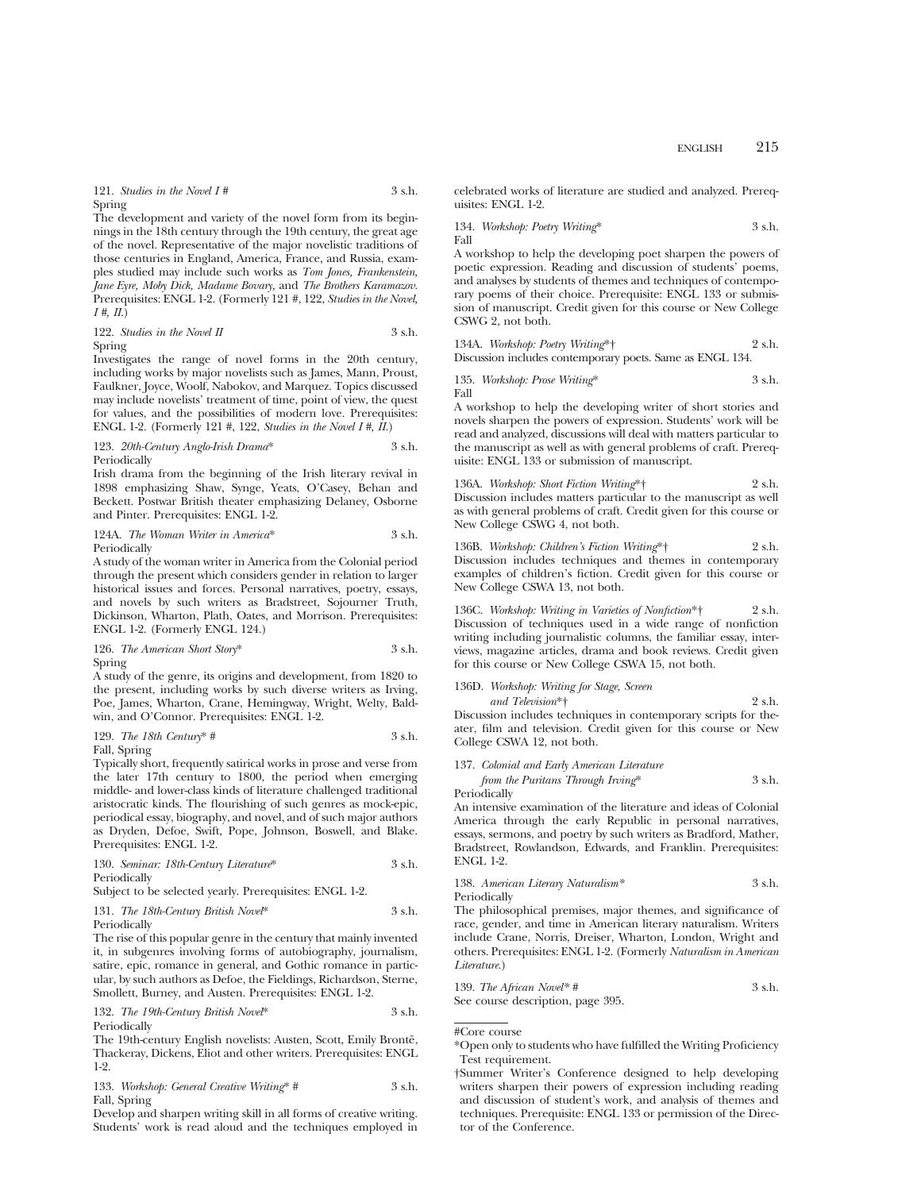121. *Studies in the Novel I #* 3 s.h.
Spring

The development and variety of the novel form from its beginnings in the 18th century through the 19th century, the great age of the novel. Representative of the major novelistic traditions of those centuries in England, America, France, and Russia, examples studied may include such works as *Tom Jones, Frankenstein, Jane Eyre, Moby Dick, Madame Bovary,* and *The Brothers Karamazov.* Prerequisites: ENGL 1-2. (Formerly 121 #, 122, *Studies in the Novel, I #, II.*)

122. *Studies in the Novel II* 3 s.h.
Spring

Investigates the range of novel forms in the 20th century, including works by major novelists such as James, Mann, Proust, Faulkner, Joyce, Woolf, Nabokov, and Marquez. Topics discussed may include novelists' treatment of time, point of view, the quest for values, and the possibilities of modern love. Prerequisites: ENGL 1-2. (Formerly 121 #, 122, *Studies in the Novel I #, II.*)

123. *20th-Century Anglo-Irish Drama** 3 s.h.
Periodically

Irish drama from the beginning of the Irish literary revival in 1898 emphasizing Shaw, Synge, Yeats, O'Casey, Behan and Beckett. Postwar British theater emphasizing Delaney, Osborne and Pinter. Prerequisites: ENGL 1-2.

124A. *The Woman Writer in America** 3 s.h.
Periodically

A study of the woman writer in America from the Colonial period through the present which considers gender in relation to larger historical issues and forces. Personal narratives, poetry, essays, and novels by such writers as Bradstreet, Sojourner Truth, Dickinson, Wharton, Plath, Oates, and Morrison. Prerequisites: ENGL 1-2. (Formerly ENGL 124.)

126. *The American Short Story** 3 s.h.
Spring

A study of the genre, its origins and development, from 1820 to the present, including works by such diverse writers as Irving, Poe, James, Wharton, Crane, Hemingway, Wright, Welty, Baldwin, and O'Connor. Prerequisites: ENGL 1-2.

129. *The 18th Century* #* 3 s.h.
Fall, Spring

Typically short, frequently satirical works in prose and verse from the later 17th century to 1800, the period when emerging middle- and lower-class kinds of literature challenged traditional aristocratic kinds. The flourishing of such genres as mock-epic, periodical essay, biography, and novel, and of such major authors as Dryden, Defoe, Swift, Pope, Johnson, Boswell, and Blake. Prerequisites: ENGL 1-2.

130. *Seminar: 18th-Century Literature** 3 s.h.
Periodically

Subject to be selected yearly. Prerequisites: ENGL 1-2.

131. *The 18th-Century British Novel** 3 s.h.
Periodically

The rise of this popular genre in the century that mainly invented it, in subgenres involving forms of autobiography, journalism, satire, epic, romance in general, and Gothic romance in particular, by such authors as Defoe, the Fieldings, Richardson, Sterne, Smollett, Burney, and Austen. Prerequisites: ENGL 1-2.

132. *The 19th-Century British Novel** 3 s.h.
Periodically

The 19th-century English novelists: Austen, Scott, Emily Brontë, Thackeray, Dickens, Eliot and other writers. Prerequisites: ENGL 1-2.

133. *Workshop: General Creative Writing* #* 3 s.h.
Fall, Spring

Develop and sharpen writing skill in all forms of creative writing. Students' work is read aloud and the techniques employed in celebrated works of literature are studied and analyzed. Prerequisites: ENGL 1-2.

134. *Workshop: Poetry Writing** 3 s.h.
Fall

A workshop to help the developing poet sharpen the powers of poetic expression. Reading and discussion of students' poems, and analyses by students of themes and techniques of contemporary poems of their choice. Prerequisite: ENGL 133 or submission of manuscript. Credit given for this course or New College CSWG 2, not both.

134A. *Workshop: Poetry Writing**† 2 s.h.
Discussion includes contemporary poets. Same as ENGL 134.

135. *Workshop: Prose Writing** 3 s.h.
Fall

A workshop to help the developing writer of short stories and novels sharpen the powers of expression. Students' work will be read and analyzed, discussions will deal with matters particular to the manuscript as well as with general problems of craft. Prerequisite: ENGL 133 or submission of manuscript.

136A. *Workshop: Short Fiction Writing**† 2 s.h.
Discussion includes matters particular to the manuscript as well as with general problems of craft. Credit given for this course or New College CSWG 4, not both.

136B. *Workshop: Children's Fiction Writing**† 2 s.h.
Discussion includes techniques and themes in contemporary examples of children's fiction. Credit given for this course or New College CSWA 13, not both.

136C. *Workshop: Writing in Varieties of Nonfiction**† 2 s.h.
Discussion of techniques used in a wide range of nonfiction writing including journalistic columns, the familiar essay, interviews, magazine articles, drama and book reviews. Credit given for this course or New College CSWA 15, not both.

136D. *Workshop: Writing for Stage, Screen and Television**† 2 s.h.
Discussion includes techniques in contemporary scripts for theater, film and television. Credit given for this course or New College CSWA 12, not both.

137. *Colonial and Early American Literature from the Puritans Through Irving** 3 s.h.
Periodically

An intensive examination of the literature and ideas of Colonial America through the early Republic in personal narratives, essays, sermons, and poetry by such writers as Bradford, Mather, Bradstreet, Rowlandson, Edwards, and Franklin. Prerequisites: ENGL 1-2.

138. *American Literary Naturalism** 3 s.h.
Periodically

The philosophical premises, major themes, and significance of race, gender, and time in American literary naturalism. Writers include Crane, Norris, Dreiser, Wharton, London, Wright and others. Prerequisites: ENGL 1-2. (Formerly *Naturalism in American Literature.*)

139. *The African Novel* #* 3 s.h.
See course description, page 395.

---

#Core course

*Open only to students who have fulfilled the Writing Proficiency Test requirement.

†Summer Writer's Conference designed to help developing writers sharpen their powers of expression including reading and discussion of student's work, and analysis of themes and techniques. Prerequisite: ENGL 133 or permission of the Director of the Conference.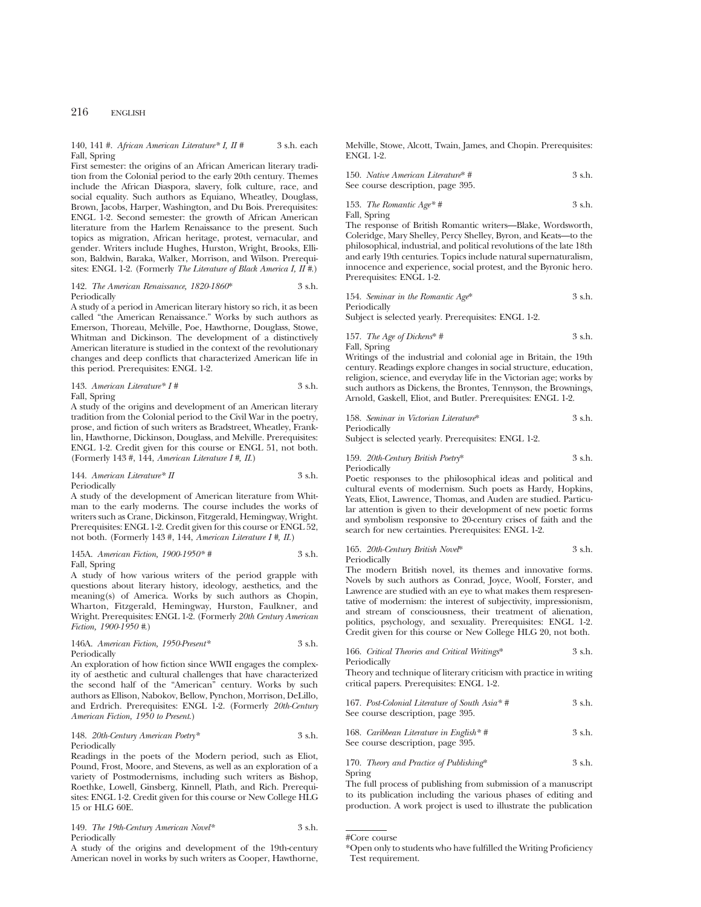140, 141 #. *African American Literature\* I, II #* 3 s.h. each
Fall, Spring

First semester: the origins of an African American literary tradition from the Colonial period to the early 20th century. Themes include the African Diaspora, slavery, folk culture, race, and social equality. Such authors as Equiano, Wheatley, Douglass, Brown, Jacobs, Harper, Washington, and Du Bois. Prerequisites: ENGL 1-2. Second semester: the growth of African American literature from the Harlem Renaissance to the present. Such topics as migration, African heritage, protest, vernacular, and gender. Writers include Hughes, Hurston, Wright, Brooks, Ellison, Baldwin, Baraka, Walker, Morrison, and Wilson. Prerequisites: ENGL 1-2. (Formerly *The Literature of Black America I, II #.*)

142. *The American Renaissance, 1820-1860\** 3 s.h.
Periodically

A study of a period in American literary history so rich, it as been called "the American Renaissance." Works by such authors as Emerson, Thoreau, Melville, Poe, Hawthorne, Douglass, Stowe, Whitman and Dickinson. The development of a distinctively American literature is studied in the context of the revolutionary changes and deep conflicts that characterized American life in this period. Prerequisites: ENGL 1-2.

143. *American Literature\* I #* 3 s.h.
Fall, Spring

A study of the origins and development of an American literary tradition from the Colonial period to the Civil War in the poetry, prose, and fiction of such writers as Bradstreet, Wheatley, Franklin, Hawthorne, Dickinson, Douglass, and Melville. Prerequisites: ENGL 1-2. Credit given for this course or ENGL 51, not both. (Formerly 143 #, 144, *American Literature I #, II.*)

144. *American Literature\* II* 3 s.h.
Periodically

A study of the development of American literature from Whitman to the early moderns. The course includes the works of writers such as Crane, Dickinson, Fitzgerald, Hemingway, Wright. Prerequisites: ENGL 1-2. Credit given for this course or ENGL 52, not both. (Formerly 143 #, 144, *American Literature I #, II.*)

145A. *American Fiction, 1900-1950\* #* 3 s.h.
Fall, Spring

A study of how various writers of the period grapple with questions about literary history, ideology, aesthetics, and the meaning(s) of America. Works by such authors as Chopin, Wharton, Fitzgerald, Hemingway, Hurston, Faulkner, and Wright. Prerequisites: ENGL 1-2. (Formerly *20th Century American Fiction, 1900-1950 #.*)

146A. *American Fiction, 1950-Present\** 3 s.h.
Periodically

An exploration of how fiction since WWII engages the complexity of aesthetic and cultural challenges that have characterized the second half of the "American" century. Works by such authors as Ellison, Nabokov, Bellow, Pynchon, Morrison, DeLillo, and Erdrich. Prerequisites: ENGL 1-2. (Formerly *20th-Century American Fiction, 1950 to Present.*)

148. *20th-Century American Poetry\** 3 s.h.
Periodically

Readings in the poets of the Modern period, such as Eliot, Pound, Frost, Moore, and Stevens, as well as an exploration of a variety of Postmodernisms, including such writers as Bishop, Roethke, Lowell, Ginsberg, Kinnell, Plath, and Rich. Prerequisites: ENGL 1-2. Credit given for this course or New College HLG 15 or HLG 60E.

149. *The 19th-Century American Novel\** 3 s.h.
Periodically

A study of the origins and development of the 19th-century American novel in works by such writers as Cooper, Hawthorne, Melville, Stowe, Alcott, Twain, James, and Chopin. Prerequisites: ENGL 1-2.

150. *Native American Literature\* #* 3 s.h.
See course description, page 395.

153. *The Romantic Age\* #* 3 s.h.
Fall, Spring

The response of British Romantic writers—Blake, Wordsworth, Coleridge, Mary Shelley, Percy Shelley, Byron, and Keats—to the philosophical, industrial, and political revolutions of the late 18th and early 19th centuries. Topics include natural supernaturalism, innocence and experience, social protest, and the Byronic hero. Prerequisites: ENGL 1-2.

154. *Seminar in the Romantic Age\** 3 s.h.
Periodically

Subject is selected yearly. Prerequisites: ENGL 1-2.

157. *The Age of Dickens\* #* 3 s.h.
Fall, Spring

Writings of the industrial and colonial age in Britain, the 19th century. Readings explore changes in social structure, education, religion, science, and everyday life in the Victorian age; works by such authors as Dickens, the Brontes, Tennyson, the Brownings, Arnold, Gaskell, Eliot, and Butler. Prerequisites: ENGL 1-2.

158. *Seminar in Victorian Literature\** 3 s.h.
Periodically

Subject is selected yearly. Prerequisites: ENGL 1-2.

159. *20th-Century British Poetry\** 3 s.h.
Periodically

Poetic responses to the philosophical ideas and political and cultural events of modernism. Such poets as Hardy, Hopkins, Yeats, Eliot, Lawrence, Thomas, and Auden are studied. Particular attention is given to their development of new poetic forms and symbolism responsive to 20-century crises of faith and the search for new certainties. Prerequisites: ENGL 1-2.

165. *20th-Century British Novel\** 3 s.h.
Periodically

The modern British novel, its themes and innovative forms. Novels by such authors as Conrad, Joyce, Woolf, Forster, and Lawrence are studied with an eye to what makes them respresentative of modernism: the interest of subjectivity, impressionism, and stream of consciousness, their treatment of alienation, politics, psychology, and sexuality. Prerequisites: ENGL 1-2. Credit given for this course or New College HLG 20, not both.

166. *Critical Theories and Critical Writings\** 3 s.h.
Periodically

Theory and technique of literary criticism with practice in writing critical papers. Prerequisites: ENGL 1-2.

167. *Post-Colonial Literature of South Asia\* #* 3 s.h.
See course description, page 395.

168. *Caribbean Literature in English\* #* 3 s.h.
See course description, page 395.

170. *Theory and Practice of Publishing\** 3 s.h.
Spring

The full process of publishing from submission of a manuscript to its publication including the various phases of editing and production. A work project is used to illustrate the publication

---

#Core course

\*Open only to students who have fulfilled the Writing Proficiency Test requirement.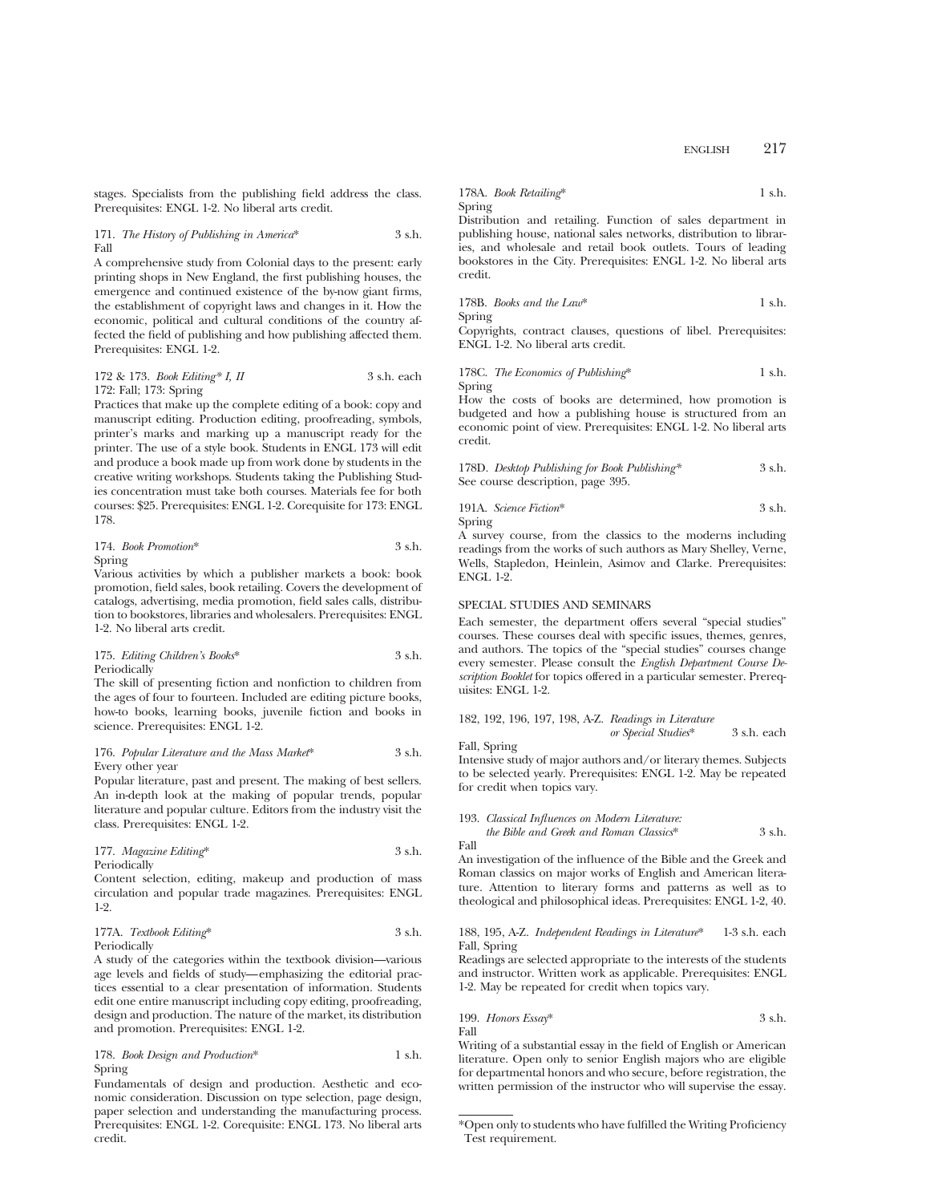stages. Specialists from the publishing field address the class. Prerequisites: ENGL 1-2. No liberal arts credit.

171. *The History of Publishing in America** 3 s.h.
Fall
A comprehensive study from Colonial days to the present: early printing shops in New England, the first publishing houses, the emergence and continued existence of the by-now giant firms, the establishment of copyright laws and changes in it. How the economic, political and cultural conditions of the country affected the field of publishing and how publishing affected them. Prerequisites: ENGL 1-2.

172 & 173. *Book Editing* I, II* 3 s.h. each
172: Fall; 173: Spring
Practices that make up the complete editing of a book: copy and manuscript editing. Production editing, proofreading, symbols, printer's marks and marking up a manuscript ready for the printer. The use of a style book. Students in ENGL 173 will edit and produce a book made up from work done by students in the creative writing workshops. Students taking the Publishing Studies concentration must take both courses. Materials fee for both courses: $25. Prerequisites: ENGL 1-2. Corequisite for 173: ENGL 178.

174. *Book Promotion** 3 s.h.
Spring
Various activities by which a publisher markets a book: book promotion, field sales, book retailing. Covers the development of catalogs, advertising, media promotion, field sales calls, distribution to bookstores, libraries and wholesalers. Prerequisites: ENGL 1-2. No liberal arts credit.

175. *Editing Children's Books** 3 s.h.
Periodically
The skill of presenting fiction and nonfiction to children from the ages of four to fourteen. Included are editing picture books, how-to books, learning books, juvenile fiction and books in science. Prerequisites: ENGL 1-2.

176. *Popular Literature and the Mass Market** 3 s.h.
Every other year
Popular literature, past and present. The making of best sellers. An in-depth look at the making of popular trends, popular literature and popular culture. Editors from the industry visit the class. Prerequisites: ENGL 1-2.

177. *Magazine Editing** 3 s.h.
Periodically
Content selection, editing, makeup and production of mass circulation and popular trade magazines. Prerequisites: ENGL 1-2.

177A. *Textbook Editing** 3 s.h.
Periodically
A study of the categories within the textbook division—various age levels and fields of study—emphasizing the editorial practices essential to a clear presentation of information. Students edit one entire manuscript including copy editing, proofreading, design and production. The nature of the market, its distribution and promotion. Prerequisites: ENGL 1-2.

178. *Book Design and Production** 1 s.h.
Spring
Fundamentals of design and production. Aesthetic and economic consideration. Discussion on type selection, page design, paper selection and understanding the manufacturing process. Prerequisites: ENGL 1-2. Corequisite: ENGL 173. No liberal arts credit.

178A. *Book Retailing** 1 s.h.
Spring
Distribution and retailing. Function of sales department in publishing house, national sales networks, distribution to libraries, and wholesale and retail book outlets. Tours of leading bookstores in the City. Prerequisites: ENGL 1-2. No liberal arts credit.

178B. *Books and the Law** 1 s.h.
Spring
Copyrights, contract clauses, questions of libel. Prerequisites: ENGL 1-2. No liberal arts credit.

178C. *The Economics of Publishing** 1 s.h.
Spring
How the costs of books are determined, how promotion is budgeted and how a publishing house is structured from an economic point of view. Prerequisites: ENGL 1-2. No liberal arts credit.

178D. *Desktop Publishing for Book Publishing** 3 s.h.
See course description, page 395.

191A. *Science Fiction** 3 s.h.
Spring
A survey course, from the classics to the moderns including readings from the works of such authors as Mary Shelley, Verne, Wells, Stapledon, Heinlein, Asimov and Clarke. Prerequisites: ENGL 1-2.

## SPECIAL STUDIES AND SEMINARS

Each semester, the department offers several "special studies" courses. These courses deal with specific issues, themes, genres, and authors. The topics of the "special studies" courses change every semester. Please consult the *English Department Course Description Booklet* for topics offered in a particular semester. Prerequisites: ENGL 1-2.

182, 192, 196, 197, 198, A-Z. *Readings in Literature or Special Studies** 3 s.h. each
Fall, Spring
Intensive study of major authors and/or literary themes. Subjects to be selected yearly. Prerequisites: ENGL 1-2. May be repeated for credit when topics vary.

193. *Classical Influences on Modern Literature: the Bible and Greek and Roman Classics** 3 s.h.
Fall
An investigation of the influence of the Bible and the Greek and Roman classics on major works of English and American literature. Attention to literary forms and patterns as well as to theological and philosophical ideas. Prerequisites: ENGL 1-2, 40.

188, 195, A-Z. *Independent Readings in Literature** 1-3 s.h. each
Fall, Spring
Readings are selected appropriate to the interests of the students and instructor. Written work as applicable. Prerequisites: ENGL 1-2. May be repeated for credit when topics vary.

199. *Honors Essay** 3 s.h.
Fall
Writing of a substantial essay in the field of English or American literature. Open only to senior English majors who are eligible for departmental honors and who secure, before registration, the written permission of the instructor who will supervise the essay.

---

*Open only to students who have fulfilled the Writing Proficiency Test requirement.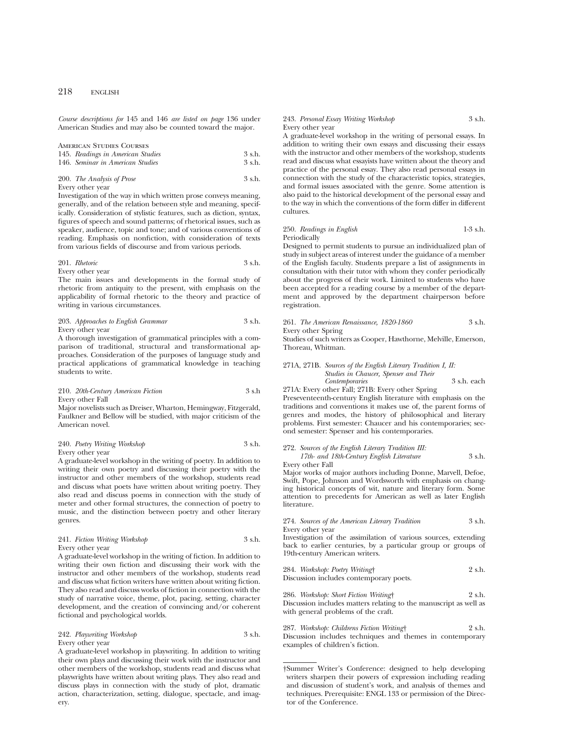*Course descriptions for* 145 and 146 *are listed on page* 136 under American Studies and may also be counted toward the major.

American Studies Courses

145. *Readings in American Studies* 3 s.h.
146. *Seminar in American Studies* 3 s.h.

200. *The Analysis of Prose* 3 s.h.
Every other year
Investigation of the way in which written prose conveys meaning, generally, and of the relation between style and meaning, specifically. Consideration of stylistic features, such as diction, syntax, figures of speech and sound patterns; of rhetorical issues, such as speaker, audience, topic and tone; and of various conventions of reading. Emphasis on nonfiction, with consideration of texts from various fields of discourse and from various periods.

201. *Rhetoric* 3 s.h.
Every other year
The main issues and developments in the formal study of rhetoric from antiquity to the present, with emphasis on the applicability of formal rhetoric to the theory and practice of writing in various circumstances.

203. *Approaches to English Grammar* 3 s.h.
Every other year
A thorough investigation of grammatical principles with a comparison of traditional, structural and transformational approaches. Consideration of the purposes of language study and practical applications of grammatical knowledge in teaching students to write.

210. *20th-Century American Fiction* 3 s.h
Every other Fall
Major novelists such as Dreiser, Wharton, Hemingway, Fitzgerald, Faulkner and Bellow will be studied, with major criticism of the American novel.

240. *Poetry Writing Workshop* 3 s.h.
Every other year
A graduate-level workshop in the writing of poetry. In addition to writing their own poetry and discussing their poetry with the instructor and other members of the workshop, students read and discuss what poets have written about writing poetry. They also read and discuss poems in connection with the study of meter and other formal structures, the connection of poetry to music, and the distinction between poetry and other literary genres.

241. *Fiction Writing Workshop* 3 s.h.
Every other year
A graduate-level workshop in the writing of fiction. In addition to writing their own fiction and discussing their work with the instructor and other members of the workshop, students read and discuss what fiction writers have written about writing fiction. They also read and discuss works of fiction in connection with the study of narrative voice, theme, plot, pacing, setting, character development, and the creation of convincing and/or coherent fictional and psychological worlds.

242. *Playwriting Workshop* 3 s.h.
Every other year
A graduate-level workshop in playwriting. In addition to writing their own plays and discussing their work with the instructor and other members of the workshop, students read and discuss what playwrights have written about writing plays. They also read and discuss plays in connection with the study of plot, dramatic action, characterization, setting, dialogue, spectacle, and imagery.

243. *Personal Essay Writing Workshop* 3 s.h.
Every other year
A graduate-level workshop in the writing of personal essays. In addition to writing their own essays and discussing their essays with the instructor and other members of the workshop, students read and discuss what essayists have written about the theory and practice of the personal essay. They also read personal essays in connection with the study of the characteristic topics, strategies, and formal issues associated with the genre. Some attention is also paid to the historical development of the personal essay and to the way in which the conventions of the form differ in different cultures.

250. *Readings in English* 1-3 s.h.
Periodically
Designed to permit students to pursue an individualized plan of study in subject areas of interest under the guidance of a member of the English faculty. Students prepare a list of assignments in consultation with their tutor with whom they confer periodically about the progress of their work. Limited to students who have been accepted for a reading course by a member of the department and approved by the department chairperson before registration.

261. *The American Renaissance, 1820-1860* 3 s.h.
Every other Spring
Studies of such writers as Cooper, Hawthorne, Melville, Emerson, Thoreau, Whitman.

271A, 271B. *Sources of the English Literary Tradition I, II: Studies in Chaucer, Spenser and Their Contemporaries* 3 s.h. each
271A: Every other Fall; 271B: Every other Spring
Preseventeenth-century English literature with emphasis on the traditions and conventions it makes use of, the parent forms of genres and modes, the history of philosophical and literary problems. First semester: Chaucer and his contemporaries; second semester: Spenser and his contemporaries.

272. *Sources of the English Literary Tradition III: 17th- and 18th-Century English Literature* 3 s.h.
Every other Fall
Major works of major authors including Donne, Marvell, Defoe, Swift, Pope, Johnson and Wordsworth with emphasis on changing historical concepts of wit, nature and literary form. Some attention to precedents for American as well as later English literature.

274. *Sources of the American Literary Tradition* 3 s.h.
Every other year
Investigation of the assimilation of various sources, extending back to earlier centuries, by a particular group or groups of 19th-century American writers.

284. *Workshop: Poetry Writing*† 2 s.h.
Discussion includes contemporary poets.

286. *Workshop: Short Fiction Writing*† 2 s.h.
Discussion includes matters relating to the manuscript as well as with general problems of the craft.

287. *Workshop: Childrens Fiction Writing*† 2 s.h.
Discussion includes techniques and themes in contemporary examples of children's fiction.

---

†Summer Writer's Conference: designed to help developing writers sharpen their powers of expression including reading and discussion of student's work, and analysis of themes and techniques. Prerequisite: ENGL 133 or permission of the Director of the Conference.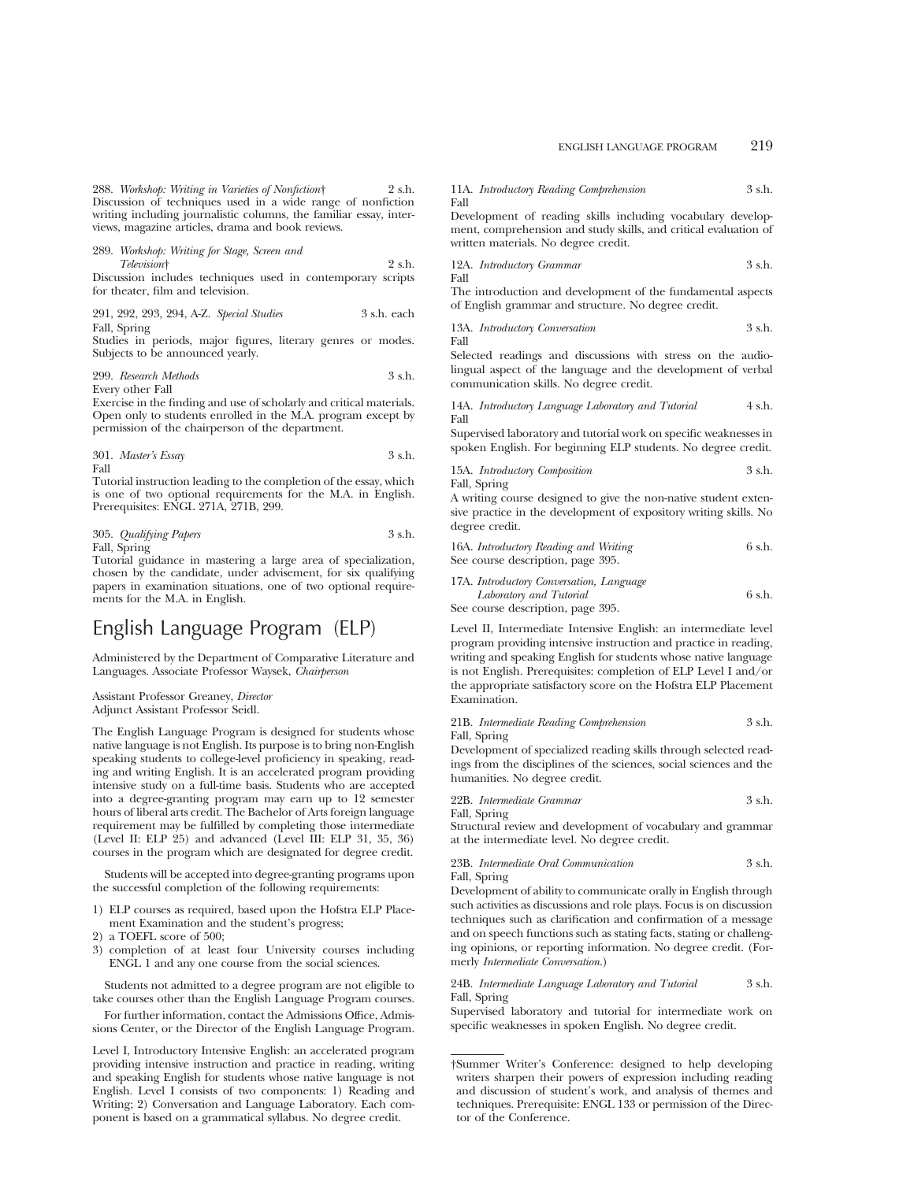288. *Workshop: Writing in Varieties of Nonfiction*† 2 s.h.
Discussion of techniques used in a wide range of nonfiction writing including journalistic columns, the familiar essay, interviews, magazine articles, drama and book reviews.

289. *Workshop: Writing for Stage, Screen and Television*† 2 s.h.
Discussion includes techniques used in contemporary scripts for theater, film and television.

291, 292, 293, 294, A-Z. *Special Studies* 3 s.h. each
Fall, Spring
Studies in periods, major figures, literary genres or modes. Subjects to be announced yearly.

299. *Research Methods* 3 s.h.
Every other Fall
Exercise in the finding and use of scholarly and critical materials. Open only to students enrolled in the M.A. program except by permission of the chairperson of the department.

301. *Master's Essay* 3 s.h.
Fall
Tutorial instruction leading to the completion of the essay, which is one of two optional requirements for the M.A. in English. Prerequisites: ENGL 271A, 271B, 299.

305. *Qualifying Papers* 3 s.h.
Fall, Spring
Tutorial guidance in mastering a large area of specialization, chosen by the candidate, under advisement, for six qualifying papers in examination situations, one of two optional requirements for the M.A. in English.

# English Language Program (ELP)

Administered by the Department of Comparative Literature and Languages. Associate Professor Waysek, *Chairperson*

Assistant Professor Greaney, *Director*
Adjunct Assistant Professor Seidl.

The English Language Program is designed for students whose native language is not English. Its purpose is to bring non-English speaking students to college-level proficiency in speaking, reading and writing English. It is an accelerated program providing intensive study on a full-time basis. Students who are accepted into a degree-granting program may earn up to 12 semester hours of liberal arts credit. The Bachelor of Arts foreign language requirement may be fulfilled by completing those intermediate (Level II: ELP 25) and advanced (Level III: ELP 31, 35, 36) courses in the program which are designated for degree credit.

Students will be accepted into degree-granting programs upon the successful completion of the following requirements:

1) ELP courses as required, based upon the Hofstra ELP Placement Examination and the student's progress;
2) a TOEFL score of 500;
3) completion of at least four University courses including ENGL 1 and any one course from the social sciences.

Students not admitted to a degree program are not eligible to take courses other than the English Language Program courses.

For further information, contact the Admissions Office, Admissions Center, or the Director of the English Language Program.

Level I, Introductory Intensive English: an accelerated program providing intensive instruction and practice in reading, writing and speaking English for students whose native language is not English. Level I consists of two components: 1) Reading and Writing; 2) Conversation and Language Laboratory. Each component is based on a grammatical syllabus. No degree credit.

11A. *Introductory Reading Comprehension* 3 s.h.
Fall
Development of reading skills including vocabulary development, comprehension and study skills, and critical evaluation of written materials. No degree credit.

12A. *Introductory Grammar* 3 s.h.
Fall
The introduction and development of the fundamental aspects of English grammar and structure. No degree credit.

13A. *Introductory Conversation* 3 s.h.
Fall
Selected readings and discussions with stress on the audio-lingual aspect of the language and the development of verbal communication skills. No degree credit.

14A. *Introductory Language Laboratory and Tutorial* 4 s.h.
Fall
Supervised laboratory and tutorial work on specific weaknesses in spoken English. For beginning ELP students. No degree credit.

15A. *Introductory Composition* 3 s.h.
Fall, Spring
A writing course designed to give the non-native student extensive practice in the development of expository writing skills. No degree credit.

16A. *Introductory Reading and Writing* 6 s.h.
See course description, page 395.

17A. *Introductory Conversation, Language Laboratory and Tutorial* 6 s.h.
See course description, page 395.

Level II, Intermediate Intensive English: an intermediate level program providing intensive instruction and practice in reading, writing and speaking English for students whose native language is not English. Prerequisites: completion of ELP Level I and/or the appropriate satisfactory score on the Hofstra ELP Placement Examination.

21B. *Intermediate Reading Comprehension* 3 s.h.
Fall, Spring
Development of specialized reading skills through selected readings from the disciplines of the sciences, social sciences and the humanities. No degree credit.

22B. *Intermediate Grammar* 3 s.h.
Fall, Spring
Structural review and development of vocabulary and grammar at the intermediate level. No degree credit.

23B. *Intermediate Oral Communication* 3 s.h.
Fall, Spring
Development of ability to communicate orally in English through such activities as discussions and role plays. Focus is on discussion techniques such as clarification and confirmation of a message and on speech functions such as stating facts, stating or challenging opinions, or reporting information. No degree credit. (Formerly *Intermediate Conversation*.)

24B. *Intermediate Language Laboratory and Tutorial* 3 s.h.
Fall, Spring
Supervised laboratory and tutorial for intermediate work on specific weaknesses in spoken English. No degree credit.

†Summer Writer's Conference: designed to help developing writers sharpen their powers of expression including reading and discussion of student's work, and analysis of themes and techniques. Prerequisite: ENGL 133 or permission of the Director of the Conference.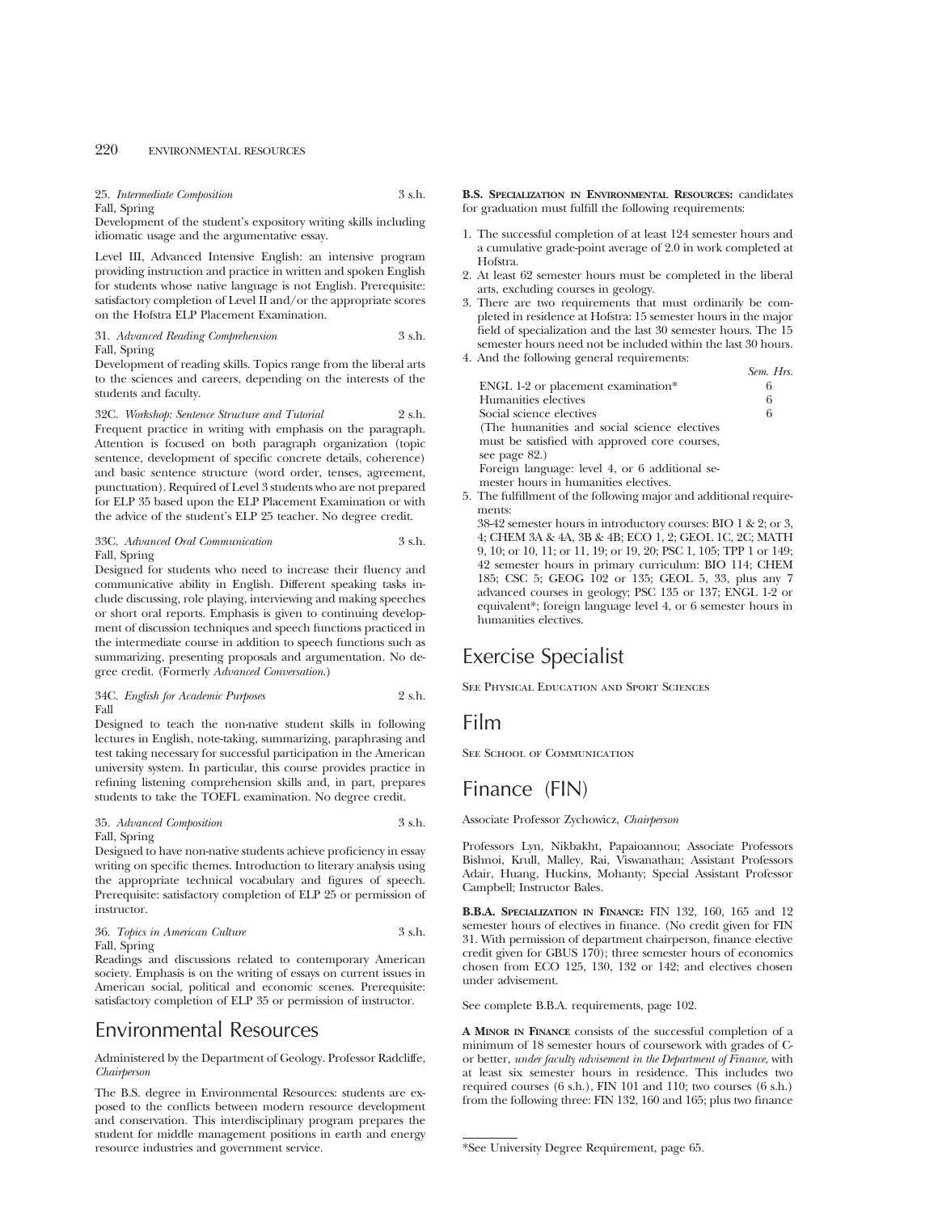25. *Intermediate Composition* 3 s.h.
Fall, Spring
Development of the student's expository writing skills including idiomatic usage and the argumentative essay.

Level III, Advanced Intensive English: an intensive program providing instruction and practice in written and spoken English for students whose native language is not English. Prerequisite: satisfactory completion of Level II and/or the appropriate scores on the Hofstra ELP Placement Examination.

31. *Advanced Reading Comprehension* 3 s.h.
Fall, Spring
Development of reading skills. Topics range from the liberal arts to the sciences and careers, depending on the interests of the students and faculty.

32C. *Workshop: Sentence Structure and Tutorial* 2 s.h.
Frequent practice in writing with emphasis on the paragraph. Attention is focused on both paragraph organization (topic sentence, development of specific concrete details, coherence) and basic sentence structure (word order, tenses, agreement, punctuation). Required of Level 3 students who are not prepared for ELP 35 based upon the ELP Placement Examination or with the advice of the student's ELP 25 teacher. No degree credit.

33C. *Advanced Oral Communication* 3 s.h.
Fall, Spring
Designed for students who need to increase their fluency and communicative ability in English. Different speaking tasks include discussing, role playing, interviewing and making speeches or short oral reports. Emphasis is given to continuing development of discussion techniques and speech functions practiced in the intermediate course in addition to speech functions such as summarizing, presenting proposals and argumentation. No degree credit. (Formerly *Advanced Conversation*.)

34C. *English for Academic Purposes* 2 s.h.
Fall
Designed to teach the non-native student skills in following lectures in English, note-taking, summarizing, paraphrasing and test taking necessary for successful participation in the American university system. In particular, this course provides practice in refining listening comprehension skills and, in part, prepares students to take the TOEFL examination. No degree credit.

35. *Advanced Composition* 3 s.h.
Fall, Spring
Designed to have non-native students achieve proficiency in essay writing on specific themes. Introduction to literary analysis using the appropriate technical vocabulary and figures of speech. Prerequisite: satisfactory completion of ELP 25 or permission of instructor.

36. *Topics in American Culture* 3 s.h.
Fall, Spring
Readings and discussions related to contemporary American society. Emphasis is on the writing of essays on current issues in American social, political and economic scenes. Prerequisite: satisfactory completion of ELP 35 or permission of instructor.

# Environmental Resources

Administered by the Department of Geology. Professor Radcliffe, *Chairperson*

The B.S. degree in Environmental Resources: students are exposed to the conflicts between modern resource development and conservation. This interdisciplinary program prepares the student for middle management positions in earth and energy resource industries and government service.

**B.S. Specialization in Environmental Resources:** candidates for graduation must fulfill the following requirements:

1. The successful completion of at least 124 semester hours and a cumulative grade-point average of 2.0 in work completed at Hofstra.
2. At least 62 semester hours must be completed in the liberal arts, excluding courses in geology.
3. There are two requirements that must ordinarily be completed in residence at Hofstra: 15 semester hours in the major field of specialization and the last 30 semester hours. The 15 semester hours need not be included within the last 30 hours.
4. And the following general requirements:

| | *Sem. Hrs.* |
|---|---|
| ENGL 1-2 or placement examination* | 6 |
| Humanities electives | 6 |
| Social science electives | 6 |
| (The humanities and social science electives must be satisfied with approved core courses, see page 82.) | |
| Foreign language: level 4, or 6 additional semester hours in humanities electives. | |

5. The fulfillment of the following major and additional requirements:
   38-42 semester hours in introductory courses: BIO 1 & 2; or 3, 4; CHEM 3A & 4A, 3B & 4B; ECO 1, 2; GEOL 1C, 2C; MATH 9, 10; or 10, 11; or 11, 19; or 19, 20; PSC 1, 105; TPP 1 or 149; 42 semester hours in primary curriculum: BIO 114; CHEM 185; CSC 5; GEOG 102 or 135; GEOL 5, 33, plus any 7 advanced courses in geology; PSC 135 or 137; ENGL 1-2 or equivalent*; foreign language level 4, or 6 semester hours in humanities electives.

# Exercise Specialist

See Physical Education and Sport Sciences

# Film

See School of Communication

# Finance (FIN)

Associate Professor Zychowicz, *Chairperson*

Professors Lyn, Nikbakht, Papaioannou; Associate Professors Bishnoi, Krull, Malley, Rai, Viswanathan; Assistant Professors Adair, Huang, Huckins, Mohanty; Special Assistant Professor Campbell; Instructor Bales.

**B.B.A. Specialization in Finance:** FIN 132, 160, 165 and 12 semester hours of electives in finance. (No credit given for FIN 31. With permission of department chairperson, finance elective credit given for GBUS 170); three semester hours of economics chosen from ECO 125, 130, 132 or 142; and electives chosen under advisement.

See complete B.B.A. requirements, page 102.

**A Minor in Finance** consists of the successful completion of a minimum of 18 semester hours of coursework with grades of C- or better, *under faculty advisement in the Department of Finance*, with at least six semester hours in residence. This includes two required courses (6 s.h.), FIN 101 and 110; two courses (6 s.h.) from the following three: FIN 132, 160 and 165; plus two finance

*See University Degree Requirement, page 65.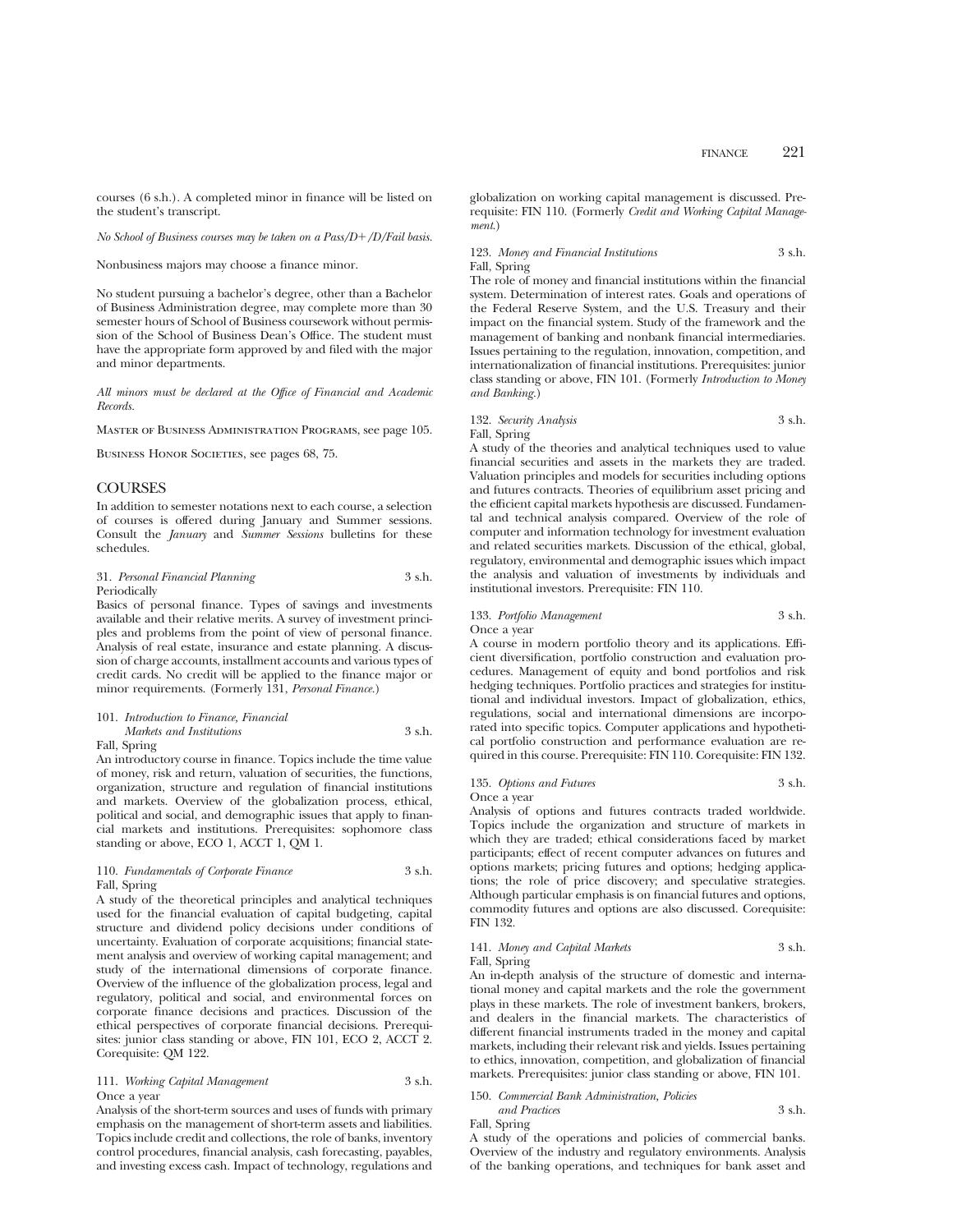courses (6 s.h.). A completed minor in finance will be listed on the student's transcript.

*No School of Business courses may be taken on a Pass/D+/D/Fail basis.*

Nonbusiness majors may choose a finance minor.

No student pursuing a bachelor's degree, other than a Bachelor of Business Administration degree, may complete more than 30 semester hours of School of Business coursework without permission of the School of Business Dean's Office. The student must have the appropriate form approved by and filed with the major and minor departments.

*All minors must be declared at the Office of Financial and Academic Records.*

Master of Business Administration Programs, see page 105.

Business Honor Societies, see pages 68, 75.

## COURSES

In addition to semester notations next to each course, a selection of courses is offered during January and Summer sessions. Consult the *January* and *Summer Sessions* bulletins for these schedules.

31. *Personal Financial Planning* 3 s.h.
Periodically
Basics of personal finance. Types of savings and investments available and their relative merits. A survey of investment principles and problems from the point of view of personal finance. Analysis of real estate, insurance and estate planning. A discussion of charge accounts, installment accounts and various types of credit cards. No credit will be applied to the finance major or minor requirements. (Formerly 131, *Personal Finance.*)

101. *Introduction to Finance, Financial Markets and Institutions* 3 s.h.
Fall, Spring
An introductory course in finance. Topics include the time value of money, risk and return, valuation of securities, the functions, organization, structure and regulation of financial institutions and markets. Overview of the globalization process, ethical, political and social, and demographic issues that apply to financial markets and institutions. Prerequisites: sophomore class standing or above, ECO 1, ACCT 1, QM 1.

110. *Fundamentals of Corporate Finance* 3 s.h.
Fall, Spring
A study of the theoretical principles and analytical techniques used for the financial evaluation of capital budgeting, capital structure and dividend policy decisions under conditions of uncertainty. Evaluation of corporate acquisitions; financial statement analysis and overview of working capital management; and study of the international dimensions of corporate finance. Overview of the influence of the globalization process, legal and regulatory, political and social, and environmental forces on corporate finance decisions and practices. Discussion of the ethical perspectives of corporate financial decisions. Prerequisites: junior class standing or above, FIN 101, ECO 2, ACCT 2. Corequisite: QM 122.

111. *Working Capital Management* 3 s.h.
Once a year
Analysis of the short-term sources and uses of funds with primary emphasis on the management of short-term assets and liabilities. Topics include credit and collections, the role of banks, inventory control procedures, financial analysis, cash forecasting, payables, and investing excess cash. Impact of technology, regulations and globalization on working capital management is discussed. Prerequisite: FIN 110. (Formerly *Credit and Working Capital Management.*)

123. *Money and Financial Institutions* 3 s.h.
Fall, Spring
The role of money and financial institutions within the financial system. Determination of interest rates. Goals and operations of the Federal Reserve System, and the U.S. Treasury and their impact on the financial system. Study of the framework and the management of banking and nonbank financial intermediaries. Issues pertaining to the regulation, innovation, competition, and internationalization of financial institutions. Prerequisites: junior class standing or above, FIN 101. (Formerly *Introduction to Money and Banking.*)

132. *Security Analysis* 3 s.h.
Fall, Spring
A study of the theories and analytical techniques used to value financial securities and assets in the markets they are traded. Valuation principles and models for securities including options and futures contracts. Theories of equilibrium asset pricing and the efficient capital markets hypothesis are discussed. Fundamental and technical analysis compared. Overview of the role of computer and information technology for investment evaluation and related securities markets. Discussion of the ethical, global, regulatory, environmental and demographic issues which impact the analysis and valuation of investments by individuals and institutional investors. Prerequisite: FIN 110.

133. *Portfolio Management* 3 s.h.
Once a year
A course in modern portfolio theory and its applications. Efficient diversification, portfolio construction and evaluation procedures. Management of equity and bond portfolios and risk hedging techniques. Portfolio practices and strategies for institutional and individual investors. Impact of globalization, ethics, regulations, social and international dimensions are incorporated into specific topics. Computer applications and hypothetical portfolio construction and performance evaluation are required in this course. Prerequisite: FIN 110. Corequisite: FIN 132.

135. *Options and Futures* 3 s.h.
Once a year
Analysis of options and futures contracts traded worldwide. Topics include the organization and structure of markets in which they are traded; ethical considerations faced by market participants; effect of recent computer advances on futures and options markets; pricing futures and options; hedging applications; the role of price discovery; and speculative strategies. Although particular emphasis is on financial futures and options, commodity futures and options are also discussed. Corequisite: FIN 132.

141. *Money and Capital Markets* 3 s.h.
Fall, Spring
An in-depth analysis of the structure of domestic and international money and capital markets and the role the government plays in these markets. The role of investment bankers, brokers, and dealers in the financial markets. The characteristics of different financial instruments traded in the money and capital markets, including their relevant risk and yields. Issues pertaining to ethics, innovation, competition, and globalization of financial markets. Prerequisites: junior class standing or above, FIN 101.

150. *Commercial Bank Administration, Policies and Practices* 3 s.h.
Fall, Spring
A study of the operations and policies of commercial banks. Overview of the industry and regulatory environments. Analysis of the banking operations, and techniques for bank asset and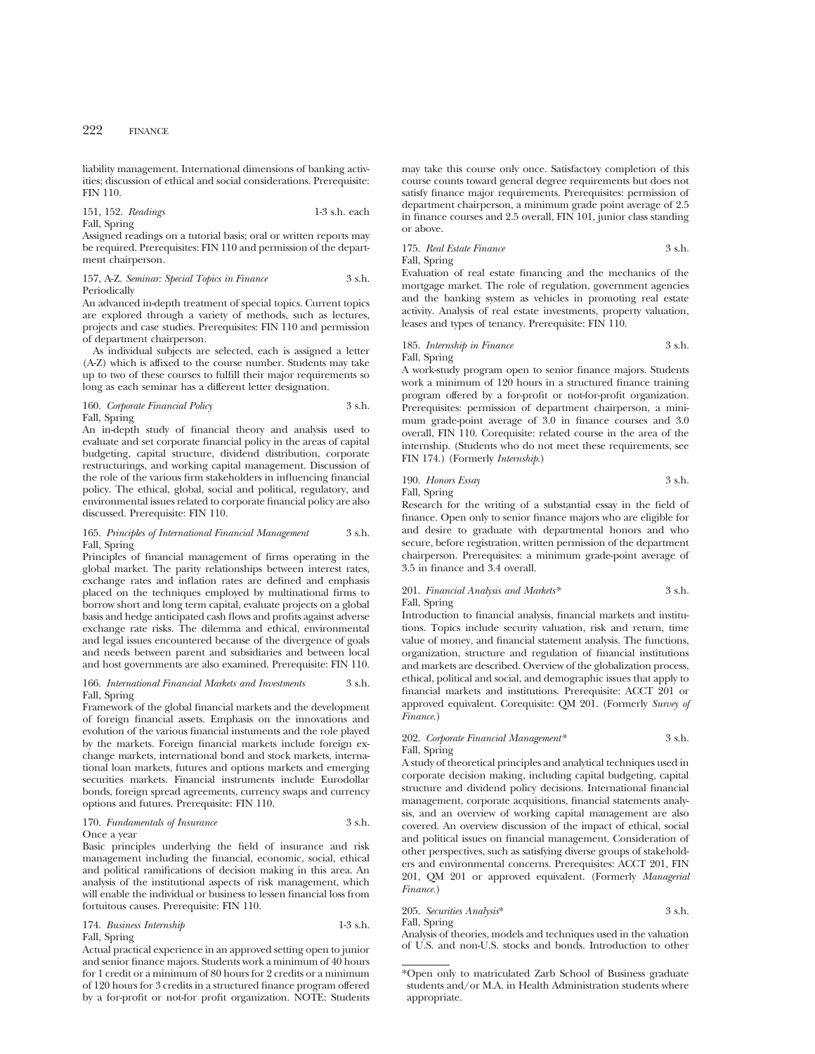liability management. International dimensions of banking activities; discussion of ethical and social considerations. Prerequisite: FIN 110.

151, 152. *Readings* 1-3 s.h. each
Fall, Spring

Assigned readings on a tutorial basis; oral or written reports may be required. Prerequisites: FIN 110 and permission of the department chairperson.

157, A-Z. *Seminar: Special Topics in Finance* 3 s.h.
Periodically

An advanced in-depth treatment of special topics. Current topics are explored through a variety of methods, such as lectures, projects and case studies. Prerequisites: FIN 110 and permission of department chairperson.

As individual subjects are selected, each is assigned a letter (A-Z) which is affixed to the course number. Students may take up to two of these courses to fulfill their major requirements so long as each seminar has a different letter designation.

160. *Corporate Financial Policy* 3 s.h.
Fall, Spring

An in-depth study of financial theory and analysis used to evaluate and set corporate financial policy in the areas of capital budgeting, capital structure, dividend distribution, corporate restructurings, and working capital management. Discussion of the role of the various firm stakeholders in influencing financial policy. The ethical, global, social and political, regulatory, and environmental issues related to corporate financial policy are also discussed. Prerequisite: FIN 110.

165. *Principles of International Financial Management* 3 s.h.
Fall, Spring

Principles of financial management of firms operating in the global market. The parity relationships between interest rates, exchange rates and inflation rates are defined and emphasis placed on the techniques employed by multinational firms to borrow short and long term capital, evaluate projects on a global basis and hedge anticipated cash flows and profits against adverse exchange rate risks. The dilemma and ethical, environmental and legal issues encountered because of the divergence of goals and needs between parent and subsidiaries and between local and host governments are also examined. Prerequisite: FIN 110.

166. *International Financial Markets and Investments* 3 s.h.
Fall, Spring

Framework of the global financial markets and the development of foreign financial assets. Emphasis on the innovations and evolution of the various financial instuments and the role played by the markets. Foreign financial markets include foreign exchange markets, international bond and stock markets, international loan markets, futures and options markets and emerging securities markets. Financial instruments include Eurodollar bonds, foreign spread agreements, currency swaps and currency options and futures. Prerequisite: FIN 110.

170. *Fundamentals of Insurance* 3 s.h.
Once a year

Basic principles underlying the field of insurance and risk management including the financial, economic, social, ethical and political ramifications of decision making in this area. An analysis of the institutional aspects of risk management, which will enable the individual or business to lessen financial loss from fortuitous causes. Prerequisite: FIN 110.

174. *Business Internship* 1-3 s.h.
Fall, Spring

Actual practical experience in an approved setting open to junior and senior finance majors. Students work a minimum of 40 hours for 1 credit or a minimum of 80 hours for 2 credits or a minimum of 120 hours for 3 credits in a structured finance program offered by a for-profit or not-for profit organization. NOTE: Students may take this course only once. Satisfactory completion of this course counts toward general degree requirements but does not satisfy finance major requirements. Prerequisites: permission of department chairperson, a minimum grade point average of 2.5 in finance courses and 2.5 overall, FIN 101, junior class standing or above.

175. *Real Estate Finance* 3 s.h.
Fall, Spring

Evaluation of real estate financing and the mechanics of the mortgage market. The role of regulation, government agencies and the banking system as vehicles in promoting real estate activity. Analysis of real estate investments, property valuation, leases and types of tenancy. Prerequisite: FIN 110.

185. *Internship in Finance* 3 s.h.
Fall, Spring

A work-study program open to senior finance majors. Students work a minimum of 120 hours in a structured finance training program offered by a for-profit or not-for-profit organization. Prerequisites: permission of department chairperson, a minimum grade-point average of 3.0 in finance courses and 3.0 overall, FIN 110. Corequisite: related course in the area of the internship. (Students who do not meet these requirements, see FIN 174.) (Formerly *Internship*.)

190. *Honors Essay* 3 s.h.
Fall, Spring

Research for the writing of a substantial essay in the field of finance. Open only to senior finance majors who are eligible for and desire to graduate with departmental honors and who secure, before registration, written permission of the department chairperson. Prerequisites: a minimum grade-point average of 3.5 in finance and 3.4 overall.

201. *Financial Analysis and Markets\** 3 s.h.
Fall, Spring

Introduction to financial analysis, financial markets and institutions. Topics include security valuation, risk and return, time value of money, and financial statement analysis. The functions, organization, structure and regulation of financial institutions and markets are described. Overview of the globalization process, ethical, political and social, and demographic issues that apply to financial markets and institutions. Prerequisite: ACCT 201 or approved equivalent. Corequisite: QM 201. (Formerly *Survey of Finance*.)

202. *Corporate Financial Management\** 3 s.h.
Fall, Spring

A study of theoretical principles and analytical techniques used in corporate decision making, including capital budgeting, capital structure and dividend policy decisions. International financial management, corporate acquisitions, financial statements analysis, and an overview of working capital management are also covered. An overview discussion of the impact of ethical, social and political issues on financial management. Consideration of other perspectives, such as satisfying diverse groups of stakeholders and environmental concerns. Prerequisites: ACCT 201, FIN 201, QM 201 or approved equivalent. (Formerly *Managerial Finance*.)

205. *Securities Analysis\** 3 s.h.
Fall, Spring

Analysis of theories, models and techniques used in the valuation of U.S. and non-U.S. stocks and bonds. Introduction to other

\*Open only to matriculated Zarb School of Business graduate students and/or M.A. in Health Administration students where appropriate.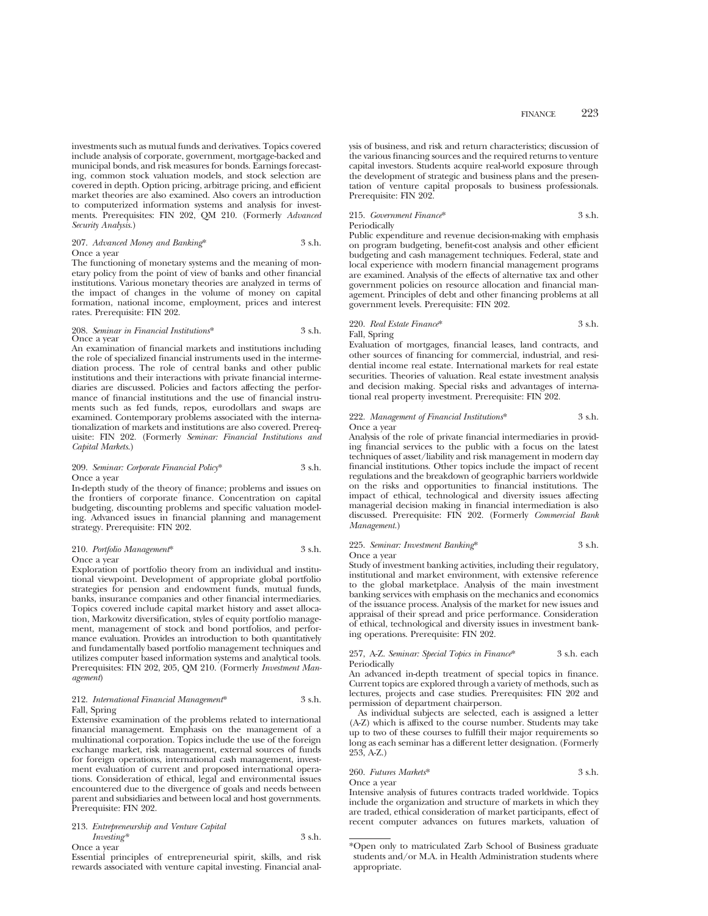investments such as mutual funds and derivatives. Topics covered include analysis of corporate, government, mortgage-backed and municipal bonds, and risk measures for bonds. Earnings forecasting, common stock valuation models, and stock selection are covered in depth. Option pricing, arbitrage pricing, and efficient market theories are also examined. Also covers an introduction to computerized information systems and analysis for investments. Prerequisites: FIN 202, QM 210. (Formerly *Advanced Security Analysis.*)

207. *Advanced Money and Banking** 3 s.h.
Once a year
The functioning of monetary systems and the meaning of monetary policy from the point of view of banks and other financial institutions. Various monetary theories are analyzed in terms of the impact of changes in the volume of money on capital formation, national income, employment, prices and interest rates. Prerequisite: FIN 202.

208. *Seminar in Financial Institutions** 3 s.h.
Once a year
An examination of financial markets and institutions including the role of specialized financial instruments used in the intermediation process. The role of central banks and other public institutions and their interactions with private financial intermediaries are discussed. Policies and factors affecting the performance of financial institutions and the use of financial instruments such as fed funds, repos, eurodollars and swaps are examined. Contemporary problems associated with the internationalization of markets and institutions are also covered. Prerequisite: FIN 202. (Formerly *Seminar: Financial Institutions and Capital Markets.*)

209. *Seminar: Corporate Financial Policy** 3 s.h.
Once a year
In-depth study of the theory of finance; problems and issues on the frontiers of corporate finance. Concentration on capital budgeting, discounting problems and specific valuation modeling. Advanced issues in financial planning and management strategy. Prerequisite: FIN 202.

210. *Portfolio Management** 3 s.h.
Once a year
Exploration of portfolio theory from an individual and institutional viewpoint. Development of appropriate global portfolio strategies for pension and endowment funds, mutual funds, banks, insurance companies and other financial intermediaries. Topics covered include capital market history and asset allocation, Markowitz diversification, styles of equity portfolio management, management of stock and bond portfolios, and performance evaluation. Provides an introduction to both quantitatively and fundamentally based portfolio management techniques and utilizes computer based information systems and analytical tools. Prerequisites: FIN 202, 205, QM 210. (Formerly *Investment Management*)

212. *International Financial Management** 3 s.h.
Fall, Spring
Extensive examination of the problems related to international financial management. Emphasis on the management of a multinational corporation. Topics include the use of the foreign exchange market, risk management, external sources of funds for foreign operations, international cash management, investment evaluation of current and proposed international operations. Consideration of ethical, legal and environmental issues encountered due to the divergence of goals and needs between parent and subsidiaries and between local and host governments. Prerequisite: FIN 202.

213. *Entrepreneurship and Venture Capital Investing** 3 s.h.
Once a year
Essential principles of entrepreneurial spirit, skills, and risk rewards associated with venture capital investing. Financial analysis of business, and risk and return characteristics; discussion of the various financing sources and the required returns to venture capital investors. Students acquire real-world exposure through the development of strategic and business plans and the presentation of venture capital proposals to business professionals. Prerequisite: FIN 202.

215. *Government Finance** 3 s.h.
Periodically
Public expenditure and revenue decision-making with emphasis on program budgeting, benefit-cost analysis and other efficient budgeting and cash management techniques. Federal, state and local experience with modern financial management programs are examined. Analysis of the effects of alternative tax and other government policies on resource allocation and financial management. Principles of debt and other financing problems at all government levels. Prerequisite: FIN 202.

220. *Real Estate Finance** 3 s.h.
Fall, Spring
Evaluation of mortgages, financial leases, land contracts, and other sources of financing for commercial, industrial, and residential income real estate. International markets for real estate securities. Theories of valuation. Real estate investment analysis and decision making. Special risks and advantages of international real property investment. Prerequisite: FIN 202.

222. *Management of Financial Institutions** 3 s.h.
Once a year
Analysis of the role of private financial intermediaries in providing financial services to the public with a focus on the latest techniques of asset/liability and risk management in modern day financial institutions. Other topics include the impact of recent regulations and the breakdown of geographic barriers worldwide on the risks and opportunities to financial institutions. The impact of ethical, technological and diversity issues affecting managerial decision making in financial intermediation is also discussed. Prerequisite: FIN 202. (Formerly *Commercial Bank Management.*)

225. *Seminar: Investment Banking** 3 s.h.
Once a year
Study of investment banking activities, including their regulatory, institutional and market environment, with extensive reference to the global marketplace. Analysis of the main investment banking services with emphasis on the mechanics and economics of the issuance process. Analysis of the market for new issues and appraisal of their spread and price performance. Consideration of ethical, technological and diversity issues in investment banking operations. Prerequisite: FIN 202.

257, A-Z. *Seminar: Special Topics in Finance** 3 s.h. each
Periodically
An advanced in-depth treatment of special topics in finance. Current topics are explored through a variety of methods, such as lectures, projects and case studies. Prerequisites: FIN 202 and permission of department chairperson.

As individual subjects are selected, each is assigned a letter (A-Z) which is affixed to the course number. Students may take up to two of these courses to fulfill their major requirements so long as each seminar has a different letter designation. (Formerly 253, A-Z.)

260. *Futures Markets** 3 s.h.
Once a year
Intensive analysis of futures contracts traded worldwide. Topics include the organization and structure of markets in which they are traded, ethical consideration of market participants, effect of recent computer advances on futures markets, valuation of

*Open only to matriculated Zarb School of Business graduate students and/or M.A. in Health Administration students where appropriate.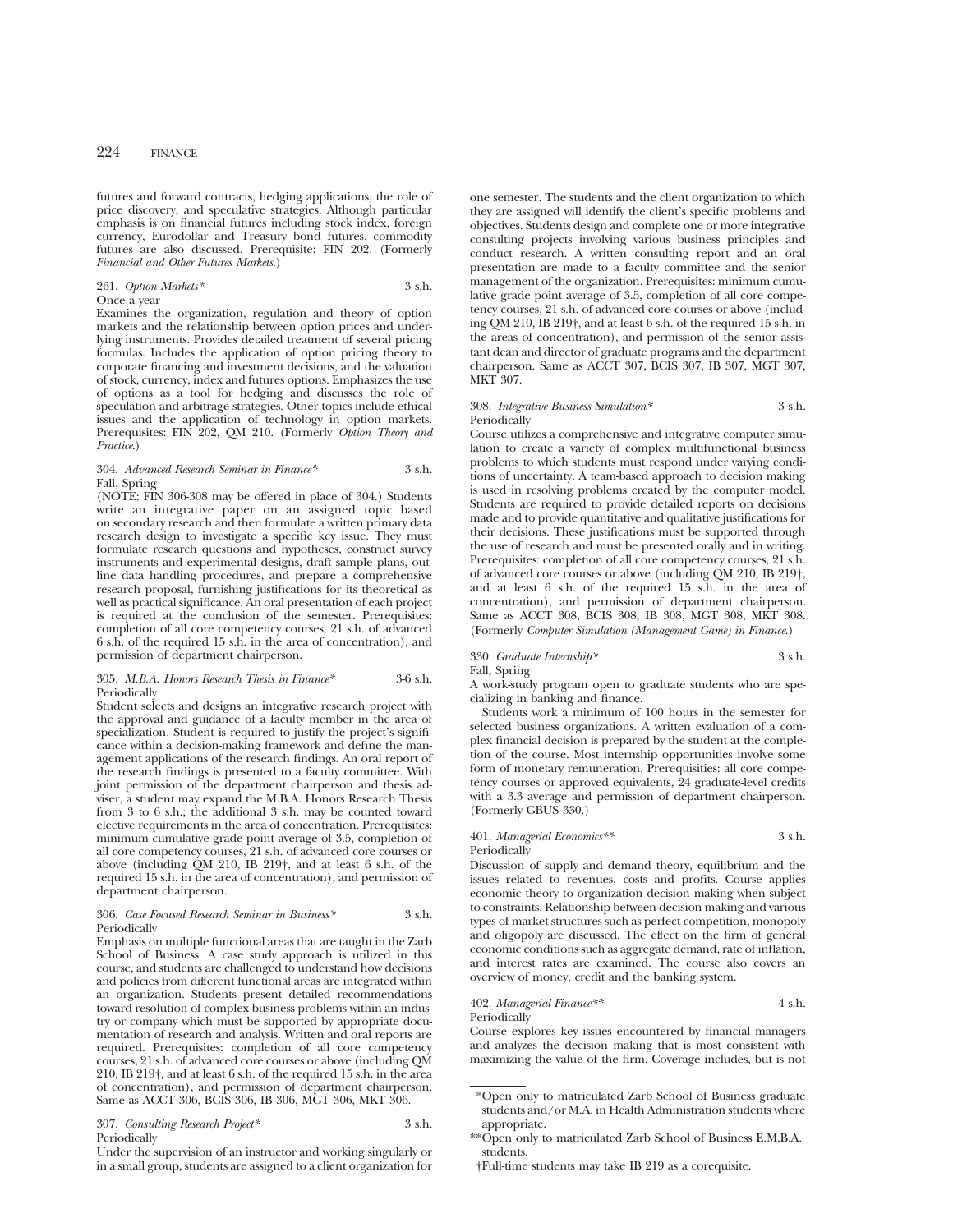futures and forward contracts, hedging applications, the role of price discovery, and speculative strategies. Although particular emphasis is on financial futures including stock index, foreign currency, Eurodollar and Treasury bond futures, commodity futures are also discussed. Prerequisite: FIN 202. (Formerly *Financial and Other Futures Markets*.)

261. *Option Markets** 3 s.h.
Once a year
Examines the organization, regulation and theory of option markets and the relationship between option prices and underlying instruments. Provides detailed treatment of several pricing formulas. Includes the application of option pricing theory to corporate financing and investment decisions, and the valuation of stock, currency, index and futures options. Emphasizes the use of options as a tool for hedging and discusses the role of speculation and arbitrage strategies. Other topics include ethical issues and the application of technology in option markets. Prerequisites: FIN 202, QM 210. (Formerly *Option Theory and Practice*.)

304. *Advanced Research Seminar in Finance** 3 s.h.
Fall, Spring
(NOTE: FIN 306-308 may be offered in place of 304.) Students write an integrative paper on an assigned topic based on secondary research and then formulate a written primary data research design to investigate a specific key issue. They must formulate research questions and hypotheses, construct survey instruments and experimental designs, draft sample plans, outline data handling procedures, and prepare a comprehensive research proposal, furnishing justifications for its theoretical as well as practical significance. An oral presentation of each project is required at the conclusion of the semester. Prerequisites: completion of all core competency courses, 21 s.h. of advanced 6 s.h. of the required 15 s.h. in the area of concentration), and permission of department chairperson.

305. *M.B.A. Honors Research Thesis in Finance** 3-6 s.h.
Periodically
Student selects and designs an integrative research project with the approval and guidance of a faculty member in the area of specialization. Student is required to justify the project's significance within a decision-making framework and define the management applications of the research findings. An oral report of the research findings is presented to a faculty committee. With joint permission of the department chairperson and thesis adviser, a student may expand the M.B.A. Honors Research Thesis from 3 to 6 s.h.; the additional 3 s.h. may be counted toward elective requirements in the area of concentration. Prerequisites: minimum cumulative grade point average of 3.5, completion of all core competency courses, 21 s.h. of advanced core courses or above (including QM 210, IB 219†, and at least 6 s.h. of the required 15 s.h. in the area of concentration), and permission of department chairperson.

306. *Case Focused Research Seminar in Business** 3 s.h.
Periodically
Emphasis on multiple functional areas that are taught in the Zarb School of Business. A case study approach is utilized in this course, and students are challenged to understand how decisions and policies from different functional areas are integrated within an organization. Students present detailed recommendations toward resolution of complex business problems within an industry or company which must be supported by appropriate documentation of research and analysis. Written and oral reports are required. Prerequisites: completion of all core competency courses, 21 s.h. of advanced core courses or above (including QM 210, IB 219†, and at least 6 s.h. of the required 15 s.h. in the area of concentration), and permission of department chairperson. Same as ACCT 306, BCIS 306, IB 306, MGT 306, MKT 306.

307. *Consulting Research Project** 3 s.h.
Periodically
Under the supervision of an instructor and working singularly or in a small group, students are assigned to a client organization for one semester. The students and the client organization to which they are assigned will identify the client's specific problems and objectives. Students design and complete one or more integrative consulting projects involving various business principles and conduct research. A written consulting report and an oral presentation are made to a faculty committee and the senior management of the organization. Prerequisites: minimum cumulative grade point average of 3.5, completion of all core competency courses, 21 s.h. of advanced core courses or above (including QM 210, IB 219†, and at least 6 s.h. of the required 15 s.h. in the areas of concentration), and permission of the senior assistant dean and director of graduate programs and the department chairperson. Same as ACCT 307, BCIS 307, IB 307, MGT 307, MKT 307.

308. *Integrative Business Simulation** 3 s.h.
Periodically
Course utilizes a comprehensive and integrative computer simulation to create a variety of complex multifunctional business problems to which students must respond under varying conditions of uncertainty. A team-based approach to decision making is used in resolving problems created by the computer model. Students are required to provide detailed reports on decisions made and to provide quantitative and qualitative justifications for their decisions. These justifications must be supported through the use of research and must be presented orally and in writing. Prerequisites: completion of all core competency courses, 21 s.h. of advanced core courses or above (including QM 210, IB 219†, and at least 6 s.h. of the required 15 s.h. in the area of concentration), and permission of department chairperson. Same as ACCT 308, BCIS 308, IB 308, MGT 308, MKT 308. (Formerly *Computer Simulation (Management Game) in Finance*.)

330. *Graduate Internship** 3 s.h.
Fall, Spring
A work-study program open to graduate students who are specializing in banking and finance.

Students work a minimum of 100 hours in the semester for selected business organizations. A written evaluation of a complex financial decision is prepared by the student at the completion of the course. Most internship opportunities involve some form of monetary remuneration. Prerequisities: all core competency courses or approved equivalents, 24 graduate-level credits with a 3.3 average and permission of department chairperson. (Formerly GBUS 330.)

401. *Managerial Economics*** 3 s.h.
Periodically
Discussion of supply and demand theory, equilibrium and the issues related to revenues, costs and profits. Course applies economic theory to organization decision making when subject to constraints. Relationship between decision making and various types of market structures such as perfect competition, monopoly and oligopoly are discussed. The effect on the firm of general economic conditions such as aggregate demand, rate of inflation, and interest rates are examined. The course also covers an overview of money, credit and the banking system.

402. *Managerial Finance*** 4 s.h.
Periodically
Course explores key issues encountered by financial managers and analyzes the decision making that is most consistent with maximizing the value of the firm. Coverage includes, but is not

*Open only to matriculated Zarb School of Business graduate students and/or M.A. in Health Administration students where appropriate.

**Open only to matriculated Zarb School of Business E.M.B.A. students.

†Full-time students may take IB 219 as a corequisite.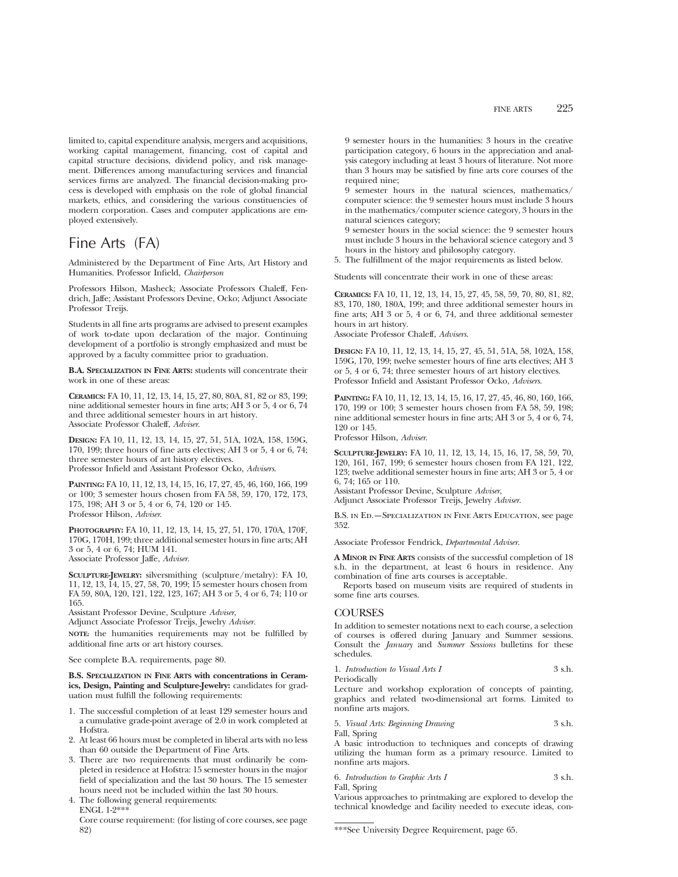limited to, capital expenditure analysis, mergers and acquisitions, working capital management, financing, cost of capital and capital structure decisions, dividend policy, and risk management. Differences among manufacturing services and financial services firms are analyzed. The financial decision-making process is developed with emphasis on the role of global financial markets, ethics, and considering the various constituencies of modern corporation. Cases and computer applications are employed extensively.

# Fine Arts (FA)

Administered by the Department of Fine Arts, Art History and Humanities. Professor Infield, *Chairperson*

Professors Hilson, Masheck; Associate Professors Chaleff, Fendrich, Jaffe; Assistant Professors Devine, Ocko; Adjunct Associate Professor Treijs.

Students in all fine arts programs are advised to present examples of work to-date upon declaration of the major. Continuing development of a portfolio is strongly emphasized and must be approved by a faculty committee prior to graduation.

**B.A. Specialization in Fine Arts:** students will concentrate their work in one of these areas:

**Ceramics:** FA 10, 11, 12, 13, 14, 15, 27, 80, 80A, 81, 82 or 83, 199; nine additional semester hours in fine arts; AH 3 or 5, 4 or 6, 74 and three additional semester hours in art history.
Associate Professor Chaleff, *Adviser.*

**Design:** FA 10, 11, 12, 13, 14, 15, 27, 51, 51A, 102A, 158, 159G, 170, 199; three hours of fine arts electives; AH 3 or 5, 4 or 6, 74; three semester hours of art history electives.
Professor Infield and Assistant Professor Ocko, *Advisers.*

**Painting:** FA 10, 11, 12, 13, 14, 15, 16, 17, 27, 45, 46, 160, 166, 199 or 100; 3 semester hours chosen from FA 58, 59, 170, 172, 173, 175, 198; AH 3 or 5, 4 or 6, 74, 120 or 145.
Professor Hilson, *Adviser.*

**Photography:** FA 10, 11, 12, 13, 14, 15, 27, 51, 170, 170A, 170F, 170G, 170H, 199; three additional semester hours in fine arts; AH 3 or 5, 4 or 6, 74; HUM 141.
Associate Professor Jaffe, *Adviser.*

**Sculpture-Jewelry:** silversmithing (sculpture/metalry): FA 10, 11, 12, 13, 14, 15, 27, 58, 70, 199; 15 semester hours chosen from FA 59, 80A, 120, 121, 122, 123, 167; AH 3 or 5, 4 or 6, 74; 110 or 165.
Assistant Professor Devine, Sculpture *Adviser,*
Adjunct Associate Professor Treijs, Jewelry *Adviser.*

**Note:** the humanities requirements may not be fulfilled by additional fine arts or art history courses.

See complete B.A. requirements, page 80.

**B.S. Specialization in Fine Arts with concentrations in Ceramics, Design, Painting and Sculpture-Jewelry:** candidates for graduation must fulfill the following requirements:

1. The successful completion of at least 129 semester hours and a cumulative grade-point average of 2.0 in work completed at Hofstra.
2. At least 66 hours must be completed in liberal arts with no less than 60 outside the Department of Fine Arts.
3. There are two requirements that must ordinarily be completed in residence at Hofstra: 15 semester hours in the major field of specialization and the last 30 hours. The 15 semester hours need not be included within the last 30 hours.
4. The following general requirements:
   ENGL 1-2***
   Core course requirement: (for listing of core courses, see page 82)
   9 semester hours in the humanities: 3 hours in the creative participation category, 6 hours in the appreciation and analysis category including at least 3 hours of literature. Not more than 3 hours may be satisfied by fine arts core courses of the required nine;
   9 semester hours in the natural sciences, mathematics/computer science: the 9 semester hours must include 3 hours in the mathematics/computer science category, 3 hours in the natural sciences category;
   9 semester hours in the social science: the 9 semester hours must include 3 hours in the behavioral science category and 3 hours in the history and philosophy category.
5. The fulfillment of the major requirements as listed below.

Students will concentrate their work in one of these areas:

**Ceramics:** FA 10, 11, 12, 13, 14, 15, 27, 45, 58, 59, 70, 80, 81, 82, 83, 170, 180, 180A, 199; and three additional semester hours in fine arts; AH 3 or 5, 4 or 6, 74, and three additional semester hours in art history.
Associate Professor Chaleff, *Advisers.*

**Design:** FA 10, 11, 12, 13, 14, 15, 27, 45, 51, 51A, 58, 102A, 158, 159G, 170, 199; twelve semester hours of fine arts electives; AH 3 or 5, 4 or 6, 74; three semester hours of art history electives.
Professor Infield and Assistant Professor Ocko, *Advisers.*

**Painting:** FA 10, 11, 12, 13, 14, 15, 16, 17, 27, 45, 46, 80, 160, 166, 170, 199 or 100; 3 semester hours chosen from FA 58, 59, 198; nine additional semester hours in fine arts; AH 3 or 5, 4 or 6, 74, 120 or 145.
Professor Hilson, *Adviser.*

**Sculpture-Jewelry:** FA 10, 11, 12, 13, 14, 15, 16, 17, 58, 59, 70, 120, 161, 167, 199; 6 semester hours chosen from FA 121, 122, 123; twelve additional semester hours in fine arts; AH 3 or 5, 4 or 6, 74; 165 or 110.
Assistant Professor Devine, Sculpture *Adviser,*
Adjunct Associate Professor Treijs, Jewelry *Adviser.*

B.S. in Ed.—Specialization in Fine Arts Education, see page 352.

Associate Professor Fendrick, *Departmental Adviser.*

**A Minor in Fine Arts** consists of the successful completion of 18 s.h. in the department, at least 6 hours in residence. Any combination of fine arts courses is acceptable.

Reports based on museum visits are required of students in some fine arts courses.

## COURSES

In addition to semester notations next to each course, a selection of courses is offered during January and Summer sessions. Consult the *January* and *Summer Sessions* bulletins for these schedules.

1. *Introduction to Visual Arts I* — 3 s.h.
Periodically
Lecture and workshop exploration of concepts of painting, graphics and related two-dimensional art forms. Limited to nonfine arts majors.

5. *Visual Arts: Beginning Drawing* — 3 s.h.
Fall, Spring
A basic introduction to techniques and concepts of drawing utilizing the human form as a primary resource. Limited to nonfine arts majors.

6. *Introduction to Graphic Arts I* — 3 s.h.
Fall, Spring
Various approaches to printmaking are explored to develop the technical knowledge and facility needed to execute ideas, con-

***See University Degree Requirement, page 65.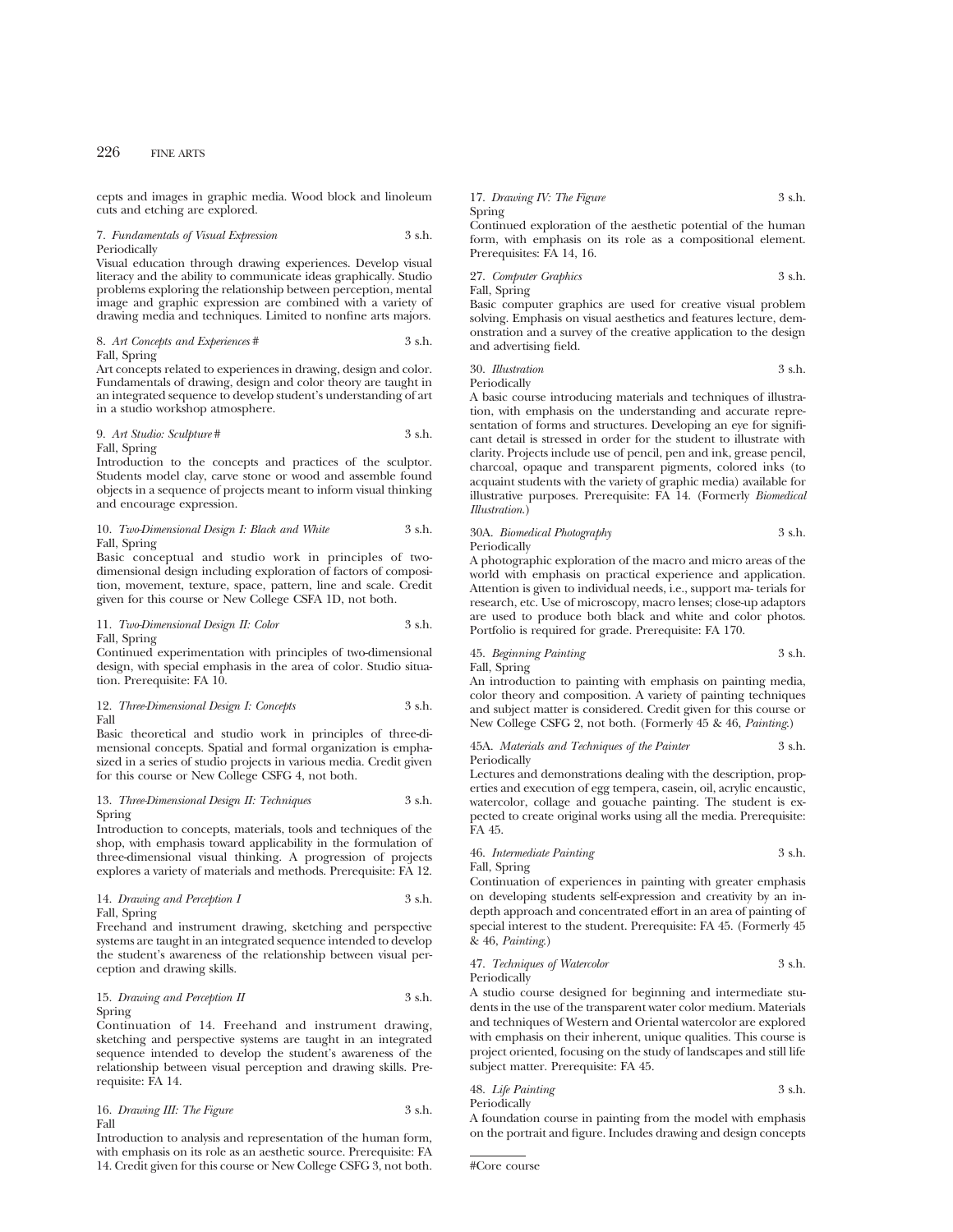cepts and images in graphic media. Wood block and linoleum cuts and etching are explored.

7. *Fundamentals of Visual Expression* 3 s.h.
Periodically
Visual education through drawing experiences. Develop visual literacy and the ability to communicate ideas graphically. Studio problems exploring the relationship between perception, mental image and graphic expression are combined with a variety of drawing media and techniques. Limited to nonfine arts majors.

8. *Art Concepts and Experiences* # 3 s.h.
Fall, Spring
Art concepts related to experiences in drawing, design and color. Fundamentals of drawing, design and color theory are taught in an integrated sequence to develop student's understanding of art in a studio workshop atmosphere.

9. *Art Studio: Sculpture* # 3 s.h.
Fall, Spring
Introduction to the concepts and practices of the sculptor. Students model clay, carve stone or wood and assemble found objects in a sequence of projects meant to inform visual thinking and encourage expression.

10. *Two-Dimensional Design I: Black and White* 3 s.h.
Fall, Spring
Basic conceptual and studio work in principles of two-dimensional design including exploration of factors of composition, movement, texture, space, pattern, line and scale. Credit given for this course or New College CSFA 1D, not both.

11. *Two-Dimensional Design II: Color* 3 s.h.
Fall, Spring
Continued experimentation with principles of two-dimensional design, with special emphasis in the area of color. Studio situation. Prerequisite: FA 10.

12. *Three-Dimensional Design I: Concepts* 3 s.h.
Fall
Basic theoretical and studio work in principles of three-dimensional concepts. Spatial and formal organization is emphasized in a series of studio projects in various media. Credit given for this course or New College CSFG 4, not both.

13. *Three-Dimensional Design II: Techniques* 3 s.h.
Spring
Introduction to concepts, materials, tools and techniques of the shop, with emphasis toward applicability in the formulation of three-dimensional visual thinking. A progression of projects explores a variety of materials and methods. Prerequisite: FA 12.

14. *Drawing and Perception I* 3 s.h.
Fall, Spring
Freehand and instrument drawing, sketching and perspective systems are taught in an integrated sequence intended to develop the student's awareness of the relationship between visual perception and drawing skills.

15. *Drawing and Perception II* 3 s.h.
Spring
Continuation of 14. Freehand and instrument drawing, sketching and perspective systems are taught in an integrated sequence intended to develop the student's awareness of the relationship between visual perception and drawing skills. Prerequisite: FA 14.

16. *Drawing III: The Figure* 3 s.h.
Fall
Introduction to analysis and representation of the human form, with emphasis on its role as an aesthetic source. Prerequisite: FA 14. Credit given for this course or New College CSFG 3, not both.

17. *Drawing IV: The Figure* 3 s.h.
Spring
Continued exploration of the aesthetic potential of the human form, with emphasis on its role as a compositional element. Prerequisites: FA 14, 16.

27. *Computer Graphics* 3 s.h.
Fall, Spring
Basic computer graphics are used for creative visual problem solving. Emphasis on visual aesthetics and features lecture, demonstration and a survey of the creative application to the design and advertising field.

30. *Illustration* 3 s.h.
Periodically
A basic course introducing materials and techniques of illustration, with emphasis on the understanding and accurate representation of forms and structures. Developing an eye for significant detail is stressed in order for the student to illustrate with clarity. Projects include use of pencil, pen and ink, grease pencil, charcoal, opaque and transparent pigments, colored inks (to acquaint students with the variety of graphic media) available for illustrative purposes. Prerequisite: FA 14. (Formerly *Biomedical Illustration*.)

30A. *Biomedical Photography* 3 s.h.
Periodically
A photographic exploration of the macro and micro areas of the world with emphasis on practical experience and application. Attention is given to individual needs, i.e., support materials for research, etc. Use of microscopy, macro lenses; close-up adaptors are used to produce both black and white and color photos. Portfolio is required for grade. Prerequisite: FA 170.

45. *Beginning Painting* 3 s.h.
Fall, Spring
An introduction to painting with emphasis on painting media, color theory and composition. A variety of painting techniques and subject matter is considered. Credit given for this course or New College CSFG 2, not both. (Formerly 45 & 46, *Painting*.)

45A. *Materials and Techniques of the Painter* 3 s.h.
Periodically
Lectures and demonstrations dealing with the description, properties and execution of egg tempera, casein, oil, acrylic encaustic, watercolor, collage and gouache painting. The student is expected to create original works using all the media. Prerequisite: FA 45.

46. *Intermediate Painting* 3 s.h.
Fall, Spring
Continuation of experiences in painting with greater emphasis on developing students self-expression and creativity by an in-depth approach and concentrated effort in an area of painting of special interest to the student. Prerequisite: FA 45. (Formerly 45 & 46, *Painting*.)

47. *Techniques of Watercolor* 3 s.h.
Periodically
A studio course designed for beginning and intermediate students in the use of the transparent water color medium. Materials and techniques of Western and Oriental watercolor are explored with emphasis on their inherent, unique qualities. This course is project oriented, focusing on the study of landscapes and still life subject matter. Prerequisite: FA 45.

48. *Life Painting* 3 s.h.
Periodically
A foundation course in painting from the model with emphasis on the portrait and figure. Includes drawing and design concepts

#Core course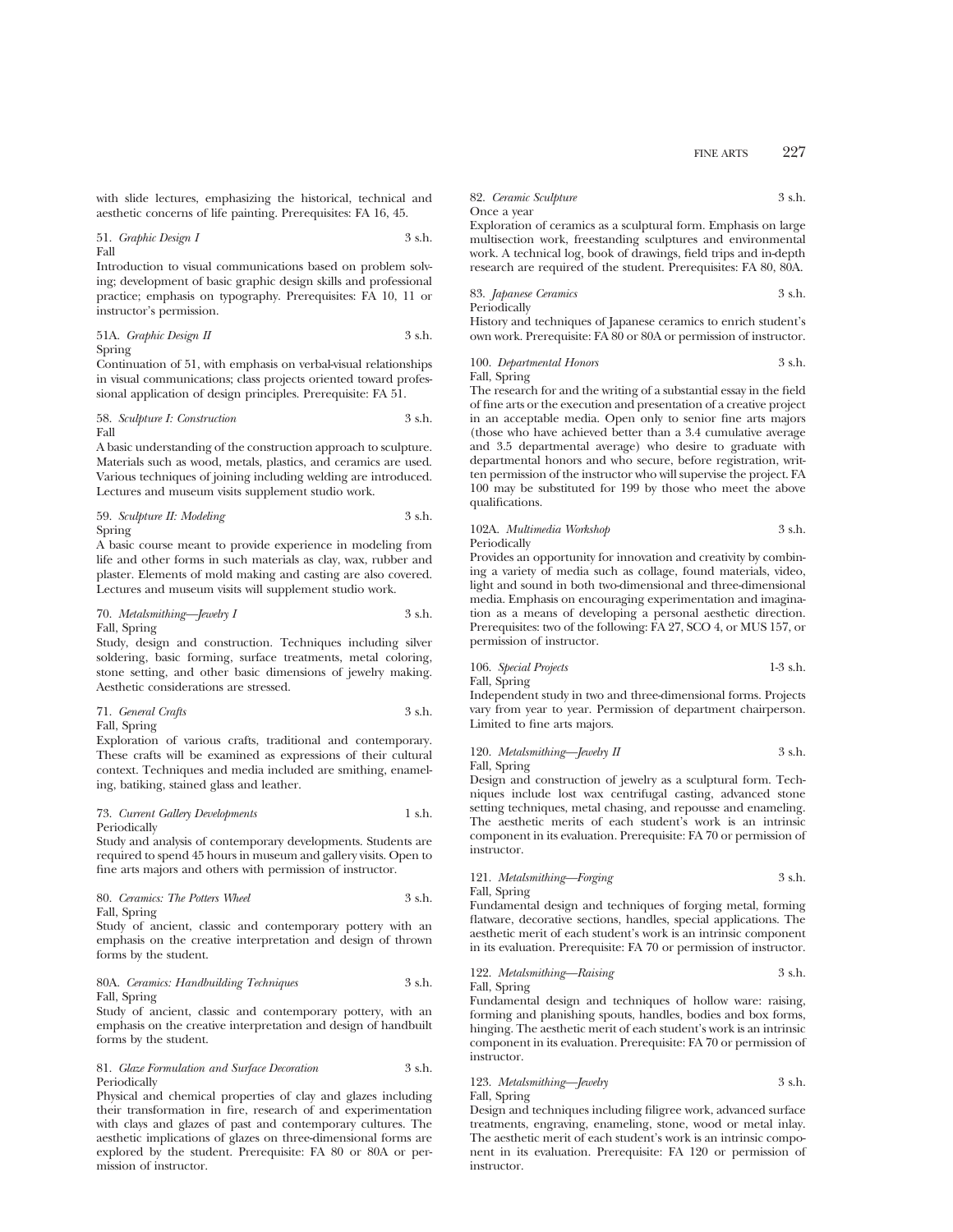with slide lectures, emphasizing the historical, technical and aesthetic concerns of life painting. Prerequisites: FA 16, 45.

51. *Graphic Design I* 3 s.h.
Fall

Introduction to visual communications based on problem solving; development of basic graphic design skills and professional practice; emphasis on typography. Prerequisites: FA 10, 11 or instructor's permission.

51A. *Graphic Design II* 3 s.h.
Spring

Continuation of 51, with emphasis on verbal-visual relationships in visual communications; class projects oriented toward professional application of design principles. Prerequisite: FA 51.

58. *Sculpture I: Construction* 3 s.h.
Fall

A basic understanding of the construction approach to sculpture. Materials such as wood, metals, plastics, and ceramics are used. Various techniques of joining including welding are introduced. Lectures and museum visits supplement studio work.

59. *Sculpture II: Modeling* 3 s.h.
Spring

A basic course meant to provide experience in modeling from life and other forms in such materials as clay, wax, rubber and plaster. Elements of mold making and casting are also covered. Lectures and museum visits will supplement studio work.

70. *Metalsmithing—Jewelry I* 3 s.h.
Fall, Spring

Study, design and construction. Techniques including silver soldering, basic forming, surface treatments, metal coloring, stone setting, and other basic dimensions of jewelry making. Aesthetic considerations are stressed.

71. *General Crafts* 3 s.h.
Fall, Spring

Exploration of various crafts, traditional and contemporary. These crafts will be examined as expressions of their cultural context. Techniques and media included are smithing, enameling, batiking, stained glass and leather.

73. *Current Gallery Developments* 1 s.h.
Periodically

Study and analysis of contemporary developments. Students are required to spend 45 hours in museum and gallery visits. Open to fine arts majors and others with permission of instructor.

80. *Ceramics: The Potters Wheel* 3 s.h.
Fall, Spring

Study of ancient, classic and contemporary pottery with an emphasis on the creative interpretation and design of thrown forms by the student.

80A. *Ceramics: Handbuilding Techniques* 3 s.h.
Fall, Spring

Study of ancient, classic and contemporary pottery, with an emphasis on the creative interpretation and design of handbuilt forms by the student.

81. *Glaze Formulation and Surface Decoration* 3 s.h.
Periodically

Physical and chemical properties of clay and glazes including their transformation in fire, research of and experimentation with clays and glazes of past and contemporary cultures. The aesthetic implications of glazes on three-dimensional forms are explored by the student. Prerequisite: FA 80 or 80A or permission of instructor.

82. *Ceramic Sculpture* 3 s.h.
Once a year

Exploration of ceramics as a sculptural form. Emphasis on large multisection work, freestanding sculptures and environmental work. A technical log, book of drawings, field trips and in-depth research are required of the student. Prerequisites: FA 80, 80A.

83. *Japanese Ceramics* 3 s.h.
Periodically

History and techniques of Japanese ceramics to enrich student's own work. Prerequisite: FA 80 or 80A or permission of instructor.

100. *Departmental Honors* 3 s.h.
Fall, Spring

The research for and the writing of a substantial essay in the field of fine arts or the execution and presentation of a creative project in an acceptable media. Open only to senior fine arts majors (those who have achieved better than a 3.4 cumulative average and 3.5 departmental average) who desire to graduate with departmental honors and who secure, before registration, written permission of the instructor who will supervise the project. FA 100 may be substituted for 199 by those who meet the above qualifications.

102A. *Multimedia Workshop* 3 s.h.
Periodically

Provides an opportunity for innovation and creativity by combining a variety of media such as collage, found materials, video, light and sound in both two-dimensional and three-dimensional media. Emphasis on encouraging experimentation and imagination as a means of developing a personal aesthetic direction. Prerequisites: two of the following: FA 27, SCO 4, or MUS 157, or permission of instructor.

106. *Special Projects* 1-3 s.h.
Fall, Spring

Independent study in two and three-dimensional forms. Projects vary from year to year. Permission of department chairperson. Limited to fine arts majors.

120. *Metalsmithing—Jewelry II* 3 s.h.
Fall, Spring

Design and construction of jewelry as a sculptural form. Techniques include lost wax centrifugal casting, advanced stone setting techniques, metal chasing, and repousse and enameling. The aesthetic merits of each student's work is an intrinsic component in its evaluation. Prerequisite: FA 70 or permission of instructor.

121. *Metalsmithing—Forging* 3 s.h.
Fall, Spring

Fundamental design and techniques of forging metal, forming flatware, decorative sections, handles, special applications. The aesthetic merit of each student's work is an intrinsic component in its evaluation. Prerequisite: FA 70 or permission of instructor.

122. *Metalsmithing—Raising* 3 s.h.
Fall, Spring

Fundamental design and techniques of hollow ware: raising, forming and planishing spouts, handles, bodies and box forms, hinging. The aesthetic merit of each student's work is an intrinsic component in its evaluation. Prerequisite: FA 70 or permission of instructor.

123. *Metalsmithing—Jewelry* 3 s.h.
Fall, Spring

Design and techniques including filigree work, advanced surface treatments, engraving, enameling, stone, wood or metal inlay. The aesthetic merit of each student's work is an intrinsic component in its evaluation. Prerequisite: FA 120 or permission of instructor.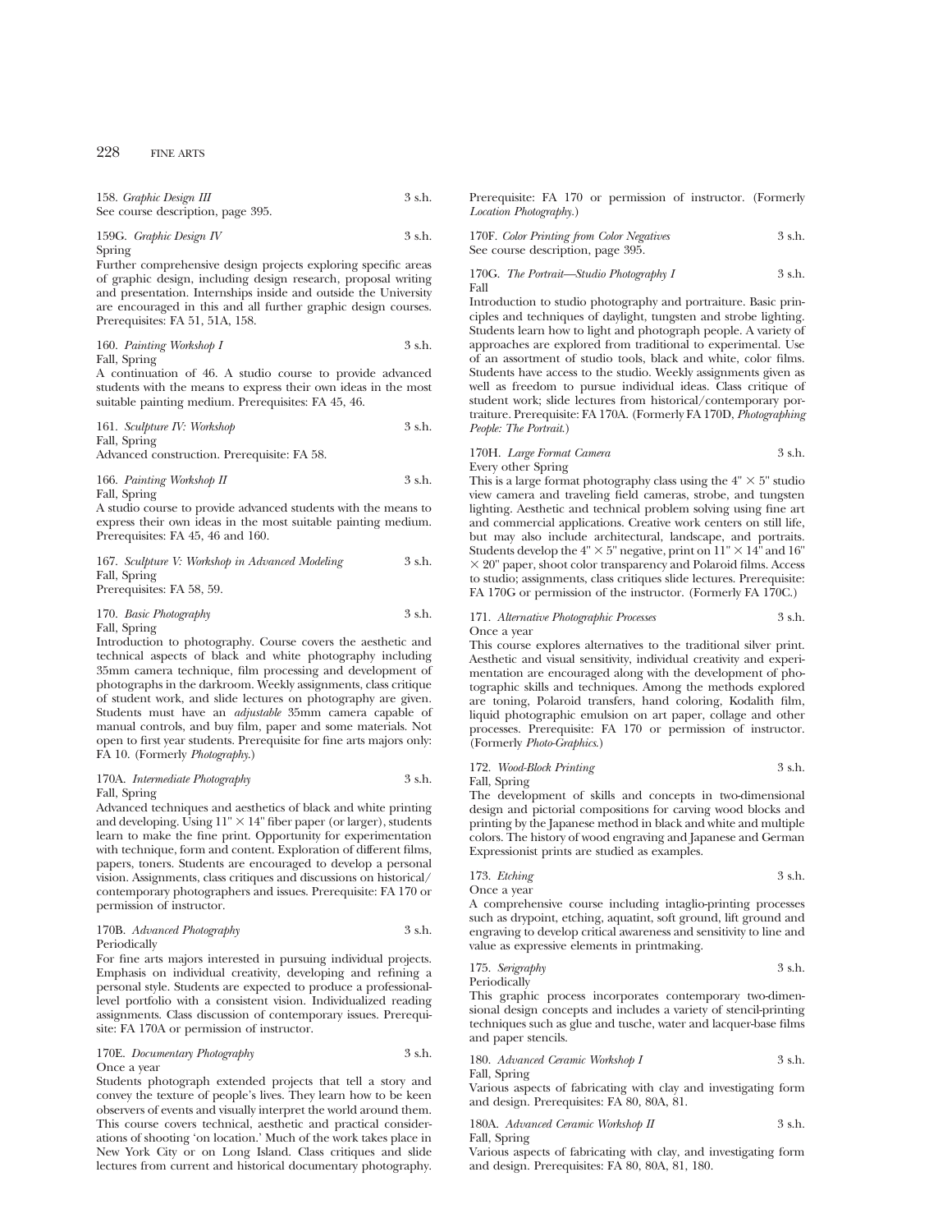158. *Graphic Design III* 3 s.h.
See course description, page 395.

159G. *Graphic Design IV* 3 s.h.
Spring
Further comprehensive design projects exploring specific areas of graphic design, including design research, proposal writing and presentation. Internships inside and outside the University are encouraged in this and all further graphic design courses. Prerequisites: FA 51, 51A, 158.

160. *Painting Workshop I* 3 s.h.
Fall, Spring
A continuation of 46. A studio course to provide advanced students with the means to express their own ideas in the most suitable painting medium. Prerequisites: FA 45, 46.

161. *Sculpture IV: Workshop* 3 s.h.
Fall, Spring
Advanced construction. Prerequisite: FA 58.

166. *Painting Workshop II* 3 s.h.
Fall, Spring
A studio course to provide advanced students with the means to express their own ideas in the most suitable painting medium. Prerequisites: FA 45, 46 and 160.

167. *Sculpture V: Workshop in Advanced Modeling* 3 s.h.
Fall, Spring
Prerequisites: FA 58, 59.

170. *Basic Photography* 3 s.h.
Fall, Spring
Introduction to photography. Course covers the aesthetic and technical aspects of black and white photography including 35mm camera technique, film processing and development of photographs in the darkroom. Weekly assignments, class critique of student work, and slide lectures on photography are given. Students must have an *adjustable* 35mm camera capable of manual controls, and buy film, paper and some materials. Not open to first year students. Prerequisite for fine arts majors only: FA 10. (Formerly *Photography*.)

170A. *Intermediate Photography* 3 s.h.
Fall, Spring
Advanced techniques and aesthetics of black and white printing and developing. Using 11" × 14" fiber paper (or larger), students learn to make the fine print. Opportunity for experimentation with technique, form and content. Exploration of different films, papers, toners. Students are encouraged to develop a personal vision. Assignments, class critiques and discussions on historical/contemporary photographers and issues. Prerequisite: FA 170 or permission of instructor.

170B. *Advanced Photography* 3 s.h.
Periodically
For fine arts majors interested in pursuing individual projects. Emphasis on individual creativity, developing and refining a personal style. Students are expected to produce a professional-level portfolio with a consistent vision. Individualized reading assignments. Class discussion of contemporary issues. Prerequisite: FA 170A or permission of instructor.

170E. *Documentary Photography* 3 s.h.
Once a year
Students photograph extended projects that tell a story and convey the texture of people's lives. They learn how to be keen observers of events and visually interpret the world around them. This course covers technical, aesthetic and practical considerations of shooting 'on location.' Much of the work takes place in New York City or on Long Island. Class critiques and slide lectures from current and historical documentary photography. Prerequisite: FA 170 or permission of instructor. (Formerly *Location Photography*.)

170F. *Color Printing from Color Negatives* 3 s.h.
See course description, page 395.

170G. *The Portrait—Studio Photography I* 3 s.h.
Fall
Introduction to studio photography and portraiture. Basic principles and techniques of daylight, tungsten and strobe lighting. Students learn how to light and photograph people. A variety of approaches are explored from traditional to experimental. Use of an assortment of studio tools, black and white, color films. Students have access to the studio. Weekly assignments given as well as freedom to pursue individual ideas. Class critique of student work; slide lectures from historical/contemporary portraiture. Prerequisite: FA 170A. (Formerly FA 170D, *Photographing People: The Portrait*.)

170H. *Large Format Camera* 3 s.h.
Every other Spring
This is a large format photography class using the 4" × 5" studio view camera and traveling field cameras, strobe, and tungsten lighting. Aesthetic and technical problem solving using fine art and commercial applications. Creative work centers on still life, but may also include architectural, landscape, and portraits. Students develop the 4" × 5" negative, print on 11" × 14" and 16" × 20" paper, shoot color transparency and Polaroid films. Access to studio; assignments, class critiques slide lectures. Prerequisite: FA 170G or permission of the instructor. (Formerly FA 170C.)

171. *Alternative Photographic Processes* 3 s.h.
Once a year
This course explores alternatives to the traditional silver print. Aesthetic and visual sensitivity, individual creativity and experimentation are encouraged along with the development of photographic skills and techniques. Among the methods explored are toning, Polaroid transfers, hand coloring, Kodalith film, liquid photographic emulsion on art paper, collage and other processes. Prerequisite: FA 170 or permission of instructor. (Formerly *Photo-Graphics*.)

172. *Wood-Block Printing* 3 s.h.
Fall, Spring
The development of skills and concepts in two-dimensional design and pictorial compositions for carving wood blocks and printing by the Japanese method in black and white and multiple colors. The history of wood engraving and Japanese and German Expressionist prints are studied as examples.

173. *Etching* 3 s.h.
Once a year
A comprehensive course including intaglio-printing processes such as drypoint, etching, aquatint, soft ground, lift ground and engraving to develop critical awareness and sensitivity to line and value as expressive elements in printmaking.

175. *Serigraphy* 3 s.h.
Periodically
This graphic process incorporates contemporary two-dimensional design concepts and includes a variety of stencil-printing techniques such as glue and tusche, water and lacquer-base films and paper stencils.

180. *Advanced Ceramic Workshop I* 3 s.h.
Fall, Spring
Various aspects of fabricating with clay and investigating form and design. Prerequisites: FA 80, 80A, 81.

180A. *Advanced Ceramic Workshop II* 3 s.h.
Fall, Spring
Various aspects of fabricating with clay, and investigating form and design. Prerequisites: FA 80, 80A, 81, 180.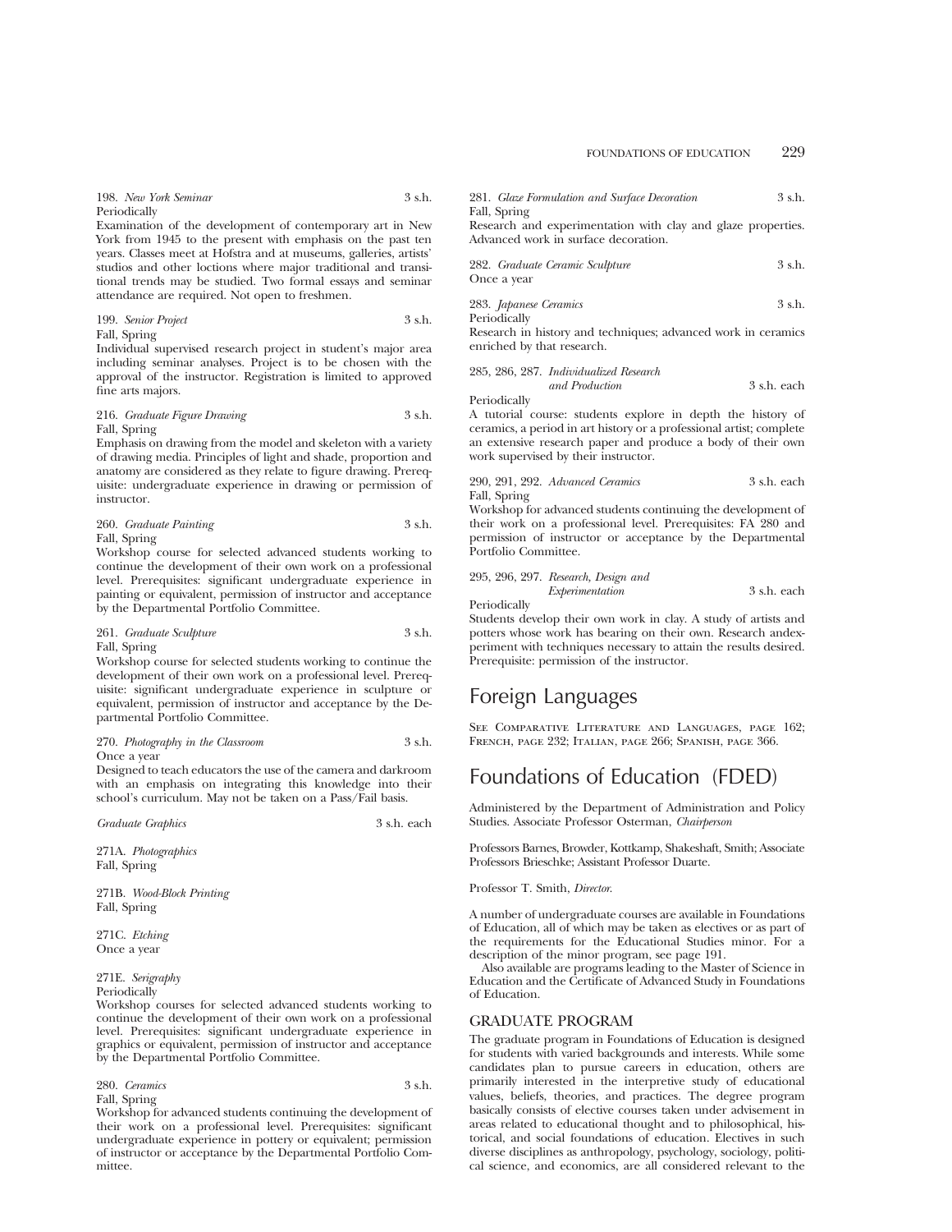198. *New York Seminar* 3 s.h.
Periodically
Examination of the development of contemporary art in New York from 1945 to the present with emphasis on the past ten years. Classes meet at Hofstra and at museums, galleries, artists' studios and other loctions where major traditional and transitional trends may be studied. Two formal essays and seminar attendance are required. Not open to freshmen.

199. *Senior Project* 3 s.h.
Fall, Spring
Individual supervised research project in student's major area including seminar analyses. Project is to be chosen with the approval of the instructor. Registration is limited to approved fine arts majors.

216. *Graduate Figure Drawing* 3 s.h.
Fall, Spring
Emphasis on drawing from the model and skeleton with a variety of drawing media. Principles of light and shade, proportion and anatomy are considered as they relate to figure drawing. Prerequisite: undergraduate experience in drawing or permission of instructor.

260. *Graduate Painting* 3 s.h.
Fall, Spring
Workshop course for selected advanced students working to continue the development of their own work on a professional level. Prerequisites: significant undergraduate experience in painting or equivalent, permission of instructor and acceptance by the Departmental Portfolio Committee.

261. *Graduate Sculpture* 3 s.h.
Fall, Spring
Workshop course for selected students working to continue the development of their own work on a professional level. Prerequisite: significant undergraduate experience in sculpture or equivalent, permission of instructor and acceptance by the Departmental Portfolio Committee.

270. *Photography in the Classroom* 3 s.h.
Once a year
Designed to teach educators the use of the camera and darkroom with an emphasis on integrating this knowledge into their school's curriculum. May not be taken on a Pass/Fail basis.

*Graduate Graphics* 3 s.h. each

271A. *Photographics*
Fall, Spring

271B. *Wood-Block Printing*
Fall, Spring

271C. *Etching*
Once a year

271E. *Serigraphy*
Periodically
Workshop courses for selected advanced students working to continue the development of their own work on a professional level. Prerequisites: significant undergraduate experience in graphics or equivalent, permission of instructor and acceptance by the Departmental Portfolio Committee.

280. *Ceramics* 3 s.h.
Fall, Spring
Workshop for advanced students continuing the development of their work on a professional level. Prerequisites: significant undergraduate experience in pottery or equivalent; permission of instructor or acceptance by the Departmental Portfolio Committee.

281. *Glaze Formulation and Surface Decoration* 3 s.h.
Fall, Spring
Research and experimentation with clay and glaze properties. Advanced work in surface decoration.

282. *Graduate Ceramic Sculpture* 3 s.h.
Once a year

283. *Japanese Ceramics* 3 s.h.
Periodically
Research in history and techniques; advanced work in ceramics enriched by that research.

285, 286, 287. *Individualized Research and Production* 3 s.h. each
Periodically
A tutorial course: students explore in depth the history of ceramics, a period in art history or a professional artist; complete an extensive research paper and produce a body of their own work supervised by their instructor.

290, 291, 292. *Advanced Ceramics* 3 s.h. each
Fall, Spring
Workshop for advanced students continuing the development of their work on a professional level. Prerequisites: FA 280 and permission of instructor or acceptance by the Departmental Portfolio Committee.

295, 296, 297. *Research, Design and Experimentation* 3 s.h. each
Periodically
Students develop their own work in clay. A study of artists and potters whose work has bearing on their own. Research andexperiment with techniques necessary to attain the results desired. Prerequisite: permission of the instructor.

# Foreign Languages

See Comparative Literature and Languages, page 162; French, page 232; Italian, page 266; Spanish, page 366.

# Foundations of Education (FDED)

Administered by the Department of Administration and Policy Studies. Associate Professor Osterman, *Chairperson*

Professors Barnes, Browder, Kottkamp, Shakeshaft, Smith; Associate Professors Brieschke; Assistant Professor Duarte.

Professor T. Smith, *Director*.

A number of undergraduate courses are available in Foundations of Education, all of which may be taken as electives or as part of the requirements for the Educational Studies minor. For a description of the minor program, see page 191.

Also available are programs leading to the Master of Science in Education and the Certificate of Advanced Study in Foundations of Education.

## GRADUATE PROGRAM

The graduate program in Foundations of Education is designed for students with varied backgrounds and interests. While some candidates plan to pursue careers in education, others are primarily interested in the interpretive study of educational values, beliefs, theories, and practices. The degree program basically consists of elective courses taken under advisement in areas related to educational thought and to philosophical, historical, and social foundations of education. Electives in such diverse disciplines as anthropology, psychology, sociology, political science, and economics, are all considered relevant to the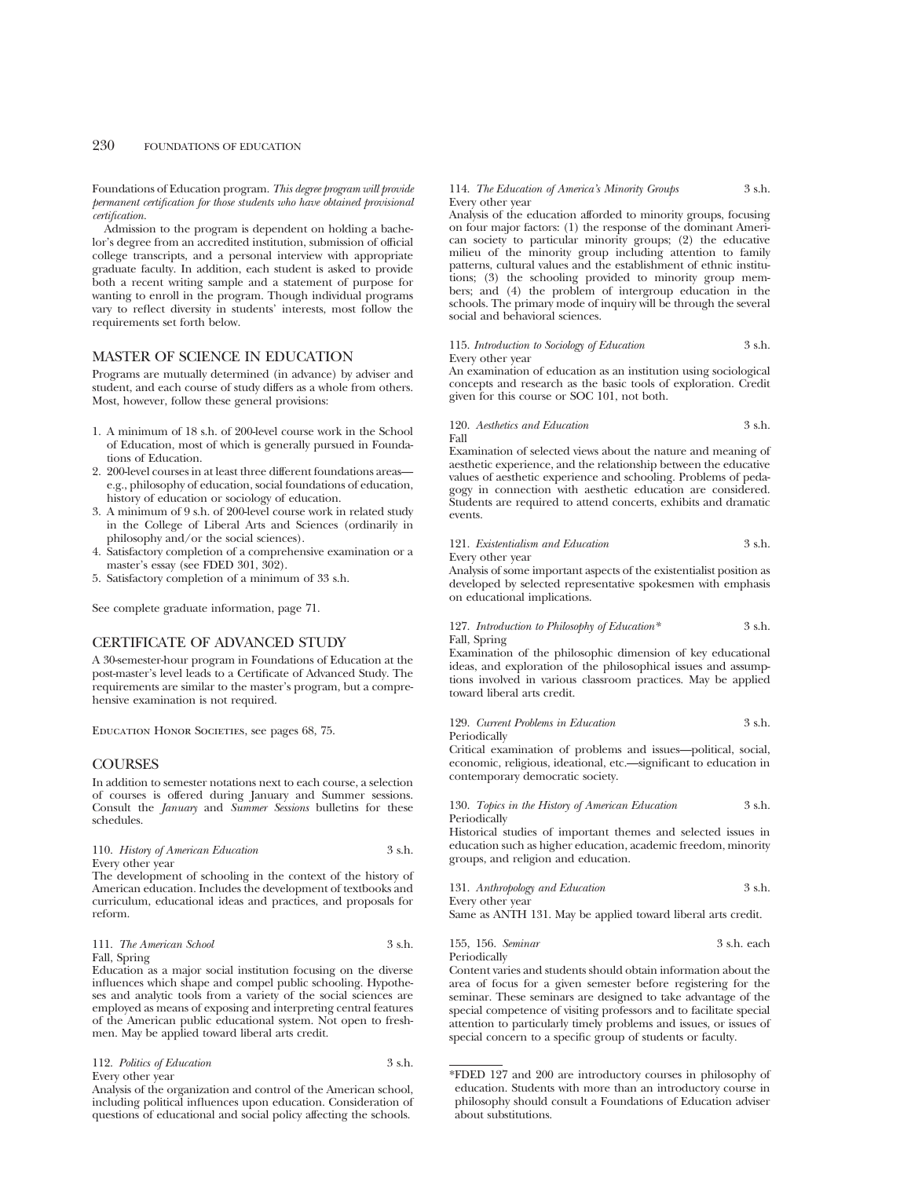Foundations of Education program. *This degree program will provide permanent certification for those students who have obtained provisional certification.*

Admission to the program is dependent on holding a bachelor's degree from an accredited institution, submission of official college transcripts, and a personal interview with appropriate graduate faculty. In addition, each student is asked to provide both a recent writing sample and a statement of purpose for wanting to enroll in the program. Though individual programs vary to reflect diversity in students' interests, most follow the requirements set forth below.

## MASTER OF SCIENCE IN EDUCATION

Programs are mutually determined (in advance) by adviser and student, and each course of study differs as a whole from others. Most, however, follow these general provisions:

1. A minimum of 18 s.h. of 200-level course work in the School of Education, most of which is generally pursued in Foundations of Education.
2. 200-level courses in at least three different foundations areas—e.g., philosophy of education, social foundations of education, history of education or sociology of education.
3. A minimum of 9 s.h. of 200-level course work in related study in the College of Liberal Arts and Sciences (ordinarily in philosophy and/or the social sciences).
4. Satisfactory completion of a comprehensive examination or a master's essay (see FDED 301, 302).
5. Satisfactory completion of a minimum of 33 s.h.

See complete graduate information, page 71.

## CERTIFICATE OF ADVANCED STUDY

A 30-semester-hour program in Foundations of Education at the post-master's level leads to a Certificate of Advanced Study. The requirements are similar to the master's program, but a comprehensive examination is not required.

Education Honor Societies, see pages 68, 75.

## COURSES

In addition to semester notations next to each course, a selection of courses is offered during January and Summer sessions. Consult the *January* and *Summer Sessions* bulletins for these schedules.

110. *History of American Education* 3 s.h.
Every other year
The development of schooling in the context of the history of American education. Includes the development of textbooks and curriculum, educational ideas and practices, and proposals for reform.

111. *The American School* 3 s.h.
Fall, Spring
Education as a major social institution focusing on the diverse influences which shape and compel public schooling. Hypotheses and analytic tools from a variety of the social sciences are employed as means of exposing and interpreting central features of the American public educational system. Not open to freshmen. May be applied toward liberal arts credit.

112. *Politics of Education* 3 s.h.
Every other year
Analysis of the organization and control of the American school, including political influences upon education. Consideration of questions of educational and social policy affecting the schools.

114. *The Education of America's Minority Groups* 3 s.h.
Every other year
Analysis of the education afforded to minority groups, focusing on four major factors: (1) the response of the dominant American society to particular minority groups; (2) the educative milieu of the minority group including attention to family patterns, cultural values and the establishment of ethnic institutions; (3) the schooling provided to minority group members; and (4) the problem of intergroup education in the schools. The primary mode of inquiry will be through the several social and behavioral sciences.

115. *Introduction to Sociology of Education* 3 s.h.
Every other year
An examination of education as an institution using sociological concepts and research as the basic tools of exploration. Credit given for this course or SOC 101, not both.

120. *Aesthetics and Education* 3 s.h.
Fall
Examination of selected views about the nature and meaning of aesthetic experience, and the relationship between the educative values of aesthetic experience and schooling. Problems of pedagogy in connection with aesthetic education are considered. Students are required to attend concerts, exhibits and dramatic events.

121. *Existentialism and Education* 3 s.h.
Every other year
Analysis of some important aspects of the existentialist position as developed by selected representative spokesmen with emphasis on educational implications.

127. *Introduction to Philosophy of Education\** 3 s.h.
Fall, Spring
Examination of the philosophic dimension of key educational ideas, and exploration of the philosophical issues and assumptions involved in various classroom practices. May be applied toward liberal arts credit.

129. *Current Problems in Education* 3 s.h.
Periodically
Critical examination of problems and issues—political, social, economic, religious, ideational, etc.—significant to education in contemporary democratic society.

130. *Topics in the History of American Education* 3 s.h.
Periodically
Historical studies of important themes and selected issues in education such as higher education, academic freedom, minority groups, and religion and education.

131. *Anthropology and Education* 3 s.h.
Every other year
Same as ANTH 131. May be applied toward liberal arts credit.

155, 156. *Seminar* 3 s.h. each
Periodically
Content varies and students should obtain information about the area of focus for a given semester before registering for the seminar. These seminars are designed to take advantage of the special competence of visiting professors and to facilitate special attention to particularly timely problems and issues, or issues of special concern to a specific group of students or faculty.

---

\*FDED 127 and 200 are introductory courses in philosophy of education. Students with more than an introductory course in philosophy should consult a Foundations of Education adviser about substitutions.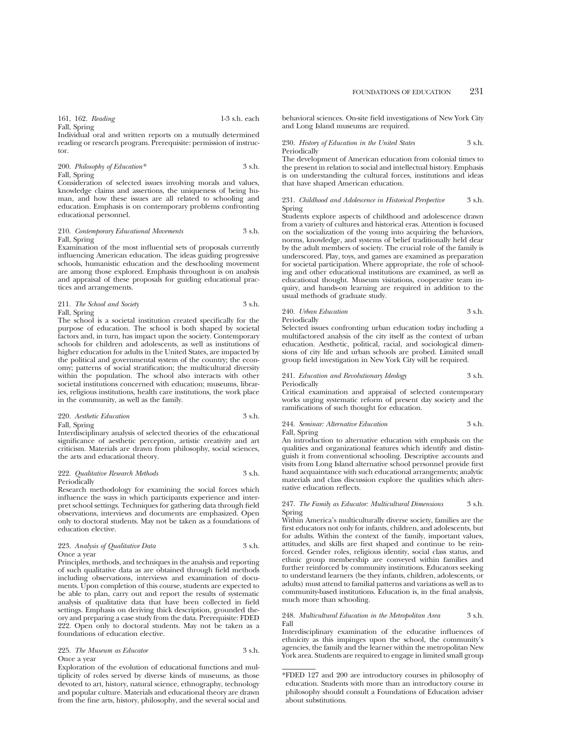161, 162. *Reading* 1-3 s.h. each
Fall, Spring
Individual oral and written reports on a mutually determined reading or research program. Prerequisite: permission of instructor.

200. *Philosophy of Education** 3 s.h.
Fall, Spring
Consideration of selected issues involving morals and values, knowledge claims and assertions, the uniqueness of being human, and how these issues are all related to schooling and education. Emphasis is on contemporary problems confronting educational personnel.

210. *Contemporary Educational Movements* 3 s.h.
Fall, Spring
Examination of the most influential sets of proposals currently influencing American education. The ideas guiding progressive schools, humanistic education and the deschooling movement are among those explored. Emphasis throughout is on analysis and appraisal of these proposals for guiding educational practices and arrangements.

211. *The School and Society* 3 s.h.
Fall, Spring
The school is a societal institution created specifically for the purpose of education. The school is both shaped by societal factors and, in turn, has impact upon the society. Contemporary schools for children and adolescents, as well as institutions of higher education for adults in the United States, are impacted by the political and governmental system of the country; the economy; patterns of social stratification; the multicultural diversity within the population. The school also interacts with other societal institutions concerned with education; museums, libraries, religious institutions, health care institutions, the work place in the community, as well as the family.

220. *Aesthetic Education* 3 s.h.
Fall, Spring
Interdisciplinary analysis of selected theories of the educational significance of aesthetic perception, artistic creativity and art criticism. Materials are drawn from philosophy, social sciences, the arts and educational theory.

222. *Qualitative Research Methods* 3 s.h.
Periodically
Research methodology for examining the social forces which influence the ways in which participants experience and interpret school settings. Techniques for gathering data through field observations, interviews and documents are emphasized. Open only to doctoral students. May not be taken as a foundations of education elective.

223. *Analysis of Qualitative Data* 3 s.h.
Once a year
Principles, methods, and techniques in the analysis and reporting of such qualitative data as are obtained through field methods including observations, interviews and examination of documents. Upon completion of this course, students are expected to be able to plan, carry out and report the results of systematic analysis of qualitative data that have been collected in field settings. Emphasis on deriving thick description, grounded theory and preparing a case study from the data. Prerequisite: FDED 222. Open only to doctoral students. May not be taken as a foundations of education elective.

225. *The Museum as Educator* 3 s.h.
Once a year
Exploration of the evolution of educational functions and multiplicity of roles served by diverse kinds of museums, as those devoted to art, history, natural science, ethnography, technology and popular culture. Materials and educational theory are drawn from the fine arts, history, philosophy, and the several social and behavioral sciences. On-site field investigations of New York City and Long Island museums are required.

230. *History of Education in the United States* 3 s.h.
Periodically
The development of American education from colonial times to the present in relation to social and intellectual history. Emphasis is on understanding the cultural forces, institutions and ideas that have shaped American education.

231. *Childhood and Adolescence in Historical Perspective* 3 s.h.
Spring
Students explore aspects of childhood and adolescence drawn from a variety of cultures and historical eras. Attention is focused on the socialization of the young into acquiring the behaviors, norms, knowledge, and systems of belief traditionally held dear by the adult members of society. The crucial role of the family is underscored. Play, toys, and games are examined as preparation for societal participation. Where appropriate, the role of schooling and other educational institutions are examined, as well as educational thought. Museum visitations, cooperative team inquiry, and hands-on learning are required in addition to the usual methods of graduate study.

240. *Urban Education* 3 s.h.
Periodically
Selected issues confronting urban education today including a multifactored analysis of the city itself as the context of urban education. Aesthetic, political, racial, and sociological dimensions of city life and urban schools are probed. Limited small group field investigation in New York City will be required.

241. *Education and Revolutionary Ideology* 3 s.h.
Periodically
Critical examination and appraisal of selected contemporary works urging systematic reform of present day society and the ramifications of such thought for education.

244. *Seminar: Alternative Education* 3 s.h.
Fall, Spring
An introduction to alternative education with emphasis on the qualities and organizational features which identify and distinguish it from conventional schooling. Descriptive accounts and visits from Long Island alternative school personnel provide first hand acquaintance with such educational arrangements; analytic materials and class discussion explore the qualities which alternative education reflects.

247. *The Family as Educator: Multicultural Dimensions* 3 s.h.
Spring
Within America's multiculturally diverse society, families are the first educators not only for infants, children, and adolescents, but for adults. Within the context of the family, important values, attitudes, and skills are first shaped and continue to be reinforced. Gender roles, religious identity, social class status, and ethnic group membership are conveyed within families and further reinforced by community institutions. Educators seeking to understand learners (be they infants, children, adolescents, or adults) must attend to familial patterns and variations as well as to community-based institutions. Education is, in the final analysis, much more than schooling.

248. *Multicultural Education in the Metropolitan Area* 3 s.h.
Fall
Interdisciplinary examination of the educative influences of ethnicity as this impinges upon the school, the community's agencies, the family and the learner within the metropolitan New York area. Students are required to engage in limited small group

---

*FDED 127 and 200 are introductory courses in philosophy of education. Students with more than an introductory course in philosophy should consult a Foundations of Education adviser about substitutions.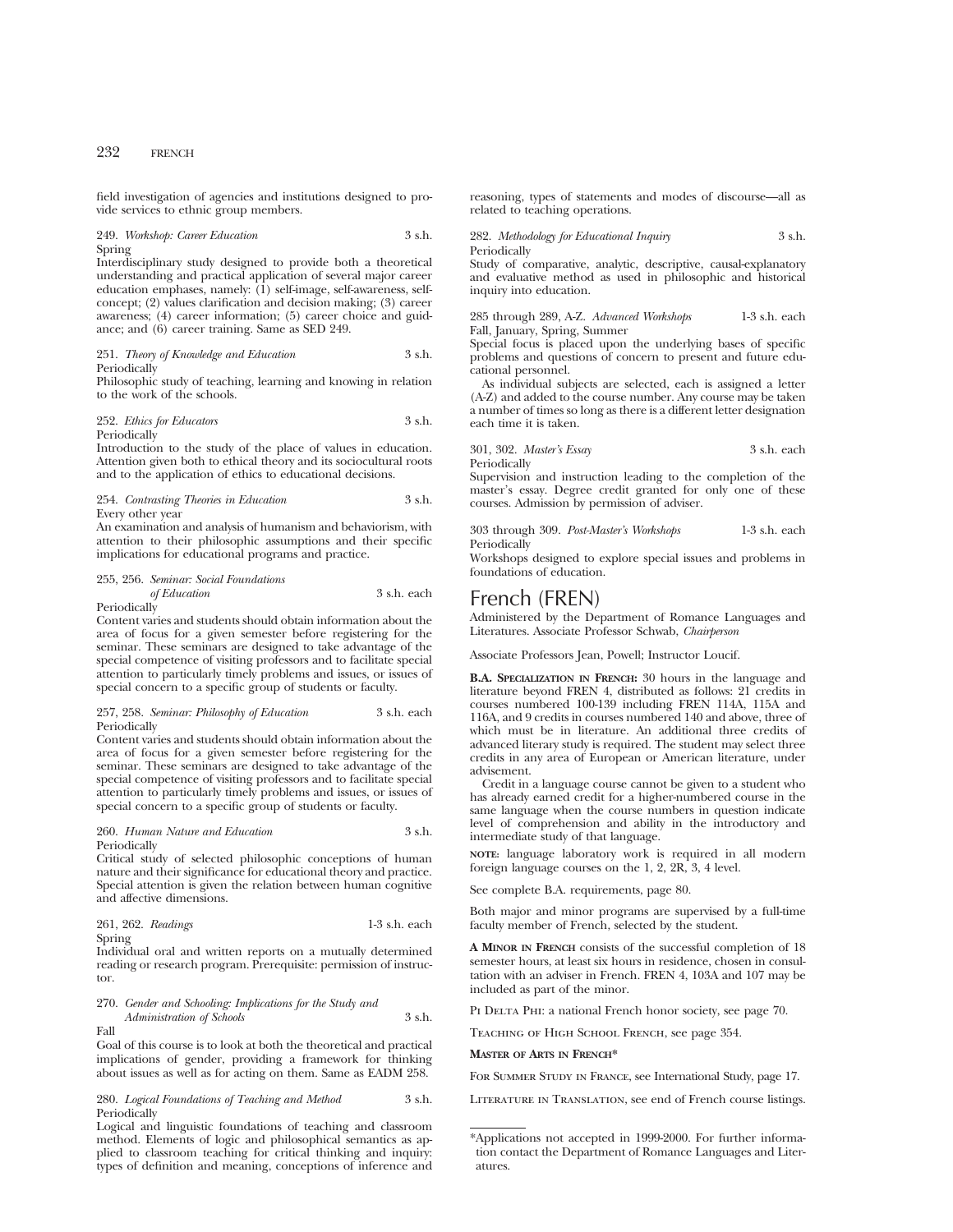field investigation of agencies and institutions designed to provide services to ethnic group members.

249. *Workshop: Career Education* 3 s.h.
Spring
Interdisciplinary study designed to provide both a theoretical understanding and practical application of several major career education emphases, namely: (1) self-image, self-awareness, self-concept; (2) values clarification and decision making; (3) career awareness; (4) career information; (5) career choice and guidance; and (6) career training. Same as SED 249.

251. *Theory of Knowledge and Education* 3 s.h.
Periodically
Philosophic study of teaching, learning and knowing in relation to the work of the schools.

252. *Ethics for Educators* 3 s.h.
Periodically
Introduction to the study of the place of values in education. Attention given both to ethical theory and its sociocultural roots and to the application of ethics to educational decisions.

254. *Contrasting Theories in Education* 3 s.h.
Every other year
An examination and analysis of humanism and behaviorism, with attention to their philosophic assumptions and their specific implications for educational programs and practice.

255, 256. *Seminar: Social Foundations of Education* 3 s.h. each
Periodically
Content varies and students should obtain information about the area of focus for a given semester before registering for the seminar. These seminars are designed to take advantage of the special competence of visiting professors and to facilitate special attention to particularly timely problems and issues, or issues of special concern to a specific group of students or faculty.

257, 258. *Seminar: Philosophy of Education* 3 s.h. each
Periodically
Content varies and students should obtain information about the area of focus for a given semester before registering for the seminar. These seminars are designed to take advantage of the special competence of visiting professors and to facilitate special attention to particularly timely problems and issues, or issues of special concern to a specific group of students or faculty.

260. *Human Nature and Education* 3 s.h.
Periodically
Critical study of selected philosophic conceptions of human nature and their significance for educational theory and practice. Special attention is given the relation between human cognitive and affective dimensions.

261, 262. *Readings* 1-3 s.h. each
Spring
Individual oral and written reports on a mutually determined reading or research program. Prerequisite: permission of instructor.

270. *Gender and Schooling: Implications for the Study and Administration of Schools* 3 s.h.
Fall
Goal of this course is to look at both the theoretical and practical implications of gender, providing a framework for thinking about issues as well as for acting on them. Same as EADM 258.

280. *Logical Foundations of Teaching and Method* 3 s.h.
Periodically
Logical and linguistic foundations of teaching and classroom method. Elements of logic and philosophical semantics as applied to classroom teaching for critical thinking and inquiry: types of definition and meaning, conceptions of inference and reasoning, types of statements and modes of discourse—all as related to teaching operations.

282. *Methodology for Educational Inquiry* 3 s.h.
Periodically
Study of comparative, analytic, descriptive, causal-explanatory and evaluative method as used in philosophic and historical inquiry into education.

285 through 289, A-Z. *Advanced Workshops* 1-3 s.h. each
Fall, January, Spring, Summer
Special focus is placed upon the underlying bases of specific problems and questions of concern to present and future educational personnel.

As individual subjects are selected, each is assigned a letter (A-Z) and added to the course number. Any course may be taken a number of times so long as there is a different letter designation each time it is taken.

301, 302. *Master's Essay* 3 s.h. each
Periodically
Supervision and instruction leading to the completion of the master's essay. Degree credit granted for only one of these courses. Admission by permission of adviser.

303 through 309. *Post-Master's Workshops* 1-3 s.h. each
Periodically
Workshops designed to explore special issues and problems in foundations of education.

# French (FREN)

Administered by the Department of Romance Languages and Literatures. Associate Professor Schwab, *Chairperson*

Associate Professors Jean, Powell; Instructor Loucif.

**B.A. Specialization in French:** 30 hours in the language and literature beyond FREN 4, distributed as follows: 21 credits in courses numbered 100-139 including FREN 114A, 115A and 116A, and 9 credits in courses numbered 140 and above, three of which must be in literature. An additional three credits of advanced literary study is required. The student may select three credits in any area of European or American literature, under advisement.

Credit in a language course cannot be given to a student who has already earned credit for a higher-numbered course in the same language when the course numbers in question indicate level of comprehension and ability in the introductory and intermediate study of that language.

**note:** language laboratory work is required in all modern foreign language courses on the 1, 2, 2R, 3, 4 level.

See complete B.A. requirements, page 80.

Both major and minor programs are supervised by a full-time faculty member of French, selected by the student.

**A Minor in French** consists of the successful completion of 18 semester hours, at least six hours in residence, chosen in consultation with an adviser in French. FREN 4, 103A and 107 may be included as part of the minor.

Pi Delta Phi: a national French honor society, see page 70.

Teaching of High School French, see page 354.

**Master of Arts in French***

For Summer Study in France, see International Study, page 17.

Literature in Translation, see end of French course listings.

*Applications not accepted in 1999-2000. For further information contact the Department of Romance Languages and Literatures.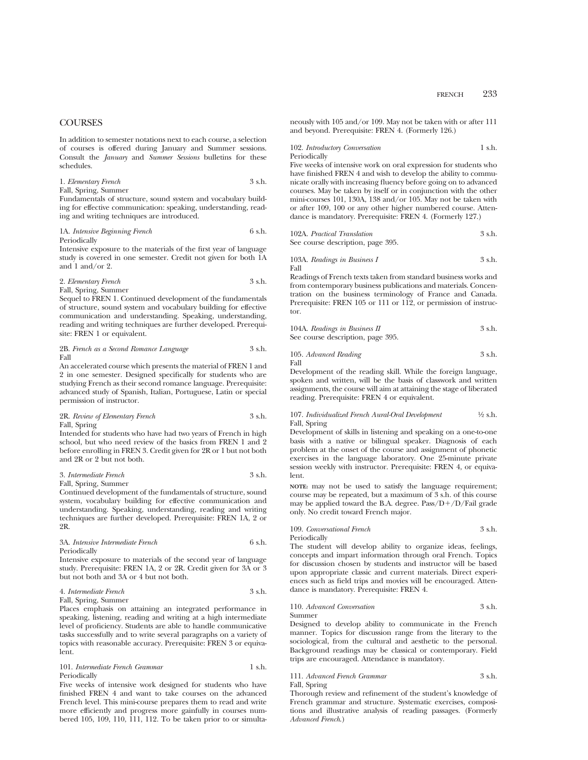## COURSES

In addition to semester notations next to each course, a selection of courses is offered during January and Summer sessions. Consult the *January* and *Summer Sessions* bulletins for these schedules.

**1.** *Elementary French* 3 s.h.
Fall, Spring, Summer
Fundamentals of structure, sound system and vocabulary building for effective communication: speaking, understanding, reading and writing techniques are introduced.

**1A.** *Intensive Beginning French* 6 s.h.
Periodically
Intensive exposure to the materials of the first year of language study is covered in one semester. Credit not given for both 1A and 1 and/or 2.

**2.** *Elementary French* 3 s.h.
Fall, Spring, Summer
Sequel to FREN 1. Continued development of the fundamentals of structure, sound system and vocabulary building for effective communication and understanding. Speaking, understanding, reading and writing techniques are further developed. Prerequisite: FREN 1 or equivalent.

**2B.** *French as a Second Romance Language* 3 s.h.
Fall
An accelerated course which presents the material of FREN 1 and 2 in one semester. Designed specifically for students who are studying French as their second romance language. Prerequisite: advanced study of Spanish, Italian, Portuguese, Latin or special permission of instructor.

**2R.** *Review of Elementary French* 3 s.h.
Fall, Spring
Intended for students who have had two years of French in high school, but who need review of the basics from FREN 1 and 2 before enrolling in FREN 3. Credit given for 2R or 1 but not both and 2R or 2 but not both.

**3.** *Intermediate French* 3 s.h.
Fall, Spring, Summer
Continued development of the fundamentals of structure, sound system, vocabulary building for effective communication and understanding. Speaking, understanding, reading and writing techniques are further developed. Prerequisite: FREN 1A, 2 or 2R.

**3A.** *Intensive Intermediate French* 6 s.h.
Periodically
Intensive exposure to materials of the second year of language study. Prerequisite: FREN 1A, 2 or 2R. Credit given for 3A or 3 but not both and 3A or 4 but not both.

**4.** *Intermediate French* 3 s.h.
Fall, Spring, Summer
Places emphasis on attaining an integrated performance in speaking, listening, reading and writing at a high intermediate level of proficiency. Students are able to handle communicative tasks successfully and to write several paragraphs on a variety of topics with reasonable accuracy. Prerequisite: FREN 3 or equivalent.

**101.** *Intermediate French Grammar* 1 s.h.
Periodically
Five weeks of intensive work designed for students who have finished FREN 4 and want to take courses on the advanced French level. This mini-course prepares them to read and write more efficiently and progress more gainfully in courses numbered 105, 109, 110, 111, 112. To be taken prior to or simultaneously with 105 and/or 109. May not be taken with or after 111 and beyond. Prerequisite: FREN 4. (Formerly 126.)

**102.** *Introductory Conversation* 1 s.h.
Periodically
Five weeks of intensive work on oral expression for students who have finished FREN 4 and wish to develop the ability to communicate orally with increasing fluency before going on to advanced courses. May be taken by itself or in conjunction with the other mini-courses 101, 130A, 138 and/or 105. May not be taken with or after 109, 100 or any other higher numbered course. Attendance is mandatory. Prerequisite: FREN 4. (Formerly 127.)

**102A.** *Practical Translation* 3 s.h.
See course description, page 395.

**103A.** *Readings in Business I* 3 s.h.
Fall
Readings of French texts taken from standard business works and from contemporary business publications and materials. Concentration on the business terminology of France and Canada. Prerequisite: FREN 105 or 111 or 112, or permission of instructor.

**104A.** *Readings in Business II* 3 s.h.
See course description, page 395.

**105.** *Advanced Reading* 3 s.h.
Fall
Development of the reading skill. While the foreign language, spoken and written, will be the basis of classwork and written assignments, the course will aim at attaining the stage of liberated reading. Prerequisite: FREN 4 or equivalent.

**107.** *Individualized French Aural-Oral Development* ½ s.h.
Fall, Spring
Development of skills in listening and speaking on a one-to-one basis with a native or bilingual speaker. Diagnosis of each problem at the onset of the course and assignment of phonetic exercises in the language laboratory. One 25-minute private session weekly with instructor. Prerequisite: FREN 4, or equivalent.

**NOTE:** may not be used to satisfy the language requirement; course may be repeated, but a maximum of 3 s.h. of this course may be applied toward the B.A. degree. Pass/D+/D/Fail grade only. No credit toward French major.

**109.** *Conversational French* 3 s.h.
Periodically
The student will develop ability to organize ideas, feelings, concepts and impart information through oral French. Topics for discussion chosen by students and instructor will be based upon appropriate classic and current materials. Direct experiences such as field trips and movies will be encouraged. Attendance is mandatory. Prerequisite: FREN 4.

**110.** *Advanced Conversation* 3 s.h.
Summer
Designed to develop ability to communicate in the French manner. Topics for discussion range from the literary to the sociological, from the cultural and aesthetic to the personal. Background readings may be classical or contemporary. Field trips are encouraged. Attendance is mandatory.

**111.** *Advanced French Grammar* 3 s.h.
Fall, Spring
Thorough review and refinement of the student's knowledge of French grammar and structure. Systematic exercises, compositions and illustrative analysis of reading passages. (Formerly *Advanced French*.)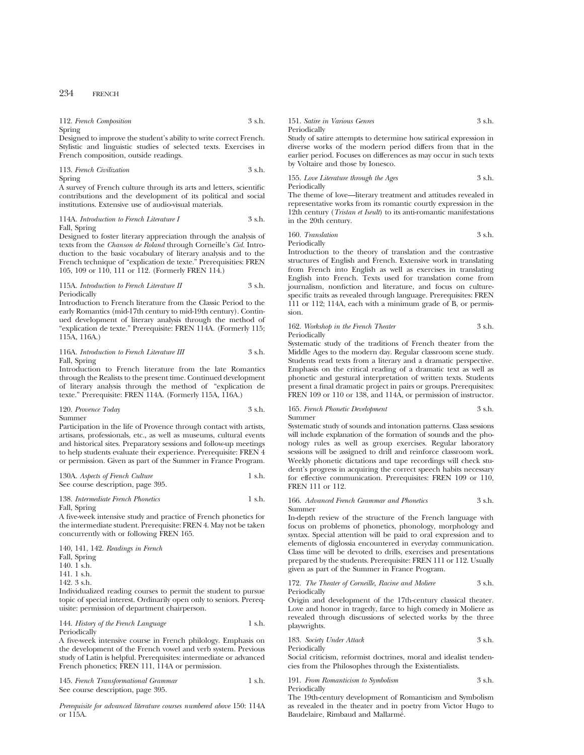112. *French Composition* 3 s.h.
Spring

Designed to improve the student's ability to write correct French. Stylistic and linguistic studies of selected texts. Exercises in French composition, outside readings.

113. *French Civilization* 3 s.h.
Spring

A survey of French culture through its arts and letters, scientific contributions and the development of its political and social institutions. Extensive use of audio-visual materials.

114A. *Introduction to French Literature I* 3 s.h.
Fall, Spring

Designed to foster literary appreciation through the analysis of texts from the *Chanson de Roland* through Corneille's *Cid*. Introduction to the basic vocabulary of literary analysis and to the French technique of "explication de texte." Prerequisities: FREN 105, 109 or 110, 111 or 112. (Formerly FREN 114.)

115A. *Introduction to French Literature II* 3 s.h.
Periodically

Introduction to French literature from the Classic Period to the early Romantics (mid-17th century to mid-19th century). Continued development of literary analysis through the method of "explication de texte." Prerequisite: FREN 114A. (Formerly 115; 115A, 116A.)

116A. *Introduction to French Literature III* 3 s.h.
Fall, Spring

Introduction to French literature from the late Romantics through the Realists to the present time. Continued development of literary analysis through the method of "explication de texte." Prerequisite: FREN 114A. (Formerly 115A, 116A.)

120. *Provence Today* 3 s.h.
Summer

Participation in the life of Provence through contact with artists, artisans, professionals, etc., as well as museums, cultural events and historical sites. Preparatory sessions and follow-up meetings to help students evaluate their experience. Prerequisite: FREN 4 or permission. Given as part of the Summer in France Program.

130A. *Aspects of French Culture* 1 s.h.
See course description, page 395.

138. *Intermediate French Phonetics* 1 s.h.
Fall, Spring

A five-week intensive study and practice of French phonetics for the intermediate student. Prerequisite: FREN 4. May not be taken concurrently with or following FREN 165.

140, 141, 142. *Readings in French*
Fall, Spring
140. 1 s.h.
141. 1 s.h.
142. 3 s.h.

Individualized reading courses to permit the student to pursue topic of special interest. Ordinarily open only to seniors. Prerequisite: permission of department chairperson.

144. *History of the French Language* 1 s.h.
Periodically

A five-week intensive course in French philology. Emphasis on the development of the French vowel and verb system. Previous study of Latin is helpful. Prerequisites: intermediate or advanced French phonetics; FREN 111, 114A or permission.

145. *French Transformational Grammar* 1 s.h.
See course description, page 395.

*Prerequisite for advanced literature courses numbered above* 150: 114A or 115A.

151. *Satire in Various Genres* 3 s.h.
Periodically

Study of satire attempts to determine how satirical expression in diverse works of the modern period differs from that in the earlier period. Focuses on differences as may occur in such texts by Voltaire and those by Ionesco.

155. *Love Literature through the Ages* 3 s.h.
Periodically

The theme of love—literary treatment and attitudes revealed in representative works from its romantic courtly expression in the 12th century (*Tristan et Iseult*) to its anti-romantic manifestations in the 20th century.

160. *Translation* 3 s.h.
Periodically

Introduction to the theory of translation and the contrastive structures of English and French. Extensive work in translating from French into English as well as exercises in translating English into French. Texts used for translation come from journalism, nonfiction and literature, and focus on culture-specific traits as revealed through language. Prerequisites: FREN 111 or 112; 114A, each with a minimum grade of B, or permission.

162. *Workshop in the French Theater* 3 s.h.
Periodically

Systematic study of the traditions of French theater from the Middle Ages to the modern day. Regular classroom scene study. Students read texts from a literary and a dramatic perspective. Emphasis on the critical reading of a dramatic text as well as phonetic and gestural interpretation of written texts. Students present a final dramatic project in pairs or groups. Prerequisites: FREN 109 or 110 or 138, and 114A, or permission of instructor.

165. *French Phonetic Development* 3 s.h.
Summer

Systematic study of sounds and intonation patterns. Class sessions will include explanation of the formation of sounds and the phonology rules as well as group exercises. Regular laboratory sessions will be assigned to drill and reinforce classroom work. Weekly phonetic dictations and tape recordings will check student's progress in acquiring the correct speech habits necessary for effective communication. Prerequisites: FREN 109 or 110, FREN 111 or 112.

166. *Advanced French Grammar and Phonetics* 3 s.h.
Summer

In-depth review of the structure of the French language with focus on problems of phonetics, phonology, morphology and syntax. Special attention will be paid to oral expression and to elements of diglossia encountered in everyday communication. Class time will be devoted to drills, exercises and presentations prepared by the students. Prerequisite: FREN 111 or 112. Usually given as part of the Summer in France Program.

172. *The Theater of Corneille, Racine and Moliere* 3 s.h.
Periodically

Origin and development of the 17th-century classical theater. Love and honor in tragedy, farce to high comedy in Moliere as revealed through discussions of selected works by the three playwrights.

183. *Society Under Attack* 3 s.h.
Periodically

Social criticism, reformist doctrines, moral and idealist tendencies from the Philosophes through the Existentialists.

191. *From Romanticism to Symbolism* 3 s.h.
Periodically

The 19th-century development of Romanticism and Symbolism as revealed in the theater and in poetry from Victor Hugo to Baudelaire, Rimbaud and Mallarmé.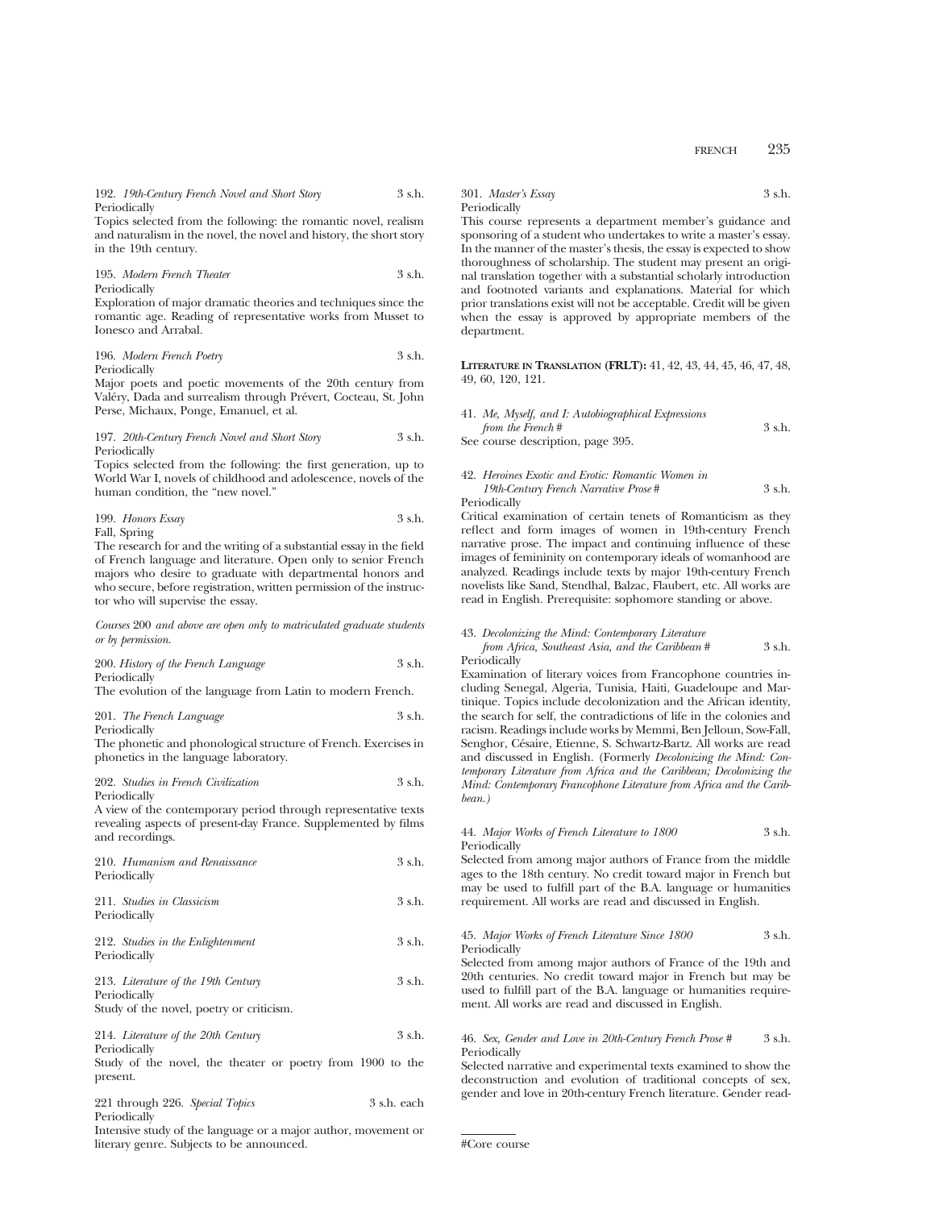192. *19th-Century French Novel and Short Story* 3 s.h.
Periodically
Topics selected from the following: the romantic novel, realism and naturalism in the novel, the novel and history, the short story in the 19th century.

195. *Modern French Theater* 3 s.h.
Periodically
Exploration of major dramatic theories and techniques since the romantic age. Reading of representative works from Musset to Ionesco and Arrabal.

196. *Modern French Poetry* 3 s.h.
Periodically
Major poets and poetic movements of the 20th century from Valéry, Dada and surrealism through Prévert, Cocteau, St. John Perse, Michaux, Ponge, Emanuel, et al.

197. *20th-Century French Novel and Short Story* 3 s.h.
Periodically
Topics selected from the following: the first generation, up to World War I, novels of childhood and adolescence, novels of the human condition, the "new novel."

199. *Honors Essay* 3 s.h.
Fall, Spring
The research for and the writing of a substantial essay in the field of French language and literature. Open only to senior French majors who desire to graduate with departmental honors and who secure, before registration, written permission of the instructor who will supervise the essay.

*Courses* 200 *and above are open only to matriculated graduate students or by permission.*

200. *History of the French Language* 3 s.h.
Periodically
The evolution of the language from Latin to modern French.

201. *The French Language* 3 s.h.
Periodically
The phonetic and phonological structure of French. Exercises in phonetics in the language laboratory.

202. *Studies in French Civilization* 3 s.h.
Periodically
A view of the contemporary period through representative texts revealing aspects of present-day France. Supplemented by films and recordings.

210. *Humanism and Renaissance* 3 s.h.
Periodically

211. *Studies in Classicism* 3 s.h.
Periodically

212. *Studies in the Enlightenment* 3 s.h.
Periodically

213. *Literature of the 19th Century* 3 s.h.
Periodically
Study of the novel, poetry or criticism.

214. *Literature of the 20th Century* 3 s.h.
Periodically
Study of the novel, the theater or poetry from 1900 to the present.

221 through 226. *Special Topics* 3 s.h. each
Periodically
Intensive study of the language or a major author, movement or literary genre. Subjects to be announced.

301. *Master's Essay* 3 s.h.
Periodically
This course represents a department member's guidance and sponsoring of a student who undertakes to write a master's essay. In the manner of the master's thesis, the essay is expected to show thoroughness of scholarship. The student may present an original translation together with a substantial scholarly introduction and footnoted variants and explanations. Material for which prior translations exist will not be acceptable. Credit will be given when the essay is approved by appropriate members of the department.

**LITERATURE IN TRANSLATION (FRLT):** 41, 42, 43, 44, 45, 46, 47, 48, 49, 60, 120, 121.

41. *Me, Myself, and I: Autobiographical Expressions from the French* # 3 s.h.
See course description, page 395.

42. *Heroines Exotic and Erotic: Romantic Women in 19th-Century French Narrative Prose* # 3 s.h.
Periodically
Critical examination of certain tenets of Romanticism as they reflect and form images of women in 19th-century French narrative prose. The impact and continuing influence of these images of femininity on contemporary ideals of womanhood are analyzed. Readings include texts by major 19th-century French novelists like Sand, Stendhal, Balzac, Flaubert, etc. All works are read in English. Prerequisite: sophomore standing or above.

43. *Decolonizing the Mind: Contemporary Literature from Africa, Southeast Asia, and the Caribbean* # 3 s.h.
Periodically
Examination of literary voices from Francophone countries including Senegal, Algeria, Tunisia, Haiti, Guadeloupe and Martinique. Topics include decolonization and the African identity, the search for self, the contradictions of life in the colonies and racism. Readings include works by Memmi, Ben Jelloun, Sow-Fall, Senghor, Césaire, Etienne, S. Schwartz-Bartz. All works are read and discussed in English. (Formerly *Decolonizing the Mind: Contemporary Literature from Africa and the Caribbean; Decolonizing the Mind: Contemporary Francophone Literature from Africa and the Caribbean.*)

44. *Major Works of French Literature to 1800* 3 s.h.
Periodically
Selected from among major authors of France from the middle ages to the 18th century. No credit toward major in French but may be used to fulfill part of the B.A. language or humanities requirement. All works are read and discussed in English.

45. *Major Works of French Literature Since 1800* 3 s.h.
Periodically
Selected from among major authors of France of the 19th and 20th centuries. No credit toward major in French but may be used to fulfill part of the B.A. language or humanities requirement. All works are read and discussed in English.

46. *Sex, Gender and Love in 20th-Century French Prose* # 3 s.h.
Periodically
Selected narrative and experimental texts examined to show the deconstruction and evolution of traditional concepts of sex, gender and love in 20th-century French literature. Gender read-

#Core course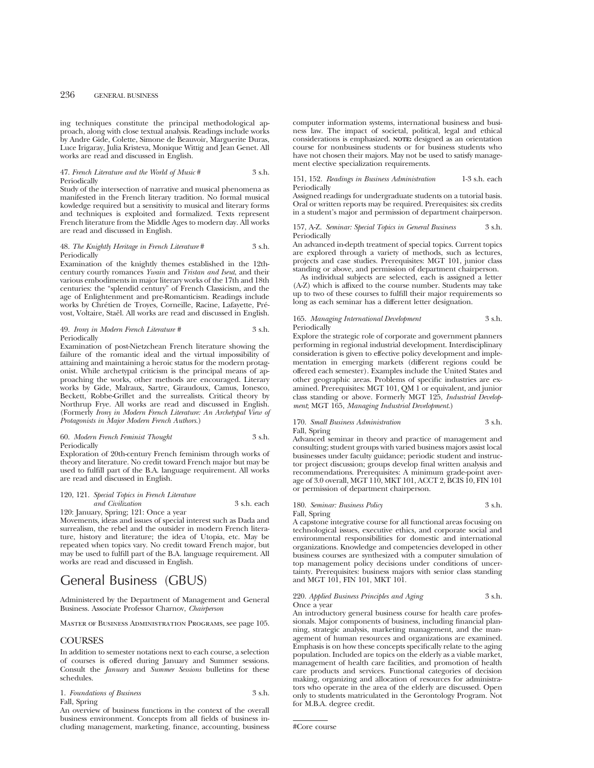ing techniques constitute the principal methodological approach, along with close textual analysis. Readings include works by Andre Gide, Colette, Simone de Beauvoir, Marguerite Duras, Luce Irigaray, Julia Kristeva, Monique Wittig and Jean Genet. All works are read and discussed in English.

47. *French Literature and the World of Music* # 3 s.h.
Periodically

Study of the intersection of narrative and musical phenomena as manifested in the French literary tradition. No formal musical kowledge required but a sensitivity to musical and literary forms and techniques is exploited and formalized. Texts represent French literature from the Middle Ages to modern day. All works are read and discussed in English.

48. *The Knightly Heritage in French Literature* # 3 s.h.
Periodically

Examination of the knightly themes established in the 12th-century courtly romances *Ywain* and *Tristan and Iseut*, and their various embodiments in major literary works of the 17th and 18th centuries: the "splendid century" of French Classicism, and the age of Enlightenment and pre-Romanticism. Readings include works by Chrétien de Troyes, Corneille, Racine, Lafayette, Prévost, Voltaire, Staël. All works are read and discussed in English.

49. *Irony in Modern French Literature* # 3 s.h.
Periodically

Examination of post-Nietzchean French literature showing the failure of the romantic ideal and the virtual impossibility of attaining and maintaining a heroic status for the modern protagonist. While archetypal criticism is the principal means of approaching the works, other methods are encouraged. Literary works by Gide, Malraux, Sartre, Giraudoux, Camus, Ionesco, Beckett, Robbe-Grillet and the surrealists. Critical theory by Northrup Frye. All works are read and discussed in English. (Formerly *Irony in Modern French Literature: An Archetypal View of Protagonists in Major Modern French Authors*.)

60. *Modern French Feminist Thought* 3 s.h.
Periodically

Exploration of 20th-century French feminism through works of theory and literature. No credit toward French major but may be used to fulfill part of the B.A. language requirement. All works are read and discussed in English.

120, 121. *Special Topics in French Literature and Civilization* 3 s.h. each
120: January, Spring; 121: Once a year

Movements, ideas and issues of special interest such as Dada and surrealism, the rebel and the outsider in modern French literature, history and literature; the idea of Utopia, etc. May be repeated when topics vary. No credit toward French major, but may be used to fulfill part of the B.A. language requirement. All works are read and discussed in English.

# General Business (GBUS)

Administered by the Department of Management and General Business. Associate Professor Charnov, *Chairperson*

Master of Business Administration Programs, see page 105.

## COURSES

In addition to semester notations next to each course, a selection of courses is offered during January and Summer sessions. Consult the *January* and *Summer Sessions* bulletins for these schedules.

1. *Foundations of Business* 3 s.h.
Fall, Spring

An overview of business functions in the context of the overall business environment. Concepts from all fields of business including management, marketing, finance, accounting, business computer information systems, international business and business law. The impact of societal, political, legal and ethical considerations is emphasized. **NOTE:** designed as an orientation course for nonbusiness students or for business students who have not chosen their majors. May not be used to satisfy management elective specialization requirements.

151, 152. *Readings in Business Administration* 1-3 s.h. each
Periodically

Assigned readings for undergraduate students on a tutorial basis. Oral or written reports may be required. Prerequisites: six credits in a student's major and permission of department chairperson.

157, A-Z. *Seminar: Special Topics in General Business* 3 s.h.
Periodically

An advanced in-depth treatment of special topics. Current topics are explored through a variety of methods, such as lectures, projects and case studies. Prerequisites: MGT 101, junior class standing or above, and permission of department chairperson.

As individual subjects are selected, each is assigned a letter (A-Z) which is affixed to the course number. Students may take up to two of these courses to fulfill their major requirements so long as each seminar has a different letter designation.

165. *Managing International Development* 3 s.h.
Periodically

Explore the strategic role of corporate and government planners performing in regional industrial development. Interdisciplinary consideration is given to effective policy development and implementation in emerging markets (different regions could be offered each semester). Examples include the United States and other geographic areas. Problems of specific industries are examined. Prerequisites: MGT 101, QM 1 or equivalent, and junior class standing or above. Formerly MGT 125, *Industrial Development*; MGT 165, *Managing Industrial Development*.)

170. *Small Business Administration* 3 s.h.
Fall, Spring

Advanced seminar in theory and practice of management and consulting; student groups with varied business majors assist local businesses under faculty guidance; periodic student and instructor project discussion; groups develop final written analysis and recommendations. Prerequisites: A minimum grade-point average of 3.0 overall, MGT 110, MKT 101, ACCT 2, BCIS 10, FIN 101 or permission of department chairperson.

180. *Seminar: Business Policy* 3 s.h.
Fall, Spring

A capstone integrative course for all functional areas focusing on technological issues, executive ethics, and corporate social and environmental responsibilities for domestic and international organizations. Knowledge and competencies developed in other business courses are synthesized with a computer simulation of top management policy decisions under conditions of uncertainty. Prerequisites: business majors with senior class standing and MGT 101, FIN 101, MKT 101.

220. *Applied Business Principles and Aging* 3 s.h.
Once a year

An introductory general business course for health care professionals. Major components of business, including financial planning, strategic analysis, marketing management, and the management of human resources and organizations are examined. Emphasis is on how these concepts specifically relate to the aging population. Included are topics on the elderly as a viable market, management of health care facilities, and promotion of health care products and services. Functional categories of decision making, organizing and allocation of resources for administrators who operate in the area of the elderly are discussed. Open only to students matriculated in the Gerontology Program. Not for M.B.A. degree credit.

#Core course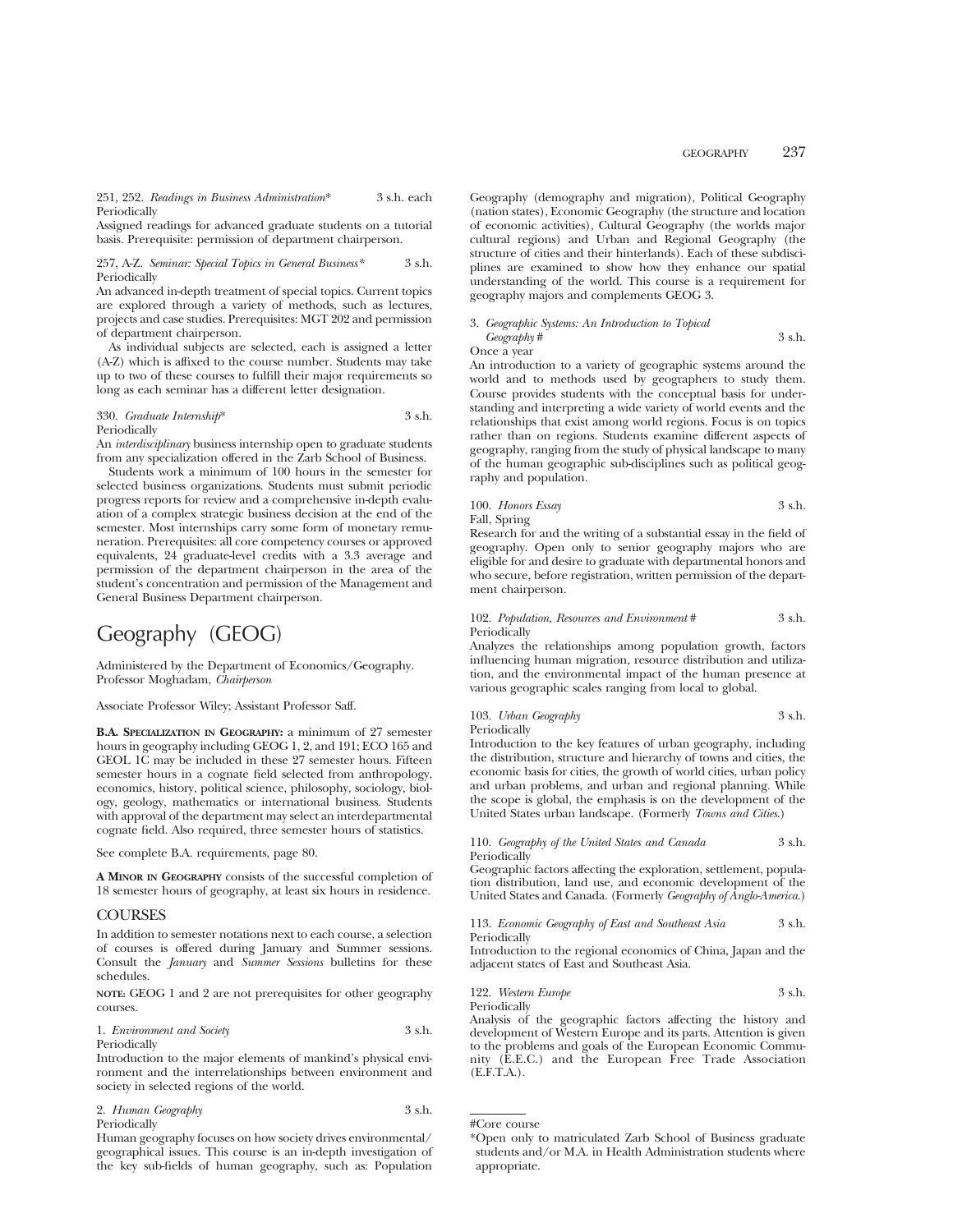251, 252. *Readings in Business Administration** 3 s.h. each
Periodically

Assigned readings for advanced graduate students on a tutorial basis. Prerequisite: permission of department chairperson.

257, A-Z. *Seminar: Special Topics in General Business** 3 s.h.
Periodically

An advanced in-depth treatment of special topics. Current topics are explored through a variety of methods, such as lectures, projects and case studies. Prerequisites: MGT 202 and permission of department chairperson.

As individual subjects are selected, each is assigned a letter (A-Z) which is affixed to the course number. Students may take up to two of these courses to fulfill their major requirements so long as each seminar has a different letter designation.

330. *Graduate Internship** 3 s.h.
Periodically

An *interdisciplinary* business internship open to graduate students from any specialization offered in the Zarb School of Business.

Students work a minimum of 100 hours in the semester for selected business organizations. Students must submit periodic progress reports for review and a comprehensive in-depth evaluation of a complex strategic business decision at the end of the semester. Most internships carry some form of monetary remuneration. Prerequisites: all core competency courses or approved equivalents, 24 graduate-level credits with a 3.3 average and permission of the department chairperson in the area of the student's concentration and permission of the Management and General Business Department chairperson.

# Geography (GEOG)

Administered by the Department of Economics/Geography.
Professor Moghadam, *Chairperson*

Associate Professor Wiley; Assistant Professor Saff.

**B.A. Specialization in Geography:** a minimum of 27 semester hours in geography including GEOG 1, 2, and 191; ECO 165 and GEOL 1C may be included in these 27 semester hours. Fifteen semester hours in a cognate field selected from anthropology, economics, history, political science, philosophy, sociology, biology, geology, mathematics or international business. Students with approval of the department may select an interdepartmental cognate field. Also required, three semester hours of statistics.

See complete B.A. requirements, page 80.

**A Minor in Geography** consists of the successful completion of 18 semester hours of geography, at least six hours in residence.

## COURSES

In addition to semester notations next to each course, a selection of courses is offered during January and Summer sessions. Consult the *January* and *Summer Sessions* bulletins for these schedules.

**note:** GEOG 1 and 2 are not prerequisites for other geography courses.

1. *Environment and Society* 3 s.h.
Periodically

Introduction to the major elements of mankind's physical environment and the interrelationships between environment and society in selected regions of the world.

2. *Human Geography* 3 s.h.
Periodically

Human geography focuses on how society drives environmental/geographical issues. This course is an in-depth investigation of the key sub-fields of human geography, such as: Population Geography (demography and migration), Political Geography (nation states), Economic Geography (the structure and location of economic activities), Cultural Geography (the worlds major cultural regions) and Urban and Regional Geography (the structure of cities and their hinterlands). Each of these subdisciplines are examined to show how they enhance our spatial understanding of the world. This course is a requirement for geography majors and complements GEOG 3.

3. *Geographic Systems: An Introduction to Topical Geography* # 3 s.h.
Once a year

An introduction to a variety of geographic systems around the world and to methods used by geographers to study them. Course provides students with the conceptual basis for understanding and interpreting a wide variety of world events and the relationships that exist among world regions. Focus is on topics rather than on regions. Students examine different aspects of geography, ranging from the study of physical landscape to many of the human geographic sub-disciplines such as political geography and population.

100. *Honors Essay* 3 s.h.
Fall, Spring

Research for and the writing of a substantial essay in the field of geography. Open only to senior geography majors who are eligible for and desire to graduate with departmental honors and who secure, before registration, written permission of the department chairperson.

102. *Population, Resources and Environment* # 3 s.h.
Periodically

Analyzes the relationships among population growth, factors influencing human migration, resource distribution and utilization, and the environmental impact of the human presence at various geographic scales ranging from local to global.

103. *Urban Geography* 3 s.h.
Periodically

Introduction to the key features of urban geography, including the distribution, structure and hierarchy of towns and cities, the economic basis for cities, the growth of world cities, urban policy and urban problems, and urban and regional planning. While the scope is global, the emphasis is on the development of the United States urban landscape. (Formerly *Towns and Cities.*)

110. *Geography of the United States and Canada* 3 s.h.
Periodically

Geographic factors affecting the exploration, settlement, population distribution, land use, and economic development of the United States and Canada. (Formerly *Geography of Anglo-America.*)

113. *Economic Geography of East and Southeast Asia* 3 s.h.
Periodically

Introduction to the regional economics of China, Japan and the adjacent states of East and Southeast Asia.

122. *Western Europe* 3 s.h.
Periodically

Analysis of the geographic factors affecting the history and development of Western Europe and its parts. Attention is given to the problems and goals of the European Economic Community (E.E.C.) and the European Free Trade Association (E.F.T.A.).

---

#Core course

*Open only to matriculated Zarb School of Business graduate students and/or M.A. in Health Administration students where appropriate.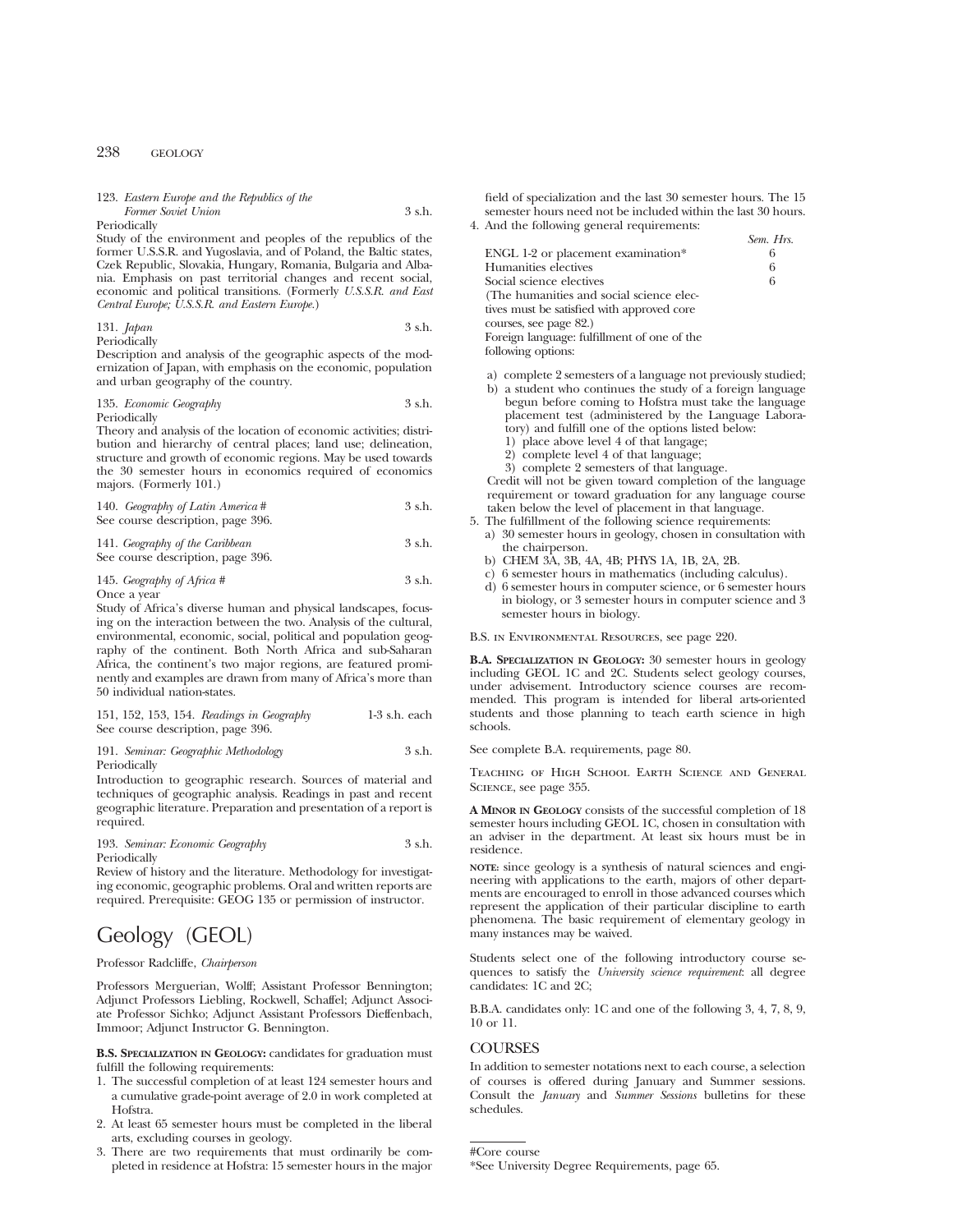123. *Eastern Europe and the Republics of the Former Soviet Union* 3 s.h.
Periodically
Study of the environment and peoples of the republics of the former U.S.S.R. and Yugoslavia, and of Poland, the Baltic states, Czek Republic, Slovakia, Hungary, Romania, Bulgaria and Albania. Emphasis on past territorial changes and recent social, economic and political transitions. (Formerly *U.S.S.R. and East Central Europe; U.S.S.R. and Eastern Europe.*)

131. *Japan* 3 s.h.
Periodically
Description and analysis of the geographic aspects of the modernization of Japan, with emphasis on the economic, population and urban geography of the country.

135. *Economic Geography* 3 s.h.
Periodically
Theory and analysis of the location of economic activities; distribution and hierarchy of central places; land use; delineation, structure and growth of economic regions. May be used towards the 30 semester hours in economics required of economics majors. (Formerly 101.)

140. *Geography of Latin America* # 3 s.h.
See course description, page 396.

141. *Geography of the Caribbean* 3 s.h.
See course description, page 396.

145. *Geography of Africa* # 3 s.h.
Once a year
Study of Africa's diverse human and physical landscapes, focusing on the interaction between the two. Analysis of the cultural, environmental, economic, social, political and population geography of the continent. Both North Africa and sub-Saharan Africa, the continent's two major regions, are featured prominently and examples are drawn from many of Africa's more than 50 individual nation-states.

151, 152, 153, 154. *Readings in Geography* 1-3 s.h. each
See course description, page 396.

191. *Seminar: Geographic Methodology* 3 s.h.
Periodically
Introduction to geographic research. Sources of material and techniques of geographic analysis. Readings in past and recent geographic literature. Preparation and presentation of a report is required.

193. *Seminar: Economic Geography* 3 s.h.
Periodically
Review of history and the literature. Methodology for investigating economic, geographic problems. Oral and written reports are required. Prerequisite: GEOG 135 or permission of instructor.

# Geology (GEOL)

Professor Radcliffe, *Chairperson*

Professors Merguerian, Wolff; Assistant Professor Bennington; Adjunct Professors Liebling, Rockwell, Schaffel; Adjunct Associate Professor Sichko; Adjunct Assistant Professors Dieffenbach, Immoor; Adjunct Instructor G. Bennington.

**B.S. Specialization in Geology:** candidates for graduation must fulfill the following requirements:

1. The successful completion of at least 124 semester hours and a cumulative grade-point average of 2.0 in work completed at Hofstra.
2. At least 65 semester hours must be completed in the liberal arts, excluding courses in geology.
3. There are two requirements that must ordinarily be completed in residence at Hofstra: 15 semester hours in the major field of specialization and the last 30 semester hours. The 15 semester hours need not be included within the last 30 hours.
4. And the following general requirements:

| | Sem. Hrs. |
|---|---|
| ENGL 1-2 or placement examination* | 6 |
| Humanities electives | 6 |
| Social science electives | 6 |

(The humanities and social science electives must be satisfied with approved core courses, see page 82.)
Foreign language: fulfillment of one of the following options:

   a) complete 2 semesters of a language not previously studied;
   b) a student who continues the study of a foreign language begun before coming to Hofstra must take the language placement test (administered by the Language Laboratory) and fulfill one of the options listed below:
      1) place above level 4 of that langage;
      2) complete level 4 of that language;
      3) complete 2 semesters of that language.

   Credit will not be given toward completion of the language requirement or toward graduation for any language course taken below the level of placement in that language.

5. The fulfillment of the following science requirements:
   a) 30 semester hours in geology, chosen in consultation with the chairperson.
   b) CHEM 3A, 3B, 4A, 4B; PHYS 1A, 1B, 2A, 2B.
   c) 6 semester hours in mathematics (including calculus).
   d) 6 semester hours in computer science, or 6 semester hours in biology, or 3 semester hours in computer science and 3 semester hours in biology.

B.S. in Environmental Resources, see page 220.

**B.A. Specialization in Geology:** 30 semester hours in geology including GEOL 1C and 2C. Students select geology courses, under advisement. Introductory science courses are recommended. This program is intended for liberal arts-oriented students and those planning to teach earth science in high schools.

See complete B.A. requirements, page 80.

Teaching of High School Earth Science and General Science, see page 355.

**A Minor in Geology** consists of the successful completion of 18 semester hours including GEOL 1C, chosen in consultation with an adviser in the department. At least six hours must be in residence.

**note:** since geology is a synthesis of natural sciences and engineering with applications to the earth, majors of other departments are encouraged to enroll in those advanced courses which represent the application of their particular discipline to earth phenomena. The basic requirement of elementary geology in many instances may be waived.

Students select one of the following introductory course sequences to satisfy the *University science requirement*: all degree candidates: 1C and 2C;

B.B.A. candidates only: 1C and one of the following 3, 4, 7, 8, 9, 10 or 11.

## Courses

In addition to semester notations next to each course, a selection of courses is offered during January and Summer sessions. Consult the *January* and *Summer Sessions* bulletins for these schedules.

#Core course
*See University Degree Requirements, page 65.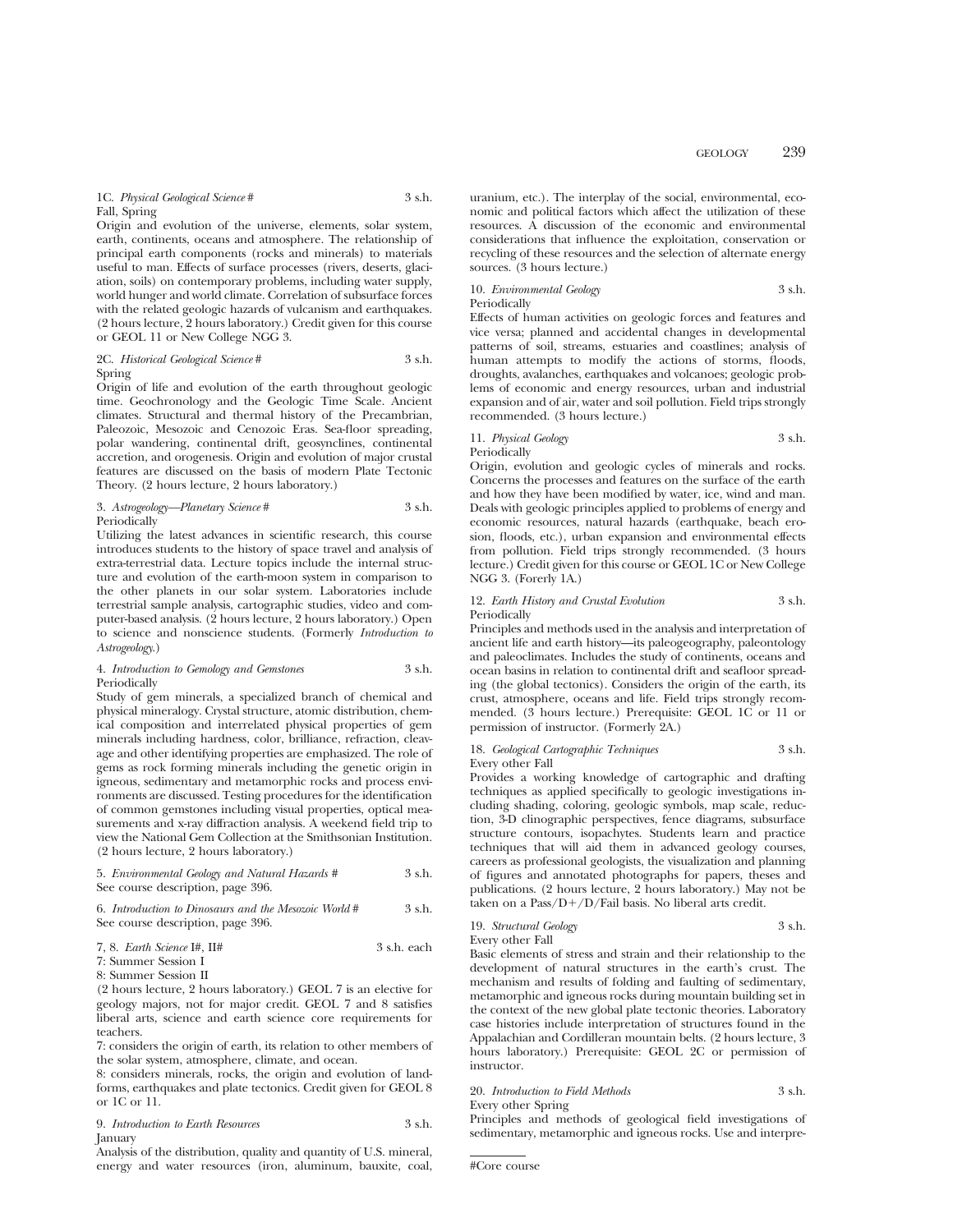1C. *Physical Geological Science* # 3 s.h.
Fall, Spring

Origin and evolution of the universe, elements, solar system, earth, continents, oceans and atmosphere. The relationship of principal earth components (rocks and minerals) to materials useful to man. Effects of surface processes (rivers, deserts, glaciation, soils) on contemporary problems, including water supply, world hunger and world climate. Correlation of subsurface forces with the related geologic hazards of vulcanism and earthquakes. (2 hours lecture, 2 hours laboratory.) Credit given for this course or GEOL 11 or New College NGG 3.

2C. *Historical Geological Science* # 3 s.h.
Spring

Origin of life and evolution of the earth throughout geologic time. Geochronology and the Geologic Time Scale. Ancient climates. Structural and thermal history of the Precambrian, Paleozoic, Mesozoic and Cenozoic Eras. Sea-floor spreading, polar wandering, continental drift, geosynclines, continental accretion, and orogenesis. Origin and evolution of major crustal features are discussed on the basis of modern Plate Tectonic Theory. (2 hours lecture, 2 hours laboratory.)

3. *Astrogeology—Planetary Science* # 3 s.h.
Periodically

Utilizing the latest advances in scientific research, this course introduces students to the history of space travel and analysis of extra-terrestrial data. Lecture topics include the internal structure and evolution of the earth-moon system in comparison to the other planets in our solar system. Laboratories include terrestrial sample analysis, cartographic studies, video and computer-based analysis. (2 hours lecture, 2 hours laboratory.) Open to science and nonscience students. (Formerly *Introduction to Astrogeology.*)

4. *Introduction to Gemology and Gemstones* 3 s.h.
Periodically

Study of gem minerals, a specialized branch of chemical and physical mineralogy. Crystal structure, atomic distribution, chemical composition and interrelated physical properties of gem minerals including hardness, color, brilliance, refraction, cleavage and other identifying properties are emphasized. The role of gems as rock forming minerals including the genetic origin in igneous, sedimentary and metamorphic rocks and process environments are discussed. Testing procedures for the identification of common gemstones including visual properties, optical measurements and x-ray diffraction analysis. A weekend field trip to view the National Gem Collection at the Smithsonian Institution. (2 hours lecture, 2 hours laboratory.)

5. *Environmental Geology and Natural Hazards* # 3 s.h.
See course description, page 396.

6. *Introduction to Dinosaurs and the Mesozoic World* # 3 s.h.
See course description, page 396.

7, 8. *Earth Science* I#, II# 3 s.h. each
7: Summer Session I
8: Summer Session II

(2 hours lecture, 2 hours laboratory.) GEOL 7 is an elective for geology majors, not for major credit. GEOL 7 and 8 satisfies liberal arts, science and earth science core requirements for teachers.

7: considers the origin of earth, its relation to other members of the solar system, atmosphere, climate, and ocean.

8: considers minerals, rocks, the origin and evolution of landforms, earthquakes and plate tectonics. Credit given for GEOL 8 or 1C or 11.

9. *Introduction to Earth Resources* 3 s.h.
January

Analysis of the distribution, quality and quantity of U.S. mineral, energy and water resources (iron, aluminum, bauxite, coal, uranium, etc.). The interplay of the social, environmental, economic and political factors which affect the utilization of these resources. A discussion of the economic and environmental considerations that influence the exploitation, conservation or recycling of these resources and the selection of alternate energy sources. (3 hours lecture.)

10. *Environmental Geology* 3 s.h.
Periodically

Effects of human activities on geologic forces and features and vice versa; planned and accidental changes in developmental patterns of soil, streams, estuaries and coastlines; analysis of human attempts to modify the actions of storms, floods, droughts, avalanches, earthquakes and volcanoes; geologic problems of economic and energy resources, urban and industrial expansion and of air, water and soil pollution. Field trips strongly recommended. (3 hours lecture.)

11. *Physical Geology* 3 s.h.
Periodically

Origin, evolution and geologic cycles of minerals and rocks. Concerns the processes and features on the surface of the earth and how they have been modified by water, ice, wind and man. Deals with geologic principles applied to problems of energy and economic resources, natural hazards (earthquake, beach erosion, floods, etc.), urban expansion and environmental effects from pollution. Field trips strongly recommended. (3 hours lecture.) Credit given for this course or GEOL 1C or New College NGG 3. (Forerly 1A.)

12. *Earth History and Crustal Evolution* 3 s.h.
Periodically

Principles and methods used in the analysis and interpretation of ancient life and earth history—its paleogeography, paleontology and paleoclimates. Includes the study of continents, oceans and ocean basins in relation to continental drift and seafloor spreading (the global tectonics). Considers the origin of the earth, its crust, atmosphere, oceans and life. Field trips strongly recommended. (3 hours lecture.) Prerequisite: GEOL 1C or 11 or permission of instructor. (Formerly 2A.)

18. *Geological Cartographic Techniques* 3 s.h.
Every other Fall

Provides a working knowledge of cartographic and drafting techniques as applied specifically to geologic investigations including shading, coloring, geologic symbols, map scale, reduction, 3-D clinographic perspectives, fence diagrams, subsurface structure contours, isopachytes. Students learn and practice techniques that will aid them in advanced geology courses, careers as professional geologists, the visualization and planning of figures and annotated photographs for papers, theses and publications. (2 hours lecture, 2 hours laboratory.) May not be taken on a Pass/D+/D/Fail basis. No liberal arts credit.

19. *Structural Geology* 3 s.h.
Every other Fall

Basic elements of stress and strain and their relationship to the development of natural structures in the earth's crust. The mechanism and results of folding and faulting of sedimentary, metamorphic and igneous rocks during mountain building set in the context of the new global plate tectonic theories. Laboratory case histories include interpretation of structures found in the Appalachian and Cordilleran mountain belts. (2 hours lecture, 3 hours laboratory.) Prerequisite: GEOL 2C or permission of instructor.

20. *Introduction to Field Methods* 3 s.h.
Every other Spring

Principles and methods of geological field investigations of sedimentary, metamorphic and igneous rocks. Use and interpre-

#Core course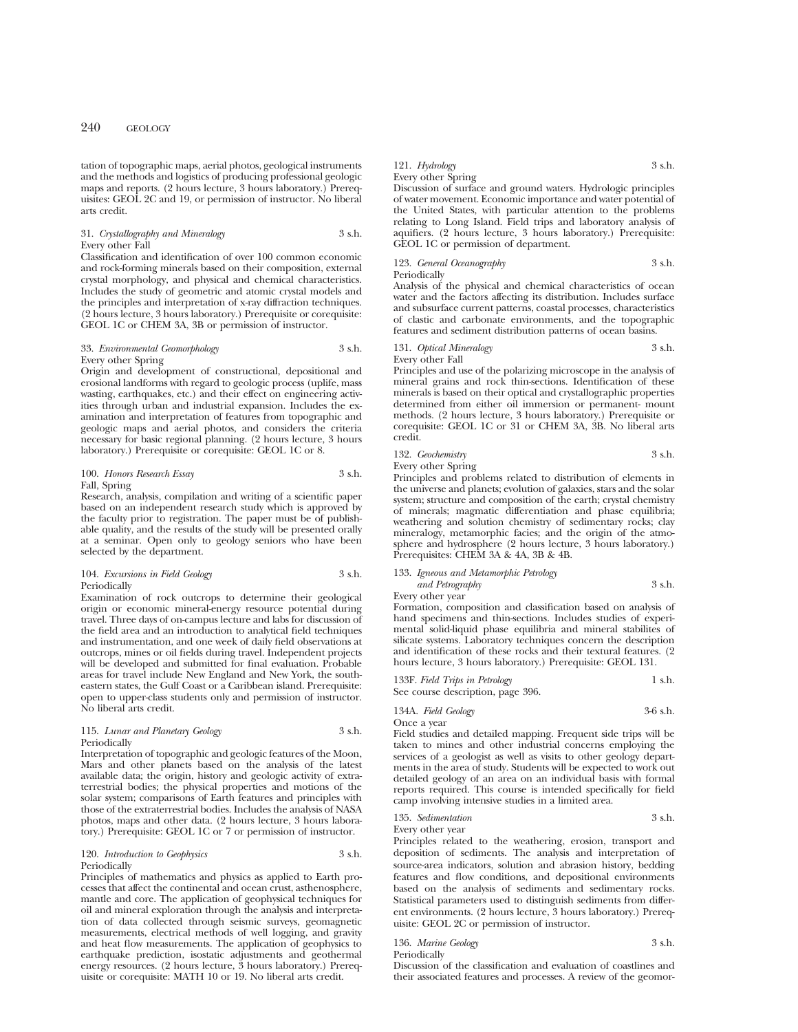tation of topographic maps, aerial photos, geological instruments and the methods and logistics of producing professional geologic maps and reports. (2 hours lecture, 3 hours laboratory.) Prerequisites: GEOL 2C and 19, or permission of instructor. No liberal arts credit.

31. *Crystallography and Mineralogy* 3 s.h.
Every other Fall
Classification and identification of over 100 common economic and rock-forming minerals based on their composition, external crystal morphology, and physical and chemical characteristics. Includes the study of geometric and atomic crystal models and the principles and interpretation of x-ray diffraction techniques. (2 hours lecture, 3 hours laboratory.) Prerequisite or corequisite: GEOL 1C or CHEM 3A, 3B or permission of instructor.

33. *Environmental Geomorphology* 3 s.h.
Every other Spring
Origin and development of constructional, depositional and erosional landforms with regard to geologic process (uplife, mass wasting, earthquakes, etc.) and their effect on engineering activities through urban and industrial expansion. Includes the examination and interpretation of features from topographic and geologic maps and aerial photos, and considers the criteria necessary for basic regional planning. (2 hours lecture, 3 hours laboratory.) Prerequisite or corequisite: GEOL 1C or 8.

100. *Honors Research Essay* 3 s.h.
Fall, Spring
Research, analysis, compilation and writing of a scientific paper based on an independent research study which is approved by the faculty prior to registration. The paper must be of publishable quality, and the results of the study will be presented orally at a seminar. Open only to geology seniors who have been selected by the department.

104. *Excursions in Field Geology* 3 s.h.
Periodically
Examination of rock outcrops to determine their geological origin or economic mineral-energy resource potential during travel. Three days of on-campus lecture and labs for discussion of the field area and an introduction to analytical field techniques and instrumentation, and one week of daily field observations at outcrops, mines or oil fields during travel. Independent projects will be developed and submitted for final evaluation. Probable areas for travel include New England and New York, the southeastern states, the Gulf Coast or a Caribbean island. Prerequisite: open to upper-class students only and permission of instructor. No liberal arts credit.

115. *Lunar and Planetary Geology* 3 s.h.
Periodically
Interpretation of topographic and geologic features of the Moon, Mars and other planets based on the analysis of the latest available data; the origin, history and geologic activity of extraterrestrial bodies; the physical properties and motions of the solar system; comparisons of Earth features and principles with those of the extraterrestrial bodies. Includes the analysis of NASA photos, maps and other data. (2 hours lecture, 3 hours laboratory.) Prerequisite: GEOL 1C or 7 or permission of instructor.

120. *Introduction to Geophysics* 3 s.h.
Periodically
Principles of mathematics and physics as applied to Earth processes that affect the continental and ocean crust, asthenosphere, mantle and core. The application of geophysical techniques for oil and mineral exploration through the analysis and interpretation of data collected through seismic surveys, geomagnetic measurements, electrical methods of well logging, and gravity and heat flow measurements. The application of geophysics to earthquake prediction, isostatic adjustments and geothermal energy resources. (2 hours lecture, 3 hours laboratory.) Prerequisite or corequisite: MATH 10 or 19. No liberal arts credit.

121. *Hydrology* 3 s.h.
Every other Spring
Discussion of surface and ground waters. Hydrologic principles of water movement. Economic importance and water potential of the United States, with particular attention to the problems relating to Long Island. Field trips and laboratory analysis of aquifiers. (2 hours lecture, 3 hours laboratory.) Prerequisite: GEOL 1C or permission of department.

123. *General Oceanography* 3 s.h.
Periodically
Analysis of the physical and chemical characteristics of ocean water and the factors affecting its distribution. Includes surface and subsurface current patterns, coastal processes, characteristics of clastic and carbonate environments, and the topographic features and sediment distribution patterns of ocean basins.

131. *Optical Mineralogy* 3 s.h.
Every other Fall
Principles and use of the polarizing microscope in the analysis of mineral grains and rock thin-sections. Identification of these minerals is based on their optical and crystallographic properties determined from either oil immersion or permanent- mount methods. (2 hours lecture, 3 hours laboratory.) Prerequisite or corequisite: GEOL 1C or 31 or CHEM 3A, 3B. No liberal arts credit.

132. *Geochemistry* 3 s.h.
Every other Spring
Principles and problems related to distribution of elements in the universe and planets; evolution of galaxies, stars and the solar system; structure and composition of the earth; crystal chemistry of minerals; magmatic differentiation and phase equilibria; weathering and solution chemistry of sedimentary rocks; clay mineralogy, metamorphic facies; and the origin of the atmosphere and hydrosphere (2 hours lecture, 3 hours laboratory.) Prerequisites: CHEM 3A & 4A, 3B & 4B.

133. *Igneous and Metamorphic Petrology and Petrography* 3 s.h.
Every other year
Formation, composition and classification based on analysis of hand specimens and thin-sections. Includes studies of experimental solid-liquid phase equilibria and mineral stabilites of silicate systems. Laboratory techniques concern the description and identification of these rocks and their textural features. (2 hours lecture, 3 hours laboratory.) Prerequisite: GEOL 131.

133F. *Field Trips in Petrology* 1 s.h.
See course description, page 396.

134A. *Field Geology* 3-6 s.h.
Once a year
Field studies and detailed mapping. Frequent side trips will be taken to mines and other industrial concerns employing the services of a geologist as well as visits to other geology departments in the area of study. Students will be expected to work out detailed geology of an area on an individual basis with formal reports required. This course is intended specifically for field camp involving intensive studies in a limited area.

135. *Sedimentation* 3 s.h.
Every other year
Principles related to the weathering, erosion, transport and deposition of sediments. The analysis and interpretation of source-area indicators, solution and abrasion history, bedding features and flow conditions, and depositional environments based on the analysis of sediments and sedimentary rocks. Statistical parameters used to distinguish sediments from different environments. (2 hours lecture, 3 hours laboratory.) Prerequisite: GEOL 2C or permission of instructor.

136. *Marine Geology* 3 s.h.
Periodically
Discussion of the classification and evaluation of coastlines and their associated features and processes. A review of the geomor-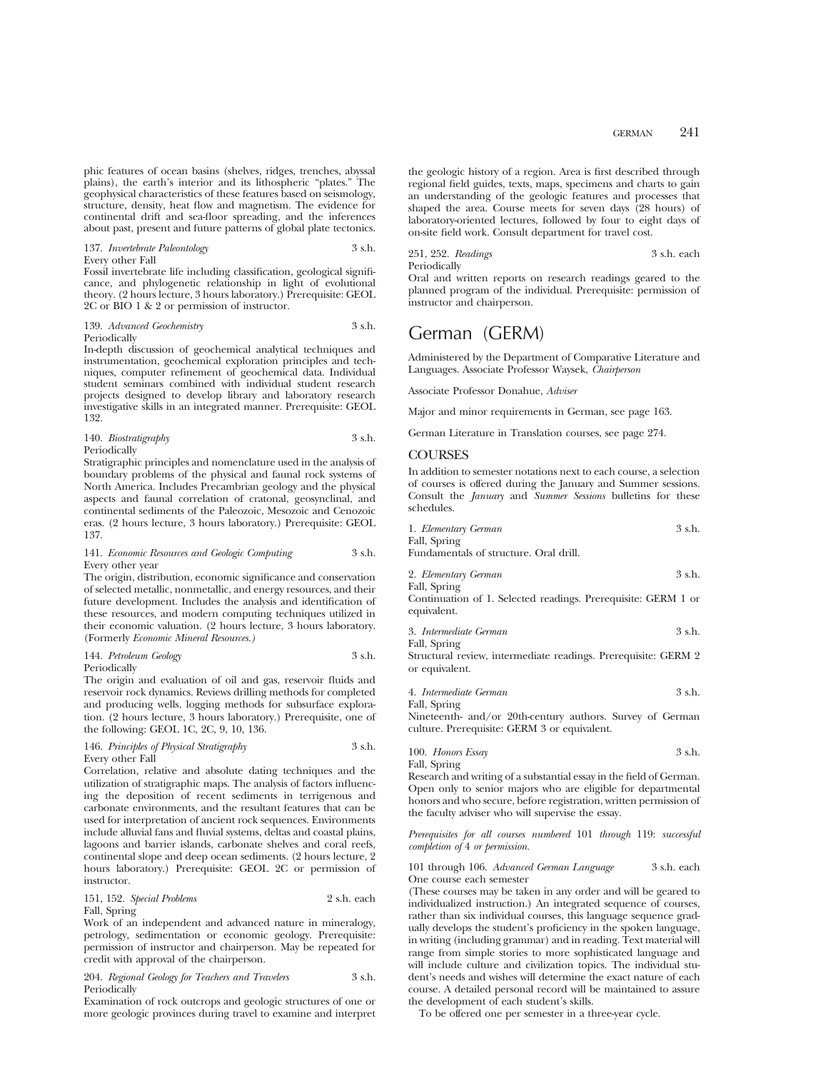phic features of ocean basins (shelves, ridges, trenches, abyssal plains), the earth's interior and its lithospheric "plates." The geophysical characteristics of these features based on seismology, structure, density, heat flow and magnetism. The evidence for continental drift and sea-floor spreading, and the inferences about past, present and future patterns of global plate tectonics.

137. *Invertebrate Paleontology* 3 s.h.
Every other Fall
Fossil invertebrate life including classification, geological significance, and phylogenetic relationship in light of evolutional theory. (2 hours lecture, 3 hours laboratory.) Prerequisite: GEOL 2C or BIO 1 & 2 or permission of instructor.

139. *Advanced Geochemistry* 3 s.h.
Periodically
In-depth discussion of geochemical analytical techniques and instrumentation, geochemical exploration principles and techniques, computer refinement of geochemical data. Individual student seminars combined with individual student research projects designed to develop library and laboratory research investigative skills in an integrated manner. Prerequisite: GEOL 132.

140. *Biostratigraphy* 3 s.h.
Periodically
Stratigraphic principles and nomenclature used in the analysis of boundary problems of the physical and faunal rock systems of North America. Includes Precambrian geology and the physical aspects and faunal correlation of cratonal, geosynclinal, and continental sediments of the Paleozoic, Mesozoic and Cenozoic eras. (2 hours lecture, 3 hours laboratory.) Prerequisite: GEOL 137.

141. *Economic Resources and Geologic Computing* 3 s.h.
Every other year
The origin, distribution, economic significance and conservation of selected metallic, nonmetallic, and energy resources, and their future development. Includes the analysis and identification of these resources, and modern computing techniques utilized in their economic valuation. (2 hours lecture, 3 hours laboratory. (Formerly *Economic Mineral Resources.*)

144. *Petroleum Geology* 3 s.h.
Periodically
The origin and evaluation of oil and gas, reservoir fluids and reservoir rock dynamics. Reviews drilling methods for completed and producing wells, logging methods for subsurface exploration. (2 hours lecture, 3 hours laboratory.) Prerequisite, one of the following: GEOL 1C, 2C, 9, 10, 136.

146. *Principles of Physical Stratigraphy* 3 s.h.
Every other Fall
Correlation, relative and absolute dating techniques and the utilization of stratigraphic maps. The analysis of factors influencing the deposition of recent sediments in terrigenous and carbonate environments, and the resultant features that can be used for interpretation of ancient rock sequences. Environments include alluvial fans and fluvial systems, deltas and coastal plains, lagoons and barrier islands, carbonate shelves and coral reefs, continental slope and deep ocean sediments. (2 hours lecture, 2 hours laboratory.) Prerequisite: GEOL 2C or permission of instructor.

151, 152. *Special Problems* 2 s.h. each
Fall, Spring
Work of an independent and advanced nature in mineralogy, petrology, sedimentation or economic geology. Prerequisite: permission of instructor and chairperson. May be repeated for credit with approval of the chairperson.

204. *Regional Geology for Teachers and Travelers* 3 s.h.
Periodically
Examination of rock outcrops and geologic structures of one or more geologic provinces during travel to examine and interpret the geologic history of a region. Area is first described through regional field guides, texts, maps, specimens and charts to gain an understanding of the geologic features and processes that shaped the area. Course meets for seven days (28 hours) of laboratory-oriented lectures, followed by four to eight days of on-site field work. Consult department for travel cost.

251, 252. *Readings* 3 s.h. each
Periodically
Oral and written reports on research readings geared to the planned program of the individual. Prerequisite: permission of instructor and chairperson.

# German (GERM)

Administered by the Department of Comparative Literature and Languages. Associate Professor Waysek, *Chairperson*

Associate Professor Donahue, *Adviser*

Major and minor requirements in German, see page 163.

German Literature in Translation courses, see page 274.

## COURSES

In addition to semester notations next to each course, a selection of courses is offered during the January and Summer sessions. Consult the *January* and *Summer Sessions* bulletins for these schedules.

1. *Elementary German* 3 s.h.
Fall, Spring
Fundamentals of structure. Oral drill.

2. *Elementary German* 3 s.h.
Fall, Spring
Continuation of 1. Selected readings. Prerequisite: GERM 1 or equivalent.

3. *Intermediate German* 3 s.h.
Fall, Spring
Structural review, intermediate readings. Prerequisite: GERM 2 or equivalent.

4. *Intermediate German* 3 s.h.
Fall, Spring
Nineteenth- and/or 20th-century authors. Survey of German culture. Prerequisite: GERM 3 or equivalent.

100. *Honors Essay* 3 s.h.
Fall, Spring
Research and writing of a substantial essay in the field of German. Open only to senior majors who are eligible for departmental honors and who secure, before registration, written permission of the faculty adviser who will supervise the essay.

*Prerequisites for all courses numbered* 101 *through* 119: *successful completion of* 4 *or permission.*

101 through 106. *Advanced German Language* 3 s.h. each
One course each semester
(These courses may be taken in any order and will be geared to individualized instruction.) An integrated sequence of courses, rather than six individual courses, this language sequence gradually develops the student's proficiency in the spoken language, in writing (including grammar) and in reading. Text material will range from simple stories to more sophisticated language and will include culture and civilization topics. The individual student's needs and wishes will determine the exact nature of each course. A detailed personal record will be maintained to assure the development of each student's skills.

To be offered one per semester in a three-year cycle.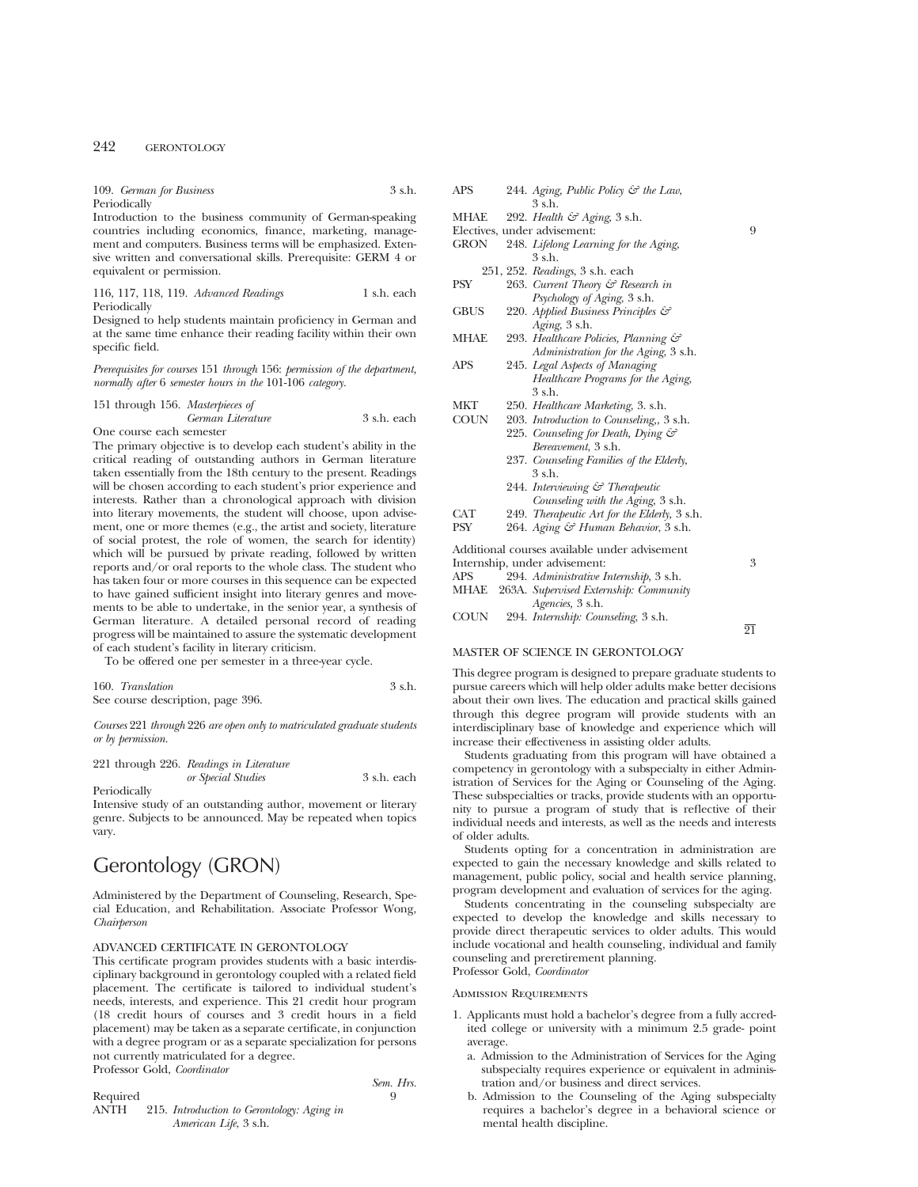109. *German for Business* 3 s.h.
Periodically

Introduction to the business community of German-speaking countries including economics, finance, marketing, management and computers. Business terms will be emphasized. Extensive written and conversational skills. Prerequisite: GERM 4 or equivalent or permission.

116, 117, 118, 119. *Advanced Readings* 1 s.h. each
Periodically

Designed to help students maintain proficiency in German and at the same time enhance their reading facility within their own specific field.

*Prerequisites for courses* 151 *through* 156: *permission of the department, normally after* 6 *semester hours in the* 101-106 *category.*

151 through 156. *Masterpieces of German Literature* 3 s.h. each
One course each semester

The primary objective is to develop each student's ability in the critical reading of outstanding authors in German literature taken essentially from the 18th century to the present. Readings will be chosen according to each student's prior experience and interests. Rather than a chronological approach with division into literary movements, the student will choose, upon advisement, one or more themes (e.g., the artist and society, literature of social protest, the role of women, the search for identity) which will be pursued by private reading, followed by written reports and/or oral reports to the whole class. The student who has taken four or more courses in this sequence can be expected to have gained sufficient insight into literary genres and movements to be able to undertake, in the senior year, a synthesis of German literature. A detailed personal record of reading progress will be maintained to assure the systematic development of each student's facility in literary criticism.

To be offered one per semester in a three-year cycle.

160. *Translation* 3 s.h.
See course description, page 396.

*Courses* 221 *through* 226 *are open only to matriculated graduate students or by permission.*

221 through 226. *Readings in Literature or Special Studies* 3 s.h. each
Periodically

Intensive study of an outstanding author, movement or literary genre. Subjects to be announced. May be repeated when topics vary.

# Gerontology (GRON)

Administered by the Department of Counseling, Research, Special Education, and Rehabilitation. Associate Professor Wong, *Chairperson*

## ADVANCED CERTIFICATE IN GERONTOLOGY

This certificate program provides students with a basic interdisciplinary background in gerontology coupled with a related field placement. The certificate is tailored to individual student's needs, interests, and experience. This 21 credit hour program (18 credit hours of courses and 3 credit hours in a field placement) may be taken as a separate certificate, in conjunction with a degree program or as a separate specialization for persons not currently matriculated for a degree.

Professor Gold, *Coordinator*

| | | *Sem. Hrs.* |
|---|---|---|
| Required | | 9 |
| ANTH | 215. *Introduction to Gerontology: Aging in American Life*, 3 s.h. | |
| APS | 244. *Aging, Public Policy & the Law*, 3 s.h. | |
| MHAE | 292. *Health & Aging*, 3 s.h. | |
| Electives, under advisement: | | 9 |
| GRON | 248. *Lifelong Learning for the Aging*, 3 s.h. | |
| | 251, 252. *Readings*, 3 s.h. each | |
| PSY | 263. *Current Theory & Research in Psychology of Aging*, 3 s.h. | |
| GBUS | 220. *Applied Business Principles & Aging*, 3 s.h. | |
| MHAE | 293. *Healthcare Policies, Planning & Administration for the Aging*, 3 s.h. | |
| APS | 245. *Legal Aspects of Managing Healthcare Programs for the Aging*, 3 s.h. | |
| MKT | 250. *Healthcare Marketing*, 3. s.h. | |
| COUN | 203. *Introduction to Counseling,*, 3 s.h. | |
| | 225. *Counseling for Death, Dying & Bereavement*, 3 s.h. | |
| | 237. *Counseling Families of the Elderly*, 3 s.h. | |
| | 244. *Interviewing & Therapeutic Counseling with the Aging*, 3 s.h. | |
| CAT | 249. *Therapeutic Art for the Elderly*, 3 s.h. | |
| PSY | 264. *Aging & Human Behavior*, 3 s.h. | |
| Additional courses available under advisement | | |
| Internship, under advisement: | | 3 |
| APS | 294. *Administrative Internship*, 3 s.h. | |
| MHAE | 263A. *Supervised Externship: Community Agencies*, 3 s.h. | |
| COUN | 294. *Internship: Counseling*, 3 s.h. | |
| | | 21 |

## MASTER OF SCIENCE IN GERONTOLOGY

This degree program is designed to prepare graduate students to pursue careers which will help older adults make better decisions about their own lives. The education and practical skills gained through this degree program will provide students with an interdisciplinary base of knowledge and experience which will increase their effectiveness in assisting older adults.

Students graduating from this program will have obtained a competency in gerontology with a subspecialty in either Administration of Services for the Aging or Counseling of the Aging. These subspecialties or tracks, provide students with an opportunity to pursue a program of study that is reflective of their individual needs and interests, as well as the needs and interests of older adults.

Students opting for a concentration in administration are expected to gain the necessary knowledge and skills related to management, public policy, social and health service planning, program development and evaluation of services for the aging.

Students concentrating in the counseling subspecialty are expected to develop the knowledge and skills necessary to provide direct therapeutic services to older adults. This would include vocational and health counseling, individual and family counseling and preretirement planning.

Professor Gold, *Coordinator*

### Admission Requirements

1. Applicants must hold a bachelor's degree from a fully accredited college or university with a minimum 2.5 grade- point average.
   a. Admission to the Administration of Services for the Aging subspecialty requires experience or equivalent in administration and/or business and direct services.
   b. Admission to the Counseling of the Aging subspecialty requires a bachelor's degree in a behavioral science or mental health discipline.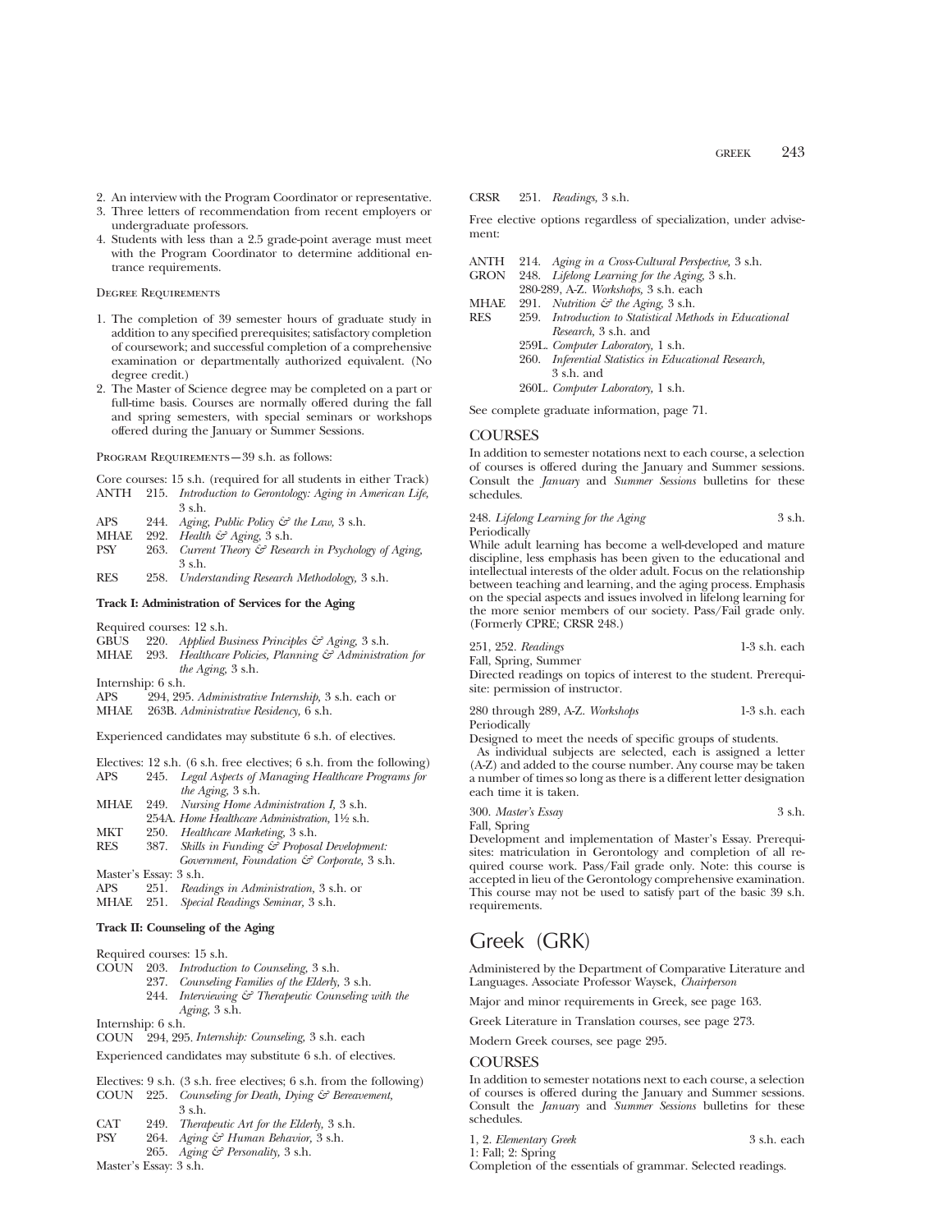2. An interview with the Program Coordinator or representative.
3. Three letters of recommendation from recent employers or undergraduate professors.
4. Students with less than a 2.5 grade-point average must meet with the Program Coordinator to determine additional entrance requirements.

Degree Requirements

1. The completion of 39 semester hours of graduate study in addition to any specified prerequisites; satisfactory completion of coursework; and successful completion of a comprehensive examination or departmentally authorized equivalent. (No degree credit.)
2. The Master of Science degree may be completed on a part or full-time basis. Courses are normally offered during the fall and spring semesters, with special seminars or workshops offered during the January or Summer Sessions.

Program Requirements—39 s.h. as follows:

Core courses: 15 s.h. (required for all students in either Track)

ANTH 215. *Introduction to Gerontology: Aging in American Life,* 3 s.h.
APS 244. *Aging, Public Policy & the Law,* 3 s.h.
MHAE 292. *Health & Aging,* 3 s.h.
PSY 263. *Current Theory & Research in Psychology of Aging,* 3 s.h.
RES 258. *Understanding Research Methodology,* 3 s.h.

**Track I: Administration of Services for the Aging**

Required courses: 12 s.h.

GBUS 220. *Applied Business Principles & Aging,* 3 s.h.
MHAE 293. *Healthcare Policies, Planning & Administration for the Aging,* 3 s.h.

Internship: 6 s.h.

APS 294, 295. *Administrative Internship,* 3 s.h. each or
MHAE 263B. *Administrative Residency,* 6 s.h.

Experienced candidates may substitute 6 s.h. of electives.

Electives: 12 s.h. (6 s.h. free electives; 6 s.h. from the following)

APS 245. *Legal Aspects of Managing Healthcare Programs for the Aging,* 3 s.h.
MHAE 249. *Nursing Home Administration I,* 3 s.h.
254A. *Home Healthcare Administration,* 1½ s.h.
MKT 250. *Healthcare Marketing,* 3 s.h.
RES 387. *Skills in Funding & Proposal Development: Government, Foundation & Corporate,* 3 s.h.

Master's Essay: 3 s.h.

APS 251. *Readings in Administration,* 3 s.h. or
MHAE 251. *Special Readings Seminar,* 3 s.h.

**Track II: Counseling of the Aging**

Required courses: 15 s.h.

COUN 203. *Introduction to Counseling,* 3 s.h.
237. *Counseling Families of the Elderly,* 3 s.h.
244. *Interviewing & Therapeutic Counseling with the Aging,* 3 s.h.

Internship: 6 s.h.

COUN 294, 295. *Internship: Counseling,* 3 s.h. each

Experienced candidates may substitute 6 s.h. of electives.

Electives: 9 s.h. (3 s.h. free electives; 6 s.h. from the following)

COUN 225. *Counseling for Death, Dying & Bereavement,* 3 s.h.
CAT 249. *Therapeutic Art for the Elderly,* 3 s.h.
PSY 264. *Aging & Human Behavior,* 3 s.h.
265. *Aging & Personality,* 3 s.h.

Master's Essay: 3 s.h.

CRSR 251. *Readings,* 3 s.h.

Free elective options regardless of specialization, under advisement:

ANTH 214. *Aging in a Cross-Cultural Perspective,* 3 s.h.
GRON 248. *Lifelong Learning for the Aging,* 3 s.h.
280-289, A-Z. *Workshops,* 3 s.h. each
MHAE 291. *Nutrition & the Aging,* 3 s.h.
RES 259. *Introduction to Statistical Methods in Educational Research,* 3 s.h. and
259L. *Computer Laboratory,* 1 s.h.
260. *Inferential Statistics in Educational Research,* 3 s.h. and
260L. *Computer Laboratory,* 1 s.h.

See complete graduate information, page 71.

## COURSES

In addition to semester notations next to each course, a selection of courses is offered during the January and Summer sessions. Consult the *January* and *Summer Sessions* bulletins for these schedules.

248. *Lifelong Learning for the Aging* 3 s.h.
Periodically
While adult learning has become a well-developed and mature discipline, less emphasis has been given to the educational and intellectual interests of the older adult. Focus on the relationship between teaching and learning, and the aging process. Emphasis on the special aspects and issues involved in lifelong learning for the more senior members of our society. Pass/Fail grade only. (Formerly CPRE; CRSR 248.)

251, 252. *Readings* 1-3 s.h. each
Fall, Spring, Summer
Directed readings on topics of interest to the student. Prerequisite: permission of instructor.

280 through 289, A-Z. *Workshops* 1-3 s.h. each
Periodically
Designed to meet the needs of specific groups of students.
As individual subjects are selected, each is assigned a letter (A-Z) and added to the course number. Any course may be taken a number of times so long as there is a different letter designation each time it is taken.

300. *Master's Essay* 3 s.h.
Fall, Spring
Development and implementation of Master's Essay. Prerequisites: matriculation in Gerontology and completion of all required course work. Pass/Fail grade only. Note: this course is accepted in lieu of the Gerontology comprehensive examination. This course may not be used to satisfy part of the basic 39 s.h. requirements.

# Greek (GRK)

Administered by the Department of Comparative Literature and Languages. Associate Professor Waysek, *Chairperson*

Major and minor requirements in Greek, see page 163.

Greek Literature in Translation courses, see page 273.

Modern Greek courses, see page 295.

## COURSES

In addition to semester notations next to each course, a selection of courses is offered during the January and Summer sessions. Consult the *January* and *Summer Sessions* bulletins for these schedules.

1, 2. *Elementary Greek* 3 s.h. each
1: Fall; 2: Spring
Completion of the essentials of grammar. Selected readings.